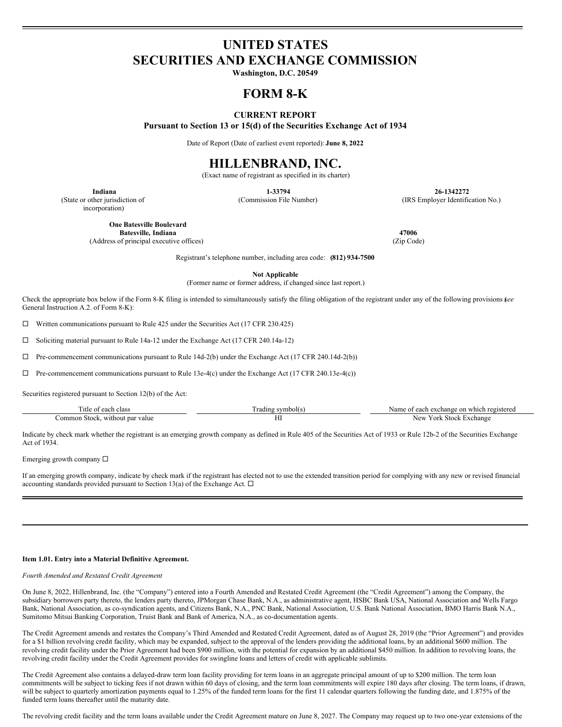# UNITED STATES
# SECURITIES AND EXCHANGE COMMISSION

**Washington, D.C. 20549**

# FORM 8-K

**CURRENT REPORT**

**Pursuant to Section 13 or 15(d) of the Securities Exchange Act of 1934**

Date of Report (Date of earliest event reported): **June 8, 2022**

# HILLENBRAND, INC.

(Exact name of registrant as specified in its charter)

| **Indiana** | **1-33794** | **26-1342272** |
|---|---|---|
| (State or other jurisdiction of incorporation) | (Commission File Number) | (IRS Employer Identification No.) |

| **One Batesville Boulevard Batesville, Indiana** | **47006** |
|---|---|
| (Address of principal executive offices) | (Zip Code) |

Registrant's telephone number, including area code: **(812) 934-7500**

**Not Applicable**

(Former name or former address, if changed since last report.)

Check the appropriate box below if the Form 8-K filing is intended to simultaneously satisfy the filing obligation of the registrant under any of the following provisions (*see* General Instruction A.2. of Form 8-K):

☐ Written communications pursuant to Rule 425 under the Securities Act (17 CFR 230.425)

☐ Soliciting material pursuant to Rule 14a-12 under the Exchange Act (17 CFR 240.14a-12)

☐ Pre-commencement communications pursuant to Rule 14d-2(b) under the Exchange Act (17 CFR 240.14d-2(b))

☐ Pre-commencement communications pursuant to Rule 13e-4(c) under the Exchange Act (17 CFR 240.13e-4(c))

Securities registered pursuant to Section 12(b) of the Act:

| Title of each class | Trading symbol(s) | Name of each exchange on which registered |
|---|---|---|
| Common Stock, without par value | HI | New York Stock Exchange |

Indicate by check mark whether the registrant is an emerging growth company as defined in Rule 405 of the Securities Act of 1933 or Rule 12b-2 of the Securities Exchange Act of 1934.

Emerging growth company ☐

If an emerging growth company, indicate by check mark if the registrant has elected not to use the extended transition period for complying with any new or revised financial accounting standards provided pursuant to Section 13(a) of the Exchange Act. ☐

**Item 1.01. Entry into a Material Definitive Agreement.**

*Fourth Amended and Restated Credit Agreement*

On June 8, 2022, Hillenbrand, Inc. (the "Company") entered into a Fourth Amended and Restated Credit Agreement (the "Credit Agreement") among the Company, the subsidiary borrowers party thereto, the lenders party thereto, JPMorgan Chase Bank, N.A., as administrative agent, HSBC Bank USA, National Association and Wells Fargo Bank, National Association, as co-syndication agents, and Citizens Bank, N.A., PNC Bank, National Association, U.S. Bank National Association, BMO Harris Bank N.A., Sumitomo Mitsui Banking Corporation, Truist Bank and Bank of America, N.A., as co-documentation agents.

The Credit Agreement amends and restates the Company's Third Amended and Restated Credit Agreement, dated as of August 28, 2019 (the "Prior Agreement") and provides for a $1 billion revolving credit facility, which may be expanded, subject to the approval of the lenders providing the additional loans, by an additional $600 million. The revolving credit facility under the Prior Agreement had been $900 million, with the potential for expansion by an additional $450 million. In addition to revolving loans, the revolving credit facility under the Credit Agreement provides for swingline loans and letters of credit with applicable sublimits.

The Credit Agreement also contains a delayed-draw term loan facility providing for term loans in an aggregate principal amount of up to $200 million. The term loan commitments will be subject to ticking fees if not drawn within 60 days of closing, and the term loan commitments will expire 180 days after closing. The term loans, if drawn, will be subject to quarterly amortization payments equal to 1.25% of the funded term loans for the first 11 calendar quarters following the funding date, and 1.875% of the funded term loans thereafter until the maturity date.

The revolving credit facility and the term loans available under the Credit Agreement mature on June 8, 2027. The Company may request up to two one-year extensions of the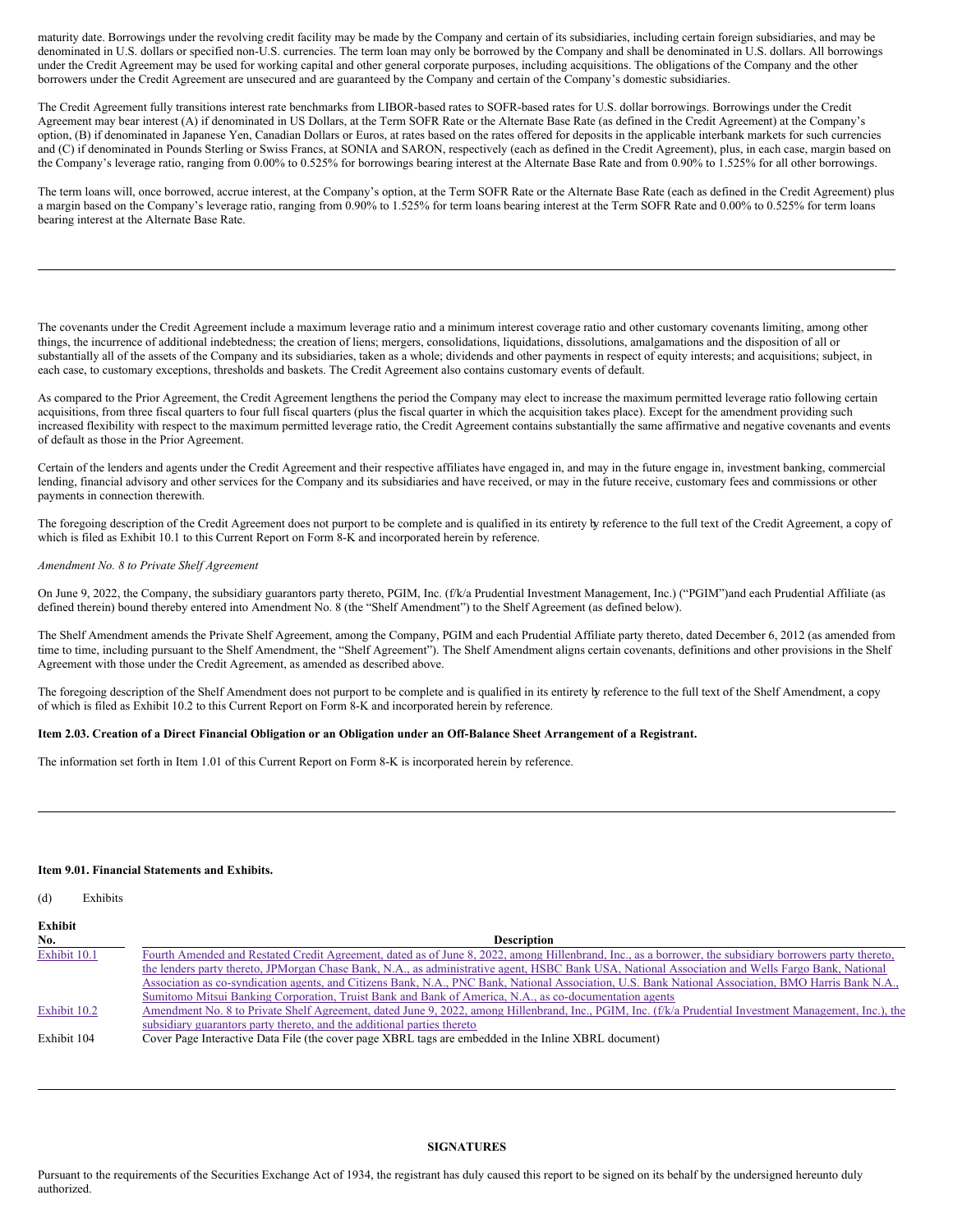maturity date. Borrowings under the revolving credit facility may be made by the Company and certain of its subsidiaries, including certain foreign subsidiaries, and may be denominated in U.S. dollars or specified non-U.S. currencies. The term loan may only be borrowed by the Company and shall be denominated in U.S. dollars. All borrowings under the Credit Agreement may be used for working capital and other general corporate purposes, including acquisitions. The obligations of the Company and the other borrowers under the Credit Agreement are unsecured and are guaranteed by the Company and certain of the Company's domestic subsidiaries.

The Credit Agreement fully transitions interest rate benchmarks from LIBOR-based rates to SOFR-based rates for U.S. dollar borrowings. Borrowings under the Credit Agreement may bear interest (A) if denominated in US Dollars, at the Term SOFR Rate or the Alternate Base Rate (as defined in the Credit Agreement) at the Company's option, (B) if denominated in Japanese Yen, Canadian Dollars or Euros, at rates based on the rates offered for deposits in the applicable interbank markets for such currencies and (C) if denominated in Pounds Sterling or Swiss Francs, at SONIA and SARON, respectively (each as defined in the Credit Agreement), plus, in each case, margin based on the Company's leverage ratio, ranging from 0.00% to 0.525% for borrowings bearing interest at the Alternate Base Rate and from 0.90% to 1.525% for all other borrowings.

The term loans will, once borrowed, accrue interest, at the Company's option, at the Term SOFR Rate or the Alternate Base Rate (each as defined in the Credit Agreement) plus a margin based on the Company's leverage ratio, ranging from 0.90% to 1.525% for term loans bearing interest at the Term SOFR Rate and 0.00% to 0.525% for term loans bearing interest at the Alternate Base Rate.

---

The covenants under the Credit Agreement include a maximum leverage ratio and a minimum interest coverage ratio and other customary covenants limiting, among other things, the incurrence of additional indebtedness; the creation of liens; mergers, consolidations, liquidations, dissolutions, amalgamations and the disposition of all or substantially all of the assets of the Company and its subsidiaries, taken as a whole; dividends and other payments in respect of equity interests; and acquisitions; subject, in each case, to customary exceptions, thresholds and baskets. The Credit Agreement also contains customary events of default.

As compared to the Prior Agreement, the Credit Agreement lengthens the period the Company may elect to increase the maximum permitted leverage ratio following certain acquisitions, from three fiscal quarters to four full fiscal quarters (plus the fiscal quarter in which the acquisition takes place). Except for the amendment providing such increased flexibility with respect to the maximum permitted leverage ratio, the Credit Agreement contains substantially the same affirmative and negative covenants and events of default as those in the Prior Agreement.

Certain of the lenders and agents under the Credit Agreement and their respective affiliates have engaged in, and may in the future engage in, investment banking, commercial lending, financial advisory and other services for the Company and its subsidiaries and have received, or may in the future receive, customary fees and commissions or other payments in connection therewith.

The foregoing description of the Credit Agreement does not purport to be complete and is qualified in its entirety by reference to the full text of the Credit Agreement, a copy of which is filed as Exhibit 10.1 to this Current Report on Form 8-K and incorporated herein by reference.

*Amendment No. 8 to Private Shelf Agreement*

On June 9, 2022, the Company, the subsidiary guarantors party thereto, PGIM, Inc. (f/k/a Prudential Investment Management, Inc.) ("PGIM")and each Prudential Affiliate (as defined therein) bound thereby entered into Amendment No. 8 (the "Shelf Amendment") to the Shelf Agreement (as defined below).

The Shelf Amendment amends the Private Shelf Agreement, among the Company, PGIM and each Prudential Affiliate party thereto, dated December 6, 2012 (as amended from time to time, including pursuant to the Shelf Amendment, the "Shelf Agreement"). The Shelf Amendment aligns certain covenants, definitions and other provisions in the Shelf Agreement with those under the Credit Agreement, as amended as described above.

The foregoing description of the Shelf Amendment does not purport to be complete and is qualified in its entirety by reference to the full text of the Shelf Amendment, a copy of which is filed as Exhibit 10.2 to this Current Report on Form 8-K and incorporated herein by reference.

**Item 2.03. Creation of a Direct Financial Obligation or an Obligation under an Off-Balance Sheet Arrangement of a Registrant.**

The information set forth in Item 1.01 of this Current Report on Form 8-K is incorporated herein by reference.

---

**Item 9.01. Financial Statements and Exhibits.**

(d) Exhibits

| Exhibit No. | Description |
|---|---|
| Exhibit 10.1 | Fourth Amended and Restated Credit Agreement, dated as of June 8, 2022, among Hillenbrand, Inc., as a borrower, the subsidiary borrowers party thereto, the lenders party thereto, JPMorgan Chase Bank, N.A., as administrative agent, HSBC Bank USA, National Association and Wells Fargo Bank, National Association as co-syndication agents, and Citizens Bank, N.A., PNC Bank, National Association, U.S. Bank National Association, BMO Harris Bank N.A., Sumitomo Mitsui Banking Corporation, Truist Bank and Bank of America, N.A., as co-documentation agents |
| Exhibit 10.2 | Amendment No. 8 to Private Shelf Agreement, dated June 9, 2022, among Hillenbrand, Inc., PGIM, Inc. (f/k/a Prudential Investment Management, Inc.), the subsidiary guarantors party thereto, and the additional parties thereto |
| Exhibit 104 | Cover Page Interactive Data File (the cover page XBRL tags are embedded in the Inline XBRL document) |

---

**SIGNATURES**

Pursuant to the requirements of the Securities Exchange Act of 1934, the registrant has duly caused this report to be signed on its behalf by the undersigned hereunto duly authorized.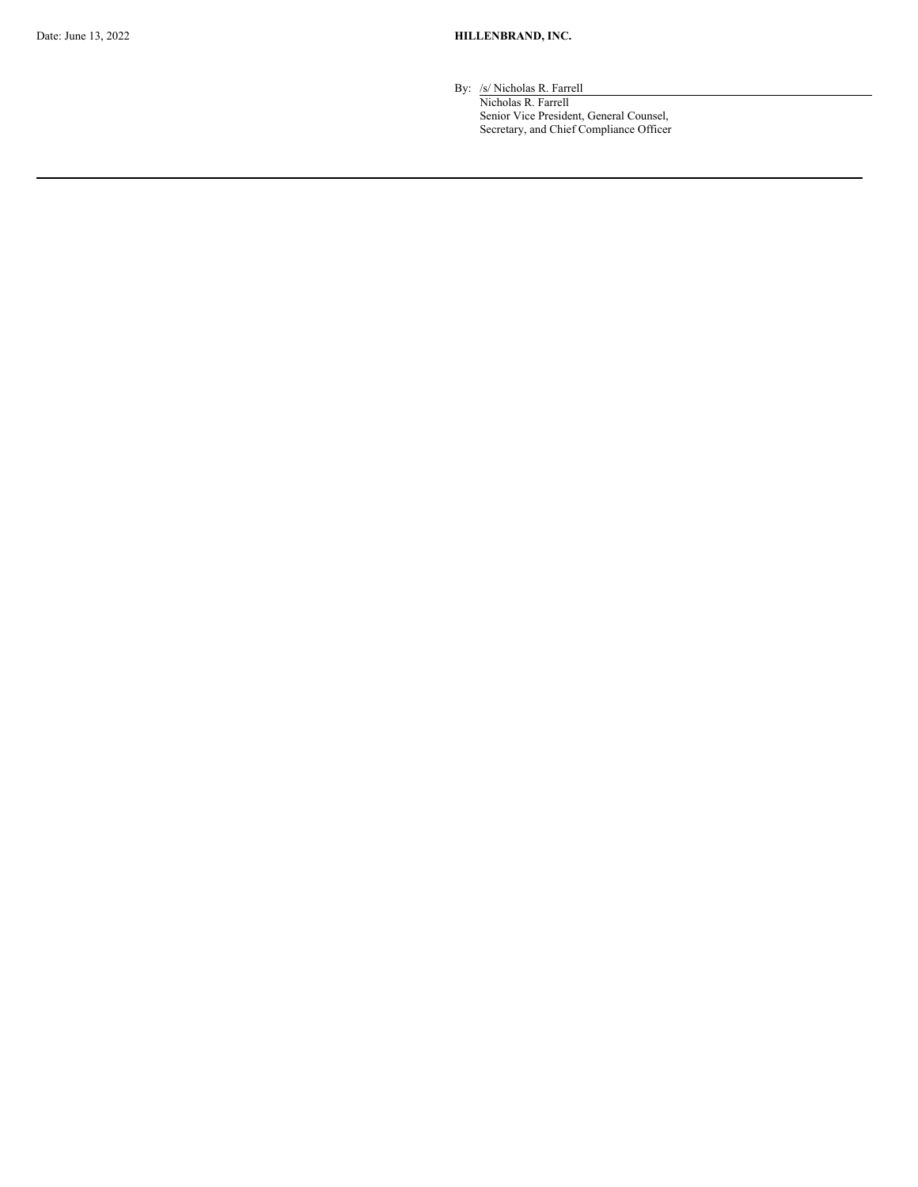Date: June 13, 2022

**HILLENBRAND, INC.**

By: /s/ Nicholas R. Farrell

Nicholas R. Farrell
Senior Vice President, General Counsel,
Secretary, and Chief Compliance Officer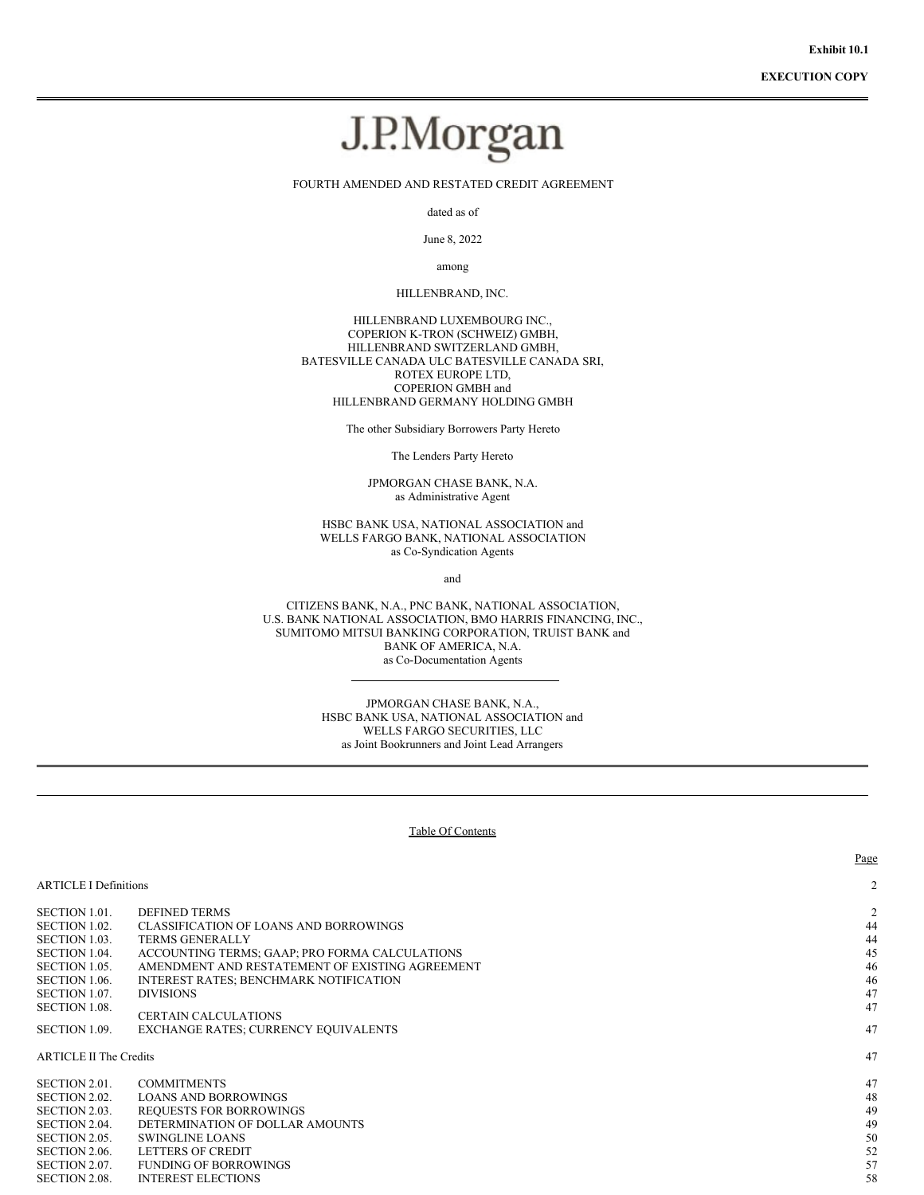**Exhibit 10.1**

**EXECUTION COPY**

J.P.Morgan

FOURTH AMENDED AND RESTATED CREDIT AGREEMENT

dated as of

June 8, 2022

among

HILLENBRAND, INC.

HILLENBRAND LUXEMBOURG INC.,
COPERION K-TRON (SCHWEIZ) GMBH,
HILLENBRAND SWITZERLAND GMBH,
BATESVILLE CANADA ULC BATESVILLE CANADA SRI,
ROTEX EUROPE LTD,
COPERION GMBH and
HILLENBRAND GERMANY HOLDING GMBH

The other Subsidiary Borrowers Party Hereto

The Lenders Party Hereto

JPMORGAN CHASE BANK, N.A.
as Administrative Agent

HSBC BANK USA, NATIONAL ASSOCIATION and
WELLS FARGO BANK, NATIONAL ASSOCIATION
as Co-Syndication Agents

and

CITIZENS BANK, N.A., PNC BANK, NATIONAL ASSOCIATION,
U.S. BANK NATIONAL ASSOCIATION, BMO HARRIS FINANCING, INC.,
SUMITOMO MITSUI BANKING CORPORATION, TRUIST BANK and
BANK OF AMERICA, N.A.
as Co-Documentation Agents

---

JPMORGAN CHASE BANK, N.A.,
HSBC BANK USA, NATIONAL ASSOCIATION and
WELLS FARGO SECURITIES, LLC
as Joint Bookrunners and Joint Lead Arrangers

---

Table Of Contents

| | | Page |
|---|---|---|
| ARTICLE I Definitions | | 2 |
| SECTION 1.01. | DEFINED TERMS | 2 |
| SECTION 1.02. | CLASSIFICATION OF LOANS AND BORROWINGS | 44 |
| SECTION 1.03. | TERMS GENERALLY | 44 |
| SECTION 1.04. | ACCOUNTING TERMS; GAAP; PRO FORMA CALCULATIONS | 45 |
| SECTION 1.05. | AMENDMENT AND RESTATEMENT OF EXISTING AGREEMENT | 46 |
| SECTION 1.06. | INTEREST RATES; BENCHMARK NOTIFICATION | 46 |
| SECTION 1.07. | DIVISIONS | 47 |
| SECTION 1.08. | CERTAIN CALCULATIONS | 47 |
| SECTION 1.09. | EXCHANGE RATES; CURRENCY EQUIVALENTS | 47 |
| ARTICLE II The Credits | | 47 |
| SECTION 2.01. | COMMITMENTS | 47 |
| SECTION 2.02. | LOANS AND BORROWINGS | 48 |
| SECTION 2.03. | REQUESTS FOR BORROWINGS | 49 |
| SECTION 2.04. | DETERMINATION OF DOLLAR AMOUNTS | 49 |
| SECTION 2.05. | SWINGLINE LOANS | 50 |
| SECTION 2.06. | LETTERS OF CREDIT | 52 |
| SECTION 2.07. | FUNDING OF BORROWINGS | 57 |
| SECTION 2.08. | INTEREST ELECTIONS | 58 |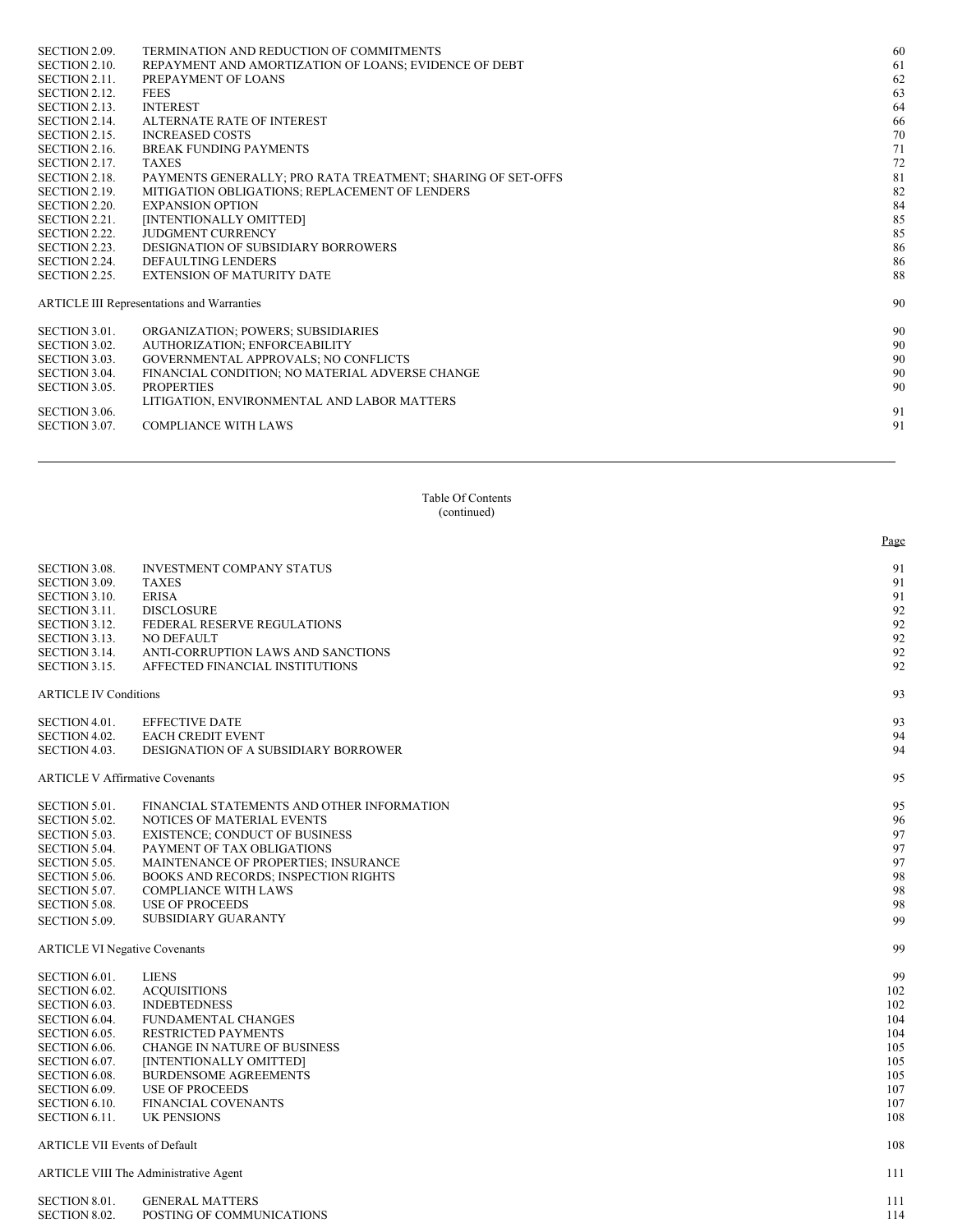| | | |
|---|---|---|
| SECTION 2.09. | TERMINATION AND REDUCTION OF COMMITMENTS | 60 |
| SECTION 2.10. | REPAYMENT AND AMORTIZATION OF LOANS; EVIDENCE OF DEBT | 61 |
| SECTION 2.11. | PREPAYMENT OF LOANS | 62 |
| SECTION 2.12. | FEES | 63 |
| SECTION 2.13. | INTEREST | 64 |
| SECTION 2.14. | ALTERNATE RATE OF INTEREST | 66 |
| SECTION 2.15. | INCREASED COSTS | 70 |
| SECTION 2.16. | BREAK FUNDING PAYMENTS | 71 |
| SECTION 2.17. | TAXES | 72 |
| SECTION 2.18. | PAYMENTS GENERALLY; PRO RATA TREATMENT; SHARING OF SET-OFFS | 81 |
| SECTION 2.19. | MITIGATION OBLIGATIONS; REPLACEMENT OF LENDERS | 82 |
| SECTION 2.20. | EXPANSION OPTION | 84 |
| SECTION 2.21. | [INTENTIONALLY OMITTED] | 85 |
| SECTION 2.22. | JUDGMENT CURRENCY | 85 |
| SECTION 2.23. | DESIGNATION OF SUBSIDIARY BORROWERS | 86 |
| SECTION 2.24. | DEFAULTING LENDERS | 86 |
| SECTION 2.25. | EXTENSION OF MATURITY DATE | 88 |
| ARTICLE III Representations and Warranties | | 90 |
| SECTION 3.01. | ORGANIZATION; POWERS; SUBSIDIARIES | 90 |
| SECTION 3.02. | AUTHORIZATION; ENFORCEABILITY | 90 |
| SECTION 3.03. | GOVERNMENTAL APPROVALS; NO CONFLICTS | 90 |
| SECTION 3.04. | FINANCIAL CONDITION; NO MATERIAL ADVERSE CHANGE | 90 |
| SECTION 3.05. | PROPERTIES | 90 |
| SECTION 3.06. | LITIGATION, ENVIRONMENTAL AND LABOR MATTERS | 91 |
| SECTION 3.07. | COMPLIANCE WITH LAWS | 91 |

Table Of Contents
(continued)

| | | Page |
|---|---|---|
| SECTION 3.08. | INVESTMENT COMPANY STATUS | 91 |
| SECTION 3.09. | TAXES | 91 |
| SECTION 3.10. | ERISA | 91 |
| SECTION 3.11. | DISCLOSURE | 92 |
| SECTION 3.12. | FEDERAL RESERVE REGULATIONS | 92 |
| SECTION 3.13. | NO DEFAULT | 92 |
| SECTION 3.14. | ANTI-CORRUPTION LAWS AND SANCTIONS | 92 |
| SECTION 3.15. | AFFECTED FINANCIAL INSTITUTIONS | 92 |
| ARTICLE IV Conditions | | 93 |
| SECTION 4.01. | EFFECTIVE DATE | 93 |
| SECTION 4.02. | EACH CREDIT EVENT | 94 |
| SECTION 4.03. | DESIGNATION OF A SUBSIDIARY BORROWER | 94 |
| ARTICLE V Affirmative Covenants | | 95 |
| SECTION 5.01. | FINANCIAL STATEMENTS AND OTHER INFORMATION | 95 |
| SECTION 5.02. | NOTICES OF MATERIAL EVENTS | 96 |
| SECTION 5.03. | EXISTENCE; CONDUCT OF BUSINESS | 97 |
| SECTION 5.04. | PAYMENT OF TAX OBLIGATIONS | 97 |
| SECTION 5.05. | MAINTENANCE OF PROPERTIES; INSURANCE | 97 |
| SECTION 5.06. | BOOKS AND RECORDS; INSPECTION RIGHTS | 98 |
| SECTION 5.07. | COMPLIANCE WITH LAWS | 98 |
| SECTION 5.08. | USE OF PROCEEDS | 98 |
| SECTION 5.09. | SUBSIDIARY GUARANTY | 99 |
| ARTICLE VI Negative Covenants | | 99 |
| SECTION 6.01. | LIENS | 99 |
| SECTION 6.02. | ACQUISITIONS | 102 |
| SECTION 6.03. | INDEBTEDNESS | 102 |
| SECTION 6.04. | FUNDAMENTAL CHANGES | 104 |
| SECTION 6.05. | RESTRICTED PAYMENTS | 104 |
| SECTION 6.06. | CHANGE IN NATURE OF BUSINESS | 105 |
| SECTION 6.07. | [INTENTIONALLY OMITTED] | 105 |
| SECTION 6.08. | BURDENSOME AGREEMENTS | 105 |
| SECTION 6.09. | USE OF PROCEEDS | 107 |
| SECTION 6.10. | FINANCIAL COVENANTS | 107 |
| SECTION 6.11. | UK PENSIONS | 108 |
| ARTICLE VII Events of Default | | 108 |
| ARTICLE VIII The Administrative Agent | | 111 |
| SECTION 8.01. | GENERAL MATTERS | 111 |
| SECTION 8.02. | POSTING OF COMMUNICATIONS | 114 |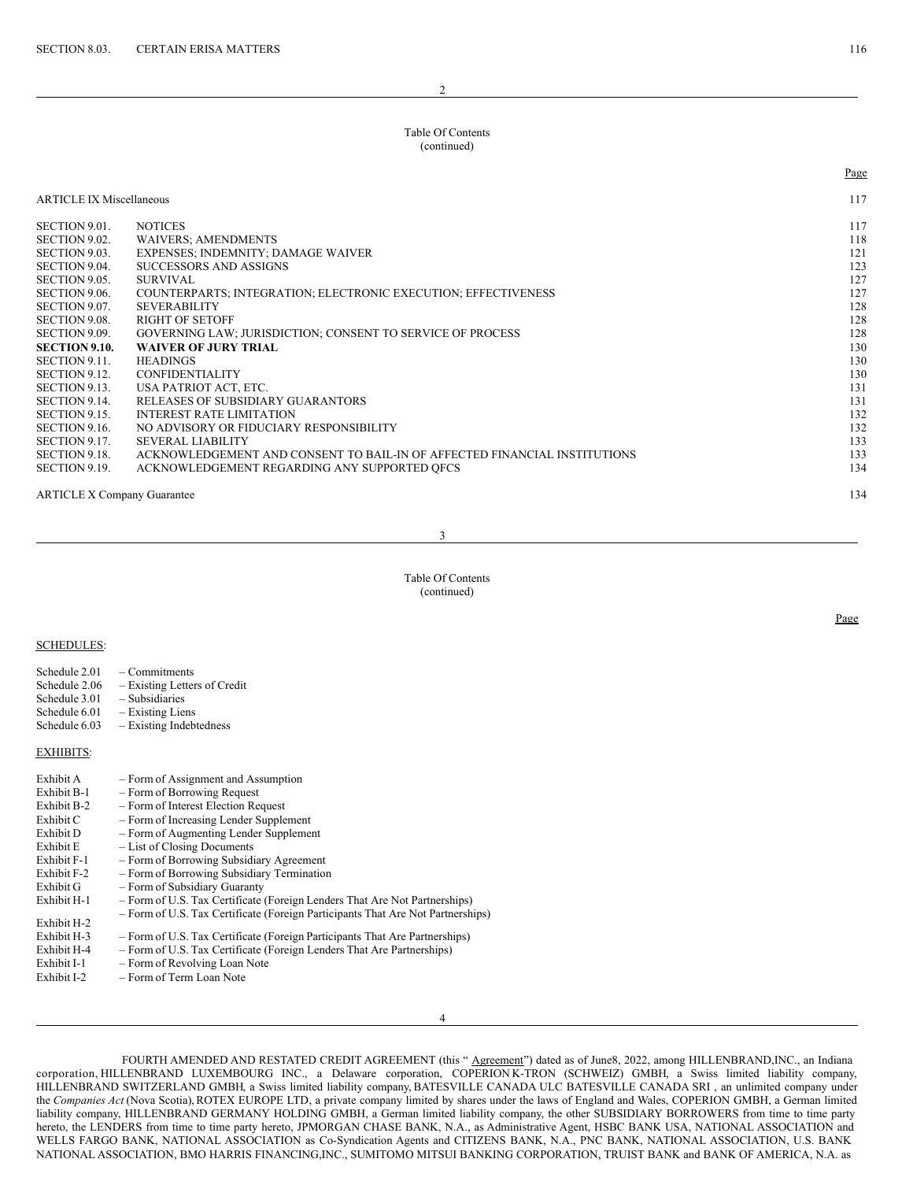| | | |
|---|---|---|
| SECTION 8.03. | CERTAIN ERISA MATTERS | 116 |

Table Of Contents
(continued)

| | | Page |
|---|---|---|
| ARTICLE IX Miscellaneous | | 117 |
| SECTION 9.01. | NOTICES | 117 |
| SECTION 9.02. | WAIVERS; AMENDMENTS | 118 |
| SECTION 9.03. | EXPENSES; INDEMNITY; DAMAGE WAIVER | 121 |
| SECTION 9.04. | SUCCESSORS AND ASSIGNS | 123 |
| SECTION 9.05. | SURVIVAL | 127 |
| SECTION 9.06. | COUNTERPARTS; INTEGRATION; ELECTRONIC EXECUTION; EFFECTIVENESS | 127 |
| SECTION 9.07. | SEVERABILITY | 128 |
| SECTION 9.08. | RIGHT OF SETOFF | 128 |
| SECTION 9.09. | GOVERNING LAW; JURISDICTION; CONSENT TO SERVICE OF PROCESS | 128 |
| **SECTION 9.10.** | **WAIVER OF JURY TRIAL** | 130 |
| SECTION 9.11. | HEADINGS | 130 |
| SECTION 9.12. | CONFIDENTIALITY | 130 |
| SECTION 9.13. | USA PATRIOT ACT, ETC. | 131 |
| SECTION 9.14. | RELEASES OF SUBSIDIARY GUARANTORS | 131 |
| SECTION 9.15. | INTEREST RATE LIMITATION | 132 |
| SECTION 9.16. | NO ADVISORY OR FIDUCIARY RESPONSIBILITY | 132 |
| SECTION 9.17. | SEVERAL LIABILITY | 133 |
| SECTION 9.18. | ACKNOWLEDGEMENT AND CONSENT TO BAIL-IN OF AFFECTED FINANCIAL INSTITUTIONS | 133 |
| SECTION 9.19. | ACKNOWLEDGEMENT REGARDING ANY SUPPORTED QFCS | 134 |
| ARTICLE X Company Guarantee | | 134 |

Table Of Contents
(continued)

Page

SCHEDULES:

| | |
|---|---|
| Schedule 2.01 | – Commitments |
| Schedule 2.06 | – Existing Letters of Credit |
| Schedule 3.01 | – Subsidiaries |
| Schedule 6.01 | – Existing Liens |
| Schedule 6.03 | – Existing Indebtedness |

EXHIBITS:

| | |
|---|---|
| Exhibit A | – Form of Assignment and Assumption |
| Exhibit B-1 | – Form of Borrowing Request |
| Exhibit B-2 | – Form of Interest Election Request |
| Exhibit C | – Form of Increasing Lender Supplement |
| Exhibit D | – Form of Augmenting Lender Supplement |
| Exhibit E | – List of Closing Documents |
| Exhibit F-1 | – Form of Borrowing Subsidiary Agreement |
| Exhibit F-2 | – Form of Borrowing Subsidiary Termination |
| Exhibit G | – Form of Subsidiary Guaranty |
| Exhibit H-1 | – Form of U.S. Tax Certificate (Foreign Lenders That Are Not Partnerships) |
| Exhibit H-2 | – Form of U.S. Tax Certificate (Foreign Participants That Are Not Partnerships) |
| Exhibit H-3 | – Form of U.S. Tax Certificate (Foreign Participants That Are Partnerships) |
| Exhibit H-4 | – Form of U.S. Tax Certificate (Foreign Lenders That Are Partnerships) |
| Exhibit I-1 | – Form of Revolving Loan Note |
| Exhibit I-2 | – Form of Term Loan Note |

FOURTH AMENDED AND RESTATED CREDIT AGREEMENT (this "Agreement") dated as of June8, 2022, among HILLENBRAND,INC., an Indiana corporation, HILLENBRAND LUXEMBOURG INC., a Delaware corporation, COPERION K-TRON (SCHWEIZ) GMBH, a Swiss limited liability company, HILLENBRAND SWITZERLAND GMBH, a Swiss limited liability company, BATESVILLE CANADA ULC BATESVILLE CANADA SRI , an unlimited company under the *Companies Act* (Nova Scotia), ROTEX EUROPE LTD, a private company limited by shares under the laws of England and Wales, COPERION GMBH, a German limited liability company, HILLENBRAND GERMANY HOLDING GMBH, a German limited liability company, the other SUBSIDIARY BORROWERS from time to time party hereto, the LENDERS from time to time party hereto, JPMORGAN CHASE BANK, N.A., as Administrative Agent, HSBC BANK USA, NATIONAL ASSOCIATION and WELLS FARGO BANK, NATIONAL ASSOCIATION as Co-Syndication Agents and CITIZENS BANK, N.A., PNC BANK, NATIONAL ASSOCIATION, U.S. BANK NATIONAL ASSOCIATION, BMO HARRIS FINANCING,INC., SUMITOMO MITSUI BANKING CORPORATION, TRUIST BANK and BANK OF AMERICA, N.A. as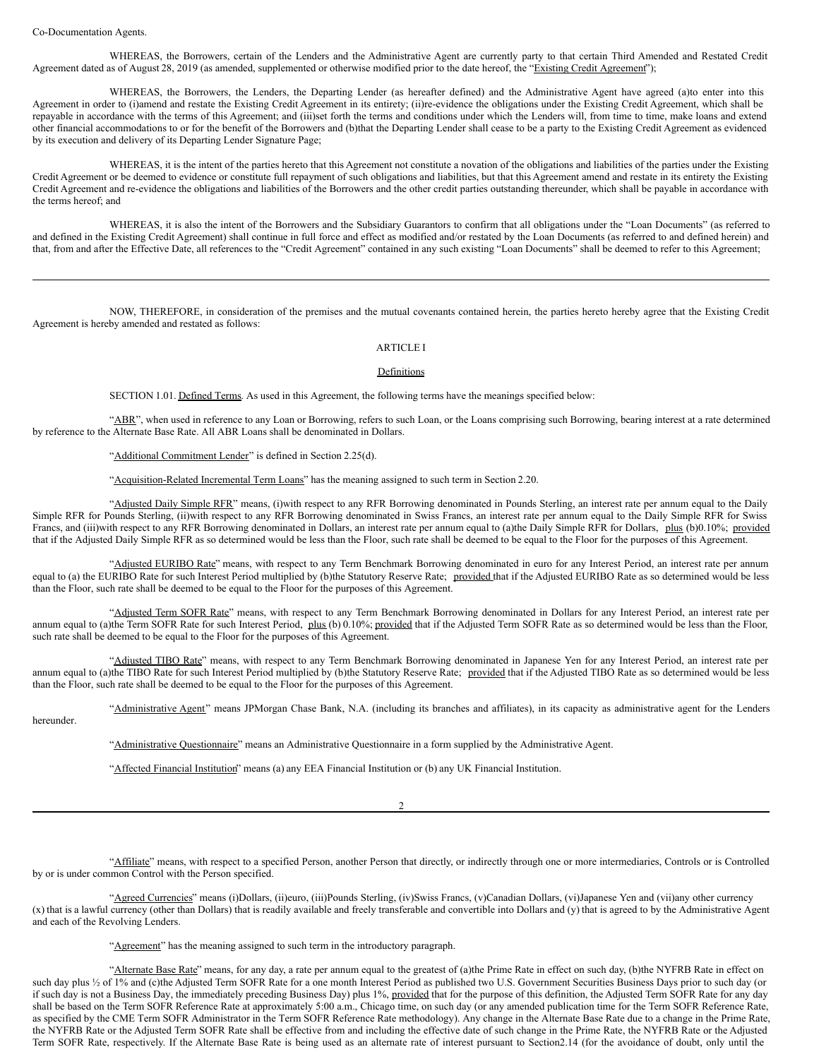Co-Documentation Agents.

WHEREAS, the Borrowers, certain of the Lenders and the Administrative Agent are currently party to that certain Third Amended and Restated Credit Agreement dated as of August 28, 2019 (as amended, supplemented or otherwise modified prior to the date hereof, the "Existing Credit Agreement");

WHEREAS, the Borrowers, the Lenders, the Departing Lender (as hereafter defined) and the Administrative Agent have agreed (a)to enter into this Agreement in order to (i)amend and restate the Existing Credit Agreement in its entirety; (ii)re-evidence the obligations under the Existing Credit Agreement, which shall be repayable in accordance with the terms of this Agreement; and (iii)set forth the terms and conditions under which the Lenders will, from time to time, make loans and extend other financial accommodations to or for the benefit of the Borrowers and (b)that the Departing Lender shall cease to be a party to the Existing Credit Agreement as evidenced by its execution and delivery of its Departing Lender Signature Page;

WHEREAS, it is the intent of the parties hereto that this Agreement not constitute a novation of the obligations and liabilities of the parties under the Existing Credit Agreement or be deemed to evidence or constitute full repayment of such obligations and liabilities, but that this Agreement amend and restate in its entirety the Existing Credit Agreement and re-evidence the obligations and liabilities of the Borrowers and the other credit parties outstanding thereunder, which shall be payable in accordance with the terms hereof; and

WHEREAS, it is also the intent of the Borrowers and the Subsidiary Guarantors to confirm that all obligations under the "Loan Documents" (as referred to and defined in the Existing Credit Agreement) shall continue in full force and effect as modified and/or restated by the Loan Documents (as referred to and defined herein) and that, from and after the Effective Date, all references to the "Credit Agreement" contained in any such existing "Loan Documents" shall be deemed to refer to this Agreement;

NOW, THEREFORE, in consideration of the premises and the mutual covenants contained herein, the parties hereto hereby agree that the Existing Credit Agreement is hereby amended and restated as follows:

# ARTICLE I

## Definitions

SECTION 1.01. Defined Terms. As used in this Agreement, the following terms have the meanings specified below:

"ABR", when used in reference to any Loan or Borrowing, refers to such Loan, or the Loans comprising such Borrowing, bearing interest at a rate determined by reference to the Alternate Base Rate. All ABR Loans shall be denominated in Dollars.

"Additional Commitment Lender" is defined in Section 2.25(d).

"Acquisition-Related Incremental Term Loans" has the meaning assigned to such term in Section 2.20.

"Adjusted Daily Simple RFR" means, (i)with respect to any RFR Borrowing denominated in Pounds Sterling, an interest rate per annum equal to the Daily Simple RFR for Pounds Sterling, (ii)with respect to any RFR Borrowing denominated in Swiss Francs, an interest rate per annum equal to the Daily Simple RFR for Swiss Francs, and (iii)with respect to any RFR Borrowing denominated in Dollars, an interest rate per annum equal to (a)the Daily Simple RFR for Dollars, plus (b)0.10%; provided that if the Adjusted Daily Simple RFR as so determined would be less than the Floor, such rate shall be deemed to be equal to the Floor for the purposes of this Agreement.

"Adjusted EURIBO Rate" means, with respect to any Term Benchmark Borrowing denominated in euro for any Interest Period, an interest rate per annum equal to (a) the EURIBO Rate for such Interest Period multiplied by (b)the Statutory Reserve Rate; provided that if the Adjusted EURIBO Rate as so determined would be less than the Floor, such rate shall be deemed to be equal to the Floor for the purposes of this Agreement.

"Adjusted Term SOFR Rate" means, with respect to any Term Benchmark Borrowing denominated in Dollars for any Interest Period, an interest rate per annum equal to (a)the Term SOFR Rate for such Interest Period, plus (b) 0.10%; provided that if the Adjusted Term SOFR Rate as so determined would be less than the Floor, such rate shall be deemed to be equal to the Floor for the purposes of this Agreement.

"Adjusted TIBO Rate" means, with respect to any Term Benchmark Borrowing denominated in Japanese Yen for any Interest Period, an interest rate per annum equal to (a)the TIBO Rate for such Interest Period multiplied by (b)the Statutory Reserve Rate; provided that if the Adjusted TIBO Rate as so determined would be less than the Floor, such rate shall be deemed to be equal to the Floor for the purposes of this Agreement.

"Administrative Agent" means JPMorgan Chase Bank, N.A. (including its branches and affiliates), in its capacity as administrative agent for the Lenders hereunder.

"Administrative Questionnaire" means an Administrative Questionnaire in a form supplied by the Administrative Agent.

"Affected Financial Institution" means (a) any EEA Financial Institution or (b) any UK Financial Institution.

"Affiliate" means, with respect to a specified Person, another Person that directly, or indirectly through one or more intermediaries, Controls or is Controlled by or is under common Control with the Person specified.

"Agreed Currencies" means (i)Dollars, (ii)euro, (iii)Pounds Sterling, (iv)Swiss Francs, (v)Canadian Dollars, (vi)Japanese Yen and (vii)any other currency (x) that is a lawful currency (other than Dollars) that is readily available and freely transferable and convertible into Dollars and (y) that is agreed to by the Administrative Agent and each of the Revolving Lenders.

"Agreement" has the meaning assigned to such term in the introductory paragraph.

"Alternate Base Rate" means, for any day, a rate per annum equal to the greatest of (a)the Prime Rate in effect on such day, (b)the NYFRB Rate in effect on such day plus ½ of 1% and (c)the Adjusted Term SOFR Rate for a one month Interest Period as published two U.S. Government Securities Business Days prior to such day (or if such day is not a Business Day, the immediately preceding Business Day) plus 1%, provided that for the purpose of this definition, the Adjusted Term SOFR Rate for any day shall be based on the Term SOFR Reference Rate at approximately 5:00 a.m., Chicago time, on such day (or any amended publication time for the Term SOFR Reference Rate, as specified by the CME Term SOFR Administrator in the Term SOFR Reference Rate methodology). Any change in the Alternate Base Rate due to a change in the Prime Rate, the NYFRB Rate or the Adjusted Term SOFR Rate shall be effective from and including the effective date of such change in the Prime Rate, the NYFRB Rate or the Adjusted Term SOFR Rate, respectively. If the Alternate Base Rate is being used as an alternate rate of interest pursuant to Section2.14 (for the avoidance of doubt, only until the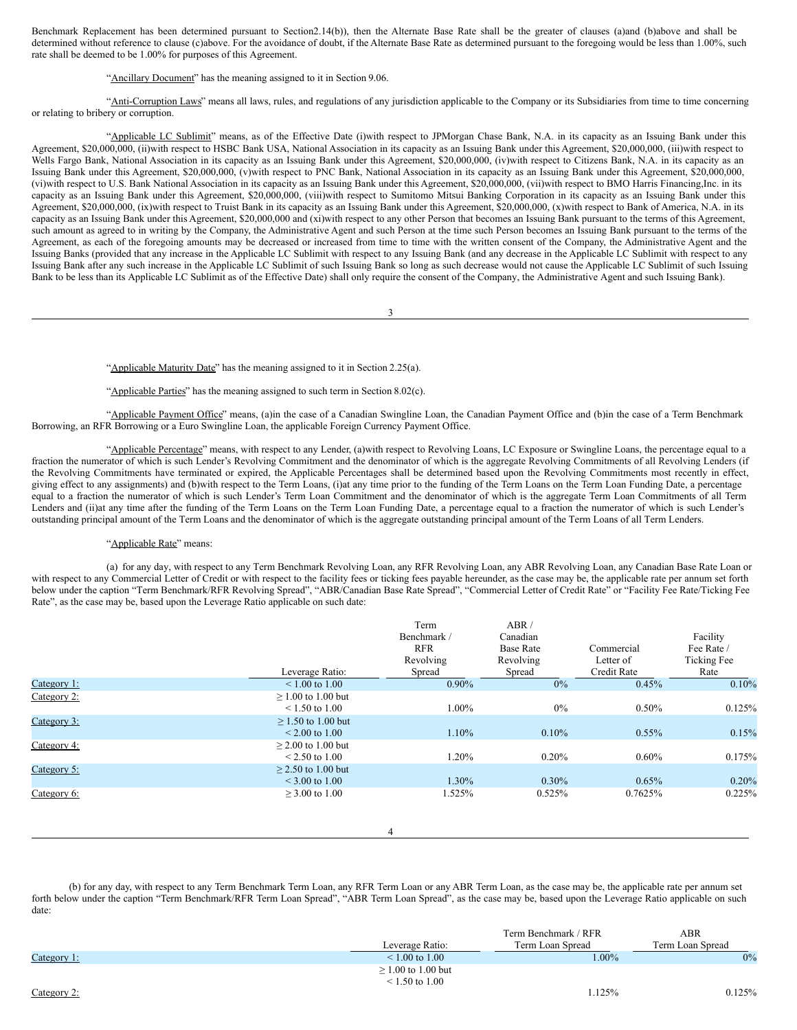Benchmark Replacement has been determined pursuant to Section2.14(b)), then the Alternate Base Rate shall be the greater of clauses (a)and (b)above and shall be determined without reference to clause (c)above. For the avoidance of doubt, if the Alternate Base Rate as determined pursuant to the foregoing would be less than 1.00%, such rate shall be deemed to be 1.00% for purposes of this Agreement.

"Ancillary Document" has the meaning assigned to it in Section 9.06.

"Anti-Corruption Laws" means all laws, rules, and regulations of any jurisdiction applicable to the Company or its Subsidiaries from time to time concerning or relating to bribery or corruption.

"Applicable LC Sublimit" means, as of the Effective Date (i)with respect to JPMorgan Chase Bank, N.A. in its capacity as an Issuing Bank under this Agreement, $20,000,000, (ii)with respect to HSBC Bank USA, National Association in its capacity as an Issuing Bank under this Agreement, $20,000,000, (iii)with respect to Wells Fargo Bank, National Association in its capacity as an Issuing Bank under this Agreement, $20,000,000, (iv)with respect to Citizens Bank, N.A. in its capacity as an Issuing Bank under this Agreement, $20,000,000, (v)with respect to PNC Bank, National Association in its capacity as an Issuing Bank under this Agreement, $20,000,000, (vi)with respect to U.S. Bank National Association in its capacity as an Issuing Bank under this Agreement, $20,000,000, (vii)with respect to BMO Harris Financing,Inc. in its capacity as an Issuing Bank under this Agreement, $20,000,000, (viii)with respect to Sumitomo Mitsui Banking Corporation in its capacity as an Issuing Bank under this Agreement, $20,000,000, (ix)with respect to Truist Bank in its capacity as an Issuing Bank under this Agreement, $20,000,000, (x)with respect to Bank of America, N.A. in its capacity as an Issuing Bank under this Agreement, $20,000,000 and (xi)with respect to any other Person that becomes an Issuing Bank pursuant to the terms of this Agreement, such amount as agreed to in writing by the Company, the Administrative Agent and such Person at the time such Person becomes an Issuing Bank pursuant to the terms of the Agreement, as each of the foregoing amounts may be decreased or increased from time to time with the written consent of the Company, the Administrative Agent and the Issuing Banks (provided that any increase in the Applicable LC Sublimit with respect to any Issuing Bank (and any decrease in the Applicable LC Sublimit with respect to any Issuing Bank after any such increase in the Applicable LC Sublimit of such Issuing Bank so long as such decrease would not cause the Applicable LC Sublimit of such Issuing Bank to be less than its Applicable LC Sublimit as of the Effective Date) shall only require the consent of the Company, the Administrative Agent and such Issuing Bank).

"Applicable Maturity Date" has the meaning assigned to it in Section 2.25(a).

"Applicable Parties" has the meaning assigned to such term in Section 8.02(c).

"Applicable Payment Office" means, (a)in the case of a Canadian Swingline Loan, the Canadian Payment Office and (b)in the case of a Term Benchmark Borrowing, an RFR Borrowing or a Euro Swingline Loan, the applicable Foreign Currency Payment Office.

"Applicable Percentage" means, with respect to any Lender, (a)with respect to Revolving Loans, LC Exposure or Swingline Loans, the percentage equal to a fraction the numerator of which is such Lender's Revolving Commitment and the denominator of which is the aggregate Revolving Commitments of all Revolving Lenders (if the Revolving Commitments have terminated or expired, the Applicable Percentages shall be determined based upon the Revolving Commitments most recently in effect, giving effect to any assignments) and (b)with respect to the Term Loans, (i)at any time prior to the funding of the Term Loans on the Term Loan Funding Date, a percentage equal to a fraction the numerator of which is such Lender's Term Loan Commitment and the denominator of which is the aggregate Term Loan Commitments of all Term Lenders and (ii)at any time after the funding of the Term Loans on the Term Loan Funding Date, a percentage equal to a fraction the numerator of which is such Lender's outstanding principal amount of the Term Loans and the denominator of which is the aggregate outstanding principal amount of the Term Loans of all Term Lenders.

"Applicable Rate" means:

(a) for any day, with respect to any Term Benchmark Revolving Loan, any RFR Revolving Loan, any ABR Revolving Loan, any Canadian Base Rate Loan or with respect to any Commercial Letter of Credit or with respect to the facility fees or ticking fees payable hereunder, as the case may be, the applicable rate per annum set forth below under the caption "Term Benchmark/RFR Revolving Spread", "ABR/Canadian Base Rate Spread", "Commercial Letter of Credit Rate" or "Facility Fee Rate/Ticking Fee Rate", as the case may be, based upon the Leverage Ratio applicable on such date:

| | Leverage Ratio: | Term Benchmark / RFR Revolving Spread | ABR / Canadian Base Rate Revolving Spread | Commercial Letter of Credit Rate | Facility Fee Rate / Ticking Fee Rate |
|---|---|---|---|---|---|
| Category 1: | < 1.00 to 1.00 | 0.90% | 0% | 0.45% | 0.10% |
| Category 2: | ≥ 1.00 to 1.00 but < 1.50 to 1.00 | 1.00% | 0% | 0.50% | 0.125% |
| Category 3: | ≥ 1.50 to 1.00 but < 2.00 to 1.00 | 1.10% | 0.10% | 0.55% | 0.15% |
| Category 4: | ≥ 2.00 to 1.00 but < 2.50 to 1.00 | 1.20% | 0.20% | 0.60% | 0.175% |
| Category 5: | ≥ 2.50 to 1.00 but < 3.00 to 1.00 | 1.30% | 0.30% | 0.65% | 0.20% |
| Category 6: | ≥ 3.00 to 1.00 | 1.525% | 0.525% | 0.7625% | 0.225% |

(b) for any day, with respect to any Term Benchmark Term Loan, any RFR Term Loan or any ABR Term Loan, as the case may be, the applicable rate per annum set forth below under the caption "Term Benchmark/RFR Term Loan Spread", "ABR Term Loan Spread", as the case may be, based upon the Leverage Ratio applicable on such date:

| | Leverage Ratio: | Term Benchmark / RFR Term Loan Spread | ABR Term Loan Spread |
|---|---|---|---|
| Category 1: | < 1.00 to 1.00 | 1.00% | 0% |
| Category 2: | ≥ 1.00 to 1.00 but < 1.50 to 1.00 | 1.125% | 0.125% |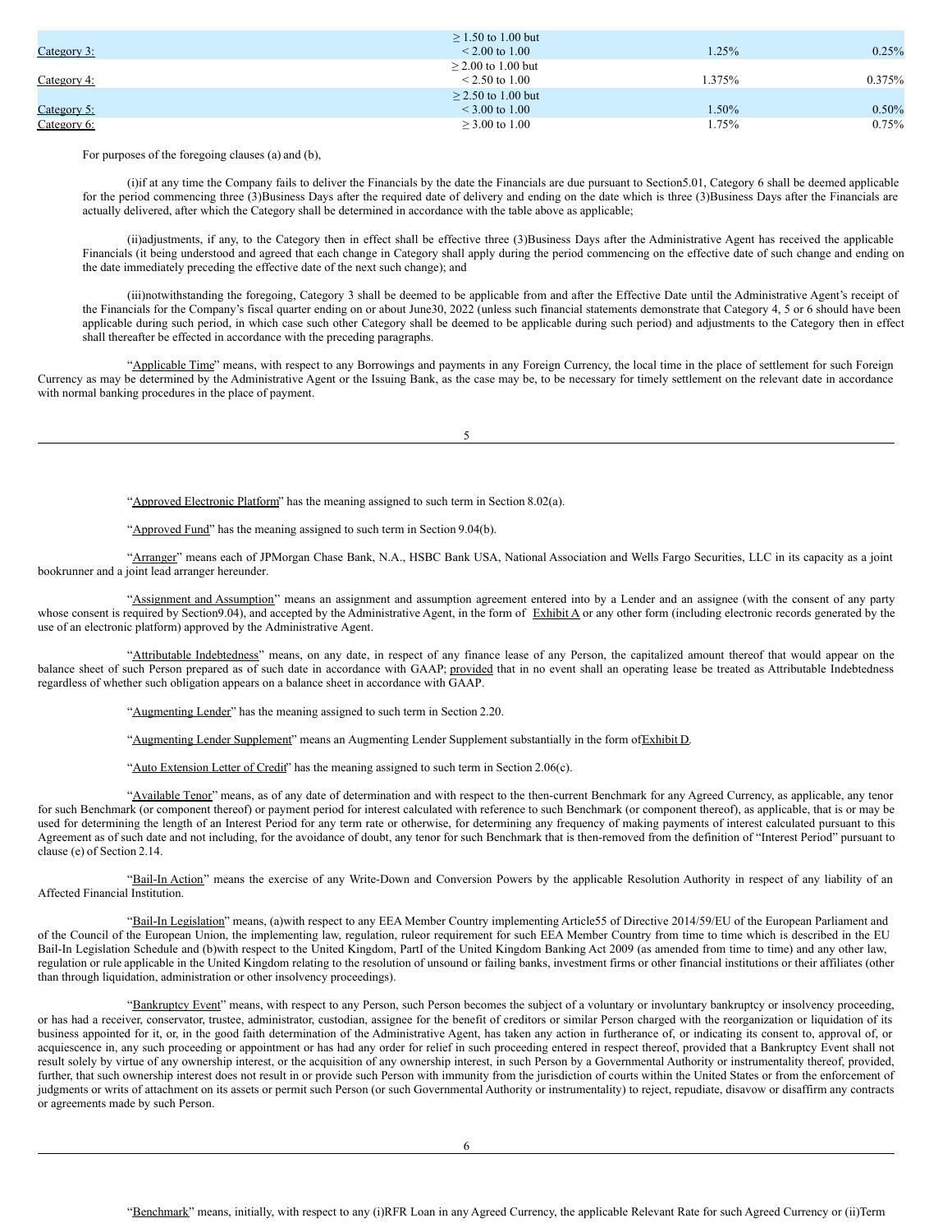| | | | |
|---|---|---|---|
| Category 3: | ≥ 1.50 to 1.00 but < 2.00 to 1.00 | 1.25% | 0.25% |
| Category 4: | ≥ 2.00 to 1.00 but < 2.50 to 1.00 | 1.375% | 0.375% |
| Category 5: | ≥ 2.50 to 1.00 but < 3.00 to 1.00 | 1.50% | 0.50% |
| Category 6: | ≥ 3.00 to 1.00 | 1.75% | 0.75% |

For purposes of the foregoing clauses (a) and (b),

(i)if at any time the Company fails to deliver the Financials by the date the Financials are due pursuant to Section5.01, Category 6 shall be deemed applicable for the period commencing three (3)Business Days after the required date of delivery and ending on the date which is three (3)Business Days after the Financials are actually delivered, after which the Category shall be determined in accordance with the table above as applicable;

(ii)adjustments, if any, to the Category then in effect shall be effective three (3)Business Days after the Administrative Agent has received the applicable Financials (it being understood and agreed that each change in Category shall apply during the period commencing on the effective date of such change and ending on the date immediately preceding the effective date of the next such change); and

(iii)notwithstanding the foregoing, Category 3 shall be deemed to be applicable from and after the Effective Date until the Administrative Agent's receipt of the Financials for the Company's fiscal quarter ending on or about June30, 2022 (unless such financial statements demonstrate that Category 4, 5 or 6 should have been applicable during such period, in which case such other Category shall be deemed to be applicable during such period) and adjustments to the Category then in effect shall thereafter be effected in accordance with the preceding paragraphs.

"Applicable Time" means, with respect to any Borrowings and payments in any Foreign Currency, the local time in the place of settlement for such Foreign Currency as may be determined by the Administrative Agent or the Issuing Bank, as the case may be, to be necessary for timely settlement on the relevant date in accordance with normal banking procedures in the place of payment.

"Approved Electronic Platform" has the meaning assigned to such term in Section 8.02(a).

"Approved Fund" has the meaning assigned to such term in Section 9.04(b).

"Arranger" means each of JPMorgan Chase Bank, N.A., HSBC Bank USA, National Association and Wells Fargo Securities, LLC in its capacity as a joint bookrunner and a joint lead arranger hereunder.

"Assignment and Assumption" means an assignment and assumption agreement entered into by a Lender and an assignee (with the consent of any party whose consent is required by Section9.04), and accepted by the Administrative Agent, in the form of Exhibit A or any other form (including electronic records generated by the use of an electronic platform) approved by the Administrative Agent.

"Attributable Indebtedness" means, on any date, in respect of any finance lease of any Person, the capitalized amount thereof that would appear on the balance sheet of such Person prepared as of such date in accordance with GAAP; provided that in no event shall an operating lease be treated as Attributable Indebtedness regardless of whether such obligation appears on a balance sheet in accordance with GAAP.

"Augmenting Lender" has the meaning assigned to such term in Section 2.20.

"Augmenting Lender Supplement" means an Augmenting Lender Supplement substantially in the form ofExhibit D.

"Auto Extension Letter of Credit" has the meaning assigned to such term in Section 2.06(c).

"Available Tenor" means, as of any date of determination and with respect to the then-current Benchmark for any Agreed Currency, as applicable, any tenor for such Benchmark (or component thereof) or payment period for interest calculated with reference to such Benchmark (or component thereof), as applicable, that is or may be used for determining the length of an Interest Period for any term rate or otherwise, for determining any frequency of making payments of interest calculated pursuant to this Agreement as of such date and not including, for the avoidance of doubt, any tenor for such Benchmark that is then-removed from the definition of "Interest Period" pursuant to clause (e) of Section 2.14.

"Bail-In Action" means the exercise of any Write-Down and Conversion Powers by the applicable Resolution Authority in respect of any liability of an Affected Financial Institution.

"Bail-In Legislation" means, (a)with respect to any EEA Member Country implementing Article55 of Directive 2014/59/EU of the European Parliament and of the Council of the European Union, the implementing law, regulation, ruleor requirement for such EEA Member Country from time to time which is described in the EU Bail-In Legislation Schedule and (b)with respect to the United Kingdom, PartI of the United Kingdom Banking Act 2009 (as amended from time to time) and any other law, regulation or rule applicable in the United Kingdom relating to the resolution of unsound or failing banks, investment firms or other financial institutions or their affiliates (other than through liquidation, administration or other insolvency proceedings).

"Bankruptcy Event" means, with respect to any Person, such Person becomes the subject of a voluntary or involuntary bankruptcy or insolvency proceeding, or has had a receiver, conservator, trustee, administrator, custodian, assignee for the benefit of creditors or similar Person charged with the reorganization or liquidation of its business appointed for it, or, in the good faith determination of the Administrative Agent, has taken any action in furtherance of, or indicating its consent to, approval of, or acquiescence in, any such proceeding or appointment or has had any order for relief in such proceeding entered in respect thereof, provided that a Bankruptcy Event shall not result solely by virtue of any ownership interest, or the acquisition of any ownership interest, in such Person by a Governmental Authority or instrumentality thereof, provided, further, that such ownership interest does not result in or provide such Person with immunity from the jurisdiction of courts within the United States or from the enforcement of judgments or writs of attachment on its assets or permit such Person (or such Governmental Authority or instrumentality) to reject, repudiate, disavow or disaffirm any contracts or agreements made by such Person.

"Benchmark" means, initially, with respect to any (i)RFR Loan in any Agreed Currency, the applicable Relevant Rate for such Agreed Currency or (ii)Term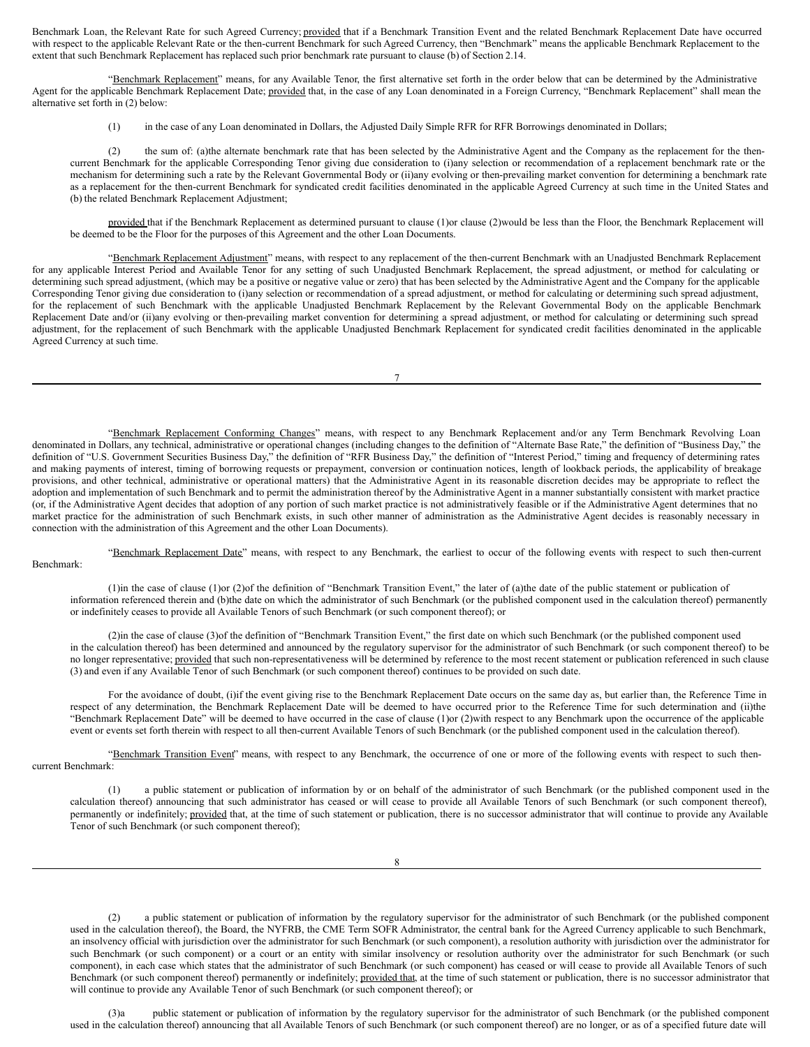Benchmark Loan, the Relevant Rate for such Agreed Currency; provided that if a Benchmark Transition Event and the related Benchmark Replacement Date have occurred with respect to the applicable Relevant Rate or the then-current Benchmark for such Agreed Currency, then "Benchmark" means the applicable Benchmark Replacement to the extent that such Benchmark Replacement has replaced such prior benchmark rate pursuant to clause (b) of Section 2.14.

"Benchmark Replacement" means, for any Available Tenor, the first alternative set forth in the order below that can be determined by the Administrative Agent for the applicable Benchmark Replacement Date; provided that, in the case of any Loan denominated in a Foreign Currency, "Benchmark Replacement" shall mean the alternative set forth in (2) below:

(1) in the case of any Loan denominated in Dollars, the Adjusted Daily Simple RFR for RFR Borrowings denominated in Dollars;

(2) the sum of: (a) the alternate benchmark rate that has been selected by the Administrative Agent and the Company as the replacement for the then-current Benchmark for the applicable Corresponding Tenor giving due consideration to (i) any selection or recommendation of a replacement benchmark rate or the mechanism for determining such a rate by the Relevant Governmental Body or (ii) any evolving or then-prevailing market convention for determining a benchmark rate as a replacement for the then-current Benchmark for syndicated credit facilities denominated in the applicable Agreed Currency at such time in the United States and (b) the related Benchmark Replacement Adjustment;

provided that if the Benchmark Replacement as determined pursuant to clause (1) or clause (2) would be less than the Floor, the Benchmark Replacement will be deemed to be the Floor for the purposes of this Agreement and the other Loan Documents.

"Benchmark Replacement Adjustment" means, with respect to any replacement of the then-current Benchmark with an Unadjusted Benchmark Replacement for any applicable Interest Period and Available Tenor for any setting of such Unadjusted Benchmark Replacement, the spread adjustment, or method for calculating or determining such spread adjustment, (which may be a positive or negative value or zero) that has been selected by the Administrative Agent and the Company for the applicable Corresponding Tenor giving due consideration to (i) any selection or recommendation of a spread adjustment, or method for calculating or determining such spread adjustment, for the replacement of such Benchmark with the applicable Unadjusted Benchmark Replacement by the Relevant Governmental Body on the applicable Benchmark Replacement Date and/or (ii) any evolving or then-prevailing market convention for determining a spread adjustment, or method for calculating or determining such spread adjustment, for the replacement of such Benchmark with the applicable Unadjusted Benchmark Replacement for syndicated credit facilities denominated in the applicable Agreed Currency at such time.

"Benchmark Replacement Conforming Changes" means, with respect to any Benchmark Replacement and/or any Term Benchmark Revolving Loan denominated in Dollars, any technical, administrative or operational changes (including changes to the definition of "Alternate Base Rate," the definition of "Business Day," the definition of "U.S. Government Securities Business Day," the definition of "RFR Business Day," the definition of "Interest Period," timing and frequency of determining rates and making payments of interest, timing of borrowing requests or prepayment, conversion or continuation notices, length of lookback periods, the applicability of breakage provisions, and other technical, administrative or operational matters) that the Administrative Agent in its reasonable discretion decides may be appropriate to reflect the adoption and implementation of such Benchmark and to permit the administration thereof by the Administrative Agent in a manner substantially consistent with market practice (or, if the Administrative Agent decides that adoption of any portion of such market practice is not administratively feasible or if the Administrative Agent determines that no market practice for the administration of such Benchmark exists, in such other manner of administration as the Administrative Agent decides is reasonably necessary in connection with the administration of this Agreement and the other Loan Documents).

"Benchmark Replacement Date" means, with respect to any Benchmark, the earliest to occur of the following events with respect to such then-current Benchmark:

(1) in the case of clause (1) or (2) of the definition of "Benchmark Transition Event," the later of (a) the date of the public statement or publication of information referenced therein and (b) the date on which the administrator of such Benchmark (or the published component used in the calculation thereof) permanently or indefinitely ceases to provide all Available Tenors of such Benchmark (or such component thereof); or

(2) in the case of clause (3) of the definition of "Benchmark Transition Event," the first date on which such Benchmark (or the published component used in the calculation thereof) has been determined and announced by the regulatory supervisor for the administrator of such Benchmark (or such component thereof) to be no longer representative; provided that such non-representativeness will be determined by reference to the most recent statement or publication referenced in such clause (3) and even if any Available Tenor of such Benchmark (or such component thereof) continues to be provided on such date.

For the avoidance of doubt, (i) if the event giving rise to the Benchmark Replacement Date occurs on the same day as, but earlier than, the Reference Time in respect of any determination, the Benchmark Replacement Date will be deemed to have occurred prior to the Reference Time for such determination and (ii) the "Benchmark Replacement Date" will be deemed to have occurred in the case of clause (1) or (2) with respect to any Benchmark upon the occurrence of the applicable event or events set forth therein with respect to all then-current Available Tenors of such Benchmark (or the published component used in the calculation thereof).

"Benchmark Transition Event" means, with respect to any Benchmark, the occurrence of one or more of the following events with respect to such then-current Benchmark:

(1) a public statement or publication of information by or on behalf of the administrator of such Benchmark (or the published component used in the calculation thereof) announcing that such administrator has ceased or will cease to provide all Available Tenors of such Benchmark (or such component thereof), permanently or indefinitely; provided that, at the time of such statement or publication, there is no successor administrator that will continue to provide any Available Tenor of such Benchmark (or such component thereof);

(2) a public statement or publication of information by the regulatory supervisor for the administrator of such Benchmark (or the published component used in the calculation thereof), the Board, the NYFRB, the CME Term SOFR Administrator, the central bank for the Agreed Currency applicable to such Benchmark, an insolvency official with jurisdiction over the administrator for such Benchmark (or such component), a resolution authority with jurisdiction over the administrator for such Benchmark (or such component) or a court or an entity with similar insolvency or resolution authority over the administrator for such Benchmark (or such component), in each case which states that the administrator of such Benchmark (or such component) has ceased or will cease to provide all Available Tenors of such Benchmark (or such component thereof) permanently or indefinitely; provided that, at the time of such statement or publication, there is no successor administrator that will continue to provide any Available Tenor of such Benchmark (or such component thereof); or

(3) a public statement or publication of information by the regulatory supervisor for the administrator of such Benchmark (or the published component used in the calculation thereof) announcing that all Available Tenors of such Benchmark (or such component thereof) are no longer, or as of a specified future date will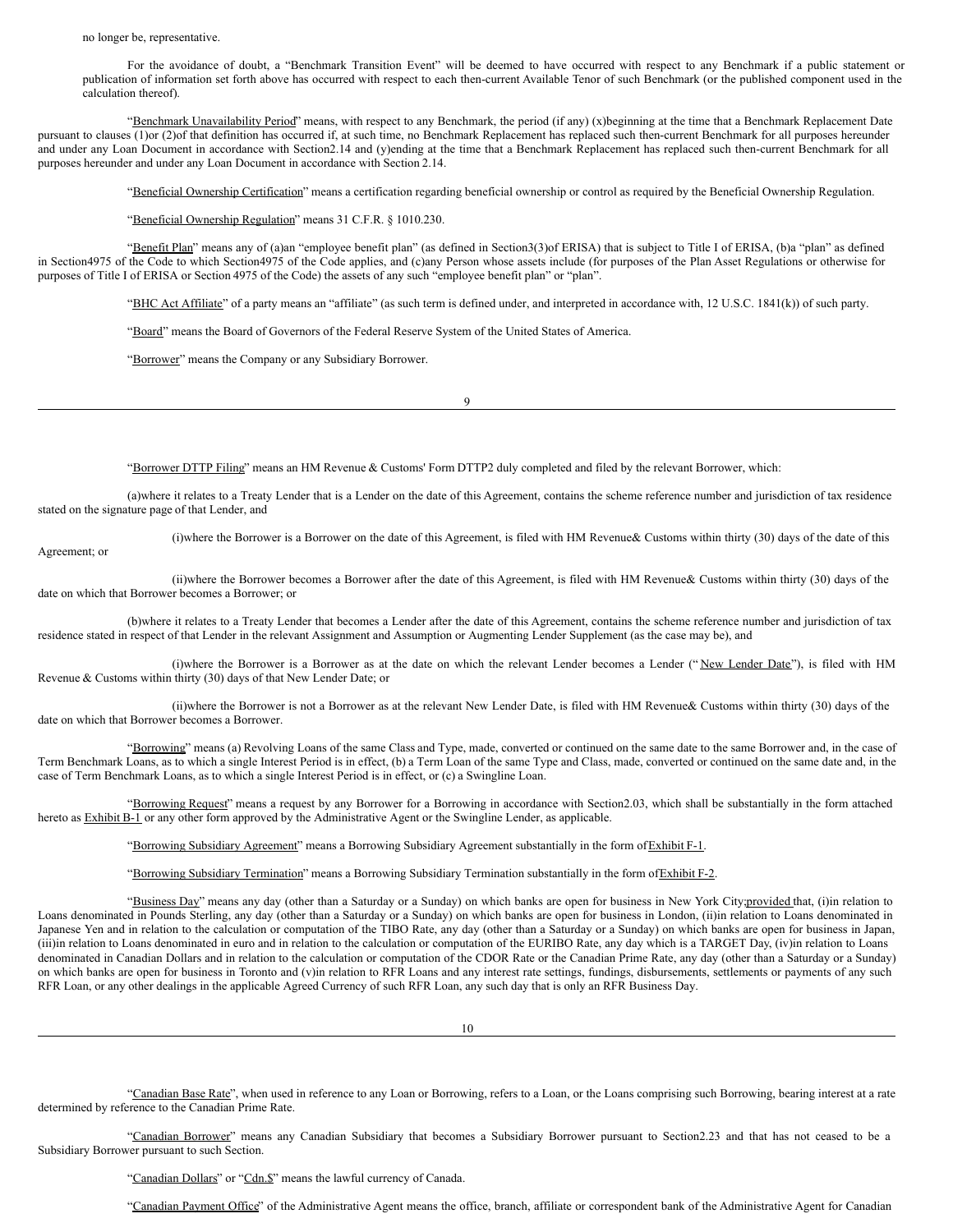no longer be, representative.

For the avoidance of doubt, a "Benchmark Transition Event" will be deemed to have occurred with respect to any Benchmark if a public statement or publication of information set forth above has occurred with respect to each then-current Available Tenor of such Benchmark (or the published component used in the calculation thereof).

"Benchmark Unavailability Period" means, with respect to any Benchmark, the period (if any) (x)beginning at the time that a Benchmark Replacement Date pursuant to clauses (1)or (2)of that definition has occurred if, at such time, no Benchmark Replacement has replaced such then-current Benchmark for all purposes hereunder and under any Loan Document in accordance with Section2.14 and (y)ending at the time that a Benchmark Replacement has replaced such then-current Benchmark for all purposes hereunder and under any Loan Document in accordance with Section 2.14.

"Beneficial Ownership Certification" means a certification regarding beneficial ownership or control as required by the Beneficial Ownership Regulation.

"Beneficial Ownership Regulation" means 31 C.F.R. § 1010.230.

"Benefit Plan" means any of (a)an "employee benefit plan" (as defined in Section3(3)of ERISA) that is subject to Title I of ERISA, (b)a "plan" as defined in Section4975 of the Code to which Section4975 of the Code applies, and (c)any Person whose assets include (for purposes of the Plan Asset Regulations or otherwise for purposes of Title I of ERISA or Section 4975 of the Code) the assets of any such "employee benefit plan" or "plan".

"BHC Act Affiliate" of a party means an "affiliate" (as such term is defined under, and interpreted in accordance with, 12 U.S.C. 1841(k)) of such party.

"Board" means the Board of Governors of the Federal Reserve System of the United States of America.

"Borrower" means the Company or any Subsidiary Borrower.

"Borrower DTTP Filing" means an HM Revenue & Customs' Form DTTP2 duly completed and filed by the relevant Borrower, which:

(a)where it relates to a Treaty Lender that is a Lender on the date of this Agreement, contains the scheme reference number and jurisdiction of tax residence stated on the signature page of that Lender, and

(i)where the Borrower is a Borrower on the date of this Agreement, is filed with HM Revenue& Customs within thirty (30) days of the date of this Agreement; or

(ii)where the Borrower becomes a Borrower after the date of this Agreement, is filed with HM Revenue& Customs within thirty (30) days of the date on which that Borrower becomes a Borrower; or

(b)where it relates to a Treaty Lender that becomes a Lender after the date of this Agreement, contains the scheme reference number and jurisdiction of tax residence stated in respect of that Lender in the relevant Assignment and Assumption or Augmenting Lender Supplement (as the case may be), and

(i)where the Borrower is a Borrower as at the date on which the relevant Lender becomes a Lender ("New Lender Date"), is filed with HM Revenue & Customs within thirty (30) days of that New Lender Date; or

(ii)where the Borrower is not a Borrower as at the relevant New Lender Date, is filed with HM Revenue& Customs within thirty (30) days of the date on which that Borrower becomes a Borrower.

"Borrowing" means (a) Revolving Loans of the same Class and Type, made, converted or continued on the same date to the same Borrower and, in the case of Term Benchmark Loans, as to which a single Interest Period is in effect, (b) a Term Loan of the same Type and Class, made, converted or continued on the same date and, in the case of Term Benchmark Loans, as to which a single Interest Period is in effect, or (c) a Swingline Loan.

"Borrowing Request" means a request by any Borrower for a Borrowing in accordance with Section2.03, which shall be substantially in the form attached hereto as Exhibit B-1 or any other form approved by the Administrative Agent or the Swingline Lender, as applicable.

"Borrowing Subsidiary Agreement" means a Borrowing Subsidiary Agreement substantially in the form of Exhibit F-1.

"Borrowing Subsidiary Termination" means a Borrowing Subsidiary Termination substantially in the form of Exhibit F-2.

"Business Day" means any day (other than a Saturday or a Sunday) on which banks are open for business in New York City; provided that, (i)in relation to Loans denominated in Pounds Sterling, any day (other than a Saturday or a Sunday) on which banks are open for business in London, (ii)in relation to Loans denominated in Japanese Yen and in relation to the calculation or computation of the TIBO Rate, any day (other than a Saturday or a Sunday) on which banks are open for business in Japan, (iii)in relation to Loans denominated in euro and in relation to the calculation or computation of the EURIBO Rate, any day which is a TARGET Day, (iv)in relation to Loans denominated in Canadian Dollars and in relation to the calculation or computation of the CDOR Rate or the Canadian Prime Rate, any day (other than a Saturday or a Sunday) on which banks are open for business in Toronto and (v)in relation to RFR Loans and any interest rate settings, fundings, disbursements, settlements or payments of any such RFR Loan, or any other dealings in the applicable Agreed Currency of such RFR Loan, any such day that is only an RFR Business Day.

"Canadian Base Rate", when used in reference to any Loan or Borrowing, refers to a Loan, or the Loans comprising such Borrowing, bearing interest at a rate determined by reference to the Canadian Prime Rate.

"Canadian Borrower" means any Canadian Subsidiary that becomes a Subsidiary Borrower pursuant to Section2.23 and that has not ceased to be a Subsidiary Borrower pursuant to such Section.

"Canadian Dollars" or "Cdn.$" means the lawful currency of Canada.

"Canadian Payment Office" of the Administrative Agent means the office, branch, affiliate or correspondent bank of the Administrative Agent for Canadian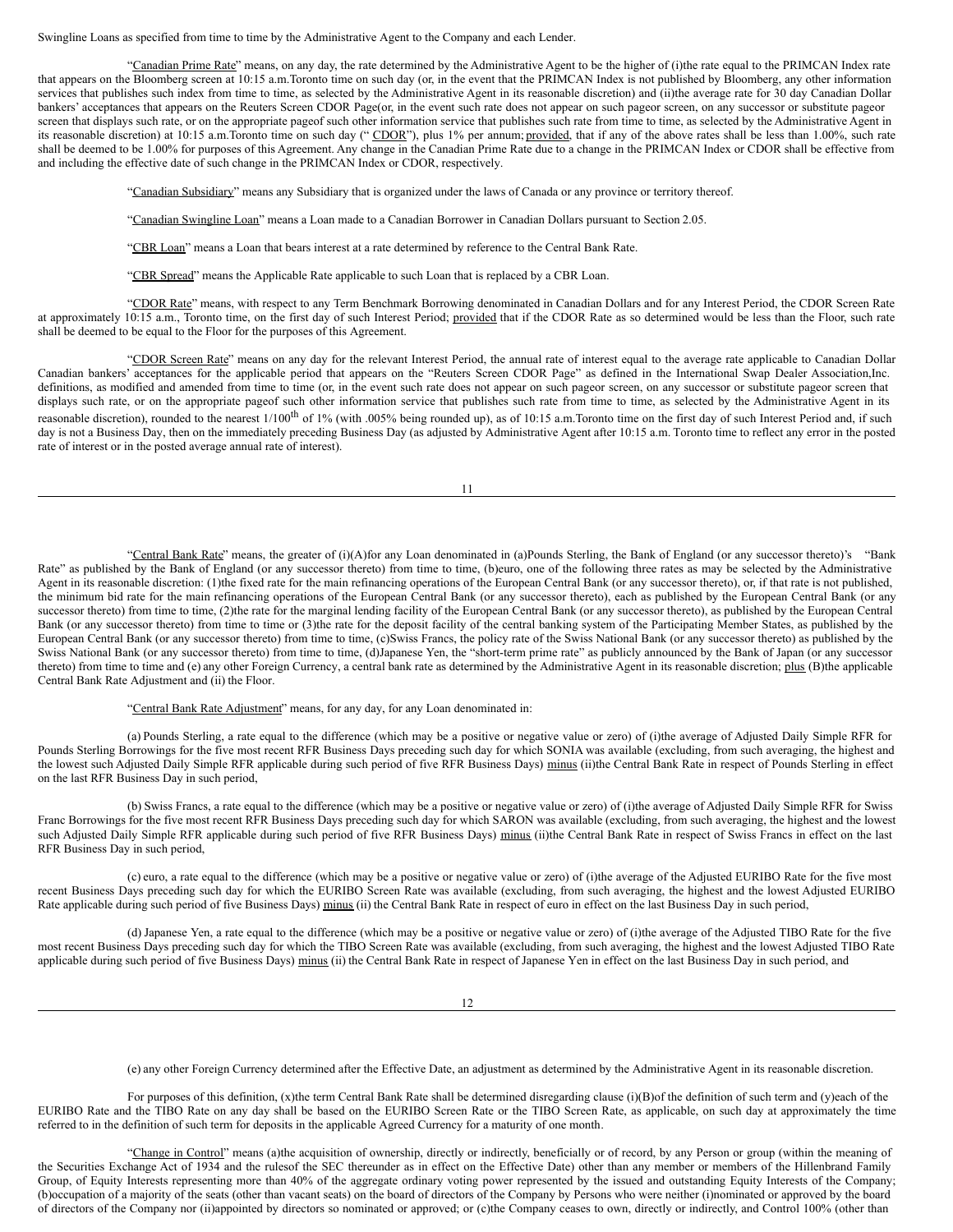Swingline Loans as specified from time to time by the Administrative Agent to the Company and each Lender.

"Canadian Prime Rate" means, on any day, the rate determined by the Administrative Agent to be the higher of (i)the rate equal to the PRIMCAN Index rate that appears on the Bloomberg screen at 10:15 a.m.Toronto time on such day (or, in the event that the PRIMCAN Index is not published by Bloomberg, any other information services that publishes such index from time to time, as selected by the Administrative Agent in its reasonable discretion) and (ii)the average rate for 30 day Canadian Dollar bankers' acceptances that appears on the Reuters Screen CDOR Page(or, in the event such rate does not appear on such pageor screen, on any successor or substitute pageor screen that displays such rate, or on the appropriate pageof such other information service that publishes such rate from time to time, as selected by the Administrative Agent in its reasonable discretion) at 10:15 a.m.Toronto time on such day (" CDOR"), plus 1% per annum; provided, that if any of the above rates shall be less than 1.00%, such rate shall be deemed to be 1.00% for purposes of this Agreement. Any change in the Canadian Prime Rate due to a change in the PRIMCAN Index or CDOR shall be effective from and including the effective date of such change in the PRIMCAN Index or CDOR, respectively.

"Canadian Subsidiary" means any Subsidiary that is organized under the laws of Canada or any province or territory thereof.

"Canadian Swingline Loan" means a Loan made to a Canadian Borrower in Canadian Dollars pursuant to Section 2.05.

"CBR Loan" means a Loan that bears interest at a rate determined by reference to the Central Bank Rate.

"CBR Spread" means the Applicable Rate applicable to such Loan that is replaced by a CBR Loan.

"CDOR Rate" means, with respect to any Term Benchmark Borrowing denominated in Canadian Dollars and for any Interest Period, the CDOR Screen Rate at approximately 10:15 a.m., Toronto time, on the first day of such Interest Period; provided that if the CDOR Rate as so determined would be less than the Floor, such rate shall be deemed to be equal to the Floor for the purposes of this Agreement.

"CDOR Screen Rate" means on any day for the relevant Interest Period, the annual rate of interest equal to the average rate applicable to Canadian Dollar Canadian bankers' acceptances for the applicable period that appears on the "Reuters Screen CDOR Page" as defined in the International Swap Dealer Association,Inc. definitions, as modified and amended from time to time (or, in the event such rate does not appear on such pageor screen, on any successor or substitute pageor screen that displays such rate, or on the appropriate pageof such other information service that publishes such rate from time to time, as selected by the Administrative Agent in its reasonable discretion), rounded to the nearest 1/100th of 1% (with .005% being rounded up), as of 10:15 a.m.Toronto time on the first day of such Interest Period and, if such day is not a Business Day, then on the immediately preceding Business Day (as adjusted by Administrative Agent after 10:15 a.m. Toronto time to reflect any error in the posted rate of interest or in the posted average annual rate of interest).

"Central Bank Rate" means, the greater of (i)(A)for any Loan denominated in (a)Pounds Sterling, the Bank of England (or any successor thereto)'s "Bank Rate" as published by the Bank of England (or any successor thereto) from time to time, (b)euro, one of the following three rates as may be selected by the Administrative Agent in its reasonable discretion: (1)the fixed rate for the main refinancing operations of the European Central Bank (or any successor thereto), or, if that rate is not published, the minimum bid rate for the main refinancing operations of the European Central Bank (or any successor thereto), each as published by the European Central Bank (or any successor thereto) from time to time, (2)the rate for the marginal lending facility of the European Central Bank (or any successor thereto), as published by the European Central Bank (or any successor thereto) from time to time or (3)the rate for the deposit facility of the central banking system of the Participating Member States, as published by the European Central Bank (or any successor thereto) from time to time, (c)Swiss Francs, the policy rate of the Swiss National Bank (or any successor thereto) as published by the Swiss National Bank (or any successor thereto) from time to time, (d)Japanese Yen, the "short-term prime rate" as publicly announced by the Bank of Japan (or any successor thereto) from time to time and (e) any other Foreign Currency, a central bank rate as determined by the Administrative Agent in its reasonable discretion; plus (B)the applicable Central Bank Rate Adjustment and (ii) the Floor.

"Central Bank Rate Adjustment" means, for any day, for any Loan denominated in:

(a) Pounds Sterling, a rate equal to the difference (which may be a positive or negative value or zero) of (i)the average of Adjusted Daily Simple RFR for Pounds Sterling Borrowings for the five most recent RFR Business Days preceding such day for which SONIA was available (excluding, from such averaging, the highest and the lowest such Adjusted Daily Simple RFR applicable during such period of five RFR Business Days) minus (ii)the Central Bank Rate in respect of Pounds Sterling in effect on the last RFR Business Day in such period,

(b) Swiss Francs, a rate equal to the difference (which may be a positive or negative value or zero) of (i)the average of Adjusted Daily Simple RFR for Swiss Franc Borrowings for the five most recent RFR Business Days preceding such day for which SARON was available (excluding, from such averaging, the highest and the lowest such Adjusted Daily Simple RFR applicable during such period of five RFR Business Days) minus (ii)the Central Bank Rate in respect of Swiss Francs in effect on the last RFR Business Day in such period,

(c) euro, a rate equal to the difference (which may be a positive or negative value or zero) of (i)the average of the Adjusted EURIBO Rate for the five most recent Business Days preceding such day for which the EURIBO Screen Rate was available (excluding, from such averaging, the highest and the lowest Adjusted EURIBO Rate applicable during such period of five Business Days) minus (ii) the Central Bank Rate in respect of euro in effect on the last Business Day in such period,

(d) Japanese Yen, a rate equal to the difference (which may be a positive or negative value or zero) of (i)the average of the Adjusted TIBO Rate for the five most recent Business Days preceding such day for which the TIBO Screen Rate was available (excluding, from such averaging, the highest and the lowest Adjusted TIBO Rate applicable during such period of five Business Days) minus (ii) the Central Bank Rate in respect of Japanese Yen in effect on the last Business Day in such period, and

(e) any other Foreign Currency determined after the Effective Date, an adjustment as determined by the Administrative Agent in its reasonable discretion.

For purposes of this definition, (x)the term Central Bank Rate shall be determined disregarding clause (i)(B)of the definition of such term and (y)each of the EURIBO Rate and the TIBO Rate on any day shall be based on the EURIBO Screen Rate or the TIBO Screen Rate, as applicable, on such day at approximately the time referred to in the definition of such term for deposits in the applicable Agreed Currency for a maturity of one month.

"Change in Control" means (a)the acquisition of ownership, directly or indirectly, beneficially or of record, by any Person or group (within the meaning of the Securities Exchange Act of 1934 and the rulesof the SEC thereunder as in effect on the Effective Date) other than any member or members of the Hillenbrand Family Group, of Equity Interests representing more than 40% of the aggregate ordinary voting power represented by the issued and outstanding Equity Interests of the Company; (b)occupation of a majority of the seats (other than vacant seats) on the board of directors of the Company by Persons who were neither (i)nominated or approved by the board of directors of the Company nor (ii)appointed by directors so nominated or approved; or (c)the Company ceases to own, directly or indirectly, and Control 100% (other than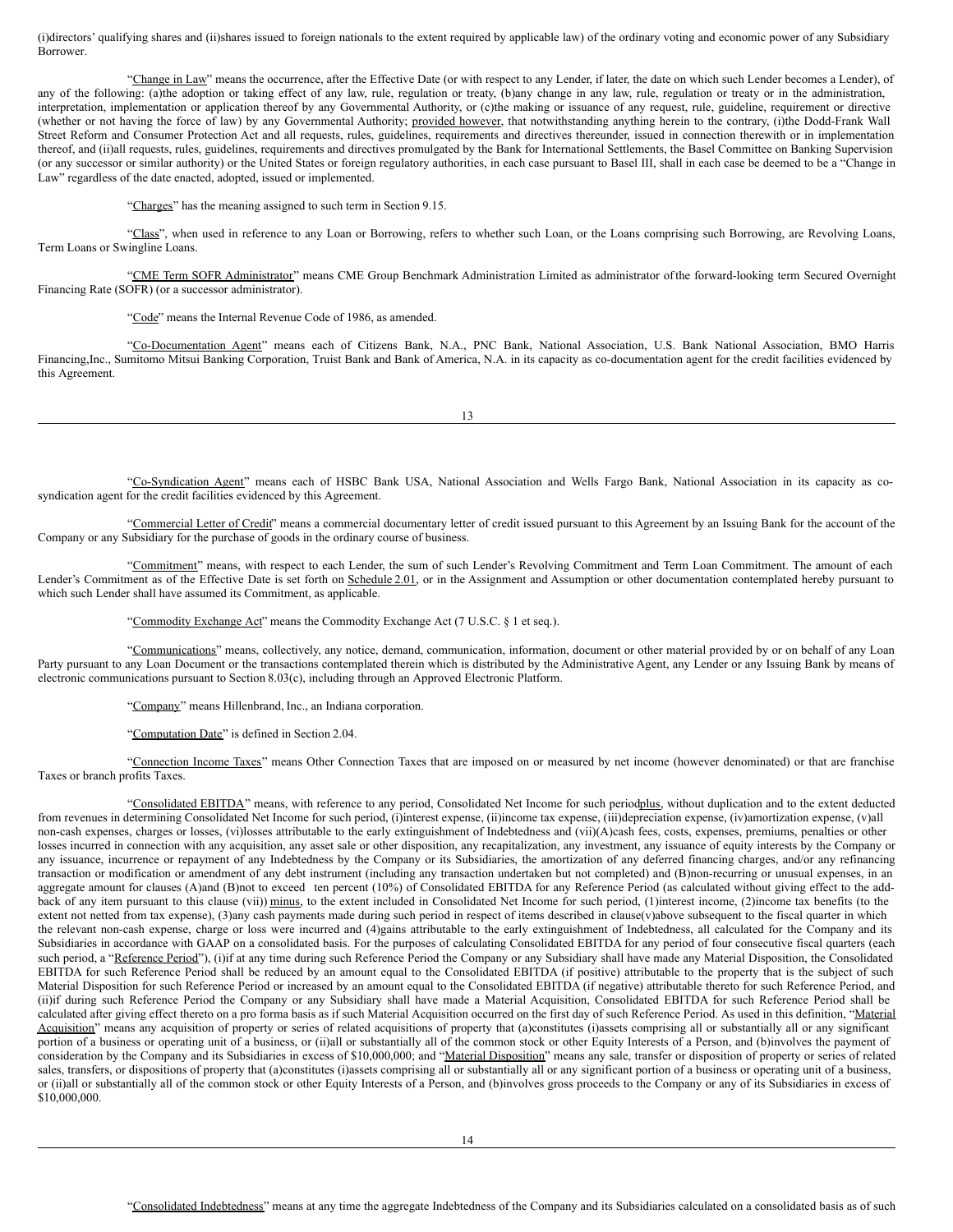(i)directors' qualifying shares and (ii)shares issued to foreign nationals to the extent required by applicable law) of the ordinary voting and economic power of any Subsidiary Borrower.

"Change in Law" means the occurrence, after the Effective Date (or with respect to any Lender, if later, the date on which such Lender becomes a Lender), of any of the following: (a)the adoption or taking effect of any law, rule, regulation or treaty, (b)any change in any law, rule, regulation or treaty or in the administration, interpretation, implementation or application thereof by any Governmental Authority, or (c)the making or issuance of any request, rule, guideline, requirement or directive (whether or not having the force of law) by any Governmental Authority; provided however, that notwithstanding anything herein to the contrary, (i)the Dodd-Frank Wall Street Reform and Consumer Protection Act and all requests, rules, guidelines, requirements and directives thereunder, issued in connection therewith or in implementation thereof, and (ii)all requests, rules, guidelines, requirements and directives promulgated by the Bank for International Settlements, the Basel Committee on Banking Supervision (or any successor or similar authority) or the United States or foreign regulatory authorities, in each case pursuant to Basel III, shall in each case be deemed to be a "Change in Law" regardless of the date enacted, adopted, issued or implemented.

"Charges" has the meaning assigned to such term in Section 9.15.

"Class", when used in reference to any Loan or Borrowing, refers to whether such Loan, or the Loans comprising such Borrowing, are Revolving Loans, Term Loans or Swingline Loans.

"CME Term SOFR Administrator" means CME Group Benchmark Administration Limited as administrator of the forward-looking term Secured Overnight Financing Rate (SOFR) (or a successor administrator).

"Code" means the Internal Revenue Code of 1986, as amended.

"Co-Documentation Agent" means each of Citizens Bank, N.A., PNC Bank, National Association, U.S. Bank National Association, BMO Harris Financing,Inc., Sumitomo Mitsui Banking Corporation, Truist Bank and Bank of America, N.A. in its capacity as co-documentation agent for the credit facilities evidenced by this Agreement.

"Co-Syndication Agent" means each of HSBC Bank USA, National Association and Wells Fargo Bank, National Association in its capacity as co-syndication agent for the credit facilities evidenced by this Agreement.

"Commercial Letter of Credit" means a commercial documentary letter of credit issued pursuant to this Agreement by an Issuing Bank for the account of the Company or any Subsidiary for the purchase of goods in the ordinary course of business.

"Commitment" means, with respect to each Lender, the sum of such Lender's Revolving Commitment and Term Loan Commitment. The amount of each Lender's Commitment as of the Effective Date is set forth on Schedule 2.01, or in the Assignment and Assumption or other documentation contemplated hereby pursuant to which such Lender shall have assumed its Commitment, as applicable.

"Commodity Exchange Act" means the Commodity Exchange Act (7 U.S.C. § 1 et seq.).

"Communications" means, collectively, any notice, demand, communication, information, document or other material provided by or on behalf of any Loan Party pursuant to any Loan Document or the transactions contemplated therein which is distributed by the Administrative Agent, any Lender or any Issuing Bank by means of electronic communications pursuant to Section 8.03(c), including through an Approved Electronic Platform.

"Company" means Hillenbrand, Inc., an Indiana corporation.

"Computation Date" is defined in Section 2.04.

"Connection Income Taxes" means Other Connection Taxes that are imposed on or measured by net income (however denominated) or that are franchise Taxes or branch profits Taxes.

"Consolidated EBITDA" means, with reference to any period, Consolidated Net Income for such period plus, without duplication and to the extent deducted from revenues in determining Consolidated Net Income for such period, (i)interest expense, (ii)income tax expense, (iii)depreciation expense, (iv)amortization expense, (v)all non-cash expenses, charges or losses, (vi)losses attributable to the early extinguishment of Indebtedness and (vii)(A)cash fees, costs, expenses, premiums, penalties or other losses incurred in connection with any acquisition, any asset sale or other disposition, any recapitalization, any investment, any issuance of equity interests by the Company or any issuance, incurrence or repayment of any Indebtedness by the Company or its Subsidiaries, the amortization of any deferred financing charges, and/or any refinancing transaction or modification or amendment of any debt instrument (including any transaction undertaken but not completed) and (B)non-recurring or unusual expenses, in an aggregate amount for clauses (A)and (B)not to exceed ten percent (10%) of Consolidated EBITDA for any Reference Period (as calculated without giving effect to the add-back of any item pursuant to this clause (vii)) minus, to the extent included in Consolidated Net Income for such period, (1)interest income, (2)income tax benefits (to the extent not netted from tax expense), (3)any cash payments made during such period in respect of items described in clause(v)above subsequent to the fiscal quarter in which the relevant non-cash expense, charge or loss were incurred and (4)gains attributable to the early extinguishment of Indebtedness, all calculated for the Company and its Subsidiaries in accordance with GAAP on a consolidated basis. For the purposes of calculating Consolidated EBITDA for any period of four consecutive fiscal quarters (each such period, a "Reference Period"), (i)if at any time during such Reference Period the Company or any Subsidiary shall have made any Material Disposition, the Consolidated EBITDA for such Reference Period shall be reduced by an amount equal to the Consolidated EBITDA (if positive) attributable to the property that is the subject of such Material Disposition for such Reference Period or increased by an amount equal to the Consolidated EBITDA (if negative) attributable thereto for such Reference Period, and (ii)if during such Reference Period the Company or any Subsidiary shall have made a Material Acquisition, Consolidated EBITDA for such Reference Period shall be calculated after giving effect thereto on a pro forma basis as if such Material Acquisition occurred on the first day of such Reference Period. As used in this definition, "Material Acquisition" means any acquisition of property or series of related acquisitions of property that (a)constitutes (i)assets comprising all or substantially all or any significant portion of a business or operating unit of a business, or (ii)all or substantially all of the common stock or other Equity Interests of a Person, and (b)involves the payment of consideration by the Company and its Subsidiaries in excess of $10,000,000; and "Material Disposition" means any sale, transfer or disposition of property or series of related sales, transfers, or dispositions of property that (a)constitutes (i)assets comprising all or substantially all or any significant portion of a business or operating unit of a business, or (ii)all or substantially all of the common stock or other Equity Interests of a Person, and (b)involves gross proceeds to the Company or any of its Subsidiaries in excess of $10,000,000.

"Consolidated Indebtedness" means at any time the aggregate Indebtedness of the Company and its Subsidiaries calculated on a consolidated basis as of such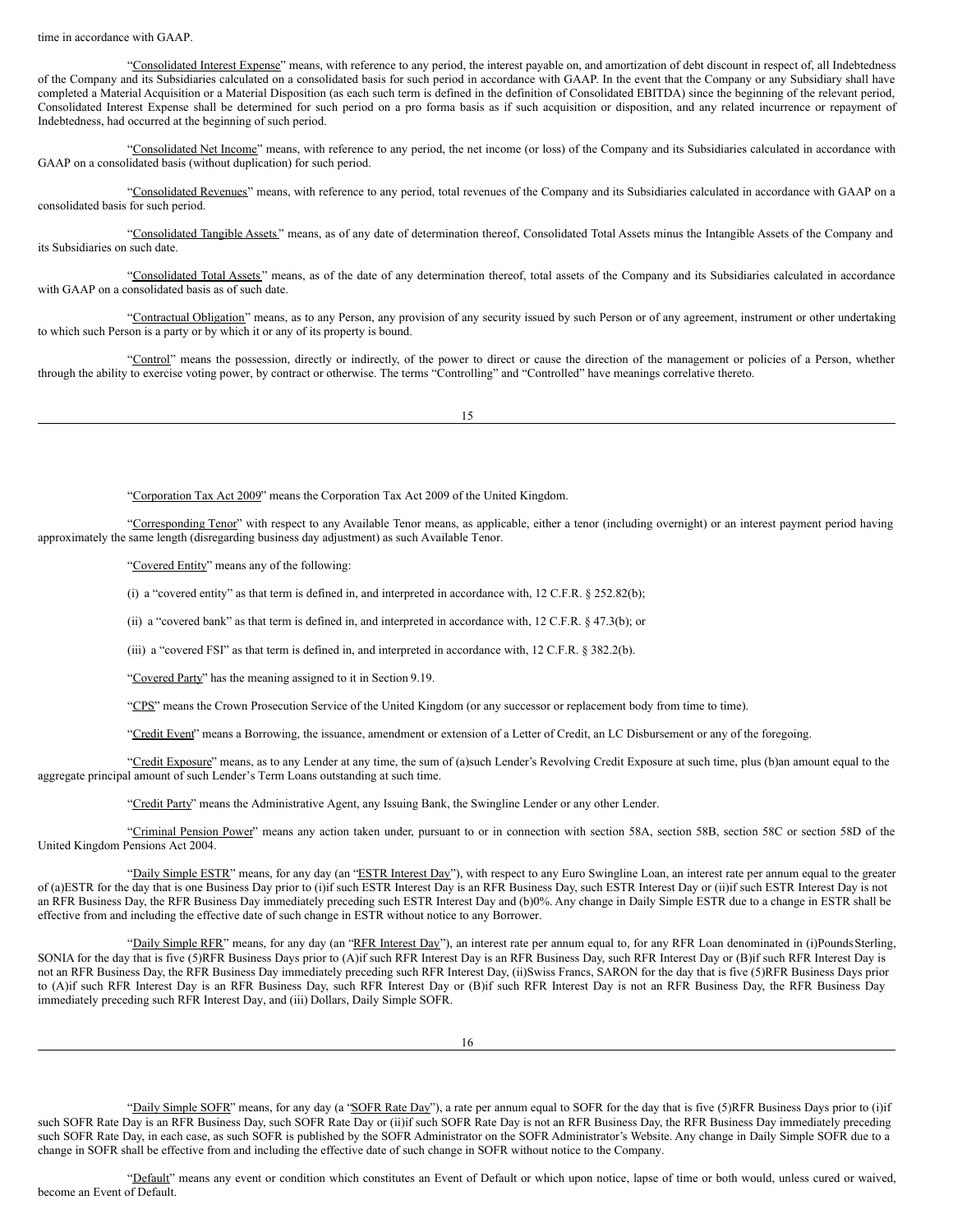time in accordance with GAAP.

"Consolidated Interest Expense" means, with reference to any period, the interest payable on, and amortization of debt discount in respect of, all Indebtedness of the Company and its Subsidiaries calculated on a consolidated basis for such period in accordance with GAAP. In the event that the Company or any Subsidiary shall have completed a Material Acquisition or a Material Disposition (as each such term is defined in the definition of Consolidated EBITDA) since the beginning of the relevant period, Consolidated Interest Expense shall be determined for such period on a pro forma basis as if such acquisition or disposition, and any related incurrence or repayment of Indebtedness, had occurred at the beginning of such period.

"Consolidated Net Income" means, with reference to any period, the net income (or loss) of the Company and its Subsidiaries calculated in accordance with GAAP on a consolidated basis (without duplication) for such period.

"Consolidated Revenues" means, with reference to any period, total revenues of the Company and its Subsidiaries calculated in accordance with GAAP on a consolidated basis for such period.

"Consolidated Tangible Assets" means, as of any date of determination thereof, Consolidated Total Assets minus the Intangible Assets of the Company and its Subsidiaries on such date.

"Consolidated Total Assets" means, as of the date of any determination thereof, total assets of the Company and its Subsidiaries calculated in accordance with GAAP on a consolidated basis as of such date.

"Contractual Obligation" means, as to any Person, any provision of any security issued by such Person or of any agreement, instrument or other undertaking to which such Person is a party or by which it or any of its property is bound.

"Control" means the possession, directly or indirectly, of the power to direct or cause the direction of the management or policies of a Person, whether through the ability to exercise voting power, by contract or otherwise. The terms "Controlling" and "Controlled" have meanings correlative thereto.

"Corporation Tax Act 2009" means the Corporation Tax Act 2009 of the United Kingdom.

"Corresponding Tenor" with respect to any Available Tenor means, as applicable, either a tenor (including overnight) or an interest payment period having approximately the same length (disregarding business day adjustment) as such Available Tenor.

"Covered Entity" means any of the following:

(i) a "covered entity" as that term is defined in, and interpreted in accordance with, 12 C.F.R. § 252.82(b);

(ii) a "covered bank" as that term is defined in, and interpreted in accordance with, 12 C.F.R. § 47.3(b); or

(iii) a "covered FSI" as that term is defined in, and interpreted in accordance with, 12 C.F.R. § 382.2(b).

"Covered Party" has the meaning assigned to it in Section 9.19.

"CPS" means the Crown Prosecution Service of the United Kingdom (or any successor or replacement body from time to time).

"Credit Event" means a Borrowing, the issuance, amendment or extension of a Letter of Credit, an LC Disbursement or any of the foregoing.

"Credit Exposure" means, as to any Lender at any time, the sum of (a) such Lender's Revolving Credit Exposure at such time, plus (b) an amount equal to the aggregate principal amount of such Lender's Term Loans outstanding at such time.

"Credit Party" means the Administrative Agent, any Issuing Bank, the Swingline Lender or any other Lender.

"Criminal Pension Power" means any action taken under, pursuant to or in connection with section 58A, section 58B, section 58C or section 58D of the United Kingdom Pensions Act 2004.

"Daily Simple ESTR" means, for any day (an "ESTR Interest Day"), with respect to any Euro Swingline Loan, an interest rate per annum equal to the greater of (a) ESTR for the day that is one Business Day prior to (i) if such ESTR Interest Day is an RFR Business Day, such ESTR Interest Day or (ii) if such ESTR Interest Day is not an RFR Business Day, the RFR Business Day immediately preceding such ESTR Interest Day and (b) 0%. Any change in Daily Simple ESTR due to a change in ESTR shall be effective from and including the effective date of such change in ESTR without notice to any Borrower.

"Daily Simple RFR" means, for any day (an "RFR Interest Day"), an interest rate per annum equal to, for any RFR Loan denominated in (i) Pounds Sterling, SONIA for the day that is five (5) RFR Business Days prior to (A) if such RFR Interest Day is an RFR Business Day, such RFR Interest Day or (B) if such RFR Interest Day is not an RFR Business Day, the RFR Business Day immediately preceding such RFR Interest Day, (ii) Swiss Francs, SARON for the day that is five (5) RFR Business Days prior to (A) if such RFR Interest Day is an RFR Business Day, such RFR Interest Day or (B) if such RFR Interest Day is not an RFR Business Day, the RFR Business Day immediately preceding such RFR Interest Day, and (iii) Dollars, Daily Simple SOFR.

"Daily Simple SOFR" means, for any day (a "SOFR Rate Day"), a rate per annum equal to SOFR for the day that is five (5) RFR Business Days prior to (i) if such SOFR Rate Day is an RFR Business Day, such SOFR Rate Day or (ii) if such SOFR Rate Day is not an RFR Business Day, the RFR Business Day immediately preceding such SOFR Rate Day, in each case, as such SOFR is published by the SOFR Administrator on the SOFR Administrator's Website. Any change in Daily Simple SOFR due to a change in SOFR shall be effective from and including the effective date of such change in SOFR without notice to the Company.

"Default" means any event or condition which constitutes an Event of Default or which upon notice, lapse of time or both would, unless cured or waived, become an Event of Default.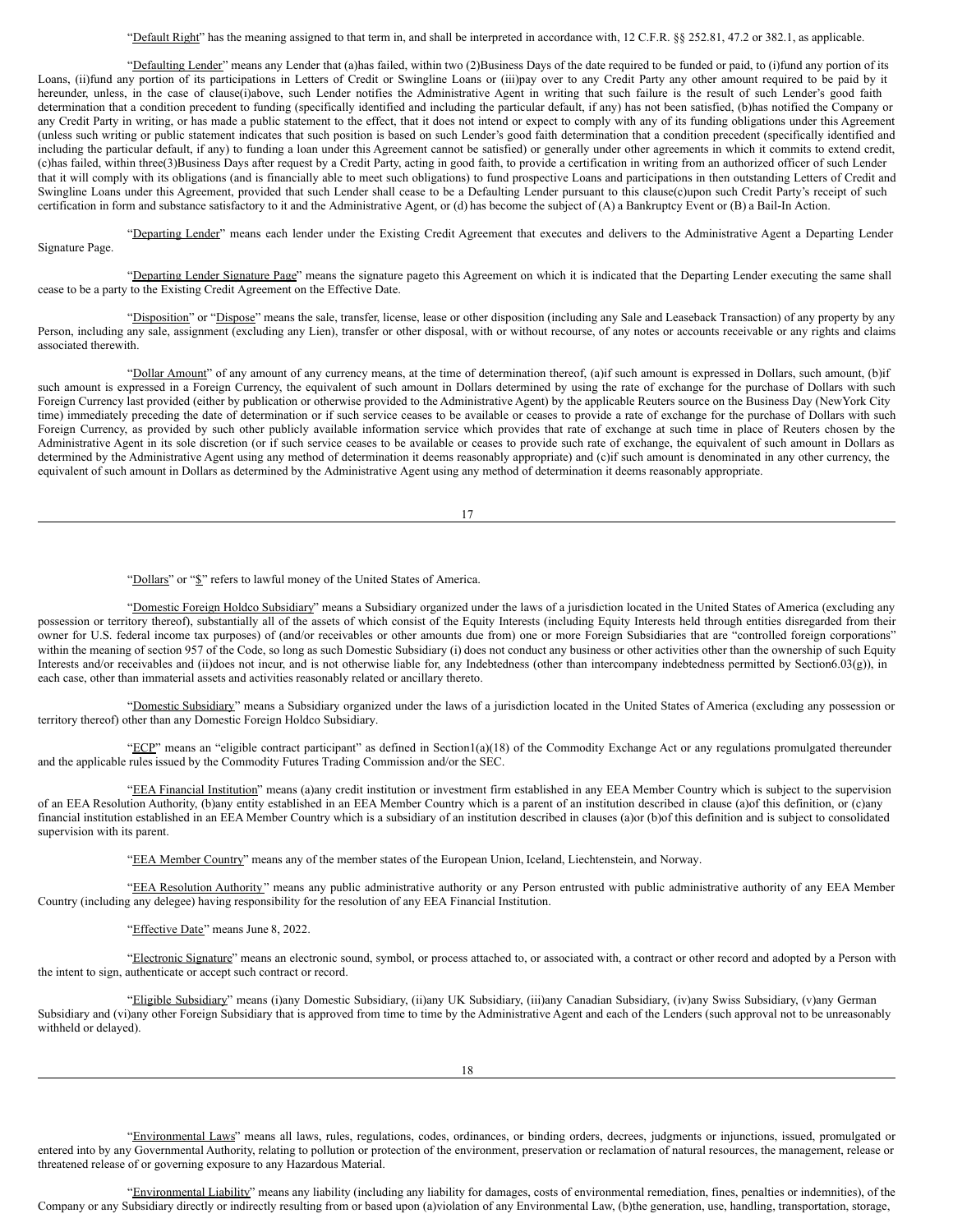"Default Right" has the meaning assigned to that term in, and shall be interpreted in accordance with, 12 C.F.R. §§ 252.81, 47.2 or 382.1, as applicable.

"Defaulting Lender" means any Lender that (a) has failed, within two (2) Business Days of the date required to be funded or paid, to (i) fund any portion of its Loans, (ii) fund any portion of its participations in Letters of Credit or Swingline Loans or (iii) pay over to any Credit Party any other amount required to be paid by it hereunder, unless, in the case of clause (i) above, such Lender notifies the Administrative Agent in writing that such failure is the result of such Lender's good faith determination that a condition precedent to funding (specifically identified and including the particular default, if any) has not been satisfied, (b) has notified the Company or any Credit Party in writing, or has made a public statement to the effect, that it does not intend or expect to comply with any of its funding obligations under this Agreement (unless such writing or public statement indicates that such position is based on such Lender's good faith determination that a condition precedent (specifically identified and including the particular default, if any) to funding a loan under this Agreement cannot be satisfied) or generally under other agreements in which it commits to extend credit, (c) has failed, within three (3) Business Days after request by a Credit Party, acting in good faith, to provide a certification in writing from an authorized officer of such Lender that it will comply with its obligations (and is financially able to meet such obligations) to fund prospective Loans and participations in then outstanding Letters of Credit and Swingline Loans under this Agreement, provided that such Lender shall cease to be a Defaulting Lender pursuant to this clause (c) upon such Credit Party's receipt of such certification in form and substance satisfactory to it and the Administrative Agent, or (d) has become the subject of (A) a Bankruptcy Event or (B) a Bail-In Action.

"Departing Lender" means each lender under the Existing Credit Agreement that executes and delivers to the Administrative Agent a Departing Lender Signature Page.

"Departing Lender Signature Page" means the signature page to this Agreement on which it is indicated that the Departing Lender executing the same shall cease to be a party to the Existing Credit Agreement on the Effective Date.

"Disposition" or "Dispose" means the sale, transfer, license, lease or other disposition (including any Sale and Leaseback Transaction) of any property by any Person, including any sale, assignment (excluding any Lien), transfer or other disposal, with or without recourse, of any notes or accounts receivable or any rights and claims associated therewith.

"Dollar Amount" of any amount of any currency means, at the time of determination thereof, (a) if such amount is expressed in Dollars, such amount, (b) if such amount is expressed in a Foreign Currency, the equivalent of such amount in Dollars determined by using the rate of exchange for the purchase of Dollars with such Foreign Currency last provided (either by publication or otherwise provided to the Administrative Agent) by the applicable Reuters source on the Business Day (New York City time) immediately preceding the date of determination or if such service ceases to be available or ceases to provide a rate of exchange for the purchase of Dollars with such Foreign Currency, as provided by such other publicly available information service which provides that rate of exchange at such time in place of Reuters chosen by the Administrative Agent in its sole discretion (or if such service ceases to be available or ceases to provide such rate of exchange, the equivalent of such amount in Dollars as determined by the Administrative Agent using any method of determination it deems reasonably appropriate) and (c) if such amount is denominated in any other currency, the equivalent of such amount in Dollars as determined by the Administrative Agent using any method of determination it deems reasonably appropriate.

"Dollars" or "$" refers to lawful money of the United States of America.

"Domestic Foreign Holdco Subsidiary" means a Subsidiary organized under the laws of a jurisdiction located in the United States of America (excluding any possession or territory thereof), substantially all of the assets of which consist of the Equity Interests (including Equity Interests held through entities disregarded from their owner for U.S. federal income tax purposes) of (and/or receivables or other amounts due from) one or more Foreign Subsidiaries that are "controlled foreign corporations" within the meaning of section 957 of the Code, so long as such Domestic Subsidiary (i) does not conduct any business or other activities other than the ownership of such Equity Interests and/or receivables and (ii) does not incur, and is not otherwise liable for, any Indebtedness (other than intercompany indebtedness permitted by Section 6.03(g)), in each case, other than immaterial assets and activities reasonably related or ancillary thereto.

"Domestic Subsidiary" means a Subsidiary organized under the laws of a jurisdiction located in the United States of America (excluding any possession or territory thereof) other than any Domestic Foreign Holdco Subsidiary.

"ECP" means an "eligible contract participant" as defined in Section 1(a)(18) of the Commodity Exchange Act or any regulations promulgated thereunder and the applicable rules issued by the Commodity Futures Trading Commission and/or the SEC.

"EEA Financial Institution" means (a) any credit institution or investment firm established in any EEA Member Country which is subject to the supervision of an EEA Resolution Authority, (b) any entity established in an EEA Member Country which is a parent of an institution described in clause (a) of this definition, or (c) any financial institution established in an EEA Member Country which is a subsidiary of an institution described in clauses (a) or (b) of this definition and is subject to consolidated supervision with its parent.

"EEA Member Country" means any of the member states of the European Union, Iceland, Liechtenstein, and Norway.

"EEA Resolution Authority" means any public administrative authority or any Person entrusted with public administrative authority of any EEA Member Country (including any delegee) having responsibility for the resolution of any EEA Financial Institution.

"Effective Date" means June 8, 2022.

"Electronic Signature" means an electronic sound, symbol, or process attached to, or associated with, a contract or other record and adopted by a Person with the intent to sign, authenticate or accept such contract or record.

"Eligible Subsidiary" means (i) any Domestic Subsidiary, (ii) any UK Subsidiary, (iii) any Canadian Subsidiary, (iv) any Swiss Subsidiary, (v) any German Subsidiary and (vi) any other Foreign Subsidiary that is approved from time to time by the Administrative Agent and each of the Lenders (such approval not to be unreasonably withheld or delayed).

"Environmental Laws" means all laws, rules, regulations, codes, ordinances, or binding orders, decrees, judgments or injunctions, issued, promulgated or entered into by any Governmental Authority, relating to pollution or protection of the environment, preservation or reclamation of natural resources, the management, release or threatened release of or governing exposure to any Hazardous Material.

"Environmental Liability" means any liability (including any liability for damages, costs of environmental remediation, fines, penalties or indemnities), of the Company or any Subsidiary directly or indirectly resulting from or based upon (a) violation of any Environmental Law, (b) the generation, use, handling, transportation, storage,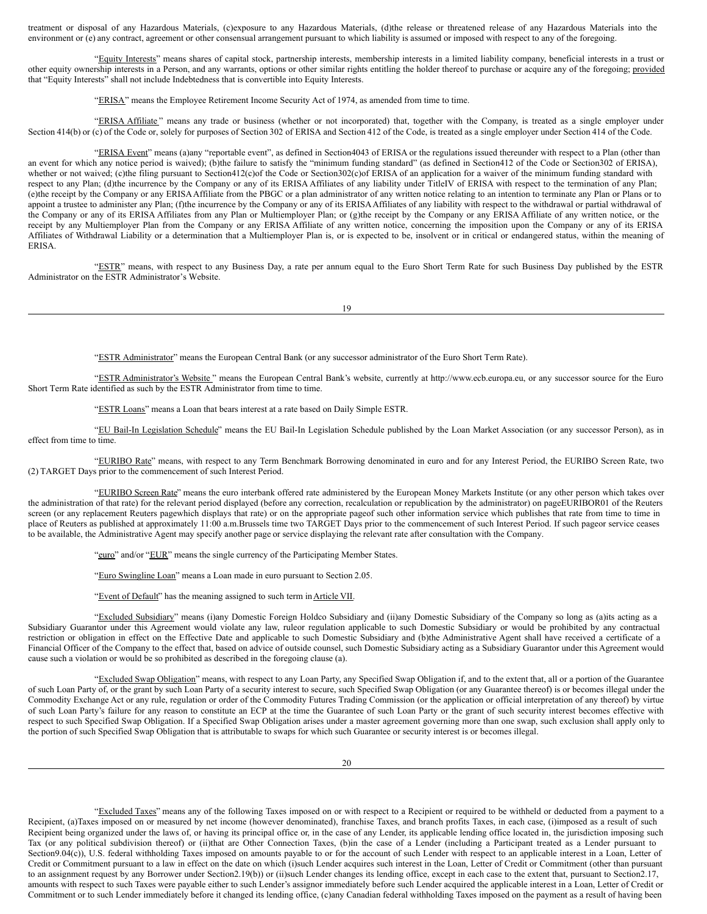treatment or disposal of any Hazardous Materials, (c) exposure to any Hazardous Materials, (d) the release or threatened release of any Hazardous Materials into the environment or (e) any contract, agreement or other consensual arrangement pursuant to which liability is assumed or imposed with respect to any of the foregoing.

"Equity Interests" means shares of capital stock, partnership interests, membership interests in a limited liability company, beneficial interests in a trust or other equity ownership interests in a Person, and any warrants, options or other similar rights entitling the holder thereof to purchase or acquire any of the foregoing; provided that "Equity Interests" shall not include Indebtedness that is convertible into Equity Interests.

"ERISA" means the Employee Retirement Income Security Act of 1974, as amended from time to time.

"ERISA Affiliate" means any trade or business (whether or not incorporated) that, together with the Company, is treated as a single employer under Section 414(b) or (c) of the Code or, solely for purposes of Section 302 of ERISA and Section 412 of the Code, is treated as a single employer under Section 414 of the Code.

"ERISA Event" means (a) any "reportable event", as defined in Section 4043 of ERISA or the regulations issued thereunder with respect to a Plan (other than an event for which any notice period is waived); (b) the failure to satisfy the "minimum funding standard" (as defined in Section 412 of the Code or Section 302 of ERISA), whether or not waived; (c) the filing pursuant to Section 412(c) of the Code or Section 302(c) of ERISA of an application for a waiver of the minimum funding standard with respect to any Plan; (d) the incurrence by the Company or any of its ERISA Affiliates of any liability under Title IV of ERISA with respect to the termination of any Plan; (e) the receipt by the Company or any ERISA Affiliate from the PBGC or a plan administrator of any written notice relating to an intention to terminate any Plan or Plans or to appoint a trustee to administer any Plan; (f) the incurrence by the Company or any of its ERISA Affiliates of any liability with respect to the withdrawal or partial withdrawal of the Company or any of its ERISA Affiliates from any Plan or Multiemployer Plan; or (g) the receipt by the Company or any ERISA Affiliate of any written notice, or the receipt by any Multiemployer Plan from the Company or any ERISA Affiliate of any written notice, concerning the imposition upon the Company or any of its ERISA Affiliates of Withdrawal Liability or a determination that a Multiemployer Plan is, or is expected to be, insolvent or in critical or endangered status, within the meaning of ERISA.

"ESTR" means, with respect to any Business Day, a rate per annum equal to the Euro Short Term Rate for such Business Day published by the ESTR Administrator on the ESTR Administrator's Website.

"ESTR Administrator" means the European Central Bank (or any successor administrator of the Euro Short Term Rate).

"ESTR Administrator's Website" means the European Central Bank's website, currently at http://www.ecb.europa.eu, or any successor source for the Euro Short Term Rate identified as such by the ESTR Administrator from time to time.

"ESTR Loans" means a Loan that bears interest at a rate based on Daily Simple ESTR.

"EU Bail-In Legislation Schedule" means the EU Bail-In Legislation Schedule published by the Loan Market Association (or any successor Person), as in effect from time to time.

"EURIBO Rate" means, with respect to any Term Benchmark Borrowing denominated in euro and for any Interest Period, the EURIBO Screen Rate, two (2) TARGET Days prior to the commencement of such Interest Period.

"EURIBO Screen Rate" means the euro interbank offered rate administered by the European Money Markets Institute (or any other person which takes over the administration of that rate) for the relevant period displayed (before any correction, recalculation or republication by the administrator) on page EURIBOR01 of the Reuters screen (or any replacement Reuters page which displays that rate) or on the appropriate page of such other information service which publishes that rate from time to time in place of Reuters as published at approximately 11:00 a.m. Brussels time two TARGET Days prior to the commencement of such Interest Period. If such page or service ceases to be available, the Administrative Agent may specify another page or service displaying the relevant rate after consultation with the Company.

"euro" and/or "EUR" means the single currency of the Participating Member States.

"Euro Swingline Loan" means a Loan made in euro pursuant to Section 2.05.

"Event of Default" has the meaning assigned to such term in Article VII.

"Excluded Subsidiary" means (i) any Domestic Foreign Holdco Subsidiary and (ii) any Domestic Subsidiary of the Company so long as (a) its acting as a Subsidiary Guarantor under this Agreement would violate any law, rule or regulation applicable to such Domestic Subsidiary or would be prohibited by any contractual restriction or obligation in effect on the Effective Date and applicable to such Domestic Subsidiary and (b) the Administrative Agent shall have received a certificate of a Financial Officer of the Company to the effect that, based on advice of outside counsel, such Domestic Subsidiary acting as a Subsidiary Guarantor under this Agreement would cause such a violation or would be so prohibited as described in the foregoing clause (a).

"Excluded Swap Obligation" means, with respect to any Loan Party, any Specified Swap Obligation if, and to the extent that, all or a portion of the Guarantee of such Loan Party of, or the grant by such Loan Party of a security interest to secure, such Specified Swap Obligation (or any Guarantee thereof) is or becomes illegal under the Commodity Exchange Act or any rule, regulation or order of the Commodity Futures Trading Commission (or the application or official interpretation of any thereof) by virtue of such Loan Party's failure for any reason to constitute an ECP at the time the Guarantee of such Loan Party or the grant of such security interest becomes effective with respect to such Specified Swap Obligation. If a Specified Swap Obligation arises under a master agreement governing more than one swap, such exclusion shall apply only to the portion of such Specified Swap Obligation that is attributable to swaps for which such Guarantee or security interest is or becomes illegal.

"Excluded Taxes" means any of the following Taxes imposed on or with respect to a Recipient or required to be withheld or deducted from a payment to a Recipient, (a) Taxes imposed on or measured by net income (however denominated), franchise Taxes, and branch profits Taxes, in each case, (i) imposed as a result of such Recipient being organized under the laws of, or having its principal office or, in the case of any Lender, its applicable lending office located in, the jurisdiction imposing such Tax (or any political subdivision thereof) or (ii) that are Other Connection Taxes, (b) in the case of a Lender (including a Participant treated as a Lender pursuant to Section 9.04(c)), U.S. federal withholding Taxes imposed on amounts payable to or for the account of such Lender with respect to an applicable interest in a Loan, Letter of Credit or Commitment pursuant to a law in effect on the date on which (i) such Lender acquires such interest in the Loan, Letter of Credit or Commitment (other than pursuant to an assignment request by any Borrower under Section 2.19(b)) or (ii) such Lender changes its lending office, except in each case to the extent that, pursuant to Section 2.17, amounts with respect to such Taxes were payable either to such Lender's assignor immediately before such Lender acquired the applicable interest in a Loan, Letter of Credit or Commitment or to such Lender immediately before it changed its lending office, (c) any Canadian federal withholding Taxes imposed on the payment as a result of having been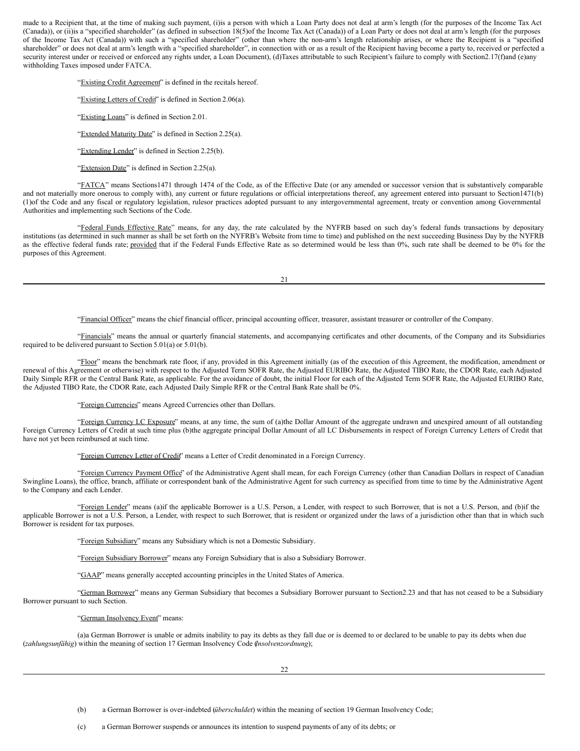made to a Recipient that, at the time of making such payment, (i) is a person with which a Loan Party does not deal at arm's length (for the purposes of the Income Tax Act (Canada)), or (ii) is a "specified shareholder" (as defined in subsection 18(5) of the Income Tax Act (Canada)) of a Loan Party or does not deal at arm's length (for the purposes of the Income Tax Act (Canada)) with such a "specified shareholder" (other than where the non-arm's length relationship arises, or where the Recipient is a "specified shareholder" or does not deal at arm's length with a "specified shareholder", in connection with or as a result of the Recipient having become a party to, received or perfected a security interest under or received or enforced any rights under, a Loan Document), (d) Taxes attributable to such Recipient's failure to comply with Section 2.17(f) and (e) any withholding Taxes imposed under FATCA.

"Existing Credit Agreement" is defined in the recitals hereof.

"Existing Letters of Credit" is defined in Section 2.06(a).

"Existing Loans" is defined in Section 2.01.

"Extended Maturity Date" is defined in Section 2.25(a).

"Extending Lender" is defined in Section 2.25(b).

"Extension Date" is defined in Section 2.25(a).

"FATCA" means Sections 1471 through 1474 of the Code, as of the Effective Date (or any amended or successor version that is substantively comparable and not materially more onerous to comply with), any current or future regulations or official interpretations thereof, any agreement entered into pursuant to Section 1471(b)(1) of the Code and any fiscal or regulatory legislation, rules or practices adopted pursuant to any intergovernmental agreement, treaty or convention among Governmental Authorities and implementing such Sections of the Code.

"Federal Funds Effective Rate" means, for any day, the rate calculated by the NYFRB based on such day's federal funds transactions by depositary institutions (as determined in such manner as shall be set forth on the NYFRB's Website from time to time) and published on the next succeeding Business Day by the NYFRB as the effective federal funds rate; provided that if the Federal Funds Effective Rate as so determined would be less than 0%, such rate shall be deemed to be 0% for the purposes of this Agreement.

"Financial Officer" means the chief financial officer, principal accounting officer, treasurer, assistant treasurer or controller of the Company.

"Financials" means the annual or quarterly financial statements, and accompanying certificates and other documents, of the Company and its Subsidiaries required to be delivered pursuant to Section 5.01(a) or 5.01(b).

"Floor" means the benchmark rate floor, if any, provided in this Agreement initially (as of the execution of this Agreement, the modification, amendment or renewal of this Agreement or otherwise) with respect to the Adjusted Term SOFR Rate, the Adjusted EURIBO Rate, the Adjusted TIBO Rate, the CDOR Rate, each Adjusted Daily Simple RFR or the Central Bank Rate, as applicable. For the avoidance of doubt, the initial Floor for each of the Adjusted Term SOFR Rate, the Adjusted EURIBO Rate, the Adjusted TIBO Rate, the CDOR Rate, each Adjusted Daily Simple RFR or the Central Bank Rate shall be 0%.

"Foreign Currencies" means Agreed Currencies other than Dollars.

"Foreign Currency LC Exposure" means, at any time, the sum of (a) the Dollar Amount of the aggregate undrawn and unexpired amount of all outstanding Foreign Currency Letters of Credit at such time plus (b) the aggregate principal Dollar Amount of all LC Disbursements in respect of Foreign Currency Letters of Credit that have not yet been reimbursed at such time.

"Foreign Currency Letter of Credit" means a Letter of Credit denominated in a Foreign Currency.

"Foreign Currency Payment Office" of the Administrative Agent shall mean, for each Foreign Currency (other than Canadian Dollars in respect of Canadian Swingline Loans), the office, branch, affiliate or correspondent bank of the Administrative Agent for such currency as specified from time to time by the Administrative Agent to the Company and each Lender.

"Foreign Lender" means (a) if the applicable Borrower is a U.S. Person, a Lender, with respect to such Borrower, that is not a U.S. Person, and (b) if the applicable Borrower is not a U.S. Person, a Lender, with respect to such Borrower, that is resident or organized under the laws of a jurisdiction other than that in which such Borrower is resident for tax purposes.

"Foreign Subsidiary" means any Subsidiary which is not a Domestic Subsidiary.

"Foreign Subsidiary Borrower" means any Foreign Subsidiary that is also a Subsidiary Borrower.

"GAAP" means generally accepted accounting principles in the United States of America.

"German Borrower" means any German Subsidiary that becomes a Subsidiary Borrower pursuant to Section 2.23 and that has not ceased to be a Subsidiary Borrower pursuant to such Section.

"German Insolvency Event" means:

(a) a German Borrower is unable or admits inability to pay its debts as they fall due or is deemed to or declared to be unable to pay its debts when due (*zahlungsunfähig*) within the meaning of section 17 German Insolvency Code (*Insolvenzordnung*);

(b) a German Borrower is over-indebted (*überschuldet*) within the meaning of section 19 German Insolvency Code;

(c) a German Borrower suspends or announces its intention to suspend payments of any of its debts; or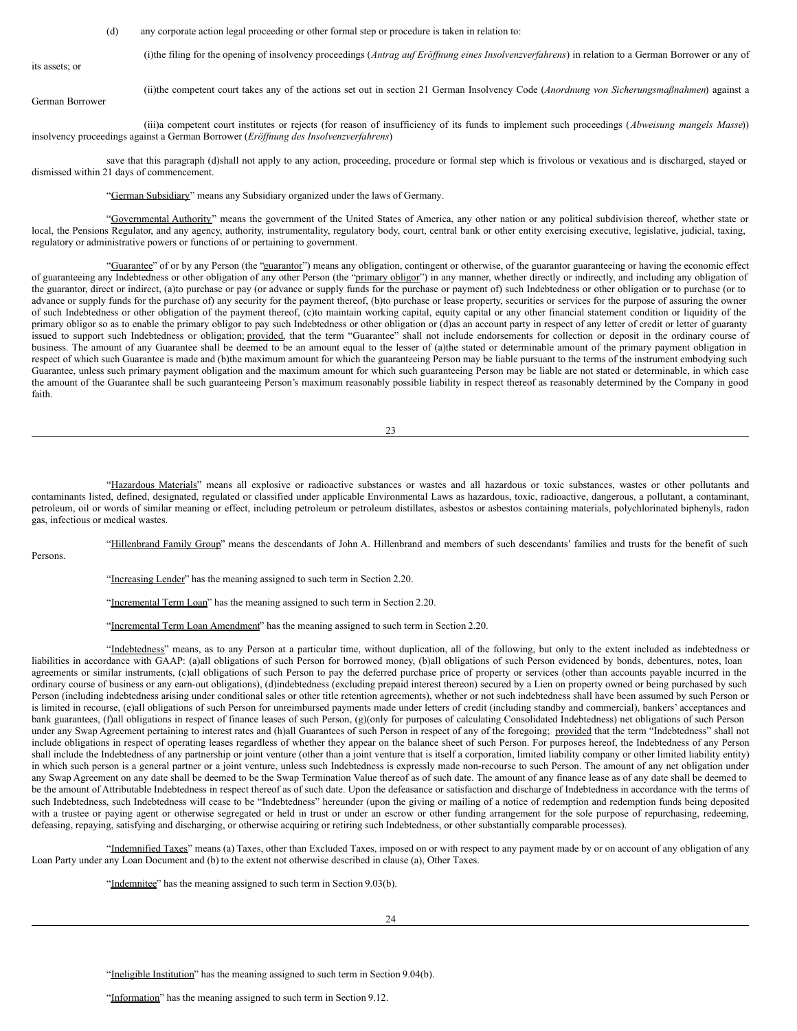(d) any corporate action legal proceeding or other formal step or procedure is taken in relation to:

(i)the filing for the opening of insolvency proceedings (*Antrag auf Eröffnung eines Insolvenzverfahrens*) in relation to a German Borrower or any of its assets; or

(ii)the competent court takes any of the actions set out in section 21 German Insolvency Code (*Anordnung von Sicherungsmaßnahmen*) against a German Borrower

(iii)a competent court institutes or rejects (for reason of insufficiency of its funds to implement such proceedings (*Abweisung mangels Masse*)) insolvency proceedings against a German Borrower (*Eröffnung des Insolvenzverfahrens*)

save that this paragraph (d)shall not apply to any action, proceeding, procedure or formal step which is frivolous or vexatious and is discharged, stayed or dismissed within 21 days of commencement.

"German Subsidiary" means any Subsidiary organized under the laws of Germany.

"Governmental Authority" means the government of the United States of America, any other nation or any political subdivision thereof, whether state or local, the Pensions Regulator, and any agency, authority, instrumentality, regulatory body, court, central bank or other entity exercising executive, legislative, judicial, taxing, regulatory or administrative powers or functions of or pertaining to government.

"Guarantee" of or by any Person (the "guarantor") means any obligation, contingent or otherwise, of the guarantor guaranteeing or having the economic effect of guaranteeing any Indebtedness or other obligation of any other Person (the "primary obligor") in any manner, whether directly or indirectly, and including any obligation of the guarantor, direct or indirect, (a)to purchase or pay (or advance or supply funds for the purchase or payment of) such Indebtedness or other obligation or to purchase (or to advance or supply funds for the purchase of) any security for the payment thereof, (b)to purchase or lease property, securities or services for the purpose of assuring the owner of such Indebtedness or other obligation of the payment thereof, (c)to maintain working capital, equity capital or any other financial statement condition or liquidity of the primary obligor so as to enable the primary obligor to pay such Indebtedness or other obligation or (d)as an account party in respect of any letter of credit or letter of guaranty issued to support such Indebtedness or obligation; provided, that the term "Guarantee" shall not include endorsements for collection or deposit in the ordinary course of business. The amount of any Guarantee shall be deemed to be an amount equal to the lesser of (a)the stated or determinable amount of the primary payment obligation in respect of which such Guarantee is made and (b)the maximum amount for which the guaranteeing Person may be liable pursuant to the terms of the instrument embodying such Guarantee, unless such primary payment obligation and the maximum amount for which such guaranteeing Person may be liable are not stated or determinable, in which case the amount of the Guarantee shall be such guaranteeing Person's maximum reasonably possible liability in respect thereof as reasonably determined by the Company in good faith.

"Hazardous Materials" means all explosive or radioactive substances or wastes and all hazardous or toxic substances, wastes or other pollutants and contaminants listed, defined, designated, regulated or classified under applicable Environmental Laws as hazardous, toxic, radioactive, dangerous, a pollutant, a contaminant, petroleum, oil or words of similar meaning or effect, including petroleum or petroleum distillates, asbestos or asbestos containing materials, polychlorinated biphenyls, radon gas, infectious or medical wastes.

"Hillenbrand Family Group" means the descendants of John A. Hillenbrand and members of such descendants' families and trusts for the benefit of such Persons.

"Increasing Lender" has the meaning assigned to such term in Section 2.20.

"Incremental Term Loan" has the meaning assigned to such term in Section 2.20.

"Incremental Term Loan Amendment" has the meaning assigned to such term in Section 2.20.

"Indebtedness" means, as to any Person at a particular time, without duplication, all of the following, but only to the extent included as indebtedness or liabilities in accordance with GAAP: (a)all obligations of such Person for borrowed money, (b)all obligations of such Person evidenced by bonds, debentures, notes, loan agreements or similar instruments, (c)all obligations of such Person to pay the deferred purchase price of property or services (other than accounts payable incurred in the ordinary course of business or any earn-out obligations), (d)indebtedness (excluding prepaid interest thereon) secured by a Lien on property owned or being purchased by such Person (including indebtedness arising under conditional sales or other title retention agreements), whether or not such indebtedness shall have been assumed by such Person or is limited in recourse, (e)all obligations of such Person for unreimbursed payments made under letters of credit (including standby and commercial), bankers' acceptances and bank guarantees, (f)all obligations in respect of finance leases of such Person, (g)(only for purposes of calculating Consolidated Indebtedness) net obligations of such Person under any Swap Agreement pertaining to interest rates and (h)all Guarantees of such Person in respect of any of the foregoing; provided that the term "Indebtedness" shall not include obligations in respect of operating leases regardless of whether they appear on the balance sheet of such Person. For purposes hereof, the Indebtedness of any Person shall include the Indebtedness of any partnership or joint venture (other than a joint venture that is itself a corporation, limited liability company or other limited liability entity) in which such person is a general partner or a joint venture, unless such Indebtedness is expressly made non-recourse to such Person. The amount of any net obligation under any Swap Agreement on any date shall be deemed to be the Swap Termination Value thereof as of such date. The amount of any finance lease as of any date shall be deemed to be the amount of Attributable Indebtedness in respect thereof as of such date. Upon the defeasance or satisfaction and discharge of Indebtedness in accordance with the terms of such Indebtedness, such Indebtedness will cease to be "Indebtedness" hereunder (upon the giving or mailing of a notice of redemption and redemption funds being deposited with a trustee or paying agent or otherwise segregated or held in trust or under an escrow or other funding arrangement for the sole purpose of repurchasing, redeeming, defeasing, repaying, satisfying and discharging, or otherwise acquiring or retiring such Indebtedness, or other substantially comparable processes).

"Indemnified Taxes" means (a) Taxes, other than Excluded Taxes, imposed on or with respect to any payment made by or on account of any obligation of any Loan Party under any Loan Document and (b) to the extent not otherwise described in clause (a), Other Taxes.

"Indemnitee" has the meaning assigned to such term in Section 9.03(b).

"Ineligible Institution" has the meaning assigned to such term in Section 9.04(b).

"Information" has the meaning assigned to such term in Section 9.12.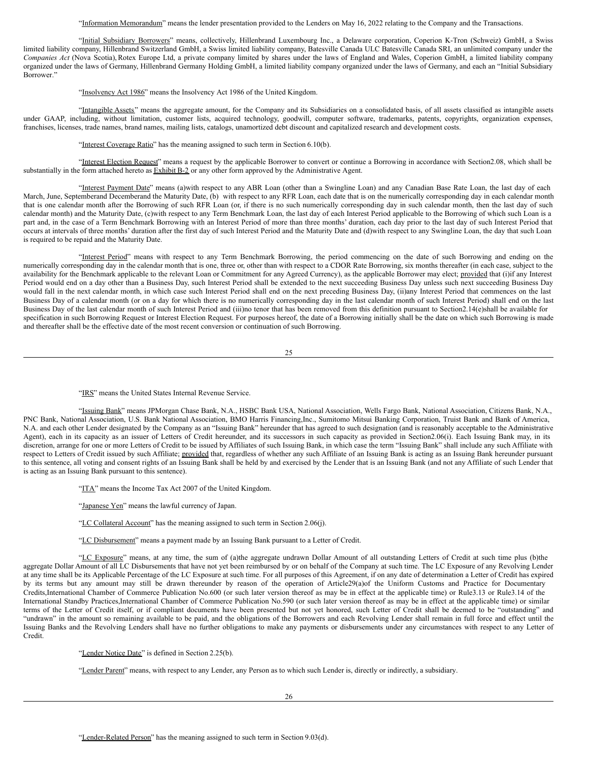"Information Memorandum" means the lender presentation provided to the Lenders on May 16, 2022 relating to the Company and the Transactions.

"Initial Subsidiary Borrowers" means, collectively, Hillenbrand Luxembourg Inc., a Delaware corporation, Coperion K-Tron (Schweiz) GmbH, a Swiss limited liability company, Hillenbrand Switzerland GmbH, a Swiss limited liability company, Batesville Canada ULC Batesville Canada SRI, an unlimited company under the *Companies Act* (Nova Scotia), Rotex Europe Ltd, a private company limited by shares under the laws of England and Wales, Coperion GmbH, a limited liability company organized under the laws of Germany, Hillenbrand Germany Holding GmbH, a limited liability company organized under the laws of Germany, and each an "Initial Subsidiary Borrower."

"Insolvency Act 1986" means the Insolvency Act 1986 of the United Kingdom.

"Intangible Assets" means the aggregate amount, for the Company and its Subsidiaries on a consolidated basis, of all assets classified as intangible assets under GAAP, including, without limitation, customer lists, acquired technology, goodwill, computer software, trademarks, patents, copyrights, organization expenses, franchises, licenses, trade names, brand names, mailing lists, catalogs, unamortized debt discount and capitalized research and development costs.

"Interest Coverage Ratio" has the meaning assigned to such term in Section 6.10(b).

"Interest Election Request" means a request by the applicable Borrower to convert or continue a Borrowing in accordance with Section2.08, which shall be substantially in the form attached hereto as Exhibit B-2 or any other form approved by the Administrative Agent.

"Interest Payment Date" means (a)with respect to any ABR Loan (other than a Swingline Loan) and any Canadian Base Rate Loan, the last day of each March, June, Septemberand Decemberand the Maturity Date, (b) with respect to any RFR Loan, each date that is on the numerically corresponding day in each calendar month that is one calendar month after the Borrowing of such RFR Loan (or, if there is no such numerically corresponding day in such calendar month, then the last day of such calendar month) and the Maturity Date, (c)with respect to any Term Benchmark Loan, the last day of each Interest Period applicable to the Borrowing of which such Loan is a part and, in the case of a Term Benchmark Borrowing with an Interest Period of more than three months' duration, each day prior to the last day of such Interest Period that occurs at intervals of three months' duration after the first day of such Interest Period and the Maturity Date and (d)with respect to any Swingline Loan, the day that such Loan is required to be repaid and the Maturity Date.

"Interest Period" means with respect to any Term Benchmark Borrowing, the period commencing on the date of such Borrowing and ending on the numerically corresponding day in the calendar month that is one, three or, other than with respect to a CDOR Rate Borrowing, six months thereafter (in each case, subject to the availability for the Benchmark applicable to the relevant Loan or Commitment for any Agreed Currency), as the applicable Borrower may elect; provided that (i)if any Interest Period would end on a day other than a Business Day, such Interest Period shall be extended to the next succeeding Business Day unless such next succeeding Business Day would fall in the next calendar month, in which case such Interest Period shall end on the next preceding Business Day, (ii)any Interest Period that commences on the last Business Day of a calendar month (or on a day for which there is no numerically corresponding day in the last calendar month of such Interest Period) shall end on the last Business Day of the last calendar month of such Interest Period and (iii)no tenor that has been removed from this definition pursuant to Section2.14(e)shall be available for specification in such Borrowing Request or Interest Election Request. For purposes hereof, the date of a Borrowing initially shall be the date on which such Borrowing is made and thereafter shall be the effective date of the most recent conversion or continuation of such Borrowing.

"IRS" means the United States Internal Revenue Service.

"Issuing Bank" means JPMorgan Chase Bank, N.A., HSBC Bank USA, National Association, Wells Fargo Bank, National Association, Citizens Bank, N.A., PNC Bank, National Association, U.S. Bank National Association, BMO Harris Financing,Inc., Sumitomo Mitsui Banking Corporation, Truist Bank and Bank of America, N.A. and each other Lender designated by the Company as an "Issuing Bank" hereunder that has agreed to such designation (and is reasonably acceptable to the Administrative Agent), each in its capacity as an issuer of Letters of Credit hereunder, and its successors in such capacity as provided in Section2.06(i). Each Issuing Bank may, in its discretion, arrange for one or more Letters of Credit to be issued by Affiliates of such Issuing Bank, in which case the term "Issuing Bank" shall include any such Affiliate with respect to Letters of Credit issued by such Affiliate; provided that, regardless of whether any such Affiliate of an Issuing Bank is acting as an Issuing Bank hereunder pursuant to this sentence, all voting and consent rights of an Issuing Bank shall be held by and exercised by the Lender that is an Issuing Bank (and not any Affiliate of such Lender that is acting as an Issuing Bank pursuant to this sentence).

"ITA" means the Income Tax Act 2007 of the United Kingdom.

"Japanese Yen" means the lawful currency of Japan.

"LC Collateral Account" has the meaning assigned to such term in Section 2.06(j).

"LC Disbursement" means a payment made by an Issuing Bank pursuant to a Letter of Credit.

"LC Exposure" means, at any time, the sum of (a)the aggregate undrawn Dollar Amount of all outstanding Letters of Credit at such time plus (b)the aggregate Dollar Amount of all LC Disbursements that have not yet been reimbursed by or on behalf of the Company at such time. The LC Exposure of any Revolving Lender at any time shall be its Applicable Percentage of the LC Exposure at such time. For all purposes of this Agreement, if on any date of determination a Letter of Credit has expired by its terms but any amount may still be drawn thereunder by reason of the operation of Article29(a)of the Uniform Customs and Practice for Documentary Credits,International Chamber of Commerce Publication No.600 (or such later version thereof as may be in effect at the applicable time) or Rule3.13 or Rule3.14 of the International Standby Practices,International Chamber of Commerce Publication No.590 (or such later version thereof as may be in effect at the applicable time) or similar terms of the Letter of Credit itself, or if compliant documents have been presented but not yet honored, such Letter of Credit shall be deemed to be "outstanding" and "undrawn" in the amount so remaining available to be paid, and the obligations of the Borrowers and each Revolving Lender shall remain in full force and effect until the Issuing Banks and the Revolving Lenders shall have no further obligations to make any payments or disbursements under any circumstances with respect to any Letter of Credit.

"Lender Notice Date" is defined in Section 2.25(b).

"Lender Parent" means, with respect to any Lender, any Person as to which such Lender is, directly or indirectly, a subsidiary.

"Lender-Related Person" has the meaning assigned to such term in Section 9.03(d).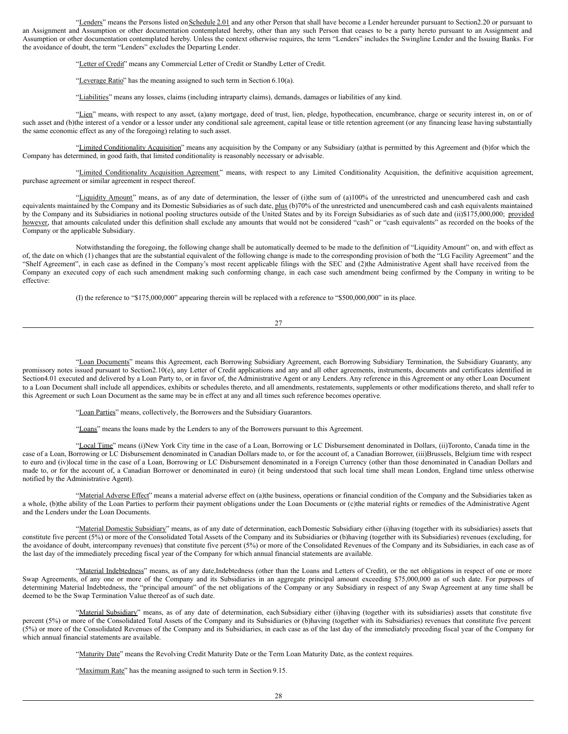"Lenders" means the Persons listed on Schedule 2.01 and any other Person that shall have become a Lender hereunder pursuant to Section 2.20 or pursuant to an Assignment and Assumption or other documentation contemplated hereby, other than any such Person that ceases to be a party hereto pursuant to an Assignment and Assumption or other documentation contemplated hereby. Unless the context otherwise requires, the term "Lenders" includes the Swingline Lender and the Issuing Banks. For the avoidance of doubt, the term "Lenders" excludes the Departing Lender.

"Letter of Credit" means any Commercial Letter of Credit or Standby Letter of Credit.

"Leverage Ratio" has the meaning assigned to such term in Section 6.10(a).

"Liabilities" means any losses, claims (including intraparty claims), demands, damages or liabilities of any kind.

"Lien" means, with respect to any asset, (a) any mortgage, deed of trust, lien, pledge, hypothecation, encumbrance, charge or security interest in, on or of such asset and (b) the interest of a vendor or a lessor under any conditional sale agreement, capital lease or title retention agreement (or any financing lease having substantially the same economic effect as any of the foregoing) relating to such asset.

"Limited Conditionality Acquisition" means any acquisition by the Company or any Subsidiary (a) that is permitted by this Agreement and (b) for which the Company has determined, in good faith, that limited conditionality is reasonably necessary or advisable.

"Limited Conditionality Acquisition Agreement" means, with respect to any Limited Conditionality Acquisition, the definitive acquisition agreement, purchase agreement or similar agreement in respect thereof.

"Liquidity Amount" means, as of any date of determination, the lesser of (i) the sum of (a) 100% of the unrestricted and unencumbered cash and cash equivalents maintained by the Company and its Domestic Subsidiaries as of such date, plus (b) 70% of the unrestricted and unencumbered cash and cash equivalents maintained by the Company and its Subsidiaries in notional pooling structures outside of the United States and by its Foreign Subsidiaries as of such date and (ii) $175,000,000; provided however, that amounts calculated under this definition shall exclude any amounts that would not be considered "cash" or "cash equivalents" as recorded on the books of the Company or the applicable Subsidiary.

Notwithstanding the foregoing, the following change shall be automatically deemed to be made to the definition of "Liquidity Amount" on, and with effect as of, the date on which (1) changes that are the substantial equivalent of the following change is made to the corresponding provision of both the "LG Facility Agreement" and the "Shelf Agreement", in each case as defined in the Company's most recent applicable filings with the SEC and (2) the Administrative Agent shall have received from the Company an executed copy of each such amendment making such conforming change, in each case such amendment being confirmed by the Company in writing to be effective:

(I) the reference to "$175,000,000" appearing therein will be replaced with a reference to "$500,000,000" in its place.

"Loan Documents" means this Agreement, each Borrowing Subsidiary Agreement, each Borrowing Subsidiary Termination, the Subsidiary Guaranty, any promissory notes issued pursuant to Section 2.10(e), any Letter of Credit applications and any and all other agreements, instruments, documents and certificates identified in Section 4.01 executed and delivered by a Loan Party to, or in favor of, the Administrative Agent or any Lenders. Any reference in this Agreement or any other Loan Document to a Loan Document shall include all appendices, exhibits or schedules thereto, and all amendments, restatements, supplements or other modifications thereto, and shall refer to this Agreement or such Loan Document as the same may be in effect at any and all times such reference becomes operative.

"Loan Parties" means, collectively, the Borrowers and the Subsidiary Guarantors.

"Loans" means the loans made by the Lenders to any of the Borrowers pursuant to this Agreement.

"Local Time" means (i) New York City time in the case of a Loan, Borrowing or LC Disbursement denominated in Dollars, (ii) Toronto, Canada time in the case of a Loan, Borrowing or LC Disbursement denominated in Canadian Dollars made to, or for the account of, a Canadian Borrower, (iii) Brussels, Belgium time with respect to euro and (iv) local time in the case of a Loan, Borrowing or LC Disbursement denominated in a Foreign Currency (other than those denominated in Canadian Dollars and made to, or for the account of, a Canadian Borrower or denominated in euro) (it being understood that such local time shall mean London, England time unless otherwise notified by the Administrative Agent).

"Material Adverse Effect" means a material adverse effect on (a) the business, operations or financial condition of the Company and the Subsidiaries taken as a whole, (b) the ability of the Loan Parties to perform their payment obligations under the Loan Documents or (c) the material rights or remedies of the Administrative Agent and the Lenders under the Loan Documents.

"Material Domestic Subsidiary" means, as of any date of determination, each Domestic Subsidiary either (i) having (together with its subsidiaries) assets that constitute five percent (5%) or more of the Consolidated Total Assets of the Company and its Subsidiaries or (b) having (together with its Subsidiaries) revenues (excluding, for the avoidance of doubt, intercompany revenues) that constitute five percent (5%) or more of the Consolidated Revenues of the Company and its Subsidiaries, in each case as of the last day of the immediately preceding fiscal year of the Company for which annual financial statements are available.

"Material Indebtedness" means, as of any date, Indebtedness (other than the Loans and Letters of Credit), or the net obligations in respect of one or more Swap Agreements, of any one or more of the Company and its Subsidiaries in an aggregate principal amount exceeding $75,000,000 as of such date. For purposes of determining Material Indebtedness, the "principal amount" of the net obligations of the Company or any Subsidiary in respect of any Swap Agreement at any time shall be deemed to be the Swap Termination Value thereof as of such date.

"Material Subsidiary" means, as of any date of determination, each Subsidiary either (i) having (together with its subsidiaries) assets that constitute five percent (5%) or more of the Consolidated Total Assets of the Company and its Subsidiaries or (b) having (together with its Subsidiaries) revenues that constitute five percent (5%) or more of the Consolidated Revenues of the Company and its Subsidiaries, in each case as of the last day of the immediately preceding fiscal year of the Company for which annual financial statements are available.

"Maturity Date" means the Revolving Credit Maturity Date or the Term Loan Maturity Date, as the context requires.

"Maximum Rate" has the meaning assigned to such term in Section 9.15.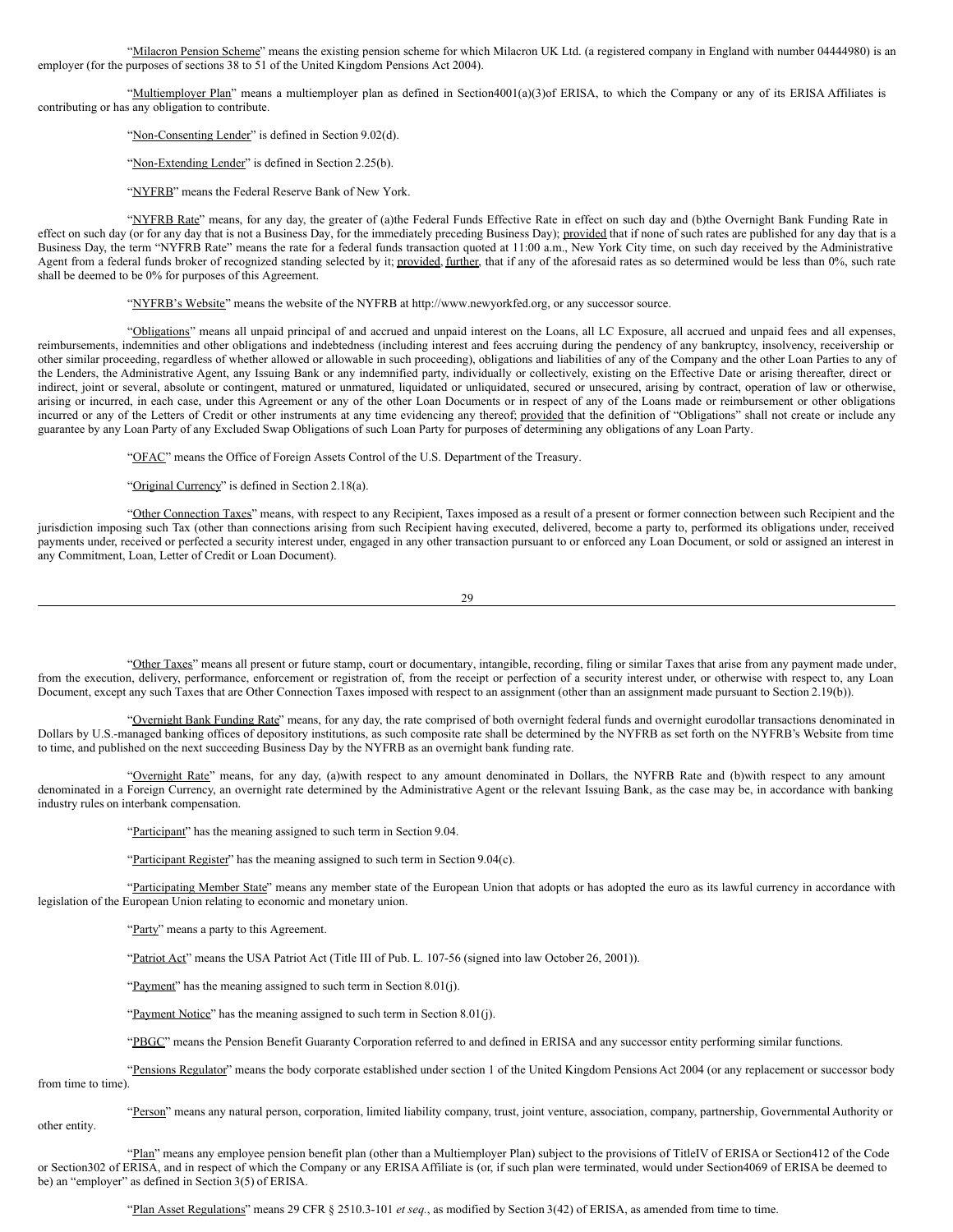"Milacron Pension Scheme" means the existing pension scheme for which Milacron UK Ltd. (a registered company in England with number 04444980) is an employer (for the purposes of sections 38 to 51 of the United Kingdom Pensions Act 2004).

"Multiemployer Plan" means a multiemployer plan as defined in Section4001(a)(3)of ERISA, to which the Company or any of its ERISA Affiliates is contributing or has any obligation to contribute.

"Non-Consenting Lender" is defined in Section 9.02(d).

"Non-Extending Lender" is defined in Section 2.25(b).

"NYFRB" means the Federal Reserve Bank of New York.

"NYFRB Rate" means, for any day, the greater of (a)the Federal Funds Effective Rate in effect on such day and (b)the Overnight Bank Funding Rate in effect on such day (or for any day that is not a Business Day, for the immediately preceding Business Day); provided that if none of such rates are published for any day that is a Business Day, the term "NYFRB Rate" means the rate for a federal funds transaction quoted at 11:00 a.m., New York City time, on such day received by the Administrative Agent from a federal funds broker of recognized standing selected by it; provided, further, that if any of the aforesaid rates as so determined would be less than 0%, such rate shall be deemed to be 0% for purposes of this Agreement.

"NYFRB's Website" means the website of the NYFRB at http://www.newyorkfed.org, or any successor source.

"Obligations" means all unpaid principal of and accrued and unpaid interest on the Loans, all LC Exposure, all accrued and unpaid fees and all expenses, reimbursements, indemnities and other obligations and indebtedness (including interest and fees accruing during the pendency of any bankruptcy, insolvency, receivership or other similar proceeding, regardless of whether allowed or allowable in such proceeding), obligations and liabilities of any of the Company and the other Loan Parties to any of the Lenders, the Administrative Agent, any Issuing Bank or any indemnified party, individually or collectively, existing on the Effective Date or arising thereafter, direct or indirect, joint or several, absolute or contingent, matured or unmatured, liquidated or unliquidated, secured or unsecured, arising by contract, operation of law or otherwise, arising or incurred, in each case, under this Agreement or any of the other Loan Documents or in respect of any of the Loans made or reimbursement or other obligations incurred or any of the Letters of Credit or other instruments at any time evidencing any thereof; provided that the definition of "Obligations" shall not create or include any guarantee by any Loan Party of any Excluded Swap Obligations of such Loan Party for purposes of determining any obligations of any Loan Party.

"OFAC" means the Office of Foreign Assets Control of the U.S. Department of the Treasury.

"Original Currency" is defined in Section 2.18(a).

"Other Connection Taxes" means, with respect to any Recipient, Taxes imposed as a result of a present or former connection between such Recipient and the jurisdiction imposing such Tax (other than connections arising from such Recipient having executed, delivered, become a party to, performed its obligations under, received payments under, received or perfected a security interest under, engaged in any other transaction pursuant to or enforced any Loan Document, or sold or assigned an interest in any Commitment, Loan, Letter of Credit or Loan Document).

"Other Taxes" means all present or future stamp, court or documentary, intangible, recording, filing or similar Taxes that arise from any payment made under, from the execution, delivery, performance, enforcement or registration of, from the receipt or perfection of a security interest under, or otherwise with respect to, any Loan Document, except any such Taxes that are Other Connection Taxes imposed with respect to an assignment (other than an assignment made pursuant to Section 2.19(b)).

"Overnight Bank Funding Rate" means, for any day, the rate comprised of both overnight federal funds and overnight eurodollar transactions denominated in Dollars by U.S.-managed banking offices of depository institutions, as such composite rate shall be determined by the NYFRB as set forth on the NYFRB's Website from time to time, and published on the next succeeding Business Day by the NYFRB as an overnight bank funding rate.

"Overnight Rate" means, for any day, (a)with respect to any amount denominated in Dollars, the NYFRB Rate and (b)with respect to any amount denominated in a Foreign Currency, an overnight rate determined by the Administrative Agent or the relevant Issuing Bank, as the case may be, in accordance with banking industry rules on interbank compensation.

"Participant" has the meaning assigned to such term in Section 9.04.

"Participant Register" has the meaning assigned to such term in Section 9.04(c).

"Participating Member State" means any member state of the European Union that adopts or has adopted the euro as its lawful currency in accordance with legislation of the European Union relating to economic and monetary union.

"Party" means a party to this Agreement.

"Patriot Act" means the USA Patriot Act (Title III of Pub. L. 107-56 (signed into law October 26, 2001)).

"Payment" has the meaning assigned to such term in Section 8.01(j).

"Payment Notice" has the meaning assigned to such term in Section 8.01(j).

"PBGC" means the Pension Benefit Guaranty Corporation referred to and defined in ERISA and any successor entity performing similar functions.

"Pensions Regulator" means the body corporate established under section 1 of the United Kingdom Pensions Act 2004 (or any replacement or successor body from time to time).

"Person" means any natural person, corporation, limited liability company, trust, joint venture, association, company, partnership, Governmental Authority or other entity.

"Plan" means any employee pension benefit plan (other than a Multiemployer Plan) subject to the provisions of TitleIV of ERISA or Section412 of the Code or Section302 of ERISA, and in respect of which the Company or any ERISA Affiliate is (or, if such plan were terminated, would under Section4069 of ERISA be deemed to be) an "employer" as defined in Section 3(5) of ERISA.

"Plan Asset Regulations" means 29 CFR § 2510.3-101 *et seq.*, as modified by Section 3(42) of ERISA, as amended from time to time.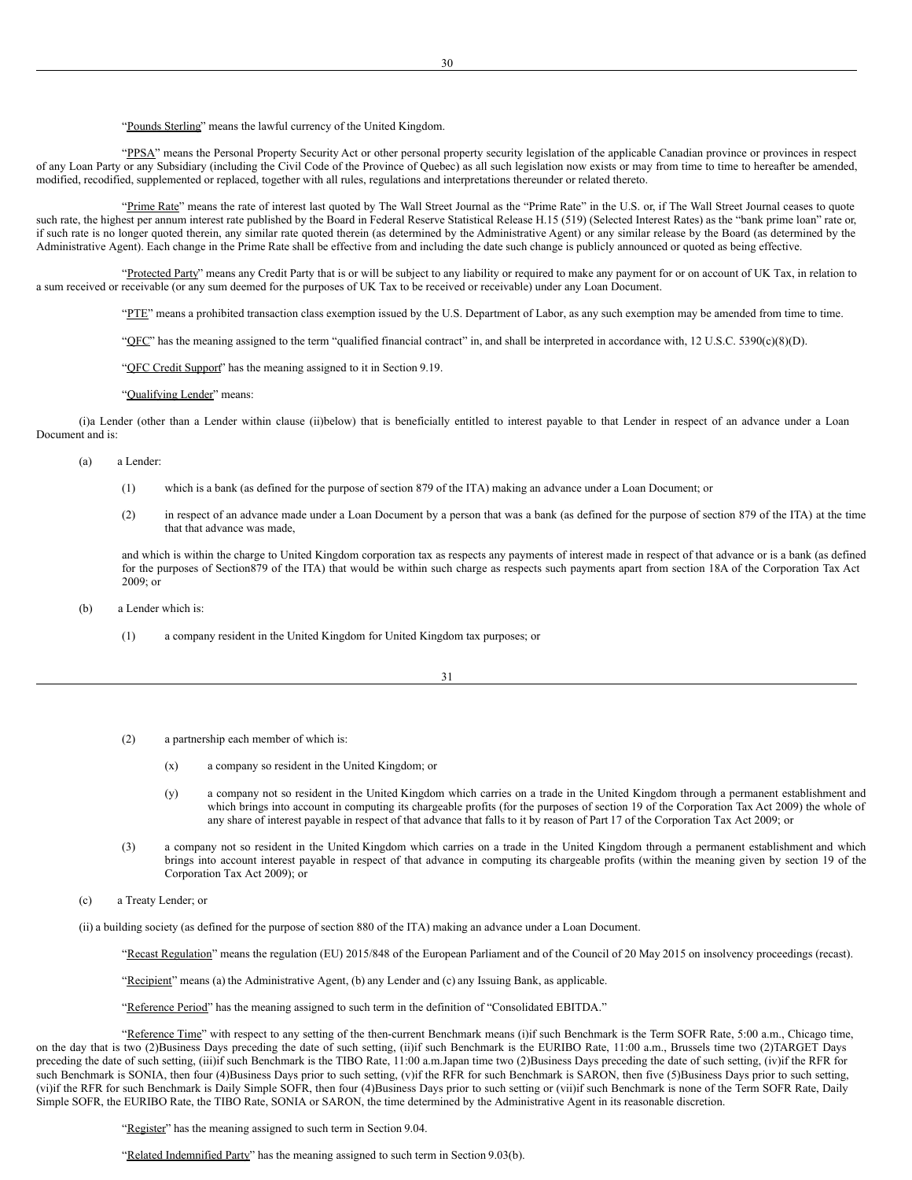"Pounds Sterling" means the lawful currency of the United Kingdom.

"PPSA" means the Personal Property Security Act or other personal property security legislation of the applicable Canadian province or provinces in respect of any Loan Party or any Subsidiary (including the Civil Code of the Province of Quebec) as all such legislation now exists or may from time to time to hereafter be amended, modified, recodified, supplemented or replaced, together with all rules, regulations and interpretations thereunder or related thereto.

"Prime Rate" means the rate of interest last quoted by The Wall Street Journal as the "Prime Rate" in the U.S. or, if The Wall Street Journal ceases to quote such rate, the highest per annum interest rate published by the Board in Federal Reserve Statistical Release H.15 (519) (Selected Interest Rates) as the "bank prime loan" rate or, if such rate is no longer quoted therein, any similar rate quoted therein (as determined by the Administrative Agent) or any similar release by the Board (as determined by the Administrative Agent). Each change in the Prime Rate shall be effective from and including the date such change is publicly announced or quoted as being effective.

"Protected Party" means any Credit Party that is or will be subject to any liability or required to make any payment for or on account of UK Tax, in relation to a sum received or receivable (or any sum deemed for the purposes of UK Tax to be received or receivable) under any Loan Document.

"PTE" means a prohibited transaction class exemption issued by the U.S. Department of Labor, as any such exemption may be amended from time to time.

"QFC" has the meaning assigned to the term "qualified financial contract" in, and shall be interpreted in accordance with, 12 U.S.C. 5390(c)(8)(D).

"QFC Credit Support" has the meaning assigned to it in Section 9.19.

"Qualifying Lender" means:

(i) a Lender (other than a Lender within clause (ii) below) that is beneficially entitled to interest payable to that Lender in respect of an advance under a Loan Document and is:

(a) a Lender:

(1) which is a bank (as defined for the purpose of section 879 of the ITA) making an advance under a Loan Document; or

(2) in respect of an advance made under a Loan Document by a person that was a bank (as defined for the purpose of section 879 of the ITA) at the time that that advance was made,

and which is within the charge to United Kingdom corporation tax as respects any payments of interest made in respect of that advance or is a bank (as defined for the purposes of Section 879 of the ITA) that would be within such charge as respects such payments apart from section 18A of the Corporation Tax Act 2009; or

(b) a Lender which is:

(1) a company resident in the United Kingdom for United Kingdom tax purposes; or

(2) a partnership each member of which is:

(x) a company so resident in the United Kingdom; or

(y) a company not so resident in the United Kingdom which carries on a trade in the United Kingdom through a permanent establishment and which brings into account in computing its chargeable profits (for the purposes of section 19 of the Corporation Tax Act 2009) the whole of any share of interest payable in respect of that advance that falls to it by reason of Part 17 of the Corporation Tax Act 2009; or

(3) a company not so resident in the United Kingdom which carries on a trade in the United Kingdom through a permanent establishment and which brings into account interest payable in respect of that advance in computing its chargeable profits (within the meaning given by section 19 of the Corporation Tax Act 2009); or

(c) a Treaty Lender; or

(ii) a building society (as defined for the purpose of section 880 of the ITA) making an advance under a Loan Document.

"Recast Regulation" means the regulation (EU) 2015/848 of the European Parliament and of the Council of 20 May 2015 on insolvency proceedings (recast).

"Recipient" means (a) the Administrative Agent, (b) any Lender and (c) any Issuing Bank, as applicable.

"Reference Period" has the meaning assigned to such term in the definition of "Consolidated EBITDA."

"Reference Time" with respect to any setting of the then-current Benchmark means (i) if such Benchmark is the Term SOFR Rate, 5:00 a.m., Chicago time, on the day that is two (2) Business Days preceding the date of such setting, (ii) if such Benchmark is the EURIBO Rate, 11:00 a.m., Brussels time two (2) TARGET Days preceding the date of such setting, (iii) if such Benchmark is the TIBO Rate, 11:00 a.m. Japan time two (2) Business Days preceding the date of such setting, (iv) if the RFR for such Benchmark is SONIA, then four (4) Business Days prior to such setting, (v) if the RFR for such Benchmark is SARON, then five (5) Business Days prior to such setting, (vi) if the RFR for such Benchmark is Daily Simple SOFR, then four (4) Business Days prior to such setting or (vii) if such Benchmark is none of the Term SOFR Rate, Daily Simple SOFR, the EURIBO Rate, the TIBO Rate, SONIA or SARON, the time determined by the Administrative Agent in its reasonable discretion.

"Register" has the meaning assigned to such term in Section 9.04.

"Related Indemnified Party" has the meaning assigned to such term in Section 9.03(b).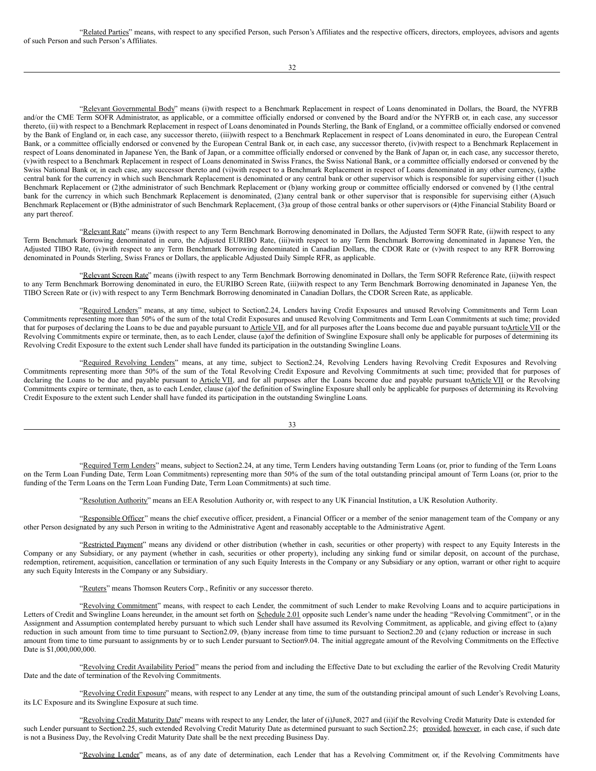"Related Parties" means, with respect to any specified Person, such Person's Affiliates and the respective officers, directors, employees, advisors and agents of such Person and such Person's Affiliates.

"Relevant Governmental Body" means (i)with respect to a Benchmark Replacement in respect of Loans denominated in Dollars, the Board, the NYFRB and/or the CME Term SOFR Administrator, as applicable, or a committee officially endorsed or convened by the Board and/or the NYFRB or, in each case, any successor thereto, (ii) with respect to a Benchmark Replacement in respect of Loans denominated in Pounds Sterling, the Bank of England, or a committee officially endorsed or convened by the Bank of England or, in each case, any successor thereto, (iii)with respect to a Benchmark Replacement in respect of Loans denominated in euro, the European Central Bank, or a committee officially endorsed or convened by the European Central Bank or, in each case, any successor thereto, (iv)with respect to a Benchmark Replacement in respect of Loans denominated in Japanese Yen, the Bank of Japan, or a committee officially endorsed or convened by the Bank of Japan or, in each case, any successor thereto, (v)with respect to a Benchmark Replacement in respect of Loans denominated in Swiss Francs, the Swiss National Bank, or a committee officially endorsed or convened by the Swiss National Bank or, in each case, any successor thereto and (vi)with respect to a Benchmark Replacement in respect of Loans denominated in any other currency, (a)the central bank for the currency in which such Benchmark Replacement is denominated or any central bank or other supervisor which is responsible for supervising either (1)such Benchmark Replacement or (2)the administrator of such Benchmark Replacement or (b)any working group or committee officially endorsed or convened by (1)the central bank for the currency in which such Benchmark Replacement is denominated, (2)any central bank or other supervisor that is responsible for supervising either (A)such Benchmark Replacement or (B)the administrator of such Benchmark Replacement, (3)a group of those central banks or other supervisors or (4)the Financial Stability Board or any part thereof.

"Relevant Rate" means (i)with respect to any Term Benchmark Borrowing denominated in Dollars, the Adjusted Term SOFR Rate, (ii)with respect to any Term Benchmark Borrowing denominated in euro, the Adjusted EURIBO Rate, (iii)with respect to any Term Benchmark Borrowing denominated in Japanese Yen, the Adjusted TIBO Rate, (iv)with respect to any Term Benchmark Borrowing denominated in Canadian Dollars, the CDOR Rate or (v)with respect to any RFR Borrowing denominated in Pounds Sterling, Swiss Francs or Dollars, the applicable Adjusted Daily Simple RFR, as applicable.

"Relevant Screen Rate" means (i)with respect to any Term Benchmark Borrowing denominated in Dollars, the Term SOFR Reference Rate, (ii)with respect to any Term Benchmark Borrowing denominated in euro, the EURIBO Screen Rate, (iii)with respect to any Term Benchmark Borrowing denominated in Japanese Yen, the TIBO Screen Rate or (iv) with respect to any Term Benchmark Borrowing denominated in Canadian Dollars, the CDOR Screen Rate, as applicable.

"Required Lenders" means, at any time, subject to Section2.24, Lenders having Credit Exposures and unused Revolving Commitments and Term Loan Commitments representing more than 50% of the sum of the total Credit Exposures and unused Revolving Commitments and Term Loan Commitments at such time; provided that for purposes of declaring the Loans to be due and payable pursuant to Article VII, and for all purposes after the Loans become due and payable pursuant toArticle VII or the Revolving Commitments expire or terminate, then, as to each Lender, clause (a)of the definition of Swingline Exposure shall only be applicable for purposes of determining its Revolving Credit Exposure to the extent such Lender shall have funded its participation in the outstanding Swingline Loans.

"Required Revolving Lenders" means, at any time, subject to Section2.24, Revolving Lenders having Revolving Credit Exposures and Revolving Commitments representing more than 50% of the sum of the Total Revolving Credit Exposure and Revolving Commitments at such time; provided that for purposes of declaring the Loans to be due and payable pursuant to Article VII, and for all purposes after the Loans become due and payable pursuant toArticle VII or the Revolving Commitments expire or terminate, then, as to each Lender, clause (a)of the definition of Swingline Exposure shall only be applicable for purposes of determining its Revolving Credit Exposure to the extent such Lender shall have funded its participation in the outstanding Swingline Loans.

"Required Term Lenders" means, subject to Section2.24, at any time, Term Lenders having outstanding Term Loans (or, prior to funding of the Term Loans on the Term Loan Funding Date, Term Loan Commitments) representing more than 50% of the sum of the total outstanding principal amount of Term Loans (or, prior to the funding of the Term Loans on the Term Loan Funding Date, Term Loan Commitments) at such time.

"Resolution Authority" means an EEA Resolution Authority or, with respect to any UK Financial Institution, a UK Resolution Authority.

"Responsible Officer" means the chief executive officer, president, a Financial Officer or a member of the senior management team of the Company or any other Person designated by any such Person in writing to the Administrative Agent and reasonably acceptable to the Administrative Agent.

"Restricted Payment" means any dividend or other distribution (whether in cash, securities or other property) with respect to any Equity Interests in the Company or any Subsidiary, or any payment (whether in cash, securities or other property), including any sinking fund or similar deposit, on account of the purchase, redemption, retirement, acquisition, cancellation or termination of any such Equity Interests in the Company or any Subsidiary or any option, warrant or other right to acquire any such Equity Interests in the Company or any Subsidiary.

"Reuters" means Thomson Reuters Corp., Refinitiv or any successor thereto.

"Revolving Commitment" means, with respect to each Lender, the commitment of such Lender to make Revolving Loans and to acquire participations in Letters of Credit and Swingline Loans hereunder, in the amount set forth on Schedule 2.01 opposite such Lender's name under the heading "Revolving Commitment", or in the Assignment and Assumption contemplated hereby pursuant to which such Lender shall have assumed its Revolving Commitment, as applicable, and giving effect to (a)any reduction in such amount from time to time pursuant to Section2.09, (b)any increase from time to time pursuant to Section2.20 and (c)any reduction or increase in such amount from time to time pursuant to assignments by or to such Lender pursuant to Section9.04. The initial aggregate amount of the Revolving Commitments on the Effective Date is $1,000,000,000.

"Revolving Credit Availability Period" means the period from and including the Effective Date to but excluding the earlier of the Revolving Credit Maturity Date and the date of termination of the Revolving Commitments.

"Revolving Credit Exposure" means, with respect to any Lender at any time, the sum of the outstanding principal amount of such Lender's Revolving Loans, its LC Exposure and its Swingline Exposure at such time.

"Revolving Credit Maturity Date" means with respect to any Lender, the later of (i)June8, 2027 and (ii)if the Revolving Credit Maturity Date is extended for such Lender pursuant to Section2.25, such extended Revolving Credit Maturity Date as determined pursuant to such Section2.25; provided, however, in each case, if such date is not a Business Day, the Revolving Credit Maturity Date shall be the next preceding Business Day.

"Revolving Lender" means, as of any date of determination, each Lender that has a Revolving Commitment or, if the Revolving Commitments have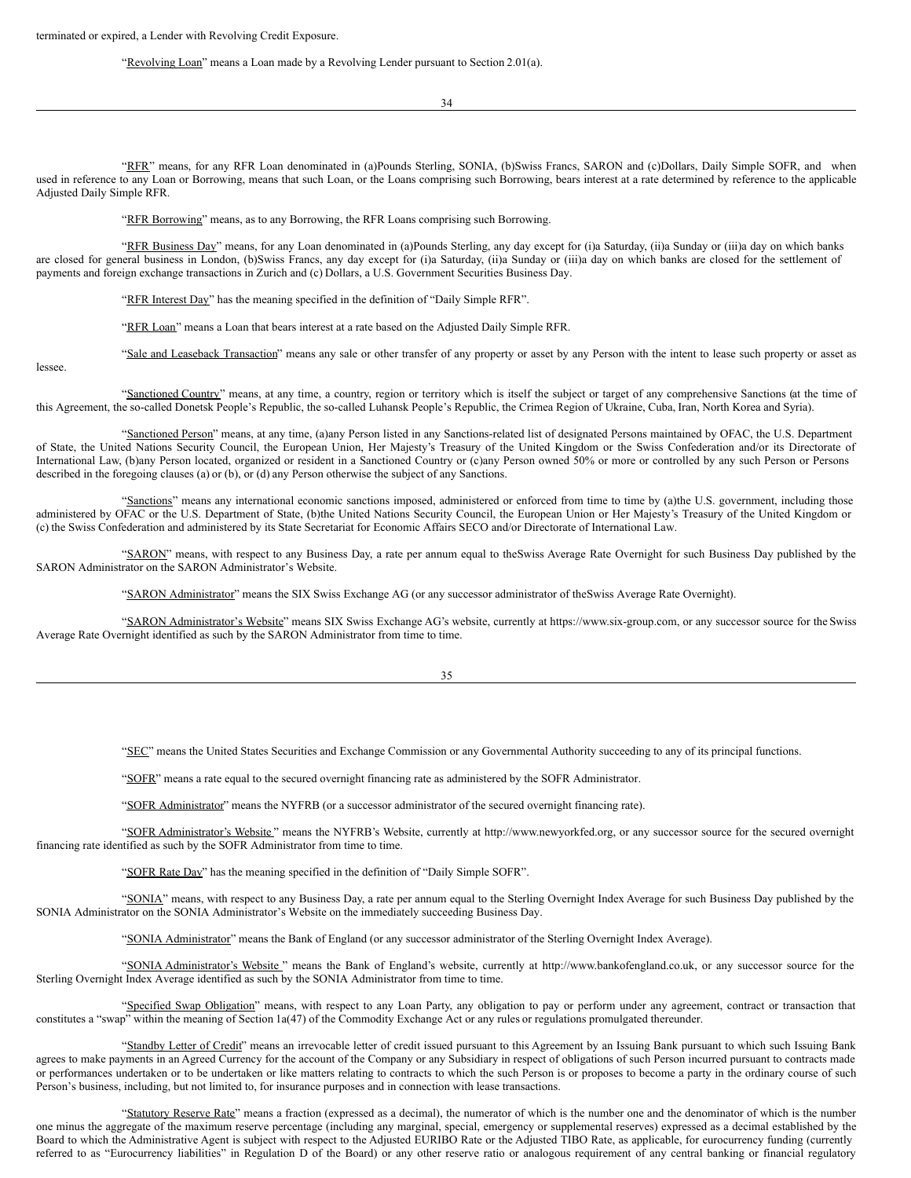terminated or expired, a Lender with Revolving Credit Exposure.

"Revolving Loan" means a Loan made by a Revolving Lender pursuant to Section 2.01(a).

"RFR" means, for any RFR Loan denominated in (a)Pounds Sterling, SONIA, (b)Swiss Francs, SARON and (c)Dollars, Daily Simple SOFR, and when used in reference to any Loan or Borrowing, means that such Loan, or the Loans comprising such Borrowing, bears interest at a rate determined by reference to the applicable Adjusted Daily Simple RFR.

"RFR Borrowing" means, as to any Borrowing, the RFR Loans comprising such Borrowing.

"RFR Business Day" means, for any Loan denominated in (a)Pounds Sterling, any day except for (i)a Saturday, (ii)a Sunday or (iii)a day on which banks are closed for general business in London, (b)Swiss Francs, any day except for (i)a Saturday, (ii)a Sunday or (iii)a day on which banks are closed for the settlement of payments and foreign exchange transactions in Zurich and (c) Dollars, a U.S. Government Securities Business Day.

"RFR Interest Day" has the meaning specified in the definition of "Daily Simple RFR".

"RFR Loan" means a Loan that bears interest at a rate based on the Adjusted Daily Simple RFR.

"Sale and Leaseback Transaction" means any sale or other transfer of any property or asset by any Person with the intent to lease such property or asset as lessee.

"Sanctioned Country" means, at any time, a country, region or territory which is itself the subject or target of any comprehensive Sanctions (at the time of this Agreement, the so-called Donetsk People's Republic, the so-called Luhansk People's Republic, the Crimea Region of Ukraine, Cuba, Iran, North Korea and Syria).

"Sanctioned Person" means, at any time, (a)any Person listed in any Sanctions-related list of designated Persons maintained by OFAC, the U.S. Department of State, the United Nations Security Council, the European Union, Her Majesty's Treasury of the United Kingdom or the Swiss Confederation and/or its Directorate of International Law, (b)any Person located, organized or resident in a Sanctioned Country or (c)any Person owned 50% or more or controlled by any such Person or Persons described in the foregoing clauses (a) or (b), or (d) any Person otherwise the subject of any Sanctions.

"Sanctions" means any international economic sanctions imposed, administered or enforced from time to time by (a)the U.S. government, including those administered by OFAC or the U.S. Department of State, (b)the United Nations Security Council, the European Union or Her Majesty's Treasury of the United Kingdom or (c) the Swiss Confederation and administered by its State Secretariat for Economic Affairs SECO and/or Directorate of International Law.

"SARON" means, with respect to any Business Day, a rate per annum equal to theSwiss Average Rate Overnight for such Business Day published by the SARON Administrator on the SARON Administrator's Website.

"SARON Administrator" means the SIX Swiss Exchange AG (or any successor administrator of theSwiss Average Rate Overnight).

"SARON Administrator's Website" means SIX Swiss Exchange AG's website, currently at https://www.six-group.com, or any successor source for the Swiss Average Rate Overnight identified as such by the SARON Administrator from time to time.

"SEC" means the United States Securities and Exchange Commission or any Governmental Authority succeeding to any of its principal functions.

"SOFR" means a rate equal to the secured overnight financing rate as administered by the SOFR Administrator.

"SOFR Administrator" means the NYFRB (or a successor administrator of the secured overnight financing rate).

"SOFR Administrator's Website" means the NYFRB's Website, currently at http://www.newyorkfed.org, or any successor source for the secured overnight financing rate identified as such by the SOFR Administrator from time to time.

"SOFR Rate Day" has the meaning specified in the definition of "Daily Simple SOFR".

"SONIA" means, with respect to any Business Day, a rate per annum equal to the Sterling Overnight Index Average for such Business Day published by the SONIA Administrator on the SONIA Administrator's Website on the immediately succeeding Business Day.

"SONIA Administrator" means the Bank of England (or any successor administrator of the Sterling Overnight Index Average).

"SONIA Administrator's Website" means the Bank of England's website, currently at http://www.bankofengland.co.uk, or any successor source for the Sterling Overnight Index Average identified as such by the SONIA Administrator from time to time.

"Specified Swap Obligation" means, with respect to any Loan Party, any obligation to pay or perform under any agreement, contract or transaction that constitutes a "swap" within the meaning of Section 1a(47) of the Commodity Exchange Act or any rules or regulations promulgated thereunder.

"Standby Letter of Credit" means an irrevocable letter of credit issued pursuant to this Agreement by an Issuing Bank pursuant to which such Issuing Bank agrees to make payments in an Agreed Currency for the account of the Company or any Subsidiary in respect of obligations of such Person incurred pursuant to contracts made or performances undertaken or to be undertaken or like matters relating to contracts to which the such Person is or proposes to become a party in the ordinary course of such Person's business, including, but not limited to, for insurance purposes and in connection with lease transactions.

"Statutory Reserve Rate" means a fraction (expressed as a decimal), the numerator of which is the number one and the denominator of which is the number one minus the aggregate of the maximum reserve percentage (including any marginal, special, emergency or supplemental reserves) expressed as a decimal established by the Board to which the Administrative Agent is subject with respect to the Adjusted EURIBO Rate or the Adjusted TIBO Rate, as applicable, for eurocurrency funding (currently referred to as "Eurocurrency liabilities" in Regulation D of the Board) or any other reserve ratio or analogous requirement of any central banking or financial regulatory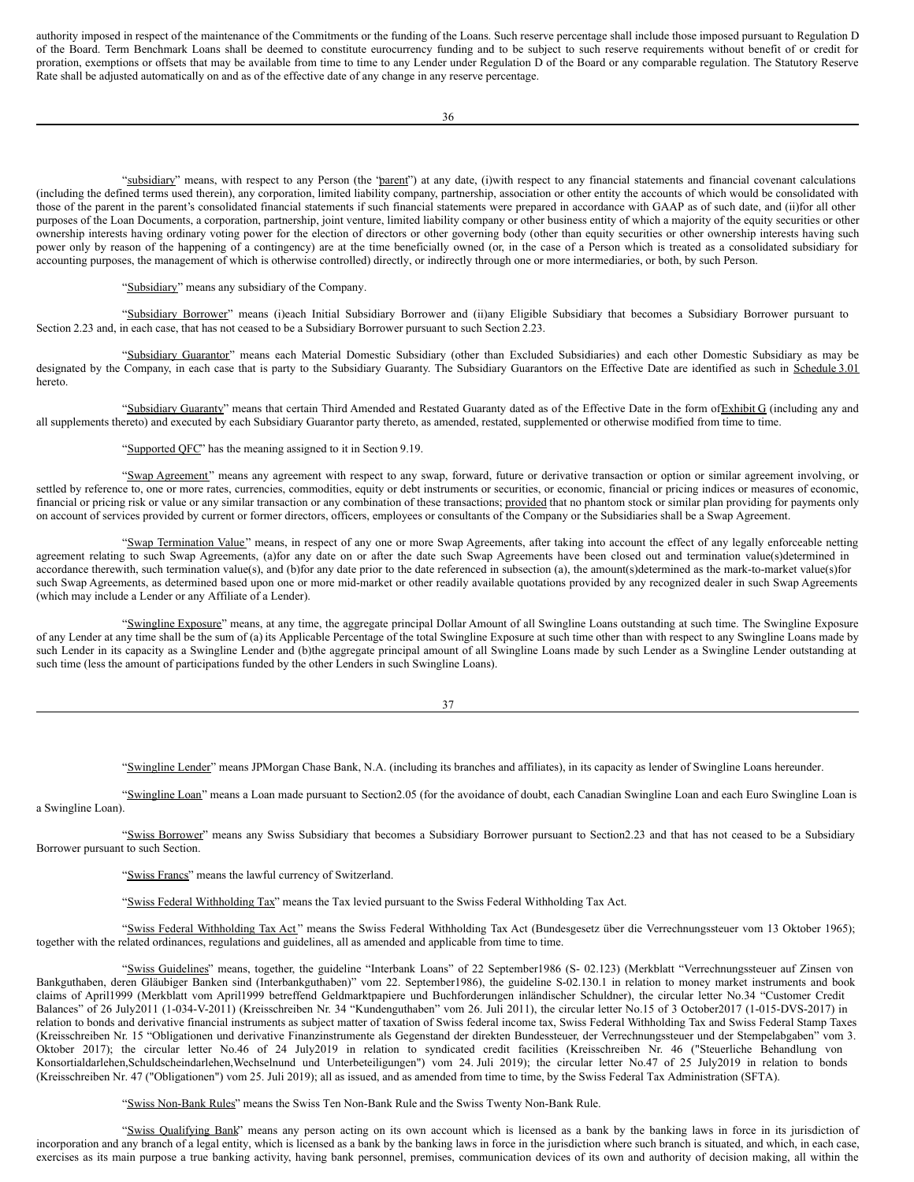authority imposed in respect of the maintenance of the Commitments or the funding of the Loans. Such reserve percentage shall include those imposed pursuant to Regulation D of the Board. Term Benchmark Loans shall be deemed to constitute eurocurrency funding and to be subject to such reserve requirements without benefit of or credit for proration, exemptions or offsets that may be available from time to time to any Lender under Regulation D of the Board or any comparable regulation. The Statutory Reserve Rate shall be adjusted automatically on and as of the effective date of any change in any reserve percentage.

"subsidiary" means, with respect to any Person (the "parent") at any date, (i) with respect to any financial statements and financial covenant calculations (including the defined terms used therein), any corporation, limited liability company, partnership, association or other entity the accounts of which would be consolidated with those of the parent in the parent's consolidated financial statements if such financial statements were prepared in accordance with GAAP as of such date, and (ii) for all other purposes of the Loan Documents, a corporation, partnership, joint venture, limited liability company or other business entity of which a majority of the equity securities or other ownership interests having ordinary voting power for the election of directors or other governing body (other than equity securities or other ownership interests having such power only by reason of the happening of a contingency) are at the time beneficially owned (or, in the case of a Person which is treated as a consolidated subsidiary for accounting purposes, the management of which is otherwise controlled) directly, or indirectly through one or more intermediaries, or both, by such Person.

"Subsidiary" means any subsidiary of the Company.

"Subsidiary Borrower" means (i) each Initial Subsidiary Borrower and (ii) any Eligible Subsidiary that becomes a Subsidiary Borrower pursuant to Section 2.23 and, in each case, that has not ceased to be a Subsidiary Borrower pursuant to such Section 2.23.

"Subsidiary Guarantor" means each Material Domestic Subsidiary (other than Excluded Subsidiaries) and each other Domestic Subsidiary as may be designated by the Company, in each case that is party to the Subsidiary Guaranty. The Subsidiary Guarantors on the Effective Date are identified as such in Schedule 3.01 hereto.

"Subsidiary Guaranty" means that certain Third Amended and Restated Guaranty dated as of the Effective Date in the form of Exhibit G (including any and all supplements thereto) and executed by each Subsidiary Guarantor party thereto, as amended, restated, supplemented or otherwise modified from time to time.

"Supported QFC" has the meaning assigned to it in Section 9.19.

"Swap Agreement" means any agreement with respect to any swap, forward, future or derivative transaction or option or similar agreement involving, or settled by reference to, one or more rates, currencies, commodities, equity or debt instruments or securities, or economic, financial or pricing indices or measures of economic, financial or pricing risk or value or any similar transaction or any combination of these transactions; provided that no phantom stock or similar plan providing for payments only on account of services provided by current or former directors, officers, employees or consultants of the Company or the Subsidiaries shall be a Swap Agreement.

"Swap Termination Value" means, in respect of any one or more Swap Agreements, after taking into account the effect of any legally enforceable netting agreement relating to such Swap Agreements, (a) for any date on or after the date such Swap Agreements have been closed out and termination value(s) determined in accordance therewith, such termination value(s), and (b) for any date prior to the date referenced in subsection (a), the amount(s) determined as the mark-to-market value(s) for such Swap Agreements, as determined based upon one or more mid-market or other readily available quotations provided by any recognized dealer in such Swap Agreements (which may include a Lender or any Affiliate of a Lender).

"Swingline Exposure" means, at any time, the aggregate principal Dollar Amount of all Swingline Loans outstanding at such time. The Swingline Exposure of any Lender at any time shall be the sum of (a) its Applicable Percentage of the total Swingline Exposure at such time other than with respect to any Swingline Loans made by such Lender in its capacity as a Swingline Lender and (b) the aggregate principal amount of all Swingline Loans made by such Lender as a Swingline Lender outstanding at such time (less the amount of participations funded by the other Lenders in such Swingline Loans).

"Swingline Lender" means JPMorgan Chase Bank, N.A. (including its branches and affiliates), in its capacity as lender of Swingline Loans hereunder.

"Swingline Loan" means a Loan made pursuant to Section 2.05 (for the avoidance of doubt, each Canadian Swingline Loan and each Euro Swingline Loan is a Swingline Loan).

"Swiss Borrower" means any Swiss Subsidiary that becomes a Subsidiary Borrower pursuant to Section 2.23 and that has not ceased to be a Subsidiary Borrower pursuant to such Section.

"Swiss Francs" means the lawful currency of Switzerland.

"Swiss Federal Withholding Tax" means the Tax levied pursuant to the Swiss Federal Withholding Tax Act.

"Swiss Federal Withholding Tax Act" means the Swiss Federal Withholding Tax Act (Bundesgesetz über die Verrechnungssteuer vom 13 Oktober 1965); together with the related ordinances, regulations and guidelines, all as amended and applicable from time to time.

"Swiss Guidelines" means, together, the guideline "Interbank Loans" of 22 September 1986 (S- 02.123) (Merkblatt "Verrechnungssteuer auf Zinsen von Bankguthaben, deren Gläubiger Banken sind (Interbankguthaben)" vom 22. September 1986), the guideline S-02.130.1 in relation to money market instruments and book claims of April 1999 (Merkblatt vom April 1999 betreffend Geldmarktpapiere und Buchforderungen inländischer Schuldner), the circular letter No.34 "Customer Credit Balances" of 26 July 2011 (1-034-V-2011) (Kreisschreiben Nr. 34 "Kundenguthaben" vom 26. Juli 2011), the circular letter No.15 of 3 October 2017 (1-015-DVS-2017) in relation to bonds and derivative financial instruments as subject matter of taxation of Swiss federal income tax, Swiss Federal Withholding Tax and Swiss Federal Stamp Taxes (Kreisschreiben Nr. 15 "Obligationen und derivative Finanzinstrumente als Gegenstand der direkten Bundessteuer, der Verrechnungssteuer und der Stempelabgaben" vom 3. Oktober 2017); the circular letter No.46 of 24 July 2019 in relation to syndicated credit facilities (Kreisschreiben Nr. 46 ("Steuerliche Behandlung von Konsortialdarlehen, Schuldscheindarlehen, Wechseln und Unterbeteiligungen") vom 24. Juli 2019); the circular letter No.47 of 25 July 2019 in relation to bonds (Kreisschreiben Nr. 47 ("Obligationen") vom 25. Juli 2019); all as issued, and as amended from time to time, by the Swiss Federal Tax Administration (SFTA).

"Swiss Non-Bank Rules" means the Swiss Ten Non-Bank Rule and the Swiss Twenty Non-Bank Rule.

"Swiss Qualifying Bank" means any person acting on its own account which is licensed as a bank by the banking laws in force in its jurisdiction of incorporation and any branch of a legal entity, which is licensed as a bank by the banking laws in force in the jurisdiction where such branch is situated, and which, in each case, exercises as its main purpose a true banking activity, having bank personnel, premises, communication devices of its own and authority of decision making, all within the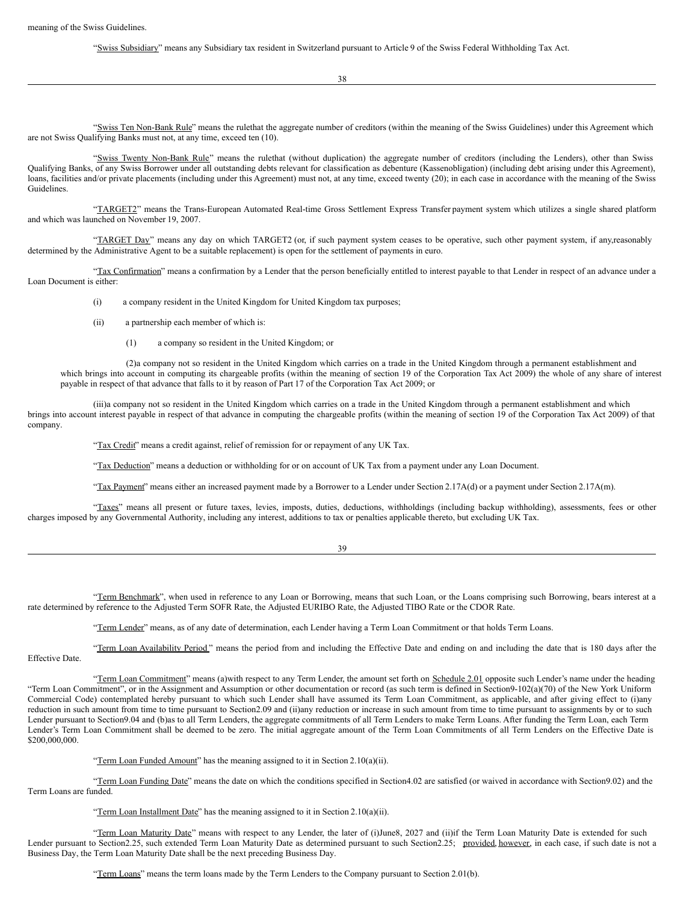meaning of the Swiss Guidelines.

"Swiss Subsidiary" means any Subsidiary tax resident in Switzerland pursuant to Article 9 of the Swiss Federal Withholding Tax Act.

"Swiss Ten Non-Bank Rule" means the rulethat the aggregate number of creditors (within the meaning of the Swiss Guidelines) under this Agreement which are not Swiss Qualifying Banks must not, at any time, exceed ten (10).

"Swiss Twenty Non-Bank Rule" means the rulethat (without duplication) the aggregate number of creditors (including the Lenders), other than Swiss Qualifying Banks, of any Swiss Borrower under all outstanding debts relevant for classification as debenture (Kassenobligation) (including debt arising under this Agreement), loans, facilities and/or private placements (including under this Agreement) must not, at any time, exceed twenty (20); in each case in accordance with the meaning of the Swiss Guidelines.

"TARGET2" means the Trans-European Automated Real-time Gross Settlement Express Transfer payment system which utilizes a single shared platform and which was launched on November 19, 2007.

"TARGET Day" means any day on which TARGET2 (or, if such payment system ceases to be operative, such other payment system, if any,reasonably determined by the Administrative Agent to be a suitable replacement) is open for the settlement of payments in euro.

"Tax Confirmation" means a confirmation by a Lender that the person beneficially entitled to interest payable to that Lender in respect of an advance under a Loan Document is either:

(i) a company resident in the United Kingdom for United Kingdom tax purposes;

(ii) a partnership each member of which is:

(1) a company so resident in the United Kingdom; or

(2)a company not so resident in the United Kingdom which carries on a trade in the United Kingdom through a permanent establishment and which brings into account in computing its chargeable profits (within the meaning of section 19 of the Corporation Tax Act 2009) the whole of any share of interest payable in respect of that advance that falls to it by reason of Part 17 of the Corporation Tax Act 2009; or

(iii)a company not so resident in the United Kingdom which carries on a trade in the United Kingdom through a permanent establishment and which brings into account interest payable in respect of that advance in computing the chargeable profits (within the meaning of section 19 of the Corporation Tax Act 2009) of that company.

"Tax Credit" means a credit against, relief of remission for or repayment of any UK Tax.

"Tax Deduction" means a deduction or withholding for or on account of UK Tax from a payment under any Loan Document.

"Tax Payment" means either an increased payment made by a Borrower to a Lender under Section 2.17A(d) or a payment under Section 2.17A(m).

"Taxes" means all present or future taxes, levies, imposts, duties, deductions, withholdings (including backup withholding), assessments, fees or other charges imposed by any Governmental Authority, including any interest, additions to tax or penalties applicable thereto, but excluding UK Tax.

"Term Benchmark", when used in reference to any Loan or Borrowing, means that such Loan, or the Loans comprising such Borrowing, bears interest at a rate determined by reference to the Adjusted Term SOFR Rate, the Adjusted EURIBO Rate, the Adjusted TIBO Rate or the CDOR Rate.

"Term Lender" means, as of any date of determination, each Lender having a Term Loan Commitment or that holds Term Loans.

"Term Loan Availability Period" means the period from and including the Effective Date and ending on and including the date that is 180 days after the Effective Date.

"Term Loan Commitment" means (a)with respect to any Term Lender, the amount set forth on Schedule 2.01 opposite such Lender's name under the heading "Term Loan Commitment", or in the Assignment and Assumption or other documentation or record (as such term is defined in Section9-102(a)(70) of the New York Uniform Commercial Code) contemplated hereby pursuant to which such Lender shall have assumed its Term Loan Commitment, as applicable, and after giving effect to (i)any reduction in such amount from time to time pursuant to Section2.09 and (ii)any reduction or increase in such amount from time to time pursuant to assignments by or to such Lender pursuant to Section9.04 and (b)as to all Term Lenders, the aggregate commitments of all Term Lenders to make Term Loans. After funding the Term Loan, each Term Lender's Term Loan Commitment shall be deemed to be zero. The initial aggregate amount of the Term Loan Commitments of all Term Lenders on the Effective Date is $200,000,000.

"Term Loan Funded Amount" has the meaning assigned to it in Section 2.10(a)(ii).

"Term Loan Funding Date" means the date on which the conditions specified in Section4.02 are satisfied (or waived in accordance with Section9.02) and the Term Loans are funded.

"Term Loan Installment Date" has the meaning assigned to it in Section 2.10(a)(ii).

"Term Loan Maturity Date" means with respect to any Lender, the later of (i)June8, 2027 and (ii)if the Term Loan Maturity Date is extended for such Lender pursuant to Section2.25, such extended Term Loan Maturity Date as determined pursuant to such Section2.25; provided, however, in each case, if such date is not a Business Day, the Term Loan Maturity Date shall be the next preceding Business Day.

"Term Loans" means the term loans made by the Term Lenders to the Company pursuant to Section 2.01(b).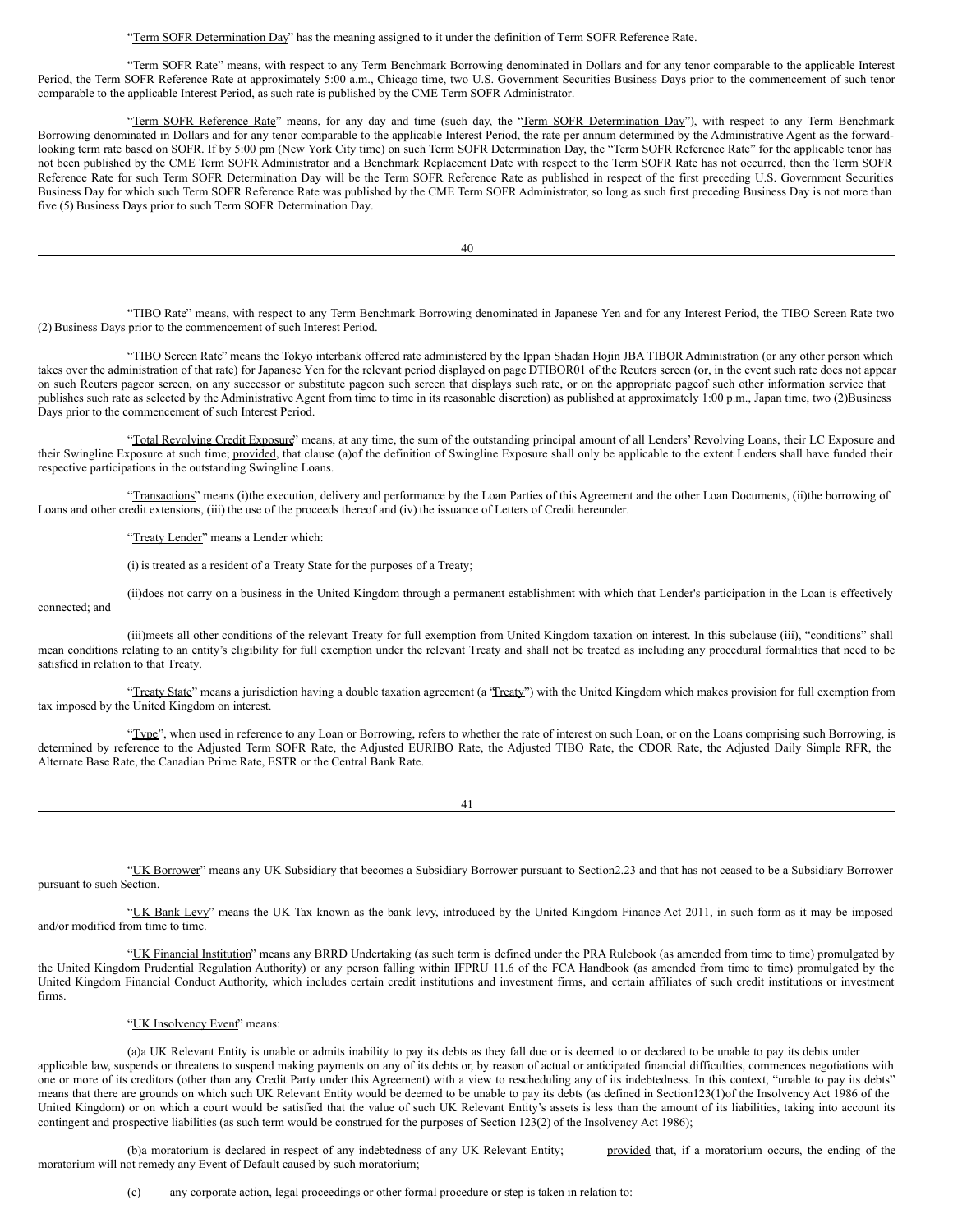"Term SOFR Determination Day" has the meaning assigned to it under the definition of Term SOFR Reference Rate.

"Term SOFR Rate" means, with respect to any Term Benchmark Borrowing denominated in Dollars and for any tenor comparable to the applicable Interest Period, the Term SOFR Reference Rate at approximately 5:00 a.m., Chicago time, two U.S. Government Securities Business Days prior to the commencement of such tenor comparable to the applicable Interest Period, as such rate is published by the CME Term SOFR Administrator.

"Term SOFR Reference Rate" means, for any day and time (such day, the "Term SOFR Determination Day"), with respect to any Term Benchmark Borrowing denominated in Dollars and for any tenor comparable to the applicable Interest Period, the rate per annum determined by the Administrative Agent as the forward-looking term rate based on SOFR. If by 5:00 pm (New York City time) on such Term SOFR Determination Day, the "Term SOFR Reference Rate" for the applicable tenor has not been published by the CME Term SOFR Administrator and a Benchmark Replacement Date with respect to the Term SOFR Rate has not occurred, then the Term SOFR Reference Rate for such Term SOFR Determination Day will be the Term SOFR Reference Rate as published in respect of the first preceding U.S. Government Securities Business Day for which such Term SOFR Reference Rate was published by the CME Term SOFR Administrator, so long as such first preceding Business Day is not more than five (5) Business Days prior to such Term SOFR Determination Day.

"TIBO Rate" means, with respect to any Term Benchmark Borrowing denominated in Japanese Yen and for any Interest Period, the TIBO Screen Rate two (2) Business Days prior to the commencement of such Interest Period.

"TIBO Screen Rate" means the Tokyo interbank offered rate administered by the Ippan Shadan Hojin JBA TIBOR Administration (or any other person which takes over the administration of that rate) for Japanese Yen for the relevant period displayed on page DTIBOR01 of the Reuters screen (or, in the event such rate does not appear on such Reuters pageor screen, on any successor or substitute pageon such screen that displays such rate, or on the appropriate pageof such other information service that publishes such rate as selected by the Administrative Agent from time to time in its reasonable discretion) as published at approximately 1:00 p.m., Japan time, two (2)Business Days prior to the commencement of such Interest Period.

"Total Revolving Credit Exposure" means, at any time, the sum of the outstanding principal amount of all Lenders' Revolving Loans, their LC Exposure and their Swingline Exposure at such time; provided, that clause (a)of the definition of Swingline Exposure shall only be applicable to the extent Lenders shall have funded their respective participations in the outstanding Swingline Loans.

"Transactions" means (i)the execution, delivery and performance by the Loan Parties of this Agreement and the other Loan Documents, (ii)the borrowing of Loans and other credit extensions, (iii) the use of the proceeds thereof and (iv) the issuance of Letters of Credit hereunder.

"Treaty Lender" means a Lender which:

(i) is treated as a resident of a Treaty State for the purposes of a Treaty;

(ii)does not carry on a business in the United Kingdom through a permanent establishment with which that Lender's participation in the Loan is effectively connected; and

(iii)meets all other conditions of the relevant Treaty for full exemption from United Kingdom taxation on interest. In this subclause (iii), "conditions" shall mean conditions relating to an entity's eligibility for full exemption under the relevant Treaty and shall not be treated as including any procedural formalities that need to be satisfied in relation to that Treaty.

"Treaty State" means a jurisdiction having a double taxation agreement (a "Treaty") with the United Kingdom which makes provision for full exemption from tax imposed by the United Kingdom on interest.

"Type", when used in reference to any Loan or Borrowing, refers to whether the rate of interest on such Loan, or on the Loans comprising such Borrowing, is determined by reference to the Adjusted Term SOFR Rate, the Adjusted EURIBO Rate, the Adjusted TIBO Rate, the CDOR Rate, the Adjusted Daily Simple RFR, the Alternate Base Rate, the Canadian Prime Rate, ESTR or the Central Bank Rate.

"UK Borrower" means any UK Subsidiary that becomes a Subsidiary Borrower pursuant to Section2.23 and that has not ceased to be a Subsidiary Borrower pursuant to such Section.

"UK Bank Levy" means the UK Tax known as the bank levy, introduced by the United Kingdom Finance Act 2011, in such form as it may be imposed and/or modified from time to time.

"UK Financial Institution" means any BRRD Undertaking (as such term is defined under the PRA Rulebook (as amended from time to time) promulgated by the United Kingdom Prudential Regulation Authority) or any person falling within IFPRU 11.6 of the FCA Handbook (as amended from time to time) promulgated by the United Kingdom Financial Conduct Authority, which includes certain credit institutions and investment firms, and certain affiliates of such credit institutions or investment firms.

"UK Insolvency Event" means:

(a)a UK Relevant Entity is unable or admits inability to pay its debts as they fall due or is deemed to or declared to be unable to pay its debts under applicable law, suspends or threatens to suspend making payments on any of its debts or, by reason of actual or anticipated financial difficulties, commences negotiations with one or more of its creditors (other than any Credit Party under this Agreement) with a view to rescheduling any of its indebtedness. In this context, "unable to pay its debts" means that there are grounds on which such UK Relevant Entity would be deemed to be unable to pay its debts (as defined in Section123(1)of the Insolvency Act 1986 of the United Kingdom) or on which a court would be satisfied that the value of such UK Relevant Entity's assets is less than the amount of its liabilities, taking into account its contingent and prospective liabilities (as such term would be construed for the purposes of Section 123(2) of the Insolvency Act 1986);

(b)a moratorium is declared in respect of any indebtedness of any UK Relevant Entity; provided that, if a moratorium occurs, the ending of the moratorium will not remedy any Event of Default caused by such moratorium;

(c) any corporate action, legal proceedings or other formal procedure or step is taken in relation to: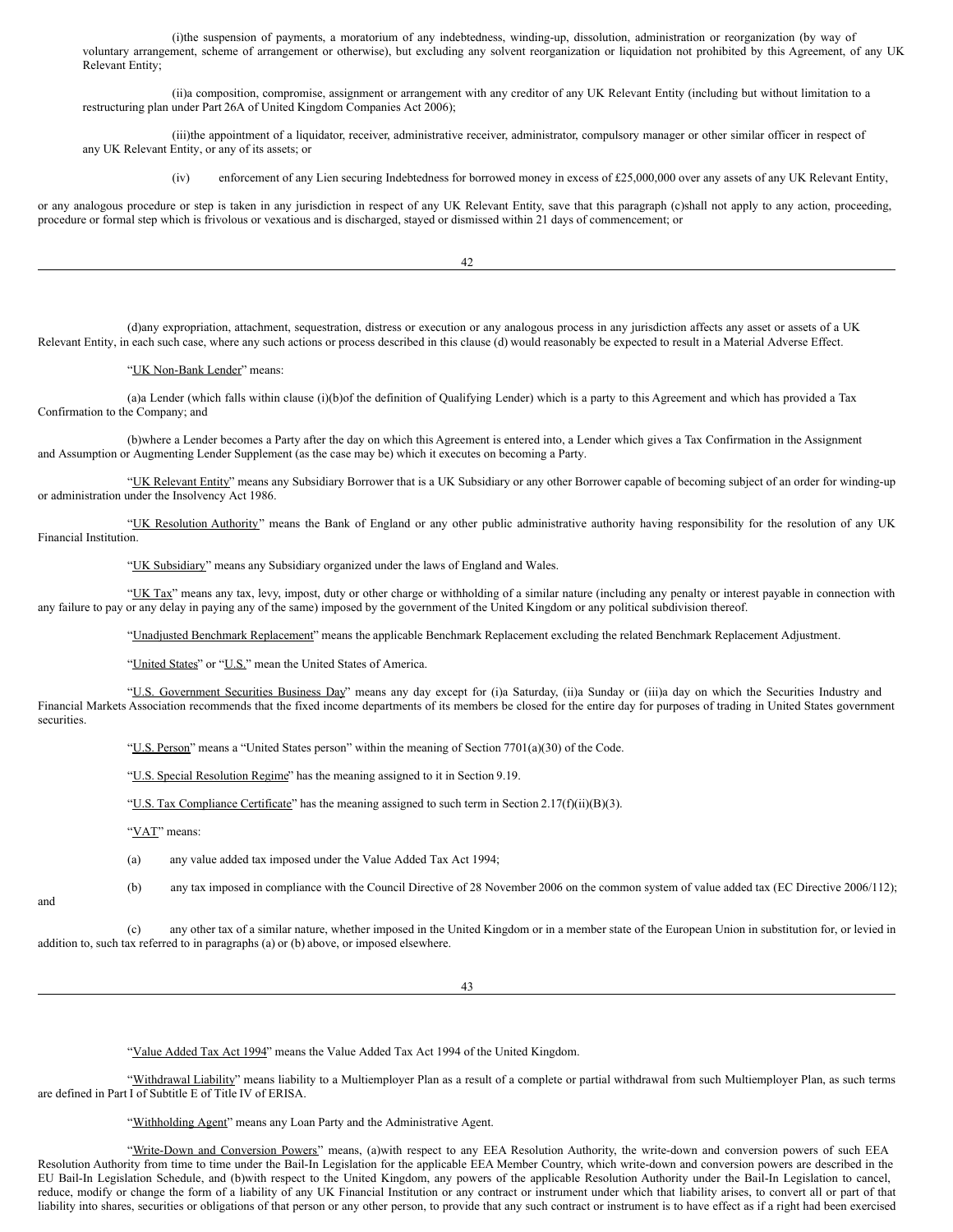(i) the suspension of payments, a moratorium of any indebtedness, winding-up, dissolution, administration or reorganization (by way of voluntary arrangement, scheme of arrangement or otherwise), but excluding any solvent reorganization or liquidation not prohibited by this Agreement, of any UK Relevant Entity;

(ii) a composition, compromise, assignment or arrangement with any creditor of any UK Relevant Entity (including but without limitation to a restructuring plan under Part 26A of United Kingdom Companies Act 2006);

(iii) the appointment of a liquidator, receiver, administrative receiver, administrator, compulsory manager or other similar officer in respect of any UK Relevant Entity, or any of its assets; or

(iv) enforcement of any Lien securing Indebtedness for borrowed money in excess of £25,000,000 over any assets of any UK Relevant Entity,

or any analogous procedure or step is taken in any jurisdiction in respect of any UK Relevant Entity, save that this paragraph (c) shall not apply to any action, proceeding, procedure or formal step which is frivolous or vexatious and is discharged, stayed or dismissed within 21 days of commencement; or

(d) any expropriation, attachment, sequestration, distress or execution or any analogous process in any jurisdiction affects any asset or assets of a UK Relevant Entity, in each such case, where any such actions or process described in this clause (d) would reasonably be expected to result in a Material Adverse Effect.

"UK Non-Bank Lender" means:

(a) a Lender (which falls within clause (i)(b) of the definition of Qualifying Lender) which is a party to this Agreement and which has provided a Tax Confirmation to the Company; and

(b) where a Lender becomes a Party after the day on which this Agreement is entered into, a Lender which gives a Tax Confirmation in the Assignment and Assumption or Augmenting Lender Supplement (as the case may be) which it executes on becoming a Party.

"UK Relevant Entity" means any Subsidiary Borrower that is a UK Subsidiary or any other Borrower capable of becoming subject of an order for winding-up or administration under the Insolvency Act 1986.

"UK Resolution Authority" means the Bank of England or any other public administrative authority having responsibility for the resolution of any UK Financial Institution.

"UK Subsidiary" means any Subsidiary organized under the laws of England and Wales.

"UK Tax" means any tax, levy, impost, duty or other charge or withholding of a similar nature (including any penalty or interest payable in connection with any failure to pay or any delay in paying any of the same) imposed by the government of the United Kingdom or any political subdivision thereof.

"Unadjusted Benchmark Replacement" means the applicable Benchmark Replacement excluding the related Benchmark Replacement Adjustment.

"United States" or "U.S." mean the United States of America.

"U.S. Government Securities Business Day" means any day except for (i) a Saturday, (ii) a Sunday or (iii) a day on which the Securities Industry and Financial Markets Association recommends that the fixed income departments of its members be closed for the entire day for purposes of trading in United States government securities.

"U.S. Person" means a "United States person" within the meaning of Section 7701(a)(30) of the Code.

"U.S. Special Resolution Regime" has the meaning assigned to it in Section 9.19.

"U.S. Tax Compliance Certificate" has the meaning assigned to such term in Section 2.17(f)(ii)(B)(3).

"VAT" means:

(a) any value added tax imposed under the Value Added Tax Act 1994;

(b) any tax imposed in compliance with the Council Directive of 28 November 2006 on the common system of value added tax (EC Directive 2006/112); and

(c) any other tax of a similar nature, whether imposed in the United Kingdom or in a member state of the European Union in substitution for, or levied in addition to, such tax referred to in paragraphs (a) or (b) above, or imposed elsewhere.

"Value Added Tax Act 1994" means the Value Added Tax Act 1994 of the United Kingdom.

"Withdrawal Liability" means liability to a Multiemployer Plan as a result of a complete or partial withdrawal from such Multiemployer Plan, as such terms are defined in Part I of Subtitle E of Title IV of ERISA.

"Withholding Agent" means any Loan Party and the Administrative Agent.

"Write-Down and Conversion Powers" means, (a) with respect to any EEA Resolution Authority, the write-down and conversion powers of such EEA Resolution Authority from time to time under the Bail-In Legislation for the applicable EEA Member Country, which write-down and conversion powers are described in the EU Bail-In Legislation Schedule, and (b) with respect to the United Kingdom, any powers of the applicable Resolution Authority under the Bail-In Legislation to cancel, reduce, modify or change the form of a liability of any UK Financial Institution or any contract or instrument under which that liability arises, to convert all or part of that liability into shares, securities or obligations of that person or any other person, to provide that any such contract or instrument is to have effect as if a right had been exercised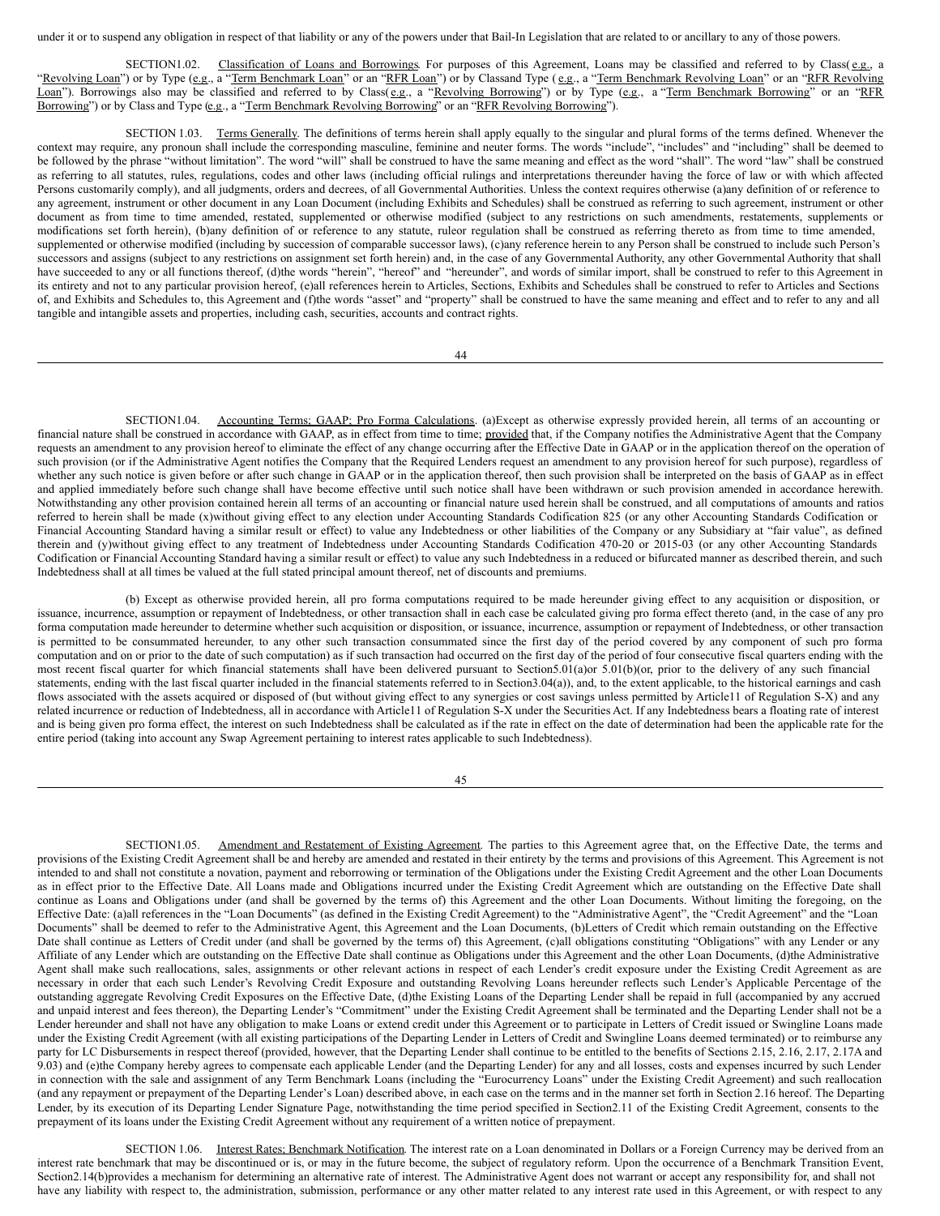under it or to suspend any obligation in respect of that liability or any of the powers under that Bail-In Legislation that are related to or ancillary to any of those powers.

SECTION 1.02. Classification of Loans and Borrowings. For purposes of this Agreement, Loans may be classified and referred to by Class (e.g., a "Revolving Loan") or by Type (e.g., a "Term Benchmark Loan" or an "RFR Loan") or by Class and Type (e.g., a "Term Benchmark Revolving Loan" or an "RFR Revolving Loan"). Borrowings also may be classified and referred to by Class (e.g., a "Revolving Borrowing") or by Type (e.g., a "Term Benchmark Borrowing" or an "RFR Borrowing") or by Class and Type (e.g., a "Term Benchmark Revolving Borrowing" or an "RFR Revolving Borrowing").

SECTION 1.03. Terms Generally. The definitions of terms herein shall apply equally to the singular and plural forms of the terms defined. Whenever the context may require, any pronoun shall include the corresponding masculine, feminine and neuter forms. The words "include", "includes" and "including" shall be deemed to be followed by the phrase "without limitation". The word "will" shall be construed to have the same meaning and effect as the word "shall". The word "law" shall be construed as referring to all statutes, rules, regulations, codes and other laws (including official rulings and interpretations thereunder having the force of law or with which affected Persons customarily comply), and all judgments, orders and decrees, of all Governmental Authorities. Unless the context requires otherwise (a) any definition of or reference to any agreement, instrument or other document in any Loan Document (including Exhibits and Schedules) shall be construed as referring to such agreement, instrument or other document as from time to time amended, restated, supplemented or otherwise modified (subject to any restrictions on such amendments, restatements, supplements or modifications set forth herein), (b) any definition of or reference to any statute, rule or regulation shall be construed as referring thereto as from time to time amended, supplemented or otherwise modified (including by succession of comparable successor laws), (c) any reference herein to any Person shall be construed to include such Person's successors and assigns (subject to any restrictions on assignment set forth herein) and, in the case of any Governmental Authority, any other Governmental Authority that shall have succeeded to any or all functions thereof, (d) the words "herein", "hereof" and "hereunder", and words of similar import, shall be construed to refer to this Agreement in its entirety and not to any particular provision hereof, (e) all references herein to Articles, Sections, Exhibits and Schedules shall be construed to refer to Articles and Sections of, and Exhibits and Schedules to, this Agreement and (f) the words "asset" and "property" shall be construed to have the same meaning and effect and to refer to any and all tangible and intangible assets and properties, including cash, securities, accounts and contract rights.

SECTION 1.04. Accounting Terms; GAAP; Pro Forma Calculations. (a) Except as otherwise expressly provided herein, all terms of an accounting or financial nature shall be construed in accordance with GAAP, as in effect from time to time; provided that, if the Company notifies the Administrative Agent that the Company requests an amendment to any provision hereof to eliminate the effect of any change occurring after the Effective Date in GAAP or in the application thereof on the operation of such provision (or if the Administrative Agent notifies the Company that the Required Lenders request an amendment to any provision hereof for such purpose), regardless of whether any such notice is given before or after such change in GAAP or in the application thereof, then such provision shall be interpreted on the basis of GAAP as in effect and applied immediately before such change shall have become effective until such notice shall have been withdrawn or such provision amended in accordance herewith. Notwithstanding any other provision contained herein all terms of an accounting or financial nature used herein shall be construed, and all computations of amounts and ratios referred to herein shall be made (x) without giving effect to any election under Accounting Standards Codification 825 (or any other Accounting Standards Codification or Financial Accounting Standard having a similar result or effect) to value any Indebtedness or other liabilities of the Company or any Subsidiary at "fair value", as defined therein and (y) without giving effect to any treatment of Indebtedness under Accounting Standards Codification 470-20 or 2015-03 (or any other Accounting Standards Codification or Financial Accounting Standard having a similar result or effect) to value any such Indebtedness in a reduced or bifurcated manner as described therein, and such Indebtedness shall at all times be valued at the full stated principal amount thereof, net of discounts and premiums.

(b) Except as otherwise provided herein, all pro forma computations required to be made hereunder giving effect to any acquisition or disposition, or issuance, incurrence, assumption or repayment of Indebtedness, or other transaction shall in each case be calculated giving pro forma effect thereto (and, in the case of any pro forma computation made hereunder to determine whether such acquisition or disposition, or issuance, incurrence, assumption or repayment of Indebtedness, or other transaction is permitted to be consummated hereunder, to any other such transaction consummated since the first day of the period covered by any component of such pro forma computation and on or prior to the date of such computation) as if such transaction had occurred on the first day of the period of four consecutive fiscal quarters ending with the most recent fiscal quarter for which financial statements shall have been delivered pursuant to Section 5.01(a) or 5.01(b) (or, prior to the delivery of any such financial statements, ending with the last fiscal quarter included in the financial statements referred to in Section 3.04(a)), and, to the extent applicable, to the historical earnings and cash flows associated with the assets acquired or disposed of (but without giving effect to any synergies or cost savings unless permitted by Article 11 of Regulation S-X) and any related incurrence or reduction of Indebtedness, all in accordance with Article 11 of Regulation S-X under the Securities Act. If any Indebtedness bears a floating rate of interest and is being given pro forma effect, the interest on such Indebtedness shall be calculated as if the rate in effect on the date of determination had been the applicable rate for the entire period (taking into account any Swap Agreement pertaining to interest rates applicable to such Indebtedness).

SECTION 1.05. Amendment and Restatement of Existing Agreement. The parties to this Agreement agree that, on the Effective Date, the terms and provisions of the Existing Credit Agreement shall be and hereby are amended and restated in their entirety by the terms and provisions of this Agreement. This Agreement is not intended to and shall not constitute a novation, payment and reborrowing or termination of the Obligations under the Existing Credit Agreement and the other Loan Documents as in effect prior to the Effective Date. All Loans made and Obligations incurred under the Existing Credit Agreement which are outstanding on the Effective Date shall continue as Loans and Obligations under (and shall be governed by the terms of) this Agreement and the other Loan Documents. Without limiting the foregoing, on the Effective Date: (a) all references in the "Loan Documents" (as defined in the Existing Credit Agreement) to the "Administrative Agent", the "Credit Agreement" and the "Loan Documents" shall be deemed to refer to the Administrative Agent, this Agreement and the Loan Documents, (b) Letters of Credit which remain outstanding on the Effective Date shall continue as Letters of Credit under (and shall be governed by the terms of) this Agreement, (c) all obligations constituting "Obligations" with any Lender or any Affiliate of any Lender which are outstanding on the Effective Date shall continue as Obligations under this Agreement and the other Loan Documents, (d) the Administrative Agent shall make such reallocations, sales, assignments or other relevant actions in respect of each Lender's credit exposure under the Existing Credit Agreement as are necessary in order that each such Lender's Revolving Credit Exposure and outstanding Revolving Loans hereunder reflects such Lender's Applicable Percentage of the outstanding aggregate Revolving Credit Exposures on the Effective Date, (d) the Existing Loans of the Departing Lender shall be repaid in full (accompanied by any accrued and unpaid interest and fees thereon), the Departing Lender's "Commitment" under the Existing Credit Agreement shall be terminated and the Departing Lender shall not be a Lender hereunder and shall not have any obligation to make Loans or extend credit under this Agreement or to participate in Letters of Credit issued or Swingline Loans made under the Existing Credit Agreement (with all existing participations of the Departing Lender in Letters of Credit and Swingline Loans deemed terminated) or to reimburse any party for LC Disbursements in respect thereof (provided, however, that the Departing Lender shall continue to be entitled to the benefits of Sections 2.15, 2.16, 2.17, 2.17A and 9.03) and (e) the Company hereby agrees to compensate each applicable Lender (and the Departing Lender) for any and all losses, costs and expenses incurred by such Lender in connection with the sale and assignment of any Term Benchmark Loans (including the "Eurocurrency Loans" under the Existing Credit Agreement) and such reallocation (and any repayment or prepayment of the Departing Lender's Loan) described above, in each case on the terms and in the manner set forth in Section 2.16 hereof. The Departing Lender, by its execution of its Departing Lender Signature Page, notwithstanding the time period specified in Section 2.11 of the Existing Credit Agreement, consents to the prepayment of its loans under the Existing Credit Agreement without any requirement of a written notice of prepayment.

SECTION 1.06. Interest Rates; Benchmark Notification. The interest rate on a Loan denominated in Dollars or a Foreign Currency may be derived from an interest rate benchmark that may be discontinued or is, or may in the future become, the subject of regulatory reform. Upon the occurrence of a Benchmark Transition Event, Section 2.14(b) provides a mechanism for determining an alternative rate of interest. The Administrative Agent does not warrant or accept any responsibility for, and shall not have any liability with respect to, the administration, submission, performance or any other matter related to any interest rate used in this Agreement, or with respect to any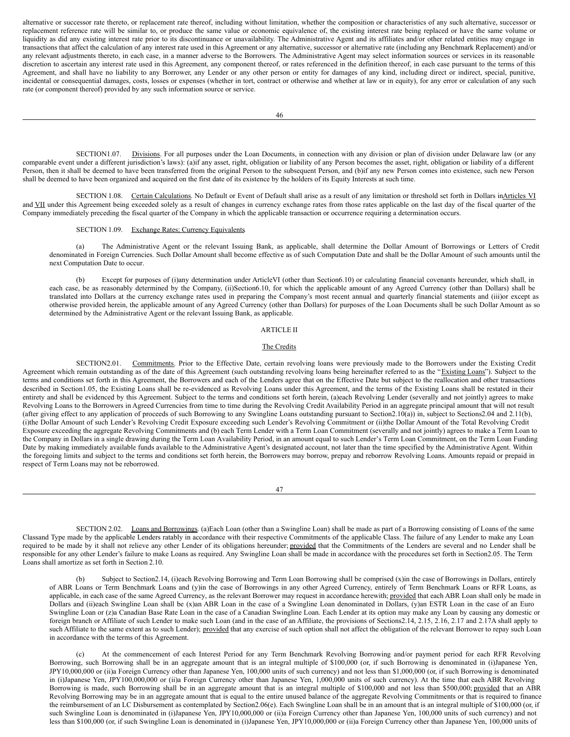alternative or successor rate thereto, or replacement rate thereof, including without limitation, whether the composition or characteristics of any such alternative, successor or replacement reference rate will be similar to, or produce the same value or economic equivalence of, the existing interest rate being replaced or have the same volume or liquidity as did any existing interest rate prior to its discontinuance or unavailability. The Administrative Agent and its affiliates and/or other related entities may engage in transactions that affect the calculation of any interest rate used in this Agreement or any alternative, successor or alternative rate (including any Benchmark Replacement) and/or any relevant adjustments thereto, in each case, in a manner adverse to the Borrowers. The Administrative Agent may select information sources or services in its reasonable discretion to ascertain any interest rate used in this Agreement, any component thereof, or rates referenced in the definition thereof, in each case pursuant to the terms of this Agreement, and shall have no liability to any Borrower, any Lender or any other person or entity for damages of any kind, including direct or indirect, special, punitive, incidental or consequential damages, costs, losses or expenses (whether in tort, contract or otherwise and whether at law or in equity), for any error or calculation of any such rate (or component thereof) provided by any such information source or service.

SECTION 1.07. Divisions. For all purposes under the Loan Documents, in connection with any division or plan of division under Delaware law (or any comparable event under a different jurisdiction's laws): (a) if any asset, right, obligation or liability of any Person becomes the asset, right, obligation or liability of a different Person, then it shall be deemed to have been transferred from the original Person to the subsequent Person, and (b) if any new Person comes into existence, such new Person shall be deemed to have been organized and acquired on the first date of its existence by the holders of its Equity Interests at such time.

SECTION 1.08. Certain Calculations. No Default or Event of Default shall arise as a result of any limitation or threshold set forth in Dollars in Articles VI and VII under this Agreement being exceeded solely as a result of changes in currency exchange rates from those rates applicable on the last day of the fiscal quarter of the Company immediately preceding the fiscal quarter of the Company in which the applicable transaction or occurrence requiring a determination occurs.

SECTION 1.09. Exchange Rates; Currency Equivalents.

(a) The Administrative Agent or the relevant Issuing Bank, as applicable, shall determine the Dollar Amount of Borrowings or Letters of Credit denominated in Foreign Currencies. Such Dollar Amount shall become effective as of such Computation Date and shall be the Dollar Amount of such amounts until the next Computation Date to occur.

(b) Except for purposes of (i) any determination under Article VI (other than Section 6.10) or calculating financial covenants hereunder, which shall, in each case, be as reasonably determined by the Company, (ii) Section 6.10, for which the applicable amount of any Agreed Currency (other than Dollars) shall be translated into Dollars at the currency exchange rates used in preparing the Company's most recent annual and quarterly financial statements and (iii) or except as otherwise provided herein, the applicable amount of any Agreed Currency (other than Dollars) for purposes of the Loan Documents shall be such Dollar Amount as so determined by the Administrative Agent or the relevant Issuing Bank, as applicable.

## ARTICLE II

## The Credits

SECTION 2.01. Commitments. Prior to the Effective Date, certain revolving loans were previously made to the Borrowers under the Existing Credit Agreement which remain outstanding as of the date of this Agreement (such outstanding revolving loans being hereinafter referred to as the "Existing Loans"). Subject to the terms and conditions set forth in this Agreement, the Borrowers and each of the Lenders agree that on the Effective Date but subject to the reallocation and other transactions described in Section 1.05, the Existing Loans shall be re-evidenced as Revolving Loans under this Agreement, and the terms of the Existing Loans shall be restated in their entirety and shall be evidenced by this Agreement. Subject to the terms and conditions set forth herein, (a) each Revolving Lender (severally and not jointly) agrees to make Revolving Loans to the Borrowers in Agreed Currencies from time to time during the Revolving Credit Availability Period in an aggregate principal amount that will not result (after giving effect to any application of proceeds of such Borrowing to any Swingline Loans outstanding pursuant to Section 2.10(a)) in, subject to Sections 2.04 and 2.11(b), (i) the Dollar Amount of such Lender's Revolving Credit Exposure exceeding such Lender's Revolving Commitment or (ii) the Dollar Amount of the Total Revolving Credit Exposure exceeding the aggregate Revolving Commitments and (b) each Term Lender with a Term Loan Commitment (severally and not jointly) agrees to make a Term Loan to the Company in Dollars in a single drawing during the Term Loan Availability Period, in an amount equal to such Lender's Term Loan Commitment, on the Term Loan Funding Date by making immediately available funds available to the Administrative Agent's designated account, not later than the time specified by the Administrative Agent. Within the foregoing limits and subject to the terms and conditions set forth herein, the Borrowers may borrow, prepay and reborrow Revolving Loans. Amounts repaid or prepaid in respect of Term Loans may not be reborrowed.

SECTION 2.02. Loans and Borrowings. (a) Each Loan (other than a Swingline Loan) shall be made as part of a Borrowing consisting of Loans of the same Class and Type made by the applicable Lenders ratably in accordance with their respective Commitments of the applicable Class. The failure of any Lender to make any Loan required to be made by it shall not relieve any other Lender of its obligations hereunder; provided that the Commitments of the Lenders are several and no Lender shall be responsible for any other Lender's failure to make Loans as required. Any Swingline Loan shall be made in accordance with the procedures set forth in Section 2.05. The Term Loans shall amortize as set forth in Section 2.10.

(b) Subject to Section 2.14, (i) each Revolving Borrowing and Term Loan Borrowing shall be comprised (x) in the case of Borrowings in Dollars, entirely of ABR Loans or Term Benchmark Loans and (y) in the case of Borrowings in any other Agreed Currency, entirely of Term Benchmark Loans or RFR Loans, as applicable, in each case of the same Agreed Currency, as the relevant Borrower may request in accordance herewith; provided that each ABR Loan shall only be made in Dollars and (ii) each Swingline Loan shall be (x) an ABR Loan in the case of a Swingline Loan denominated in Dollars, (y) an ESTR Loan in the case of an Euro Swingline Loan or (z) a Canadian Base Rate Loan in the case of a Canadian Swingline Loan. Each Lender at its option may make any Loan by causing any domestic or foreign branch or Affiliate of such Lender to make such Loan (and in the case of an Affiliate, the provisions of Sections 2.14, 2.15, 2.16, 2.17 and 2.17A shall apply to such Affiliate to the same extent as to such Lender); provided that any exercise of such option shall not affect the obligation of the relevant Borrower to repay such Loan in accordance with the terms of this Agreement.

(c) At the commencement of each Interest Period for any Term Benchmark Revolving Borrowing and/or payment period for each RFR Revolving Borrowing, such Borrowing shall be in an aggregate amount that is an integral multiple of $100,000 (or, if such Borrowing is denominated in (i) Japanese Yen, JPY10,000,000 or (ii) a Foreign Currency other than Japanese Yen, 100,000 units of such currency) and not less than $1,000,000 (or, if such Borrowing is denominated in (i) Japanese Yen, JPY100,000,000 or (ii) a Foreign Currency other than Japanese Yen, 1,000,000 units of such currency). At the time that each ABR Revolving Borrowing is made, such Borrowing shall be in an aggregate amount that is an integral multiple of $100,000 and not less than $500,000; provided that an ABR Revolving Borrowing may be in an aggregate amount that is equal to the entire unused balance of the aggregate Revolving Commitments or that is required to finance the reimbursement of an LC Disbursement as contemplated by Section 2.06(e). Each Swingline Loan shall be in an amount that is an integral multiple of $100,000 (or, if such Swingline Loan is denominated in (i) Japanese Yen, JPY10,000,000 or (ii) a Foreign Currency other than Japanese Yen, 100,000 units of such currency) and not less than $100,000 (or, if such Swingline Loan is denominated in (i) Japanese Yen, JPY10,000,000 or (ii) a Foreign Currency other than Japanese Yen, 100,000 units of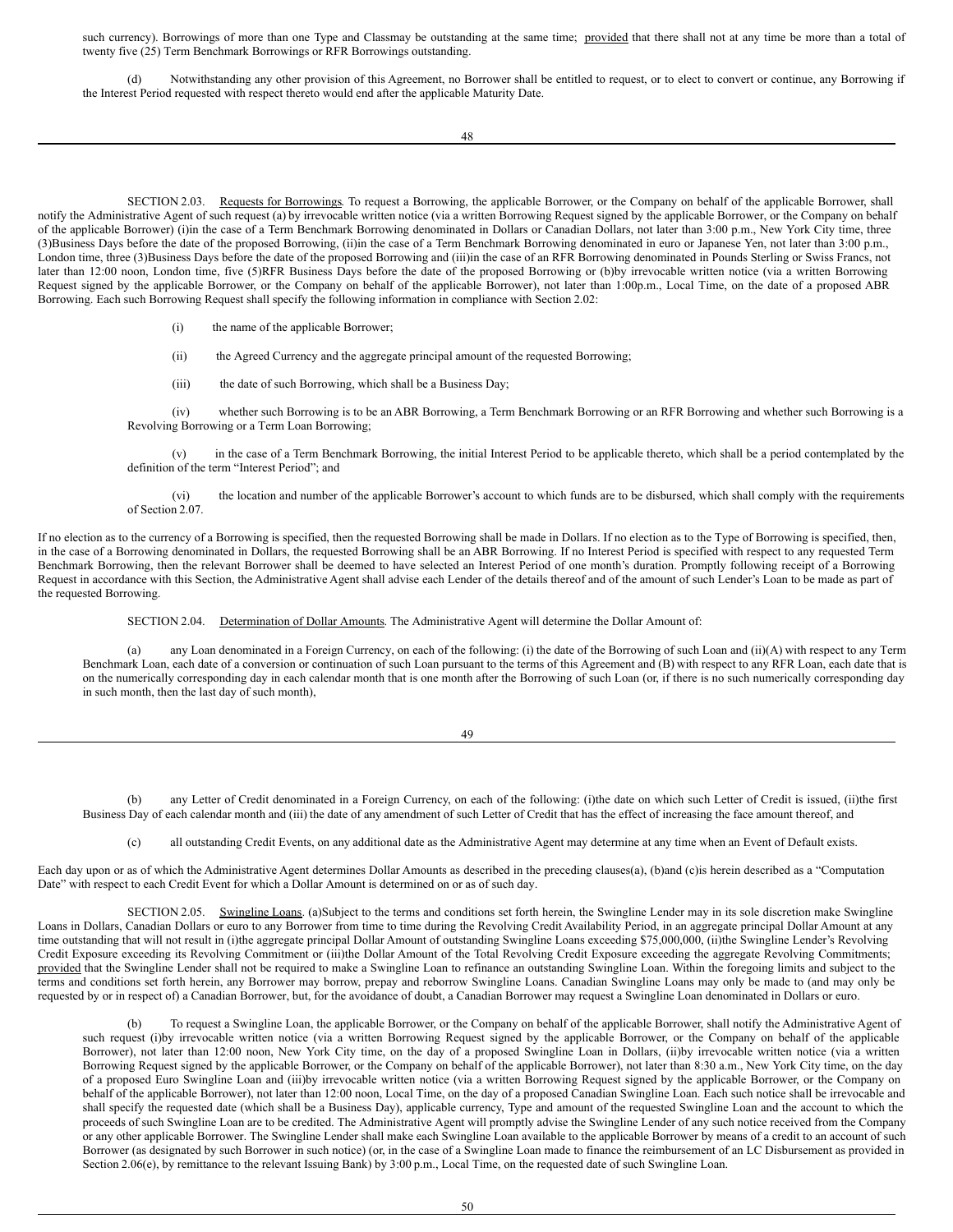such currency). Borrowings of more than one Type and Classmay be outstanding at the same time; provided that there shall not at any time be more than a total of twenty five (25) Term Benchmark Borrowings or RFR Borrowings outstanding.

(d) Notwithstanding any other provision of this Agreement, no Borrower shall be entitled to request, or to elect to convert or continue, any Borrowing if the Interest Period requested with respect thereto would end after the applicable Maturity Date.

SECTION 2.03. Requests for Borrowings. To request a Borrowing, the applicable Borrower, or the Company on behalf of the applicable Borrower, shall notify the Administrative Agent of such request (a) by irrevocable written notice (via a written Borrowing Request signed by the applicable Borrower, or the Company on behalf of the applicable Borrower) (i)in the case of a Term Benchmark Borrowing denominated in Dollars or Canadian Dollars, not later than 3:00 p.m., New York City time, three (3)Business Days before the date of the proposed Borrowing, (ii)in the case of a Term Benchmark Borrowing denominated in euro or Japanese Yen, not later than 3:00 p.m., London time, three (3)Business Days before the date of the proposed Borrowing and (iii)in the case of an RFR Borrowing denominated in Pounds Sterling or Swiss Francs, not later than 12:00 noon, London time, five (5)RFR Business Days before the date of the proposed Borrowing or (b)by irrevocable written notice (via a written Borrowing Request signed by the applicable Borrower, or the Company on behalf of the applicable Borrower), not later than 1:00p.m., Local Time, on the date of a proposed ABR Borrowing. Each such Borrowing Request shall specify the following information in compliance with Section 2.02:

(i) the name of the applicable Borrower;

(ii) the Agreed Currency and the aggregate principal amount of the requested Borrowing;

(iii) the date of such Borrowing, which shall be a Business Day;

(iv) whether such Borrowing is to be an ABR Borrowing, a Term Benchmark Borrowing or an RFR Borrowing and whether such Borrowing is a Revolving Borrowing or a Term Loan Borrowing;

(v) in the case of a Term Benchmark Borrowing, the initial Interest Period to be applicable thereto, which shall be a period contemplated by the definition of the term "Interest Period"; and

(vi) the location and number of the applicable Borrower's account to which funds are to be disbursed, which shall comply with the requirements of Section 2.07.

If no election as to the currency of a Borrowing is specified, then the requested Borrowing shall be made in Dollars. If no election as to the Type of Borrowing is specified, then, in the case of a Borrowing denominated in Dollars, the requested Borrowing shall be an ABR Borrowing. If no Interest Period is specified with respect to any requested Term Benchmark Borrowing, then the relevant Borrower shall be deemed to have selected an Interest Period of one month's duration. Promptly following receipt of a Borrowing Request in accordance with this Section, the Administrative Agent shall advise each Lender of the details thereof and of the amount of such Lender's Loan to be made as part of the requested Borrowing.

SECTION 2.04. Determination of Dollar Amounts. The Administrative Agent will determine the Dollar Amount of:

(a) any Loan denominated in a Foreign Currency, on each of the following: (i) the date of the Borrowing of such Loan and (ii)(A) with respect to any Term Benchmark Loan, each date of a conversion or continuation of such Loan pursuant to the terms of this Agreement and (B) with respect to any RFR Loan, each date that is on the numerically corresponding day in each calendar month that is one month after the Borrowing of such Loan (or, if there is no such numerically corresponding day in such month, then the last day of such month),

(b) any Letter of Credit denominated in a Foreign Currency, on each of the following: (i)the date on which such Letter of Credit is issued, (ii)the first Business Day of each calendar month and (iii) the date of any amendment of such Letter of Credit that has the effect of increasing the face amount thereof, and

(c) all outstanding Credit Events, on any additional date as the Administrative Agent may determine at any time when an Event of Default exists.

Each day upon or as of which the Administrative Agent determines Dollar Amounts as described in the preceding clauses(a), (b)and (c)is herein described as a "Computation Date" with respect to each Credit Event for which a Dollar Amount is determined on or as of such day.

SECTION 2.05. Swingline Loans. (a)Subject to the terms and conditions set forth herein, the Swingline Lender may in its sole discretion make Swingline Loans in Dollars, Canadian Dollars or euro to any Borrower from time to time during the Revolving Credit Availability Period, in an aggregate principal Dollar Amount at any time outstanding that will not result in (i)the aggregate principal Dollar Amount of outstanding Swingline Loans exceeding $75,000,000, (ii)the Swingline Lender's Revolving Credit Exposure exceeding its Revolving Commitment or (iii)the Dollar Amount of the Total Revolving Credit Exposure exceeding the aggregate Revolving Commitments; provided that the Swingline Lender shall not be required to make a Swingline Loan to refinance an outstanding Swingline Loan. Within the foregoing limits and subject to the terms and conditions set forth herein, any Borrower may borrow, prepay and reborrow Swingline Loans. Canadian Swingline Loans may only be made to (and may only be requested by or in respect of) a Canadian Borrower, but, for the avoidance of doubt, a Canadian Borrower may request a Swingline Loan denominated in Dollars or euro.

(b) To request a Swingline Loan, the applicable Borrower, or the Company on behalf of the applicable Borrower, shall notify the Administrative Agent of such request (i)by irrevocable written notice (via a written Borrowing Request signed by the applicable Borrower, or the Company on behalf of the applicable Borrower), not later than 12:00 noon, New York City time, on the day of a proposed Swingline Loan in Dollars, (ii)by irrevocable written notice (via a written Borrowing Request signed by the applicable Borrower, or the Company on behalf of the applicable Borrower), not later than 8:30 a.m., New York City time, on the day of a proposed Euro Swingline Loan and (iii)by irrevocable written notice (via a written Borrowing Request signed by the applicable Borrower, or the Company on behalf of the applicable Borrower), not later than 12:00 noon, Local Time, on the day of a proposed Canadian Swingline Loan. Each such notice shall be irrevocable and shall specify the requested date (which shall be a Business Day), applicable currency, Type and amount of the requested Swingline Loan and the account to which the proceeds of such Swingline Loan are to be credited. The Administrative Agent will promptly advise the Swingline Lender of any such notice received from the Company or any other applicable Borrower. The Swingline Lender shall make each Swingline Loan available to the applicable Borrower by means of a credit to an account of such Borrower (as designated by such Borrower in such notice) (or, in the case of a Swingline Loan made to finance the reimbursement of an LC Disbursement as provided in Section 2.06(e), by remittance to the relevant Issuing Bank) by 3:00 p.m., Local Time, on the requested date of such Swingline Loan.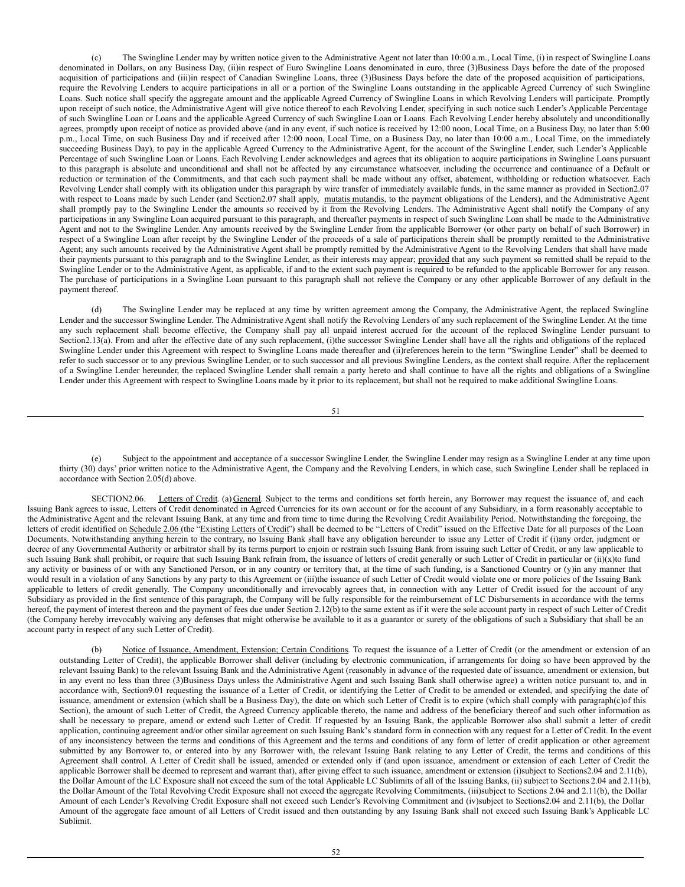(c) The Swingline Lender may by written notice given to the Administrative Agent not later than 10:00 a.m., Local Time, (i) in respect of Swingline Loans denominated in Dollars, on any Business Day, (ii)in respect of Euro Swingline Loans denominated in euro, three (3)Business Days before the date of the proposed acquisition of participations and (iii)in respect of Canadian Swingline Loans, three (3)Business Days before the date of the proposed acquisition of participations, require the Revolving Lenders to acquire participations in all or a portion of the Swingline Loans outstanding in the applicable Agreed Currency of such Swingline Loans. Such notice shall specify the aggregate amount and the applicable Agreed Currency of Swingline Loans in which Revolving Lenders will participate. Promptly upon receipt of such notice, the Administrative Agent will give notice thereof to each Revolving Lender, specifying in such notice such Lender's Applicable Percentage of such Swingline Loan or Loans and the applicable Agreed Currency of such Swingline Loan or Loans. Each Revolving Lender hereby absolutely and unconditionally agrees, promptly upon receipt of notice as provided above (and in any event, if such notice is received by 12:00 noon, Local Time, on a Business Day, no later than 5:00 p.m., Local Time, on such Business Day and if received after 12:00 noon, Local Time, on a Business Day, no later than 10:00 a.m., Local Time, on the immediately succeeding Business Day), to pay in the applicable Agreed Currency to the Administrative Agent, for the account of the Swingline Lender, such Lender's Applicable Percentage of such Swingline Loan or Loans. Each Revolving Lender acknowledges and agrees that its obligation to acquire participations in Swingline Loans pursuant to this paragraph is absolute and unconditional and shall not be affected by any circumstance whatsoever, including the occurrence and continuance of a Default or reduction or termination of the Commitments, and that each such payment shall be made without any offset, abatement, withholding or reduction whatsoever. Each Revolving Lender shall comply with its obligation under this paragraph by wire transfer of immediately available funds, in the same manner as provided in Section2.07 with respect to Loans made by such Lender (and Section2.07 shall apply, mutatis mutandis, to the payment obligations of the Lenders), and the Administrative Agent shall promptly pay to the Swingline Lender the amounts so received by it from the Revolving Lenders. The Administrative Agent shall notify the Company of any participations in any Swingline Loan acquired pursuant to this paragraph, and thereafter payments in respect of such Swingline Loan shall be made to the Administrative Agent and not to the Swingline Lender. Any amounts received by the Swingline Lender from the applicable Borrower (or other party on behalf of such Borrower) in respect of a Swingline Loan after receipt by the Swingline Lender of the proceeds of a sale of participations therein shall be promptly remitted to the Administrative Agent; any such amounts received by the Administrative Agent shall be promptly remitted by the Administrative Agent to the Revolving Lenders that shall have made their payments pursuant to this paragraph and to the Swingline Lender, as their interests may appear; provided that any such payment so remitted shall be repaid to the Swingline Lender or to the Administrative Agent, as applicable, if and to the extent such payment is required to be refunded to the applicable Borrower for any reason. The purchase of participations in a Swingline Loan pursuant to this paragraph shall not relieve the Company or any other applicable Borrower of any default in the payment thereof.

(d) The Swingline Lender may be replaced at any time by written agreement among the Company, the Administrative Agent, the replaced Swingline Lender and the successor Swingline Lender. The Administrative Agent shall notify the Revolving Lenders of any such replacement of the Swingline Lender. At the time any such replacement shall become effective, the Company shall pay all unpaid interest accrued for the account of the replaced Swingline Lender pursuant to Section2.13(a). From and after the effective date of any such replacement, (i)the successor Swingline Lender shall have all the rights and obligations of the replaced Swingline Lender under this Agreement with respect to Swingline Loans made thereafter and (ii)references herein to the term "Swingline Lender" shall be deemed to refer to such successor or to any previous Swingline Lender, or to such successor and all previous Swingline Lenders, as the context shall require. After the replacement of a Swingline Lender hereunder, the replaced Swingline Lender shall remain a party hereto and shall continue to have all the rights and obligations of a Swingline Lender under this Agreement with respect to Swingline Loans made by it prior to its replacement, but shall not be required to make additional Swingline Loans.

(e) Subject to the appointment and acceptance of a successor Swingline Lender, the Swingline Lender may resign as a Swingline Lender at any time upon thirty (30) days' prior written notice to the Administrative Agent, the Company and the Revolving Lenders, in which case, such Swingline Lender shall be replaced in accordance with Section 2.05(d) above.

SECTION2.06. Letters of Credit. (a) General. Subject to the terms and conditions set forth herein, any Borrower may request the issuance of, and each Issuing Bank agrees to issue, Letters of Credit denominated in Agreed Currencies for its own account or for the account of any Subsidiary, in a form reasonably acceptable to the Administrative Agent and the relevant Issuing Bank, at any time and from time to time during the Revolving Credit Availability Period. Notwithstanding the foregoing, the letters of credit identified on Schedule 2.06 (the "Existing Letters of Credit") shall be deemed to be "Letters of Credit" issued on the Effective Date for all purposes of the Loan Documents. Notwithstanding anything herein to the contrary, no Issuing Bank shall have any obligation hereunder to issue any Letter of Credit if (i)any order, judgment or decree of any Governmental Authority or arbitrator shall by its terms purport to enjoin or restrain such Issuing Bank from issuing such Letter of Credit, or any law applicable to such Issuing Bank shall prohibit, or require that such Issuing Bank refrain from, the issuance of letters of credit generally or such Letter of Credit in particular or (ii)(x)to fund any activity or business of or with any Sanctioned Person, or in any country or territory that, at the time of such funding, is a Sanctioned Country or (y)in any manner that would result in a violation of any Sanctions by any party to this Agreement or (iii)the issuance of such Letter of Credit would violate one or more policies of the Issuing Bank applicable to letters of credit generally. The Company unconditionally and irrevocably agrees that, in connection with any Letter of Credit issued for the account of any Subsidiary as provided in the first sentence of this paragraph, the Company will be fully responsible for the reimbursement of LC Disbursements in accordance with the terms hereof, the payment of interest thereon and the payment of fees due under Section 2.12(b) to the same extent as if it were the sole account party in respect of such Letter of Credit (the Company hereby irrevocably waiving any defenses that might otherwise be available to it as a guarantor or surety of the obligations of such a Subsidiary that shall be an account party in respect of any such Letter of Credit).

(b) Notice of Issuance, Amendment, Extension; Certain Conditions. To request the issuance of a Letter of Credit (or the amendment or extension of an outstanding Letter of Credit), the applicable Borrower shall deliver (including by electronic communication, if arrangements for doing so have been approved by the relevant Issuing Bank) to the relevant Issuing Bank and the Administrative Agent (reasonably in advance of the requested date of issuance, amendment or extension, but in any event no less than three (3)Business Days unless the Administrative Agent and such Issuing Bank shall otherwise agree) a written notice pursuant to, and in accordance with, Section9.01 requesting the issuance of a Letter of Credit, or identifying the Letter of Credit to be amended or extended, and specifying the date of issuance, amendment or extension (which shall be a Business Day), the date on which such Letter of Credit is to expire (which shall comply with paragraph(c)of this Section), the amount of such Letter of Credit, the Agreed Currency applicable thereto, the name and address of the beneficiary thereof and such other information as shall be necessary to prepare, amend or extend such Letter of Credit. If requested by an Issuing Bank, the applicable Borrower also shall submit a letter of credit application, continuing agreement and/or other similar agreement on such Issuing Bank's standard form in connection with any request for a Letter of Credit. In the event of any inconsistency between the terms and conditions of this Agreement and the terms and conditions of any form of letter of credit application or other agreement submitted by any Borrower to, or entered into by any Borrower with, the relevant Issuing Bank relating to any Letter of Credit, the terms and conditions of this Agreement shall control. A Letter of Credit shall be issued, amended or extended only if (and upon issuance, amendment or extension of each Letter of Credit the applicable Borrower shall be deemed to represent and warrant that), after giving effect to such issuance, amendment or extension (i)subject to Sections2.04 and 2.11(b), the Dollar Amount of the LC Exposure shall not exceed the sum of the total Applicable LC Sublimits of all of the Issuing Banks, (ii) subject to Sections 2.04 and 2.11(b), the Dollar Amount of the Total Revolving Credit Exposure shall not exceed the aggregate Revolving Commitments, (iii)subject to Sections 2.04 and 2.11(b), the Dollar Amount of each Lender's Revolving Credit Exposure shall not exceed such Lender's Revolving Commitment and (iv)subject to Sections2.04 and 2.11(b), the Dollar Amount of the aggregate face amount of all Letters of Credit issued and then outstanding by any Issuing Bank shall not exceed such Issuing Bank's Applicable LC Sublimit.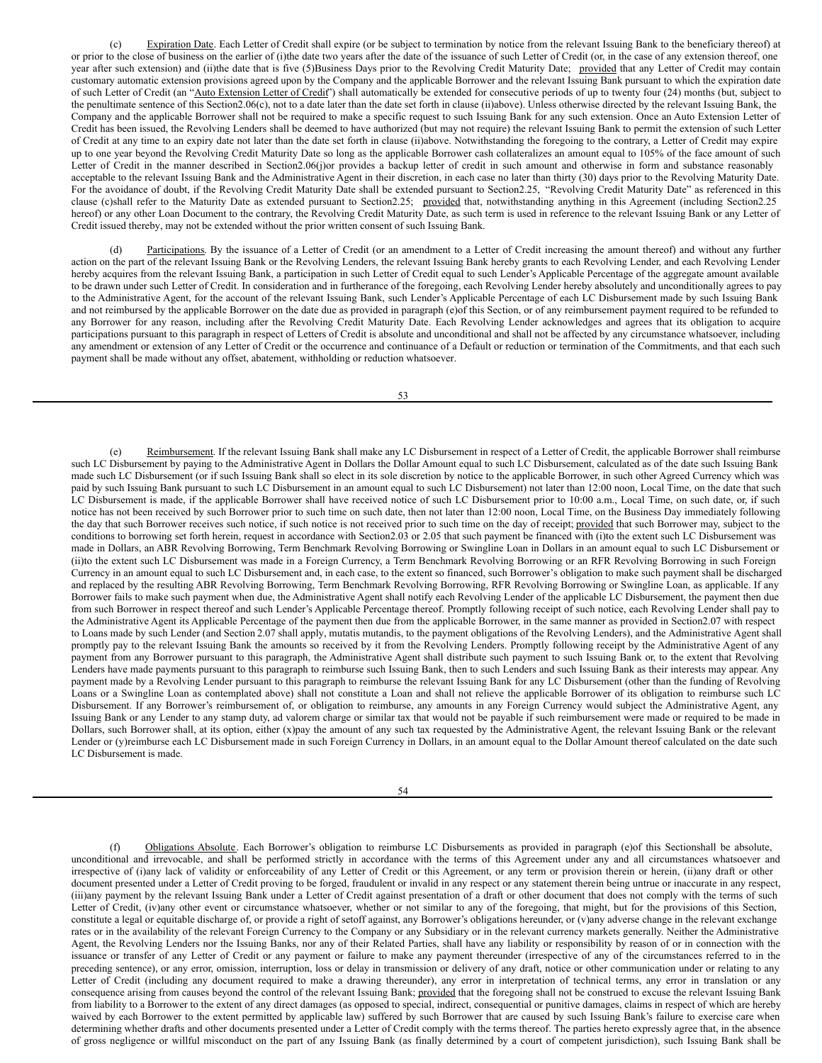(c) Expiration Date. Each Letter of Credit shall expire (or be subject to termination by notice from the relevant Issuing Bank to the beneficiary thereof) at or prior to the close of business on the earlier of (i)the date two years after the date of the issuance of such Letter of Credit (or, in the case of any extension thereof, one year after such extension) and (ii)the date that is five (5)Business Days prior to the Revolving Credit Maturity Date; provided that any Letter of Credit may contain customary automatic extension provisions agreed upon by the Company and the applicable Borrower and the relevant Issuing Bank pursuant to which the expiration date of such Letter of Credit (an "Auto Extension Letter of Credit") shall automatically be extended for consecutive periods of up to twenty four (24) months (but, subject to the penultimate sentence of this Section2.06(c), not to a date later than the date set forth in clause (ii)above). Unless otherwise directed by the relevant Issuing Bank, the Company and the applicable Borrower shall not be required to make a specific request to such Issuing Bank for any such extension. Once an Auto Extension Letter of Credit has been issued, the Revolving Lenders shall be deemed to have authorized (but may not require) the relevant Issuing Bank to permit the extension of such Letter of Credit at any time to an expiry date not later than the date set forth in clause (ii)above. Notwithstanding the foregoing to the contrary, a Letter of Credit may expire up to one year beyond the Revolving Credit Maturity Date so long as the applicable Borrower cash collateralizes an amount equal to 105% of the face amount of such Letter of Credit in the manner described in Section2.06(j)or provides a backup letter of credit in such amount and otherwise in form and substance reasonably acceptable to the relevant Issuing Bank and the Administrative Agent in their discretion, in each case no later than thirty (30) days prior to the Revolving Maturity Date. For the avoidance of doubt, if the Revolving Credit Maturity Date shall be extended pursuant to Section2.25, "Revolving Credit Maturity Date" as referenced in this clause (c)shall refer to the Maturity Date as extended pursuant to Section2.25; provided that, notwithstanding anything in this Agreement (including Section2.25 hereof) or any other Loan Document to the contrary, the Revolving Credit Maturity Date, as such term is used in reference to the relevant Issuing Bank or any Letter of Credit issued thereby, may not be extended without the prior written consent of such Issuing Bank.

(d) Participations. By the issuance of a Letter of Credit (or an amendment to a Letter of Credit increasing the amount thereof) and without any further action on the part of the relevant Issuing Bank or the Revolving Lenders, the relevant Issuing Bank hereby grants to each Revolving Lender, and each Revolving Lender hereby acquires from the relevant Issuing Bank, a participation in such Letter of Credit equal to such Lender's Applicable Percentage of the aggregate amount available to be drawn under such Letter of Credit. In consideration and in furtherance of the foregoing, each Revolving Lender hereby absolutely and unconditionally agrees to pay to the Administrative Agent, for the account of the relevant Issuing Bank, such Lender's Applicable Percentage of each LC Disbursement made by such Issuing Bank and not reimbursed by the applicable Borrower on the date due as provided in paragraph (e)of this Section, or of any reimbursement payment required to be refunded to any Borrower for any reason, including after the Revolving Credit Maturity Date. Each Revolving Lender acknowledges and agrees that its obligation to acquire participations pursuant to this paragraph in respect of Letters of Credit is absolute and unconditional and shall not be affected by any circumstance whatsoever, including any amendment or extension of any Letter of Credit or the occurrence and continuance of a Default or reduction or termination of the Commitments, and that each such payment shall be made without any offset, abatement, withholding or reduction whatsoever.

(e) Reimbursement. If the relevant Issuing Bank shall make any LC Disbursement in respect of a Letter of Credit, the applicable Borrower shall reimburse such LC Disbursement by paying to the Administrative Agent in Dollars the Dollar Amount equal to such LC Disbursement, calculated as of the date such Issuing Bank made such LC Disbursement (or if such Issuing Bank shall so elect in its sole discretion by notice to the applicable Borrower, in such other Agreed Currency which was paid by such Issuing Bank pursuant to such LC Disbursement in an amount equal to such LC Disbursement) not later than 12:00 noon, Local Time, on the date that such LC Disbursement is made, if the applicable Borrower shall have received notice of such LC Disbursement prior to 10:00 a.m., Local Time, on such date, or, if such notice has not been received by such Borrower prior to such time on such date, then not later than 12:00 noon, Local Time, on the Business Day immediately following the day that such Borrower receives such notice, if such notice is not received prior to such time on the day of receipt; provided that such Borrower may, subject to the conditions to borrowing set forth herein, request in accordance with Section2.03 or 2.05 that such payment be financed with (i)to the extent such LC Disbursement was made in Dollars, an ABR Revolving Borrowing, Term Benchmark Revolving Borrowing or Swingline Loan in Dollars in an amount equal to such LC Disbursement or (ii)to the extent such LC Disbursement was made in a Foreign Currency, a Term Benchmark Revolving Borrowing or an RFR Revolving Borrowing in such Foreign Currency in an amount equal to such LC Disbursement and, in each case, to the extent so financed, such Borrower's obligation to make such payment shall be discharged and replaced by the resulting ABR Revolving Borrowing, Term Benchmark Revolving Borrowing, RFR Revolving Borrowing or Swingline Loan, as applicable. If any Borrower fails to make such payment when due, the Administrative Agent shall notify each Revolving Lender of the applicable LC Disbursement, the payment then due from such Borrower in respect thereof and such Lender's Applicable Percentage thereof. Promptly following receipt of such notice, each Revolving Lender shall pay to the Administrative Agent its Applicable Percentage of the payment then due from the applicable Borrower, in the same manner as provided in Section2.07 with respect to Loans made by such Lender (and Section 2.07 shall apply, mutatis mutandis, to the payment obligations of the Revolving Lenders), and the Administrative Agent shall promptly pay to the relevant Issuing Bank the amounts so received by it from the Revolving Lenders. Promptly following receipt by the Administrative Agent of any payment from any Borrower pursuant to this paragraph, the Administrative Agent shall distribute such payment to such Issuing Bank or, to the extent that Revolving Lenders have made payments pursuant to this paragraph to reimburse such Issuing Bank, then to such Lenders and such Issuing Bank as their interests may appear. Any payment made by a Revolving Lender pursuant to this paragraph to reimburse the relevant Issuing Bank for any LC Disbursement (other than the funding of Revolving Loans or a Swingline Loan as contemplated above) shall not constitute a Loan and shall not relieve the applicable Borrower of its obligation to reimburse such LC Disbursement. If any Borrower's reimbursement of, or obligation to reimburse, any amounts in any Foreign Currency would subject the Administrative Agent, any Issuing Bank or any Lender to any stamp duty, ad valorem charge or similar tax that would not be payable if such reimbursement were made or required to be made in Dollars, such Borrower shall, at its option, either (x)pay the amount of any such tax requested by the Administrative Agent, the relevant Issuing Bank or the relevant Lender or (y)reimburse each LC Disbursement made in such Foreign Currency in Dollars, in an amount equal to the Dollar Amount thereof calculated on the date such LC Disbursement is made.

(f) Obligations Absolute. Each Borrower's obligation to reimburse LC Disbursements as provided in paragraph (e)of this Sectionshall be absolute, unconditional and irrevocable, and shall be performed strictly in accordance with the terms of this Agreement under any and all circumstances whatsoever and irrespective of (i)any lack of validity or enforceability of any Letter of Credit or this Agreement, or any term or provision therein or herein, (ii)any draft or other document presented under a Letter of Credit proving to be forged, fraudulent or invalid in any respect or any statement therein being untrue or inaccurate in any respect, (iii)any payment by the relevant Issuing Bank under a Letter of Credit against presentation of a draft or other document that does not comply with the terms of such Letter of Credit, (iv)any other event or circumstance whatsoever, whether or not similar to any of the foregoing, that might, but for the provisions of this Section, constitute a legal or equitable discharge of, or provide a right of setoff against, any Borrower's obligations hereunder, or (v)any adverse change in the relevant exchange rates or in the availability of the relevant Foreign Currency to the Company or any Subsidiary or in the relevant currency markets generally. Neither the Administrative Agent, the Revolving Lenders nor the Issuing Banks, nor any of their Related Parties, shall have any liability or responsibility by reason of or in connection with the issuance or transfer of any Letter of Credit or any payment or failure to make any payment thereunder (irrespective of any of the circumstances referred to in the preceding sentence), or any error, omission, interruption, loss or delay in transmission or delivery of any draft, notice or other communication under or relating to any Letter of Credit (including any document required to make a drawing thereunder), any error in interpretation of technical terms, any error in translation or any consequence arising from causes beyond the control of the relevant Issuing Bank; provided that the foregoing shall not be construed to excuse the relevant Issuing Bank from liability to a Borrower to the extent of any direct damages (as opposed to special, indirect, consequential or punitive damages, claims in respect of which are hereby waived by each Borrower to the extent permitted by applicable law) suffered by such Borrower that are caused by such Issuing Bank's failure to exercise care when determining whether drafts and other documents presented under a Letter of Credit comply with the terms thereof. The parties hereto expressly agree that, in the absence of gross negligence or willful misconduct on the part of any Issuing Bank (as finally determined by a court of competent jurisdiction), such Issuing Bank shall be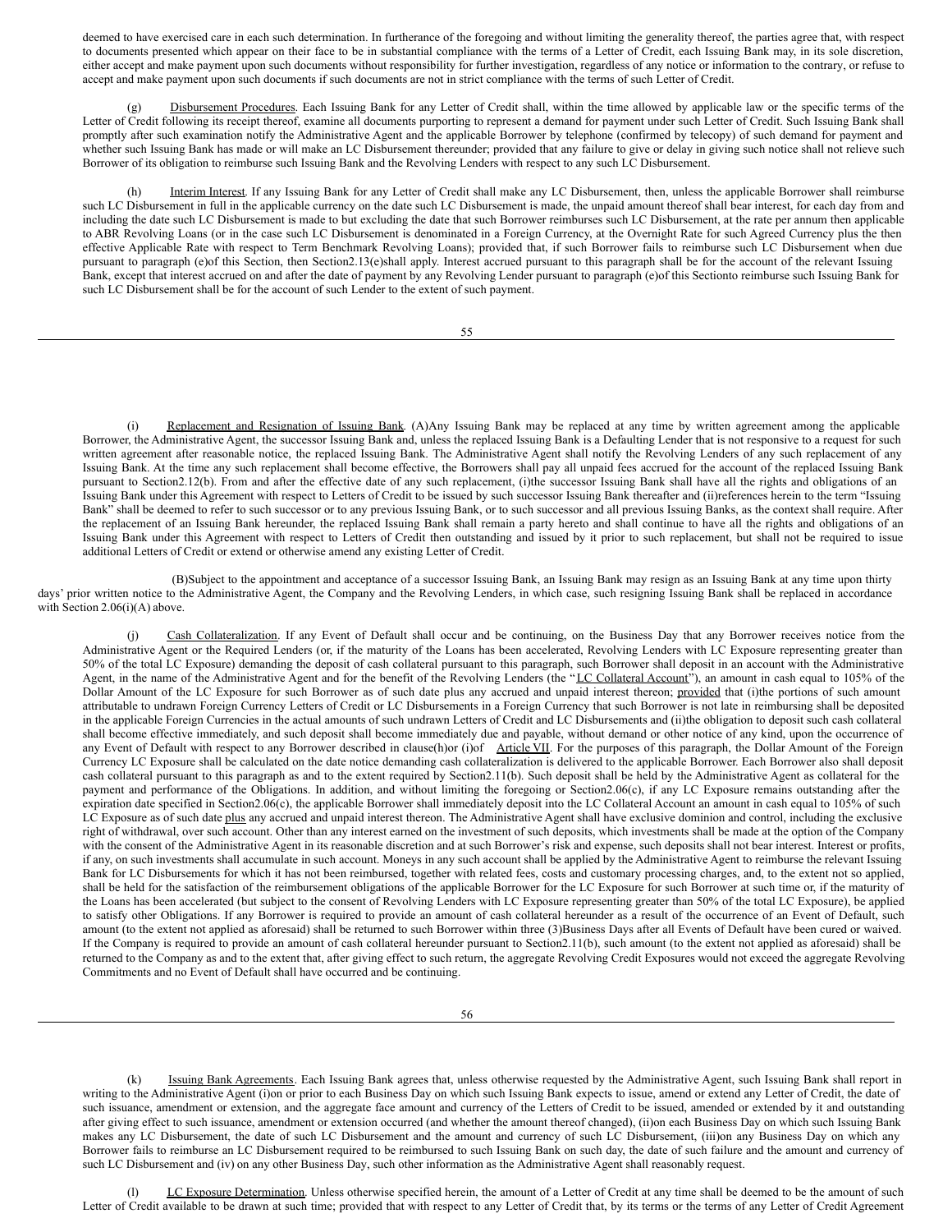deemed to have exercised care in each such determination. In furtherance of the foregoing and without limiting the generality thereof, the parties agree that, with respect to documents presented which appear on their face to be in substantial compliance with the terms of a Letter of Credit, each Issuing Bank may, in its sole discretion, either accept and make payment upon such documents without responsibility for further investigation, regardless of any notice or information to the contrary, or refuse to accept and make payment upon such documents if such documents are not in strict compliance with the terms of such Letter of Credit.

(g) Disbursement Procedures. Each Issuing Bank for any Letter of Credit shall, within the time allowed by applicable law or the specific terms of the Letter of Credit following its receipt thereof, examine all documents purporting to represent a demand for payment under such Letter of Credit. Such Issuing Bank shall promptly after such examination notify the Administrative Agent and the applicable Borrower by telephone (confirmed by telecopy) of such demand for payment and whether such Issuing Bank has made or will make an LC Disbursement thereunder; provided that any failure to give or delay in giving such notice shall not relieve such Borrower of its obligation to reimburse such Issuing Bank and the Revolving Lenders with respect to any such LC Disbursement.

(h) Interim Interest. If any Issuing Bank for any Letter of Credit shall make any LC Disbursement, then, unless the applicable Borrower shall reimburse such LC Disbursement in full in the applicable currency on the date such LC Disbursement is made, the unpaid amount thereof shall bear interest, for each day from and including the date such LC Disbursement is made to but excluding the date that such Borrower reimburses such LC Disbursement, at the rate per annum then applicable to ABR Revolving Loans (or in the case such LC Disbursement is denominated in a Foreign Currency, at the Overnight Rate for such Agreed Currency plus the then effective Applicable Rate with respect to Term Benchmark Revolving Loans); provided that, if such Borrower fails to reimburse such LC Disbursement when due pursuant to paragraph (e)of this Section, then Section2.13(e)shall apply. Interest accrued pursuant to this paragraph shall be for the account of the relevant Issuing Bank, except that interest accrued on and after the date of payment by any Revolving Lender pursuant to paragraph (e)of this Sectionto reimburse such Issuing Bank for such LC Disbursement shall be for the account of such Lender to the extent of such payment.

(i) Replacement and Resignation of Issuing Bank. (A)Any Issuing Bank may be replaced at any time by written agreement among the applicable Borrower, the Administrative Agent, the successor Issuing Bank and, unless the replaced Issuing Bank is a Defaulting Lender that is not responsive to a request for such written agreement after reasonable notice, the replaced Issuing Bank. The Administrative Agent shall notify the Revolving Lenders of any such replacement of any Issuing Bank. At the time any such replacement shall become effective, the Borrowers shall pay all unpaid fees accrued for the account of the replaced Issuing Bank pursuant to Section2.12(b). From and after the effective date of any such replacement, (i)the successor Issuing Bank shall have all the rights and obligations of an Issuing Bank under this Agreement with respect to Letters of Credit to be issued by such successor Issuing Bank thereafter and (ii)references herein to the term "Issuing Bank" shall be deemed to refer to such successor or to any previous Issuing Bank, or to such successor and all previous Issuing Banks, as the context shall require. After the replacement of an Issuing Bank hereunder, the replaced Issuing Bank shall remain a party hereto and shall continue to have all the rights and obligations of an Issuing Bank under this Agreement with respect to Letters of Credit then outstanding and issued by it prior to such replacement, but shall not be required to issue additional Letters of Credit or extend or otherwise amend any existing Letter of Credit.

(B)Subject to the appointment and acceptance of a successor Issuing Bank, an Issuing Bank may resign as an Issuing Bank at any time upon thirty days' prior written notice to the Administrative Agent, the Company and the Revolving Lenders, in which case, such resigning Issuing Bank shall be replaced in accordance with Section 2.06(i)(A) above.

(j) Cash Collateralization. If any Event of Default shall occur and be continuing, on the Business Day that any Borrower receives notice from the Administrative Agent or the Required Lenders (or, if the maturity of the Loans has been accelerated, Revolving Lenders with LC Exposure representing greater than 50% of the total LC Exposure) demanding the deposit of cash collateral pursuant to this paragraph, such Borrower shall deposit in an account with the Administrative Agent, in the name of the Administrative Agent and for the benefit of the Revolving Lenders (the "LC Collateral Account"), an amount in cash equal to 105% of the Dollar Amount of the LC Exposure for such Borrower as of such date plus any accrued and unpaid interest thereon; provided that (i)the portions of such amount attributable to undrawn Foreign Currency Letters of Credit or LC Disbursements in a Foreign Currency that such Borrower is not late in reimbursing shall be deposited in the applicable Foreign Currencies in the actual amounts of such undrawn Letters of Credit and LC Disbursements and (ii)the obligation to deposit such cash collateral shall become effective immediately, and such deposit shall become immediately due and payable, without demand or other notice of any kind, upon the occurrence of any Event of Default with respect to any Borrower described in clause(h)or (i)of Article VII. For the purposes of this paragraph, the Dollar Amount of the Foreign Currency LC Exposure shall be calculated on the date notice demanding cash collateralization is delivered to the applicable Borrower. Each Borrower also shall deposit cash collateral pursuant to this paragraph as and to the extent required by Section2.11(b). Such deposit shall be held by the Administrative Agent as collateral for the payment and performance of the Obligations. In addition, and without limiting the foregoing or Section2.06(c), if any LC Exposure remains outstanding after the expiration date specified in Section2.06(c), the applicable Borrower shall immediately deposit into the LC Collateral Account an amount in cash equal to 105% of such LC Exposure as of such date plus any accrued and unpaid interest thereon. The Administrative Agent shall have exclusive dominion and control, including the exclusive right of withdrawal, over such account. Other than any interest earned on the investment of such deposits, which investments shall be made at the option of the Company with the consent of the Administrative Agent in its reasonable discretion and at such Borrower's risk and expense, such deposits shall not bear interest. Interest or profits, if any, on such investments shall accumulate in such account. Moneys in such account shall be applied by the Administrative Agent to reimburse the relevant Issuing Bank for LC Disbursements for which it has not been reimbursed, together with related fees, costs and customary processing charges, and, to the extent not so applied, shall be held for the satisfaction of the reimbursement obligations of the applicable Borrower for the LC Exposure for such Borrower at such time or, if the maturity of the Loans has been accelerated (but subject to the consent of Revolving Lenders with LC Exposure representing greater than 50% of the total LC Exposure), be applied to satisfy other Obligations. If any Borrower is required to provide an amount of cash collateral hereunder as a result of the occurrence of an Event of Default, such amount (to the extent not applied as aforesaid) shall be returned to such Borrower within three (3)Business Days after all Events of Default have been cured or waived. If the Company is required to provide an amount of cash collateral hereunder pursuant to Section2.11(b), such amount (to the extent not applied as aforesaid) shall be returned to the Company as and to the extent that, after giving effect to such return, the aggregate Revolving Credit Exposures would not exceed the aggregate Revolving Commitments and no Event of Default shall have occurred and be continuing.

(k) Issuing Bank Agreements. Each Issuing Bank agrees that, unless otherwise requested by the Administrative Agent, such Issuing Bank shall report in writing to the Administrative Agent (i)on or prior to each Business Day on which such Issuing Bank expects to issue, amend or extend any Letter of Credit, the date of such issuance, amendment or extension, and the aggregate face amount and currency of the Letters of Credit to be issued, amended or extended by it and outstanding after giving effect to such issuance, amendment or extension occurred (and whether the amount thereof changed), (ii)on each Business Day on which such Issuing Bank makes any LC Disbursement, the date of such LC Disbursement and the amount and currency of such LC Disbursement, (iii)on any Business Day on which any Borrower fails to reimburse an LC Disbursement required to be reimbursed to such Issuing Bank on such day, the date of such failure and the amount and currency of such LC Disbursement and (iv) on any other Business Day, such other information as the Administrative Agent shall reasonably request.

(l) LC Exposure Determination. Unless otherwise specified herein, the amount of a Letter of Credit at any time shall be deemed to be the amount of such Letter of Credit available to be drawn at such time; provided that with respect to any Letter of Credit that, by its terms or the terms of any Letter of Credit Agreement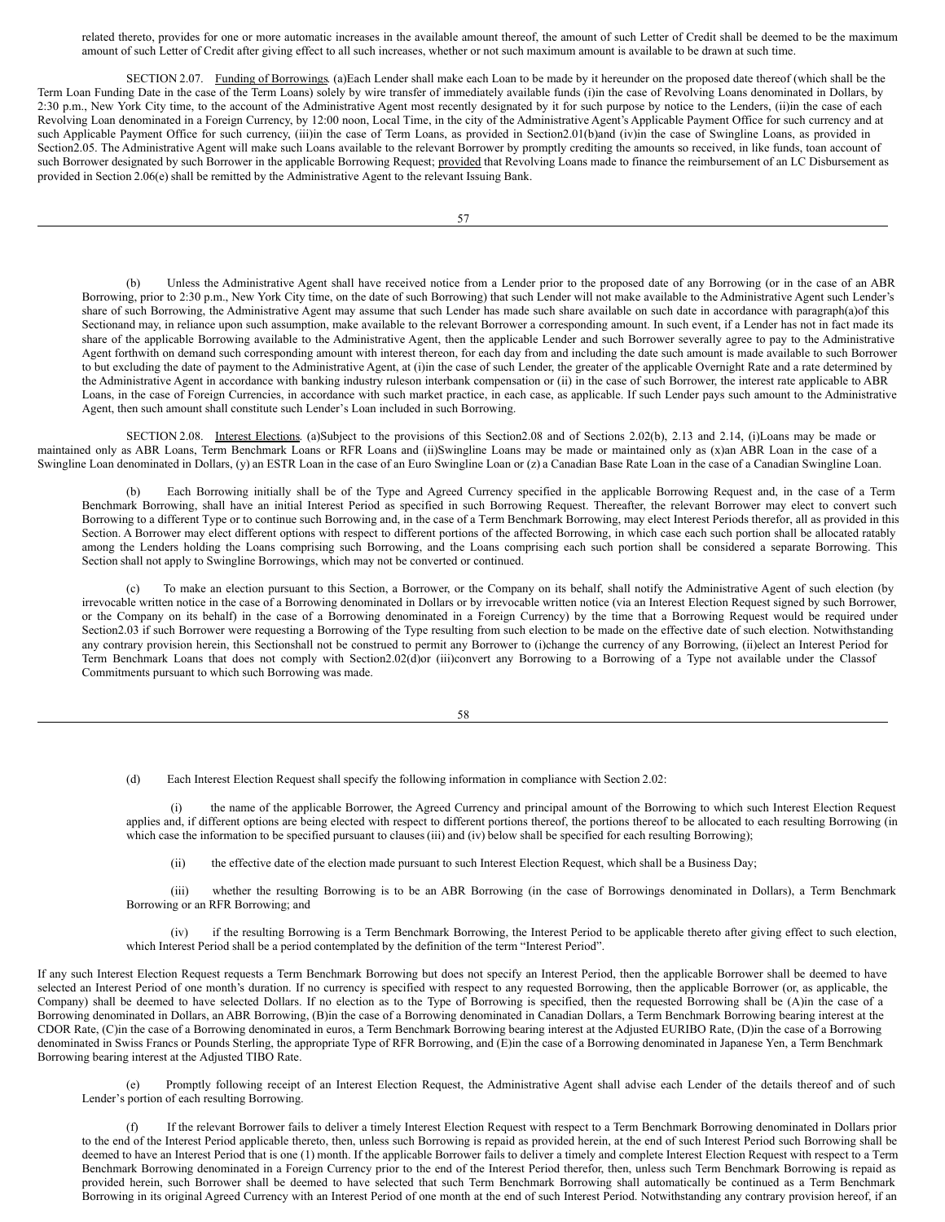related thereto, provides for one or more automatic increases in the available amount thereof, the amount of such Letter of Credit shall be deemed to be the maximum amount of such Letter of Credit after giving effect to all such increases, whether or not such maximum amount is available to be drawn at such time.

SECTION 2.07. Funding of Borrowings. (a) Each Lender shall make each Loan to be made by it hereunder on the proposed date thereof (which shall be the Term Loan Funding Date in the case of the Term Loans) solely by wire transfer of immediately available funds (i) in the case of Revolving Loans denominated in Dollars, by 2:30 p.m., New York City time, to the account of the Administrative Agent most recently designated by it for such purpose by notice to the Lenders, (ii) in the case of each Revolving Loan denominated in a Foreign Currency, by 12:00 noon, Local Time, in the city of the Administrative Agent's Applicable Payment Office for such currency and at such Applicable Payment Office for such currency, (iii) in the case of Term Loans, as provided in Section 2.01(b) and (iv) in the case of Swingline Loans, as provided in Section 2.05. The Administrative Agent will make such Loans available to the relevant Borrower by promptly crediting the amounts so received, in like funds, to an account of such Borrower designated by such Borrower in the applicable Borrowing Request; provided that Revolving Loans made to finance the reimbursement of an LC Disbursement as provided in Section 2.06(e) shall be remitted by the Administrative Agent to the relevant Issuing Bank.

(b) Unless the Administrative Agent shall have received notice from a Lender prior to the proposed date of any Borrowing (or in the case of an ABR Borrowing, prior to 2:30 p.m., New York City time, on the date of such Borrowing) that such Lender will not make available to the Administrative Agent such Lender's share of such Borrowing, the Administrative Agent may assume that such Lender has made such share available on such date in accordance with paragraph (a) of this Section and may, in reliance upon such assumption, make available to the relevant Borrower a corresponding amount. In such event, if a Lender has not in fact made its share of the applicable Borrowing available to the Administrative Agent, then the applicable Lender and such Borrower severally agree to pay to the Administrative Agent forthwith on demand such corresponding amount with interest thereon, for each day from and including the date such amount is made available to such Borrower to but excluding the date of payment to the Administrative Agent, at (i) in the case of such Lender, the greater of the applicable Overnight Rate and a rate determined by the Administrative Agent in accordance with banking industry rules on interbank compensation or (ii) in the case of such Borrower, the interest rate applicable to ABR Loans, in the case of Foreign Currencies, in accordance with such market practice, in each case, as applicable. If such Lender pays such amount to the Administrative Agent, then such amount shall constitute such Lender's Loan included in such Borrowing.

SECTION 2.08. Interest Elections. (a) Subject to the provisions of this Section 2.08 and of Sections 2.02(b), 2.13 and 2.14, (i) Loans may be made or maintained only as ABR Loans, Term Benchmark Loans or RFR Loans and (ii) Swingline Loans may be made or maintained only as (x) an ABR Loan in the case of a Swingline Loan denominated in Dollars, (y) an ESTR Loan in the case of an Euro Swingline Loan or (z) a Canadian Base Rate Loan in the case of a Canadian Swingline Loan.

(b) Each Borrowing initially shall be of the Type and Agreed Currency specified in the applicable Borrowing Request and, in the case of a Term Benchmark Borrowing, shall have an initial Interest Period as specified in such Borrowing Request. Thereafter, the relevant Borrower may elect to convert such Borrowing to a different Type or to continue such Borrowing and, in the case of a Term Benchmark Borrowing, may elect Interest Periods therefor, all as provided in this Section. A Borrower may elect different options with respect to different portions of the affected Borrowing, in which case each such portion shall be allocated ratably among the Lenders holding the Loans comprising such Borrowing, and the Loans comprising each such portion shall be considered a separate Borrowing. This Section shall not apply to Swingline Borrowings, which may not be converted or continued.

(c) To make an election pursuant to this Section, a Borrower, or the Company on its behalf, shall notify the Administrative Agent of such election (by irrevocable written notice in the case of a Borrowing denominated in Dollars or by irrevocable written notice (via an Interest Election Request signed by such Borrower, or the Company on its behalf) in the case of a Borrowing denominated in a Foreign Currency) by the time that a Borrowing Request would be required under Section 2.03 if such Borrower were requesting a Borrowing of the Type resulting from such election to be made on the effective date of such election. Notwithstanding any contrary provision herein, this Section shall not be construed to permit any Borrower to (i) change the currency of any Borrowing, (ii) elect an Interest Period for Term Benchmark Loans that does not comply with Section 2.02(d) or (iii) convert any Borrowing to a Borrowing of a Type not available under the Class of Commitments pursuant to which such Borrowing was made.

(d) Each Interest Election Request shall specify the following information in compliance with Section 2.02:

(i) the name of the applicable Borrower, the Agreed Currency and principal amount of the Borrowing to which such Interest Election Request applies and, if different options are being elected with respect to different portions thereof, the portions thereof to be allocated to each resulting Borrowing (in which case the information to be specified pursuant to clauses (iii) and (iv) below shall be specified for each resulting Borrowing);

(ii) the effective date of the election made pursuant to such Interest Election Request, which shall be a Business Day;

(iii) whether the resulting Borrowing is to be an ABR Borrowing (in the case of Borrowings denominated in Dollars), a Term Benchmark Borrowing or an RFR Borrowing; and

(iv) if the resulting Borrowing is a Term Benchmark Borrowing, the Interest Period to be applicable thereto after giving effect to such election, which Interest Period shall be a period contemplated by the definition of the term "Interest Period".

If any such Interest Election Request requests a Term Benchmark Borrowing but does not specify an Interest Period, then the applicable Borrower shall be deemed to have selected an Interest Period of one month's duration. If no currency is specified with respect to any requested Borrowing, then the applicable Borrower (or, as applicable, the Company) shall be deemed to have selected Dollars. If no election as to the Type of Borrowing is specified, then the requested Borrowing shall be (A) in the case of a Borrowing denominated in Dollars, an ABR Borrowing, (B) in the case of a Borrowing denominated in Canadian Dollars, a Term Benchmark Borrowing bearing interest at the CDOR Rate, (C) in the case of a Borrowing denominated in euros, a Term Benchmark Borrowing bearing interest at the Adjusted EURIBO Rate, (D) in the case of a Borrowing denominated in Swiss Francs or Pounds Sterling, the appropriate Type of RFR Borrowing, and (E) in the case of a Borrowing denominated in Japanese Yen, a Term Benchmark Borrowing bearing interest at the Adjusted TIBO Rate.

(e) Promptly following receipt of an Interest Election Request, the Administrative Agent shall advise each Lender of the details thereof and of such Lender's portion of each resulting Borrowing.

(f) If the relevant Borrower fails to deliver a timely Interest Election Request with respect to a Term Benchmark Borrowing denominated in Dollars prior to the end of the Interest Period applicable thereto, then, unless such Borrowing is repaid as provided herein, at the end of such Interest Period such Borrowing shall be deemed to have an Interest Period that is one (1) month. If the applicable Borrower fails to deliver a timely and complete Interest Election Request with respect to a Term Benchmark Borrowing denominated in a Foreign Currency prior to the end of the Interest Period therefor, then, unless such Term Benchmark Borrowing is repaid as provided herein, such Borrower shall be deemed to have selected that such Term Benchmark Borrowing shall automatically be continued as a Term Benchmark Borrowing in its original Agreed Currency with an Interest Period of one month at the end of such Interest Period. Notwithstanding any contrary provision hereof, if an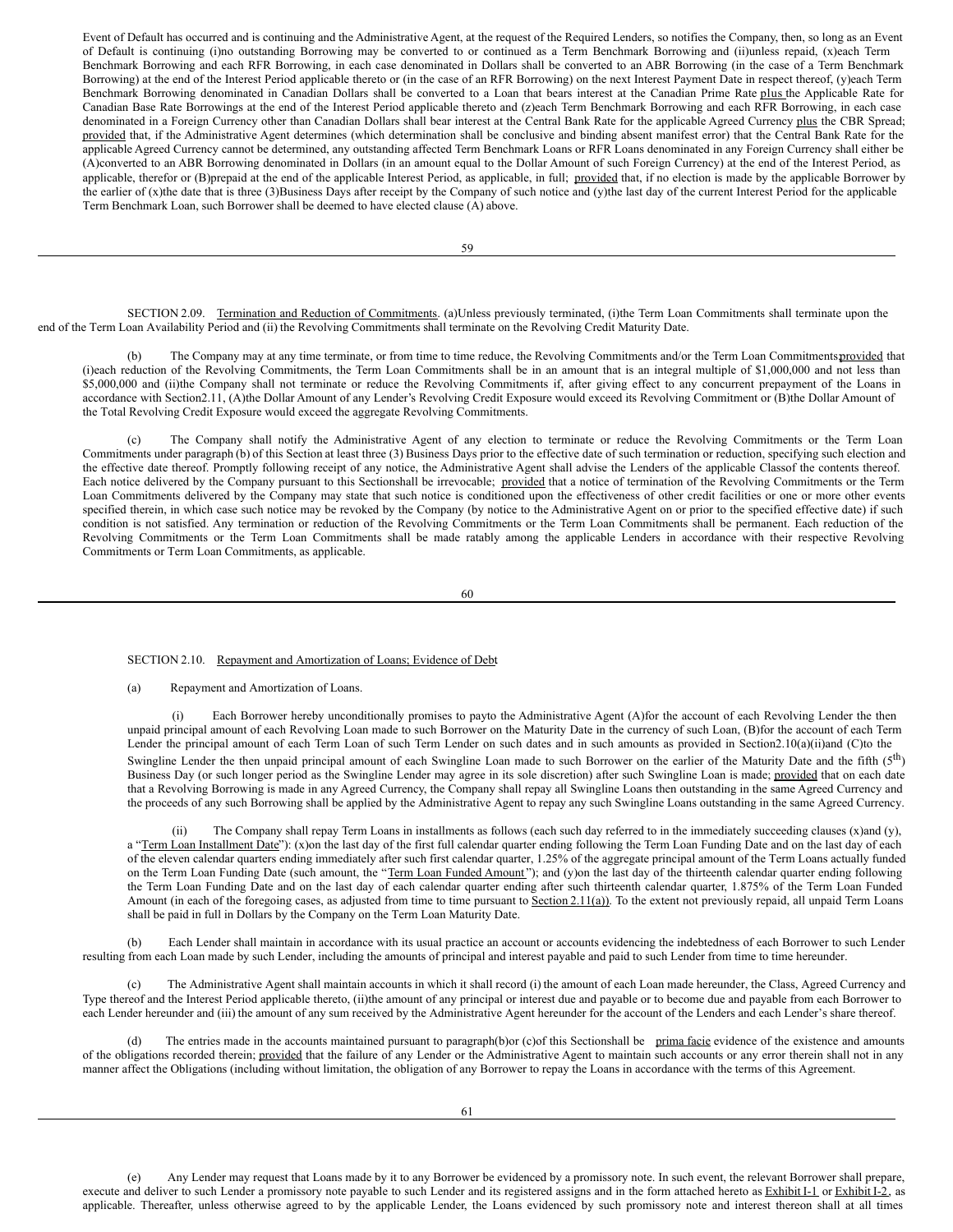Event of Default has occurred and is continuing and the Administrative Agent, at the request of the Required Lenders, so notifies the Company, then, so long as an Event of Default is continuing (i)no outstanding Borrowing may be converted to or continued as a Term Benchmark Borrowing and (ii)unless repaid, (x)each Term Benchmark Borrowing and each RFR Borrowing, in each case denominated in Dollars shall be converted to an ABR Borrowing (in the case of a Term Benchmark Borrowing) at the end of the Interest Period applicable thereto or (in the case of an RFR Borrowing) on the next Interest Payment Date in respect thereof, (y)each Term Benchmark Borrowing denominated in Canadian Dollars shall be converted to a Loan that bears interest at the Canadian Prime Rate plus the Applicable Rate for Canadian Base Rate Borrowings at the end of the Interest Period applicable thereto and (z)each Term Benchmark Borrowing and each RFR Borrowing, in each case denominated in a Foreign Currency other than Canadian Dollars shall bear interest at the Central Bank Rate for the applicable Agreed Currency plus the CBR Spread; provided that, if the Administrative Agent determines (which determination shall be conclusive and binding absent manifest error) that the Central Bank Rate for the applicable Agreed Currency cannot be determined, any outstanding affected Term Benchmark Loans or RFR Loans denominated in any Foreign Currency shall either be (A)converted to an ABR Borrowing denominated in Dollars (in an amount equal to the Dollar Amount of such Foreign Currency) at the end of the Interest Period, as applicable, therefor or (B)prepaid at the end of the applicable Interest Period, as applicable, in full; provided that, if no election is made by the applicable Borrower by the earlier of (x)the date that is three (3)Business Days after receipt by the Company of such notice and (y)the last day of the current Interest Period for the applicable Term Benchmark Loan, such Borrower shall be deemed to have elected clause (A) above.

SECTION 2.09. Termination and Reduction of Commitments. (a)Unless previously terminated, (i)the Term Loan Commitments shall terminate upon the end of the Term Loan Availability Period and (ii) the Revolving Commitments shall terminate on the Revolving Credit Maturity Date.

(b) The Company may at any time terminate, or from time to time reduce, the Revolving Commitments and/or the Term Loan Commitments; provided that (i)each reduction of the Revolving Commitments, the Term Loan Commitments shall be in an amount that is an integral multiple of $1,000,000 and not less than $5,000,000 and (ii)the Company shall not terminate or reduce the Revolving Commitments if, after giving effect to any concurrent prepayment of the Loans in accordance with Section2.11, (A)the Dollar Amount of any Lender's Revolving Credit Exposure would exceed its Revolving Commitment or (B)the Dollar Amount of the Total Revolving Credit Exposure would exceed the aggregate Revolving Commitments.

(c) The Company shall notify the Administrative Agent of any election to terminate or reduce the Revolving Commitments or the Term Loan Commitments under paragraph (b) of this Section at least three (3) Business Days prior to the effective date of such termination or reduction, specifying such election and the effective date thereof. Promptly following receipt of any notice, the Administrative Agent shall advise the Lenders of the applicable Classof the contents thereof. Each notice delivered by the Company pursuant to this Sectionshall be irrevocable; provided that a notice of termination of the Revolving Commitments or the Term Loan Commitments delivered by the Company may state that such notice is conditioned upon the effectiveness of other credit facilities or one or more other events specified therein, in which case such notice may be revoked by the Company (by notice to the Administrative Agent on or prior to the specified effective date) if such condition is not satisfied. Any termination or reduction of the Revolving Commitments or the Term Loan Commitments shall be permanent. Each reduction of the Revolving Commitments or the Term Loan Commitments shall be made ratably among the applicable Lenders in accordance with their respective Revolving Commitments or Term Loan Commitments, as applicable.

SECTION 2.10. Repayment and Amortization of Loans; Evidence of Debt

(a) Repayment and Amortization of Loans.

(i) Each Borrower hereby unconditionally promises to payto the Administrative Agent (A)for the account of each Revolving Lender the then unpaid principal amount of each Revolving Loan made to such Borrower on the Maturity Date in the currency of such Loan, (B)for the account of each Term Lender the principal amount of each Term Loan of such Term Lender on such dates and in such amounts as provided in Section2.10(a)(ii)and (C)to the Swingline Lender the then unpaid principal amount of each Swingline Loan made to such Borrower on the earlier of the Maturity Date and the fifth (5th) Business Day (or such longer period as the Swingline Lender may agree in its sole discretion) after such Swingline Loan is made; provided that on each date that a Revolving Borrowing is made in any Agreed Currency, the Company shall repay all Swingline Loans then outstanding in the same Agreed Currency and the proceeds of any such Borrowing shall be applied by the Administrative Agent to repay any such Swingline Loans outstanding in the same Agreed Currency.

(ii) The Company shall repay Term Loans in installments as follows (each such day referred to in the immediately succeeding clauses (x)and (y), a "Term Loan Installment Date"): (x)on the last day of the first full calendar quarter ending following the Term Loan Funding Date and on the last day of each of the eleven calendar quarters ending immediately after such first calendar quarter, 1.25% of the aggregate principal amount of the Term Loans actually funded on the Term Loan Funding Date (such amount, the "Term Loan Funded Amount"); and (y)on the last day of the thirteenth calendar quarter ending following the Term Loan Funding Date and on the last day of each calendar quarter ending after such thirteenth calendar quarter, 1.875% of the Term Loan Funded Amount (in each of the foregoing cases, as adjusted from time to time pursuant to Section 2.11(a)). To the extent not previously repaid, all unpaid Term Loans shall be paid in full in Dollars by the Company on the Term Loan Maturity Date.

(b) Each Lender shall maintain in accordance with its usual practice an account or accounts evidencing the indebtedness of each Borrower to such Lender resulting from each Loan made by such Lender, including the amounts of principal and interest payable and paid to such Lender from time to time hereunder.

(c) The Administrative Agent shall maintain accounts in which it shall record (i) the amount of each Loan made hereunder, the Class, Agreed Currency and Type thereof and the Interest Period applicable thereto, (ii)the amount of any principal or interest due and payable or to become due and payable from each Borrower to each Lender hereunder and (iii) the amount of any sum received by the Administrative Agent hereunder for the account of the Lenders and each Lender's share thereof.

(d) The entries made in the accounts maintained pursuant to paragraph(b)or (c)of this Sectionshall be *prima facie* evidence of the existence and amounts of the obligations recorded therein; provided that the failure of any Lender or the Administrative Agent to maintain such accounts or any error therein shall not in any manner affect the Obligations (including without limitation, the obligation of any Borrower to repay the Loans in accordance with the terms of this Agreement.

(e) Any Lender may request that Loans made by it to any Borrower be evidenced by a promissory note. In such event, the relevant Borrower shall prepare, execute and deliver to such Lender a promissory note payable to such Lender and its registered assigns and in the form attached hereto as Exhibit I-1 or Exhibit I-2, as applicable. Thereafter, unless otherwise agreed to by the applicable Lender, the Loans evidenced by such promissory note and interest thereon shall at all times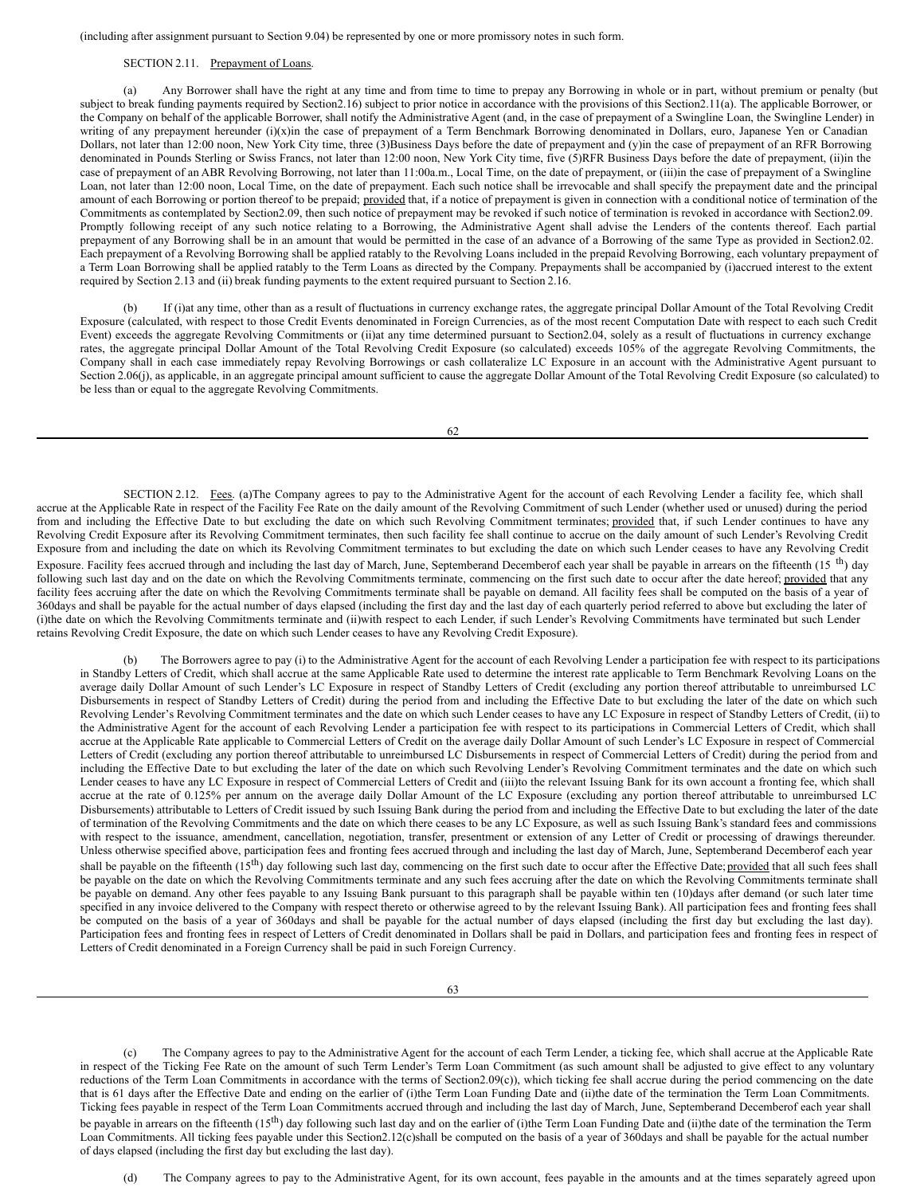(including after assignment pursuant to Section 9.04) be represented by one or more promissory notes in such form.

SECTION 2.11. Prepayment of Loans.

(a) Any Borrower shall have the right at any time and from time to time to prepay any Borrowing in whole or in part, without premium or penalty (but subject to break funding payments required by Section2.16) subject to prior notice in accordance with the provisions of this Section2.11(a). The applicable Borrower, or the Company on behalf of the applicable Borrower, shall notify the Administrative Agent (and, in the case of prepayment of a Swingline Loan, the Swingline Lender) in writing of any prepayment hereunder (i)(x)in the case of prepayment of a Term Benchmark Borrowing denominated in Dollars, euro, Japanese Yen or Canadian Dollars, not later than 12:00 noon, New York City time, three (3)Business Days before the date of prepayment and (y)in the case of prepayment of an RFR Borrowing denominated in Pounds Sterling or Swiss Francs, not later than 12:00 noon, New York City time, five (5)RFR Business Days before the date of prepayment, (ii)in the case of prepayment of an ABR Revolving Borrowing, not later than 11:00a.m., Local Time, on the date of prepayment, or (iii)in the case of prepayment of a Swingline Loan, not later than 12:00 noon, Local Time, on the date of prepayment. Each such notice shall be irrevocable and shall specify the prepayment date and the principal amount of each Borrowing or portion thereof to be prepaid; provided that, if a notice of prepayment is given in connection with a conditional notice of termination of the Commitments as contemplated by Section2.09, then such notice of prepayment may be revoked if such notice of termination is revoked in accordance with Section2.09. Promptly following receipt of any such notice relating to a Borrowing, the Administrative Agent shall advise the Lenders of the contents thereof. Each partial prepayment of any Borrowing shall be in an amount that would be permitted in the case of an advance of a Borrowing of the same Type as provided in Section2.02. Each prepayment of a Revolving Borrowing shall be applied ratably to the Revolving Loans included in the prepaid Revolving Borrowing, each voluntary prepayment of a Term Loan Borrowing shall be applied ratably to the Term Loans as directed by the Company. Prepayments shall be accompanied by (i)accrued interest to the extent required by Section 2.13 and (ii) break funding payments to the extent required pursuant to Section 2.16.

(b) If (i)at any time, other than as a result of fluctuations in currency exchange rates, the aggregate principal Dollar Amount of the Total Revolving Credit Exposure (calculated, with respect to those Credit Events denominated in Foreign Currencies, as of the most recent Computation Date with respect to each such Credit Event) exceeds the aggregate Revolving Commitments or (ii)at any time determined pursuant to Section2.04, solely as a result of fluctuations in currency exchange rates, the aggregate principal Dollar Amount of the Total Revolving Credit Exposure (so calculated) exceeds 105% of the aggregate Revolving Commitments, the Company shall in each case immediately repay Revolving Borrowings or cash collateralize LC Exposure in an account with the Administrative Agent pursuant to Section 2.06(j), as applicable, in an aggregate principal amount sufficient to cause the aggregate Dollar Amount of the Total Revolving Credit Exposure (so calculated) to be less than or equal to the aggregate Revolving Commitments.

SECTION 2.12. Fees. (a)The Company agrees to pay to the Administrative Agent for the account of each Revolving Lender a facility fee, which shall accrue at the Applicable Rate in respect of the Facility Fee Rate on the daily amount of the Revolving Commitment of such Lender (whether used or unused) during the period from and including the Effective Date to but excluding the date on which such Revolving Commitment terminates; provided that, if such Lender continues to have any Revolving Credit Exposure after its Revolving Commitment terminates, then such facility fee shall continue to accrue on the daily amount of such Lender's Revolving Credit Exposure from and including the date on which its Revolving Commitment terminates to but excluding the date on which such Lender ceases to have any Revolving Credit Exposure. Facility fees accrued through and including the last day of March, June, Septemberand Decemberof each year shall be payable in arrears on the fifteenth (15 th) day following such last day and on the date on which the Revolving Commitments terminate, commencing on the first such date to occur after the date hereof; provided that any facility fees accruing after the date on which the Revolving Commitments terminate shall be payable on demand. All facility fees shall be computed on the basis of a year of 360days and shall be payable for the actual number of days elapsed (including the first day and the last day of each quarterly period referred to above but excluding the later of (i)the date on which the Revolving Commitments terminate and (ii)with respect to each Lender, if such Lender's Revolving Commitments have terminated but such Lender retains Revolving Credit Exposure, the date on which such Lender ceases to have any Revolving Credit Exposure).

(b) The Borrowers agree to pay (i) to the Administrative Agent for the account of each Revolving Lender a participation fee with respect to its participations in Standby Letters of Credit, which shall accrue at the same Applicable Rate used to determine the interest rate applicable to Term Benchmark Revolving Loans on the average daily Dollar Amount of such Lender's LC Exposure in respect of Standby Letters of Credit (excluding any portion thereof attributable to unreimbursed LC Disbursements in respect of Standby Letters of Credit) during the period from and including the Effective Date to but excluding the later of the date on which such Revolving Lender's Revolving Commitment terminates and the date on which such Lender ceases to have any LC Exposure in respect of Standby Letters of Credit, (ii) to the Administrative Agent for the account of each Revolving Lender a participation fee with respect to its participations in Commercial Letters of Credit, which shall accrue at the Applicable Rate applicable to Commercial Letters of Credit on the average daily Dollar Amount of such Lender's LC Exposure in respect of Commercial Letters of Credit (excluding any portion thereof attributable to unreimbursed LC Disbursements in respect of Commercial Letters of Credit) during the period from and including the Effective Date to but excluding the later of the date on which such Revolving Lender's Revolving Commitment terminates and the date on which such Lender ceases to have any LC Exposure in respect of Commercial Letters of Credit and (iii)to the relevant Issuing Bank for its own account a fronting fee, which shall accrue at the rate of 0.125% per annum on the average daily Dollar Amount of the LC Exposure (excluding any portion thereof attributable to unreimbursed LC Disbursements) attributable to Letters of Credit issued by such Issuing Bank during the period from and including the Effective Date to but excluding the later of the date of termination of the Revolving Commitments and the date on which there ceases to be any LC Exposure, as well as such Issuing Bank's standard fees and commissions with respect to the issuance, amendment, cancellation, negotiation, transfer, presentment or extension of any Letter of Credit or processing of drawings thereunder. Unless otherwise specified above, participation fees and fronting fees accrued through and including the last day of March, June, Septemberand Decemberof each year shall be payable on the fifteenth (15th) day following such last day, commencing on the first such date to occur after the Effective Date; provided that all such fees shall be payable on the date on which the Revolving Commitments terminate and any such fees accruing after the date on which the Revolving Commitments terminate shall be payable on demand. Any other fees payable to any Issuing Bank pursuant to this paragraph shall be payable within ten (10)days after demand (or such later time specified in any invoice delivered to the Company with respect thereto or otherwise agreed to by the relevant Issuing Bank). All participation fees and fronting fees shall be computed on the basis of a year of 360days and shall be payable for the actual number of days elapsed (including the first day but excluding the last day). Participation fees and fronting fees in respect of Letters of Credit denominated in Dollars shall be paid in Dollars, and participation fees and fronting fees in respect of Letters of Credit denominated in a Foreign Currency shall be paid in such Foreign Currency.

(c) The Company agrees to pay to the Administrative Agent for the account of each Term Lender, a ticking fee, which shall accrue at the Applicable Rate in respect of the Ticking Fee Rate on the amount of such Term Lender's Term Loan Commitment (as such amount shall be adjusted to give effect to any voluntary reductions of the Term Loan Commitments in accordance with the terms of Section2.09(c)), which ticking fee shall accrue during the period commencing on the date that is 61 days after the Effective Date and ending on the earlier of (i)the Term Loan Funding Date and (ii)the date of the termination the Term Loan Commitments. Ticking fees payable in respect of the Term Loan Commitments accrued through and including the last day of March, June, Septemberand Decemberof each year shall be payable in arrears on the fifteenth (15th) day following such last day and on the earlier of (i)the Term Loan Funding Date and (ii)the date of the termination the Term Loan Commitments. All ticking fees payable under this Section2.12(c)shall be computed on the basis of a year of 360days and shall be payable for the actual number of days elapsed (including the first day but excluding the last day).

(d) The Company agrees to pay to the Administrative Agent, for its own account, fees payable in the amounts and at the times separately agreed upon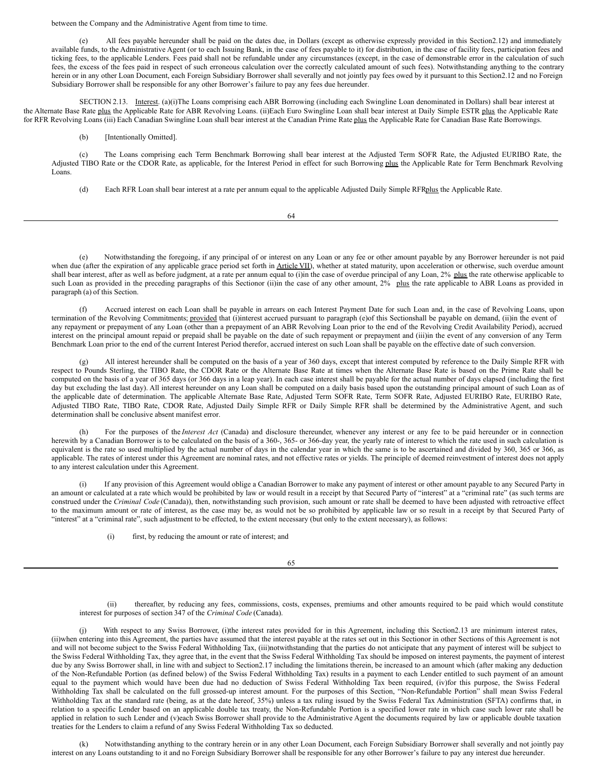between the Company and the Administrative Agent from time to time.

(e) All fees payable hereunder shall be paid on the dates due, in Dollars (except as otherwise expressly provided in this Section2.12) and immediately available funds, to the Administrative Agent (or to each Issuing Bank, in the case of fees payable to it) for distribution, in the case of facility fees, participation fees and ticking fees, to the applicable Lenders. Fees paid shall not be refundable under any circumstances (except, in the case of demonstrable error in the calculation of such fees, the excess of the fees paid in respect of such erroneous calculation over the correctly calculated amount of such fees). Notwithstanding anything to the contrary herein or in any other Loan Document, each Foreign Subsidiary Borrower shall severally and not jointly pay fees owed by it pursuant to this Section2.12 and no Foreign Subsidiary Borrower shall be responsible for any other Borrower's failure to pay any fees due hereunder.

SECTION 2.13. Interest. (a)(i)The Loans comprising each ABR Borrowing (including each Swingline Loan denominated in Dollars) shall bear interest at the Alternate Base Rate plus the Applicable Rate for ABR Revolving Loans. (ii)Each Euro Swingline Loan shall bear interest at Daily Simple ESTR plus the Applicable Rate for RFR Revolving Loans (iii) Each Canadian Swingline Loan shall bear interest at the Canadian Prime Rate plus the Applicable Rate for Canadian Base Rate Borrowings.

(b) [Intentionally Omitted].

(c) The Loans comprising each Term Benchmark Borrowing shall bear interest at the Adjusted Term SOFR Rate, the Adjusted EURIBO Rate, the Adjusted TIBO Rate or the CDOR Rate, as applicable, for the Interest Period in effect for such Borrowing plus the Applicable Rate for Term Benchmark Revolving Loans.

(d) Each RFR Loan shall bear interest at a rate per annum equal to the applicable Adjusted Daily Simple RFRplus the Applicable Rate.

(e) Notwithstanding the foregoing, if any principal of or interest on any Loan or any fee or other amount payable by any Borrower hereunder is not paid when due (after the expiration of any applicable grace period set forth in Article VII), whether at stated maturity, upon acceleration or otherwise, such overdue amount shall bear interest, after as well as before judgment, at a rate per annum equal to (i)in the case of overdue principal of any Loan, 2% plus the rate otherwise applicable to such Loan as provided in the preceding paragraphs of this Sectionor (ii)in the case of any other amount, 2% plus the rate applicable to ABR Loans as provided in paragraph (a) of this Section.

(f) Accrued interest on each Loan shall be payable in arrears on each Interest Payment Date for such Loan and, in the case of Revolving Loans, upon termination of the Revolving Commitments; provided that (i)interest accrued pursuant to paragraph (e)of this Sectionshall be payable on demand, (ii)in the event of any repayment or prepayment of any Loan (other than a prepayment of an ABR Revolving Loan prior to the end of the Revolving Credit Availability Period), accrued interest on the principal amount repaid or prepaid shall be payable on the date of such repayment or prepayment and (iii)in the event of any conversion of any Term Benchmark Loan prior to the end of the current Interest Period therefor, accrued interest on such Loan shall be payable on the effective date of such conversion.

(g) All interest hereunder shall be computed on the basis of a year of 360 days, except that interest computed by reference to the Daily Simple RFR with respect to Pounds Sterling, the TIBO Rate, the CDOR Rate or the Alternate Base Rate at times when the Alternate Base Rate is based on the Prime Rate shall be computed on the basis of a year of 365 days (or 366 days in a leap year). In each case interest shall be payable for the actual number of days elapsed (including the first day but excluding the last day). All interest hereunder on any Loan shall be computed on a daily basis based upon the outstanding principal amount of such Loan as of the applicable date of determination. The applicable Alternate Base Rate, Adjusted Term SOFR Rate, Term SOFR Rate, Adjusted EURIBO Rate, EURIBO Rate, Adjusted TIBO Rate, TIBO Rate, CDOR Rate, Adjusted Daily Simple RFR or Daily Simple RFR shall be determined by the Administrative Agent, and such determination shall be conclusive absent manifest error.

(h) For the purposes of the *Interest Act* (Canada) and disclosure thereunder, whenever any interest or any fee to be paid hereunder or in connection herewith by a Canadian Borrower is to be calculated on the basis of a 360-, 365- or 366-day year, the yearly rate of interest to which the rate used in such calculation is equivalent is the rate so used multiplied by the actual number of days in the calendar year in which the same is to be ascertained and divided by 360, 365 or 366, as applicable. The rates of interest under this Agreement are nominal rates, and not effective rates or yields. The principle of deemed reinvestment of interest does not apply to any interest calculation under this Agreement.

(i) If any provision of this Agreement would oblige a Canadian Borrower to make any payment of interest or other amount payable to any Secured Party in an amount or calculated at a rate which would be prohibited by law or would result in a receipt by that Secured Party of "interest" at a "criminal rate" (as such terms are construed under the *Criminal Code* (Canada)), then, notwithstanding such provision, such amount or rate shall be deemed to have been adjusted with retroactive effect to the maximum amount or rate of interest, as the case may be, as would not be so prohibited by applicable law or so result in a receipt by that Secured Party of "interest" at a "criminal rate", such adjustment to be effected, to the extent necessary (but only to the extent necessary), as follows:

(i) first, by reducing the amount or rate of interest; and

(ii) thereafter, by reducing any fees, commissions, costs, expenses, premiums and other amounts required to be paid which would constitute interest for purposes of section 347 of the *Criminal Code* (Canada).

(j) With respect to any Swiss Borrower, (i)the interest rates provided for in this Agreement, including this Section2.13 are minimum interest rates, (ii)when entering into this Agreement, the parties have assumed that the interest payable at the rates set out in this Sectionor in other Sections of this Agreement is not and will not become subject to the Swiss Federal Withholding Tax, (iii)notwithstanding that the parties do not anticipate that any payment of interest will be subject to the Swiss Federal Withholding Tax, they agree that, in the event that the Swiss Federal Withholding Tax should be imposed on interest payments, the payment of interest due by any Swiss Borrower shall, in line with and subject to Section2.17 including the limitations therein, be increased to an amount which (after making any deduction of the Non-Refundable Portion (as defined below) of the Swiss Federal Withholding Tax) results in a payment to each Lender entitled to such payment of an amount equal to the payment which would have been due had no deduction of Swiss Federal Withholding Tax been required, (iv)for this purpose, the Swiss Federal Withholding Tax shall be calculated on the full grossed-up interest amount. For the purposes of this Section, "Non-Refundable Portion" shall mean Swiss Federal Withholding Tax at the standard rate (being, as at the date hereof, 35%) unless a tax ruling issued by the Swiss Federal Tax Administration (SFTA) confirms that, in relation to a specific Lender based on an applicable double tax treaty, the Non-Refundable Portion is a specified lower rate in which case such lower rate shall be applied in relation to such Lender and (v)each Swiss Borrower shall provide to the Administrative Agent the documents required by law or applicable double taxation treaties for the Lenders to claim a refund of any Swiss Federal Withholding Tax so deducted.

(k) Notwithstanding anything to the contrary herein or in any other Loan Document, each Foreign Subsidiary Borrower shall severally and not jointly pay interest on any Loans outstanding to it and no Foreign Subsidiary Borrower shall be responsible for any other Borrower's failure to pay any interest due hereunder.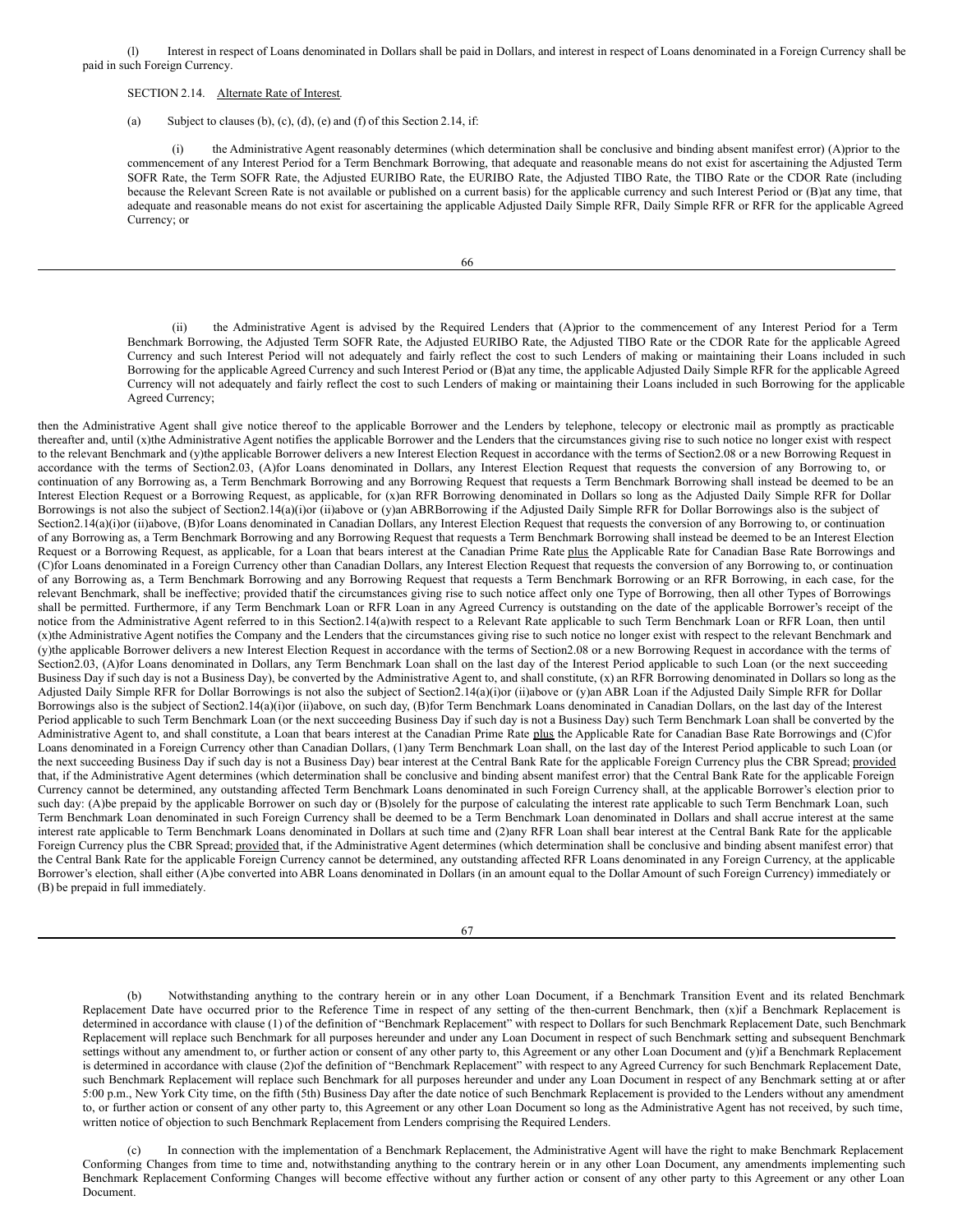(l) Interest in respect of Loans denominated in Dollars shall be paid in Dollars, and interest in respect of Loans denominated in a Foreign Currency shall be paid in such Foreign Currency.

SECTION 2.14. Alternate Rate of Interest.

(a) Subject to clauses (b), (c), (d), (e) and (f) of this Section 2.14, if:

(i) the Administrative Agent reasonably determines (which determination shall be conclusive and binding absent manifest error) (A) prior to the commencement of any Interest Period for a Term Benchmark Borrowing, that adequate and reasonable means do not exist for ascertaining the Adjusted Term SOFR Rate, the Term SOFR Rate, the Adjusted EURIBO Rate, the EURIBO Rate, the Adjusted TIBO Rate, the TIBO Rate or the CDOR Rate (including because the Relevant Screen Rate is not available or published on a current basis) for the applicable currency and such Interest Period or (B) at any time, that adequate and reasonable means do not exist for ascertaining the applicable Adjusted Daily Simple RFR, Daily Simple RFR or RFR for the applicable Agreed Currency; or

(ii) the Administrative Agent is advised by the Required Lenders that (A) prior to the commencement of any Interest Period for a Term Benchmark Borrowing, the Adjusted Term SOFR Rate, the Adjusted EURIBO Rate, the Adjusted TIBO Rate or the CDOR Rate for the applicable Agreed Currency and such Interest Period will not adequately and fairly reflect the cost to such Lenders of making or maintaining their Loans included in such Borrowing for the applicable Agreed Currency and such Interest Period or (B) at any time, the applicable Adjusted Daily Simple RFR for the applicable Agreed Currency will not adequately and fairly reflect the cost to such Lenders of making or maintaining their Loans included in such Borrowing for the applicable Agreed Currency;

then the Administrative Agent shall give notice thereof to the applicable Borrower and the Lenders by telephone, telecopy or electronic mail as promptly as practicable thereafter and, until (x) the Administrative Agent notifies the applicable Borrower and the Lenders that the circumstances giving rise to such notice no longer exist with respect to the relevant Benchmark and (y) the applicable Borrower delivers a new Interest Election Request in accordance with the terms of Section 2.08 or a new Borrowing Request in accordance with the terms of Section 2.03, (A) for Loans denominated in Dollars, any Interest Election Request that requests the conversion of any Borrowing to, or continuation of any Borrowing as, a Term Benchmark Borrowing and any Borrowing Request that requests a Term Benchmark Borrowing shall instead be deemed to be an Interest Election Request or a Borrowing Request, as applicable, for (x) an RFR Borrowing denominated in Dollars so long as the Adjusted Daily Simple RFR for Dollar Borrowings is not also the subject of Section 2.14(a)(i) or (ii) above or (y) an ABR Borrowing if the Adjusted Daily Simple RFR for Dollar Borrowings also is the subject of Section 2.14(a)(i) or (ii) above, (B) for Loans denominated in Canadian Dollars, any Interest Election Request that requests the conversion of any Borrowing to, or continuation of any Borrowing as, a Term Benchmark Borrowing and any Borrowing Request that requests a Term Benchmark Borrowing shall instead be deemed to be an Interest Election Request or a Borrowing Request, as applicable, for a Loan that bears interest at the Canadian Prime Rate plus the Applicable Rate for Canadian Base Rate Borrowings and (C) for Loans denominated in a Foreign Currency other than Canadian Dollars, any Interest Election Request that requests the conversion of any Borrowing to, or continuation of any Borrowing as, a Term Benchmark Borrowing and any Borrowing Request that requests a Term Benchmark Borrowing or an RFR Borrowing, in each case, for the relevant Benchmark, shall be ineffective; provided that if the circumstances giving rise to such notice affect only one Type of Borrowing, then all other Types of Borrowings shall be permitted. Furthermore, if any Term Benchmark Loan or RFR Loan in any Agreed Currency is outstanding on the date of the applicable Borrower's receipt of the notice from the Administrative Agent referred to in this Section 2.14(a) with respect to a Relevant Rate applicable to such Term Benchmark Loan or RFR Loan, then until (x) the Administrative Agent notifies the Company and the Lenders that the circumstances giving rise to such notice no longer exist with respect to the relevant Benchmark and (y) the applicable Borrower delivers a new Interest Election Request in accordance with the terms of Section 2.08 or a new Borrowing Request in accordance with the terms of Section 2.03, (A) for Loans denominated in Dollars, any Term Benchmark Loan shall on the last day of the Interest Period applicable to such Loan (or the next succeeding Business Day if such day is not a Business Day), be converted by the Administrative Agent to, and shall constitute, (x) an RFR Borrowing denominated in Dollars so long as the Adjusted Daily Simple RFR for Dollar Borrowings is not also the subject of Section 2.14(a)(i) or (ii) above or (y) an ABR Loan if the Adjusted Daily Simple RFR for Dollar Borrowings also is the subject of Section 2.14(a)(i) or (ii) above, on such day, (B) for Term Benchmark Loans denominated in Canadian Dollars, on the last day of the Interest Period applicable to such Term Benchmark Loan (or the next succeeding Business Day if such day is not a Business Day) such Term Benchmark Loan shall be converted by the Administrative Agent to, and shall constitute, a Loan that bears interest at the Canadian Prime Rate plus the Applicable Rate for Canadian Base Rate Borrowings and (C) for Loans denominated in a Foreign Currency other than Canadian Dollars, (1) any Term Benchmark Loan shall, on the last day of the Interest Period applicable to such Loan (or the next succeeding Business Day if such day is not a Business Day) bear interest at the Central Bank Rate for the applicable Foreign Currency plus the CBR Spread; provided that, if the Administrative Agent determines (which determination shall be conclusive and binding absent manifest error) that the Central Bank Rate for the applicable Foreign Currency cannot be determined, any outstanding affected Term Benchmark Loans denominated in such Foreign Currency shall, at the applicable Borrower's election prior to such day: (A) be prepaid by the applicable Borrower on such day or (B) solely for the purpose of calculating the interest rate applicable to such Term Benchmark Loan, such Term Benchmark Loan denominated in such Foreign Currency shall be deemed to be a Term Benchmark Loan denominated in Dollars and shall accrue interest at the same interest rate applicable to Term Benchmark Loans denominated in Dollars at such time and (2) any RFR Loan shall bear interest at the Central Bank Rate for the applicable Foreign Currency plus the CBR Spread; provided that, if the Administrative Agent determines (which determination shall be conclusive and binding absent manifest error) that the Central Bank Rate for the applicable Foreign Currency cannot be determined, any outstanding affected RFR Loans denominated in any Foreign Currency, at the applicable Borrower's election, shall either (A) be converted into ABR Loans denominated in Dollars (in an amount equal to the Dollar Amount of such Foreign Currency) immediately or (B) be prepaid in full immediately.

(b) Notwithstanding anything to the contrary herein or in any other Loan Document, if a Benchmark Transition Event and its related Benchmark Replacement Date have occurred prior to the Reference Time in respect of any setting of the then-current Benchmark, then (x) if a Benchmark Replacement is determined in accordance with clause (1) of the definition of "Benchmark Replacement" with respect to Dollars for such Benchmark Replacement Date, such Benchmark Replacement will replace such Benchmark for all purposes hereunder and under any Loan Document in respect of such Benchmark setting and subsequent Benchmark settings without any amendment to, or further action or consent of any other party to, this Agreement or any other Loan Document and (y) if a Benchmark Replacement is determined in accordance with clause (2) of the definition of "Benchmark Replacement" with respect to any Agreed Currency for such Benchmark Replacement Date, such Benchmark Replacement will replace such Benchmark for all purposes hereunder and under any Loan Document in respect of any Benchmark setting at or after 5:00 p.m., New York City time, on the fifth (5th) Business Day after the date notice of such Benchmark Replacement is provided to the Lenders without any amendment to, or further action or consent of any other party to, this Agreement or any other Loan Document so long as the Administrative Agent has not received, by such time, written notice of objection to such Benchmark Replacement from Lenders comprising the Required Lenders.

(c) In connection with the implementation of a Benchmark Replacement, the Administrative Agent will have the right to make Benchmark Replacement Conforming Changes from time to time and, notwithstanding anything to the contrary herein or in any other Loan Document, any amendments implementing such Benchmark Replacement Conforming Changes will become effective without any further action or consent of any other party to this Agreement or any other Loan Document.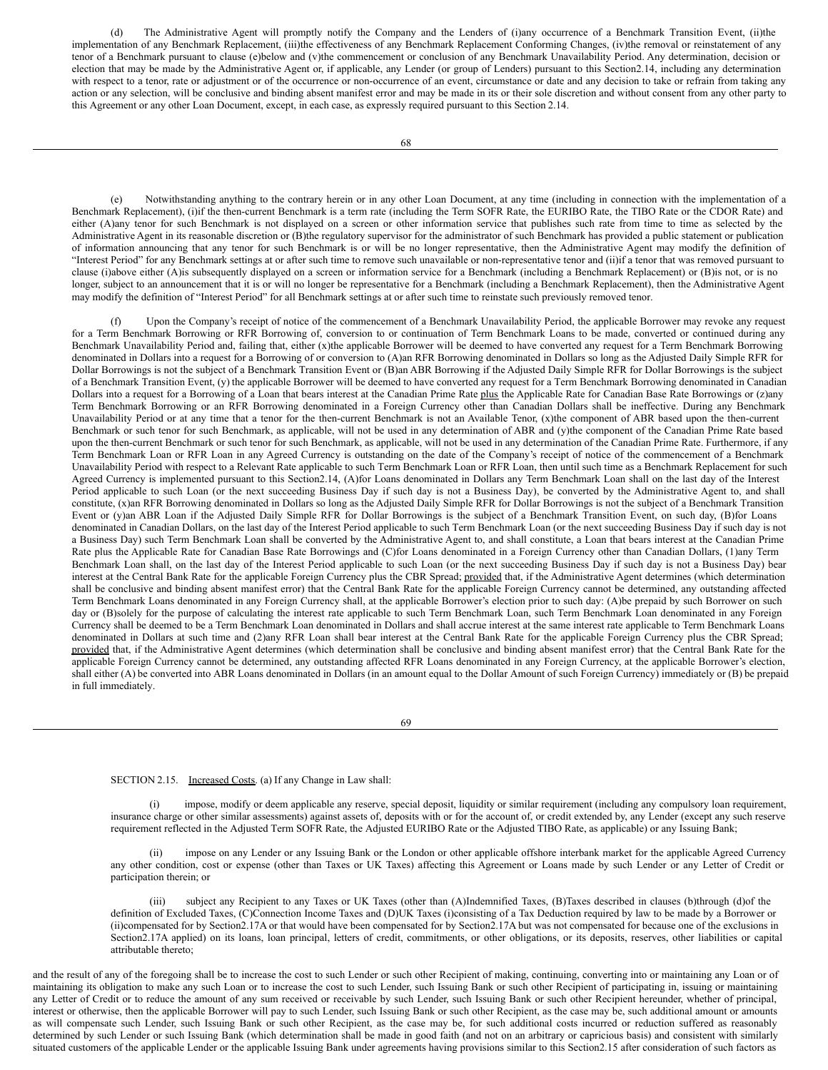(d) The Administrative Agent will promptly notify the Company and the Lenders of (i) any occurrence of a Benchmark Transition Event, (ii) the implementation of any Benchmark Replacement, (iii) the effectiveness of any Benchmark Replacement Conforming Changes, (iv) the removal or reinstatement of any tenor of a Benchmark pursuant to clause (e) below and (v) the commencement or conclusion of any Benchmark Unavailability Period. Any determination, decision or election that may be made by the Administrative Agent or, if applicable, any Lender (or group of Lenders) pursuant to this Section 2.14, including any determination with respect to a tenor, rate or adjustment or of the occurrence or non-occurrence of an event, circumstance or date and any decision to take or refrain from taking any action or any selection, will be conclusive and binding absent manifest error and may be made in its or their sole discretion and without consent from any other party to this Agreement or any other Loan Document, except, in each case, as expressly required pursuant to this Section 2.14.

(e) Notwithstanding anything to the contrary herein or in any other Loan Document, at any time (including in connection with the implementation of a Benchmark Replacement), (i) if the then-current Benchmark is a term rate (including the Term SOFR Rate, the EURIBO Rate, the TIBO Rate or the CDOR Rate) and either (A) any tenor for such Benchmark is not displayed on a screen or other information service that publishes such rate from time to time as selected by the Administrative Agent in its reasonable discretion or (B) the regulatory supervisor for the administrator of such Benchmark has provided a public statement or publication of information announcing that any tenor for such Benchmark is or will be no longer representative, then the Administrative Agent may modify the definition of "Interest Period" for any Benchmark settings at or after such time to remove such unavailable or non-representative tenor and (ii) if a tenor that was removed pursuant to clause (i) above either (A) is subsequently displayed on a screen or information service for a Benchmark (including a Benchmark Replacement) or (B) is not, or is no longer, subject to an announcement that it is or will no longer be representative for a Benchmark (including a Benchmark Replacement), then the Administrative Agent may modify the definition of "Interest Period" for all Benchmark settings at or after such time to reinstate such previously removed tenor.

(f) Upon the Company's receipt of notice of the commencement of a Benchmark Unavailability Period, the applicable Borrower may revoke any request for a Term Benchmark Borrowing or RFR Borrowing of, conversion to or continuation of Term Benchmark Loans to be made, converted or continued during any Benchmark Unavailability Period and, failing that, either (x) the applicable Borrower will be deemed to have converted any request for a Term Benchmark Borrowing denominated in Dollars into a request for a Borrowing of or conversion to (A) an RFR Borrowing denominated in Dollars so long as the Adjusted Daily Simple RFR for Dollar Borrowings is not the subject of a Benchmark Transition Event or (B) an ABR Borrowing if the Adjusted Daily Simple RFR for Dollar Borrowings is the subject of a Benchmark Transition Event, (y) the applicable Borrower will be deemed to have converted any request for a Term Benchmark Borrowing denominated in Canadian Dollars into a request for a Borrowing of a Loan that bears interest at the Canadian Prime Rate plus the Applicable Rate for Canadian Base Rate Borrowings or (z) any Term Benchmark Borrowing or an RFR Borrowing denominated in a Foreign Currency other than Canadian Dollars shall be ineffective. During any Benchmark Unavailability Period or at any time that a tenor for the then-current Benchmark is not an Available Tenor, (x) the component of ABR based upon the then-current Benchmark or such tenor for such Benchmark, as applicable, will not be used in any determination of ABR and (y) the component of the Canadian Prime Rate based upon the then-current Benchmark or such tenor for such Benchmark, as applicable, will not be used in any determination of the Canadian Prime Rate. Furthermore, if any Term Benchmark Loan or RFR Loan in any Agreed Currency is outstanding on the date of the Company's receipt of notice of the commencement of a Benchmark Unavailability Period with respect to a Relevant Rate applicable to such Term Benchmark Loan or RFR Loan, then until such time as a Benchmark Replacement for such Agreed Currency is implemented pursuant to this Section 2.14, (A) for Loans denominated in Dollars any Term Benchmark Loan shall on the last day of the Interest Period applicable to such Loan (or the next succeeding Business Day if such day is not a Business Day), be converted by the Administrative Agent to, and shall constitute, (x) an RFR Borrowing denominated in Dollars so long as the Adjusted Daily Simple RFR for Dollar Borrowings is not the subject of a Benchmark Transition Event or (y) an ABR Loan if the Adjusted Daily Simple RFR for Dollar Borrowings is the subject of a Benchmark Transition Event, on such day, (B) for Loans denominated in Canadian Dollars, on the last day of the Interest Period applicable to such Term Benchmark Loan (or the next succeeding Business Day if such day is not a Business Day) such Term Benchmark Loan shall be converted by the Administrative Agent to, and shall constitute, a Loan that bears interest at the Canadian Prime Rate plus the Applicable Rate for Canadian Base Rate Borrowings and (C) for Loans denominated in a Foreign Currency other than Canadian Dollars, (1) any Term Benchmark Loan shall, on the last day of the Interest Period applicable to such Loan (or the next succeeding Business Day if such day is not a Business Day) bear interest at the Central Bank Rate for the applicable Foreign Currency plus the CBR Spread; provided that, if the Administrative Agent determines (which determination shall be conclusive and binding absent manifest error) that the Central Bank Rate for the applicable Foreign Currency cannot be determined, any outstanding affected Term Benchmark Loans denominated in any Foreign Currency shall, at the applicable Borrower's election prior to such day: (A) be prepaid by such Borrower on such day or (B) solely for the purpose of calculating the interest rate applicable to such Term Benchmark Loan, such Term Benchmark Loan denominated in any Foreign Currency shall be deemed to be a Term Benchmark Loan denominated in Dollars and shall accrue interest at the same interest rate applicable to Term Benchmark Loans denominated in Dollars at such time and (2) any RFR Loan shall bear interest at the Central Bank Rate for the applicable Foreign Currency plus the CBR Spread; provided that, if the Administrative Agent determines (which determination shall be conclusive and binding absent manifest error) that the Central Bank Rate for the applicable Foreign Currency cannot be determined, any outstanding affected RFR Loans denominated in any Foreign Currency, at the applicable Borrower's election, shall either (A) be converted into ABR Loans denominated in Dollars (in an amount equal to the Dollar Amount of such Foreign Currency) immediately or (B) be prepaid in full immediately.

SECTION 2.15. Increased Costs. (a) If any Change in Law shall:

(i) impose, modify or deem applicable any reserve, special deposit, liquidity or similar requirement (including any compulsory loan requirement, insurance charge or other similar assessments) against assets of, deposits with or for the account of, or credit extended by, any Lender (except any such reserve requirement reflected in the Adjusted Term SOFR Rate, the Adjusted EURIBO Rate or the Adjusted TIBO Rate, as applicable) or any Issuing Bank;

(ii) impose on any Lender or any Issuing Bank or the London or other applicable offshore interbank market for the applicable Agreed Currency any other condition, cost or expense (other than Taxes or UK Taxes) affecting this Agreement or Loans made by such Lender or any Letter of Credit or participation therein; or

(iii) subject any Recipient to any Taxes or UK Taxes (other than (A) Indemnified Taxes, (B) Taxes described in clauses (b) through (d) of the definition of Excluded Taxes, (C) Connection Income Taxes and (D) UK Taxes (i) consisting of a Tax Deduction required by law to be made by a Borrower or (ii) compensated for by Section 2.17A or that would have been compensated for by Section 2.17A but was not compensated for because one of the exclusions in Section 2.17A applied) on its loans, loan principal, letters of credit, commitments, or other obligations, or its deposits, reserves, other liabilities or capital attributable thereto;

and the result of any of the foregoing shall be to increase the cost to such Lender or such other Recipient of making, continuing, converting into or maintaining any Loan or of maintaining its obligation to make any such Loan or to increase the cost to such Lender, such Issuing Bank or such other Recipient of participating in, issuing or maintaining any Letter of Credit or to reduce the amount of any sum received or receivable by such Lender, such Issuing Bank or such other Recipient hereunder, whether of principal, interest or otherwise, then the applicable Borrower will pay to such Lender, such Issuing Bank or such other Recipient, as the case may be, such additional amount or amounts as will compensate such Lender, such Issuing Bank or such other Recipient, as the case may be, for such additional costs incurred or reduction suffered as reasonably determined by such Lender or such Issuing Bank (which determination shall be made in good faith (and not on an arbitrary or capricious basis) and consistent with similarly situated customers of the applicable Lender or the applicable Issuing Bank under agreements having provisions similar to this Section 2.15 after consideration of such factors as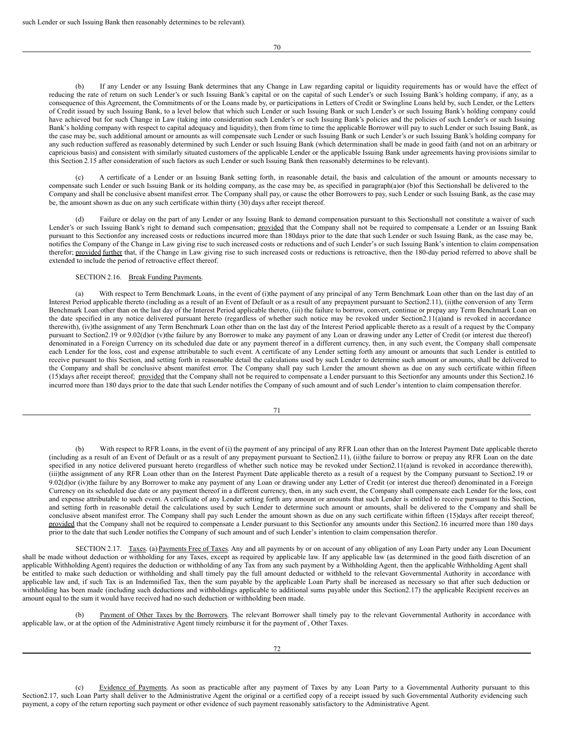such Lender or such Issuing Bank then reasonably determines to be relevant).

(b) If any Lender or any Issuing Bank determines that any Change in Law regarding capital or liquidity requirements has or would have the effect of reducing the rate of return on such Lender's or such Issuing Bank's capital or on the capital of such Lender's or such Issuing Bank's holding company, if any, as a consequence of this Agreement, the Commitments of or the Loans made by, or participations in Letters of Credit or Swingline Loans held by, such Lender, or the Letters of Credit issued by such Issuing Bank, to a level below that which such Lender or such Issuing Bank or such Lender's or such Issuing Bank's holding company could have achieved but for such Change in Law (taking into consideration such Lender's or such Issuing Bank's policies and the policies of such Lender's or such Issuing Bank's holding company with respect to capital adequacy and liquidity), then from time to time the applicable Borrower will pay to such Lender or such Issuing Bank, as the case may be, such additional amount or amounts as will compensate such Lender or such Issuing Bank or such Lender's or such Issuing Bank's holding company for any such reduction suffered as reasonably determined by such Lender or such Issuing Bank (which determination shall be made in good faith (and not on an arbitrary or capricious basis) and consistent with similarly situated customers of the applicable Lender or the applicable Issuing Bank under agreements having provisions similar to this Section 2.15 after consideration of such factors as such Lender or such Issuing Bank then reasonably determines to be relevant).

(c) A certificate of a Lender or an Issuing Bank setting forth, in reasonable detail, the basis and calculation of the amount or amounts necessary to compensate such Lender or such Issuing Bank or its holding company, as the case may be, as specified in paragraph(a)or (b)of this Sectionshall be delivered to the Company and shall be conclusive absent manifest error. The Company shall pay, or cause the other Borrowers to pay, such Lender or such Issuing Bank, as the case may be, the amount shown as due on any such certificate within thirty (30) days after receipt thereof.

(d) Failure or delay on the part of any Lender or any Issuing Bank to demand compensation pursuant to this Sectionshall not constitute a waiver of such Lender's or such Issuing Bank's right to demand such compensation; provided that the Company shall not be required to compensate a Lender or an Issuing Bank pursuant to this Sectionfor any increased costs or reductions incurred more than 180days prior to the date that such Lender or such Issuing Bank, as the case may be, notifies the Company of the Change in Law giving rise to such increased costs or reductions and of such Lender's or such Issuing Bank's intention to claim compensation therefor; provided further that, if the Change in Law giving rise to such increased costs or reductions is retroactive, then the 180-day period referred to above shall be extended to include the period of retroactive effect thereof.

SECTION 2.16. Break Funding Payments.

(a) With respect to Term Benchmark Loans, in the event of (i)the payment of any principal of any Term Benchmark Loan other than on the last day of an Interest Period applicable thereto (including as a result of an Event of Default or as a result of any prepayment pursuant to Section2.11), (ii)the conversion of any Term Benchmark Loan other than on the last day of the Interest Period applicable thereto, (iii) the failure to borrow, convert, continue or prepay any Term Benchmark Loan on the date specified in any notice delivered pursuant hereto (regardless of whether such notice may be revoked under Section2.11(a)and is revoked in accordance therewith), (iv)the assignment of any Term Benchmark Loan other than on the last day of the Interest Period applicable thereto as a result of a request by the Company pursuant to Section2.19 or 9.02(d)or (v)the failure by any Borrower to make any payment of any Loan or drawing under any Letter of Credit (or interest due thereof) denominated in a Foreign Currency on its scheduled due date or any payment thereof in a different currency, then, in any such event, the Company shall compensate each Lender for the loss, cost and expense attributable to such event. A certificate of any Lender setting forth any amount or amounts that such Lender is entitled to receive pursuant to this Section, and setting forth in reasonable detail the calculations used by such Lender to determine such amount or amounts, shall be delivered to the Company and shall be conclusive absent manifest error. The Company shall pay such Lender the amount shown as due on any such certificate within fifteen (15)days after receipt thereof; provided that the Company shall not be required to compensate a Lender pursuant to this Sectionfor any amounts under this Section2.16 incurred more than 180 days prior to the date that such Lender notifies the Company of such amount and of such Lender's intention to claim compensation therefor.

(b) With respect to RFR Loans, in the event of (i) the payment of any principal of any RFR Loan other than on the Interest Payment Date applicable thereto (including as a result of an Event of Default or as a result of any prepayment pursuant to Section2.11), (ii)the failure to borrow or prepay any RFR Loan on the date specified in any notice delivered pursuant hereto (regardless of whether such notice may be revoked under Section2.11(a)and is revoked in accordance therewith), (iii)the assignment of any RFR Loan other than on the Interest Payment Date applicable thereto as a result of a request by the Company pursuant to Section2.19 or 9.02(d)or (iv)the failure by any Borrower to make any payment of any Loan or drawing under any Letter of Credit (or interest due thereof) denominated in a Foreign Currency on its scheduled due date or any payment thereof in a different currency, then, in any such event, the Company shall compensate each Lender for the loss, cost and expense attributable to such event. A certificate of any Lender setting forth any amount or amounts that such Lender is entitled to receive pursuant to this Section, and setting forth in reasonable detail the calculations used by such Lender to determine such amount or amounts, shall be delivered to the Company and shall be conclusive absent manifest error. The Company shall pay such Lender the amount shown as due on any such certificate within fifteen (15)days after receipt thereof; provided that the Company shall not be required to compensate a Lender pursuant to this Sectionfor any amounts under this Section2.16 incurred more than 180 days prior to the date that such Lender notifies the Company of such amount and of such Lender's intention to claim compensation therefor.

SECTION 2.17. Taxes. (a) Payments Free of Taxes. Any and all payments by or on account of any obligation of any Loan Party under any Loan Document shall be made without deduction or withholding for any Taxes, except as required by applicable law. If any applicable law (as determined in the good faith discretion of an applicable Withholding Agent) requires the deduction or withholding of any Tax from any such payment by a Withholding Agent, then the applicable Withholding Agent shall be entitled to make such deduction or withholding and shall timely pay the full amount deducted or withheld to the relevant Governmental Authority in accordance with applicable law and, if such Tax is an Indemnified Tax, then the sum payable by the applicable Loan Party shall be increased as necessary so that after such deduction or withholding has been made (including such deductions and withholdings applicable to additional sums payable under this Section2.17) the applicable Recipient receives an amount equal to the sum it would have received had no such deduction or withholding been made.

(b) Payment of Other Taxes by the Borrowers. The relevant Borrower shall timely pay to the relevant Governmental Authority in accordance with applicable law, or at the option of the Administrative Agent timely reimburse it for the payment of , Other Taxes.

(c) Evidence of Payments. As soon as practicable after any payment of Taxes by any Loan Party to a Governmental Authority pursuant to this Section2.17, such Loan Party shall deliver to the Administrative Agent the original or a certified copy of a receipt issued by such Governmental Authority evidencing such payment, a copy of the return reporting such payment or other evidence of such payment reasonably satisfactory to the Administrative Agent.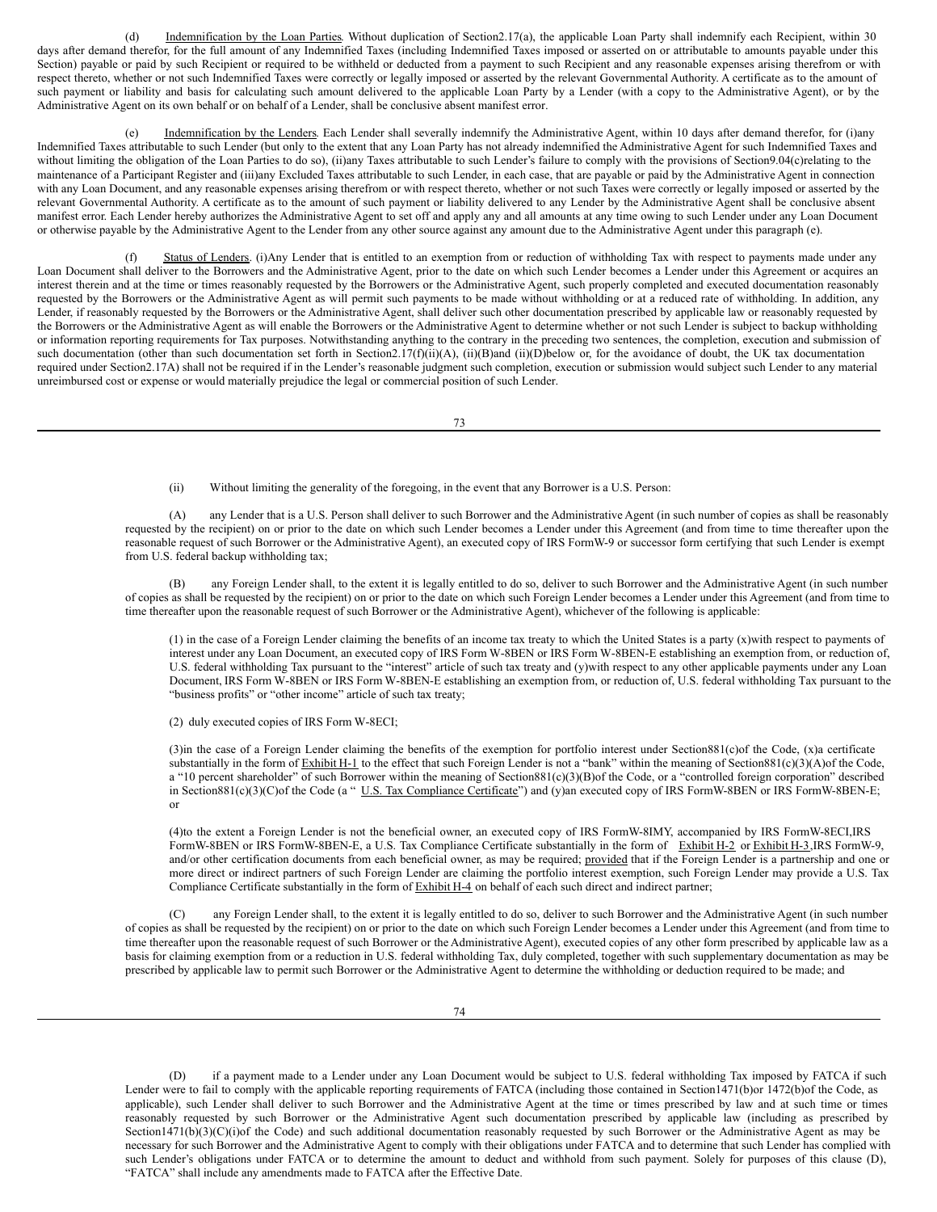(d) Indemnification by the Loan Parties. Without duplication of Section2.17(a), the applicable Loan Party shall indemnify each Recipient, within 30 days after demand therefor, for the full amount of any Indemnified Taxes (including Indemnified Taxes imposed or asserted on or attributable to amounts payable under this Section) payable or paid by such Recipient or required to be withheld or deducted from a payment to such Recipient and any reasonable expenses arising therefrom or with respect thereto, whether or not such Indemnified Taxes were correctly or legally imposed or asserted by the relevant Governmental Authority. A certificate as to the amount of such payment or liability and basis for calculating such amount delivered to the applicable Loan Party by a Lender (with a copy to the Administrative Agent), or by the Administrative Agent on its own behalf or on behalf of a Lender, shall be conclusive absent manifest error.

(e) Indemnification by the Lenders. Each Lender shall severally indemnify the Administrative Agent, within 10 days after demand therefor, for (i)any Indemnified Taxes attributable to such Lender (but only to the extent that any Loan Party has not already indemnified the Administrative Agent for such Indemnified Taxes and without limiting the obligation of the Loan Parties to do so), (ii)any Taxes attributable to such Lender's failure to comply with the provisions of Section9.04(c)relating to the maintenance of a Participant Register and (iii)any Excluded Taxes attributable to such Lender, in each case, that are payable or paid by the Administrative Agent in connection with any Loan Document, and any reasonable expenses arising therefrom or with respect thereto, whether or not such Taxes were correctly or legally imposed or asserted by the relevant Governmental Authority. A certificate as to the amount of such payment or liability delivered to any Lender by the Administrative Agent shall be conclusive absent manifest error. Each Lender hereby authorizes the Administrative Agent to set off and apply any and all amounts at any time owing to such Lender under any Loan Document or otherwise payable by the Administrative Agent to the Lender from any other source against any amount due to the Administrative Agent under this paragraph (e).

(f) Status of Lenders. (i)Any Lender that is entitled to an exemption from or reduction of withholding Tax with respect to payments made under any Loan Document shall deliver to the Borrowers and the Administrative Agent, prior to the date on which such Lender becomes a Lender under this Agreement or acquires an interest therein and at the time or times reasonably requested by the Borrowers or the Administrative Agent, such properly completed and executed documentation reasonably requested by the Borrowers or the Administrative Agent as will permit such payments to be made without withholding or at a reduced rate of withholding. In addition, any Lender, if reasonably requested by the Borrowers or the Administrative Agent, shall deliver such other documentation prescribed by applicable law or reasonably requested by the Borrowers or the Administrative Agent as will enable the Borrowers or the Administrative Agent to determine whether or not such Lender is subject to backup withholding or information reporting requirements for Tax purposes. Notwithstanding anything to the contrary in the preceding two sentences, the completion, execution and submission of such documentation (other than such documentation set forth in Section2.17(f)(ii)(A), (ii)(B)and (ii)(D)below or, for the avoidance of doubt, the UK tax documentation required under Section2.17A) shall not be required if in the Lender's reasonable judgment such completion, execution or submission would subject such Lender to any material unreimbursed cost or expense or would materially prejudice the legal or commercial position of such Lender.

(ii) Without limiting the generality of the foregoing, in the event that any Borrower is a U.S. Person:

(A) any Lender that is a U.S. Person shall deliver to such Borrower and the Administrative Agent (in such number of copies as shall be reasonably requested by the recipient) on or prior to the date on which such Lender becomes a Lender under this Agreement (and from time to time thereafter upon the reasonable request of such Borrower or the Administrative Agent), an executed copy of IRS FormW-9 or successor form certifying that such Lender is exempt from U.S. federal backup withholding tax;

(B) any Foreign Lender shall, to the extent it is legally entitled to do so, deliver to such Borrower and the Administrative Agent (in such number of copies as shall be requested by the recipient) on or prior to the date on which such Foreign Lender becomes a Lender under this Agreement (and from time to time thereafter upon the reasonable request of such Borrower or the Administrative Agent), whichever of the following is applicable:

(1) in the case of a Foreign Lender claiming the benefits of an income tax treaty to which the United States is a party (x)with respect to payments of interest under any Loan Document, an executed copy of IRS Form W-8BEN or IRS Form W-8BEN-E establishing an exemption from, or reduction of, U.S. federal withholding Tax pursuant to the "interest" article of such tax treaty and (y)with respect to any other applicable payments under any Loan Document, IRS Form W-8BEN or IRS Form W-8BEN-E establishing an exemption from, or reduction of, U.S. federal withholding Tax pursuant to the "business profits" or "other income" article of such tax treaty;

(2) duly executed copies of IRS Form W-8ECI;

(3)in the case of a Foreign Lender claiming the benefits of the exemption for portfolio interest under Section881(c)of the Code, (x)a certificate substantially in the form of Exhibit H-1 to the effect that such Foreign Lender is not a "bank" within the meaning of Section881(c)(3)(A)of the Code, a "10 percent shareholder" of such Borrower within the meaning of Section881(c)(3)(B)of the Code, or a "controlled foreign corporation" described in Section881(c)(3)(C)of the Code (a " U.S. Tax Compliance Certificate") and (y)an executed copy of IRS FormW-8BEN or IRS FormW-8BEN-E; or

(4)to the extent a Foreign Lender is not the beneficial owner, an executed copy of IRS FormW-8IMY, accompanied by IRS FormW-8ECI,IRS FormW-8BEN or IRS FormW-8BEN-E, a U.S. Tax Compliance Certificate substantially in the form of Exhibit H-2 or Exhibit H-3,IRS FormW-9, and/or other certification documents from each beneficial owner, as may be required; provided that if the Foreign Lender is a partnership and one or more direct or indirect partners of such Foreign Lender are claiming the portfolio interest exemption, such Foreign Lender may provide a U.S. Tax Compliance Certificate substantially in the form of Exhibit H-4 on behalf of each such direct and indirect partner;

(C) any Foreign Lender shall, to the extent it is legally entitled to do so, deliver to such Borrower and the Administrative Agent (in such number of copies as shall be requested by the recipient) on or prior to the date on which such Foreign Lender becomes a Lender under this Agreement (and from time to time thereafter upon the reasonable request of such Borrower or the Administrative Agent), executed copies of any other form prescribed by applicable law as a basis for claiming exemption from or a reduction in U.S. federal withholding Tax, duly completed, together with such supplementary documentation as may be prescribed by applicable law to permit such Borrower or the Administrative Agent to determine the withholding or deduction required to be made; and

(D) if a payment made to a Lender under any Loan Document would be subject to U.S. federal withholding Tax imposed by FATCA if such Lender were to fail to comply with the applicable reporting requirements of FATCA (including those contained in Section1471(b)or 1472(b)of the Code, as applicable), such Lender shall deliver to such Borrower and the Administrative Agent at the time or times prescribed by law and at such time or times reasonably requested by such Borrower or the Administrative Agent such documentation prescribed by applicable law (including as prescribed by Section1471(b)(3)(C)(i)of the Code) and such additional documentation reasonably requested by such Borrower or the Administrative Agent as may be necessary for such Borrower and the Administrative Agent to comply with their obligations under FATCA and to determine that such Lender has complied with such Lender's obligations under FATCA or to determine the amount to deduct and withhold from such payment. Solely for purposes of this clause (D), "FATCA" shall include any amendments made to FATCA after the Effective Date.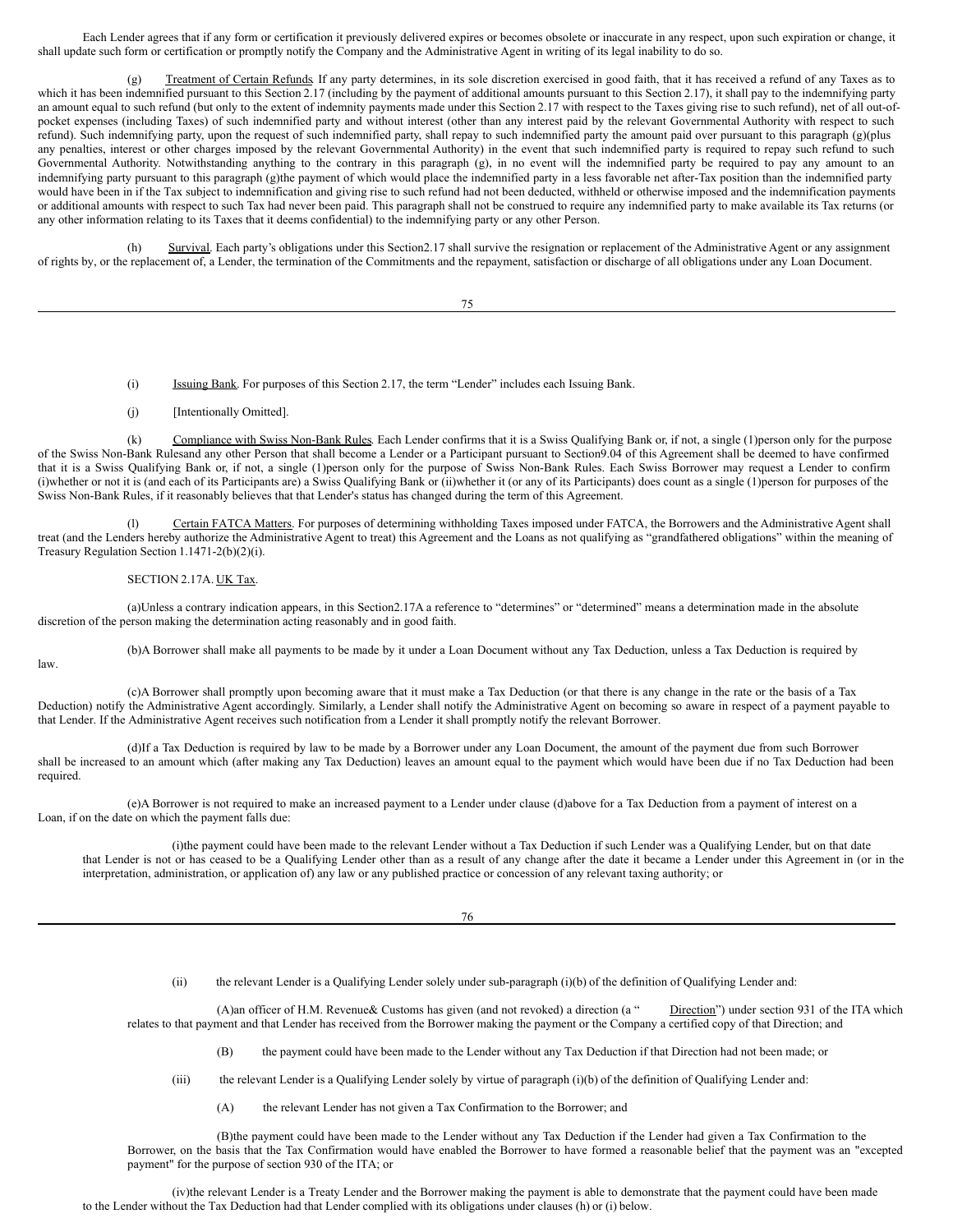Each Lender agrees that if any form or certification it previously delivered expires or becomes obsolete or inaccurate in any respect, upon such expiration or change, it shall update such form or certification or promptly notify the Company and the Administrative Agent in writing of its legal inability to do so.

(g) Treatment of Certain Refunds. If any party determines, in its sole discretion exercised in good faith, that it has received a refund of any Taxes as to which it has been indemnified pursuant to this Section 2.17 (including by the payment of additional amounts pursuant to this Section 2.17), it shall pay to the indemnifying party an amount equal to such refund (but only to the extent of indemnity payments made under this Section 2.17 with respect to the Taxes giving rise to such refund), net of all out-of-pocket expenses (including Taxes) of such indemnified party and without interest (other than any interest paid by the relevant Governmental Authority with respect to such refund). Such indemnifying party, upon the request of such indemnified party, shall repay to such indemnified party the amount paid over pursuant to this paragraph (g)(plus any penalties, interest or other charges imposed by the relevant Governmental Authority) in the event that such indemnified party is required to repay such refund to such Governmental Authority. Notwithstanding anything to the contrary in this paragraph (g), in no event will the indemnified party be required to pay any amount to an indemnifying party pursuant to this paragraph (g)the payment of which would place the indemnified party in a less favorable net after-Tax position than the indemnified party would have been in if the Tax subject to indemnification and giving rise to such refund had not been deducted, withheld or otherwise imposed and the indemnification payments or additional amounts with respect to such Tax had never been paid. This paragraph shall not be construed to require any indemnified party to make available its Tax returns (or any other information relating to its Taxes that it deems confidential) to the indemnifying party or any other Person.

(h) Survival. Each party's obligations under this Section2.17 shall survive the resignation or replacement of the Administrative Agent or any assignment of rights by, or the replacement of, a Lender, the termination of the Commitments and the repayment, satisfaction or discharge of all obligations under any Loan Document.

(i) Issuing Bank. For purposes of this Section 2.17, the term "Lender" includes each Issuing Bank.

(j) [Intentionally Omitted].

(k) Compliance with Swiss Non-Bank Rules. Each Lender confirms that it is a Swiss Qualifying Bank or, if not, a single (1)person only for the purpose of the Swiss Non-Bank Rulesand any other Person that shall become a Lender or a Participant pursuant to Section9.04 of this Agreement shall be deemed to have confirmed that it is a Swiss Qualifying Bank or, if not, a single (1)person only for the purpose of Swiss Non-Bank Rules. Each Swiss Borrower may request a Lender to confirm (i)whether or not it is (and each of its Participants are) a Swiss Qualifying Bank or (ii)whether it (or any of its Participants) does count as a single (1)person for purposes of the Swiss Non-Bank Rules, if it reasonably believes that that Lender's status has changed during the term of this Agreement.

(l) Certain FATCA Matters. For purposes of determining withholding Taxes imposed under FATCA, the Borrowers and the Administrative Agent shall treat (and the Lenders hereby authorize the Administrative Agent to treat) this Agreement and the Loans as not qualifying as "grandfathered obligations" within the meaning of Treasury Regulation Section 1.1471-2(b)(2)(i).

SECTION 2.17A. UK Tax.

(a)Unless a contrary indication appears, in this Section2.17A a reference to "determines" or "determined" means a determination made in the absolute discretion of the person making the determination acting reasonably and in good faith.

(b)A Borrower shall make all payments to be made by it under a Loan Document without any Tax Deduction, unless a Tax Deduction is required by law.

(c)A Borrower shall promptly upon becoming aware that it must make a Tax Deduction (or that there is any change in the rate or the basis of a Tax Deduction) notify the Administrative Agent accordingly. Similarly, a Lender shall notify the Administrative Agent on becoming so aware in respect of a payment payable to that Lender. If the Administrative Agent receives such notification from a Lender it shall promptly notify the relevant Borrower.

(d)If a Tax Deduction is required by law to be made by a Borrower under any Loan Document, the amount of the payment due from such Borrower shall be increased to an amount which (after making any Tax Deduction) leaves an amount equal to the payment which would have been due if no Tax Deduction had been required.

(e)A Borrower is not required to make an increased payment to a Lender under clause (d)above for a Tax Deduction from a payment of interest on a Loan, if on the date on which the payment falls due:

(i)the payment could have been made to the relevant Lender without a Tax Deduction if such Lender was a Qualifying Lender, but on that date that Lender is not or has ceased to be a Qualifying Lender other than as a result of any change after the date it became a Lender under this Agreement in (or in the interpretation, administration, or application of) any law or any published practice or concession of any relevant taxing authority; or

(ii) the relevant Lender is a Qualifying Lender solely under sub-paragraph (i)(b) of the definition of Qualifying Lender and:

(A)an officer of H.M. Revenue& Customs has given (and not revoked) a direction (a " Direction") under section 931 of the ITA which relates to that payment and that Lender has received from the Borrower making the payment or the Company a certified copy of that Direction; and

(B) the payment could have been made to the Lender without any Tax Deduction if that Direction had not been made; or

(iii) the relevant Lender is a Qualifying Lender solely by virtue of paragraph (i)(b) of the definition of Qualifying Lender and:

(A) the relevant Lender has not given a Tax Confirmation to the Borrower; and

(B)the payment could have been made to the Lender without any Tax Deduction if the Lender had given a Tax Confirmation to the Borrower, on the basis that the Tax Confirmation would have enabled the Borrower to have formed a reasonable belief that the payment was an "excepted payment" for the purpose of section 930 of the ITA; or

(iv)the relevant Lender is a Treaty Lender and the Borrower making the payment is able to demonstrate that the payment could have been made to the Lender without the Tax Deduction had that Lender complied with its obligations under clauses (h) or (i) below.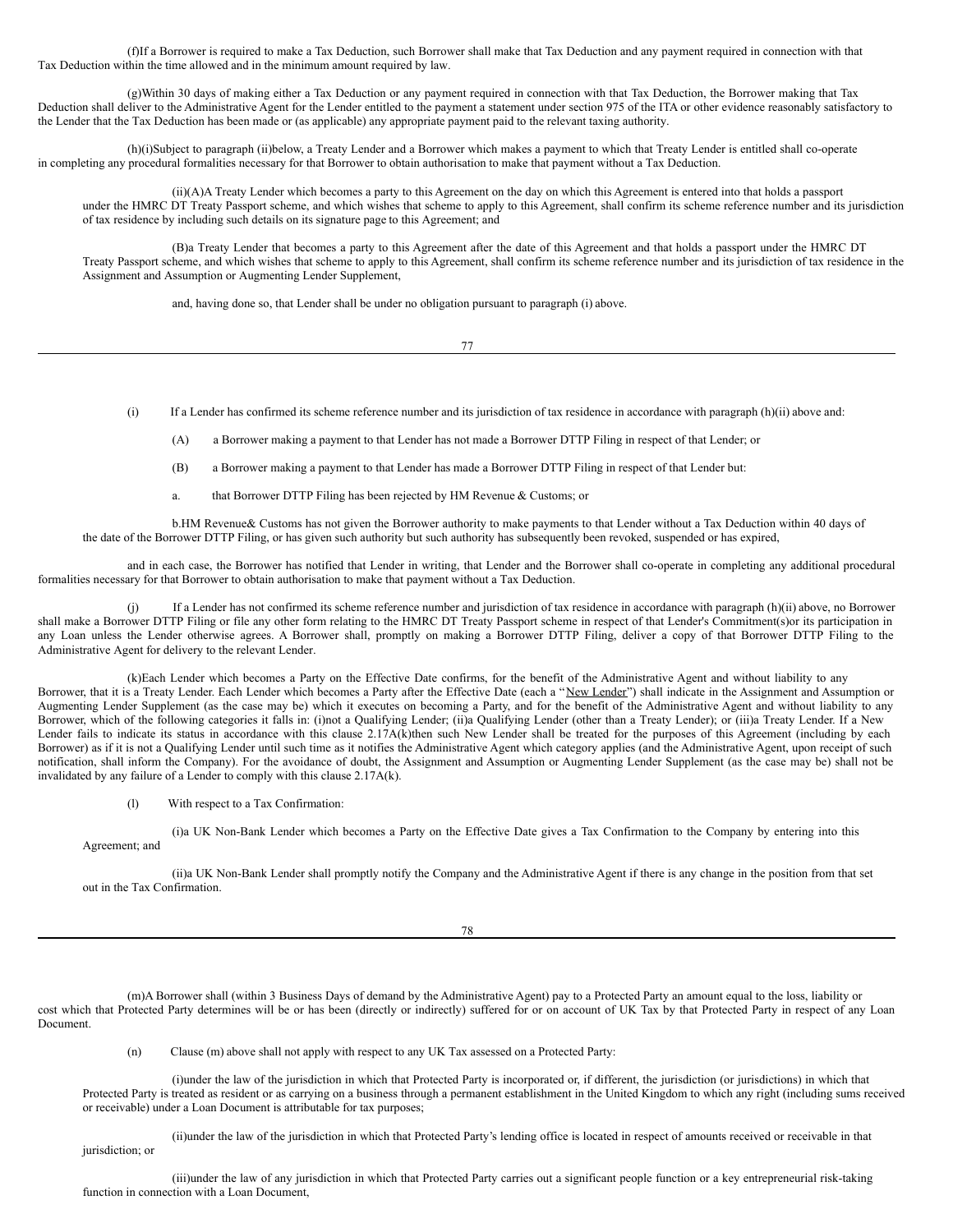(f)If a Borrower is required to make a Tax Deduction, such Borrower shall make that Tax Deduction and any payment required in connection with that Tax Deduction within the time allowed and in the minimum amount required by law.

(g)Within 30 days of making either a Tax Deduction or any payment required in connection with that Tax Deduction, the Borrower making that Tax Deduction shall deliver to the Administrative Agent for the Lender entitled to the payment a statement under section 975 of the ITA or other evidence reasonably satisfactory to the Lender that the Tax Deduction has been made or (as applicable) any appropriate payment paid to the relevant taxing authority.

(h)(i)Subject to paragraph (ii)below, a Treaty Lender and a Borrower which makes a payment to which that Treaty Lender is entitled shall co-operate in completing any procedural formalities necessary for that Borrower to obtain authorisation to make that payment without a Tax Deduction.

(ii)(A)A Treaty Lender which becomes a party to this Agreement on the day on which this Agreement is entered into that holds a passport under the HMRC DT Treaty Passport scheme, and which wishes that scheme to apply to this Agreement, shall confirm its scheme reference number and its jurisdiction of tax residence by including such details on its signature page to this Agreement; and

(B)a Treaty Lender that becomes a party to this Agreement after the date of this Agreement and that holds a passport under the HMRC DT Treaty Passport scheme, and which wishes that scheme to apply to this Agreement, shall confirm its scheme reference number and its jurisdiction of tax residence in the Assignment and Assumption or Augmenting Lender Supplement,

and, having done so, that Lender shall be under no obligation pursuant to paragraph (i) above.

(i) If a Lender has confirmed its scheme reference number and its jurisdiction of tax residence in accordance with paragraph (h)(ii) above and:

(A) a Borrower making a payment to that Lender has not made a Borrower DTTP Filing in respect of that Lender; or

(B) a Borrower making a payment to that Lender has made a Borrower DTTP Filing in respect of that Lender but:

a. that Borrower DTTP Filing has been rejected by HM Revenue & Customs; or

b.HM Revenue& Customs has not given the Borrower authority to make payments to that Lender without a Tax Deduction within 40 days of the date of the Borrower DTTP Filing, or has given such authority but such authority has subsequently been revoked, suspended or has expired,

and in each case, the Borrower has notified that Lender in writing, that Lender and the Borrower shall co-operate in completing any additional procedural formalities necessary for that Borrower to obtain authorisation to make that payment without a Tax Deduction.

(j) If a Lender has not confirmed its scheme reference number and jurisdiction of tax residence in accordance with paragraph (h)(ii) above, no Borrower shall make a Borrower DTTP Filing or file any other form relating to the HMRC DT Treaty Passport scheme in respect of that Lender's Commitment(s)or its participation in any Loan unless the Lender otherwise agrees. A Borrower shall, promptly on making a Borrower DTTP Filing, deliver a copy of that Borrower DTTP Filing to the Administrative Agent for delivery to the relevant Lender.

(k)Each Lender which becomes a Party on the Effective Date confirms, for the benefit of the Administrative Agent and without liability to any Borrower, that it is a Treaty Lender. Each Lender which becomes a Party after the Effective Date (each a "<u>New Lender</u>") shall indicate in the Assignment and Assumption or Augmenting Lender Supplement (as the case may be) which it executes on becoming a Party, and for the benefit of the Administrative Agent and without liability to any Borrower, which of the following categories it falls in: (i)not a Qualifying Lender; (ii)a Qualifying Lender (other than a Treaty Lender); or (iii)a Treaty Lender. If a New Lender fails to indicate its status in accordance with this clause 2.17A(k)then such New Lender shall be treated for the purposes of this Agreement (including by each Borrower) as if it is not a Qualifying Lender until such time as it notifies the Administrative Agent which category applies (and the Administrative Agent, upon receipt of such notification, shall inform the Company). For the avoidance of doubt, the Assignment and Assumption or Augmenting Lender Supplement (as the case may be) shall not be invalidated by any failure of a Lender to comply with this clause 2.17A(k).

(l) With respect to a Tax Confirmation:

(i)a UK Non-Bank Lender which becomes a Party on the Effective Date gives a Tax Confirmation to the Company by entering into this Agreement; and

(ii)a UK Non-Bank Lender shall promptly notify the Company and the Administrative Agent if there is any change in the position from that set out in the Tax Confirmation.

(m)A Borrower shall (within 3 Business Days of demand by the Administrative Agent) pay to a Protected Party an amount equal to the loss, liability or cost which that Protected Party determines will be or has been (directly or indirectly) suffered for or on account of UK Tax by that Protected Party in respect of any Loan Document.

(n) Clause (m) above shall not apply with respect to any UK Tax assessed on a Protected Party:

(i)under the law of the jurisdiction in which that Protected Party is incorporated or, if different, the jurisdiction (or jurisdictions) in which that Protected Party is treated as resident or as carrying on a business through a permanent establishment in the United Kingdom to which any right (including sums received or receivable) under a Loan Document is attributable for tax purposes;

(ii)under the law of the jurisdiction in which that Protected Party's lending office is located in respect of amounts received or receivable in that jurisdiction; or

(iii)under the law of any jurisdiction in which that Protected Party carries out a significant people function or a key entrepreneurial risk-taking function in connection with a Loan Document,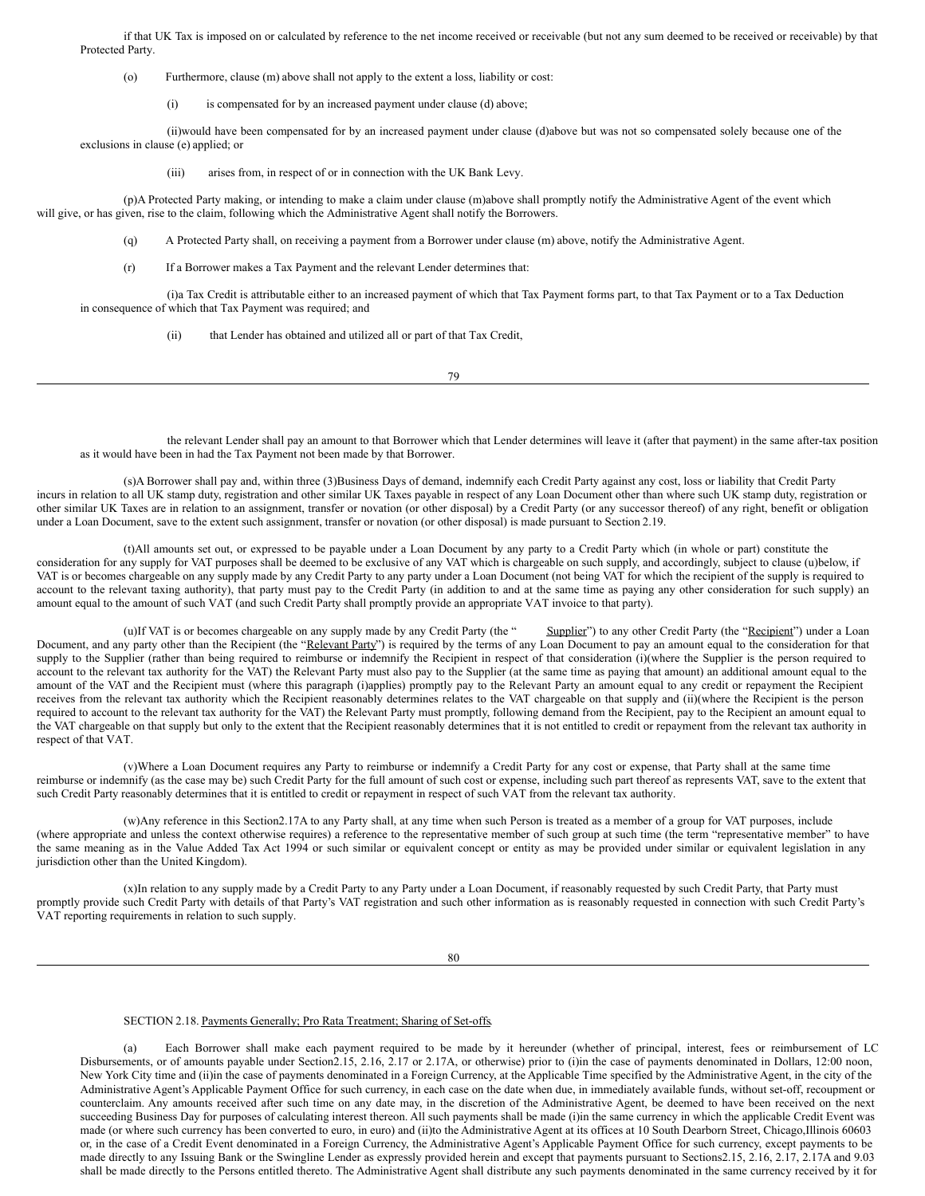if that UK Tax is imposed on or calculated by reference to the net income received or receivable (but not any sum deemed to be received or receivable) by that Protected Party.

(o) Furthermore, clause (m) above shall not apply to the extent a loss, liability or cost:

(i) is compensated for by an increased payment under clause (d) above;

(ii) would have been compensated for by an increased payment under clause (d) above but was not so compensated solely because one of the exclusions in clause (e) applied; or

(iii) arises from, in respect of or in connection with the UK Bank Levy.

(p) A Protected Party making, or intending to make a claim under clause (m) above shall promptly notify the Administrative Agent of the event which will give, or has given, rise to the claim, following which the Administrative Agent shall notify the Borrowers.

(q) A Protected Party shall, on receiving a payment from a Borrower under clause (m) above, notify the Administrative Agent.

(r) If a Borrower makes a Tax Payment and the relevant Lender determines that:

(i) a Tax Credit is attributable either to an increased payment of which that Tax Payment forms part, to that Tax Payment or to a Tax Deduction in consequence of which that Tax Payment was required; and

(ii) that Lender has obtained and utilized all or part of that Tax Credit,

the relevant Lender shall pay an amount to that Borrower which that Lender determines will leave it (after that payment) in the same after-tax position as it would have been in had the Tax Payment not been made by that Borrower.

(s) A Borrower shall pay and, within three (3) Business Days of demand, indemnify each Credit Party against any cost, loss or liability that Credit Party incurs in relation to all UK stamp duty, registration and other similar UK Taxes payable in respect of any Loan Document other than where such UK stamp duty, registration or other similar UK Taxes are in relation to an assignment, transfer or novation (or other disposal) by a Credit Party (or any successor thereof) of any right, benefit or obligation under a Loan Document, save to the extent such assignment, transfer or novation (or other disposal) is made pursuant to Section 2.19.

(t) All amounts set out, or expressed to be payable under a Loan Document by any party to a Credit Party which (in whole or part) constitute the consideration for any supply for VAT purposes shall be deemed to be exclusive of any VAT which is chargeable on such supply, and accordingly, subject to clause (u) below, if VAT is or becomes chargeable on any supply made by any Credit Party to any party under a Loan Document (not being VAT for which the recipient of the supply is required to account to the relevant taxing authority), that party must pay to the Credit Party (in addition to and at the same time as paying any other consideration for such supply) an amount equal to the amount of such VAT (and such Credit Party shall promptly provide an appropriate VAT invoice to that party).

(u) If VAT is or becomes chargeable on any supply made by any Credit Party (the "Supplier") to any other Credit Party (the "Recipient") under a Loan Document, and any party other than the Recipient (the "Relevant Party") is required by the terms of any Loan Document to pay an amount equal to the consideration for that supply to the Supplier (rather than being required to reimburse or indemnify the Recipient in respect of that consideration (i) (where the Supplier is the person required to account to the relevant tax authority for the VAT) the Relevant Party must also pay to the Supplier (at the same time as paying that amount) an additional amount equal to the amount of the VAT and the Recipient must (where this paragraph (i) applies) promptly pay to the Relevant Party an amount equal to any credit or repayment the Recipient receives from the relevant tax authority which the Recipient reasonably determines relates to the VAT chargeable on that supply and (ii) (where the Recipient is the person required to account to the relevant tax authority for the VAT) the Relevant Party must promptly, following demand from the Recipient, pay to the Recipient an amount equal to the VAT chargeable on that supply but only to the extent that the Recipient reasonably determines that it is not entitled to credit or repayment from the relevant tax authority in respect of that VAT.

(v) Where a Loan Document requires any Party to reimburse or indemnify a Credit Party for any cost or expense, that Party shall at the same time reimburse or indemnify (as the case may be) such Credit Party for the full amount of such cost or expense, including such part thereof as represents VAT, save to the extent that such Credit Party reasonably determines that it is entitled to credit or repayment in respect of such VAT from the relevant tax authority.

(w) Any reference in this Section 2.17A to any Party shall, at any time when such Person is treated as a member of a group for VAT purposes, include (where appropriate and unless the context otherwise requires) a reference to the representative member of such group at such time (the term "representative member" to have the same meaning as in the Value Added Tax Act 1994 or such similar or equivalent concept or entity as may be provided under similar or equivalent legislation in any jurisdiction other than the United Kingdom).

(x) In relation to any supply made by a Credit Party to any Party under a Loan Document, if reasonably requested by such Credit Party, that Party must promptly provide such Credit Party with details of that Party's VAT registration and such other information as is reasonably requested in connection with such Credit Party's VAT reporting requirements in relation to such supply.

SECTION 2.18. Payments Generally; Pro Rata Treatment; Sharing of Set-offs.

(a) Each Borrower shall make each payment required to be made by it hereunder (whether of principal, interest, fees or reimbursement of LC Disbursements, or of amounts payable under Section 2.15, 2.16, 2.17 or 2.17A, or otherwise) prior to (i) in the case of payments denominated in Dollars, 12:00 noon, New York City time and (ii) in the case of payments denominated in a Foreign Currency, at the Applicable Time specified by the Administrative Agent, in the city of the Administrative Agent's Applicable Payment Office for such currency, in each case on the date when due, in immediately available funds, without set-off, recoupment or counterclaim. Any amounts received after such time on any date may, in the discretion of the Administrative Agent, be deemed to have been received on the next succeeding Business Day for purposes of calculating interest thereon. All such payments shall be made (i) in the same currency in which the applicable Credit Event was made (or where such currency has been converted to euro, in euro) and (ii) to the Administrative Agent at its offices at 10 South Dearborn Street, Chicago, Illinois 60603 or, in the case of a Credit Event denominated in a Foreign Currency, the Administrative Agent's Applicable Payment Office for such currency, except payments to be made directly to any Issuing Bank or the Swingline Lender as expressly provided herein and except that payments pursuant to Sections 2.15, 2.16, 2.17, 2.17A and 9.03 shall be made directly to the Persons entitled thereto. The Administrative Agent shall distribute any such payments denominated in the same currency received by it for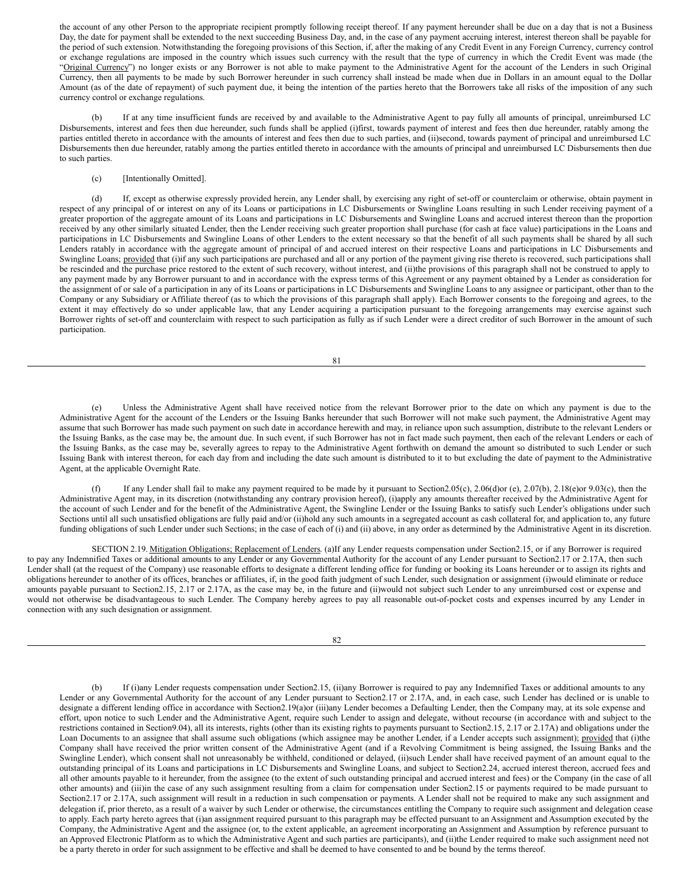the account of any other Person to the appropriate recipient promptly following receipt thereof. If any payment hereunder shall be due on a day that is not a Business Day, the date for payment shall be extended to the next succeeding Business Day, and, in the case of any payment accruing interest, interest thereon shall be payable for the period of such extension. Notwithstanding the foregoing provisions of this Section, if, after the making of any Credit Event in any Foreign Currency, currency control or exchange regulations are imposed in the country which issues such currency with the result that the type of currency in which the Credit Event was made (the "Original Currency") no longer exists or any Borrower is not able to make payment to the Administrative Agent for the account of the Lenders in such Original Currency, then all payments to be made by such Borrower hereunder in such currency shall instead be made when due in Dollars in an amount equal to the Dollar Amount (as of the date of repayment) of such payment due, it being the intention of the parties hereto that the Borrowers take all risks of the imposition of any such currency control or exchange regulations.

(b) If at any time insufficient funds are received by and available to the Administrative Agent to pay fully all amounts of principal, unreimbursed LC Disbursements, interest and fees then due hereunder, such funds shall be applied (i)first, towards payment of interest and fees then due hereunder, ratably among the parties entitled thereto in accordance with the amounts of interest and fees then due to such parties, and (ii)second, towards payment of principal and unreimbursed LC Disbursements then due hereunder, ratably among the parties entitled thereto in accordance with the amounts of principal and unreimbursed LC Disbursements then due to such parties.

(c) [Intentionally Omitted].

(d) If, except as otherwise expressly provided herein, any Lender shall, by exercising any right of set-off or counterclaim or otherwise, obtain payment in respect of any principal of or interest on any of its Loans or participations in LC Disbursements or Swingline Loans resulting in such Lender receiving payment of a greater proportion of the aggregate amount of its Loans and participations in LC Disbursements and Swingline Loans and accrued interest thereon than the proportion received by any other similarly situated Lender, then the Lender receiving such greater proportion shall purchase (for cash at face value) participations in the Loans and participations in LC Disbursements and Swingline Loans of other Lenders to the extent necessary so that the benefit of all such payments shall be shared by all such Lenders ratably in accordance with the aggregate amount of principal of and accrued interest on their respective Loans and participations in LC Disbursements and Swingline Loans; provided that (i)if any such participations are purchased and all or any portion of the payment giving rise thereto is recovered, such participations shall be rescinded and the purchase price restored to the extent of such recovery, without interest, and (ii)the provisions of this paragraph shall not be construed to apply to any payment made by any Borrower pursuant to and in accordance with the express terms of this Agreement or any payment obtained by a Lender as consideration for the assignment of or sale of a participation in any of its Loans or participations in LC Disbursements and Swingline Loans to any assignee or participant, other than to the Company or any Subsidiary or Affiliate thereof (as to which the provisions of this paragraph shall apply). Each Borrower consents to the foregoing and agrees, to the extent it may effectively do so under applicable law, that any Lender acquiring a participation pursuant to the foregoing arrangements may exercise against such Borrower rights of set-off and counterclaim with respect to such participation as fully as if such Lender were a direct creditor of such Borrower in the amount of such participation.

(e) Unless the Administrative Agent shall have received notice from the relevant Borrower prior to the date on which any payment is due to the Administrative Agent for the account of the Lenders or the Issuing Banks hereunder that such Borrower will not make such payment, the Administrative Agent may assume that such Borrower has made such payment on such date in accordance herewith and may, in reliance upon such assumption, distribute to the relevant Lenders or the Issuing Banks, as the case may be, the amount due. In such event, if such Borrower has not in fact made such payment, then each of the relevant Lenders or each of the Issuing Banks, as the case may be, severally agrees to repay to the Administrative Agent forthwith on demand the amount so distributed to such Lender or such Issuing Bank with interest thereon, for each day from and including the date such amount is distributed to it to but excluding the date of payment to the Administrative Agent, at the applicable Overnight Rate.

(f) If any Lender shall fail to make any payment required to be made by it pursuant to Section2.05(c), 2.06(d)or (e), 2.07(b), 2.18(e)or 9.03(c), then the Administrative Agent may, in its discretion (notwithstanding any contrary provision hereof), (i)apply any amounts thereafter received by the Administrative Agent for the account of such Lender and for the benefit of the Administrative Agent, the Swingline Lender or the Issuing Banks to satisfy such Lender's obligations under such Sections until all such unsatisfied obligations are fully paid and/or (ii)hold any such amounts in a segregated account as cash collateral for, and application to, any future funding obligations of such Lender under such Sections; in the case of each of (i) and (ii) above, in any order as determined by the Administrative Agent in its discretion.

SECTION 2.19. Mitigation Obligations; Replacement of Lenders. (a)If any Lender requests compensation under Section2.15, or if any Borrower is required to pay any Indemnified Taxes or additional amounts to any Lender or any Governmental Authority for the account of any Lender pursuant to Section2.17 or 2.17A, then such Lender shall (at the request of the Company) use reasonable efforts to designate a different lending office for funding or booking its Loans hereunder or to assign its rights and obligations hereunder to another of its offices, branches or affiliates, if, in the good faith judgment of such Lender, such designation or assignment (i)would eliminate or reduce amounts payable pursuant to Section2.15, 2.17 or 2.17A, as the case may be, in the future and (ii)would not subject such Lender to any unreimbursed cost or expense and would not otherwise be disadvantageous to such Lender. The Company hereby agrees to pay all reasonable out-of-pocket costs and expenses incurred by any Lender in connection with any such designation or assignment.

(b) If (i)any Lender requests compensation under Section2.15, (ii)any Borrower is required to pay any Indemnified Taxes or additional amounts to any Lender or any Governmental Authority for the account of any Lender pursuant to Section2.17 or 2.17A, and, in each case, such Lender has declined or is unable to designate a different lending office in accordance with Section2.19(a)or (iii)any Lender becomes a Defaulting Lender, then the Company may, at its sole expense and effort, upon notice to such Lender and the Administrative Agent, require such Lender to assign and delegate, without recourse (in accordance with and subject to the restrictions contained in Section9.04), all its interests, rights (other than its existing rights to payments pursuant to Section2.15, 2.17 or 2.17A) and obligations under the Loan Documents to an assignee that shall assume such obligations (which assignee may be another Lender, if a Lender accepts such assignment); provided that (i)the Company shall have received the prior written consent of the Administrative Agent (and if a Revolving Commitment is being assigned, the Issuing Banks and the Swingline Lender), which consent shall not unreasonably be withheld, conditioned or delayed, (ii)such Lender shall have received payment of an amount equal to the outstanding principal of its Loans and participations in LC Disbursements and Swingline Loans, and subject to Section2.24, accrued interest thereon, accrued fees and all other amounts payable to it hereunder, from the assignee (to the extent of such outstanding principal and accrued interest and fees) or the Company (in the case of all other amounts) and (iii)in the case of any such assignment resulting from a claim for compensation under Section2.15 or payments required to be made pursuant to Section2.17 or 2.17A, such assignment will result in a reduction in such compensation or payments. A Lender shall not be required to make any such assignment and delegation if, prior thereto, as a result of a waiver by such Lender or otherwise, the circumstances entitling the Company to require such assignment and delegation cease to apply. Each party hereto agrees that (i)an assignment required pursuant to this paragraph may be effected pursuant to an Assignment and Assumption executed by the Company, the Administrative Agent and the assignee (or, to the extent applicable, an agreement incorporating an Assignment and Assumption by reference pursuant to an Approved Electronic Platform as to which the Administrative Agent and such parties are participants), and (ii)the Lender required to make such assignment need not be a party thereto in order for such assignment to be effective and shall be deemed to have consented to and be bound by the terms thereof.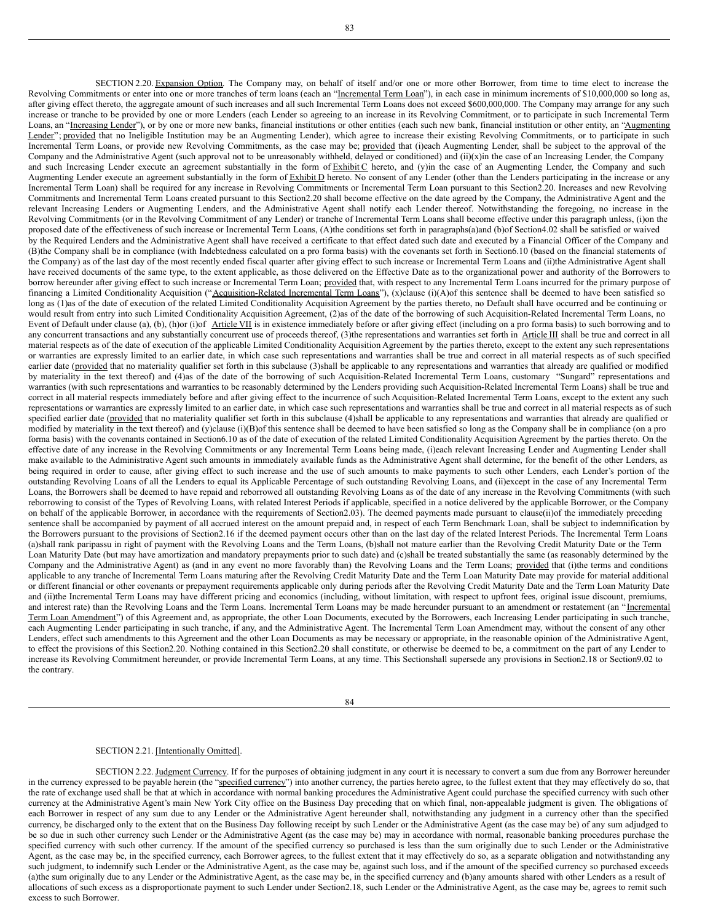SECTION 2.20. Expansion Option. The Company may, on behalf of itself and/or one or more other Borrower, from time to time elect to increase the Revolving Commitments or enter into one or more tranches of term loans (each an "Incremental Term Loan"), in each case in minimum increments of $10,000,000 so long as, after giving effect thereto, the aggregate amount of such increases and all such Incremental Term Loans does not exceed $600,000,000. The Company may arrange for any such increase or tranche to be provided by one or more Lenders (each Lender so agreeing to an increase in its Revolving Commitment, or to participate in such Incremental Term Loans, an "Increasing Lender"), or by one or more new banks, financial institutions or other entities (each such new bank, financial institution or other entity, an "Augmenting Lender"; provided that no Ineligible Institution may be an Augmenting Lender), which agree to increase their existing Revolving Commitments, or to participate in such Incremental Term Loans, or provide new Revolving Commitments, as the case may be; provided that (i)each Augmenting Lender, shall be subject to the approval of the Company and the Administrative Agent (such approval not to be unreasonably withheld, delayed or conditioned) and (ii)(x)in the case of an Increasing Lender, the Company and such Increasing Lender execute an agreement substantially in the form of Exhibit C hereto, and (y)in the case of an Augmenting Lender, the Company and such Augmenting Lender execute an agreement substantially in the form of Exhibit D hereto. No consent of any Lender (other than the Lenders participating in the increase or any Incremental Term Loan) shall be required for any increase in Revolving Commitments or Incremental Term Loan pursuant to this Section2.20. Increases and new Revolving Commitments and Incremental Term Loans created pursuant to this Section2.20 shall become effective on the date agreed by the Company, the Administrative Agent and the relevant Increasing Lenders or Augmenting Lenders, and the Administrative Agent shall notify each Lender thereof. Notwithstanding the foregoing, no increase in the Revolving Commitments (or in the Revolving Commitment of any Lender) or tranche of Incremental Term Loans shall become effective under this paragraph unless, (i)on the proposed date of the effectiveness of such increase or Incremental Term Loans, (A)the conditions set forth in paragraphs(a)and (b)of Section4.02 shall be satisfied or waived by the Required Lenders and the Administrative Agent shall have received a certificate to that effect dated such date and executed by a Financial Officer of the Company and (B)the Company shall be in compliance (with Indebtedness calculated on a pro forma basis) with the covenants set forth in Section6.10 (based on the financial statements of the Company) as of the last day of the most recently ended fiscal quarter after giving effect to such increase or Incremental Term Loans and (ii)the Administrative Agent shall have received documents of the same type, to the extent applicable, as those delivered on the Effective Date as to the organizational power and authority of the Borrowers to borrow hereunder after giving effect to such increase or Incremental Term Loan; provided that, with respect to any Incremental Term Loans incurred for the primary purpose of financing a Limited Conditionality Acquisition ("Acquisition-Related Incremental Term Loans"), (x)clause (i)(A)of this sentence shall be deemed to have been satisfied so long as (1)as of the date of execution of the related Limited Conditionality Acquisition Agreement by the parties thereto, no Default shall have occurred and be continuing or would result from entry into such Limited Conditionality Acquisition Agreement, (2)as of the date of the borrowing of such Acquisition-Related Incremental Term Loans, no Event of Default under clause (a), (b), (h)or (i)of Article VII is in existence immediately before or after giving effect (including on a pro forma basis) to such borrowing and to any concurrent transactions and any substantially concurrent use of proceeds thereof, (3)the representations and warranties set forth in Article III shall be true and correct in all material respects as of the date of execution of the applicable Limited Conditionality Acquisition Agreement by the parties thereto, except to the extent any such representations or warranties are expressly limited to an earlier date, in which case such representations and warranties shall be true and correct in all material respects as of such specified earlier date (provided that no materiality qualifier set forth in this subclause (3)shall be applicable to any representations and warranties that already are qualified or modified by materiality in the text thereof) and (4)as of the date of the borrowing of such Acquisition-Related Incremental Term Loans, customary "Sungard" representations and warranties (with such representations and warranties to be reasonably determined by the Lenders providing such Acquisition-Related Incremental Term Loans) shall be true and correct in all material respects immediately before and after giving effect to the incurrence of such Acquisition-Related Incremental Term Loans, except to the extent any such representations or warranties are expressly limited to an earlier date, in which case such representations and warranties shall be true and correct in all material respects as of such specified earlier date (provided that no materiality qualifier set forth in this subclause (4)shall be applicable to any representations and warranties that already are qualified or modified by materiality in the text thereof) and (y)clause (i)(B)of this sentence shall be deemed to have been satisfied so long as the Company shall be in compliance (on a pro forma basis) with the covenants contained in Section6.10 as of the date of execution of the related Limited Conditionality Acquisition Agreement by the parties thereto. On the effective date of any increase in the Revolving Commitments or any Incremental Term Loans being made, (i)each relevant Increasing Lender and Augmenting Lender shall make available to the Administrative Agent such amounts in immediately available funds as the Administrative Agent shall determine, for the benefit of the other Lenders, as being required in order to cause, after giving effect to such increase and the use of such amounts to make payments to such other Lenders, each Lender's portion of the outstanding Revolving Loans of all the Lenders to equal its Applicable Percentage of such outstanding Revolving Loans, and (ii)except in the case of any Incremental Term Loans, the Borrowers shall be deemed to have repaid and reborrowed all outstanding Revolving Loans as of the date of any increase in the Revolving Commitments (with such reborrowing to consist of the Types of Revolving Loans, with related Interest Periods if applicable, specified in a notice delivered by the applicable Borrower, or the Company on behalf of the applicable Borrower, in accordance with the requirements of Section2.03). The deemed payments made pursuant to clause(ii)of the immediately preceding sentence shall be accompanied by payment of all accrued interest on the amount prepaid and, in respect of each Term Benchmark Loan, shall be subject to indemnification by the Borrowers pursuant to the provisions of Section2.16 if the deemed payment occurs other than on the last day of the related Interest Periods. The Incremental Term Loans (a)shall rank paripassu in right of payment with the Revolving Loans and the Term Loans, (b)shall not mature earlier than the Revolving Credit Maturity Date or the Term Loan Maturity Date (but may have amortization and mandatory prepayments prior to such date) and (c)shall be treated substantially the same (as reasonably determined by the Company and the Administrative Agent) as (and in any event no more favorably than) the Revolving Loans and the Term Loans; provided that (i)the terms and conditions applicable to any tranche of Incremental Term Loans maturing after the Revolving Credit Maturity Date and the Term Loan Maturity Date may provide for material additional or different financial or other covenants or prepayment requirements applicable only during periods after the Revolving Credit Maturity Date and the Term Loan Maturity Date and (ii)the Incremental Term Loans may have different pricing and economics (including, without limitation, with respect to upfront fees, original issue discount, premiums, and interest rate) than the Revolving Loans and the Term Loans. Incremental Term Loans may be made hereunder pursuant to an amendment or restatement (an "Incremental Term Loan Amendment") of this Agreement and, as appropriate, the other Loan Documents, executed by the Borrowers, each Increasing Lender participating in such tranche, each Augmenting Lender participating in such tranche, if any, and the Administrative Agent. The Incremental Term Loan Amendment may, without the consent of any other Lenders, effect such amendments to this Agreement and the other Loan Documents as may be necessary or appropriate, in the reasonable opinion of the Administrative Agent, to effect the provisions of this Section2.20. Nothing contained in this Section2.20 shall constitute, or otherwise be deemed to be, a commitment on the part of any Lender to increase its Revolving Commitment hereunder, or provide Incremental Term Loans, at any time. This Sectionshall supersede any provisions in Section2.18 or Section9.02 to the contrary.

SECTION 2.21. [Intentionally Omitted].

SECTION 2.22. Judgment Currency. If for the purposes of obtaining judgment in any court it is necessary to convert a sum due from any Borrower hereunder in the currency expressed to be payable herein (the "specified currency") into another currency, the parties hereto agree, to the fullest extent that they may effectively do so, that the rate of exchange used shall be that at which in accordance with normal banking procedures the Administrative Agent could purchase the specified currency with such other currency at the Administrative Agent's main New York City office on the Business Day preceding that on which final, non-appealable judgment is given. The obligations of each Borrower in respect of any sum due to any Lender or the Administrative Agent hereunder shall, notwithstanding any judgment in a currency other than the specified currency, be discharged only to the extent that on the Business Day following receipt by such Lender or the Administrative Agent (as the case may be) of any sum adjudged to be so due in such other currency such Lender or the Administrative Agent (as the case may be) may in accordance with normal, reasonable banking procedures purchase the specified currency with such other currency. If the amount of the specified currency so purchased is less than the sum originally due to such Lender or the Administrative Agent, as the case may be, in the specified currency, each Borrower agrees, to the fullest extent that it may effectively do so, as a separate obligation and notwithstanding any such judgment, to indemnify such Lender or the Administrative Agent, as the case may be, against such loss, and if the amount of the specified currency so purchased exceeds (a)the sum originally due to any Lender or the Administrative Agent, as the case may be, in the specified currency and (b)any amounts shared with other Lenders as a result of allocations of such excess as a disproportionate payment to such Lender under Section2.18, such Lender or the Administrative Agent, as the case may be, agrees to remit such excess to such Borrower.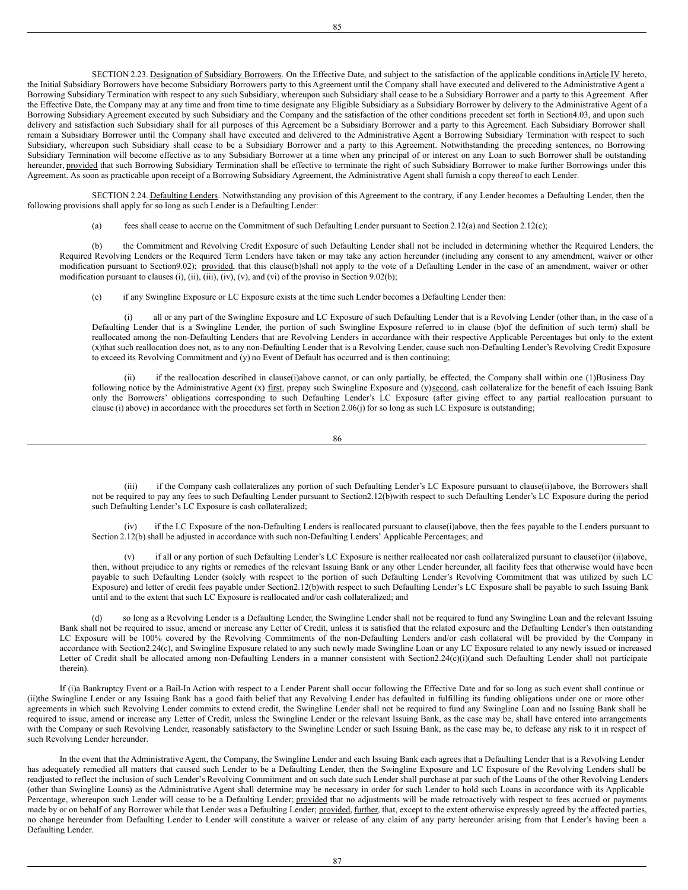SECTION 2.23. Designation of Subsidiary Borrowers. On the Effective Date, and subject to the satisfaction of the applicable conditions in Article IV hereto, the Initial Subsidiary Borrowers have become Subsidiary Borrowers party to this Agreement until the Company shall have executed and delivered to the Administrative Agent a Borrowing Subsidiary Termination with respect to any such Subsidiary, whereupon such Subsidiary shall cease to be a Subsidiary Borrower and a party to this Agreement. After the Effective Date, the Company may at any time and from time to time designate any Eligible Subsidiary as a Subsidiary Borrower by delivery to the Administrative Agent of a Borrowing Subsidiary Agreement executed by such Subsidiary and the Company and the satisfaction of the other conditions precedent set forth in Section 4.03, and upon such delivery and satisfaction such Subsidiary shall for all purposes of this Agreement be a Subsidiary Borrower and a party to this Agreement. Each Subsidiary Borrower shall remain a Subsidiary Borrower until the Company shall have executed and delivered to the Administrative Agent a Borrowing Subsidiary Termination with respect to such Subsidiary, whereupon such Subsidiary shall cease to be a Subsidiary Borrower and a party to this Agreement. Notwithstanding the preceding sentences, no Borrowing Subsidiary Termination will become effective as to any Subsidiary Borrower at a time when any principal of or interest on any Loan to such Borrower shall be outstanding hereunder, provided that such Borrowing Subsidiary Termination shall be effective to terminate the right of such Subsidiary Borrower to make further Borrowings under this Agreement. As soon as practicable upon receipt of a Borrowing Subsidiary Agreement, the Administrative Agent shall furnish a copy thereof to each Lender.

SECTION 2.24. Defaulting Lenders. Notwithstanding any provision of this Agreement to the contrary, if any Lender becomes a Defaulting Lender, then the following provisions shall apply for so long as such Lender is a Defaulting Lender:

(a) fees shall cease to accrue on the Commitment of such Defaulting Lender pursuant to Section 2.12(a) and Section 2.12(c);

(b) the Commitment and Revolving Credit Exposure of such Defaulting Lender shall not be included in determining whether the Required Lenders, the Required Revolving Lenders or the Required Term Lenders have taken or may take any action hereunder (including any consent to any amendment, waiver or other modification pursuant to Section 9.02); provided, that this clause (b) shall not apply to the vote of a Defaulting Lender in the case of an amendment, waiver or other modification pursuant to clauses (i), (ii), (iii), (iv), (v), and (vi) of the proviso in Section 9.02(b);

(c) if any Swingline Exposure or LC Exposure exists at the time such Lender becomes a Defaulting Lender then:

(i) all or any part of the Swingline Exposure and LC Exposure of such Defaulting Lender that is a Revolving Lender (other than, in the case of a Defaulting Lender that is a Swingline Lender, the portion of such Swingline Exposure referred to in clause (b) of the definition of such term) shall be reallocated among the non-Defaulting Lenders that are Revolving Lenders in accordance with their respective Applicable Percentages but only to the extent (x) that such reallocation does not, as to any non-Defaulting Lender that is a Revolving Lender, cause such non-Defaulting Lender's Revolving Credit Exposure to exceed its Revolving Commitment and (y) no Event of Default has occurred and is then continuing;

(ii) if the reallocation described in clause (i) above cannot, or can only partially, be effected, the Company shall within one (1) Business Day following notice by the Administrative Agent (x) first, prepay such Swingline Exposure and (y) second, cash collateralize for the benefit of each Issuing Bank only the Borrowers' obligations corresponding to such Defaulting Lender's LC Exposure (after giving effect to any partial reallocation pursuant to clause (i) above) in accordance with the procedures set forth in Section 2.06(j) for so long as such LC Exposure is outstanding;

(iii) if the Company cash collateralizes any portion of such Defaulting Lender's LC Exposure pursuant to clause (ii) above, the Borrowers shall not be required to pay any fees to such Defaulting Lender pursuant to Section 2.12(b) with respect to such Defaulting Lender's LC Exposure during the period such Defaulting Lender's LC Exposure is cash collateralized;

(iv) if the LC Exposure of the non-Defaulting Lenders is reallocated pursuant to clause (i) above, then the fees payable to the Lenders pursuant to Section 2.12(b) shall be adjusted in accordance with such non-Defaulting Lenders' Applicable Percentages; and

(v) if all or any portion of such Defaulting Lender's LC Exposure is neither reallocated nor cash collateralized pursuant to clause (i) or (ii) above, then, without prejudice to any rights or remedies of the relevant Issuing Bank or any other Lender hereunder, all facility fees that otherwise would have been payable to such Defaulting Lender (solely with respect to the portion of such Defaulting Lender's Revolving Commitment that was utilized by such LC Exposure) and letter of credit fees payable under Section 2.12(b) with respect to such Defaulting Lender's LC Exposure shall be payable to such Issuing Bank until and to the extent that such LC Exposure is reallocated and/or cash collateralized; and

(d) so long as a Revolving Lender is a Defaulting Lender, the Swingline Lender shall not be required to fund any Swingline Loan and the relevant Issuing Bank shall not be required to issue, amend or increase any Letter of Credit, unless it is satisfied that the related exposure and the Defaulting Lender's then outstanding LC Exposure will be 100% covered by the Revolving Commitments of the non-Defaulting Lenders and/or cash collateral will be provided by the Company in accordance with Section 2.24(c), and Swingline Exposure related to any such newly made Swingline Loan or any LC Exposure related to any newly issued or increased Letter of Credit shall be allocated among non-Defaulting Lenders in a manner consistent with Section 2.24(c)(i) (and such Defaulting Lender shall not participate therein).

If (i) a Bankruptcy Event or a Bail-In Action with respect to a Lender Parent shall occur following the Effective Date and for so long as such event shall continue or (ii) the Swingline Lender or any Issuing Bank has a good faith belief that any Revolving Lender has defaulted in fulfilling its funding obligations under one or more other agreements in which such Revolving Lender commits to extend credit, the Swingline Lender shall not be required to fund any Swingline Loan and no Issuing Bank shall be required to issue, amend or increase any Letter of Credit, unless the Swingline Lender or the relevant Issuing Bank, as the case may be, shall have entered into arrangements with the Company or such Revolving Lender, reasonably satisfactory to the Swingline Lender or such Issuing Bank, as the case may be, to defease any risk to it in respect of such Revolving Lender hereunder.

In the event that the Administrative Agent, the Company, the Swingline Lender and each Issuing Bank each agrees that a Defaulting Lender that is a Revolving Lender has adequately remedied all matters that caused such Lender to be a Defaulting Lender, then the Swingline Exposure and LC Exposure of the Revolving Lenders shall be readjusted to reflect the inclusion of such Lender's Revolving Commitment and on such date such Lender shall purchase at par such of the Loans of the other Revolving Lenders (other than Swingline Loans) as the Administrative Agent shall determine may be necessary in order for such Lender to hold such Loans in accordance with its Applicable Percentage, whereupon such Lender will cease to be a Defaulting Lender; provided that no adjustments will be made retroactively with respect to fees accrued or payments made by or on behalf of any Borrower while that Lender was a Defaulting Lender; provided, further, that, except to the extent otherwise expressly agreed by the affected parties, no change hereunder from Defaulting Lender to Lender will constitute a waiver or release of any claim of any party hereunder arising from that Lender's having been a Defaulting Lender.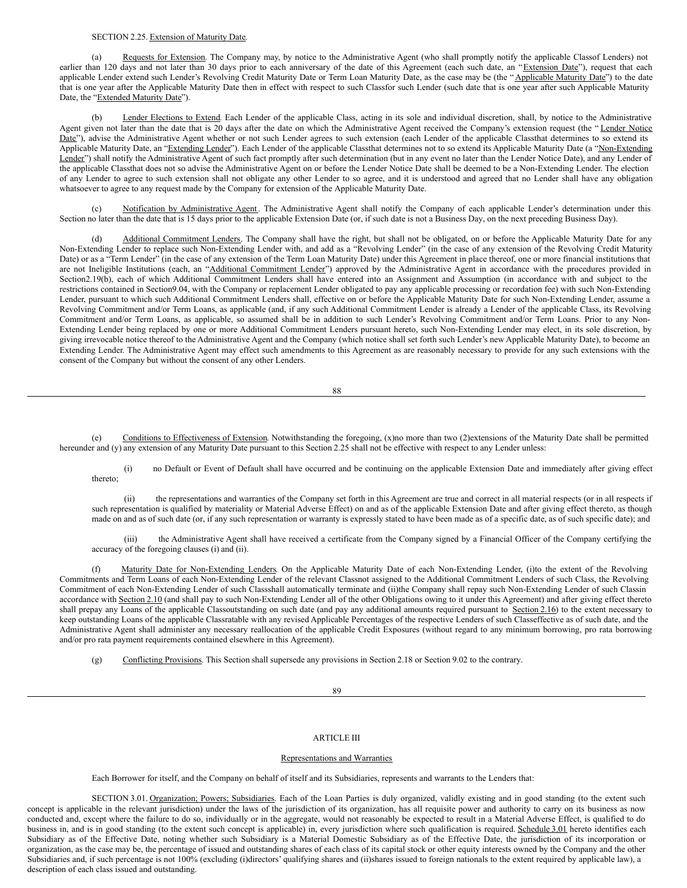SECTION 2.25. Extension of Maturity Date.

(a) Requests for Extension. The Company may, by notice to the Administrative Agent (who shall promptly notify the applicable Classof Lenders) not earlier than 120 days and not later than 30 days prior to each anniversary of the date of this Agreement (each such date, an "Extension Date"), request that each applicable Lender extend such Lender's Revolving Credit Maturity Date or Term Loan Maturity Date, as the case may be (the "Applicable Maturity Date") to the date that is one year after the Applicable Maturity Date then in effect with respect to such Classfor such Lender (such date that is one year after such Applicable Maturity Date, the "Extended Maturity Date").

(b) Lender Elections to Extend. Each Lender of the applicable Class, acting in its sole and individual discretion, shall, by notice to the Administrative Agent given not later than the date that is 20 days after the date on which the Administrative Agent received the Company's extension request (the "Lender Notice Date"), advise the Administrative Agent whether or not such Lender agrees to such extension (each Lender of the applicable Classthat determines to so extend its Applicable Maturity Date, an "Extending Lender"). Each Lender of the applicable Classthat determines not to so extend its Applicable Maturity Date (a "Non-Extending Lender") shall notify the Administrative Agent of such fact promptly after such determination (but in any event no later than the Lender Notice Date), and any Lender of the applicable Classthat does not so advise the Administrative Agent on or before the Lender Notice Date shall be deemed to be a Non-Extending Lender. The election of any Lender to agree to such extension shall not obligate any other Lender to so agree, and it is understood and agreed that no Lender shall have any obligation whatsoever to agree to any request made by the Company for extension of the Applicable Maturity Date.

(c) Notification by Administrative Agent. The Administrative Agent shall notify the Company of each applicable Lender's determination under this Section no later than the date that is 15 days prior to the applicable Extension Date (or, if such date is not a Business Day, on the next preceding Business Day).

(d) Additional Commitment Lenders. The Company shall have the right, but shall not be obligated, on or before the Applicable Maturity Date for any Non-Extending Lender to replace such Non-Extending Lender with, and add as a "Revolving Lender" (in the case of any extension of the Revolving Credit Maturity Date) or as a "Term Lender" (in the case of any extension of the Term Loan Maturity Date) under this Agreement in place thereof, one or more financial institutions that are not Ineligible Institutions (each, an "Additional Commitment Lender") approved by the Administrative Agent in accordance with the procedures provided in Section2.19(b), each of which Additional Commitment Lenders shall have entered into an Assignment and Assumption (in accordance with and subject to the restrictions contained in Section9.04, with the Company or replacement Lender obligated to pay any applicable processing or recordation fee) with such Non-Extending Lender, pursuant to which such Additional Commitment Lenders shall, effective on or before the Applicable Maturity Date for such Non-Extending Lender, assume a Revolving Commitment and/or Term Loans, as applicable (and, if any such Additional Commitment Lender is already a Lender of the applicable Class, its Revolving Commitment and/or Term Loans, as applicable, so assumed shall be in addition to such Lender's Revolving Commitment and/or Term Loans. Prior to any Non-Extending Lender being replaced by one or more Additional Commitment Lenders pursuant hereto, such Non-Extending Lender may elect, in its sole discretion, by giving irrevocable notice thereof to the Administrative Agent and the Company (which notice shall set forth such Lender's new Applicable Maturity Date), to become an Extending Lender. The Administrative Agent may effect such amendments to this Agreement as are reasonably necessary to provide for any such extensions with the consent of the Company but without the consent of any other Lenders.

(e) Conditions to Effectiveness of Extension. Notwithstanding the foregoing, (x)no more than two (2)extensions of the Maturity Date shall be permitted hereunder and (y) any extension of any Maturity Date pursuant to this Section 2.25 shall not be effective with respect to any Lender unless:

(i) no Default or Event of Default shall have occurred and be continuing on the applicable Extension Date and immediately after giving effect thereto;

(ii) the representations and warranties of the Company set forth in this Agreement are true and correct in all material respects (or in all respects if such representation is qualified by materiality or Material Adverse Effect) on and as of the applicable Extension Date and after giving effect thereto, as though made on and as of such date (or, if any such representation or warranty is expressly stated to have been made as of a specific date, as of such specific date); and

(iii) the Administrative Agent shall have received a certificate from the Company signed by a Financial Officer of the Company certifying the accuracy of the foregoing clauses (i) and (ii).

(f) Maturity Date for Non-Extending Lenders. On the Applicable Maturity Date of each Non-Extending Lender, (i)to the extent of the Revolving Commitments and Term Loans of each Non-Extending Lender of the relevant Classnot assigned to the Additional Commitment Lenders of such Class, the Revolving Commitment of each Non-Extending Lender of such Classshall automatically terminate and (ii)the Company shall repay such Non-Extending Lender of such Classin accordance with Section 2.10 (and shall pay to such Non-Extending Lender all of the other Obligations owing to it under this Agreement) and after giving effect thereto shall prepay any Loans of the applicable Classoutstanding on such date (and pay any additional amounts required pursuant to Section 2.16) to the extent necessary to keep outstanding Loans of the applicable Classratable with any revised Applicable Percentages of the respective Lenders of such Classeffective as of such date, and the Administrative Agent shall administer any necessary reallocation of the applicable Credit Exposures (without regard to any minimum borrowing, pro rata borrowing and/or pro rata payment requirements contained elsewhere in this Agreement).

(g) Conflicting Provisions. This Section shall supersede any provisions in Section 2.18 or Section 9.02 to the contrary.

# ARTICLE III

## Representations and Warranties

Each Borrower for itself, and the Company on behalf of itself and its Subsidiaries, represents and warrants to the Lenders that:

SECTION 3.01. Organization; Powers; Subsidiaries. Each of the Loan Parties is duly organized, validly existing and in good standing (to the extent such concept is applicable in the relevant jurisdiction) under the laws of the jurisdiction of its organization, has all requisite power and authority to carry on its business as now conducted and, except where the failure to do so, individually or in the aggregate, would not reasonably be expected to result in a Material Adverse Effect, is qualified to do business in, and is in good standing (to the extent such concept is applicable) in, every jurisdiction where such qualification is required. Schedule 3.01 hereto identifies each Subsidiary as of the Effective Date, noting whether such Subsidiary is a Material Domestic Subsidiary as of the Effective Date, the jurisdiction of its incorporation or organization, as the case may be, the percentage of issued and outstanding shares of each class of its capital stock or other equity interests owned by the Company and the other Subsidiaries and, if such percentage is not 100% (excluding (i)directors' qualifying shares and (ii)shares issued to foreign nationals to the extent required by applicable law), a description of each class issued and outstanding.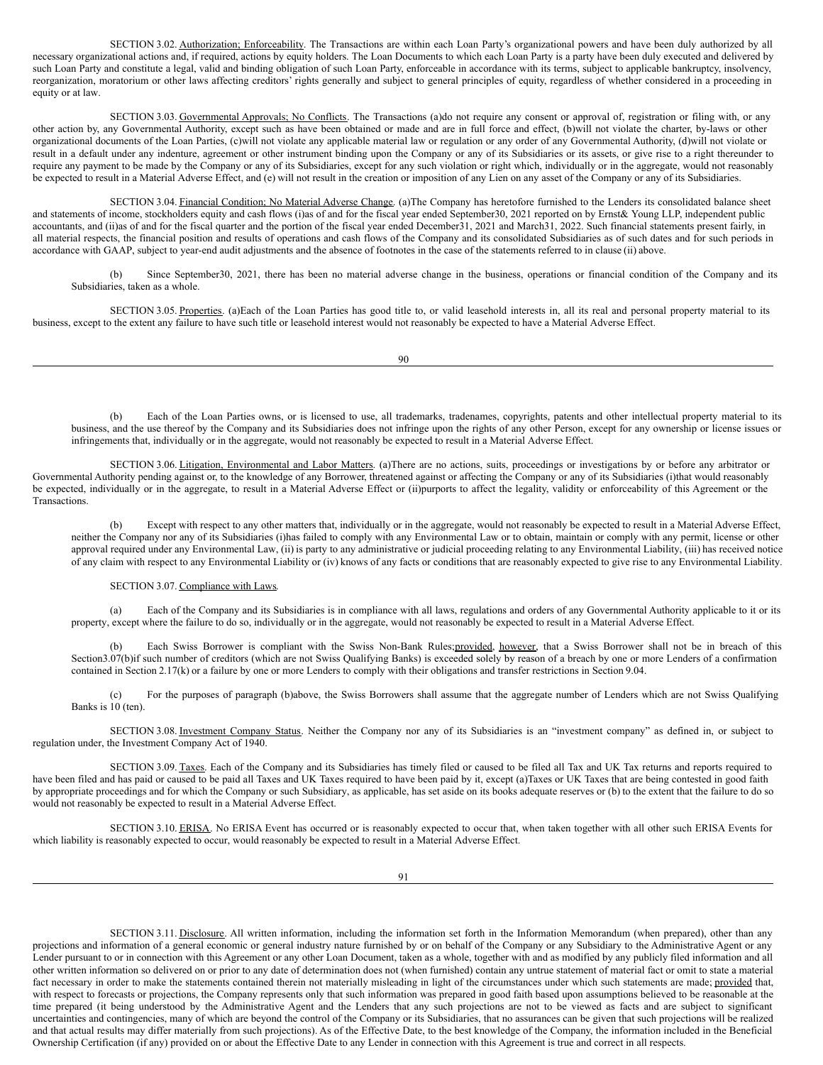SECTION 3.02. Authorization; Enforceability. The Transactions are within each Loan Party's organizational powers and have been duly authorized by all necessary organizational actions and, if required, actions by equity holders. The Loan Documents to which each Loan Party is a party have been duly executed and delivered by such Loan Party and constitute a legal, valid and binding obligation of such Loan Party, enforceable in accordance with its terms, subject to applicable bankruptcy, insolvency, reorganization, moratorium or other laws affecting creditors' rights generally and subject to general principles of equity, regardless of whether considered in a proceeding in equity or at law.

SECTION 3.03. Governmental Approvals; No Conflicts. The Transactions (a)do not require any consent or approval of, registration or filing with, or any other action by, any Governmental Authority, except such as have been obtained or made and are in full force and effect, (b)will not violate the charter, by-laws or other organizational documents of the Loan Parties, (c)will not violate any applicable material law or regulation or any order of any Governmental Authority, (d)will not violate or result in a default under any indenture, agreement or other instrument binding upon the Company or any of its Subsidiaries or its assets, or give rise to a right thereunder to require any payment to be made by the Company or any of its Subsidiaries, except for any such violation or right which, individually or in the aggregate, would not reasonably be expected to result in a Material Adverse Effect, and (e) will not result in the creation or imposition of any Lien on any asset of the Company or any of its Subsidiaries.

SECTION 3.04. Financial Condition; No Material Adverse Change. (a)The Company has heretofore furnished to the Lenders its consolidated balance sheet and statements of income, stockholders equity and cash flows (i)as of and for the fiscal year ended September30, 2021 reported on by Ernst& Young LLP, independent public accountants, and (ii)as of and for the fiscal quarter and the portion of the fiscal year ended December31, 2021 and March31, 2022. Such financial statements present fairly, in all material respects, the financial position and results of operations and cash flows of the Company and its consolidated Subsidiaries as of such dates and for such periods in accordance with GAAP, subject to year-end audit adjustments and the absence of footnotes in the case of the statements referred to in clause (ii) above.

(b) Since September30, 2021, there has been no material adverse change in the business, operations or financial condition of the Company and its Subsidiaries, taken as a whole.

SECTION 3.05. Properties. (a)Each of the Loan Parties has good title to, or valid leasehold interests in, all its real and personal property material to its business, except to the extent any failure to have such title or leasehold interest would not reasonably be expected to have a Material Adverse Effect.

(b) Each of the Loan Parties owns, or is licensed to use, all trademarks, tradenames, copyrights, patents and other intellectual property material to its business, and the use thereof by the Company and its Subsidiaries does not infringe upon the rights of any other Person, except for any ownership or license issues or infringements that, individually or in the aggregate, would not reasonably be expected to result in a Material Adverse Effect.

SECTION 3.06. Litigation, Environmental and Labor Matters. (a)There are no actions, suits, proceedings or investigations by or before any arbitrator or Governmental Authority pending against or, to the knowledge of any Borrower, threatened against or affecting the Company or any of its Subsidiaries (i)that would reasonably be expected, individually or in the aggregate, to result in a Material Adverse Effect or (ii)purports to affect the legality, validity or enforceability of this Agreement or the Transactions.

(b) Except with respect to any other matters that, individually or in the aggregate, would not reasonably be expected to result in a Material Adverse Effect, neither the Company nor any of its Subsidiaries (i)has failed to comply with any Environmental Law or to obtain, maintain or comply with any permit, license or other approval required under any Environmental Law, (ii) is party to any administrative or judicial proceeding relating to any Environmental Liability, (iii) has received notice of any claim with respect to any Environmental Liability or (iv) knows of any facts or conditions that are reasonably expected to give rise to any Environmental Liability.

SECTION 3.07. Compliance with Laws.

(a) Each of the Company and its Subsidiaries is in compliance with all laws, regulations and orders of any Governmental Authority applicable to it or its property, except where the failure to do so, individually or in the aggregate, would not reasonably be expected to result in a Material Adverse Effect.

(b) Each Swiss Borrower is compliant with the Swiss Non-Bank Rules;provided, however, that a Swiss Borrower shall not be in breach of this Section3.07(b)if such number of creditors (which are not Swiss Qualifying Banks) is exceeded solely by reason of a breach by one or more Lenders of a confirmation contained in Section 2.17(k) or a failure by one or more Lenders to comply with their obligations and transfer restrictions in Section 9.04.

(c) For the purposes of paragraph (b)above, the Swiss Borrowers shall assume that the aggregate number of Lenders which are not Swiss Qualifying Banks is 10 (ten).

SECTION 3.08. Investment Company Status. Neither the Company nor any of its Subsidiaries is an "investment company" as defined in, or subject to regulation under, the Investment Company Act of 1940.

SECTION 3.09. Taxes. Each of the Company and its Subsidiaries has timely filed or caused to be filed all Tax and UK Tax returns and reports required to have been filed and has paid or caused to be paid all Taxes and UK Taxes required to have been paid by it, except (a)Taxes or UK Taxes that are being contested in good faith by appropriate proceedings and for which the Company or such Subsidiary, as applicable, has set aside on its books adequate reserves or (b) to the extent that the failure to do so would not reasonably be expected to result in a Material Adverse Effect.

SECTION 3.10. ERISA. No ERISA Event has occurred or is reasonably expected to occur that, when taken together with all other such ERISA Events for which liability is reasonably expected to occur, would reasonably be expected to result in a Material Adverse Effect.

SECTION 3.11. Disclosure. All written information, including the information set forth in the Information Memorandum (when prepared), other than any projections and information of a general economic or general industry nature furnished by or on behalf of the Company or any Subsidiary to the Administrative Agent or any Lender pursuant to or in connection with this Agreement or any other Loan Document, taken as a whole, together with and as modified by any publicly filed information and all other written information so delivered on or prior to any date of determination does not (when furnished) contain any untrue statement of material fact or omit to state a material fact necessary in order to make the statements contained therein not materially misleading in light of the circumstances under which such statements are made; provided that, with respect to forecasts or projections, the Company represents only that such information was prepared in good faith based upon assumptions believed to be reasonable at the time prepared (it being understood by the Administrative Agent and the Lenders that any such projections are not to be viewed as facts and are subject to significant uncertainties and contingencies, many of which are beyond the control of the Company or its Subsidiaries, that no assurances can be given that such projections will be realized and that actual results may differ materially from such projections). As of the Effective Date, to the best knowledge of the Company, the information included in the Beneficial Ownership Certification (if any) provided on or about the Effective Date to any Lender in connection with this Agreement is true and correct in all respects.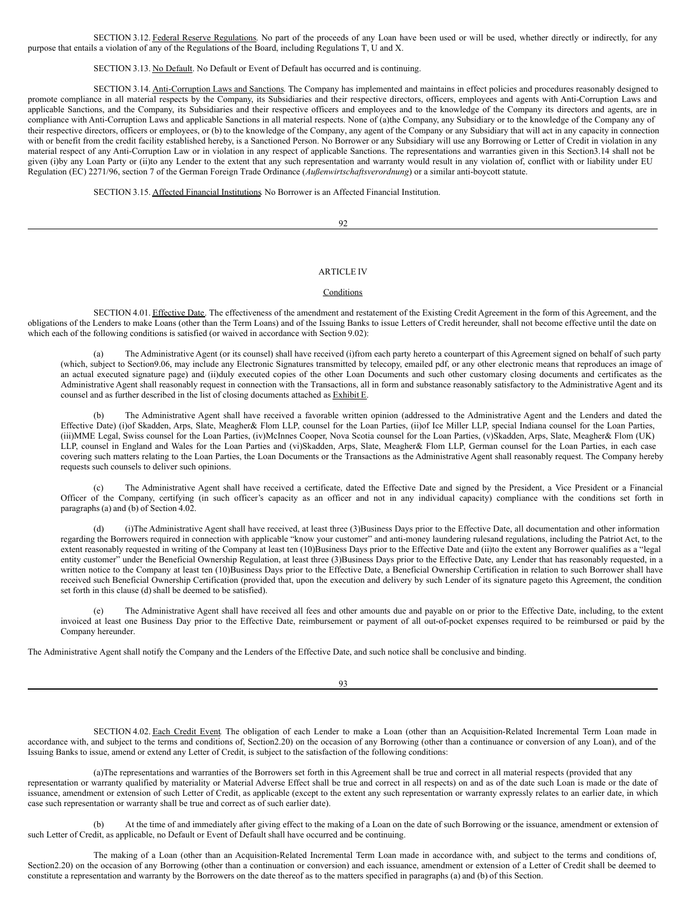SECTION 3.12. Federal Reserve Regulations. No part of the proceeds of any Loan have been used or will be used, whether directly or indirectly, for any purpose that entails a violation of any of the Regulations of the Board, including Regulations T, U and X.

SECTION 3.13. No Default. No Default or Event of Default has occurred and is continuing.

SECTION 3.14. Anti-Corruption Laws and Sanctions. The Company has implemented and maintains in effect policies and procedures reasonably designed to promote compliance in all material respects by the Company, its Subsidiaries and their respective directors, officers, employees and agents with Anti-Corruption Laws and applicable Sanctions, and the Company, its Subsidiaries and their respective officers and employees and to the knowledge of the Company its directors and agents, are in compliance with Anti-Corruption Laws and applicable Sanctions in all material respects. None of (a)the Company, any Subsidiary or to the knowledge of the Company any of their respective directors, officers or employees, or (b) to the knowledge of the Company, any agent of the Company or any Subsidiary that will act in any capacity in connection with or benefit from the credit facility established hereby, is a Sanctioned Person. No Borrower or any Subsidiary will use any Borrowing or Letter of Credit in violation in any material respect of any Anti-Corruption Law or in violation in any respect of applicable Sanctions. The representations and warranties given in this Section3.14 shall not be given (i)by any Loan Party or (ii)to any Lender to the extent that any such representation and warranty would result in any violation of, conflict with or liability under EU Regulation (EC) 2271/96, section 7 of the German Foreign Trade Ordinance (*Außenwirtschaftsverordnung*) or a similar anti-boycott statute.

SECTION 3.15. Affected Financial Institutions. No Borrower is an Affected Financial Institution.

ARTICLE IV

Conditions

SECTION 4.01. Effective Date. The effectiveness of the amendment and restatement of the Existing Credit Agreement in the form of this Agreement, and the obligations of the Lenders to make Loans (other than the Term Loans) and of the Issuing Banks to issue Letters of Credit hereunder, shall not become effective until the date on which each of the following conditions is satisfied (or waived in accordance with Section 9.02):

(a) The Administrative Agent (or its counsel) shall have received (i)from each party hereto a counterpart of this Agreement signed on behalf of such party (which, subject to Section9.06, may include any Electronic Signatures transmitted by telecopy, emailed pdf, or any other electronic means that reproduces an image of an actual executed signature page) and (ii)duly executed copies of the other Loan Documents and such other customary closing documents and certificates as the Administrative Agent shall reasonably request in connection with the Transactions, all in form and substance reasonably satisfactory to the Administrative Agent and its counsel and as further described in the list of closing documents attached as Exhibit E.

(b) The Administrative Agent shall have received a favorable written opinion (addressed to the Administrative Agent and the Lenders and dated the Effective Date) (i)of Skadden, Arps, Slate, Meagher& Flom LLP, counsel for the Loan Parties, (ii)of Ice Miller LLP, special Indiana counsel for the Loan Parties, (iii)MME Legal, Swiss counsel for the Loan Parties, (iv)McInnes Cooper, Nova Scotia counsel for the Loan Parties, (v)Skadden, Arps, Slate, Meagher& Flom (UK) LLP, counsel in England and Wales for the Loan Parties and (vi)Skadden, Arps, Slate, Meagher& Flom LLP, German counsel for the Loan Parties, in each case covering such matters relating to the Loan Parties, the Loan Documents or the Transactions as the Administrative Agent shall reasonably request. The Company hereby requests such counsels to deliver such opinions.

(c) The Administrative Agent shall have received a certificate, dated the Effective Date and signed by the President, a Vice President or a Financial Officer of the Company, certifying (in such officer's capacity as an officer and not in any individual capacity) compliance with the conditions set forth in paragraphs (a) and (b) of Section 4.02.

(d) (i)The Administrative Agent shall have received, at least three (3)Business Days prior to the Effective Date, all documentation and other information regarding the Borrowers required in connection with applicable "know your customer" and anti-money laundering rulesand regulations, including the Patriot Act, to the extent reasonably requested in writing of the Company at least ten (10)Business Days prior to the Effective Date and (ii)to the extent any Borrower qualifies as a "legal entity customer" under the Beneficial Ownership Regulation, at least three (3)Business Days prior to the Effective Date, any Lender that has reasonably requested, in a written notice to the Company at least ten (10)Business Days prior to the Effective Date, a Beneficial Ownership Certification in relation to such Borrower shall have received such Beneficial Ownership Certification (provided that, upon the execution and delivery by such Lender of its signature pageto this Agreement, the condition set forth in this clause (d) shall be deemed to be satisfied).

(e) The Administrative Agent shall have received all fees and other amounts due and payable on or prior to the Effective Date, including, to the extent invoiced at least one Business Day prior to the Effective Date, reimbursement or payment of all out-of-pocket expenses required to be reimbursed or paid by the Company hereunder.

The Administrative Agent shall notify the Company and the Lenders of the Effective Date, and such notice shall be conclusive and binding.

SECTION 4.02. Each Credit Event. The obligation of each Lender to make a Loan (other than an Acquisition-Related Incremental Term Loan made in accordance with, and subject to the terms and conditions of, Section2.20) on the occasion of any Borrowing (other than a continuance or conversion of any Loan), and of the Issuing Banks to issue, amend or extend any Letter of Credit, is subject to the satisfaction of the following conditions:

(a)The representations and warranties of the Borrowers set forth in this Agreement shall be true and correct in all material respects (provided that any representation or warranty qualified by materiality or Material Adverse Effect shall be true and correct in all respects) on and as of the date such Loan is made or the date of issuance, amendment or extension of such Letter of Credit, as applicable (except to the extent any such representation or warranty expressly relates to an earlier date, in which case such representation or warranty shall be true and correct as of such earlier date).

(b) At the time of and immediately after giving effect to the making of a Loan on the date of such Borrowing or the issuance, amendment or extension of such Letter of Credit, as applicable, no Default or Event of Default shall have occurred and be continuing.

The making of a Loan (other than an Acquisition-Related Incremental Term Loan made in accordance with, and subject to the terms and conditions of, Section2.20) on the occasion of any Borrowing (other than a continuation or conversion) and each issuance, amendment or extension of a Letter of Credit shall be deemed to constitute a representation and warranty by the Borrowers on the date thereof as to the matters specified in paragraphs (a) and (b) of this Section.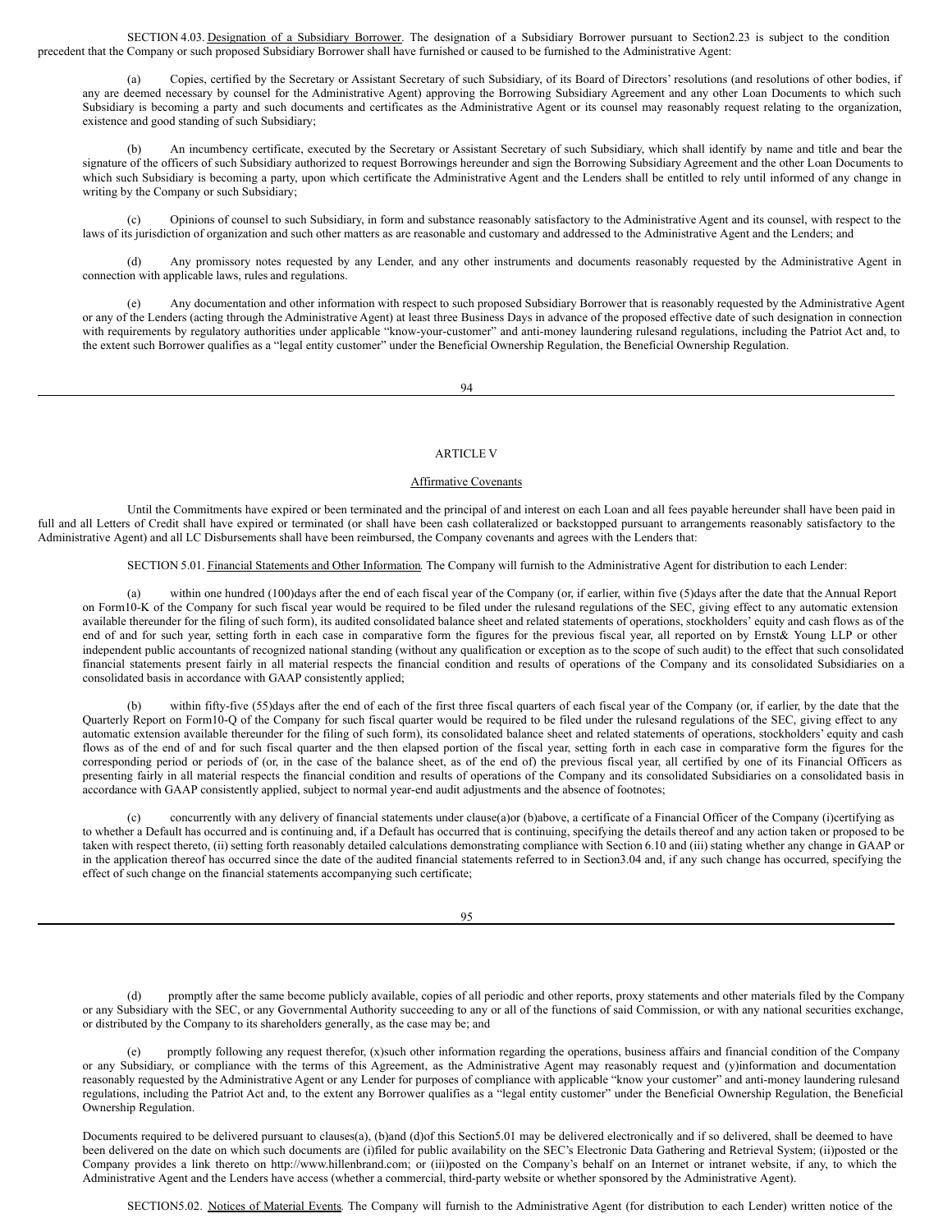SECTION 4.03. Designation of a Subsidiary Borrower. The designation of a Subsidiary Borrower pursuant to Section2.23 is subject to the condition precedent that the Company or such proposed Subsidiary Borrower shall have furnished or caused to be furnished to the Administrative Agent:

(a) Copies, certified by the Secretary or Assistant Secretary of such Subsidiary, of its Board of Directors' resolutions (and resolutions of other bodies, if any are deemed necessary by counsel for the Administrative Agent) approving the Borrowing Subsidiary Agreement and any other Loan Documents to which such Subsidiary is becoming a party and such documents and certificates as the Administrative Agent or its counsel may reasonably request relating to the organization, existence and good standing of such Subsidiary;

(b) An incumbency certificate, executed by the Secretary or Assistant Secretary of such Subsidiary, which shall identify by name and title and bear the signature of the officers of such Subsidiary authorized to request Borrowings hereunder and sign the Borrowing Subsidiary Agreement and the other Loan Documents to which such Subsidiary is becoming a party, upon which certificate the Administrative Agent and the Lenders shall be entitled to rely until informed of any change in writing by the Company or such Subsidiary;

(c) Opinions of counsel to such Subsidiary, in form and substance reasonably satisfactory to the Administrative Agent and its counsel, with respect to the laws of its jurisdiction of organization and such other matters as are reasonable and customary and addressed to the Administrative Agent and the Lenders; and

(d) Any promissory notes requested by any Lender, and any other instruments and documents reasonably requested by the Administrative Agent in connection with applicable laws, rules and regulations.

(e) Any documentation and other information with respect to such proposed Subsidiary Borrower that is reasonably requested by the Administrative Agent or any of the Lenders (acting through the Administrative Agent) at least three Business Days in advance of the proposed effective date of such designation in connection with requirements by regulatory authorities under applicable "know-your-customer" and anti-money laundering rulesand regulations, including the Patriot Act and, to the extent such Borrower qualifies as a "legal entity customer" under the Beneficial Ownership Regulation, the Beneficial Ownership Regulation.

## ARTICLE V

### Affirmative Covenants

Until the Commitments have expired or been terminated and the principal of and interest on each Loan and all fees payable hereunder shall have been paid in full and all Letters of Credit shall have expired or terminated (or shall have been cash collateralized or backstopped pursuant to arrangements reasonably satisfactory to the Administrative Agent) and all LC Disbursements shall have been reimbursed, the Company covenants and agrees with the Lenders that:

SECTION 5.01. Financial Statements and Other Information. The Company will furnish to the Administrative Agent for distribution to each Lender:

(a) within one hundred (100)days after the end of each fiscal year of the Company (or, if earlier, within five (5)days after the date that the Annual Report on Form10-K of the Company for such fiscal year would be required to be filed under the rulesand regulations of the SEC, giving effect to any automatic extension available thereunder for the filing of such form), its audited consolidated balance sheet and related statements of operations, stockholders' equity and cash flows as of the end of and for such year, setting forth in each case in comparative form the figures for the previous fiscal year, all reported on by Ernst& Young LLP or other independent public accountants of recognized national standing (without any qualification or exception as to the scope of such audit) to the effect that such consolidated financial statements present fairly in all material respects the financial condition and results of operations of the Company and its consolidated Subsidiaries on a consolidated basis in accordance with GAAP consistently applied;

(b) within fifty-five (55)days after the end of each of the first three fiscal quarters of each fiscal year of the Company (or, if earlier, by the date that the Quarterly Report on Form10-Q of the Company for such fiscal quarter would be required to be filed under the rulesand regulations of the SEC, giving effect to any automatic extension available thereunder for the filing of such form), its consolidated balance sheet and related statements of operations, stockholders' equity and cash flows as of the end of and for such fiscal quarter and the then elapsed portion of the fiscal year, setting forth in each case in comparative form the figures for the corresponding period or periods of (or, in the case of the balance sheet, as of the end of) the previous fiscal year, all certified by one of its Financial Officers as presenting fairly in all material respects the financial condition and results of operations of the Company and its consolidated Subsidiaries on a consolidated basis in accordance with GAAP consistently applied, subject to normal year-end audit adjustments and the absence of footnotes;

(c) concurrently with any delivery of financial statements under clause(a)or (b)above, a certificate of a Financial Officer of the Company (i)certifying as to whether a Default has occurred and is continuing and, if a Default has occurred that is continuing, specifying the details thereof and any action taken or proposed to be taken with respect thereto, (ii) setting forth reasonably detailed calculations demonstrating compliance with Section 6.10 and (iii) stating whether any change in GAAP or in the application thereof has occurred since the date of the audited financial statements referred to in Section3.04 and, if any such change has occurred, specifying the effect of such change on the financial statements accompanying such certificate;

(d) promptly after the same become publicly available, copies of all periodic and other reports, proxy statements and other materials filed by the Company or any Subsidiary with the SEC, or any Governmental Authority succeeding to any or all of the functions of said Commission, or with any national securities exchange, or distributed by the Company to its shareholders generally, as the case may be; and

(e) promptly following any request therefor, (x)such other information regarding the operations, business affairs and financial condition of the Company or any Subsidiary, or compliance with the terms of this Agreement, as the Administrative Agent may reasonably request and (y)information and documentation reasonably requested by the Administrative Agent or any Lender for purposes of compliance with applicable "know your customer" and anti-money laundering rulesand regulations, including the Patriot Act and, to the extent any Borrower qualifies as a "legal entity customer" under the Beneficial Ownership Regulation, the Beneficial Ownership Regulation.

Documents required to be delivered pursuant to clauses(a), (b)and (d)of this Section5.01 may be delivered electronically and if so delivered, shall be deemed to have been delivered on the date on which such documents are (i)filed for public availability on the SEC's Electronic Data Gathering and Retrieval System; (ii)posted or the Company provides a link thereto on http://www.hillenbrand.com; or (iii)posted on the Company's behalf on an Internet or intranet website, if any, to which the Administrative Agent and the Lenders have access (whether a commercial, third-party website or whether sponsored by the Administrative Agent).

SECTION5.02. Notices of Material Events. The Company will furnish to the Administrative Agent (for distribution to each Lender) written notice of the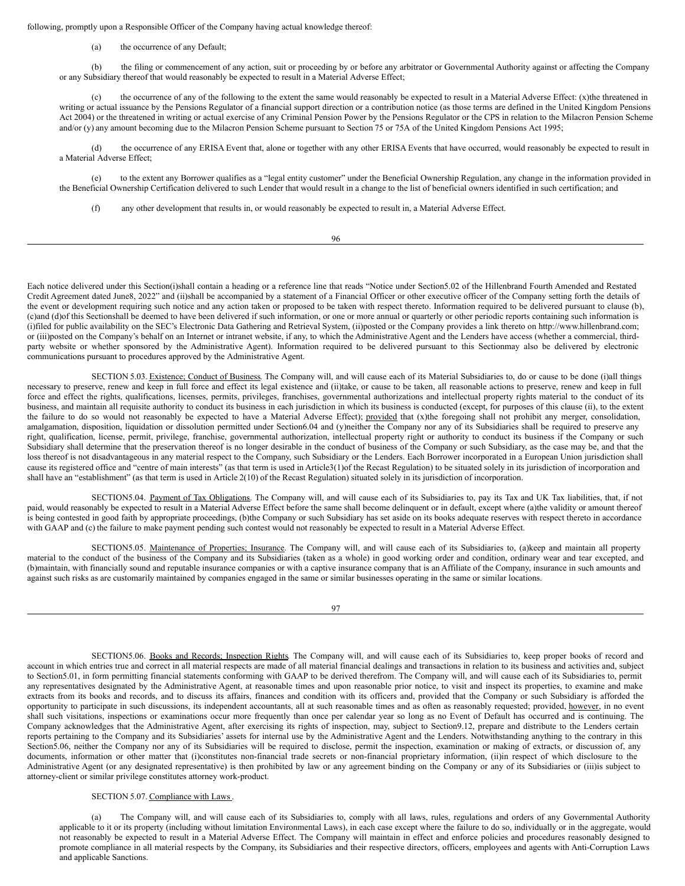following, promptly upon a Responsible Officer of the Company having actual knowledge thereof:

(a) the occurrence of any Default;

(b) the filing or commencement of any action, suit or proceeding by or before any arbitrator or Governmental Authority against or affecting the Company or any Subsidiary thereof that would reasonably be expected to result in a Material Adverse Effect;

(c) the occurrence of any of the following to the extent the same would reasonably be expected to result in a Material Adverse Effect: (x)the threatened in writing or actual issuance by the Pensions Regulator of a financial support direction or a contribution notice (as those terms are defined in the United Kingdom Pensions Act 2004) or the threatened in writing or actual exercise of any Criminal Pension Power by the Pensions Regulator or the CPS in relation to the Milacron Pension Scheme and/or (y) any amount becoming due to the Milacron Pension Scheme pursuant to Section 75 or 75A of the United Kingdom Pensions Act 1995;

(d) the occurrence of any ERISA Event that, alone or together with any other ERISA Events that have occurred, would reasonably be expected to result in a Material Adverse Effect;

(e) to the extent any Borrower qualifies as a "legal entity customer" under the Beneficial Ownership Regulation, any change in the information provided in the Beneficial Ownership Certification delivered to such Lender that would result in a change to the list of beneficial owners identified in such certification; and

(f) any other development that results in, or would reasonably be expected to result in, a Material Adverse Effect.

Each notice delivered under this Section(i)shall contain a heading or a reference line that reads "Notice under Section5.02 of the Hillenbrand Fourth Amended and Restated Credit Agreement dated June8, 2022" and (ii)shall be accompanied by a statement of a Financial Officer or other executive officer of the Company setting forth the details of the event or development requiring such notice and any action taken or proposed to be taken with respect thereto. Information required to be delivered pursuant to clause (b), (c)and (d)of this Sectionshall be deemed to have been delivered if such information, or one or more annual or quarterly or other periodic reports containing such information is (i)filed for public availability on the SEC's Electronic Data Gathering and Retrieval System, (ii)posted or the Company provides a link thereto on http://www.hillenbrand.com; or (iii)posted on the Company's behalf on an Internet or intranet website, if any, to which the Administrative Agent and the Lenders have access (whether a commercial, third-party website or whether sponsored by the Administrative Agent). Information required to be delivered pursuant to this Sectionmay also be delivered by electronic communications pursuant to procedures approved by the Administrative Agent.

SECTION 5.03. Existence; Conduct of Business. The Company will, and will cause each of its Material Subsidiaries to, do or cause to be done (i)all things necessary to preserve, renew and keep in full force and effect its legal existence and (ii)take, or cause to be taken, all reasonable actions to preserve, renew and keep in full force and effect the rights, qualifications, licenses, permits, privileges, franchises, governmental authorizations and intellectual property rights material to the conduct of its business, and maintain all requisite authority to conduct its business in each jurisdiction in which its business is conducted (except, for purposes of this clause (ii), to the extent the failure to do so would not reasonably be expected to have a Material Adverse Effect); provided that (x)the foregoing shall not prohibit any merger, consolidation, amalgamation, disposition, liquidation or dissolution permitted under Section6.04 and (y)neither the Company nor any of its Subsidiaries shall be required to preserve any right, qualification, license, permit, privilege, franchise, governmental authorization, intellectual property right or authority to conduct its business if the Company or such Subsidiary shall determine that the preservation thereof is no longer desirable in the conduct of business of the Company or such Subsidiary, as the case may be, and that the loss thereof is not disadvantageous in any material respect to the Company, such Subsidiary or the Lenders. Each Borrower incorporated in a European Union jurisdiction shall cause its registered office and "centre of main interests" (as that term is used in Article3(1)of the Recast Regulation) to be situated solely in its jurisdiction of incorporation and shall have an "establishment" (as that term is used in Article 2(10) of the Recast Regulation) situated solely in its jurisdiction of incorporation.

SECTION5.04. Payment of Tax Obligations. The Company will, and will cause each of its Subsidiaries to, pay its Tax and UK Tax liabilities, that, if not paid, would reasonably be expected to result in a Material Adverse Effect before the same shall become delinquent or in default, except where (a)the validity or amount thereof is being contested in good faith by appropriate proceedings, (b)the Company or such Subsidiary has set aside on its books adequate reserves with respect thereto in accordance with GAAP and (c) the failure to make payment pending such contest would not reasonably be expected to result in a Material Adverse Effect.

SECTION5.05. Maintenance of Properties; Insurance. The Company will, and will cause each of its Subsidiaries to, (a)keep and maintain all property material to the conduct of the business of the Company and its Subsidiaries (taken as a whole) in good working order and condition, ordinary wear and tear excepted, and (b)maintain, with financially sound and reputable insurance companies or with a captive insurance company that is an Affiliate of the Company, insurance in such amounts and against such risks as are customarily maintained by companies engaged in the same or similar businesses operating in the same or similar locations.

SECTION5.06. Books and Records; Inspection Rights. The Company will, and will cause each of its Subsidiaries to, keep proper books of record and account in which entries true and correct in all material respects are made of all material financial dealings and transactions in relation to its business and activities and, subject to Section5.01, in form permitting financial statements conforming with GAAP to be derived therefrom. The Company will, and will cause each of its Subsidiaries to, permit any representatives designated by the Administrative Agent, at reasonable times and upon reasonable prior notice, to visit and inspect its properties, to examine and make extracts from its books and records, and to discuss its affairs, finances and condition with its officers and, provided that the Company or such Subsidiary is afforded the opportunity to participate in such discussions, its independent accountants, all at such reasonable times and as often as reasonably requested; provided, however, in no event shall such visitations, inspections or examinations occur more frequently than once per calendar year so long as no Event of Default has occurred and is continuing. The Company acknowledges that the Administrative Agent, after exercising its rights of inspection, may, subject to Section9.12, prepare and distribute to the Lenders certain reports pertaining to the Company and its Subsidiaries' assets for internal use by the Administrative Agent and the Lenders. Notwithstanding anything to the contrary in this Section5.06, neither the Company nor any of its Subsidiaries will be required to disclose, permit the inspection, examination or making of extracts, or discussion of, any documents, information or other matter that (i)constitutes non-financial trade secrets or non-financial proprietary information, (ii)in respect of which disclosure to the Administrative Agent (or any designated representative) is then prohibited by law or any agreement binding on the Company or any of its Subsidiaries or (iii)is subject to attorney-client or similar privilege constitutes attorney work-product.

SECTION 5.07. Compliance with Laws.

(a) The Company will, and will cause each of its Subsidiaries to, comply with all laws, rules, regulations and orders of any Governmental Authority applicable to it or its property (including without limitation Environmental Laws), in each case except where the failure to do so, individually or in the aggregate, would not reasonably be expected to result in a Material Adverse Effect. The Company will maintain in effect and enforce policies and procedures reasonably designed to promote compliance in all material respects by the Company, its Subsidiaries and their respective directors, officers, employees and agents with Anti-Corruption Laws and applicable Sanctions.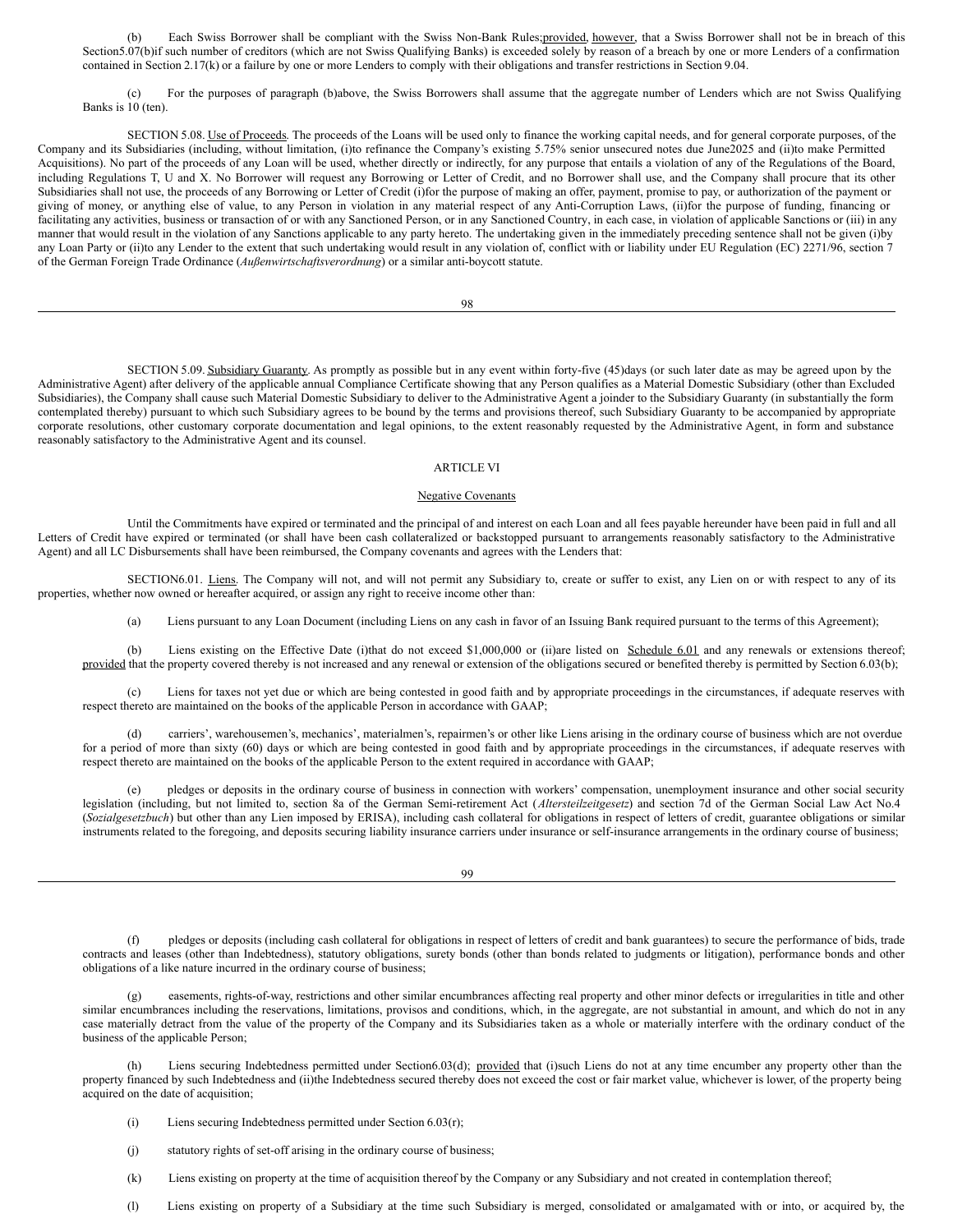(b) Each Swiss Borrower shall be compliant with the Swiss Non-Bank Rules; provided, however, that a Swiss Borrower shall not be in breach of this Section 5.07(b) if such number of creditors (which are not Swiss Qualifying Banks) is exceeded solely by reason of a breach by one or more Lenders of a confirmation contained in Section 2.17(k) or a failure by one or more Lenders to comply with their obligations and transfer restrictions in Section 9.04.

(c) For the purposes of paragraph (b) above, the Swiss Borrowers shall assume that the aggregate number of Lenders which are not Swiss Qualifying Banks is 10 (ten).

SECTION 5.08. Use of Proceeds. The proceeds of the Loans will be used only to finance the working capital needs, and for general corporate purposes, of the Company and its Subsidiaries (including, without limitation, (i) to refinance the Company's existing 5.75% senior unsecured notes due June 2025 and (ii) to make Permitted Acquisitions). No part of the proceeds of any Loan will be used, whether directly or indirectly, for any purpose that entails a violation of any of the Regulations of the Board, including Regulations T, U and X. No Borrower will request any Borrowing or Letter of Credit, and no Borrower shall use, and the Company shall procure that its other Subsidiaries shall not use, the proceeds of any Borrowing or Letter of Credit (i) for the purpose of making an offer, payment, promise to pay, or authorization of the payment or giving of money, or anything else of value, to any Person in violation in any material respect of any Anti-Corruption Laws, (ii) for the purpose of funding, financing or facilitating any activities, business or transaction of or with any Sanctioned Person, or in any Sanctioned Country, in each case, in violation of applicable Sanctions or (iii) in any manner that would result in the violation of any Sanctions applicable to any party hereto. The undertaking given in the immediately preceding sentence shall not be given (i) by any Loan Party or (ii) to any Lender to the extent that such undertaking would result in any violation of, conflict with or liability under EU Regulation (EC) 2271/96, section 7 of the German Foreign Trade Ordinance (*Außenwirtschaftsverordnung*) or a similar anti-boycott statute.

SECTION 5.09. Subsidiary Guaranty. As promptly as possible but in any event within forty-five (45) days (or such later date as may be agreed upon by the Administrative Agent) after delivery of the applicable annual Compliance Certificate showing that any Person qualifies as a Material Domestic Subsidiary (other than Excluded Subsidiaries), the Company shall cause such Material Domestic Subsidiary to deliver to the Administrative Agent a joinder to the Subsidiary Guaranty (in substantially the form contemplated thereby) pursuant to which such Subsidiary agrees to be bound by the terms and provisions thereof, such Subsidiary Guaranty to be accompanied by appropriate corporate resolutions, other customary corporate documentation and legal opinions, to the extent reasonably requested by the Administrative Agent, in form and substance reasonably satisfactory to the Administrative Agent and its counsel.

## ARTICLE VI

### Negative Covenants

Until the Commitments have expired or terminated and the principal of and interest on each Loan and all fees payable hereunder have been paid in full and all Letters of Credit have expired or terminated (or shall have been cash collateralized or backstopped pursuant to arrangements reasonably satisfactory to the Administrative Agent) and all LC Disbursements shall have been reimbursed, the Company covenants and agrees with the Lenders that:

SECTION 6.01. Liens. The Company will not, and will not permit any Subsidiary to, create or suffer to exist, any Lien on or with respect to any of its properties, whether now owned or hereafter acquired, or assign any right to receive income other than:

(a) Liens pursuant to any Loan Document (including Liens on any cash in favor of an Issuing Bank required pursuant to the terms of this Agreement);

(b) Liens existing on the Effective Date (i) that do not exceed $1,000,000 or (ii) are listed on Schedule 6.01 and any renewals or extensions thereof; provided that the property covered thereby is not increased and any renewal or extension of the obligations secured or benefited thereby is permitted by Section 6.03(b);

(c) Liens for taxes not yet due or which are being contested in good faith and by appropriate proceedings in the circumstances, if adequate reserves with respect thereto are maintained on the books of the applicable Person in accordance with GAAP;

(d) carriers', warehousemen's, mechanics', materialmen's, repairmen's or other like Liens arising in the ordinary course of business which are not overdue for a period of more than sixty (60) days or which are being contested in good faith and by appropriate proceedings in the circumstances, if adequate reserves with respect thereto are maintained on the books of the applicable Person to the extent required in accordance with GAAP;

(e) pledges or deposits in the ordinary course of business in connection with workers' compensation, unemployment insurance and other social security legislation (including, but not limited to, section 8a of the German Semi-retirement Act (*Altersteilzeitgesetz*) and section 7d of the German Social Law Act No.4 (*Sozialgesetzbuch*) but other than any Lien imposed by ERISA), including cash collateral for obligations in respect of letters of credit, guarantee obligations or similar instruments related to the foregoing, and deposits securing liability insurance carriers under insurance or self-insurance arrangements in the ordinary course of business;

(f) pledges or deposits (including cash collateral for obligations in respect of letters of credit and bank guarantees) to secure the performance of bids, trade contracts and leases (other than Indebtedness), statutory obligations, surety bonds (other than bonds related to judgments or litigation), performance bonds and other obligations of a like nature incurred in the ordinary course of business;

(g) easements, rights-of-way, restrictions and other similar encumbrances affecting real property and other minor defects or irregularities in title and other similar encumbrances including the reservations, limitations, provisos and conditions, which, in the aggregate, are not substantial in amount, and which do not in any case materially detract from the value of the property of the Company and its Subsidiaries taken as a whole or materially interfere with the ordinary conduct of the business of the applicable Person;

(h) Liens securing Indebtedness permitted under Section 6.03(d); provided that (i) such Liens do not at any time encumber any property other than the property financed by such Indebtedness and (ii) the Indebtedness secured thereby does not exceed the cost or fair market value, whichever is lower, of the property being acquired on the date of acquisition;

(i) Liens securing Indebtedness permitted under Section 6.03(r);

(j) statutory rights of set-off arising in the ordinary course of business;

(k) Liens existing on property at the time of acquisition thereof by the Company or any Subsidiary and not created in contemplation thereof;

(l) Liens existing on property of a Subsidiary at the time such Subsidiary is merged, consolidated or amalgamated with or into, or acquired by, the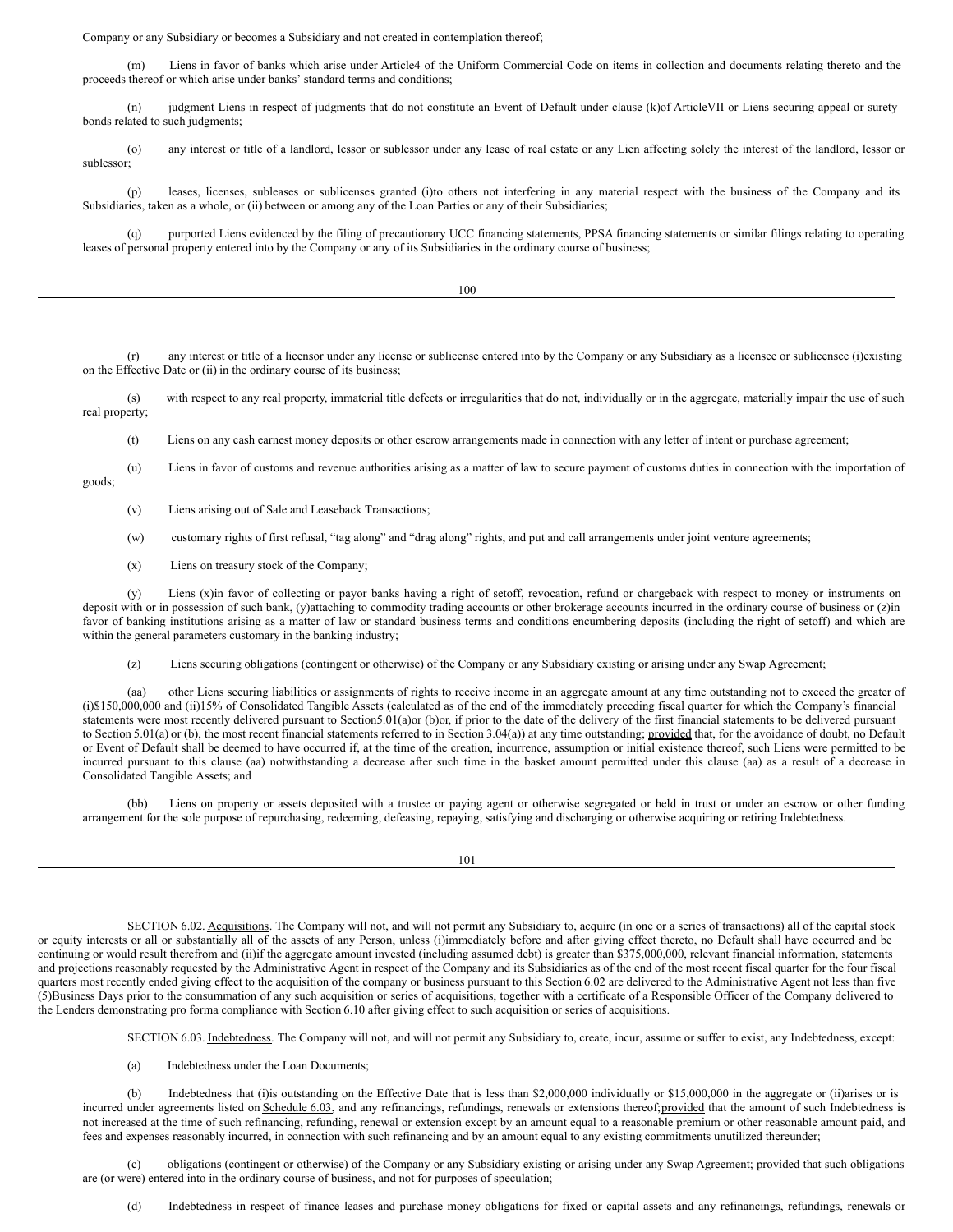Company or any Subsidiary or becomes a Subsidiary and not created in contemplation thereof;

(m) Liens in favor of banks which arise under Article4 of the Uniform Commercial Code on items in collection and documents relating thereto and the proceeds thereof or which arise under banks' standard terms and conditions;

(n) judgment Liens in respect of judgments that do not constitute an Event of Default under clause (k)of ArticleVII or Liens securing appeal or surety bonds related to such judgments;

(o) any interest or title of a landlord, lessor or sublessor under any lease of real estate or any Lien affecting solely the interest of the landlord, lessor or sublessor;

(p) leases, licenses, subleases or sublicenses granted (i)to others not interfering in any material respect with the business of the Company and its Subsidiaries, taken as a whole, or (ii) between or among any of the Loan Parties or any of their Subsidiaries;

(q) purported Liens evidenced by the filing of precautionary UCC financing statements, PPSA financing statements or similar filings relating to operating leases of personal property entered into by the Company or any of its Subsidiaries in the ordinary course of business;

(r) any interest or title of a licensor under any license or sublicense entered into by the Company or any Subsidiary as a licensee or sublicensee (i)existing on the Effective Date or (ii) in the ordinary course of its business;

(s) with respect to any real property, immaterial title defects or irregularities that do not, individually or in the aggregate, materially impair the use of such real property;

(t) Liens on any cash earnest money deposits or other escrow arrangements made in connection with any letter of intent or purchase agreement;

(u) Liens in favor of customs and revenue authorities arising as a matter of law to secure payment of customs duties in connection with the importation of goods;

(v) Liens arising out of Sale and Leaseback Transactions;

(w) customary rights of first refusal, "tag along" and "drag along" rights, and put and call arrangements under joint venture agreements;

(x) Liens on treasury stock of the Company;

(y) Liens (x)in favor of collecting or payor banks having a right of setoff, revocation, refund or chargeback with respect to money or instruments on deposit with or in possession of such bank, (y)attaching to commodity trading accounts or other brokerage accounts incurred in the ordinary course of business or (z)in favor of banking institutions arising as a matter of law or standard business terms and conditions encumbering deposits (including the right of setoff) and which are within the general parameters customary in the banking industry;

(z) Liens securing obligations (contingent or otherwise) of the Company or any Subsidiary existing or arising under any Swap Agreement;

(aa) other Liens securing liabilities or assignments of rights to receive income in an aggregate amount at any time outstanding not to exceed the greater of (i)$150,000,000 and (ii)15% of Consolidated Tangible Assets (calculated as of the end of the immediately preceding fiscal quarter for which the Company's financial statements were most recently delivered pursuant to Section5.01(a)or (b)or, if prior to the date of the delivery of the first financial statements to be delivered pursuant to Section 5.01(a) or (b), the most recent financial statements referred to in Section 3.04(a)) at any time outstanding; provided that, for the avoidance of doubt, no Default or Event of Default shall be deemed to have occurred if, at the time of the creation, incurrence, assumption or initial existence thereof, such Liens were permitted to be incurred pursuant to this clause (aa) notwithstanding a decrease after such time in the basket amount permitted under this clause (aa) as a result of a decrease in Consolidated Tangible Assets; and

(bb) Liens on property or assets deposited with a trustee or paying agent or otherwise segregated or held in trust or under an escrow or other funding arrangement for the sole purpose of repurchasing, redeeming, defeasing, repaying, satisfying and discharging or otherwise acquiring or retiring Indebtedness.

SECTION 6.02. Acquisitions. The Company will not, and will not permit any Subsidiary to, acquire (in one or a series of transactions) all of the capital stock or equity interests or all or substantially all of the assets of any Person, unless (i)immediately before and after giving effect thereto, no Default shall have occurred and be continuing or would result therefrom and (ii)if the aggregate amount invested (including assumed debt) is greater than $375,000,000, relevant financial information, statements and projections reasonably requested by the Administrative Agent in respect of the Company and its Subsidiaries as of the end of the most recent fiscal quarter for the four fiscal quarters most recently ended giving effect to the acquisition of the company or business pursuant to this Section 6.02 are delivered to the Administrative Agent not less than five (5)Business Days prior to the consummation of any such acquisition or series of acquisitions, together with a certificate of a Responsible Officer of the Company delivered to the Lenders demonstrating pro forma compliance with Section 6.10 after giving effect to such acquisition or series of acquisitions.

SECTION 6.03. Indebtedness. The Company will not, and will not permit any Subsidiary to, create, incur, assume or suffer to exist, any Indebtedness, except:

(a) Indebtedness under the Loan Documents;

(b) Indebtedness that (i)is outstanding on the Effective Date that is less than $2,000,000 individually or $15,000,000 in the aggregate or (ii)arises or is incurred under agreements listed on Schedule 6.03, and any refinancings, refundings, renewals or extensions thereof;provided that the amount of such Indebtedness is not increased at the time of such refinancing, refunding, renewal or extension except by an amount equal to a reasonable premium or other reasonable amount paid, and fees and expenses reasonably incurred, in connection with such refinancing and by an amount equal to any existing commitments unutilized thereunder;

(c) obligations (contingent or otherwise) of the Company or any Subsidiary existing or arising under any Swap Agreement; provided that such obligations are (or were) entered into in the ordinary course of business, and not for purposes of speculation;

(d) Indebtedness in respect of finance leases and purchase money obligations for fixed or capital assets and any refinancings, refundings, renewals or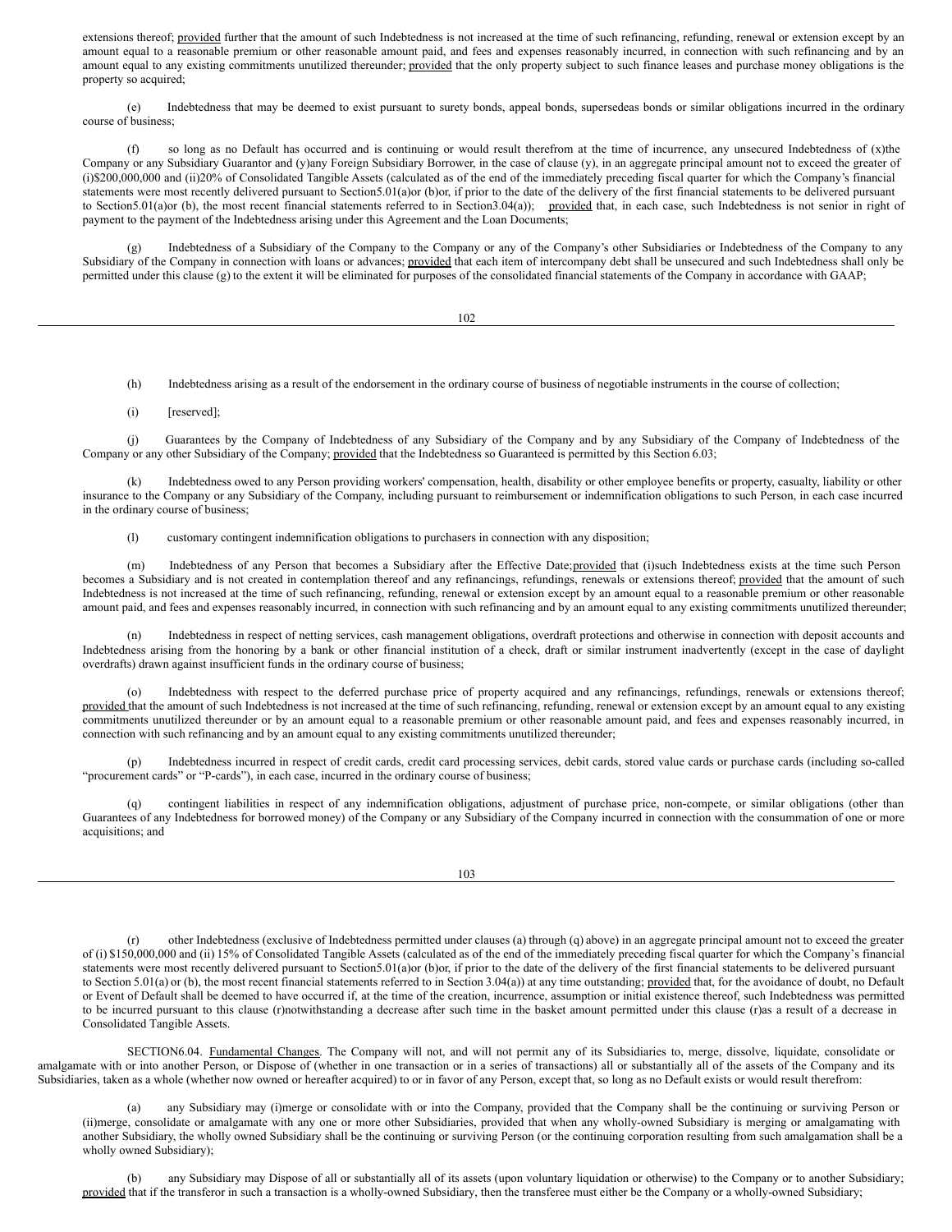extensions thereof; provided further that the amount of such Indebtedness is not increased at the time of such refinancing, refunding, renewal or extension except by an amount equal to a reasonable premium or other reasonable amount paid, and fees and expenses reasonably incurred, in connection with such refinancing and by an amount equal to any existing commitments unutilized thereunder; provided that the only property subject to such finance leases and purchase money obligations is the property so acquired;

(e) Indebtedness that may be deemed to exist pursuant to surety bonds, appeal bonds, supersedeas bonds or similar obligations incurred in the ordinary course of business;

(f) so long as no Default has occurred and is continuing or would result therefrom at the time of incurrence, any unsecured Indebtedness of (x)the Company or any Subsidiary Guarantor and (y)any Foreign Subsidiary Borrower, in the case of clause (y), in an aggregate principal amount not to exceed the greater of (i)$200,000,000 and (ii)20% of Consolidated Tangible Assets (calculated as of the end of the immediately preceding fiscal quarter for which the Company's financial statements were most recently delivered pursuant to Section5.01(a)or (b)or, if prior to the date of the delivery of the first financial statements to be delivered pursuant to Section5.01(a)or (b), the most recent financial statements referred to in Section3.04(a)); provided that, in each case, such Indebtedness is not senior in right of payment to the payment of the Indebtedness arising under this Agreement and the Loan Documents;

(g) Indebtedness of a Subsidiary of the Company to the Company or any of the Company's other Subsidiaries or Indebtedness of the Company to any Subsidiary of the Company in connection with loans or advances; provided that each item of intercompany debt shall be unsecured and such Indebtedness shall only be permitted under this clause (g) to the extent it will be eliminated for purposes of the consolidated financial statements of the Company in accordance with GAAP;

(h) Indebtedness arising as a result of the endorsement in the ordinary course of business of negotiable instruments in the course of collection;

(i) [reserved];

(j) Guarantees by the Company of Indebtedness of any Subsidiary of the Company and by any Subsidiary of the Company of Indebtedness of the Company or any other Subsidiary of the Company; provided that the Indebtedness so Guaranteed is permitted by this Section 6.03;

(k) Indebtedness owed to any Person providing workers' compensation, health, disability or other employee benefits or property, casualty, liability or other insurance to the Company or any Subsidiary of the Company, including pursuant to reimbursement or indemnification obligations to such Person, in each case incurred in the ordinary course of business;

(l) customary contingent indemnification obligations to purchasers in connection with any disposition;

(m) Indebtedness of any Person that becomes a Subsidiary after the Effective Date;provided that (i)such Indebtedness exists at the time such Person becomes a Subsidiary and is not created in contemplation thereof and any refinancings, refundings, renewals or extensions thereof; provided that the amount of such Indebtedness is not increased at the time of such refinancing, refunding, renewal or extension except by an amount equal to a reasonable premium or other reasonable amount paid, and fees and expenses reasonably incurred, in connection with such refinancing and by an amount equal to any existing commitments unutilized thereunder;

(n) Indebtedness in respect of netting services, cash management obligations, overdraft protections and otherwise in connection with deposit accounts and Indebtedness arising from the honoring by a bank or other financial institution of a check, draft or similar instrument inadvertently (except in the case of daylight overdrafts) drawn against insufficient funds in the ordinary course of business;

(o) Indebtedness with respect to the deferred purchase price of property acquired and any refinancings, refundings, renewals or extensions thereof; provided that the amount of such Indebtedness is not increased at the time of such refinancing, refunding, renewal or extension except by an amount equal to any existing commitments unutilized thereunder or by an amount equal to a reasonable premium or other reasonable amount paid, and fees and expenses reasonably incurred, in connection with such refinancing and by an amount equal to any existing commitments unutilized thereunder;

(p) Indebtedness incurred in respect of credit cards, credit card processing services, debit cards, stored value cards or purchase cards (including so-called "procurement cards" or "P-cards"), in each case, incurred in the ordinary course of business;

(q) contingent liabilities in respect of any indemnification obligations, adjustment of purchase price, non-compete, or similar obligations (other than Guarantees of any Indebtedness for borrowed money) of the Company or any Subsidiary of the Company incurred in connection with the consummation of one or more acquisitions; and

(r) other Indebtedness (exclusive of Indebtedness permitted under clauses (a) through (q) above) in an aggregate principal amount not to exceed the greater of (i) $150,000,000 and (ii) 15% of Consolidated Tangible Assets (calculated as of the end of the immediately preceding fiscal quarter for which the Company's financial statements were most recently delivered pursuant to Section5.01(a)or (b)or, if prior to the date of the delivery of the first financial statements to be delivered pursuant to Section 5.01(a) or (b), the most recent financial statements referred to in Section 3.04(a)) at any time outstanding; provided that, for the avoidance of doubt, no Default or Event of Default shall be deemed to have occurred if, at the time of the creation, incurrence, assumption or initial existence thereof, such Indebtedness was permitted to be incurred pursuant to this clause (r)notwithstanding a decrease after such time in the basket amount permitted under this clause (r)as a result of a decrease in Consolidated Tangible Assets.

SECTION6.04. Fundamental Changes. The Company will not, and will not permit any of its Subsidiaries to, merge, dissolve, liquidate, consolidate or amalgamate with or into another Person, or Dispose of (whether in one transaction or in a series of transactions) all or substantially all of the assets of the Company and its Subsidiaries, taken as a whole (whether now owned or hereafter acquired) to or in favor of any Person, except that, so long as no Default exists or would result therefrom:

(a) any Subsidiary may (i)merge or consolidate with or into the Company, provided that the Company shall be the continuing or surviving Person or (ii)merge, consolidate or amalgamate with any one or more other Subsidiaries, provided that when any wholly-owned Subsidiary is merging or amalgamating with another Subsidiary, the wholly owned Subsidiary shall be the continuing or surviving Person (or the continuing corporation resulting from such amalgamation shall be a wholly owned Subsidiary);

(b) any Subsidiary may Dispose of all or substantially all of its assets (upon voluntary liquidation or otherwise) to the Company or to another Subsidiary; provided that if the transferor in such a transaction is a wholly-owned Subsidiary, then the transferee must either be the Company or a wholly-owned Subsidiary;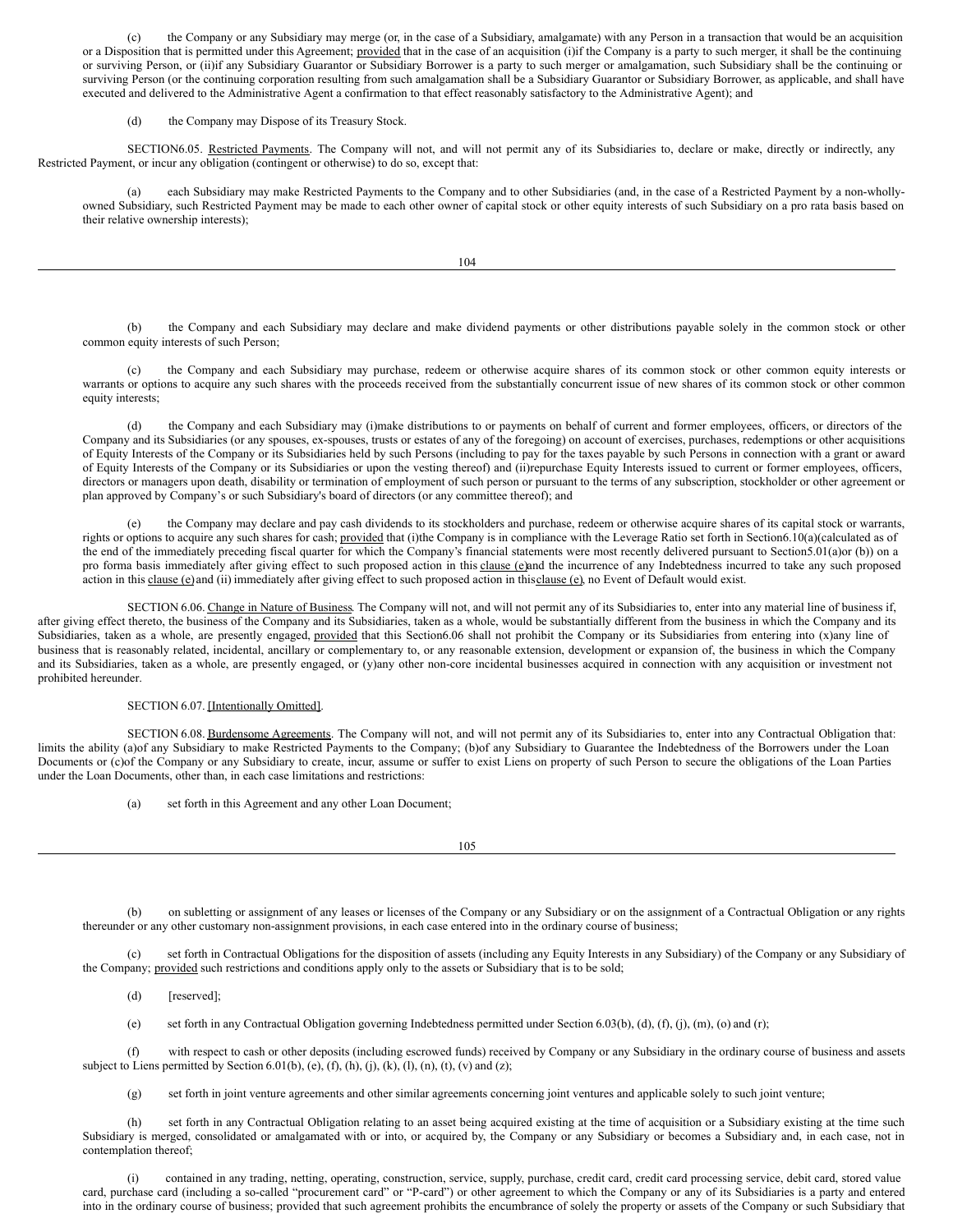(c) the Company or any Subsidiary may merge (or, in the case of a Subsidiary, amalgamate) with any Person in a transaction that would be an acquisition or a Disposition that is permitted under this Agreement; provided that in the case of an acquisition (i) if the Company is a party to such merger, it shall be the continuing or surviving Person, or (ii) if any Subsidiary Guarantor or Subsidiary Borrower is a party to such merger or amalgamation, such Subsidiary shall be the continuing or surviving Person (or the continuing corporation resulting from such amalgamation shall be a Subsidiary Guarantor or Subsidiary Borrower, as applicable, and shall have executed and delivered to the Administrative Agent a confirmation to that effect reasonably satisfactory to the Administrative Agent); and

(d) the Company may Dispose of its Treasury Stock.

SECTION 6.05. Restricted Payments. The Company will not, and will not permit any of its Subsidiaries to, declare or make, directly or indirectly, any Restricted Payment, or incur any obligation (contingent or otherwise) to do so, except that:

(a) each Subsidiary may make Restricted Payments to the Company and to other Subsidiaries (and, in the case of a Restricted Payment by a non-wholly-owned Subsidiary, such Restricted Payment may be made to each other owner of capital stock or other equity interests of such Subsidiary on a pro rata basis based on their relative ownership interests);

(b) the Company and each Subsidiary may declare and make dividend payments or other distributions payable solely in the common stock or other common equity interests of such Person;

(c) the Company and each Subsidiary may purchase, redeem or otherwise acquire shares of its common stock or other common equity interests or warrants or options to acquire any such shares with the proceeds received from the substantially concurrent issue of new shares of its common stock or other common equity interests;

(d) the Company and each Subsidiary may (i) make distributions to or payments on behalf of current and former employees, officers, or directors of the Company and its Subsidiaries (or any spouses, ex-spouses, trusts or estates of any of the foregoing) on account of exercises, purchases, redemptions or other acquisitions of Equity Interests of the Company or its Subsidiaries held by such Persons (including to pay for the taxes payable by such Persons in connection with a grant or award of Equity Interests of the Company or its Subsidiaries or upon the vesting thereof) and (ii) repurchase Equity Interests issued to current or former employees, officers, directors or managers upon death, disability or termination of employment of such person or pursuant to the terms of any subscription, stockholder or other agreement or plan approved by Company's or such Subsidiary's board of directors (or any committee thereof); and

(e) the Company may declare and pay cash dividends to its stockholders and purchase, redeem or otherwise acquire shares of its capital stock or warrants, rights or options to acquire any such shares for cash; provided that (i) the Company is in compliance with the Leverage Ratio set forth in Section 6.10(a) (calculated as of the end of the immediately preceding fiscal quarter for which the Company's financial statements were most recently delivered pursuant to Section 5.01(a) or (b)) on a pro forma basis immediately after giving effect to such proposed action in this clause (e) and the incurrence of any Indebtedness incurred to take any such proposed action in this clause (e) and (ii) immediately after giving effect to such proposed action in this clause (e), no Event of Default would exist.

SECTION 6.06. Change in Nature of Business. The Company will not, and will not permit any of its Subsidiaries to, enter into any material line of business if, after giving effect thereto, the business of the Company and its Subsidiaries, taken as a whole, would be substantially different from the business in which the Company and its Subsidiaries, taken as a whole, are presently engaged, provided that this Section 6.06 shall not prohibit the Company or its Subsidiaries from entering into (x) any line of business that is reasonably related, incidental, ancillary or complementary to, or any reasonable extension, development or expansion of, the business in which the Company and its Subsidiaries, taken as a whole, are presently engaged, or (y) any other non-core incidental businesses acquired in connection with any acquisition or investment not prohibited hereunder.

SECTION 6.07. [Intentionally Omitted].

SECTION 6.08. Burdensome Agreements. The Company will not, and will not permit any of its Subsidiaries to, enter into any Contractual Obligation that: limits the ability (a) of any Subsidiary to make Restricted Payments to the Company; (b) of any Subsidiary to Guarantee the Indebtedness of the Borrowers under the Loan Documents or (c) of the Company or any Subsidiary to create, incur, assume or suffer to exist Liens on property of such Person to secure the obligations of the Loan Parties under the Loan Documents, other than, in each case limitations and restrictions:

(a) set forth in this Agreement and any other Loan Document;

(b) on subletting or assignment of any leases or licenses of the Company or any Subsidiary or on the assignment of a Contractual Obligation or any rights thereunder or any other customary non-assignment provisions, in each case entered into in the ordinary course of business;

(c) set forth in Contractual Obligations for the disposition of assets (including any Equity Interests in any Subsidiary) of the Company or any Subsidiary of the Company; provided such restrictions and conditions apply only to the assets or Subsidiary that is to be sold;

(d) [reserved];

(e) set forth in any Contractual Obligation governing Indebtedness permitted under Section 6.03(b), (d), (f), (j), (m), (o) and (r);

(f) with respect to cash or other deposits (including escrowed funds) received by Company or any Subsidiary in the ordinary course of business and assets subject to Liens permitted by Section 6.01(b), (e), (f), (h), (j), (k), (l), (n), (t), (v) and (z);

(g) set forth in joint venture agreements and other similar agreements concerning joint ventures and applicable solely to such joint venture;

(h) set forth in any Contractual Obligation relating to an asset being acquired existing at the time of acquisition or a Subsidiary existing at the time such Subsidiary is merged, consolidated or amalgamated with or into, or acquired by, the Company or any Subsidiary or becomes a Subsidiary and, in each case, not in contemplation thereof;

(i) contained in any trading, netting, operating, construction, service, supply, purchase, credit card, credit card processing service, debit card, stored value card, purchase card (including a so-called "procurement card" or "P-card") or other agreement to which the Company or any of its Subsidiaries is a party and entered into in the ordinary course of business; provided that such agreement prohibits the encumbrance of solely the property or assets of the Company or such Subsidiary that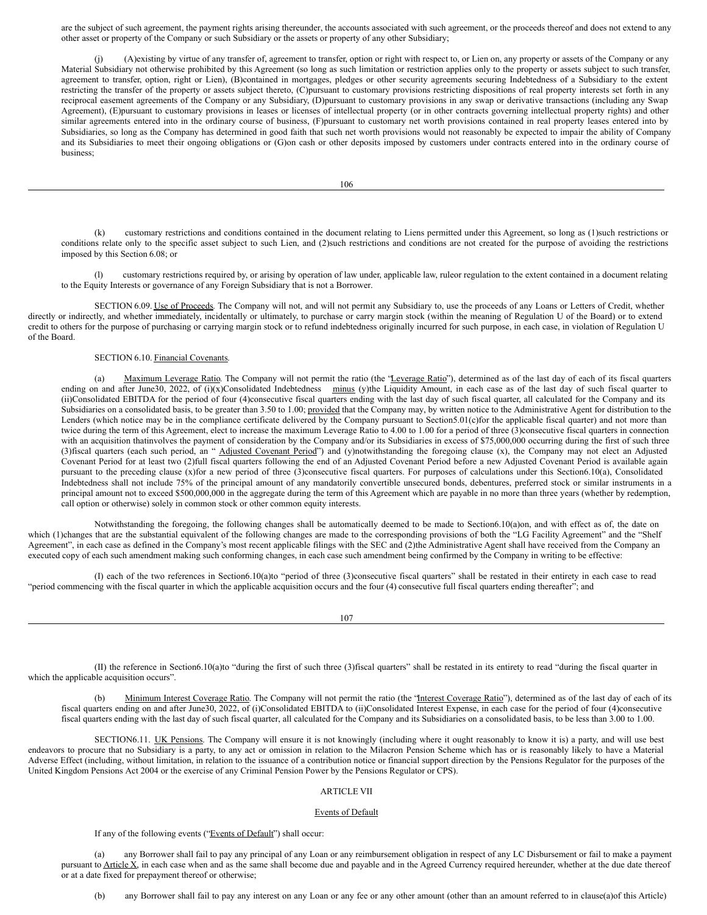are the subject of such agreement, the payment rights arising thereunder, the accounts associated with such agreement, or the proceeds thereof and does not extend to any other asset or property of the Company or such Subsidiary or the assets or property of any other Subsidiary;

(j) (A) existing by virtue of any transfer of, agreement to transfer, option or right with respect to, or Lien on, any property or assets of the Company or any Material Subsidiary not otherwise prohibited by this Agreement (so long as such limitation or restriction applies only to the property or assets subject to such transfer, agreement to transfer, option, right or Lien), (B) contained in mortgages, pledges or other security agreements securing Indebtedness of a Subsidiary to the extent restricting the transfer of the property or assets subject thereto, (C) pursuant to customary provisions restricting dispositions of real property interests set forth in any reciprocal easement agreements of the Company or any Subsidiary, (D) pursuant to customary provisions in any swap or derivative transactions (including any Swap Agreement), (E) pursuant to customary provisions in leases or licenses of intellectual property (or in other contracts governing intellectual property rights) and other similar agreements entered into in the ordinary course of business, (F) pursuant to customary net worth provisions contained in real property leases entered into by Subsidiaries, so long as the Company has determined in good faith that such net worth provisions would not reasonably be expected to impair the ability of Company and its Subsidiaries to meet their ongoing obligations or (G) on cash or other deposits imposed by customers under contracts entered into in the ordinary course of business;

(k) customary restrictions and conditions contained in the document relating to Liens permitted under this Agreement, so long as (1) such restrictions or conditions relate only to the specific asset subject to such Lien, and (2) such restrictions and conditions are not created for the purpose of avoiding the restrictions imposed by this Section 6.08; or

(l) customary restrictions required by, or arising by operation of law under, applicable law, rule or regulation to the extent contained in a document relating to the Equity Interests or governance of any Foreign Subsidiary that is not a Borrower.

SECTION 6.09. Use of Proceeds. The Company will not, and will not permit any Subsidiary to, use the proceeds of any Loans or Letters of Credit, whether directly or indirectly, and whether immediately, incidentally or ultimately, to purchase or carry margin stock (within the meaning of Regulation U of the Board) or to extend credit to others for the purpose of purchasing or carrying margin stock or to refund indebtedness originally incurred for such purpose, in each case, in violation of Regulation U of the Board.

SECTION 6.10. Financial Covenants.

(a) Maximum Leverage Ratio. The Company will not permit the ratio (the "Leverage Ratio"), determined as of the last day of each of its fiscal quarters ending on and after June 30, 2022, of (i) (x) Consolidated Indebtedness minus (y) the Liquidity Amount, in each case as of the last day of such fiscal quarter to (ii) Consolidated EBITDA for the period of four (4) consecutive fiscal quarters ending with the last day of such fiscal quarter, all calculated for the Company and its Subsidiaries on a consolidated basis, to be greater than 3.50 to 1.00; provided that the Company may, by written notice to the Administrative Agent for distribution to the Lenders (which notice may be in the compliance certificate delivered by the Company pursuant to Section 5.01(c) for the applicable fiscal quarter) and not more than twice during the term of this Agreement, elect to increase the maximum Leverage Ratio to 4.00 to 1.00 for a period of three (3) consecutive fiscal quarters in connection with an acquisition that involves the payment of consideration by the Company and/or its Subsidiaries in excess of $75,000,000 occurring during the first of such three (3) fiscal quarters (each such period, an "Adjusted Covenant Period") and (y) notwithstanding the foregoing clause (x), the Company may not elect an Adjusted Covenant Period for at least two (2) full fiscal quarters following the end of an Adjusted Covenant Period before a new Adjusted Covenant Period is available again pursuant to the preceding clause (x) for a new period of three (3) consecutive fiscal quarters. For purposes of calculations under this Section 6.10(a), Consolidated Indebtedness shall not include 75% of the principal amount of any mandatorily convertible unsecured bonds, debentures, preferred stock or similar instruments in a principal amount not to exceed $500,000,000 in the aggregate during the term of this Agreement which are payable in no more than three years (whether by redemption, call option or otherwise) solely in common stock or other common equity interests.

Notwithstanding the foregoing, the following changes shall be automatically deemed to be made to Section 6.10(a) on, and with effect as of, the date on which (1) changes that are the substantial equivalent of the following changes are made to the corresponding provisions of both the "LG Facility Agreement" and the "Shelf Agreement", in each case as defined in the Company's most recent applicable filings with the SEC and (2) the Administrative Agent shall have received from the Company an executed copy of each such amendment making such conforming changes, in each case such amendment being confirmed by the Company in writing to be effective:

(I) each of the two references in Section 6.10(a) to "period of three (3) consecutive fiscal quarters" shall be restated in their entirety in each case to read "period commencing with the fiscal quarter in which the applicable acquisition occurs and the four (4) consecutive full fiscal quarters ending thereafter"; and

(II) the reference in Section 6.10(a) to "during the first of such three (3) fiscal quarters" shall be restated in its entirety to read "during the fiscal quarter in which the applicable acquisition occurs".

(b) Minimum Interest Coverage Ratio. The Company will not permit the ratio (the "Interest Coverage Ratio"), determined as of the last day of each of its fiscal quarters ending on and after June 30, 2022, of (i) Consolidated EBITDA to (ii) Consolidated Interest Expense, in each case for the period of four (4) consecutive fiscal quarters ending with the last day of such fiscal quarter, all calculated for the Company and its Subsidiaries on a consolidated basis, to be less than 3.00 to 1.00.

SECTION 6.11. UK Pensions. The Company will ensure it is not knowingly (including where it ought reasonably to know it is) a party, and will use best endeavors to procure that no Subsidiary is a party, to any act or omission in relation to the Milacron Pension Scheme which has or is reasonably likely to have a Material Adverse Effect (including, without limitation, in relation to the issuance of a contribution notice or financial support direction by the Pensions Regulator for the purposes of the United Kingdom Pensions Act 2004 or the exercise of any Criminal Pension Power by the Pensions Regulator or CPS).

## ARTICLE VII

### Events of Default

If any of the following events ("Events of Default") shall occur:

(a) any Borrower shall fail to pay any principal of any Loan or any reimbursement obligation in respect of any LC Disbursement or fail to make a payment pursuant to Article X, in each case when and as the same shall become due and payable and in the Agreed Currency required hereunder, whether at the due date thereof or at a date fixed for prepayment thereof or otherwise;

(b) any Borrower shall fail to pay any interest on any Loan or any fee or any other amount (other than an amount referred to in clause (a) of this Article)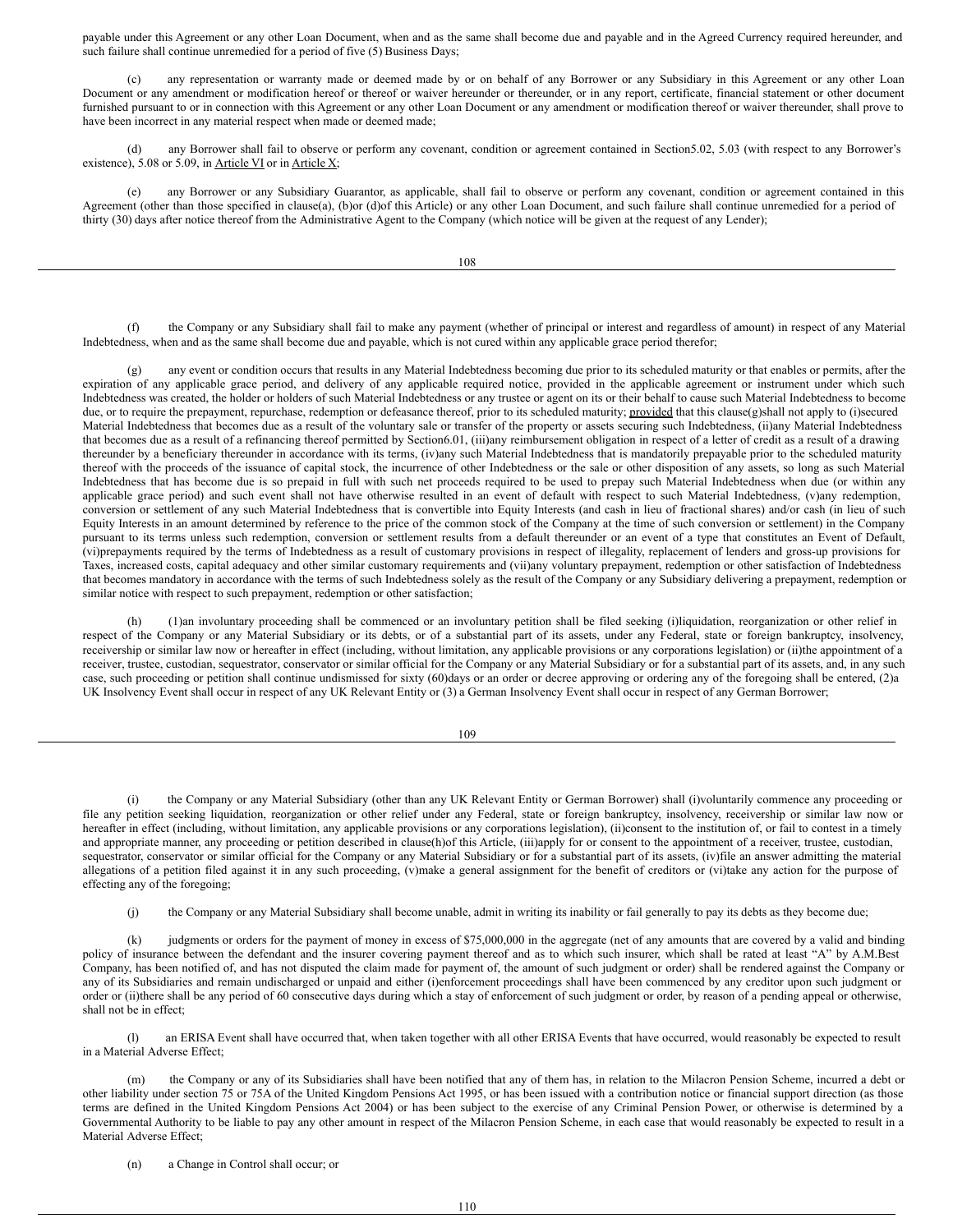payable under this Agreement or any other Loan Document, when and as the same shall become due and payable and in the Agreed Currency required hereunder, and such failure shall continue unremedied for a period of five (5) Business Days;

(c) any representation or warranty made or deemed made by or on behalf of any Borrower or any Subsidiary in this Agreement or any other Loan Document or any amendment or modification hereof or thereof or waiver hereunder or thereunder, or in any report, certificate, financial statement or other document furnished pursuant to or in connection with this Agreement or any other Loan Document or any amendment or modification thereof or waiver thereunder, shall prove to have been incorrect in any material respect when made or deemed made;

(d) any Borrower shall fail to observe or perform any covenant, condition or agreement contained in Section5.02, 5.03 (with respect to any Borrower's existence), 5.08 or 5.09, in Article VI or in Article X;

(e) any Borrower or any Subsidiary Guarantor, as applicable, shall fail to observe or perform any covenant, condition or agreement contained in this Agreement (other than those specified in clause(a), (b)or (d)of this Article) or any other Loan Document, and such failure shall continue unremedied for a period of thirty (30) days after notice thereof from the Administrative Agent to the Company (which notice will be given at the request of any Lender);

(f) the Company or any Subsidiary shall fail to make any payment (whether of principal or interest and regardless of amount) in respect of any Material Indebtedness, when and as the same shall become due and payable, which is not cured within any applicable grace period therefor;

(g) any event or condition occurs that results in any Material Indebtedness becoming due prior to its scheduled maturity or that enables or permits, after the expiration of any applicable grace period, and delivery of any applicable required notice, provided in the applicable agreement or instrument under which such Indebtedness was created, the holder or holders of such Material Indebtedness or any trustee or agent on its or their behalf to cause such Material Indebtedness to become due, or to require the prepayment, repurchase, redemption or defeasance thereof, prior to its scheduled maturity; provided that this clause(g)shall not apply to (i)secured Material Indebtedness that becomes due as a result of the voluntary sale or transfer of the property or assets securing such Indebtedness, (ii)any Material Indebtedness that becomes due as a result of a refinancing thereof permitted by Section6.01, (iii)any reimbursement obligation in respect of a letter of credit as a result of a drawing thereunder by a beneficiary thereunder in accordance with its terms, (iv)any such Material Indebtedness that is mandatorily prepayable prior to the scheduled maturity thereof with the proceeds of the issuance of capital stock, the incurrence of other Indebtedness or the sale or other disposition of any assets, so long as such Material Indebtedness that has become due is so prepaid in full with such net proceeds required to be used to prepay such Material Indebtedness when due (or within any applicable grace period) and such event shall not have otherwise resulted in an event of default with respect to such Material Indebtedness, (v)any redemption, conversion or settlement of any such Material Indebtedness that is convertible into Equity Interests (and cash in lieu of fractional shares) and/or cash (in lieu of such Equity Interests in an amount determined by reference to the price of the common stock of the Company at the time of such conversion or settlement) in the Company pursuant to its terms unless such redemption, conversion or settlement results from a default thereunder or an event of a type that constitutes an Event of Default, (vi)prepayments required by the terms of Indebtedness as a result of customary provisions in respect of illegality, replacement of lenders and gross-up provisions for Taxes, increased costs, capital adequacy and other similar customary requirements and (vii)any voluntary prepayment, redemption or other satisfaction of Indebtedness that becomes mandatory in accordance with the terms of such Indebtedness solely as the result of the Company or any Subsidiary delivering a prepayment, redemption or similar notice with respect to such prepayment, redemption or other satisfaction;

(h) (1)an involuntary proceeding shall be commenced or an involuntary petition shall be filed seeking (i)liquidation, reorganization or other relief in respect of the Company or any Material Subsidiary or its debts, or of a substantial part of its assets, under any Federal, state or foreign bankruptcy, insolvency, receivership or similar law now or hereafter in effect (including, without limitation, any applicable provisions or any corporations legislation) or (ii)the appointment of a receiver, trustee, custodian, sequestrator, conservator or similar official for the Company or any Material Subsidiary or for a substantial part of its assets, and, in any such case, such proceeding or petition shall continue undismissed for sixty (60)days or an order or decree approving or ordering any of the foregoing shall be entered, (2)a UK Insolvency Event shall occur in respect of any UK Relevant Entity or (3) a German Insolvency Event shall occur in respect of any German Borrower;

(i) the Company or any Material Subsidiary (other than any UK Relevant Entity or German Borrower) shall (i)voluntarily commence any proceeding or file any petition seeking liquidation, reorganization or other relief under any Federal, state or foreign bankruptcy, insolvency, receivership or similar law now or hereafter in effect (including, without limitation, any applicable provisions or any corporations legislation), (ii)consent to the institution of, or fail to contest in a timely and appropriate manner, any proceeding or petition described in clause(h)of this Article, (iii)apply for or consent to the appointment of a receiver, trustee, custodian, sequestrator, conservator or similar official for the Company or any Material Subsidiary or for a substantial part of its assets, (iv)file an answer admitting the material allegations of a petition filed against it in any such proceeding, (v)make a general assignment for the benefit of creditors or (vi)take any action for the purpose of effecting any of the foregoing;

(j) the Company or any Material Subsidiary shall become unable, admit in writing its inability or fail generally to pay its debts as they become due;

(k) judgments or orders for the payment of money in excess of $75,000,000 in the aggregate (net of any amounts that are covered by a valid and binding policy of insurance between the defendant and the insurer covering payment thereof and as to which such insurer, which shall be rated at least "A" by A.M.Best Company, has been notified of, and has not disputed the claim made for payment of, the amount of such judgment or order) shall be rendered against the Company or any of its Subsidiaries and remain undischarged or unpaid and either (i)enforcement proceedings shall have been commenced by any creditor upon such judgment or order or (ii)there shall be any period of 60 consecutive days during which a stay of enforcement of such judgment or order, by reason of a pending appeal or otherwise, shall not be in effect;

(l) an ERISA Event shall have occurred that, when taken together with all other ERISA Events that have occurred, would reasonably be expected to result in a Material Adverse Effect;

(m) the Company or any of its Subsidiaries shall have been notified that any of them has, in relation to the Milacron Pension Scheme, incurred a debt or other liability under section 75 or 75A of the United Kingdom Pensions Act 1995, or has been issued with a contribution notice or financial support direction (as those terms are defined in the United Kingdom Pensions Act 2004) or has been subject to the exercise of any Criminal Pension Power, or otherwise is determined by a Governmental Authority to be liable to pay any other amount in respect of the Milacron Pension Scheme, in each case that would reasonably be expected to result in a Material Adverse Effect;

(n) a Change in Control shall occur; or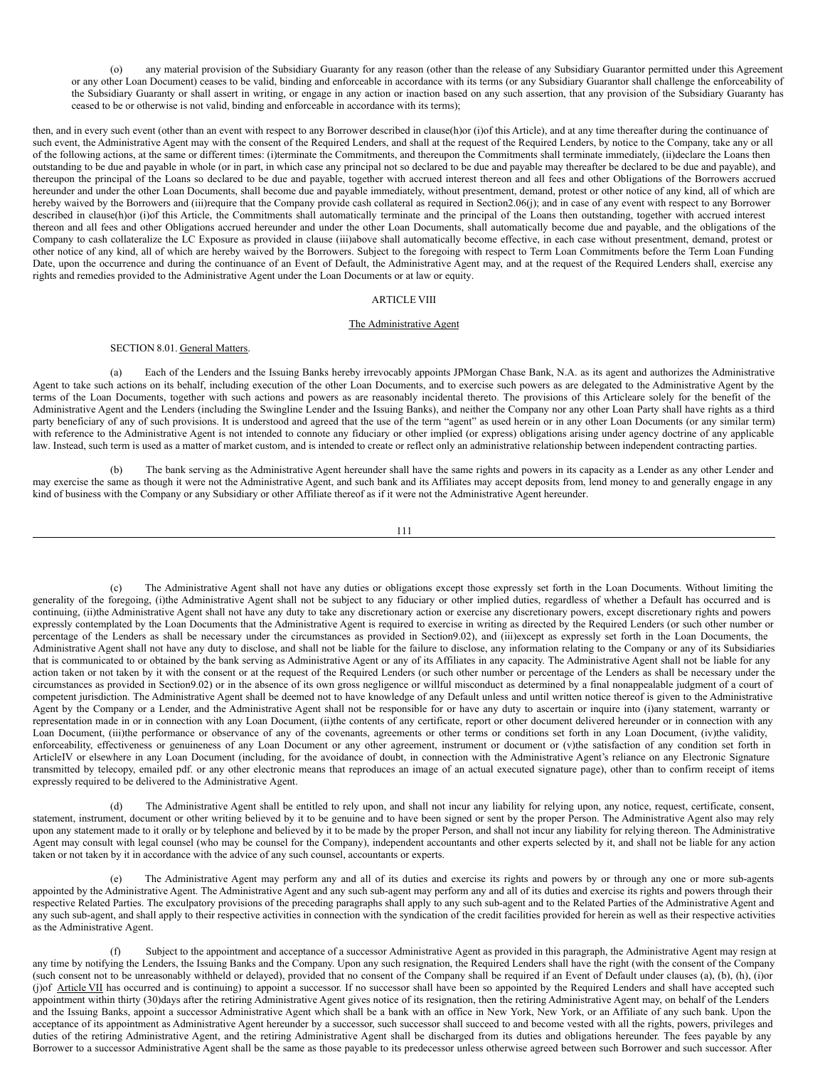(o) any material provision of the Subsidiary Guaranty for any reason (other than the release of any Subsidiary Guarantor permitted under this Agreement or any other Loan Document) ceases to be valid, binding and enforceable in accordance with its terms (or any Subsidiary Guarantor shall challenge the enforceability of the Subsidiary Guaranty or shall assert in writing, or engage in any action or inaction based on any such assertion, that any provision of the Subsidiary Guaranty has ceased to be or otherwise is not valid, binding and enforceable in accordance with its terms);

then, and in every such event (other than an event with respect to any Borrower described in clause(h)or (i)of this Article), and at any time thereafter during the continuance of such event, the Administrative Agent may with the consent of the Required Lenders, and shall at the request of the Required Lenders, by notice to the Company, take any or all of the following actions, at the same or different times: (i)terminate the Commitments, and thereupon the Commitments shall terminate immediately, (ii)declare the Loans then outstanding to be due and payable in whole (or in part, in which case any principal not so declared to be due and payable may thereafter be declared to be due and payable), and thereupon the principal of the Loans so declared to be due and payable, together with accrued interest thereon and all fees and other Obligations of the Borrowers accrued hereunder and under the other Loan Documents, shall become due and payable immediately, without presentment, demand, protest or other notice of any kind, all of which are hereby waived by the Borrowers and (iii)require that the Company provide cash collateral as required in Section2.06(j); and in case of any event with respect to any Borrower described in clause(h)or (i)of this Article, the Commitments shall automatically terminate and the principal of the Loans then outstanding, together with accrued interest thereon and all fees and other Obligations accrued hereunder and under the other Loan Documents, shall automatically become due and payable, and the obligations of the Company to cash collateralize the LC Exposure as provided in clause (iii)above shall automatically become effective, in each case without presentment, demand, protest or other notice of any kind, all of which are hereby waived by the Borrowers. Subject to the foregoing with respect to Term Loan Commitments before the Term Loan Funding Date, upon the occurrence and during the continuance of an Event of Default, the Administrative Agent may, and at the request of the Required Lenders shall, exercise any rights and remedies provided to the Administrative Agent under the Loan Documents or at law or equity.

## ARTICLE VIII

### The Administrative Agent

SECTION 8.01. General Matters.

(a) Each of the Lenders and the Issuing Banks hereby irrevocably appoints JPMorgan Chase Bank, N.A. as its agent and authorizes the Administrative Agent to take such actions on its behalf, including execution of the other Loan Documents, and to exercise such powers as are delegated to the Administrative Agent by the terms of the Loan Documents, together with such actions and powers as are reasonably incidental thereto. The provisions of this Articleare solely for the benefit of the Administrative Agent and the Lenders (including the Swingline Lender and the Issuing Banks), and neither the Company nor any other Loan Party shall have rights as a third party beneficiary of any of such provisions. It is understood and agreed that the use of the term "agent" as used herein or in any other Loan Documents (or any similar term) with reference to the Administrative Agent is not intended to connote any fiduciary or other implied (or express) obligations arising under agency doctrine of any applicable law. Instead, such term is used as a matter of market custom, and is intended to create or reflect only an administrative relationship between independent contracting parties.

(b) The bank serving as the Administrative Agent hereunder shall have the same rights and powers in its capacity as a Lender as any other Lender and may exercise the same as though it were not the Administrative Agent, and such bank and its Affiliates may accept deposits from, lend money to and generally engage in any kind of business with the Company or any Subsidiary or other Affiliate thereof as if it were not the Administrative Agent hereunder.

(c) The Administrative Agent shall not have any duties or obligations except those expressly set forth in the Loan Documents. Without limiting the generality of the foregoing, (i)the Administrative Agent shall not be subject to any fiduciary or other implied duties, regardless of whether a Default has occurred and is continuing, (ii)the Administrative Agent shall not have any duty to take any discretionary action or exercise any discretionary powers, except discretionary rights and powers expressly contemplated by the Loan Documents that the Administrative Agent is required to exercise in writing as directed by the Required Lenders (or such other number or percentage of the Lenders as shall be necessary under the circumstances as provided in Section9.02), and (iii)except as expressly set forth in the Loan Documents, the Administrative Agent shall not have any duty to disclose, and shall not be liable for the failure to disclose, any information relating to the Company or any of its Subsidiaries that is communicated to or obtained by the bank serving as Administrative Agent or any of its Affiliates in any capacity. The Administrative Agent shall not be liable for any action taken or not taken by it with the consent or at the request of the Required Lenders (or such other number or percentage of the Lenders as shall be necessary under the circumstances as provided in Section9.02) or in the absence of its own gross negligence or willful misconduct as determined by a final nonappealable judgment of a court of competent jurisdiction. The Administrative Agent shall be deemed not to have knowledge of any Default unless and until written notice thereof is given to the Administrative Agent by the Company or a Lender, and the Administrative Agent shall not be responsible for or have any duty to ascertain or inquire into (i)any statement, warranty or representation made in or in connection with any Loan Document, (ii)the contents of any certificate, report or other document delivered hereunder or in connection with any Loan Document, (iii)the performance or observance of any of the covenants, agreements or other terms or conditions set forth in any Loan Document, (iv)the validity, enforceability, effectiveness or genuineness of any Loan Document or any other agreement, instrument or document or (v)the satisfaction of any condition set forth in ArticleIV or elsewhere in any Loan Document (including, for the avoidance of doubt, in connection with the Administrative Agent's reliance on any Electronic Signature transmitted by telecopy, emailed pdf. or any other electronic means that reproduces an image of an actual executed signature page), other than to confirm receipt of items expressly required to be delivered to the Administrative Agent.

(d) The Administrative Agent shall be entitled to rely upon, and shall not incur any liability for relying upon, any notice, request, certificate, consent, statement, instrument, document or other writing believed by it to be genuine and to have been signed or sent by the proper Person. The Administrative Agent also may rely upon any statement made to it orally or by telephone and believed by it to be made by the proper Person, and shall not incur any liability for relying thereon. The Administrative Agent may consult with legal counsel (who may be counsel for the Company), independent accountants and other experts selected by it, and shall not be liable for any action taken or not taken by it in accordance with the advice of any such counsel, accountants or experts.

(e) The Administrative Agent may perform any and all of its duties and exercise its rights and powers by or through any one or more sub-agents appointed by the Administrative Agent. The Administrative Agent and any such sub-agent may perform any and all of its duties and exercise its rights and powers through their respective Related Parties. The exculpatory provisions of the preceding paragraphs shall apply to any such sub-agent and to the Related Parties of the Administrative Agent and any such sub-agent, and shall apply to their respective activities in connection with the syndication of the credit facilities provided for herein as well as their respective activities as the Administrative Agent.

(f) Subject to the appointment and acceptance of a successor Administrative Agent as provided in this paragraph, the Administrative Agent may resign at any time by notifying the Lenders, the Issuing Banks and the Company. Upon any such resignation, the Required Lenders shall have the right (with the consent of the Company (such consent not to be unreasonably withheld or delayed), provided that no consent of the Company shall be required if an Event of Default under clauses (a), (b), (h), (i)or (j)of Article VII has occurred and is continuing) to appoint a successor. If no successor shall have been so appointed by the Required Lenders and shall have accepted such appointment within thirty (30)days after the retiring Administrative Agent gives notice of its resignation, then the retiring Administrative Agent may, on behalf of the Lenders and the Issuing Banks, appoint a successor Administrative Agent which shall be a bank with an office in New York, New York, or an Affiliate of any such bank. Upon the acceptance of its appointment as Administrative Agent hereunder by a successor, such successor shall succeed to and become vested with all the rights, powers, privileges and duties of the retiring Administrative Agent, and the retiring Administrative Agent shall be discharged from its duties and obligations hereunder. The fees payable by any Borrower to a successor Administrative Agent shall be the same as those payable to its predecessor unless otherwise agreed between such Borrower and such successor. After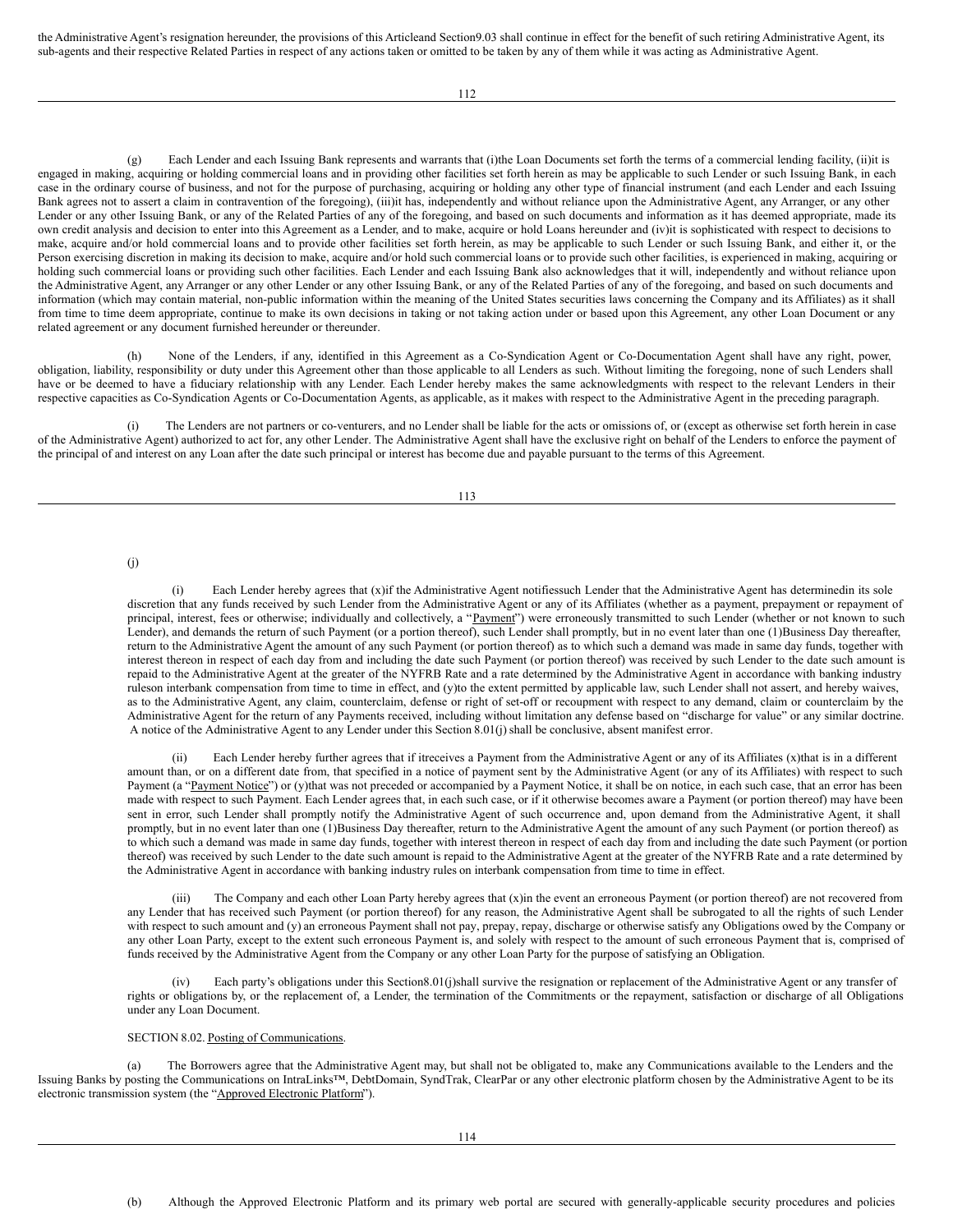the Administrative Agent's resignation hereunder, the provisions of this Articleand Section9.03 shall continue in effect for the benefit of such retiring Administrative Agent, its sub-agents and their respective Related Parties in respect of any actions taken or omitted to be taken by any of them while it was acting as Administrative Agent.

(g) Each Lender and each Issuing Bank represents and warrants that (i)the Loan Documents set forth the terms of a commercial lending facility, (ii)it is engaged in making, acquiring or holding commercial loans and in providing other facilities set forth herein as may be applicable to such Lender or such Issuing Bank, in each case in the ordinary course of business, and not for the purpose of purchasing, acquiring or holding any other type of financial instrument (and each Lender and each Issuing Bank agrees not to assert a claim in contravention of the foregoing), (iii)it has, independently and without reliance upon the Administrative Agent, any Arranger, or any other Lender or any other Issuing Bank, or any of the Related Parties of any of the foregoing, and based on such documents and information as it has deemed appropriate, made its own credit analysis and decision to enter into this Agreement as a Lender, and to make, acquire or hold Loans hereunder and (iv)it is sophisticated with respect to decisions to make, acquire and/or hold commercial loans and to provide other facilities set forth herein, as may be applicable to such Lender or such Issuing Bank, and either it, or the Person exercising discretion in making its decision to make, acquire and/or hold such commercial loans or to provide such other facilities, is experienced in making, acquiring or holding such commercial loans or providing such other facilities. Each Lender and each Issuing Bank also acknowledges that it will, independently and without reliance upon the Administrative Agent, any Arranger or any other Lender or any other Issuing Bank, or any of the Related Parties of any of the foregoing, and based on such documents and information (which may contain material, non-public information within the meaning of the United States securities laws concerning the Company and its Affiliates) as it shall from time to time deem appropriate, continue to make its own decisions in taking or not taking action under or based upon this Agreement, any other Loan Document or any related agreement or any document furnished hereunder or thereunder.

(h) None of the Lenders, if any, identified in this Agreement as a Co-Syndication Agent or Co-Documentation Agent shall have any right, power, obligation, liability, responsibility or duty under this Agreement other than those applicable to all Lenders as such. Without limiting the foregoing, none of such Lenders shall have or be deemed to have a fiduciary relationship with any Lender. Each Lender hereby makes the same acknowledgments with respect to the relevant Lenders in their respective capacities as Co-Syndication Agents or Co-Documentation Agents, as applicable, as it makes with respect to the Administrative Agent in the preceding paragraph.

(i) The Lenders are not partners or co-venturers, and no Lender shall be liable for the acts or omissions of, or (except as otherwise set forth herein in case of the Administrative Agent) authorized to act for, any other Lender. The Administrative Agent shall have the exclusive right on behalf of the Lenders to enforce the payment of the principal of and interest on any Loan after the date such principal or interest has become due and payable pursuant to the terms of this Agreement.

(j)

(i) Each Lender hereby agrees that (x)if the Administrative Agent notifiessuch Lender that the Administrative Agent has determinedin its sole discretion that any funds received by such Lender from the Administrative Agent or any of its Affiliates (whether as a payment, prepayment or repayment of principal, interest, fees or otherwise; individually and collectively, a "Payment") were erroneously transmitted to such Lender (whether or not known to such Lender), and demands the return of such Payment (or a portion thereof), such Lender shall promptly, but in no event later than one (1)Business Day thereafter, return to the Administrative Agent the amount of any such Payment (or portion thereof) as to which such a demand was made in same day funds, together with interest thereon in respect of each day from and including the date such Payment (or portion thereof) was received by such Lender to the date such amount is repaid to the Administrative Agent at the greater of the NYFRB Rate and a rate determined by the Administrative Agent in accordance with banking industry ruleson interbank compensation from time to time in effect, and (y)to the extent permitted by applicable law, such Lender shall not assert, and hereby waives, as to the Administrative Agent, any claim, counterclaim, defense or right of set-off or recoupment with respect to any demand, claim or counterclaim by the Administrative Agent for the return of any Payments received, including without limitation any defense based on "discharge for value" or any similar doctrine. A notice of the Administrative Agent to any Lender under this Section 8.01(j) shall be conclusive, absent manifest error.

(ii) Each Lender hereby further agrees that if itreceives a Payment from the Administrative Agent or any of its Affiliates (x)that is in a different amount than, or on a different date from, that specified in a notice of payment sent by the Administrative Agent (or any of its Affiliates) with respect to such Payment (a "Payment Notice") or (y)that was not preceded or accompanied by a Payment Notice, it shall be on notice, in each such case, that an error has been made with respect to such Payment. Each Lender agrees that, in each such case, or if it otherwise becomes aware a Payment (or portion thereof) may have been sent in error, such Lender shall promptly notify the Administrative Agent of such occurrence and, upon demand from the Administrative Agent, it shall promptly, but in no event later than one (1)Business Day thereafter, return to the Administrative Agent the amount of any such Payment (or portion thereof) as to which such a demand was made in same day funds, together with interest thereon in respect of each day from and including the date such Payment (or portion thereof) was received by such Lender to the date such amount is repaid to the Administrative Agent at the greater of the NYFRB Rate and a rate determined by the Administrative Agent in accordance with banking industry rules on interbank compensation from time to time in effect.

(iii) The Company and each other Loan Party hereby agrees that (x)in the event an erroneous Payment (or portion thereof) are not recovered from any Lender that has received such Payment (or portion thereof) for any reason, the Administrative Agent shall be subrogated to all the rights of such Lender with respect to such amount and (y) an erroneous Payment shall not pay, prepay, repay, discharge or otherwise satisfy any Obligations owed by the Company or any other Loan Party, except to the extent such erroneous Payment is, and solely with respect to the amount of such erroneous Payment that is, comprised of funds received by the Administrative Agent from the Company or any other Loan Party for the purpose of satisfying an Obligation.

(iv) Each party's obligations under this Section8.01(j)shall survive the resignation or replacement of the Administrative Agent or any transfer of rights or obligations by, or the replacement of, a Lender, the termination of the Commitments or the repayment, satisfaction or discharge of all Obligations under any Loan Document.

SECTION 8.02. Posting of Communications.

(a) The Borrowers agree that the Administrative Agent may, but shall not be obligated to, make any Communications available to the Lenders and the Issuing Banks by posting the Communications on IntraLinks™, DebtDomain, SyndTrak, ClearPar or any other electronic platform chosen by the Administrative Agent to be its electronic transmission system (the "Approved Electronic Platform").

(b) Although the Approved Electronic Platform and its primary web portal are secured with generally-applicable security procedures and policies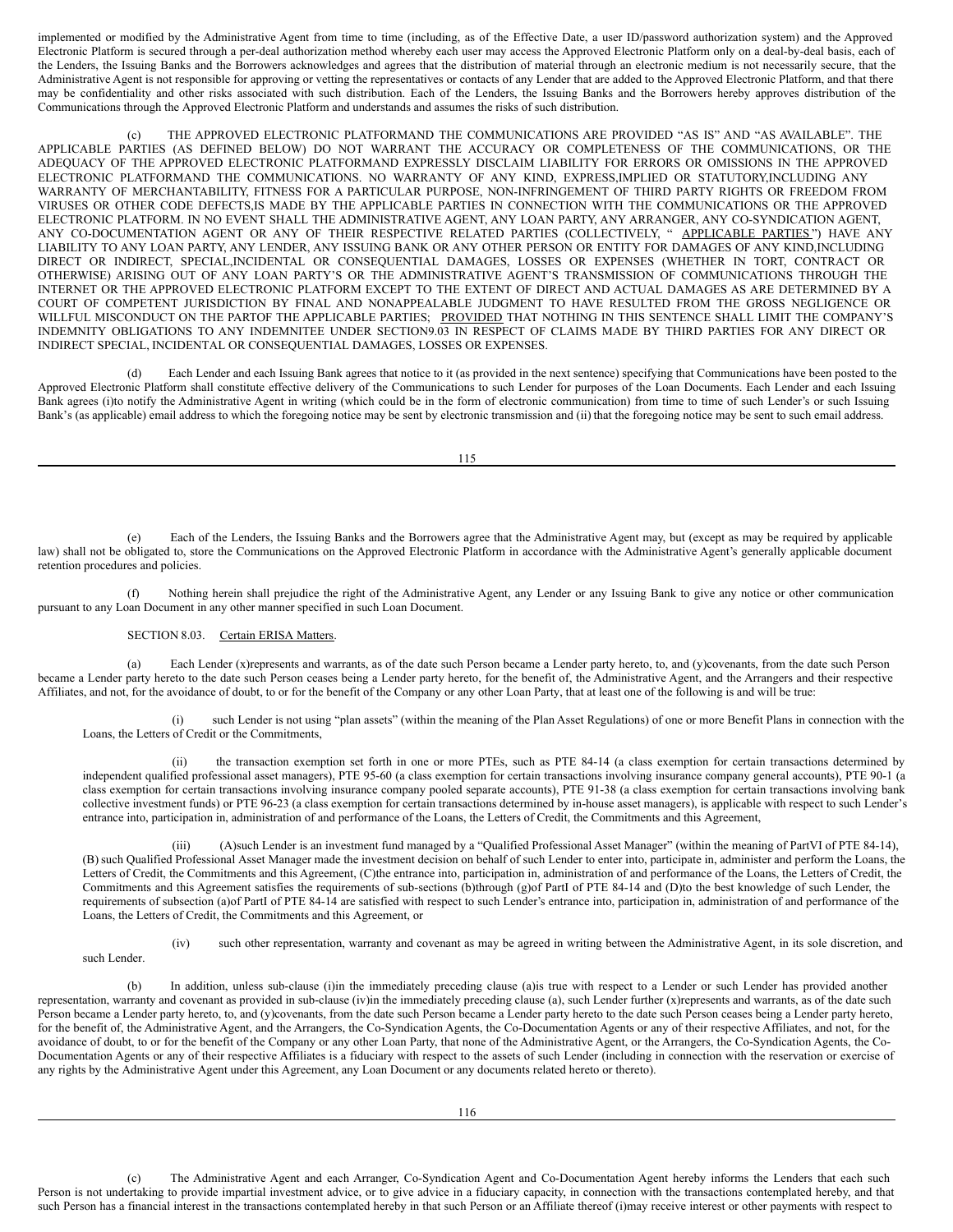implemented or modified by the Administrative Agent from time to time (including, as of the Effective Date, a user ID/password authorization system) and the Approved Electronic Platform is secured through a per-deal authorization method whereby each user may access the Approved Electronic Platform only on a deal-by-deal basis, each of the Lenders, the Issuing Banks and the Borrowers acknowledges and agrees that the distribution of material through an electronic medium is not necessarily secure, that the Administrative Agent is not responsible for approving or vetting the representatives or contacts of any Lender that are added to the Approved Electronic Platform, and that there may be confidentiality and other risks associated with such distribution. Each of the Lenders, the Issuing Banks and the Borrowers hereby approves distribution of the Communications through the Approved Electronic Platform and understands and assumes the risks of such distribution.

(c) THE APPROVED ELECTRONIC PLATFORMAND THE COMMUNICATIONS ARE PROVIDED "AS IS" AND "AS AVAILABLE". THE APPLICABLE PARTIES (AS DEFINED BELOW) DO NOT WARRANT THE ACCURACY OR COMPLETENESS OF THE COMMUNICATIONS, OR THE ADEQUACY OF THE APPROVED ELECTRONIC PLATFORMAND EXPRESSLY DISCLAIM LIABILITY FOR ERRORS OR OMISSIONS IN THE APPROVED ELECTRONIC PLATFORMAND THE COMMUNICATIONS. NO WARRANTY OF ANY KIND, EXPRESS,IMPLIED OR STATUTORY,INCLUDING ANY WARRANTY OF MERCHANTABILITY, FITNESS FOR A PARTICULAR PURPOSE, NON-INFRINGEMENT OF THIRD PARTY RIGHTS OR FREEDOM FROM VIRUSES OR OTHER CODE DEFECTS,IS MADE BY THE APPLICABLE PARTIES IN CONNECTION WITH THE COMMUNICATIONS OR THE APPROVED ELECTRONIC PLATFORM. IN NO EVENT SHALL THE ADMINISTRATIVE AGENT, ANY LOAN PARTY, ANY ARRANGER, ANY CO-SYNDICATION AGENT, ANY CO-DOCUMENTATION AGENT OR ANY OF THEIR RESPECTIVE RELATED PARTIES (COLLECTIVELY, " APPLICABLE PARTIES ") HAVE ANY LIABILITY TO ANY LOAN PARTY, ANY LENDER, ANY ISSUING BANK OR ANY OTHER PERSON OR ENTITY FOR DAMAGES OF ANY KIND,INCLUDING DIRECT OR INDIRECT, SPECIAL,INCIDENTAL OR CONSEQUENTIAL DAMAGES, LOSSES OR EXPENSES (WHETHER IN TORT, CONTRACT OR OTHERWISE) ARISING OUT OF ANY LOAN PARTY'S OR THE ADMINISTRATIVE AGENT'S TRANSMISSION OF COMMUNICATIONS THROUGH THE INTERNET OR THE APPROVED ELECTRONIC PLATFORM EXCEPT TO THE EXTENT OF DIRECT AND ACTUAL DAMAGES AS ARE DETERMINED BY A COURT OF COMPETENT JURISDICTION BY FINAL AND NONAPPEALABLE JUDGMENT TO HAVE RESULTED FROM THE GROSS NEGLIGENCE OR WILLFUL MISCONDUCT ON THE PARTOF THE APPLICABLE PARTIES; PROVIDED THAT NOTHING IN THIS SENTENCE SHALL LIMIT THE COMPANY'S INDEMNITY OBLIGATIONS TO ANY INDEMNITEE UNDER SECTION9.03 IN RESPECT OF CLAIMS MADE BY THIRD PARTIES FOR ANY DIRECT OR INDIRECT SPECIAL, INCIDENTAL OR CONSEQUENTIAL DAMAGES, LOSSES OR EXPENSES.

(d) Each Lender and each Issuing Bank agrees that notice to it (as provided in the next sentence) specifying that Communications have been posted to the Approved Electronic Platform shall constitute effective delivery of the Communications to such Lender for purposes of the Loan Documents. Each Lender and each Issuing Bank agrees (i)to notify the Administrative Agent in writing (which could be in the form of electronic communication) from time to time of such Lender's or such Issuing Bank's (as applicable) email address to which the foregoing notice may be sent by electronic transmission and (ii) that the foregoing notice may be sent to such email address.

(e) Each of the Lenders, the Issuing Banks and the Borrowers agree that the Administrative Agent may, but (except as may be required by applicable law) shall not be obligated to, store the Communications on the Approved Electronic Platform in accordance with the Administrative Agent's generally applicable document retention procedures and policies.

(f) Nothing herein shall prejudice the right of the Administrative Agent, any Lender or any Issuing Bank to give any notice or other communication pursuant to any Loan Document in any other manner specified in such Loan Document.

SECTION 8.03. Certain ERISA Matters.

(a) Each Lender (x)represents and warrants, as of the date such Person became a Lender party hereto, to, and (y)covenants, from the date such Person became a Lender party hereto to the date such Person ceases being a Lender party hereto, for the benefit of, the Administrative Agent, and the Arrangers and their respective Affiliates, and not, for the avoidance of doubt, to or for the benefit of the Company or any other Loan Party, that at least one of the following is and will be true:

(i) such Lender is not using "plan assets" (within the meaning of the Plan Asset Regulations) of one or more Benefit Plans in connection with the Loans, the Letters of Credit or the Commitments,

(ii) the transaction exemption set forth in one or more PTEs, such as PTE 84-14 (a class exemption for certain transactions determined by independent qualified professional asset managers), PTE 95-60 (a class exemption for certain transactions involving insurance company general accounts), PTE 90-1 (a class exemption for certain transactions involving insurance company pooled separate accounts), PTE 91-38 (a class exemption for certain transactions involving bank collective investment funds) or PTE 96-23 (a class exemption for certain transactions determined by in-house asset managers), is applicable with respect to such Lender's entrance into, participation in, administration of and performance of the Loans, the Letters of Credit, the Commitments and this Agreement,

(iii) (A)such Lender is an investment fund managed by a "Qualified Professional Asset Manager" (within the meaning of PartVI of PTE 84-14), (B) such Qualified Professional Asset Manager made the investment decision on behalf of such Lender to enter into, participate in, administer and perform the Loans, the Letters of Credit, the Commitments and this Agreement, (C)the entrance into, participation in, administration of and performance of the Loans, the Letters of Credit, the Commitments and this Agreement satisfies the requirements of sub-sections (b)through (g)of PartI of PTE 84-14 and (D)to the best knowledge of such Lender, the requirements of subsection (a)of PartI of PTE 84-14 are satisfied with respect to such Lender's entrance into, participation in, administration of and performance of the Loans, the Letters of Credit, the Commitments and this Agreement, or

(iv) such other representation, warranty and covenant as may be agreed in writing between the Administrative Agent, in its sole discretion, and such Lender.

(b) In addition, unless sub-clause (i)in the immediately preceding clause (a)is true with respect to a Lender or such Lender has provided another representation, warranty and covenant as provided in sub-clause (iv)in the immediately preceding clause (a), such Lender further (x)represents and warrants, as of the date such Person became a Lender party hereto, to, and (y)covenants, from the date such Person became a Lender party hereto to the date such Person ceases being a Lender party hereto, for the benefit of, the Administrative Agent, and the Arrangers, the Co-Syndication Agents, the Co-Documentation Agents or any of their respective Affiliates, and not, for the avoidance of doubt, to or for the benefit of the Company or any other Loan Party, that none of the Administrative Agent, or the Arrangers, the Co-Syndication Agents, the Co-Documentation Agents or any of their respective Affiliates is a fiduciary with respect to the assets of such Lender (including in connection with the reservation or exercise of any rights by the Administrative Agent under this Agreement, any Loan Document or any documents related hereto or thereto).

(c) The Administrative Agent and each Arranger, Co-Syndication Agent and Co-Documentation Agent hereby informs the Lenders that each such Person is not undertaking to provide impartial investment advice, or to give advice in a fiduciary capacity, in connection with the transactions contemplated hereby, and that such Person has a financial interest in the transactions contemplated hereby in that such Person or an Affiliate thereof (i)may receive interest or other payments with respect to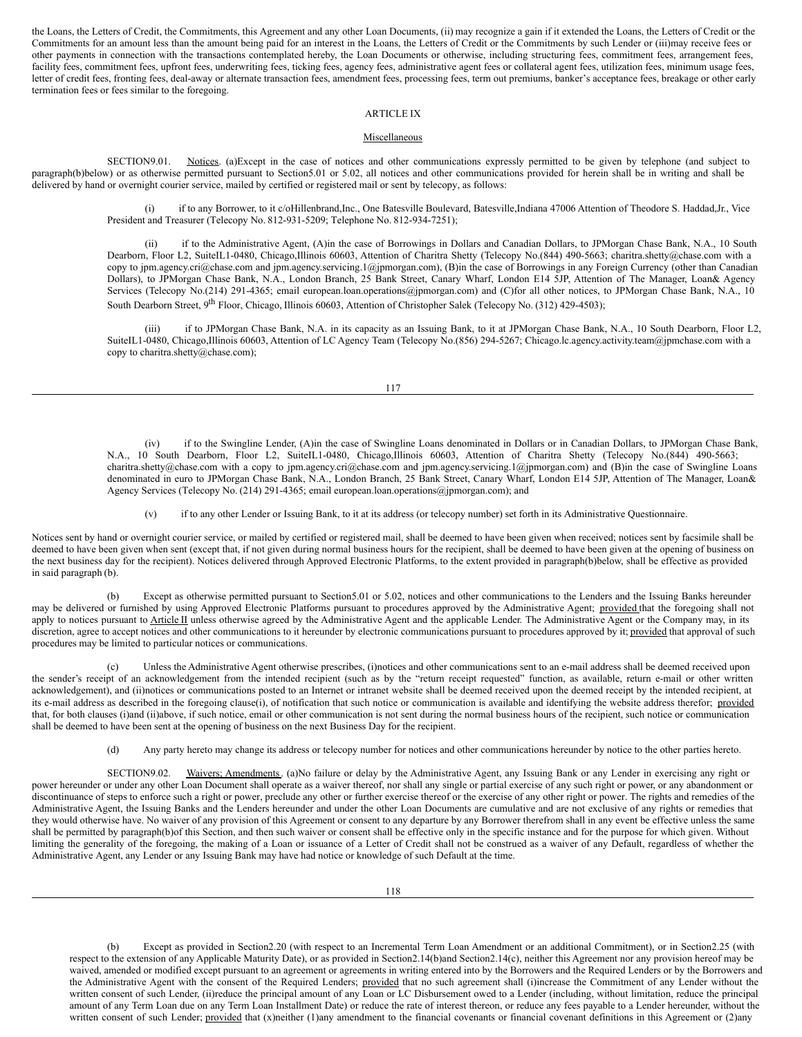the Loans, the Letters of Credit, the Commitments, this Agreement and any other Loan Documents, (ii) may recognize a gain if it extended the Loans, the Letters of Credit or the Commitments for an amount less than the amount being paid for an interest in the Loans, the Letters of Credit or the Commitments by such Lender or (iii)may receive fees or other payments in connection with the transactions contemplated hereby, the Loan Documents or otherwise, including structuring fees, commitment fees, arrangement fees, facility fees, commitment fees, upfront fees, underwriting fees, ticking fees, agency fees, administrative agent fees or collateral agent fees, utilization fees, minimum usage fees, letter of credit fees, fronting fees, deal-away or alternate transaction fees, amendment fees, processing fees, term out premiums, banker's acceptance fees, breakage or other early termination fees or fees similar to the foregoing.

## ARTICLE IX

### Miscellaneous

SECTION9.01. Notices. (a)Except in the case of notices and other communications expressly permitted to be given by telephone (and subject to paragraph(b)below) or as otherwise permitted pursuant to Section5.01 or 5.02, all notices and other communications provided for herein shall be in writing and shall be delivered by hand or overnight courier service, mailed by certified or registered mail or sent by telecopy, as follows:

(i) if to any Borrower, to it c/oHillenbrand,Inc., One Batesville Boulevard, Batesville,Indiana 47006 Attention of Theodore S. Haddad,Jr., Vice President and Treasurer (Telecopy No. 812-931-5209; Telephone No. 812-934-7251);

(ii) if to the Administrative Agent, (A)in the case of Borrowings in Dollars and Canadian Dollars, to JPMorgan Chase Bank, N.A., 10 South Dearborn, Floor L2, SuiteIL1-0480, Chicago,Illinois 60603, Attention of Charitra Shetty (Telecopy No.(844) 490-5663; charitra.shetty@chase.com with a copy to jpm.agency.cri@chase.com and jpm.agency.servicing.1@jpmorgan.com), (B)in the case of Borrowings in any Foreign Currency (other than Canadian Dollars), to JPMorgan Chase Bank, N.A., London Branch, 25 Bank Street, Canary Wharf, London E14 5JP, Attention of The Manager, Loan& Agency Services (Telecopy No.(214) 291-4365; email european.loan.operations@jpmorgan.com) and (C)for all other notices, to JPMorgan Chase Bank, N.A., 10 South Dearborn Street, 9th Floor, Chicago, Illinois 60603, Attention of Christopher Salek (Telecopy No. (312) 429-4503);

(iii) if to JPMorgan Chase Bank, N.A. in its capacity as an Issuing Bank, to it at JPMorgan Chase Bank, N.A., 10 South Dearborn, Floor L2, SuiteIL1-0480, Chicago,Illinois 60603, Attention of LC Agency Team (Telecopy No.(856) 294-5267; Chicago.lc.agency.activity.team@jpmchase.com with a copy to charitra.shetty@chase.com);

(iv) if to the Swingline Lender, (A)in the case of Swingline Loans denominated in Dollars or in Canadian Dollars, to JPMorgan Chase Bank, N.A., 10 South Dearborn, Floor L2, SuiteIL1-0480, Chicago,Illinois 60603, Attention of Charitra Shetty (Telecopy No.(844) 490-5663; charitra.shetty@chase.com with a copy to jpm.agency.cri@chase.com and jpm.agency.servicing.1@jpmorgan.com) and (B)in the case of Swingline Loans denominated in euro to JPMorgan Chase Bank, N.A., London Branch, 25 Bank Street, Canary Wharf, London E14 5JP, Attention of The Manager, Loan& Agency Services (Telecopy No. (214) 291-4365; email european.loan.operations@jpmorgan.com); and

(v) if to any other Lender or Issuing Bank, to it at its address (or telecopy number) set forth in its Administrative Questionnaire.

Notices sent by hand or overnight courier service, or mailed by certified or registered mail, shall be deemed to have been given when received; notices sent by facsimile shall be deemed to have been given when sent (except that, if not given during normal business hours for the recipient, shall be deemed to have been given at the opening of business on the next business day for the recipient). Notices delivered through Approved Electronic Platforms, to the extent provided in paragraph(b)below, shall be effective as provided in said paragraph (b).

(b) Except as otherwise permitted pursuant to Section5.01 or 5.02, notices and other communications to the Lenders and the Issuing Banks hereunder may be delivered or furnished by using Approved Electronic Platforms pursuant to procedures approved by the Administrative Agent; provided that the foregoing shall not apply to notices pursuant to Article II unless otherwise agreed by the Administrative Agent and the applicable Lender. The Administrative Agent or the Company may, in its discretion, agree to accept notices and other communications to it hereunder by electronic communications pursuant to procedures approved by it; provided that approval of such procedures may be limited to particular notices or communications.

(c) Unless the Administrative Agent otherwise prescribes, (i)notices and other communications sent to an e-mail address shall be deemed received upon the sender's receipt of an acknowledgement from the intended recipient (such as by the "return receipt requested" function, as available, return e-mail or other written acknowledgement), and (ii)notices or communications posted to an Internet or intranet website shall be deemed received upon the deemed receipt by the intended recipient, at its e-mail address as described in the foregoing clause(i), of notification that such notice or communication is available and identifying the website address therefor; provided that, for both clauses (i)and (ii)above, if such notice, email or other communication is not sent during the normal business hours of the recipient, such notice or communication shall be deemed to have been sent at the opening of business on the next Business Day for the recipient.

(d) Any party hereto may change its address or telecopy number for notices and other communications hereunder by notice to the other parties hereto.

SECTION9.02. Waivers; Amendments. (a)No failure or delay by the Administrative Agent, any Issuing Bank or any Lender in exercising any right or power hereunder or under any other Loan Document shall operate as a waiver thereof, nor shall any single or partial exercise of any such right or power, or any abandonment or discontinuance of steps to enforce such a right or power, preclude any other or further exercise thereof or the exercise of any other right or power. The rights and remedies of the Administrative Agent, the Issuing Banks and the Lenders hereunder and under the other Loan Documents are cumulative and are not exclusive of any rights or remedies that they would otherwise have. No waiver of any provision of this Agreement or consent to any departure by any Borrower therefrom shall in any event be effective unless the same shall be permitted by paragraph(b)of this Section, and then such waiver or consent shall be effective only in the specific instance and for the purpose for which given. Without limiting the generality of the foregoing, the making of a Loan or issuance of a Letter of Credit shall not be construed as a waiver of any Default, regardless of whether the Administrative Agent, any Lender or any Issuing Bank may have had notice or knowledge of such Default at the time.

(b) Except as provided in Section2.20 (with respect to an Incremental Term Loan Amendment or an additional Commitment), or in Section2.25 (with respect to the extension of any Applicable Maturity Date), or as provided in Section2.14(b)and Section2.14(c), neither this Agreement nor any provision hereof may be waived, amended or modified except pursuant to an agreement or agreements in writing entered into by the Borrowers and the Required Lenders or by the Borrowers and the Administrative Agent with the consent of the Required Lenders; provided that no such agreement shall (i)increase the Commitment of any Lender without the written consent of such Lender, (ii)reduce the principal amount of any Loan or LC Disbursement owed to a Lender (including, without limitation, reduce the principal amount of any Term Loan due on any Term Loan Installment Date) or reduce the rate of interest thereon, or reduce any fees payable to a Lender hereunder, without the written consent of such Lender; provided that (x)neither (1)any amendment to the financial covenants or financial covenant definitions in this Agreement or (2)any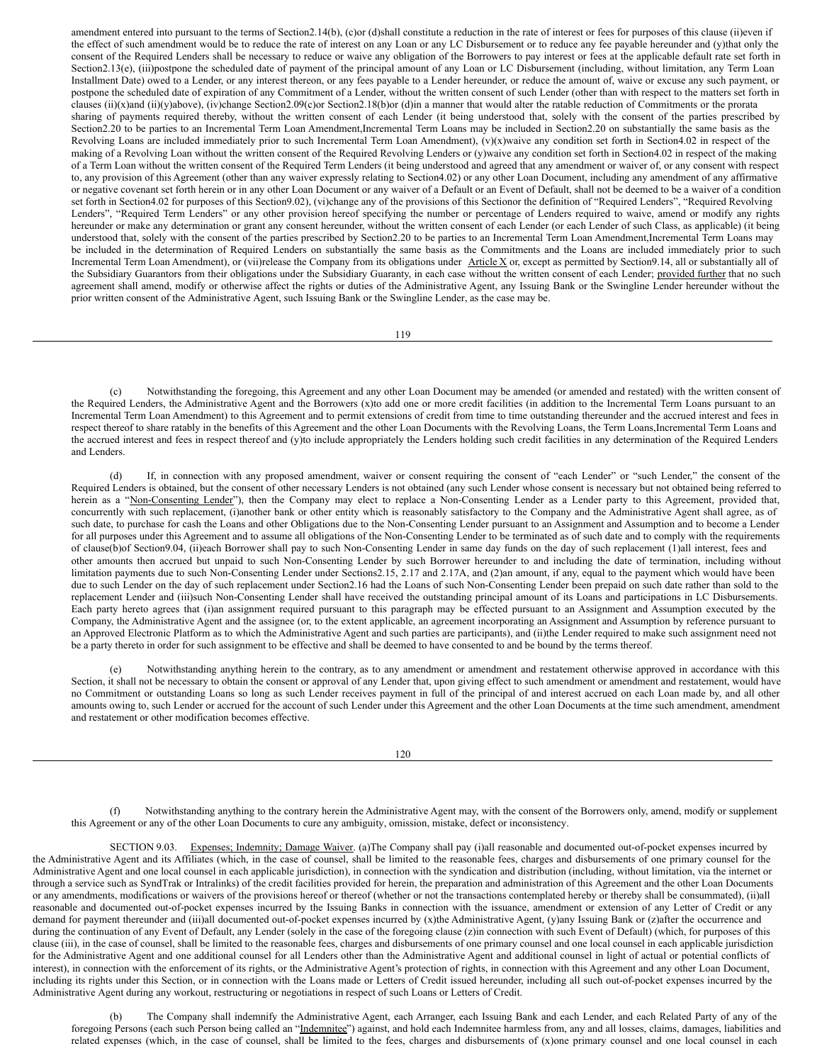amendment entered into pursuant to the terms of Section2.14(b), (c)or (d)shall constitute a reduction in the rate of interest or fees for purposes of this clause (ii)even if the effect of such amendment would be to reduce the rate of interest on any Loan or any LC Disbursement or to reduce any fee payable hereunder and (y)that only the consent of the Required Lenders shall be necessary to reduce or waive any obligation of the Borrowers to pay interest or fees at the applicable default rate set forth in Section2.13(e), (iii)postpone the scheduled date of payment of the principal amount of any Loan or LC Disbursement (including, without limitation, any Term Loan Installment Date) owed to a Lender, or any interest thereon, or any fees payable to a Lender hereunder, or reduce the amount of, waive or excuse any such payment, or postpone the scheduled date of expiration of any Commitment of a Lender, without the written consent of such Lender (other than with respect to the matters set forth in clauses (ii)(x)and (ii)(y)above), (iv)change Section2.09(c)or Section2.18(b)or (d)in a manner that would alter the ratable reduction of Commitments or the prorata sharing of payments required thereby, without the written consent of each Lender (it being understood that, solely with the consent of the parties prescribed by Section2.20 to be parties to an Incremental Term Loan Amendment,Incremental Term Loans may be included in Section2.20 on substantially the same basis as the Revolving Loans are included immediately prior to such Incremental Term Loan Amendment), (v)(x)waive any condition set forth in Section4.02 in respect of the making of a Revolving Loan without the written consent of the Required Revolving Lenders or (y)waive any condition set forth in Section4.02 in respect of the making of a Term Loan without the written consent of the Required Term Lenders (it being understood and agreed that any amendment or waiver of, or any consent with respect to, any provision of this Agreement (other than any waiver expressly relating to Section4.02) or any other Loan Document, including any amendment of any affirmative or negative covenant set forth herein or in any other Loan Document or any waiver of a Default or an Event of Default, shall not be deemed to be a waiver of a condition set forth in Section4.02 for purposes of this Section9.02), (vi)change any of the provisions of this Sectionor the definition of "Required Lenders", "Required Revolving Lenders", "Required Term Lenders" or any other provision hereof specifying the number or percentage of Lenders required to waive, amend or modify any rights hereunder or make any determination or grant any consent hereunder, without the written consent of each Lender (or each Lender of such Class, as applicable) (it being understood that, solely with the consent of the parties prescribed by Section2.20 to be parties to an Incremental Term Loan Amendment,Incremental Term Loans may be included in the determination of Required Lenders on substantially the same basis as the Commitments and the Loans are included immediately prior to such Incremental Term Loan Amendment), or (vii)release the Company from its obligations under Article X or, except as permitted by Section9.14, all or substantially all of the Subsidiary Guarantors from their obligations under the Subsidiary Guaranty, in each case without the written consent of each Lender; provided further that no such agreement shall amend, modify or otherwise affect the rights or duties of the Administrative Agent, any Issuing Bank or the Swingline Lender hereunder without the prior written consent of the Administrative Agent, such Issuing Bank or the Swingline Lender, as the case may be.

(c) Notwithstanding the foregoing, this Agreement and any other Loan Document may be amended (or amended and restated) with the written consent of the Required Lenders, the Administrative Agent and the Borrowers (x)to add one or more credit facilities (in addition to the Incremental Term Loans pursuant to an Incremental Term Loan Amendment) to this Agreement and to permit extensions of credit from time to time outstanding thereunder and the accrued interest and fees in respect thereof to share ratably in the benefits of this Agreement and the other Loan Documents with the Revolving Loans, the Term Loans,Incremental Term Loans and the accrued interest and fees in respect thereof and (y)to include appropriately the Lenders holding such credit facilities in any determination of the Required Lenders and Lenders.

(d) If, in connection with any proposed amendment, waiver or consent requiring the consent of "each Lender" or "such Lender," the consent of the Required Lenders is obtained, but the consent of other necessary Lenders is not obtained (any such Lender whose consent is necessary but not obtained being referred to herein as a "Non-Consenting Lender"), then the Company may elect to replace a Non-Consenting Lender as a Lender party to this Agreement, provided that, concurrently with such replacement, (i)another bank or other entity which is reasonably satisfactory to the Company and the Administrative Agent shall agree, as of such date, to purchase for cash the Loans and other Obligations due to the Non-Consenting Lender pursuant to an Assignment and Assumption and to become a Lender for all purposes under this Agreement and to assume all obligations of the Non-Consenting Lender to be terminated as of such date and to comply with the requirements of clause(b)of Section9.04, (ii)each Borrower shall pay to such Non-Consenting Lender in same day funds on the day of such replacement (1)all interest, fees and other amounts then accrued but unpaid to such Non-Consenting Lender by such Borrower hereunder to and including the date of termination, including without limitation payments due to such Non-Consenting Lender under Sections2.15, 2.17 and 2.17A, and (2)an amount, if any, equal to the payment which would have been due to such Lender on the day of such replacement under Section2.16 had the Loans of such Non-Consenting Lender been prepaid on such date rather than sold to the replacement Lender and (iii)such Non-Consenting Lender shall have received the outstanding principal amount of its Loans and participations in LC Disbursements. Each party hereto agrees that (i)an assignment required pursuant to this paragraph may be effected pursuant to an Assignment and Assumption executed by the Company, the Administrative Agent and the assignee (or, to the extent applicable, an agreement incorporating an Assignment and Assumption by reference pursuant to an Approved Electronic Platform as to which the Administrative Agent and such parties are participants), and (ii)the Lender required to make such assignment need not be a party thereto in order for such assignment to be effective and shall be deemed to have consented to and be bound by the terms thereof.

(e) Notwithstanding anything herein to the contrary, as to any amendment or amendment and restatement otherwise approved in accordance with this Section, it shall not be necessary to obtain the consent or approval of any Lender that, upon giving effect to such amendment or amendment and restatement, would have no Commitment or outstanding Loans so long as such Lender receives payment in full of the principal of and interest accrued on each Loan made by, and all other amounts owing to, such Lender or accrued for the account of such Lender under this Agreement and the other Loan Documents at the time such amendment, amendment and restatement or other modification becomes effective.

(f) Notwithstanding anything to the contrary herein the Administrative Agent may, with the consent of the Borrowers only, amend, modify or supplement this Agreement or any of the other Loan Documents to cure any ambiguity, omission, mistake, defect or inconsistency.

SECTION 9.03. Expenses; Indemnity; Damage Waiver. (a)The Company shall pay (i)all reasonable and documented out-of-pocket expenses incurred by the Administrative Agent and its Affiliates (which, in the case of counsel, shall be limited to the reasonable fees, charges and disbursements of one primary counsel for the Administrative Agent and one local counsel in each applicable jurisdiction), in connection with the syndication and distribution (including, without limitation, via the internet or through a service such as SyndTrak or Intralinks) of the credit facilities provided for herein, the preparation and administration of this Agreement and the other Loan Documents or any amendments, modifications or waivers of the provisions hereof or thereof (whether or not the transactions contemplated hereby or thereby shall be consummated), (ii)all reasonable and documented out-of-pocket expenses incurred by the Issuing Banks in connection with the issuance, amendment or extension of any Letter of Credit or any demand for payment thereunder and (iii)all documented out-of-pocket expenses incurred by (x)the Administrative Agent, (y)any Issuing Bank or (z)after the occurrence and during the continuation of any Event of Default, any Lender (solely in the case of the foregoing clause (z)in connection with such Event of Default) (which, for purposes of this clause (iii), in the case of counsel, shall be limited to the reasonable fees, charges and disbursements of one primary counsel and one local counsel in each applicable jurisdiction for the Administrative Agent and one additional counsel for all Lenders other than the Administrative Agent and additional counsel in light of actual or potential conflicts of interest), in connection with the enforcement of its rights, or the Administrative Agent's protection of rights, in connection with this Agreement and any other Loan Document, including its rights under this Section, or in connection with the Loans made or Letters of Credit issued hereunder, including all such out-of-pocket expenses incurred by the Administrative Agent during any workout, restructuring or negotiations in respect of such Loans or Letters of Credit.

(b) The Company shall indemnify the Administrative Agent, each Arranger, each Issuing Bank and each Lender, and each Related Party of any of the foregoing Persons (each such Person being called an "Indemnitee") against, and hold each Indemnitee harmless from, any and all losses, claims, damages, liabilities and related expenses (which, in the case of counsel, shall be limited to the fees, charges and disbursements of (x)one primary counsel and one local counsel in each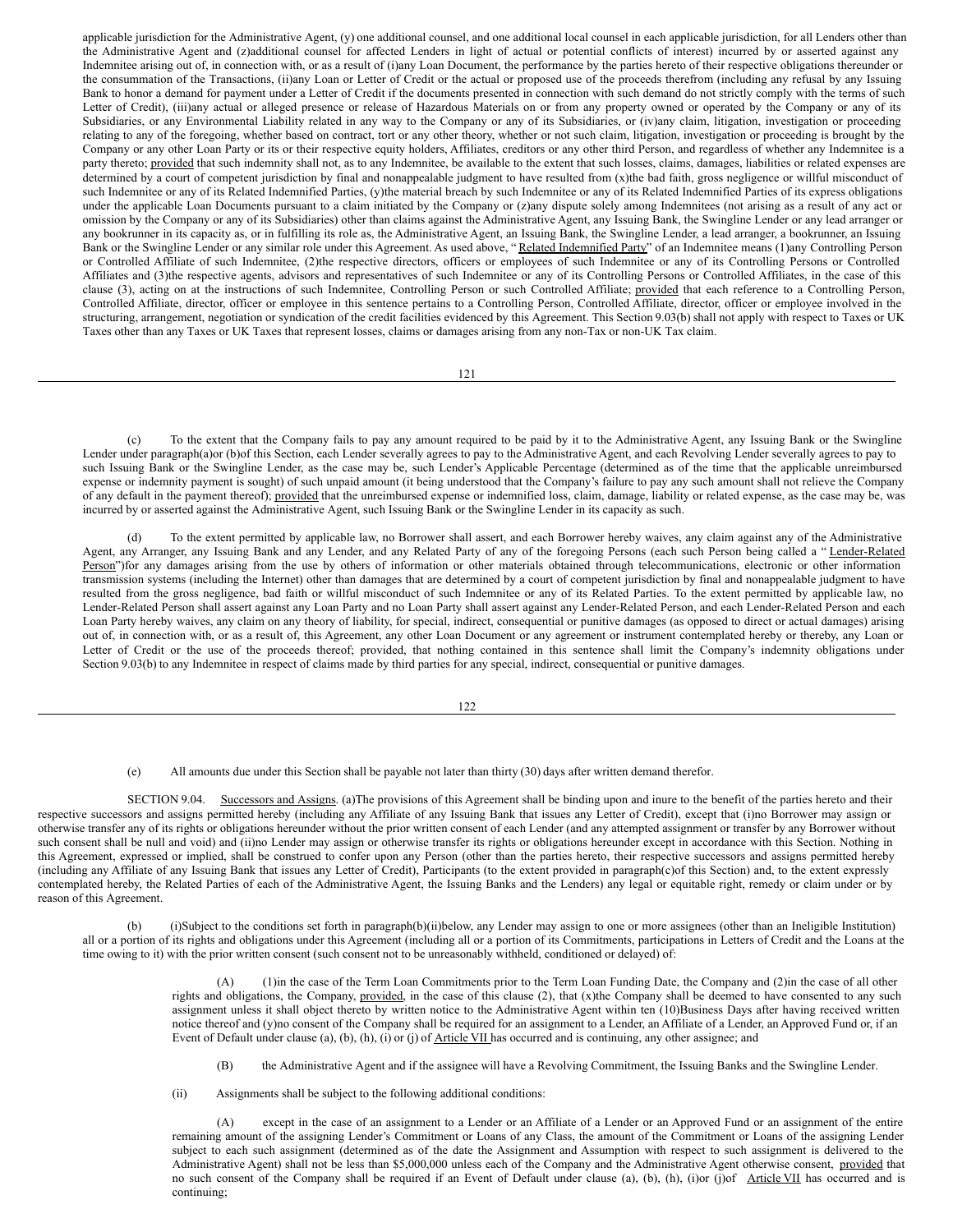applicable jurisdiction for the Administrative Agent, (y) one additional counsel, and one additional local counsel in each applicable jurisdiction, for all Lenders other than the Administrative Agent and (z)additional counsel for affected Lenders in light of actual or potential conflicts of interest) incurred by or asserted against any Indemnitee arising out of, in connection with, or as a result of (i)any Loan Document, the performance by the parties hereto of their respective obligations thereunder or the consummation of the Transactions, (ii)any Loan or Letter of Credit or the actual or proposed use of the proceeds therefrom (including any refusal by any Issuing Bank to honor a demand for payment under a Letter of Credit if the documents presented in connection with such demand do not strictly comply with the terms of such Letter of Credit), (iii)any actual or alleged presence or release of Hazardous Materials on or from any property owned or operated by the Company or any of its Subsidiaries, or any Environmental Liability related in any way to the Company or any of its Subsidiaries, or (iv)any claim, litigation, investigation or proceeding relating to any of the foregoing, whether based on contract, tort or any other theory, whether or not such claim, litigation, investigation or proceeding is brought by the Company or any other Loan Party or its or their respective equity holders, Affiliates, creditors or any other third Person, and regardless of whether any Indemnitee is a party thereto; provided that such indemnity shall not, as to any Indemnitee, be available to the extent that such losses, claims, damages, liabilities or related expenses are determined by a court of competent jurisdiction by final and nonappealable judgment to have resulted from (x)the bad faith, gross negligence or willful misconduct of such Indemnitee or any of its Related Indemnified Parties, (y)the material breach by such Indemnitee or any of its Related Indemnified Parties of its express obligations under the applicable Loan Documents pursuant to a claim initiated by the Company or (z)any dispute solely among Indemnitees (not arising as a result of any act or omission by the Company or any of its Subsidiaries) other than claims against the Administrative Agent, any Issuing Bank, the Swingline Lender or any lead arranger or any bookrunner in its capacity as, or in fulfilling its role as, the Administrative Agent, an Issuing Bank, the Swingline Lender, a lead arranger, a bookrunner, an Issuing Bank or the Swingline Lender or any similar role under this Agreement. As used above, "Related Indemnified Party" of an Indemnitee means (1)any Controlling Person or Controlled Affiliate of such Indemnitee, (2)the respective directors, officers or employees of such Indemnitee or any of its Controlling Persons or Controlled Affiliates and (3)the respective agents, advisors and representatives of such Indemnitee or any of its Controlling Persons or Controlled Affiliates, in the case of this clause (3), acting on at the instructions of such Indemnitee, Controlling Person or such Controlled Affiliate; provided that each reference to a Controlling Person, Controlled Affiliate, director, officer or employee in this sentence pertains to a Controlling Person, Controlled Affiliate, director, officer or employee involved in the structuring, arrangement, negotiation or syndication of the credit facilities evidenced by this Agreement. This Section 9.03(b) shall not apply with respect to Taxes or UK Taxes other than any Taxes or UK Taxes that represent losses, claims or damages arising from any non-Tax or non-UK Tax claim.

(c) To the extent that the Company fails to pay any amount required to be paid by it to the Administrative Agent, any Issuing Bank or the Swingline Lender under paragraph(a)or (b)of this Section, each Lender severally agrees to pay to the Administrative Agent, and each Revolving Lender severally agrees to pay to such Issuing Bank or the Swingline Lender, as the case may be, such Lender's Applicable Percentage (determined as of the time that the applicable unreimbursed expense or indemnity payment is sought) of such unpaid amount (it being understood that the Company's failure to pay any such amount shall not relieve the Company of any default in the payment thereof); provided that the unreimbursed expense or indemnified loss, claim, damage, liability or related expense, as the case may be, was incurred by or asserted against the Administrative Agent, such Issuing Bank or the Swingline Lender in its capacity as such.

(d) To the extent permitted by applicable law, no Borrower shall assert, and each Borrower hereby waives, any claim against any of the Administrative Agent, any Arranger, any Issuing Bank and any Lender, and any Related Party of any of the foregoing Persons (each such Person being called a "Lender-Related Person")for any damages arising from the use by others of information or other materials obtained through telecommunications, electronic or other information transmission systems (including the Internet) other than damages that are determined by a court of competent jurisdiction by final and nonappealable judgment to have resulted from the gross negligence, bad faith or willful misconduct of such Indemnitee or any of its Related Parties. To the extent permitted by applicable law, no Lender-Related Person shall assert against any Loan Party and no Loan Party shall assert against any Lender-Related Person, and each Lender-Related Person and each Loan Party hereby waives, any claim on any theory of liability, for special, indirect, consequential or punitive damages (as opposed to direct or actual damages) arising out of, in connection with, or as a result of, this Agreement, any other Loan Document or any agreement or instrument contemplated hereby or thereby, any Loan or Letter of Credit or the use of the proceeds thereof; provided, that nothing contained in this sentence shall limit the Company's indemnity obligations under Section 9.03(b) to any Indemnitee in respect of claims made by third parties for any special, indirect, consequential or punitive damages.

(e) All amounts due under this Section shall be payable not later than thirty (30) days after written demand therefor.

SECTION 9.04. Successors and Assigns. (a)The provisions of this Agreement shall be binding upon and inure to the benefit of the parties hereto and their respective successors and assigns permitted hereby (including any Affiliate of any Issuing Bank that issues any Letter of Credit), except that (i)no Borrower may assign or otherwise transfer any of its rights or obligations hereunder without the prior written consent of each Lender (and any attempted assignment or transfer by any Borrower without such consent shall be null and void) and (ii)no Lender may assign or otherwise transfer its rights or obligations hereunder except in accordance with this Section. Nothing in this Agreement, expressed or implied, shall be construed to confer upon any Person (other than the parties hereto, their respective successors and assigns permitted hereby (including any Affiliate of any Issuing Bank that issues any Letter of Credit), Participants (to the extent provided in paragraph(c)of this Section) and, to the extent expressly contemplated hereby, the Related Parties of each of the Administrative Agent, the Issuing Banks and the Lenders) any legal or equitable right, remedy or claim under or by reason of this Agreement.

(b) (i)Subject to the conditions set forth in paragraph(b)(ii)below, any Lender may assign to one or more assignees (other than an Ineligible Institution) all or a portion of its rights and obligations under this Agreement (including all or a portion of its Commitments, participations in Letters of Credit and the Loans at the time owing to it) with the prior written consent (such consent not to be unreasonably withheld, conditioned or delayed) of:

(A) (1)in the case of the Term Loan Commitments prior to the Term Loan Funding Date, the Company and (2)in the case of all other rights and obligations, the Company, provided, in the case of this clause (2), that (x)the Company shall be deemed to have consented to any such assignment unless it shall object thereto by written notice to the Administrative Agent within ten (10)Business Days after having received written notice thereof and (y)no consent of the Company shall be required for an assignment to a Lender, an Affiliate of a Lender, an Approved Fund or, if an Event of Default under clause (a), (b), (h), (i) or (j) of Article VII has occurred and is continuing, any other assignee; and

(B) the Administrative Agent and if the assignee will have a Revolving Commitment, the Issuing Banks and the Swingline Lender.

(ii) Assignments shall be subject to the following additional conditions:

(A) except in the case of an assignment to a Lender or an Affiliate of a Lender or an Approved Fund or an assignment of the entire remaining amount of the assigning Lender's Commitment or Loans of any Class, the amount of the Commitment or Loans of the assigning Lender subject to each such assignment (determined as of the date the Assignment and Assumption with respect to such assignment is delivered to the Administrative Agent) shall not be less than $5,000,000 unless each of the Company and the Administrative Agent otherwise consent, provided that no such consent of the Company shall be required if an Event of Default under clause (a), (b), (h), (i)or (j)of Article VII has occurred and is continuing;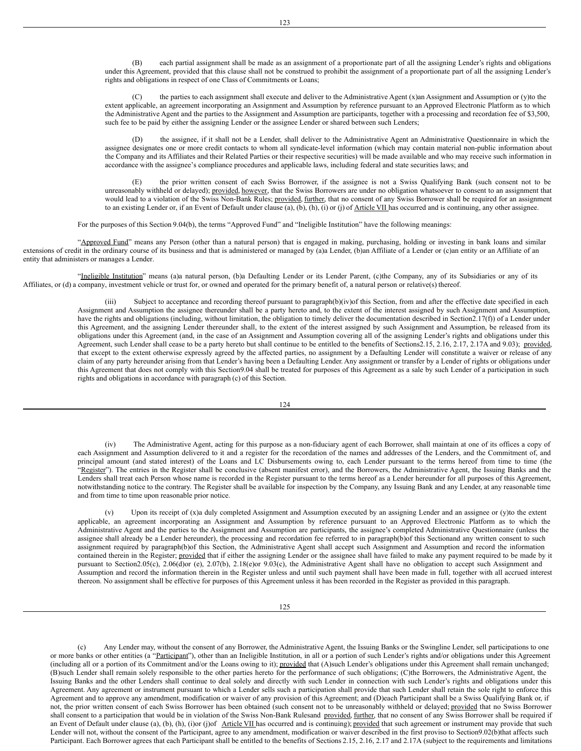(B) each partial assignment shall be made as an assignment of a proportionate part of all the assigning Lender's rights and obligations under this Agreement, provided that this clause shall not be construed to prohibit the assignment of a proportionate part of all the assigning Lender's rights and obligations in respect of one Class of Commitments or Loans;

(C) the parties to each assignment shall execute and deliver to the Administrative Agent (x)an Assignment and Assumption or (y)to the extent applicable, an agreement incorporating an Assignment and Assumption by reference pursuant to an Approved Electronic Platform as to which the Administrative Agent and the parties to the Assignment and Assumption are participants, together with a processing and recordation fee of $3,500, such fee to be paid by either the assigning Lender or the assignee Lender or shared between such Lenders;

(D) the assignee, if it shall not be a Lender, shall deliver to the Administrative Agent an Administrative Questionnaire in which the assignee designates one or more credit contacts to whom all syndicate-level information (which may contain material non-public information about the Company and its Affiliates and their Related Parties or their respective securities) will be made available and who may receive such information in accordance with the assignee's compliance procedures and applicable laws, including federal and state securities laws; and

(E) the prior written consent of each Swiss Borrower, if the assignee is not a Swiss Qualifying Bank (such consent not to be unreasonably withheld or delayed); provided, however, that the Swiss Borrowers are under no obligation whatsoever to consent to an assignment that would lead to a violation of the Swiss Non-Bank Rules; provided, further, that no consent of any Swiss Borrower shall be required for an assignment to an existing Lender or, if an Event of Default under clause (a), (b), (h), (i) or (j) of Article VII has occurred and is continuing, any other assignee.

For the purposes of this Section 9.04(b), the terms "Approved Fund" and "Ineligible Institution" have the following meanings:

"Approved Fund" means any Person (other than a natural person) that is engaged in making, purchasing, holding or investing in bank loans and similar extensions of credit in the ordinary course of its business and that is administered or managed by (a)a Lender, (b)an Affiliate of a Lender or (c)an entity or an Affiliate of an entity that administers or manages a Lender.

"Ineligible Institution" means (a)a natural person, (b)a Defaulting Lender or its Lender Parent, (c)the Company, any of its Subsidiaries or any of its Affiliates, or (d) a company, investment vehicle or trust for, or owned and operated for the primary benefit of, a natural person or relative(s) thereof.

(iii) Subject to acceptance and recording thereof pursuant to paragraph(b)(iv)of this Section, from and after the effective date specified in each Assignment and Assumption the assignee thereunder shall be a party hereto and, to the extent of the interest assigned by such Assignment and Assumption, have the rights and obligations (including, without limitation, the obligation to timely deliver the documentation described in Section2.17(f)) of a Lender under this Agreement, and the assigning Lender thereunder shall, to the extent of the interest assigned by such Assignment and Assumption, be released from its obligations under this Agreement (and, in the case of an Assignment and Assumption covering all of the assigning Lender's rights and obligations under this Agreement, such Lender shall cease to be a party hereto but shall continue to be entitled to the benefits of Sections2.15, 2.16, 2.17, 2.17A and 9.03); provided, that except to the extent otherwise expressly agreed by the affected parties, no assignment by a Defaulting Lender will constitute a waiver or release of any claim of any party hereunder arising from that Lender's having been a Defaulting Lender. Any assignment or transfer by a Lender of rights or obligations under this Agreement that does not comply with this Section9.04 shall be treated for purposes of this Agreement as a sale by such Lender of a participation in such rights and obligations in accordance with paragraph (c) of this Section.

(iv) The Administrative Agent, acting for this purpose as a non-fiduciary agent of each Borrower, shall maintain at one of its offices a copy of each Assignment and Assumption delivered to it and a register for the recordation of the names and addresses of the Lenders, and the Commitment of, and principal amount (and stated interest) of the Loans and LC Disbursements owing to, each Lender pursuant to the terms hereof from time to time (the "Register"). The entries in the Register shall be conclusive (absent manifest error), and the Borrowers, the Administrative Agent, the Issuing Banks and the Lenders shall treat each Person whose name is recorded in the Register pursuant to the terms hereof as a Lender hereunder for all purposes of this Agreement, notwithstanding notice to the contrary. The Register shall be available for inspection by the Company, any Issuing Bank and any Lender, at any reasonable time and from time to time upon reasonable prior notice.

(v) Upon its receipt of (x)a duly completed Assignment and Assumption executed by an assigning Lender and an assignee or (y)to the extent applicable, an agreement incorporating an Assignment and Assumption by reference pursuant to an Approved Electronic Platform as to which the Administrative Agent and the parties to the Assignment and Assumption are participants, the assignee's completed Administrative Questionnaire (unless the assignee shall already be a Lender hereunder), the processing and recordation fee referred to in paragraph(b)of this Sectionand any written consent to such assignment required by paragraph(b)of this Section, the Administrative Agent shall accept such Assignment and Assumption and record the information contained therein in the Register; provided that if either the assigning Lender or the assignee shall have failed to make any payment required to be made by it pursuant to Section2.05(c), 2.06(d)or (e), 2.07(b), 2.18(e)or 9.03(c), the Administrative Agent shall have no obligation to accept such Assignment and Assumption and record the information therein in the Register unless and until such payment shall have been made in full, together with all accrued interest thereon. No assignment shall be effective for purposes of this Agreement unless it has been recorded in the Register as provided in this paragraph.

(c) Any Lender may, without the consent of any Borrower, the Administrative Agent, the Issuing Banks or the Swingline Lender, sell participations to one or more banks or other entities (a "Participant"), other than an Ineligible Institution, in all or a portion of such Lender's rights and/or obligations under this Agreement (including all or a portion of its Commitment and/or the Loans owing to it); provided that (A)such Lender's obligations under this Agreement shall remain unchanged; (B)such Lender shall remain solely responsible to the other parties hereto for the performance of such obligations; (C)the Borrowers, the Administrative Agent, the Issuing Banks and the other Lenders shall continue to deal solely and directly with such Lender in connection with such Lender's rights and obligations under this Agreement. Any agreement or instrument pursuant to which a Lender sells such a participation shall provide that such Lender shall retain the sole right to enforce this Agreement and to approve any amendment, modification or waiver of any provision of this Agreement; and (D)each Participant shall be a Swiss Qualifying Bank or, if not, the prior written consent of each Swiss Borrower has been obtained (such consent not to be unreasonably withheld or delayed; provided that no Swiss Borrower shall consent to a participation that would be in violation of the Swiss Non-Bank Rulesand provided, further, that no consent of any Swiss Borrower shall be required if an Event of Default under clause (a), (b), (h), (i)or (j)of Article VII has occurred and is continuing); provided that such agreement or instrument may provide that such Lender will not, without the consent of the Participant, agree to any amendment, modification or waiver described in the first proviso to Section9.02(b)that affects such Participant. Each Borrower agrees that each Participant shall be entitled to the benefits of Sections 2.15, 2.16, 2.17 and 2.17A (subject to the requirements and limitations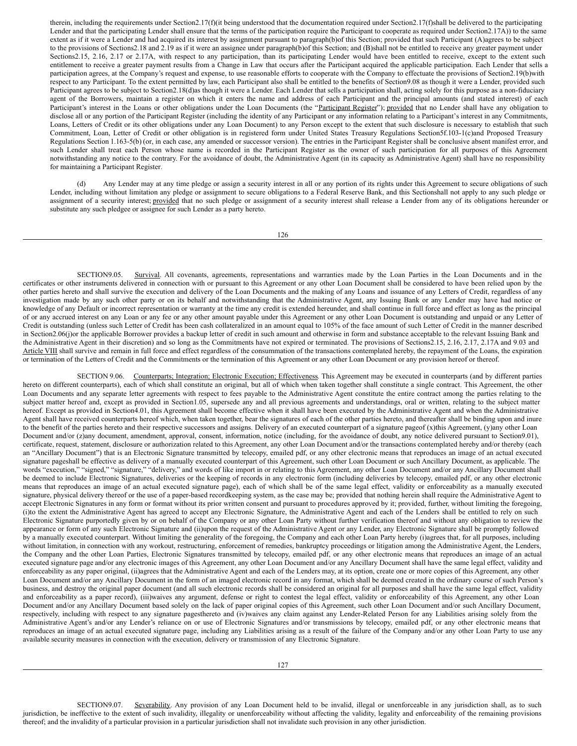therein, including the requirements under Section2.17(f)(it being understood that the documentation required under Section2.17(f)shall be delivered to the participating Lender and that the participating Lender shall ensure that the terms of the participation require the Participant to cooperate as required under Section2.17A)) to the same extent as if it were a Lender and had acquired its interest by assignment pursuant to paragraph(b)of this Section; provided that such Participant (A)agrees to be subject to the provisions of Sections2.18 and 2.19 as if it were an assignee under paragraph(b)of this Section; and (B)shall not be entitled to receive any greater payment under Sections2.15, 2.16, 2.17 or 2.17A, with respect to any participation, than its participating Lender would have been entitled to receive, except to the extent such entitlement to receive a greater payment results from a Change in Law that occurs after the Participant acquired the applicable participation. Each Lender that sells a participation agrees, at the Company's request and expense, to use reasonable efforts to cooperate with the Company to effectuate the provisions of Section2.19(b)with respect to any Participant. To the extent permitted by law, each Participant also shall be entitled to the benefits of Section9.08 as though it were a Lender, provided such Participant agrees to be subject to Section2.18(d)as though it were a Lender. Each Lender that sells a participation shall, acting solely for this purpose as a non-fiduciary agent of the Borrowers, maintain a register on which it enters the name and address of each Participant and the principal amounts (and stated interest) of each Participant's interest in the Loans or other obligations under the Loan Documents (the "Participant Register"); provided that no Lender shall have any obligation to disclose all or any portion of the Participant Register (including the identity of any Participant or any information relating to a Participant's interest in any Commitments, Loans, Letters of Credit or its other obligations under any Loan Document) to any Person except to the extent that such disclosure is necessary to establish that such Commitment, Loan, Letter of Credit or other obligation is in registered form under United States Treasury Regulations Section5f.103-1(c)and Proposed Treasury Regulations Section 1.163-5(b) (or, in each case, any amended or successor version). The entries in the Participant Register shall be conclusive absent manifest error, and such Lender shall treat each Person whose name is recorded in the Participant Register as the owner of such participation for all purposes of this Agreement notwithstanding any notice to the contrary. For the avoidance of doubt, the Administrative Agent (in its capacity as Administrative Agent) shall have no responsibility for maintaining a Participant Register.

(d) Any Lender may at any time pledge or assign a security interest in all or any portion of its rights under this Agreement to secure obligations of such Lender, including without limitation any pledge or assignment to secure obligations to a Federal Reserve Bank, and this Sectionshall not apply to any such pledge or assignment of a security interest; provided that no such pledge or assignment of a security interest shall release a Lender from any of its obligations hereunder or substitute any such pledgee or assignee for such Lender as a party hereto.

SECTION9.05. Survival. All covenants, agreements, representations and warranties made by the Loan Parties in the Loan Documents and in the certificates or other instruments delivered in connection with or pursuant to this Agreement or any other Loan Document shall be considered to have been relied upon by the other parties hereto and shall survive the execution and delivery of the Loan Documents and the making of any Loans and issuance of any Letters of Credit, regardless of any investigation made by any such other party or on its behalf and notwithstanding that the Administrative Agent, any Issuing Bank or any Lender may have had notice or knowledge of any Default or incorrect representation or warranty at the time any credit is extended hereunder, and shall continue in full force and effect as long as the principal of or any accrued interest on any Loan or any fee or any other amount payable under this Agreement or any other Loan Document is outstanding and unpaid or any Letter of Credit is outstanding (unless such Letter of Credit has been cash collateralized in an amount equal to 105% of the face amount of such Letter of Credit in the manner described in Section2.06(j)or the applicable Borrower provides a backup letter of credit in such amount and otherwise in form and substance acceptable to the relevant Issuing Bank and the Administrative Agent in their discretion) and so long as the Commitments have not expired or terminated. The provisions of Sections2.15, 2.16, 2.17, 2.17A and 9.03 and Article VIII shall survive and remain in full force and effect regardless of the consummation of the transactions contemplated hereby, the repayment of the Loans, the expiration or termination of the Letters of Credit and the Commitments or the termination of this Agreement or any other Loan Document or any provision hereof or thereof.

SECTION 9.06. Counterparts; Integration; Electronic Execution; Effectiveness. This Agreement may be executed in counterparts (and by different parties hereto on different counterparts), each of which shall constitute an original, but all of which when taken together shall constitute a single contract. This Agreement, the other Loan Documents and any separate letter agreements with respect to fees payable to the Administrative Agent constitute the entire contract among the parties relating to the subject matter hereof and, except as provided in Section1.05, supersede any and all previous agreements and understandings, oral or written, relating to the subject matter hereof. Except as provided in Section4.01, this Agreement shall become effective when it shall have been executed by the Administrative Agent and when the Administrative Agent shall have received counterparts hereof which, when taken together, bear the signatures of each of the other parties hereto, and thereafter shall be binding upon and inure to the benefit of the parties hereto and their respective successors and assigns. Delivery of an executed counterpart of a signature pageof (x)this Agreement, (y)any other Loan Document and/or (z)any document, amendment, approval, consent, information, notice (including, for the avoidance of doubt, any notice delivered pursuant to Section9.01), certificate, request, statement, disclosure or authorization related to this Agreement, any other Loan Document and/or the transactions contemplated hereby and/or thereby (each an "Ancillary Document") that is an Electronic Signature transmitted by telecopy, emailed pdf, or any other electronic means that reproduces an image of an actual executed signature pageshall be effective as delivery of a manually executed counterpart of this Agreement, such other Loan Document or such Ancillary Document, as applicable. The words "execution," "signed," "signature," "delivery," and words of like import in or relating to this Agreement, any other Loan Document and/or any Ancillary Document shall be deemed to include Electronic Signatures, deliveries or the keeping of records in any electronic form (including deliveries by telecopy, emailed pdf, or any other electronic means that reproduces an image of an actual executed signature page), each of which shall be of the same legal effect, validity or enforceability as a manually executed signature, physical delivery thereof or the use of a paper-based recordkeeping system, as the case may be; provided that nothing herein shall require the Administrative Agent to accept Electronic Signatures in any form or format without its prior written consent and pursuant to procedures approved by it; provided, further, without limiting the foregoing, (i)to the extent the Administrative Agent has agreed to accept any Electronic Signature, the Administrative Agent and each of the Lenders shall be entitled to rely on such Electronic Signature purportedly given by or on behalf of the Company or any other Loan Party without further verification thereof and without any obligation to review the appearance or form of any such Electronic Signature and (ii)upon the request of the Administrative Agent or any Lender, any Electronic Signature shall be promptly followed by a manually executed counterpart. Without limiting the generality of the foregoing, the Company and each other Loan Party hereby (i)agrees that, for all purposes, including without limitation, in connection with any workout, restructuring, enforcement of remedies, bankruptcy proceedings or litigation among the Administrative Agent, the Lenders, the Company and the other Loan Parties, Electronic Signatures transmitted by telecopy, emailed pdf, or any other electronic means that reproduces an image of an actual executed signature page and/or any electronic images of this Agreement, any other Loan Document and/or any Ancillary Document shall have the same legal effect, validity and enforceability as any paper original, (ii)agrees that the Administrative Agent and each of the Lenders may, at its option, create one or more copies of this Agreement, any other Loan Document and/or any Ancillary Document in the form of an imaged electronic record in any format, which shall be deemed created in the ordinary course of such Person's business, and destroy the original paper document (and all such electronic records shall be considered an original for all purposes and shall have the same legal effect, validity and enforceability as a paper record), (iii)waives any argument, defense or right to contest the legal effect, validity or enforceability of this Agreement, any other Loan Document and/or any Ancillary Document based solely on the lack of paper original copies of this Agreement, such other Loan Document and/or such Ancillary Document, respectively, including with respect to any signature pagesthereto and (iv)waives any claim against any Lender-Related Person for any Liabilities arising solely from the Administrative Agent's and/or any Lender's reliance on or use of Electronic Signatures and/or transmissions by telecopy, emailed pdf, or any other electronic means that reproduces an image of an actual executed signature page, including any Liabilities arising as a result of the failure of the Company and/or any other Loan Party to use any available security measures in connection with the execution, delivery or transmission of any Electronic Signature.

SECTION9.07. Severability. Any provision of any Loan Document held to be invalid, illegal or unenforceable in any jurisdiction shall, as to such jurisdiction, be ineffective to the extent of such invalidity, illegality or unenforceability without affecting the validity, legality and enforceability of the remaining provisions thereof; and the invalidity of a particular provision in a particular jurisdiction shall not invalidate such provision in any other jurisdiction.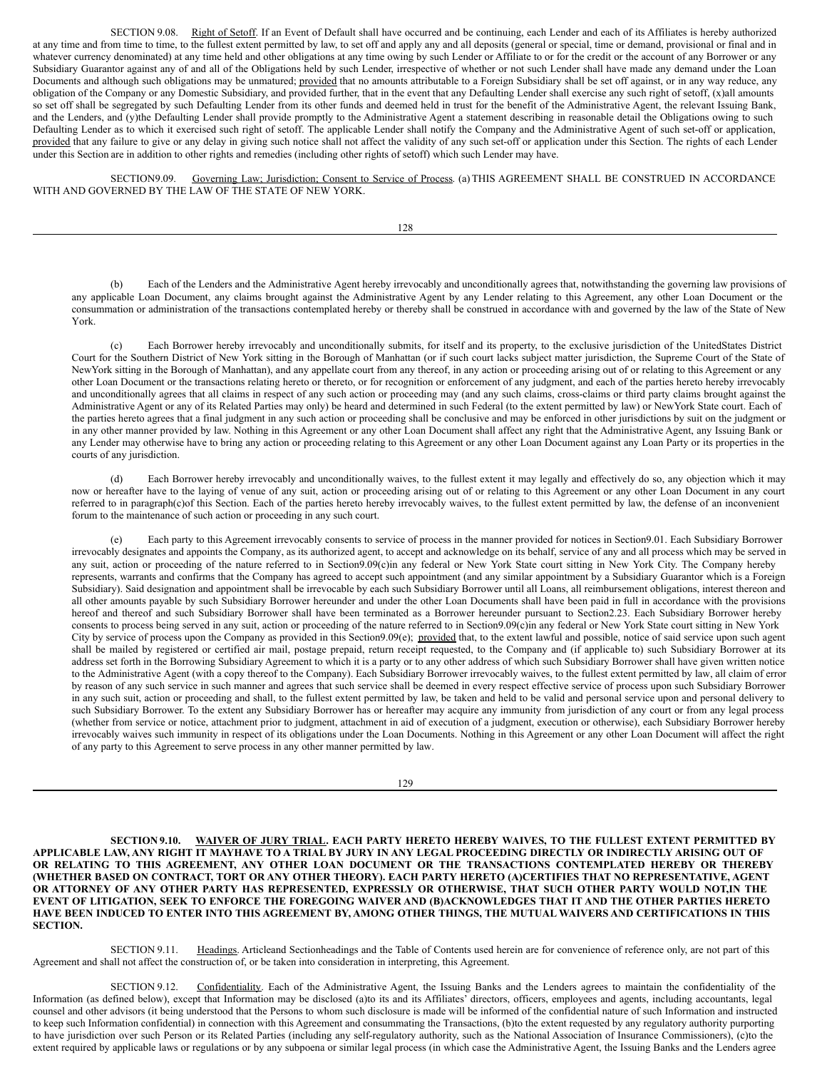SECTION 9.08. Right of Setoff. If an Event of Default shall have occurred and be continuing, each Lender and each of its Affiliates is hereby authorized at any time and from time to time, to the fullest extent permitted by law, to set off and apply any and all deposits (general or special, time or demand, provisional or final and in whatever currency denominated) at any time held and other obligations at any time owing by such Lender or Affiliate to or for the credit or the account of any Borrower or any Subsidiary Guarantor against any of and all of the Obligations held by such Lender, irrespective of whether or not such Lender shall have made any demand under the Loan Documents and although such obligations may be unmatured; provided that no amounts attributable to a Foreign Subsidiary shall be set off against, or in any way reduce, any obligation of the Company or any Domestic Subsidiary, and provided further, that in the event that any Defaulting Lender shall exercise any such right of setoff, (x)all amounts so set off shall be segregated by such Defaulting Lender from its other funds and deemed held in trust for the benefit of the Administrative Agent, the relevant Issuing Bank, and the Lenders, and (y)the Defaulting Lender shall provide promptly to the Administrative Agent a statement describing in reasonable detail the Obligations owing to such Defaulting Lender as to which it exercised such right of setoff. The applicable Lender shall notify the Company and the Administrative Agent of such set-off or application, provided that any failure to give or any delay in giving such notice shall not affect the validity of any such set-off or application under this Section. The rights of each Lender under this Section are in addition to other rights and remedies (including other rights of setoff) which such Lender may have.

SECTION9.09. Governing Law; Jurisdiction; Consent to Service of Process. (a) THIS AGREEMENT SHALL BE CONSTRUED IN ACCORDANCE WITH AND GOVERNED BY THE LAW OF THE STATE OF NEW YORK.

(b) Each of the Lenders and the Administrative Agent hereby irrevocably and unconditionally agrees that, notwithstanding the governing law provisions of any applicable Loan Document, any claims brought against the Administrative Agent by any Lender relating to this Agreement, any other Loan Document or the consummation or administration of the transactions contemplated hereby or thereby shall be construed in accordance with and governed by the law of the State of New York.

(c) Each Borrower hereby irrevocably and unconditionally submits, for itself and its property, to the exclusive jurisdiction of the UnitedStates District Court for the Southern District of New York sitting in the Borough of Manhattan (or if such court lacks subject matter jurisdiction, the Supreme Court of the State of NewYork sitting in the Borough of Manhattan), and any appellate court from any thereof, in any action or proceeding arising out of or relating to this Agreement or any other Loan Document or the transactions relating hereto or thereto, or for recognition or enforcement of any judgment, and each of the parties hereto hereby irrevocably and unconditionally agrees that all claims in respect of any such action or proceeding may (and any such claims, cross-claims or third party claims brought against the Administrative Agent or any of its Related Parties may only) be heard and determined in such Federal (to the extent permitted by law) or NewYork State court. Each of the parties hereto agrees that a final judgment in any such action or proceeding shall be conclusive and may be enforced in other jurisdictions by suit on the judgment or in any other manner provided by law. Nothing in this Agreement or any other Loan Document shall affect any right that the Administrative Agent, any Issuing Bank or any Lender may otherwise have to bring any action or proceeding relating to this Agreement or any other Loan Document against any Loan Party or its properties in the courts of any jurisdiction.

(d) Each Borrower hereby irrevocably and unconditionally waives, to the fullest extent it may legally and effectively do so, any objection which it may now or hereafter have to the laying of venue of any suit, action or proceeding arising out of or relating to this Agreement or any other Loan Document in any court referred to in paragraph(c)of this Section. Each of the parties hereto hereby irrevocably waives, to the fullest extent permitted by law, the defense of an inconvenient forum to the maintenance of such action or proceeding in any such court.

(e) Each party to this Agreement irrevocably consents to service of process in the manner provided for notices in Section9.01. Each Subsidiary Borrower irrevocably designates and appoints the Company, as its authorized agent, to accept and acknowledge on its behalf, service of any and all process which may be served in any suit, action or proceeding of the nature referred to in Section9.09(c)in any federal or New York State court sitting in New York City. The Company hereby represents, warrants and confirms that the Company has agreed to accept such appointment (and any similar appointment by a Subsidiary Guarantor which is a Foreign Subsidiary). Said designation and appointment shall be irrevocable by each such Subsidiary Borrower until all Loans, all reimbursement obligations, interest thereon and all other amounts payable by such Subsidiary Borrower hereunder and under the other Loan Documents shall have been paid in full in accordance with the provisions hereof and thereof and such Subsidiary Borrower shall have been terminated as a Borrower hereunder pursuant to Section2.23. Each Subsidiary Borrower hereby consents to process being served in any suit, action or proceeding of the nature referred to in Section9.09(c)in any federal or New York State court sitting in New York City by service of process upon the Company as provided in this Section9.09(e); provided that, to the extent lawful and possible, notice of said service upon such agent shall be mailed by registered or certified air mail, postage prepaid, return receipt requested, to the Company and (if applicable to) such Subsidiary Borrower at its address set forth in the Borrowing Subsidiary Agreement to which it is a party or to any other address of which such Subsidiary Borrower shall have given written notice to the Administrative Agent (with a copy thereof to the Company). Each Subsidiary Borrower irrevocably waives, to the fullest extent permitted by law, all claim of error by reason of any such service in such manner and agrees that such service shall be deemed in every respect effective service of process upon such Subsidiary Borrower in any such suit, action or proceeding and shall, to the fullest extent permitted by law, be taken and held to be valid and personal service upon and personal delivery to such Subsidiary Borrower. To the extent any Subsidiary Borrower has or hereafter may acquire any immunity from jurisdiction of any court or from any legal process (whether from service or notice, attachment prior to judgment, attachment in aid of execution of a judgment, execution or otherwise), each Subsidiary Borrower hereby irrevocably waives such immunity in respect of its obligations under the Loan Documents. Nothing in this Agreement or any other Loan Document will affect the right of any party to this Agreement to serve process in any other manner permitted by law.

**SECTION 9.10. WAIVER OF JURY TRIAL. EACH PARTY HERETO HEREBY WAIVES, TO THE FULLEST EXTENT PERMITTED BY APPLICABLE LAW, ANY RIGHT IT MAYHAVE TO A TRIAL BY JURY IN ANY LEGAL PROCEEDING DIRECTLY OR INDIRECTLY ARISING OUT OF OR RELATING TO THIS AGREEMENT, ANY OTHER LOAN DOCUMENT OR THE TRANSACTIONS CONTEMPLATED HEREBY OR THEREBY (WHETHER BASED ON CONTRACT, TORT OR ANY OTHER THEORY). EACH PARTY HERETO (A)CERTIFIES THAT NO REPRESENTATIVE, AGENT OR ATTORNEY OF ANY OTHER PARTY HAS REPRESENTED, EXPRESSLY OR OTHERWISE, THAT SUCH OTHER PARTY WOULD NOT,IN THE EVENT OF LITIGATION, SEEK TO ENFORCE THE FOREGOING WAIVER AND (B)ACKNOWLEDGES THAT IT AND THE OTHER PARTIES HERETO HAVE BEEN INDUCED TO ENTER INTO THIS AGREEMENT BY, AMONG OTHER THINGS, THE MUTUAL WAIVERS AND CERTIFICATIONS IN THIS SECTION.**

SECTION 9.11. Headings. Articleand Sectionheadings and the Table of Contents used herein are for convenience of reference only, are not part of this Agreement and shall not affect the construction of, or be taken into consideration in interpreting, this Agreement.

SECTION 9.12. Confidentiality. Each of the Administrative Agent, the Issuing Banks and the Lenders agrees to maintain the confidentiality of the Information (as defined below), except that Information may be disclosed (a)to its and its Affiliates' directors, officers, employees and agents, including accountants, legal counsel and other advisors (it being understood that the Persons to whom such disclosure is made will be informed of the confidential nature of such Information and instructed to keep such Information confidential) in connection with this Agreement and consummating the Transactions, (b)to the extent requested by any regulatory authority purporting to have jurisdiction over such Person or its Related Parties (including any self-regulatory authority, such as the National Association of Insurance Commissioners), (c)to the extent required by applicable laws or regulations or by any subpoena or similar legal process (in which case the Administrative Agent, the Issuing Banks and the Lenders agree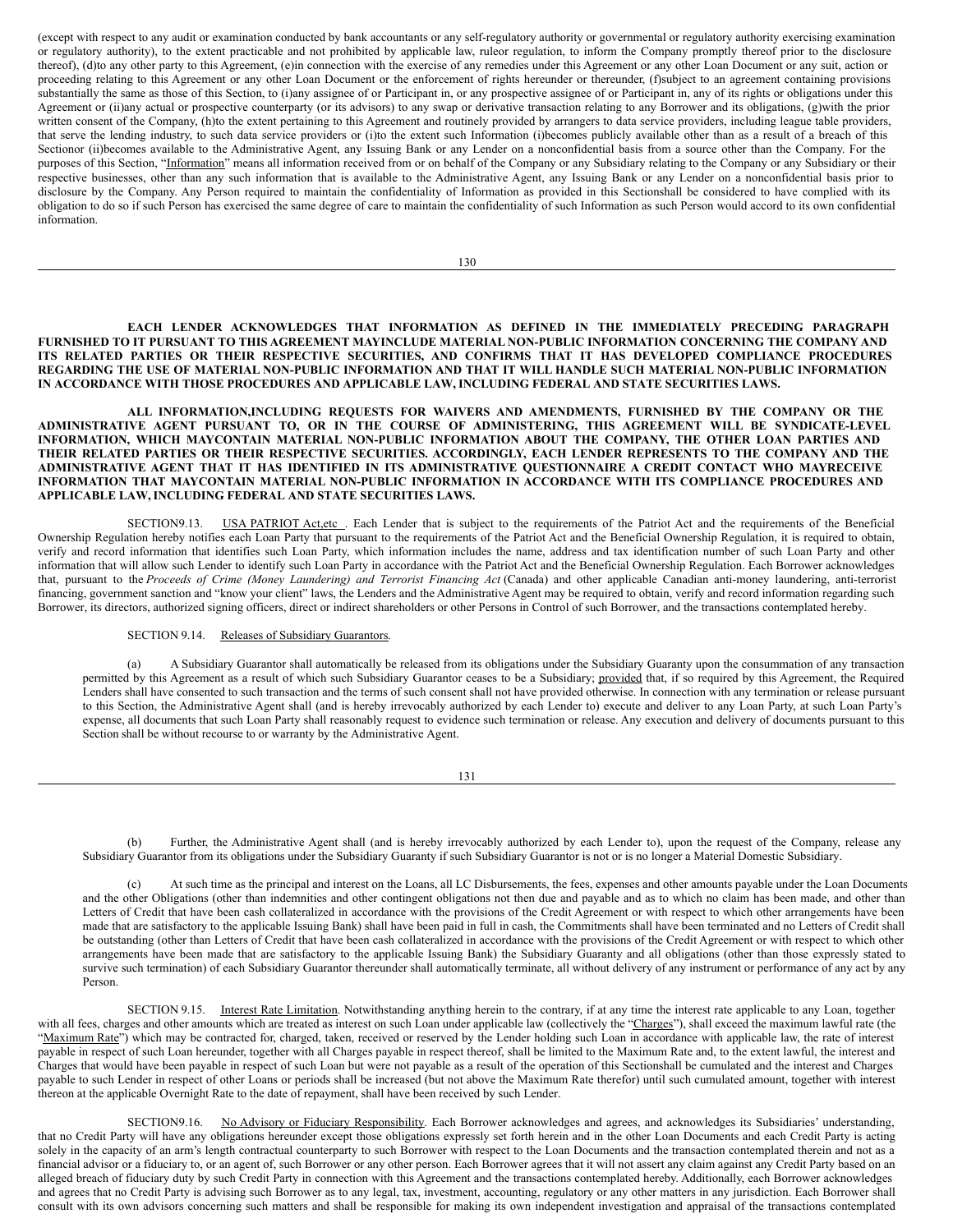(except with respect to any audit or examination conducted by bank accountants or any self-regulatory authority or governmental or regulatory authority exercising examination or regulatory authority), to the extent practicable and not prohibited by applicable law, ruleor regulation, to inform the Company promptly thereof prior to the disclosure thereof), (d)to any other party to this Agreement, (e)in connection with the exercise of any remedies under this Agreement or any other Loan Document or any suit, action or proceeding relating to this Agreement or any other Loan Document or the enforcement of rights hereunder or thereunder, (f)subject to an agreement containing provisions substantially the same as those of this Section, to (i)any assignee of or Participant in, or any prospective assignee of or Participant in, any of its rights or obligations under this Agreement or (ii)any actual or prospective counterparty (or its advisors) to any swap or derivative transaction relating to any Borrower and its obligations, (g)with the prior written consent of the Company, (h)to the extent pertaining to this Agreement and routinely provided by arrangers to data service providers, including league table providers, that serve the lending industry, to such data service providers or (i)to the extent such Information (i)becomes publicly available other than as a result of a breach of this Sectionor (ii)becomes available to the Administrative Agent, any Issuing Bank or any Lender on a nonconfidential basis from a source other than the Company. For the purposes of this Section, "Information" means all information received from or on behalf of the Company or any Subsidiary relating to the Company or any Subsidiary or their respective businesses, other than any such information that is available to the Administrative Agent, any Issuing Bank or any Lender on a nonconfidential basis prior to disclosure by the Company. Any Person required to maintain the confidentiality of Information as provided in this Sectionshall be considered to have complied with its obligation to do so if such Person has exercised the same degree of care to maintain the confidentiality of such Information as such Person would accord to its own confidential information.

**EACH LENDER ACKNOWLEDGES THAT INFORMATION AS DEFINED IN THE IMMEDIATELY PRECEDING PARAGRAPH FURNISHED TO IT PURSUANT TO THIS AGREEMENT MAYINCLUDE MATERIAL NON-PUBLIC INFORMATION CONCERNING THE COMPANY AND ITS RELATED PARTIES OR THEIR RESPECTIVE SECURITIES, AND CONFIRMS THAT IT HAS DEVELOPED COMPLIANCE PROCEDURES REGARDING THE USE OF MATERIAL NON-PUBLIC INFORMATION AND THAT IT WILL HANDLE SUCH MATERIAL NON-PUBLIC INFORMATION IN ACCORDANCE WITH THOSE PROCEDURES AND APPLICABLE LAW, INCLUDING FEDERAL AND STATE SECURITIES LAWS.**

**ALL INFORMATION,INCLUDING REQUESTS FOR WAIVERS AND AMENDMENTS, FURNISHED BY THE COMPANY OR THE ADMINISTRATIVE AGENT PURSUANT TO, OR IN THE COURSE OF ADMINISTERING, THIS AGREEMENT WILL BE SYNDICATE-LEVEL INFORMATION, WHICH MAYCONTAIN MATERIAL NON-PUBLIC INFORMATION ABOUT THE COMPANY, THE OTHER LOAN PARTIES AND THEIR RELATED PARTIES OR THEIR RESPECTIVE SECURITIES. ACCORDINGLY, EACH LENDER REPRESENTS TO THE COMPANY AND THE ADMINISTRATIVE AGENT THAT IT HAS IDENTIFIED IN ITS ADMINISTRATIVE QUESTIONNAIRE A CREDIT CONTACT WHO MAYRECEIVE INFORMATION THAT MAYCONTAIN MATERIAL NON-PUBLIC INFORMATION IN ACCORDANCE WITH ITS COMPLIANCE PROCEDURES AND APPLICABLE LAW, INCLUDING FEDERAL AND STATE SECURITIES LAWS.**

SECTION9.13. USA PATRIOT Act,etc . Each Lender that is subject to the requirements of the Patriot Act and the requirements of the Beneficial Ownership Regulation hereby notifies each Loan Party that pursuant to the requirements of the Patriot Act and the Beneficial Ownership Regulation, it is required to obtain, verify and record information that identifies such Loan Party, which information includes the name, address and tax identification number of such Loan Party and other information that will allow such Lender to identify such Loan Party in accordance with the Patriot Act and the Beneficial Ownership Regulation. Each Borrower acknowledges that, pursuant to the *Proceeds of Crime (Money Laundering) and Terrorist Financing Act* (Canada) and other applicable Canadian anti-money laundering, anti-terrorist financing, government sanction and "know your client" laws, the Lenders and the Administrative Agent may be required to obtain, verify and record information regarding such Borrower, its directors, authorized signing officers, direct or indirect shareholders or other Persons in Control of such Borrower, and the transactions contemplated hereby.

SECTION 9.14. Releases of Subsidiary Guarantors.

(a) A Subsidiary Guarantor shall automatically be released from its obligations under the Subsidiary Guaranty upon the consummation of any transaction permitted by this Agreement as a result of which such Subsidiary Guarantor ceases to be a Subsidiary; provided that, if so required by this Agreement, the Required Lenders shall have consented to such transaction and the terms of such consent shall not have provided otherwise. In connection with any termination or release pursuant to this Section, the Administrative Agent shall (and is hereby irrevocably authorized by each Lender to) execute and deliver to any Loan Party, at such Loan Party's expense, all documents that such Loan Party shall reasonably request to evidence such termination or release. Any execution and delivery of documents pursuant to this Section shall be without recourse to or warranty by the Administrative Agent.

(b) Further, the Administrative Agent shall (and is hereby irrevocably authorized by each Lender to), upon the request of the Company, release any Subsidiary Guarantor from its obligations under the Subsidiary Guaranty if such Subsidiary Guarantor is not or is no longer a Material Domestic Subsidiary.

(c) At such time as the principal and interest on the Loans, all LC Disbursements, the fees, expenses and other amounts payable under the Loan Documents and the other Obligations (other than indemnities and other contingent obligations not then due and payable and as to which no claim has been made, and other than Letters of Credit that have been cash collateralized in accordance with the provisions of the Credit Agreement or with respect to which other arrangements have been made that are satisfactory to the applicable Issuing Bank) shall have been paid in full in cash, the Commitments shall have been terminated and no Letters of Credit shall be outstanding (other than Letters of Credit that have been cash collateralized in accordance with the provisions of the Credit Agreement or with respect to which other arrangements have been made that are satisfactory to the applicable Issuing Bank) the Subsidiary Guaranty and all obligations (other than those expressly stated to survive such termination) of each Subsidiary Guarantor thereunder shall automatically terminate, all without delivery of any instrument or performance of any act by any Person.

SECTION 9.15. Interest Rate Limitation. Notwithstanding anything herein to the contrary, if at any time the interest rate applicable to any Loan, together with all fees, charges and other amounts which are treated as interest on such Loan under applicable law (collectively the "Charges"), shall exceed the maximum lawful rate (the "Maximum Rate") which may be contracted for, charged, taken, received or reserved by the Lender holding such Loan in accordance with applicable law, the rate of interest payable in respect of such Loan hereunder, together with all Charges payable in respect thereof, shall be limited to the Maximum Rate and, to the extent lawful, the interest and Charges that would have been payable in respect of such Loan but were not payable as a result of the operation of this Sectionshall be cumulated and the interest and Charges payable to such Lender in respect of other Loans or periods shall be increased (but not above the Maximum Rate therefor) until such cumulated amount, together with interest thereon at the applicable Overnight Rate to the date of repayment, shall have been received by such Lender.

SECTION9.16. No Advisory or Fiduciary Responsibility. Each Borrower acknowledges and agrees, and acknowledges its Subsidiaries' understanding, that no Credit Party will have any obligations hereunder except those obligations expressly set forth herein and in the other Loan Documents and each Credit Party is acting solely in the capacity of an arm's length contractual counterparty to such Borrower with respect to the Loan Documents and the transaction contemplated therein and not as a financial advisor or a fiduciary to, or an agent of, such Borrower or any other person. Each Borrower agrees that it will not assert any claim against any Credit Party based on an alleged breach of fiduciary duty by such Credit Party in connection with this Agreement and the transactions contemplated hereby. Additionally, each Borrower acknowledges and agrees that no Credit Party is advising such Borrower as to any legal, tax, investment, accounting, regulatory or any other matters in any jurisdiction. Each Borrower shall consult with its own advisors concerning such matters and shall be responsible for making its own independent investigation and appraisal of the transactions contemplated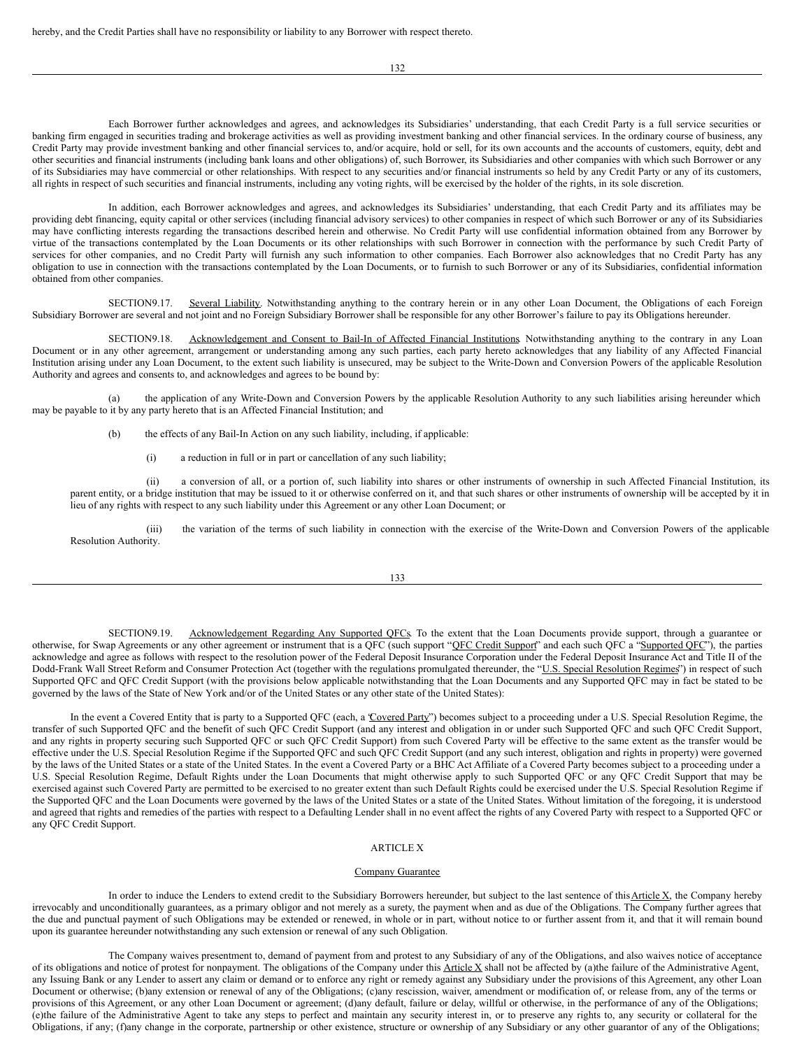hereby, and the Credit Parties shall have no responsibility or liability to any Borrower with respect thereto.

Each Borrower further acknowledges and agrees, and acknowledges its Subsidiaries' understanding, that each Credit Party is a full service securities or banking firm engaged in securities trading and brokerage activities as well as providing investment banking and other financial services. In the ordinary course of business, any Credit Party may provide investment banking and other financial services to, and/or acquire, hold or sell, for its own accounts and the accounts of customers, equity, debt and other securities and financial instruments (including bank loans and other obligations) of, such Borrower, its Subsidiaries and other companies with which such Borrower or any of its Subsidiaries may have commercial or other relationships. With respect to any securities and/or financial instruments so held by any Credit Party or any of its customers, all rights in respect of such securities and financial instruments, including any voting rights, will be exercised by the holder of the rights, in its sole discretion.

In addition, each Borrower acknowledges and agrees, and acknowledges its Subsidiaries' understanding, that each Credit Party and its affiliates may be providing debt financing, equity capital or other services (including financial advisory services) to other companies in respect of which such Borrower or any of its Subsidiaries may have conflicting interests regarding the transactions described herein and otherwise. No Credit Party will use confidential information obtained from any Borrower by virtue of the transactions contemplated by the Loan Documents or its other relationships with such Borrower in connection with the performance by such Credit Party of services for other companies, and no Credit Party will furnish any such information to other companies. Each Borrower also acknowledges that no Credit Party has any obligation to use in connection with the transactions contemplated by the Loan Documents, or to furnish to such Borrower or any of its Subsidiaries, confidential information obtained from other companies.

SECTION 9.17. Several Liability. Notwithstanding anything to the contrary herein or in any other Loan Document, the Obligations of each Foreign Subsidiary Borrower are several and not joint and no Foreign Subsidiary Borrower shall be responsible for any other Borrower's failure to pay its Obligations hereunder.

SECTION 9.18. Acknowledgement and Consent to Bail-In of Affected Financial Institutions. Notwithstanding anything to the contrary in any Loan Document or in any other agreement, arrangement or understanding among any such parties, each party hereto acknowledges that any liability of any Affected Financial Institution arising under any Loan Document, to the extent such liability is unsecured, may be subject to the Write-Down and Conversion Powers of the applicable Resolution Authority and agrees and consents to, and acknowledges and agrees to be bound by:

(a) the application of any Write-Down and Conversion Powers by the applicable Resolution Authority to any such liabilities arising hereunder which may be payable to it by any party hereto that is an Affected Financial Institution; and

(b) the effects of any Bail-In Action on any such liability, including, if applicable:

(i) a reduction in full or in part or cancellation of any such liability;

(ii) a conversion of all, or a portion of, such liability into shares or other instruments of ownership in such Affected Financial Institution, its parent entity, or a bridge institution that may be issued to it or otherwise conferred on it, and that such shares or other instruments of ownership will be accepted by it in lieu of any rights with respect to any such liability under this Agreement or any other Loan Document; or

(iii) the variation of the terms of such liability in connection with the exercise of the Write-Down and Conversion Powers of the applicable Resolution Authority.

SECTION 9.19. Acknowledgement Regarding Any Supported QFCs. To the extent that the Loan Documents provide support, through a guarantee or otherwise, for Swap Agreements or any other agreement or instrument that is a QFC (such support "QFC Credit Support" and each such QFC a "Supported QFC"), the parties acknowledge and agree as follows with respect to the resolution power of the Federal Deposit Insurance Corporation under the Federal Deposit Insurance Act and Title II of the Dodd-Frank Wall Street Reform and Consumer Protection Act (together with the regulations promulgated thereunder, the "U.S. Special Resolution Regimes") in respect of such Supported QFC and QFC Credit Support (with the provisions below applicable notwithstanding that the Loan Documents and any Supported QFC may in fact be stated to be governed by the laws of the State of New York and/or of the United States or any other state of the United States):

In the event a Covered Entity that is party to a Supported QFC (each, a "Covered Party") becomes subject to a proceeding under a U.S. Special Resolution Regime, the transfer of such Supported QFC and the benefit of such QFC Credit Support (and any interest and obligation in or under such Supported QFC and such QFC Credit Support, and any rights in property securing such Supported QFC or such QFC Credit Support) from such Covered Party will be effective to the same extent as the transfer would be effective under the U.S. Special Resolution Regime if the Supported QFC and such QFC Credit Support (and any such interest, obligation and rights in property) were governed by the laws of the United States or a state of the United States. In the event a Covered Party or a BHC Act Affiliate of a Covered Party becomes subject to a proceeding under a U.S. Special Resolution Regime, Default Rights under the Loan Documents that might otherwise apply to such Supported QFC or any QFC Credit Support that may be exercised against such Covered Party are permitted to be exercised to no greater extent than such Default Rights could be exercised under the U.S. Special Resolution Regime if the Supported QFC and the Loan Documents were governed by the laws of the United States or a state of the United States. Without limitation of the foregoing, it is understood and agreed that rights and remedies of the parties with respect to a Defaulting Lender shall in no event affect the rights of any Covered Party with respect to a Supported QFC or any QFC Credit Support.

## ARTICLE X

### Company Guarantee

In order to induce the Lenders to extend credit to the Subsidiary Borrowers hereunder, but subject to the last sentence of this Article X, the Company hereby irrevocably and unconditionally guarantees, as a primary obligor and not merely as a surety, the payment when and as due of the Obligations. The Company further agrees that the due and punctual payment of such Obligations may be extended or renewed, in whole or in part, without notice to or further assent from it, and that it will remain bound upon its guarantee hereunder notwithstanding any such extension or renewal of any such Obligation.

The Company waives presentment to, demand of payment from and protest to any Subsidiary of any of the Obligations, and also waives notice of acceptance of its obligations and notice of protest for nonpayment. The obligations of the Company under this Article X shall not be affected by (a) the failure of the Administrative Agent, any Issuing Bank or any Lender to assert any claim or demand or to enforce any right or remedy against any Subsidiary under the provisions of this Agreement, any other Loan Document or otherwise; (b) any extension or renewal of any of the Obligations; (c) any rescission, waiver, amendment or modification of, or release from, any of the terms or provisions of this Agreement, or any other Loan Document or agreement; (d) any default, failure or delay, willful or otherwise, in the performance of any of the Obligations; (e) the failure of the Administrative Agent to take any steps to perfect and maintain any security interest in, or to preserve any rights to, any security or collateral for the Obligations, if any; (f) any change in the corporate, partnership or other existence, structure or ownership of any Subsidiary or any other guarantor of any of the Obligations;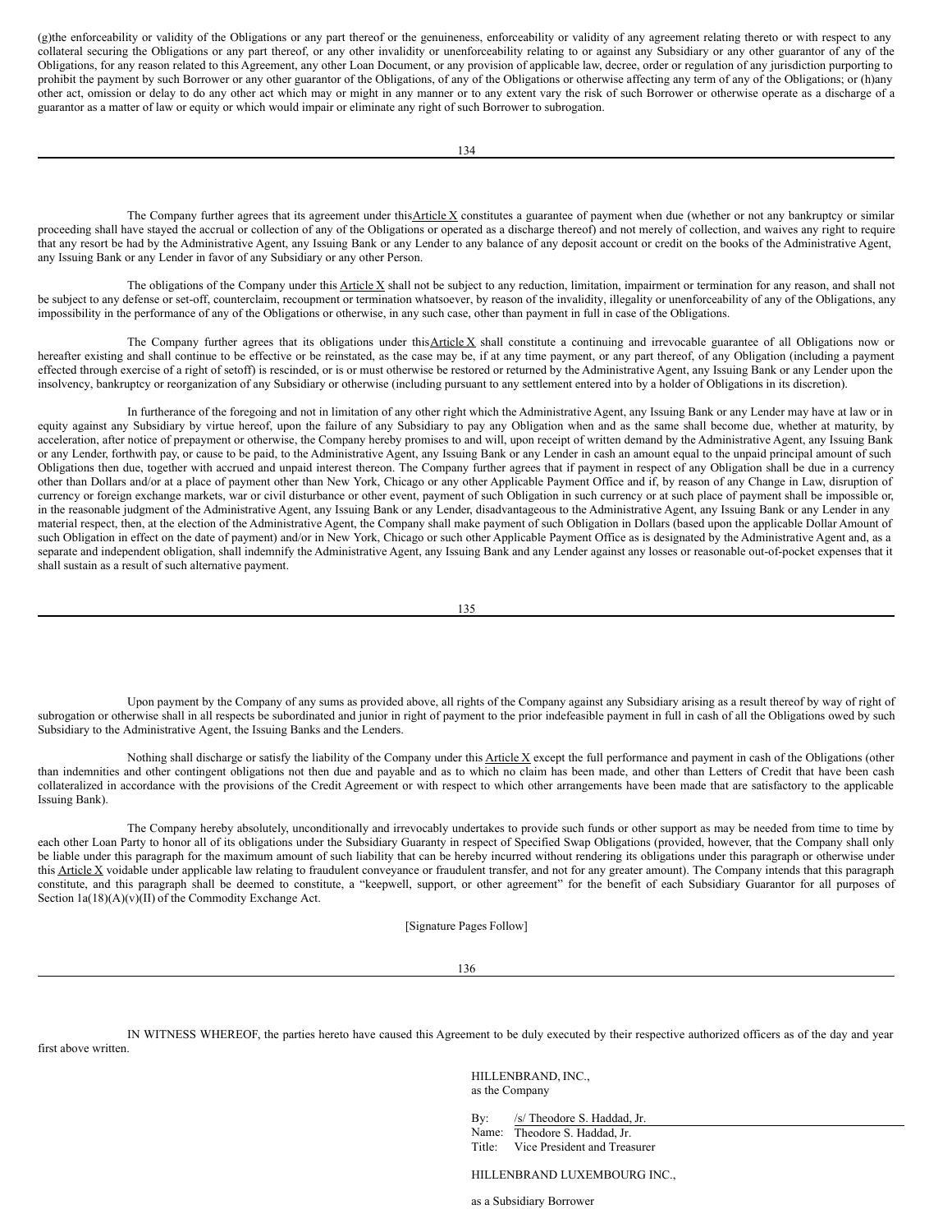(g)the enforceability or validity of the Obligations or any part thereof or the genuineness, enforceability or validity of any agreement relating thereto or with respect to any collateral securing the Obligations or any part thereof, or any other invalidity or unenforceability relating to or against any Subsidiary or any other guarantor of any of the Obligations, for any reason related to this Agreement, any other Loan Document, or any provision of applicable law, decree, order or regulation of any jurisdiction purporting to prohibit the payment by such Borrower or any other guarantor of the Obligations, of any of the Obligations or otherwise affecting any term of any of the Obligations; or (h)any other act, omission or delay to do any other act which may or might in any manner or to any extent vary the risk of such Borrower or otherwise operate as a discharge of a guarantor as a matter of law or equity or which would impair or eliminate any right of such Borrower to subrogation.

The Company further agrees that its agreement under this Article X constitutes a guarantee of payment when due (whether or not any bankruptcy or similar proceeding shall have stayed the accrual or collection of any of the Obligations or operated as a discharge thereof) and not merely of collection, and waives any right to require that any resort be had by the Administrative Agent, any Issuing Bank or any Lender to any balance of any deposit account or credit on the books of the Administrative Agent, any Issuing Bank or any Lender in favor of any Subsidiary or any other Person.

The obligations of the Company under this Article X shall not be subject to any reduction, limitation, impairment or termination for any reason, and shall not be subject to any defense or set-off, counterclaim, recoupment or termination whatsoever, by reason of the invalidity, illegality or unenforceability of any of the Obligations, any impossibility in the performance of any of the Obligations or otherwise, in any such case, other than payment in full in case of the Obligations.

The Company further agrees that its obligations under this Article X shall constitute a continuing and irrevocable guarantee of all Obligations now or hereafter existing and shall continue to be effective or be reinstated, as the case may be, if at any time payment, or any part thereof, of any Obligation (including a payment effected through exercise of a right of setoff) is rescinded, or is or must otherwise be restored or returned by the Administrative Agent, any Issuing Bank or any Lender upon the insolvency, bankruptcy or reorganization of any Subsidiary or otherwise (including pursuant to any settlement entered into by a holder of Obligations in its discretion).

In furtherance of the foregoing and not in limitation of any other right which the Administrative Agent, any Issuing Bank or any Lender may have at law or in equity against any Subsidiary by virtue hereof, upon the failure of any Subsidiary to pay any Obligation when and as the same shall become due, whether at maturity, by acceleration, after notice of prepayment or otherwise, the Company hereby promises to and will, upon receipt of written demand by the Administrative Agent, any Issuing Bank or any Lender, forthwith pay, or cause to be paid, to the Administrative Agent, any Issuing Bank or any Lender in cash an amount equal to the unpaid principal amount of such Obligations then due, together with accrued and unpaid interest thereon. The Company further agrees that if payment in respect of any Obligation shall be due in a currency other than Dollars and/or at a place of payment other than New York, Chicago or any other Applicable Payment Office and if, by reason of any Change in Law, disruption of currency or foreign exchange markets, war or civil disturbance or other event, payment of such Obligation in such currency or at such place of payment shall be impossible or, in the reasonable judgment of the Administrative Agent, any Issuing Bank or any Lender, disadvantageous to the Administrative Agent, any Issuing Bank or any Lender in any material respect, then, at the election of the Administrative Agent, the Company shall make payment of such Obligation in Dollars (based upon the applicable Dollar Amount of such Obligation in effect on the date of payment) and/or in New York, Chicago or such other Applicable Payment Office as is designated by the Administrative Agent and, as a separate and independent obligation, shall indemnify the Administrative Agent, any Issuing Bank and any Lender against any losses or reasonable out-of-pocket expenses that it shall sustain as a result of such alternative payment.

Upon payment by the Company of any sums as provided above, all rights of the Company against any Subsidiary arising as a result thereof by way of right of subrogation or otherwise shall in all respects be subordinated and junior in right of payment to the prior indefeasible payment in full in cash of all the Obligations owed by such Subsidiary to the Administrative Agent, the Issuing Banks and the Lenders.

Nothing shall discharge or satisfy the liability of the Company under this Article X except the full performance and payment in cash of the Obligations (other than indemnities and other contingent obligations not then due and payable and as to which no claim has been made, and other than Letters of Credit that have been cash collateralized in accordance with the provisions of the Credit Agreement or with respect to which other arrangements have been made that are satisfactory to the applicable Issuing Bank).

The Company hereby absolutely, unconditionally and irrevocably undertakes to provide such funds or other support as may be needed from time to time by each other Loan Party to honor all of its obligations under the Subsidiary Guaranty in respect of Specified Swap Obligations (provided, however, that the Company shall only be liable under this paragraph for the maximum amount of such liability that can be hereby incurred without rendering its obligations under this paragraph or otherwise under this Article X voidable under applicable law relating to fraudulent conveyance or fraudulent transfer, and not for any greater amount). The Company intends that this paragraph constitute, and this paragraph shall be deemed to constitute, a "keepwell, support, or other agreement" for the benefit of each Subsidiary Guarantor for all purposes of Section 1a(18)(A)(v)(II) of the Commodity Exchange Act.

[Signature Pages Follow]

IN WITNESS WHEREOF, the parties hereto have caused this Agreement to be duly executed by their respective authorized officers as of the day and year first above written.

HILLENBRAND, INC.,
as the Company

By: /s/ Theodore S. Haddad, Jr.
Name: Theodore S. Haddad, Jr.
Title: Vice President and Treasurer

HILLENBRAND LUXEMBOURG INC.,

as a Subsidiary Borrower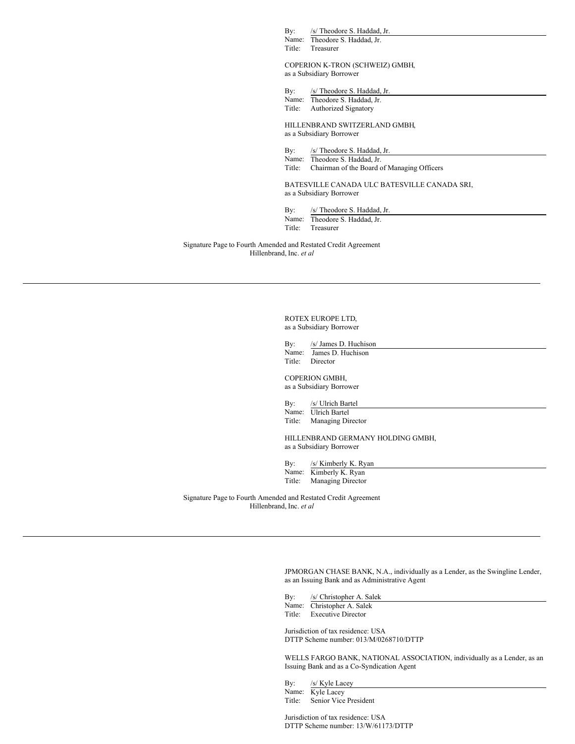By: /s/ Theodore S. Haddad, Jr.
Name: Theodore S. Haddad, Jr.
Title: Treasurer

COPERION K-TRON (SCHWEIZ) GMBH,
as a Subsidiary Borrower

By: /s/ Theodore S. Haddad, Jr.
Name: Theodore S. Haddad, Jr.
Title: Authorized Signatory

HILLENBRAND SWITZERLAND GMBH,
as a Subsidiary Borrower

By: /s/ Theodore S. Haddad, Jr.
Name: Theodore S. Haddad, Jr.
Title: Chairman of the Board of Managing Officers

BATESVILLE CANADA ULC BATESVILLE CANADA SRI,
as a Subsidiary Borrower

By: /s/ Theodore S. Haddad, Jr.
Name: Theodore S. Haddad, Jr.
Title: Treasurer

Signature Page to Fourth Amended and Restated Credit Agreement
Hillenbrand, Inc. *et al*

---

ROTEX EUROPE LTD,
as a Subsidiary Borrower

By: /s/ James D. Huchison
Name: James D. Huchison
Title: Director

COPERION GMBH,
as a Subsidiary Borrower

By: /s/ Ulrich Bartel
Name: Ulrich Bartel
Title: Managing Director

HILLENBRAND GERMANY HOLDING GMBH,
as a Subsidiary Borrower

By: /s/ Kimberly K. Ryan
Name: Kimberly K. Ryan
Title: Managing Director

Signature Page to Fourth Amended and Restated Credit Agreement
Hillenbrand, Inc. *et al*

---

JPMORGAN CHASE BANK, N.A., individually as a Lender, as the Swingline Lender, as an Issuing Bank and as Administrative Agent

By: /s/ Christopher A. Salek
Name: Christopher A. Salek
Title: Executive Director

Jurisdiction of tax residence: USA
DTTP Scheme number: 013/M/0268710/DTTP

WELLS FARGO BANK, NATIONAL ASSOCIATION, individually as a Lender, as an Issuing Bank and as a Co-Syndication Agent

By: /s/ Kyle Lacey
Name: Kyle Lacey
Title: Senior Vice President

Jurisdiction of tax residence: USA
DTTP Scheme number: 13/W/61173/DTTP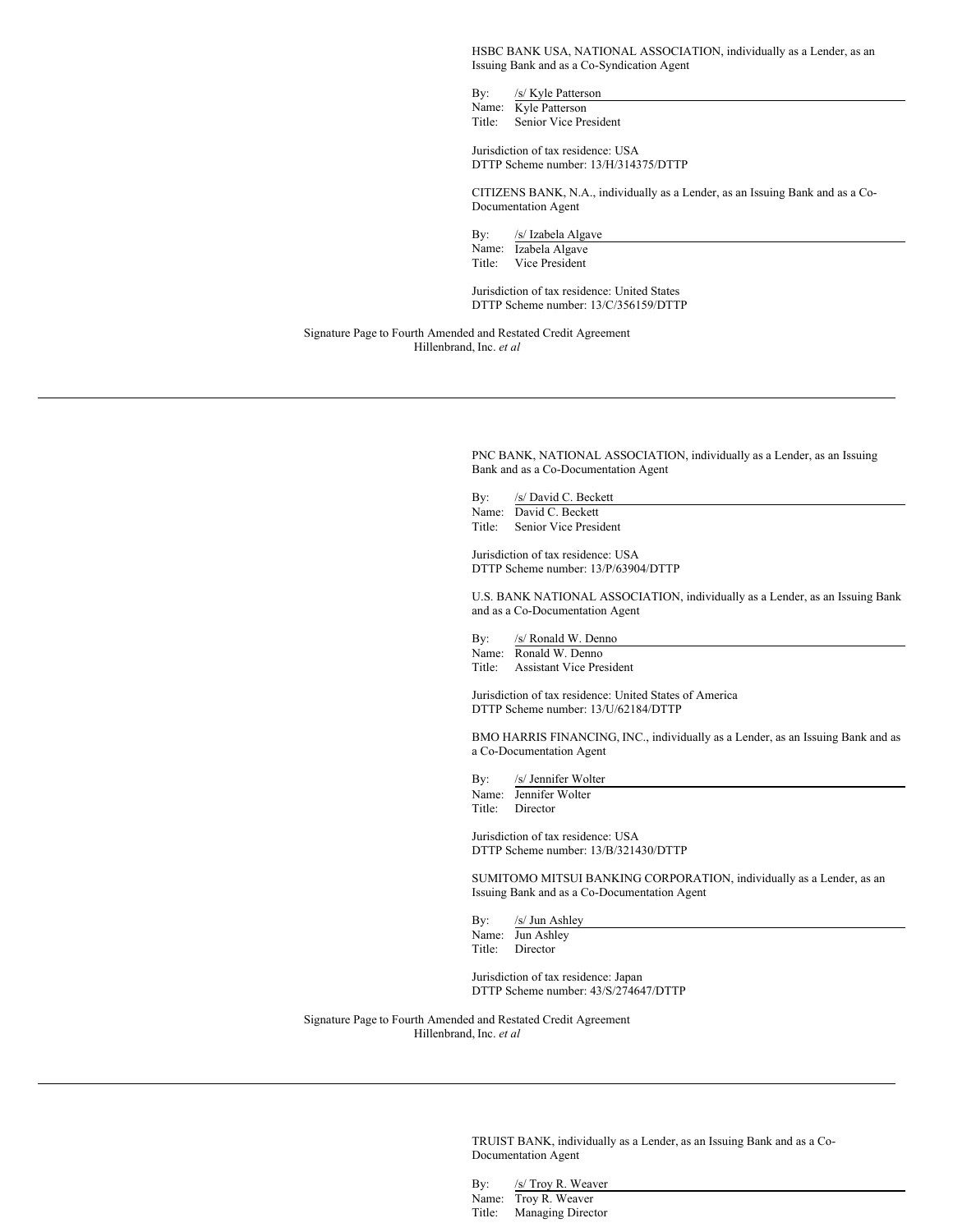HSBC BANK USA, NATIONAL ASSOCIATION, individually as a Lender, as an Issuing Bank and as a Co-Syndication Agent

By: /s/ Kyle Patterson
Name: Kyle Patterson
Title: Senior Vice President

Jurisdiction of tax residence: USA
DTTP Scheme number: 13/H/314375/DTTP

CITIZENS BANK, N.A., individually as a Lender, as an Issuing Bank and as a Co-Documentation Agent

By: /s/ Izabela Algave
Name: Izabela Algave
Title: Vice President

Jurisdiction of tax residence: United States
DTTP Scheme number: 13/C/356159/DTTP

Signature Page to Fourth Amended and Restated Credit Agreement
Hillenbrand, Inc. *et al*

---

PNC BANK, NATIONAL ASSOCIATION, individually as a Lender, as an Issuing Bank and as a Co-Documentation Agent

By: /s/ David C. Beckett
Name: David C. Beckett
Title: Senior Vice President

Jurisdiction of tax residence: USA
DTTP Scheme number: 13/P/63904/DTTP

U.S. BANK NATIONAL ASSOCIATION, individually as a Lender, as an Issuing Bank and as a Co-Documentation Agent

By: /s/ Ronald W. Denno
Name: Ronald W. Denno
Title: Assistant Vice President

Jurisdiction of tax residence: United States of America
DTTP Scheme number: 13/U/62184/DTTP

BMO HARRIS FINANCING, INC., individually as a Lender, as an Issuing Bank and as a Co-Documentation Agent

By: /s/ Jennifer Wolter
Name: Jennifer Wolter
Title: Director

Jurisdiction of tax residence: USA
DTTP Scheme number: 13/B/321430/DTTP

SUMITOMO MITSUI BANKING CORPORATION, individually as a Lender, as an Issuing Bank and as a Co-Documentation Agent

By: /s/ Jun Ashley
Name: Jun Ashley
Title: Director

Jurisdiction of tax residence: Japan
DTTP Scheme number: 43/S/274647/DTTP

Signature Page to Fourth Amended and Restated Credit Agreement
Hillenbrand, Inc. *et al*

---

TRUIST BANK, individually as a Lender, as an Issuing Bank and as a Co-Documentation Agent

By: /s/ Troy R. Weaver
Name: Troy R. Weaver
Title: Managing Director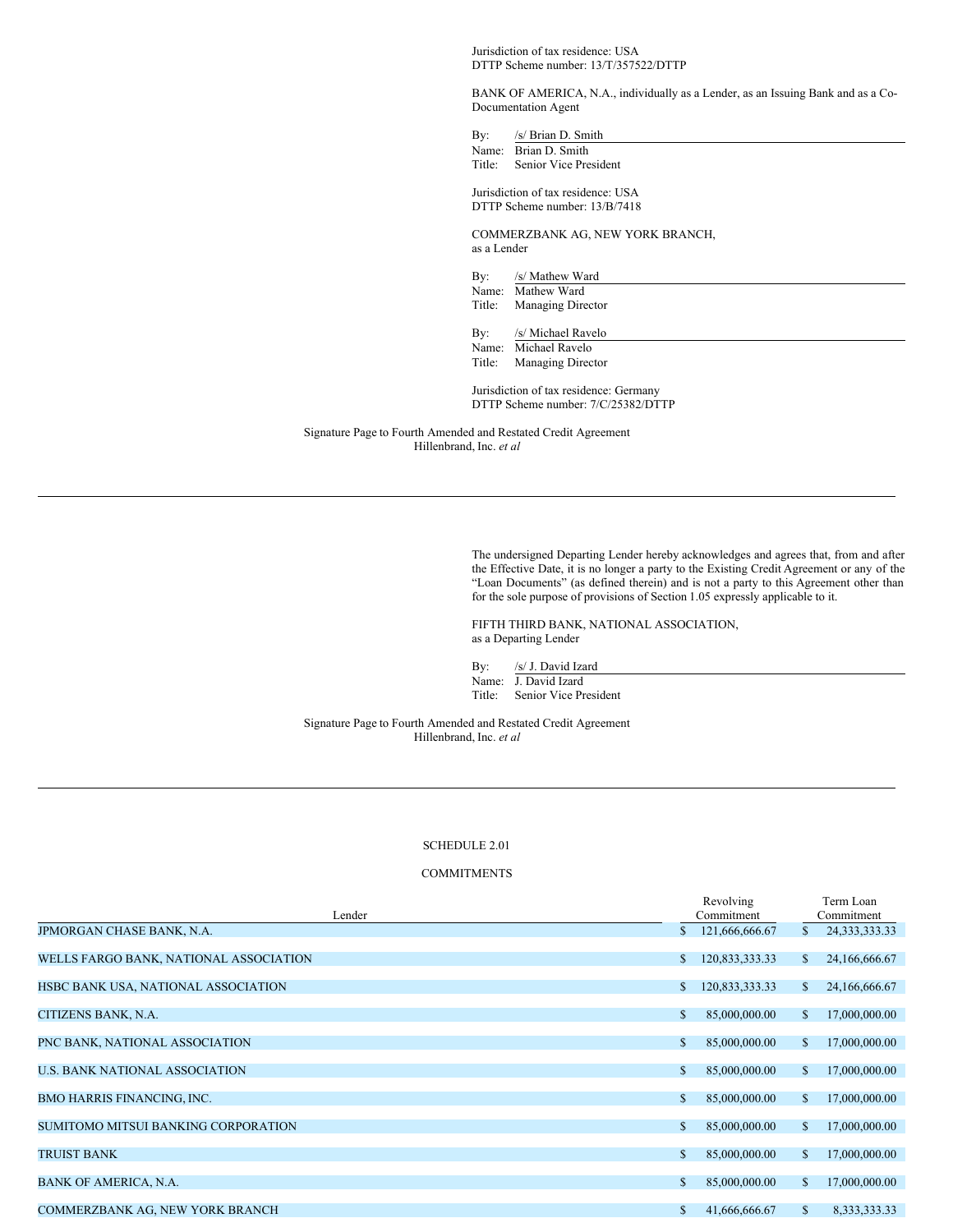Jurisdiction of tax residence: USA
DTTP Scheme number: 13/T/357522/DTTP

BANK OF AMERICA, N.A., individually as a Lender, as an Issuing Bank and as a Co-Documentation Agent

By: /s/ Brian D. Smith
Name: Brian D. Smith
Title: Senior Vice President

Jurisdiction of tax residence: USA
DTTP Scheme number: 13/B/7418

COMMERZBANK AG, NEW YORK BRANCH,
as a Lender

By: /s/ Mathew Ward
Name: Mathew Ward
Title: Managing Director

By: /s/ Michael Ravelo
Name: Michael Ravelo
Title: Managing Director

Jurisdiction of tax residence: Germany
DTTP Scheme number: 7/C/25382/DTTP

Signature Page to Fourth Amended and Restated Credit Agreement
Hillenbrand, Inc. *et al*

---

The undersigned Departing Lender hereby acknowledges and agrees that, from and after the Effective Date, it is no longer a party to the Existing Credit Agreement or any of the "Loan Documents" (as defined therein) and is not a party to this Agreement other than for the sole purpose of provisions of Section 1.05 expressly applicable to it.

FIFTH THIRD BANK, NATIONAL ASSOCIATION,
as a Departing Lender

By: /s/ J. David Izard
Name: J. David Izard
Title: Senior Vice President

Signature Page to Fourth Amended and Restated Credit Agreement
Hillenbrand, Inc. *et al*

---

SCHEDULE 2.01

COMMITMENTS

| Lender | Revolving Commitment | Term Loan Commitment |
|---|---|---|
| JPMORGAN CHASE BANK, N.A. | $ 121,666,666.67 | $ 24,333,333.33 |
| WELLS FARGO BANK, NATIONAL ASSOCIATION | $ 120,833,333.33 | $ 24,166,666.67 |
| HSBC BANK USA, NATIONAL ASSOCIATION | $ 120,833,333.33 | $ 24,166,666.67 |
| CITIZENS BANK, N.A. | $ 85,000,000.00 | $ 17,000,000.00 |
| PNC BANK, NATIONAL ASSOCIATION | $ 85,000,000.00 | $ 17,000,000.00 |
| U.S. BANK NATIONAL ASSOCIATION | $ 85,000,000.00 | $ 17,000,000.00 |
| BMO HARRIS FINANCING, INC. | $ 85,000,000.00 | $ 17,000,000.00 |
| SUMITOMO MITSUI BANKING CORPORATION | $ 85,000,000.00 | $ 17,000,000.00 |
| TRUIST BANK | $ 85,000,000.00 | $ 17,000,000.00 |
| BANK OF AMERICA, N.A. | $ 85,000,000.00 | $ 17,000,000.00 |
| COMMERZBANK AG, NEW YORK BRANCH | $ 41,666,666.67 | $ 8,333,333.33 |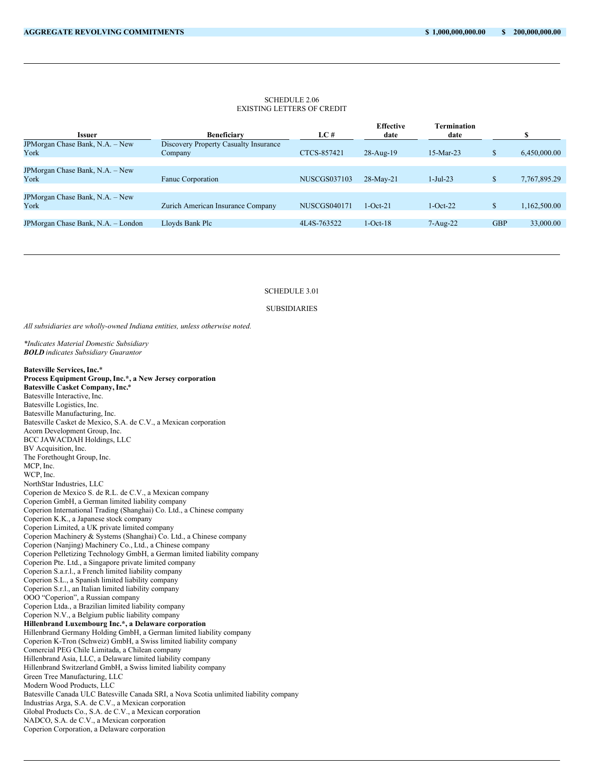| **AGGREGATE REVOLVING COMMITMENTS** | **$ 1,000,000,000.00** | **$ 200,000,000.00** |
|---|---|---|

SCHEDULE 2.06
EXISTING LETTERS OF CREDIT

| Issuer | Beneficiary | LC # | Effective date | Termination date | | $ |
|---|---|---|---|---|---|---|
| JPMorgan Chase Bank, N.A. – New York | Discovery Property Casualty Insurance Company | CTCS-857421 | 28-Aug-19 | 15-Mar-23 | $ | 6,450,000.00 |
| JPMorgan Chase Bank, N.A. – New York | Fanuc Corporation | NUSCGS037103 | 28-May-21 | 1-Jul-23 | $ | 7,767,895.29 |
| JPMorgan Chase Bank, N.A. – New York | Zurich American Insurance Company | NUSCGS040171 | 1-Oct-21 | 1-Oct-22 | $ | 1,162,500.00 |
| JPMorgan Chase Bank, N.A. – London | Lloyds Bank Plc | 4L4S-763522 | 1-Oct-18 | 7-Aug-22 | GBP | 33,000.00 |

SCHEDULE 3.01

SUBSIDIARIES

*All subsidiaries are wholly-owned Indiana entities, unless otherwise noted.*

*\*Indicates Material Domestic Subsidiary*
***BOLD** indicates Subsidiary Guarantor*

**Batesville Services, Inc.***
**Process Equipment Group, Inc.*, a New Jersey corporation**
**Batesville Casket Company, Inc.***
Batesville Interactive, Inc.
Batesville Logistics, Inc.
Batesville Manufacturing, Inc.
Batesville Casket de Mexico, S.A. de C.V., a Mexican corporation
Acorn Development Group, Inc.
BCC JAWACDAH Holdings, LLC
BV Acquisition, Inc.
The Forethought Group, Inc.
MCP, Inc.
WCP, Inc.
NorthStar Industries, LLC
Coperion de Mexico S. de R.L. de C.V., a Mexican company
Coperion GmbH, a German limited liability company
Coperion International Trading (Shanghai) Co. Ltd., a Chinese company
Coperion K.K., a Japanese stock company
Coperion Limited, a UK private limited company
Coperion Machinery & Systems (Shanghai) Co. Ltd., a Chinese company
Coperion (Nanjing) Machinery Co., Ltd., a Chinese company
Coperion Pelletizing Technology GmbH, a German limited liability company
Coperion Pte. Ltd., a Singapore private limited company
Coperion S.a.r.l., a French limited liability company
Coperion S.L., a Spanish limited liability company
Coperion S.r.l., an Italian limited liability company
OOO "Coperion", a Russian company
Coperion Ltda., a Brazilian limited liability company
Coperion N.V., a Belgium public liability company
**Hillenbrand Luxembourg Inc.*, a Delaware corporation**
Hillenbrand Germany Holding GmbH, a German limited liability company
Coperion K-Tron (Schweiz) GmbH, a Swiss limited liability company
Comercial PEG Chile Limitada, a Chilean company
Hillenbrand Asia, LLC, a Delaware limited liability company
Hillenbrand Switzerland GmbH, a Swiss limited liability company
Green Tree Manufacturing, LLC
Modern Wood Products, LLC
Batesville Canada ULC Batesville Canada SRI, a Nova Scotia unlimited liability company
Industrias Arga, S.A. de C.V., a Mexican corporation
Global Products Co., S.A. de C.V., a Mexican corporation
NADCO, S.A. de C.V., a Mexican corporation
Coperion Corporation, a Delaware corporation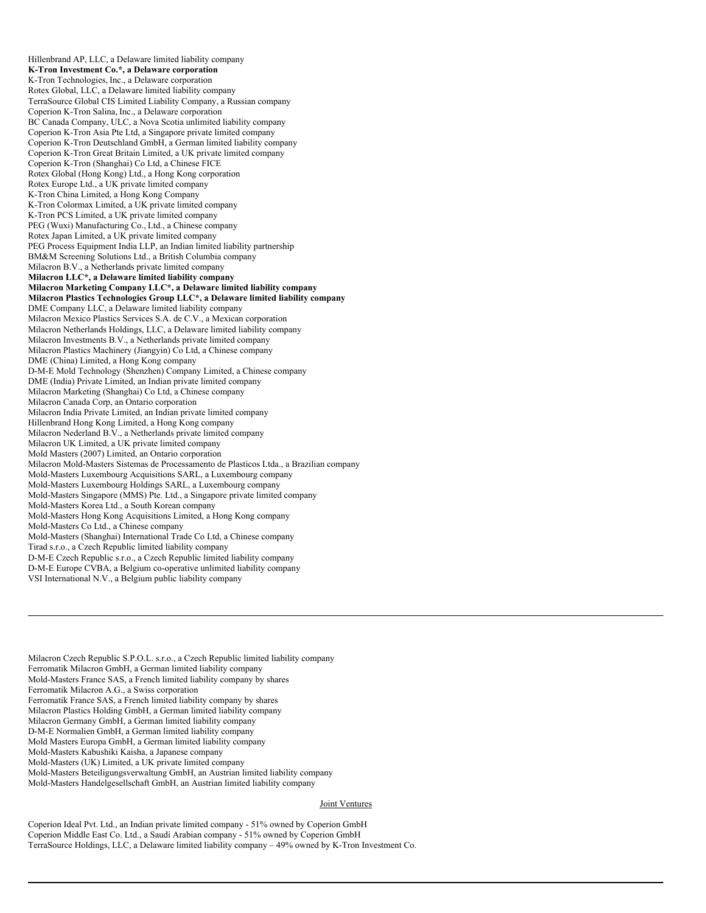Hillenbrand AP, LLC, a Delaware limited liability company
**K-Tron Investment Co.*, a Delaware corporation**
K-Tron Technologies, Inc., a Delaware corporation
Rotex Global, LLC, a Delaware limited liability company
TerraSource Global CIS Limited Liability Company, a Russian company
Coperion K-Tron Salina, Inc., a Delaware corporation
BC Canada Company, ULC, a Nova Scotia unlimited liability company
Coperion K-Tron Asia Pte Ltd, a Singapore private limited company
Coperion K-Tron Deutschland GmbH, a German limited liability company
Coperion K-Tron Great Britain Limited, a UK private limited company
Coperion K-Tron (Shanghai) Co Ltd, a Chinese FICE
Rotex Global (Hong Kong) Ltd., a Hong Kong corporation
Rotex Europe Ltd., a UK private limited company
K-Tron China Limited, a Hong Kong Company
K-Tron Colormax Limited, a UK private limited company
K-Tron PCS Limited, a UK private limited company
PEG (Wuxi) Manufacturing Co., Ltd., a Chinese company
Rotex Japan Limited, a UK private limited company
PEG Process Equipment India LLP, an Indian limited liability partnership
BM&M Screening Solutions Ltd., a British Columbia company
Milacron B.V., a Netherlands private limited company
**Milacron LLC*, a Delaware limited liability company**
**Milacron Marketing Company LLC*, a Delaware limited liability company**
**Milacron Plastics Technologies Group LLC*, a Delaware limited liability company**
DME Company LLC, a Delaware limited liability company
Milacron Mexico Plastics Services S.A. de C.V., a Mexican corporation
Milacron Netherlands Holdings, LLC, a Delaware limited liability company
Milacron Investments B.V., a Netherlands private limited company
Milacron Plastics Machinery (Jiangyin) Co Ltd, a Chinese company
DME (China) Limited, a Hong Kong company
D-M-E Mold Technology (Shenzhen) Company Limited, a Chinese company
DME (India) Private Limited, an Indian private limited company
Milacron Marketing (Shanghai) Co Ltd, a Chinese company
Milacron Canada Corp, an Ontario corporation
Milacron India Private Limited, an Indian private limited company
Hillenbrand Hong Kong Limited, a Hong Kong company
Milacron Nederland B.V., a Netherlands private limited company
Milacron UK Limited, a UK private limited company
Mold Masters (2007) Limited, an Ontario corporation
Milacron Mold-Masters Sistemas de Processamento de Plasticos Ltda., a Brazilian company
Mold-Masters Luxembourg Acquisitions SARL, a Luxembourg company
Mold-Masters Luxembourg Holdings SARL, a Luxembourg company
Mold-Masters Singapore (MMS) Pte. Ltd., a Singapore private limited company
Mold-Masters Korea Ltd., a South Korean company
Mold-Masters Hong Kong Acquisitions Limited, a Hong Kong company
Mold-Masters Co Ltd., a Chinese company
Mold-Masters (Shanghai) International Trade Co Ltd, a Chinese company
Tirad s.r.o., a Czech Republic limited liability company
D-M-E Czech Republic s.r.o., a Czech Republic limited liability company
D-M-E Europe CVBA, a Belgium co-operative unlimited liability company
VSI International N.V., a Belgium public liability company

---

Milacron Czech Republic S.P.O.L. s.r.o., a Czech Republic limited liability company
Ferromatik Milacron GmbH, a German limited liability company
Mold-Masters France SAS, a French limited liability company by shares
Ferromatik Milacron A.G., a Swiss corporation
Ferromatik France SAS, a French limited liability company by shares
Milacron Plastics Holding GmbH, a German limited liability company
Milacron Germany GmbH, a German limited liability company
D-M-E Normalien GmbH, a German limited liability company
Mold Masters Europa GmbH, a German limited liability company
Mold-Masters Kabushiki Kaisha, a Japanese company
Mold-Masters (UK) Limited, a UK private limited company
Mold-Masters Beteiligungsverwaltung GmbH, an Austrian limited liability company
Mold-Masters Handelgesellschaft GmbH, an Austrian limited liability company

Joint Ventures

Coperion Ideal Pvt. Ltd., an Indian private limited company - 51% owned by Coperion GmbH
Coperion Middle East Co. Ltd., a Saudi Arabian company - 51% owned by Coperion GmbH
TerraSource Holdings, LLC, a Delaware limited liability company – 49% owned by K-Tron Investment Co.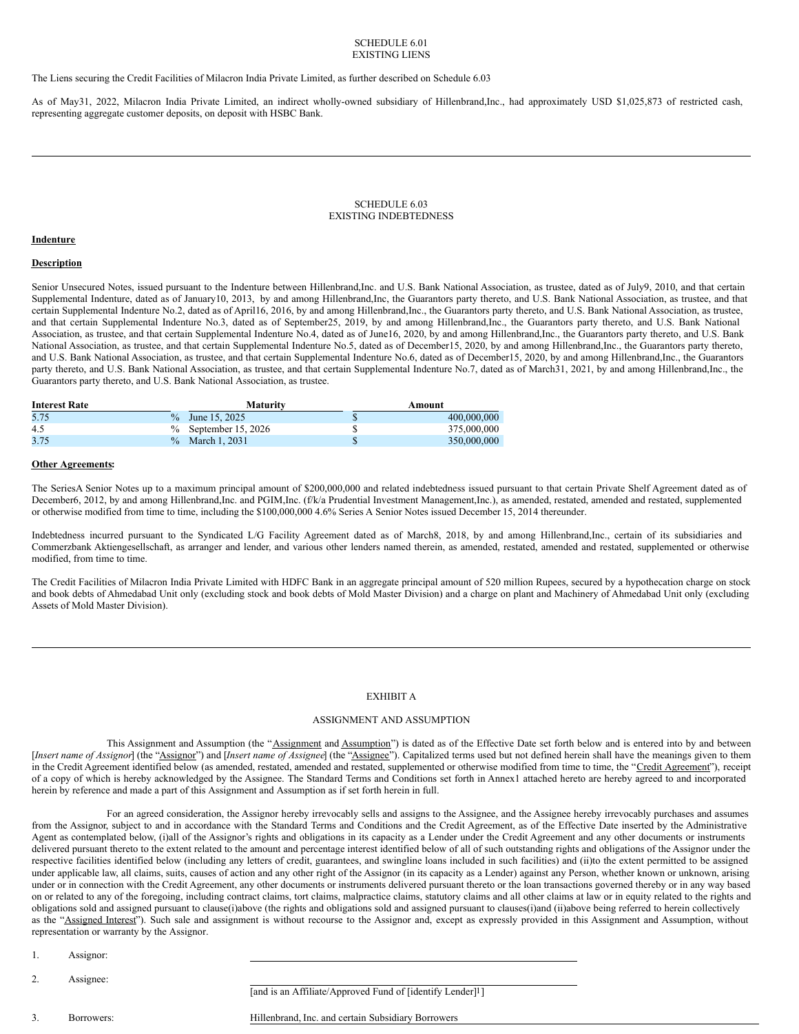SCHEDULE 6.01
EXISTING LIENS

The Liens securing the Credit Facilities of Milacron India Private Limited, as further described on Schedule 6.03

As of May31, 2022, Milacron India Private Limited, an indirect wholly-owned subsidiary of Hillenbrand,Inc., had approximately USD $1,025,873 of restricted cash, representing aggregate customer deposits, on deposit with HSBC Bank.

---

SCHEDULE 6.03
EXISTING INDEBTEDNESS

**Indenture**

**Description**

Senior Unsecured Notes, issued pursuant to the Indenture between Hillenbrand,Inc. and U.S. Bank National Association, as trustee, dated as of July9, 2010, and that certain Supplemental Indenture, dated as of January10, 2013, by and among Hillenbrand,Inc, the Guarantors party thereto, and U.S. Bank National Association, as trustee, and that certain Supplemental Indenture No.2, dated as of April16, 2016, by and among Hillenbrand,Inc., the Guarantors party thereto, and U.S. Bank National Association, as trustee, and that certain Supplemental Indenture No.3, dated as of September25, 2019, by and among Hillenbrand,Inc., the Guarantors party thereto, and U.S. Bank National Association, as trustee, and that certain Supplemental Indenture No.4, dated as of June16, 2020, by and among Hillenbrand,Inc., the Guarantors party thereto, and U.S. Bank National Association, as trustee, and that certain Supplemental Indenture No.5, dated as of December15, 2020, by and among Hillenbrand,Inc., the Guarantors party thereto, and U.S. Bank National Association, as trustee, and that certain Supplemental Indenture No.6, dated as of December15, 2020, by and among Hillenbrand,Inc., the Guarantors party thereto, and U.S. Bank National Association, as trustee, and that certain Supplemental Indenture No.7, dated as of March31, 2021, by and among Hillenbrand,Inc., the Guarantors party thereto, and U.S. Bank National Association, as trustee.

| Interest Rate | Maturity | Amount |
|---|---|---|
| 5.75 % | June 15, 2025 | $ 400,000,000 |
| 4.5 % | September 15, 2026 | $ 375,000,000 |
| 3.75 % | March 1, 2031 | $ 350,000,000 |

**Other Agreements:**

The SeriesA Senior Notes up to a maximum principal amount of $200,000,000 and related indebtedness issued pursuant to that certain Private Shelf Agreement dated as of December6, 2012, by and among Hillenbrand,Inc. and PGIM,Inc. (f/k/a Prudential Investment Management,Inc.), as amended, restated, amended and restated, supplemented or otherwise modified from time to time, including the $100,000,000 4.6% Series A Senior Notes issued December 15, 2014 thereunder.

Indebtedness incurred pursuant to the Syndicated L/G Facility Agreement dated as of March8, 2018, by and among Hillenbrand,Inc., certain of its subsidiaries and Commerzbank Aktiengesellschaft, as arranger and lender, and various other lenders named therein, as amended, restated, amended and restated, supplemented or otherwise modified, from time to time.

The Credit Facilities of Milacron India Private Limited with HDFC Bank in an aggregate principal amount of 520 million Rupees, secured by a hypothecation charge on stock and book debts of Ahmedabad Unit only (excluding stock and book debts of Mold Master Division) and a charge on plant and Machinery of Ahmedabad Unit only (excluding Assets of Mold Master Division).

---

EXHIBIT A

ASSIGNMENT AND ASSUMPTION

This Assignment and Assumption (the "Assignment and Assumption") is dated as of the Effective Date set forth below and is entered into by and between [*Insert name of Assignor*] (the "Assignor") and [*Insert name of Assignee*] (the "Assignee"). Capitalized terms used but not defined herein shall have the meanings given to them in the Credit Agreement identified below (as amended, restated, amended and restated, supplemented or otherwise modified from time to time, the "Credit Agreement"), receipt of a copy of which is hereby acknowledged by the Assignee. The Standard Terms and Conditions set forth in Annex1 attached hereto are hereby agreed to and incorporated herein by reference and made a part of this Assignment and Assumption as if set forth herein in full.

For an agreed consideration, the Assignor hereby irrevocably sells and assigns to the Assignee, and the Assignee hereby irrevocably purchases and assumes from the Assignor, subject to and in accordance with the Standard Terms and Conditions and the Credit Agreement, as of the Effective Date inserted by the Administrative Agent as contemplated below, (i)all of the Assignor's rights and obligations in its capacity as a Lender under the Credit Agreement and any other documents or instruments delivered pursuant thereto to the extent related to the amount and percentage interest identified below of all of such outstanding rights and obligations of the Assignor under the respective facilities identified below (including any letters of credit, guarantees, and swingline loans included in such facilities) and (ii)to the extent permitted to be assigned under applicable law, all claims, suits, causes of action and any other right of the Assignor (in its capacity as a Lender) against any Person, whether known or unknown, arising under or in connection with the Credit Agreement, any other documents or instruments delivered pursuant thereto or the loan transactions governed thereby or in any way based on or related to any of the foregoing, including contract claims, tort claims, malpractice claims, statutory claims and all other claims at law or in equity related to the rights and obligations sold and assigned pursuant to clause(i)above (the rights and obligations sold and assigned pursuant to clauses(i)and (ii)above being referred to herein collectively as the "Assigned Interest"). Such sale and assignment is without recourse to the Assignor and, except as expressly provided in this Assignment and Assumption, without representation or warranty by the Assignor.

1. Assignor: \_\_\_\_\_\_\_\_\_\_\_\_\_\_\_\_\_\_\_\_\_\_\_\_\_\_\_\_\_\_\_\_

2. Assignee: \_\_\_\_\_\_\_\_\_\_\_\_\_\_\_\_\_\_\_\_\_\_\_\_\_\_\_\_\_\_\_\_
   [and is an Affiliate/Approved Fund of [identify Lender][1]]

3. Borrowers: Hillenbrand, Inc. and certain Subsidiary Borrowers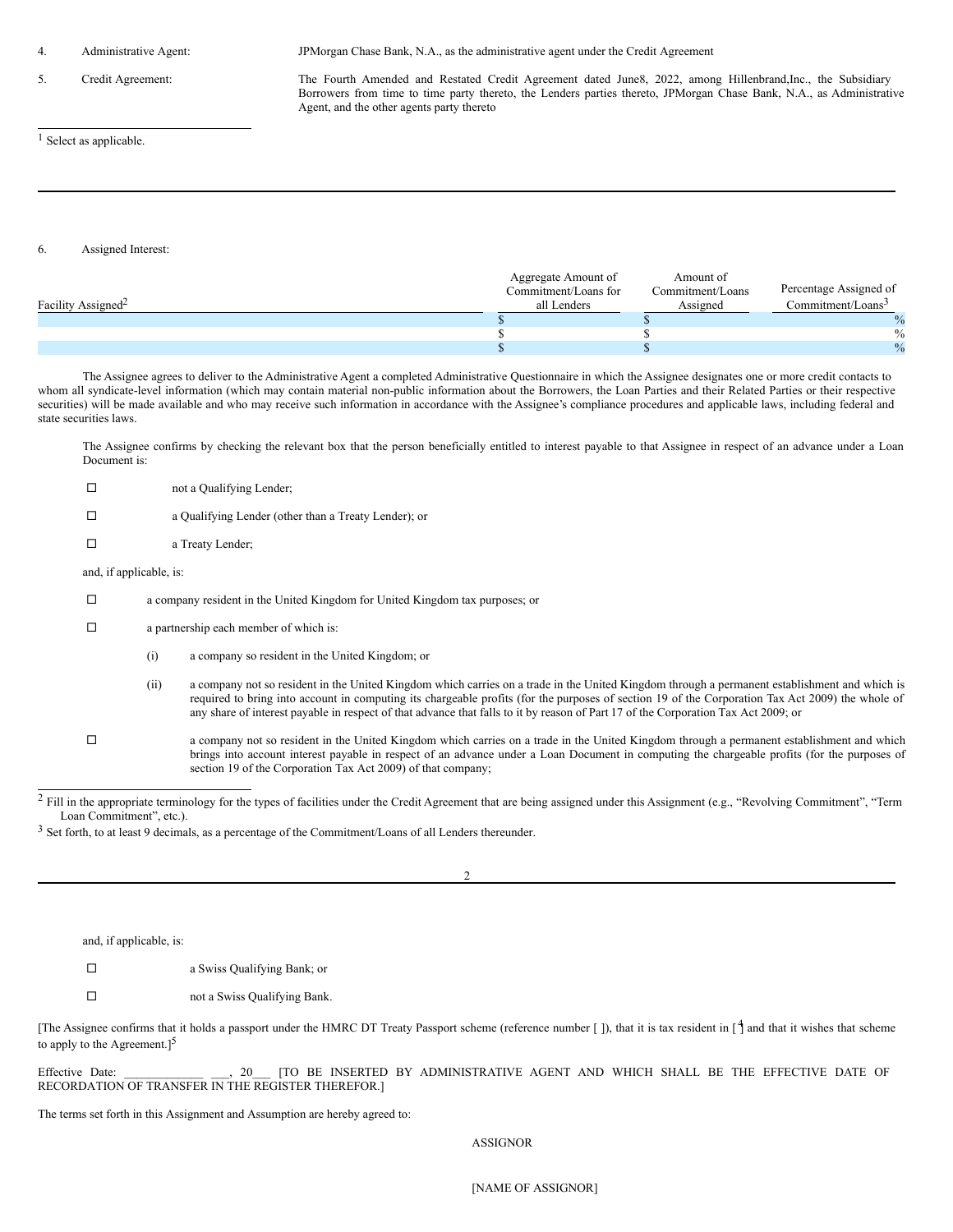4. Administrative Agent: JPMorgan Chase Bank, N.A., as the administrative agent under the Credit Agreement

5. Credit Agreement: The Fourth Amended and Restated Credit Agreement dated June8, 2022, among Hillenbrand,Inc., the Subsidiary Borrowers from time to time party thereto, the Lenders parties thereto, JPMorgan Chase Bank, N.A., as Administrative Agent, and the other agents party thereto

[1] Select as applicable.

6. Assigned Interest:

| Facility Assigned[2] | Aggregate Amount of Commitment/Loans for all Lenders | Amount of Commitment/Loans Assigned | Percentage Assigned of Commitment/Loans[3] |
|---|---|---|---|
| | $ | $ | % |
| | $ | $ | % |
| | $ | $ | % |

The Assignee agrees to deliver to the Administrative Agent a completed Administrative Questionnaire in which the Assignee designates one or more credit contacts to whom all syndicate-level information (which may contain material non-public information about the Borrowers, the Loan Parties and their Related Parties or their respective securities) will be made available and who may receive such information in accordance with the Assignee's compliance procedures and applicable laws, including federal and state securities laws.

The Assignee confirms by checking the relevant box that the person beneficially entitled to interest payable to that Assignee in respect of an advance under a Loan Document is:

☐ not a Qualifying Lender;

☐ a Qualifying Lender (other than a Treaty Lender); or

☐ a Treaty Lender;

and, if applicable, is:

☐ a company resident in the United Kingdom for United Kingdom tax purposes; or

☐ a partnership each member of which is:

(i) a company so resident in the United Kingdom; or

(ii) a company not so resident in the United Kingdom which carries on a trade in the United Kingdom through a permanent establishment and which is required to bring into account in computing its chargeable profits (for the purposes of section 19 of the Corporation Tax Act 2009) the whole of any share of interest payable in respect of that advance that falls to it by reason of Part 17 of the Corporation Tax Act 2009; or

☐ a company not so resident in the United Kingdom which carries on a trade in the United Kingdom through a permanent establishment and which brings into account interest payable in respect of an advance under a Loan Document in computing the chargeable profits (for the purposes of section 19 of the Corporation Tax Act 2009) of that company;

[2] Fill in the appropriate terminology for the types of facilities under the Credit Agreement that are being assigned under this Assignment (e.g., "Revolving Commitment", "Term Loan Commitment", etc.).

[3] Set forth, to at least 9 decimals, as a percentage of the Commitment/Loans of all Lenders thereunder.

and, if applicable, is:

☐ a Swiss Qualifying Bank; or

☐ not a Swiss Qualifying Bank.

[The Assignee confirms that it holds a passport under the HMRC DT Treaty Passport scheme (reference number [ ]), that it is tax resident in [[4]] and that it wishes that scheme to apply to the Agreement.][5]

Effective Date: _____________ ___, 20___ [TO BE INSERTED BY ADMINISTRATIVE AGENT AND WHICH SHALL BE THE EFFECTIVE DATE OF RECORDATION OF TRANSFER IN THE REGISTER THEREFOR.]

The terms set forth in this Assignment and Assumption are hereby agreed to:

ASSIGNOR

[NAME OF ASSIGNOR]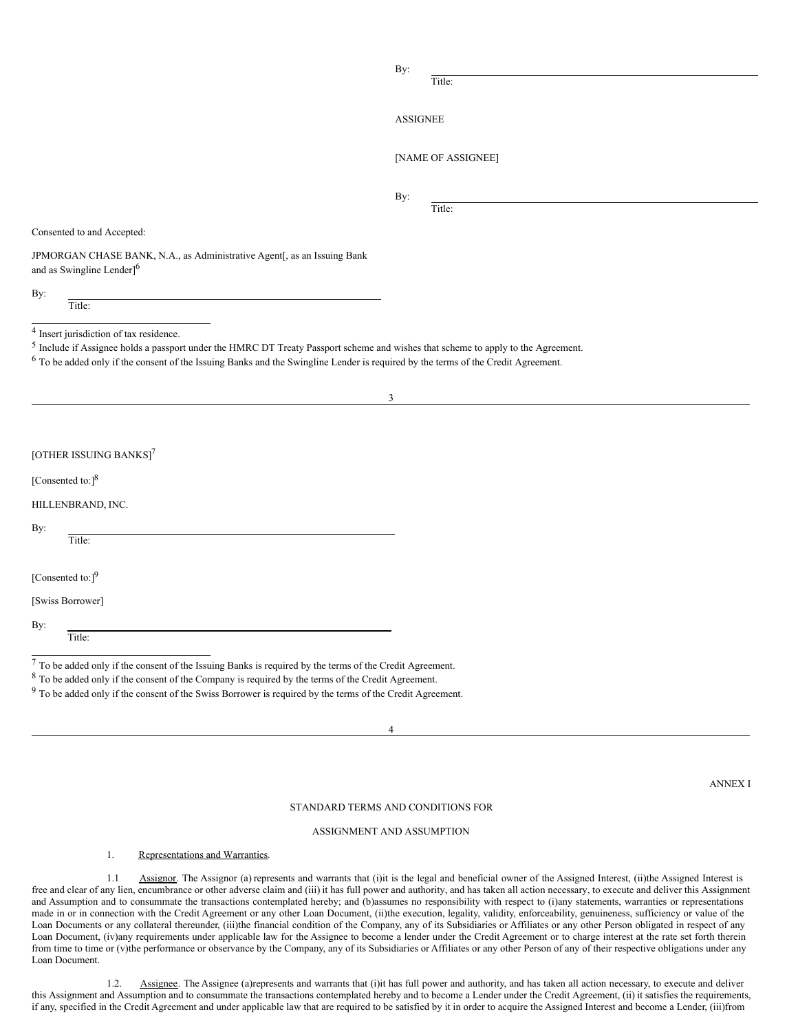By: \_\_\_\_\_\_\_\_\_\_\_\_\_\_\_\_\_\_\_\_\_\_\_\_
Title:

ASSIGNEE

[NAME OF ASSIGNEE]

By: \_\_\_\_\_\_\_\_\_\_\_\_\_\_\_\_\_\_\_\_\_\_\_\_
Title:

Consented to and Accepted:

JPMORGAN CHASE BANK, N.A., as Administrative Agent[, as an Issuing Bank and as Swingline Lender][6]

By: \_\_\_\_\_\_\_\_\_\_\_\_\_\_\_\_\_\_\_\_\_\_\_\_
Title:

[4] Insert jurisdiction of tax residence.

[5] Include if Assignee holds a passport under the HMRC DT Treaty Passport scheme and wishes that scheme to apply to the Agreement.

[6] To be added only if the consent of the Issuing Banks and the Swingline Lender is required by the terms of the Credit Agreement.

[OTHER ISSUING BANKS][7]

[Consented to:][8]

HILLENBRAND, INC.

By: \_\_\_\_\_\_\_\_\_\_\_\_\_\_\_\_\_\_\_\_\_\_\_\_
Title:

[Consented to:][9]

[Swiss Borrower]

By: \_\_\_\_\_\_\_\_\_\_\_\_\_\_\_\_\_\_\_\_\_\_\_\_
Title:

[7] To be added only if the consent of the Issuing Banks is required by the terms of the Credit Agreement.

[8] To be added only if the consent of the Company is required by the terms of the Credit Agreement.

[9] To be added only if the consent of the Swiss Borrower is required by the terms of the Credit Agreement.

ANNEX I

STANDARD TERMS AND CONDITIONS FOR

ASSIGNMENT AND ASSUMPTION

1. Representations and Warranties.

1.1 Assignor. The Assignor (a) represents and warrants that (i) it is the legal and beneficial owner of the Assigned Interest, (ii) the Assigned Interest is free and clear of any lien, encumbrance or other adverse claim and (iii) it has full power and authority, and has taken all action necessary, to execute and deliver this Assignment and Assumption and to consummate the transactions contemplated hereby; and (b) assumes no responsibility with respect to (i) any statements, warranties or representations made in or in connection with the Credit Agreement or any other Loan Document, (ii) the execution, legality, validity, enforceability, genuineness, sufficiency or value of the Loan Documents or any collateral thereunder, (iii) the financial condition of the Company, any of its Subsidiaries or Affiliates or any other Person obligated in respect of any Loan Document, (iv) any requirements under applicable law for the Assignee to become a lender under the Credit Agreement or to charge interest at the rate set forth therein from time to time or (v) the performance or observance by the Company, any of its Subsidiaries or Affiliates or any other Person of any of their respective obligations under any Loan Document.

1.2. Assignee. The Assignee (a) represents and warrants that (i) it has full power and authority, and has taken all action necessary, to execute and deliver this Assignment and Assumption and to consummate the transactions contemplated hereby and to become a Lender under the Credit Agreement, (ii) it satisfies the requirements, if any, specified in the Credit Agreement and under applicable law that are required to be satisfied by it in order to acquire the Assigned Interest and become a Lender, (iii) from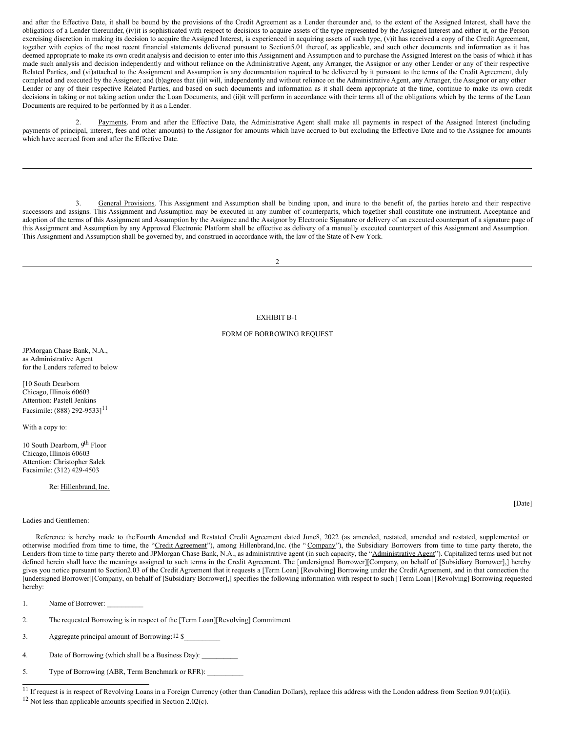and after the Effective Date, it shall be bound by the provisions of the Credit Agreement as a Lender thereunder and, to the extent of the Assigned Interest, shall have the obligations of a Lender thereunder, (iv)it is sophisticated with respect to decisions to acquire assets of the type represented by the Assigned Interest and either it, or the Person exercising discretion in making its decision to acquire the Assigned Interest, is experienced in acquiring assets of such type, (v)it has received a copy of the Credit Agreement, together with copies of the most recent financial statements delivered pursuant to Section5.01 thereof, as applicable, and such other documents and information as it has deemed appropriate to make its own credit analysis and decision to enter into this Assignment and Assumption and to purchase the Assigned Interest on the basis of which it has made such analysis and decision independently and without reliance on the Administrative Agent, any Arranger, the Assignor or any other Lender or any of their respective Related Parties, and (vi)attached to the Assignment and Assumption is any documentation required to be delivered by it pursuant to the terms of the Credit Agreement, duly completed and executed by the Assignee; and (b)agrees that (i)it will, independently and without reliance on the Administrative Agent, any Arranger, the Assignor or any other Lender or any of their respective Related Parties, and based on such documents and information as it shall deem appropriate at the time, continue to make its own credit decisions in taking or not taking action under the Loan Documents, and (ii)it will perform in accordance with their terms all of the obligations which by the terms of the Loan Documents are required to be performed by it as a Lender.

2. Payments. From and after the Effective Date, the Administrative Agent shall make all payments in respect of the Assigned Interest (including payments of principal, interest, fees and other amounts) to the Assignor for amounts which have accrued to but excluding the Effective Date and to the Assignee for amounts which have accrued from and after the Effective Date.

---

3. General Provisions. This Assignment and Assumption shall be binding upon, and inure to the benefit of, the parties hereto and their respective successors and assigns. This Assignment and Assumption may be executed in any number of counterparts, which together shall constitute one instrument. Acceptance and adoption of the terms of this Assignment and Assumption by the Assignee and the Assignor by Electronic Signature or delivery of an executed counterpart of a signature page of this Assignment and Assumption by any Approved Electronic Platform shall be effective as delivery of a manually executed counterpart of this Assignment and Assumption. This Assignment and Assumption shall be governed by, and construed in accordance with, the law of the State of New York.

---

EXHIBIT B-1

FORM OF BORROWING REQUEST

JPMorgan Chase Bank, N.A.,
as Administrative Agent
for the Lenders referred to below

[10 South Dearborn
Chicago, Illinois 60603
Attention: Pastell Jenkins
Facsimile: (888) 292-9533][11]

With a copy to:

10 South Dearborn, 9th Floor
Chicago, Illinois 60603
Attention: Christopher Salek
Facsimile: (312) 429-4503

Re: Hillenbrand, Inc.

[Date]

Ladies and Gentlemen:

Reference is hereby made to the Fourth Amended and Restated Credit Agreement dated June8, 2022 (as amended, restated, amended and restated, supplemented or otherwise modified from time to time, the "Credit Agreement"), among Hillenbrand,Inc. (the "Company"), the Subsidiary Borrowers from time to time party thereto, the Lenders from time to time party thereto and JPMorgan Chase Bank, N.A., as administrative agent (in such capacity, the "Administrative Agent"). Capitalized terms used but not defined herein shall have the meanings assigned to such terms in the Credit Agreement. The [undersigned Borrower][Company, on behalf of [Subsidiary Borrower],] hereby gives you notice pursuant to Section2.03 of the Credit Agreement that it requests a [Term Loan] [Revolving] Borrowing under the Credit Agreement, and in that connection the [undersigned Borrower][Company, on behalf of [Subsidiary Borrower],] specifies the following information with respect to such [Term Loan] [Revolving] Borrowing requested hereby:

1. Name of Borrower: __________

2. The requested Borrowing is in respect of the [Term Loan][Revolving] Commitment

3. Aggregate principal amount of Borrowing:[12] $__________

4. Date of Borrowing (which shall be a Business Day): __________

5. Type of Borrowing (ABR, Term Benchmark or RFR): __________

---

[11] If request is in respect of Revolving Loans in a Foreign Currency (other than Canadian Dollars), replace this address with the London address from Section 9.01(a)(ii).

[12] Not less than applicable amounts specified in Section 2.02(c).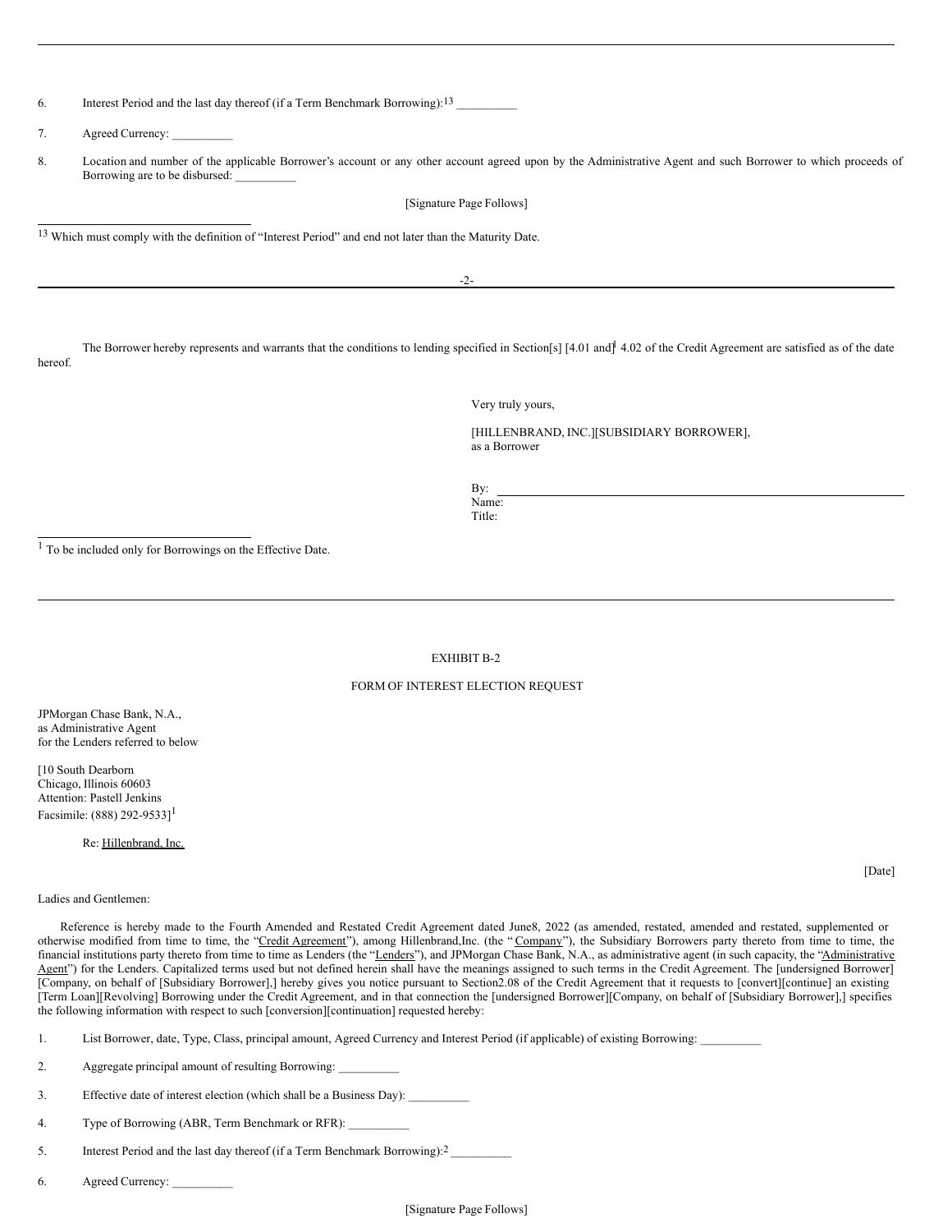6. Interest Period and the last day thereof (if a Term Benchmark Borrowing):[13] __________

7. Agreed Currency: __________

8. Location and number of the applicable Borrower's account or any other account agreed upon by the Administrative Agent and such Borrower to which proceeds of Borrowing are to be disbursed: __________

[Signature Page Follows]

---

[13] Which must comply with the definition of "Interest Period" and end not later than the Maturity Date.

---

The Borrower hereby represents and warrants that the conditions to lending specified in Section[s] [4.01 and][1] 4.02 of the Credit Agreement are satisfied as of the date hereof.

Very truly yours,

[HILLENBRAND, INC.][SUBSIDIARY BORROWER],
as a Borrower

By: ______________________________
Name:
Title:

---

[1] To be included only for Borrowings on the Effective Date.

---

EXHIBIT B-2

FORM OF INTEREST ELECTION REQUEST

JPMorgan Chase Bank, N.A.,
as Administrative Agent
for the Lenders referred to below

[10 South Dearborn
Chicago, Illinois 60603
Attention: Pastell Jenkins
Facsimile: (888) 292-9533][1]

Re: Hillenbrand, Inc.

[Date]

Ladies and Gentlemen:

Reference is hereby made to the Fourth Amended and Restated Credit Agreement dated June8, 2022 (as amended, restated, amended and restated, supplemented or otherwise modified from time to time, the "Credit Agreement"), among Hillenbrand,Inc. (the "Company"), the Subsidiary Borrowers party thereto from time to time, the financial institutions party thereto from time to time as Lenders (the "Lenders"), and JPMorgan Chase Bank, N.A., as administrative agent (in such capacity, the "Administrative Agent") for the Lenders. Capitalized terms used but not defined herein shall have the meanings assigned to such terms in the Credit Agreement. The [undersigned Borrower] [Company, on behalf of [Subsidiary Borrower],] hereby gives you notice pursuant to Section2.08 of the Credit Agreement that it requests to [convert][continue] an existing [Term Loan][Revolving] Borrowing under the Credit Agreement, and in that connection the [undersigned Borrower][Company, on behalf of [Subsidiary Borrower],] specifies the following information with respect to such [conversion][continuation] requested hereby:

1. List Borrower, date, Type, Class, principal amount, Agreed Currency and Interest Period (if applicable) of existing Borrowing: __________

2. Aggregate principal amount of resulting Borrowing: __________

3. Effective date of interest election (which shall be a Business Day): __________

4. Type of Borrowing (ABR, Term Benchmark or RFR): __________

5. Interest Period and the last day thereof (if a Term Benchmark Borrowing):[2] __________

6. Agreed Currency: __________

[Signature Page Follows]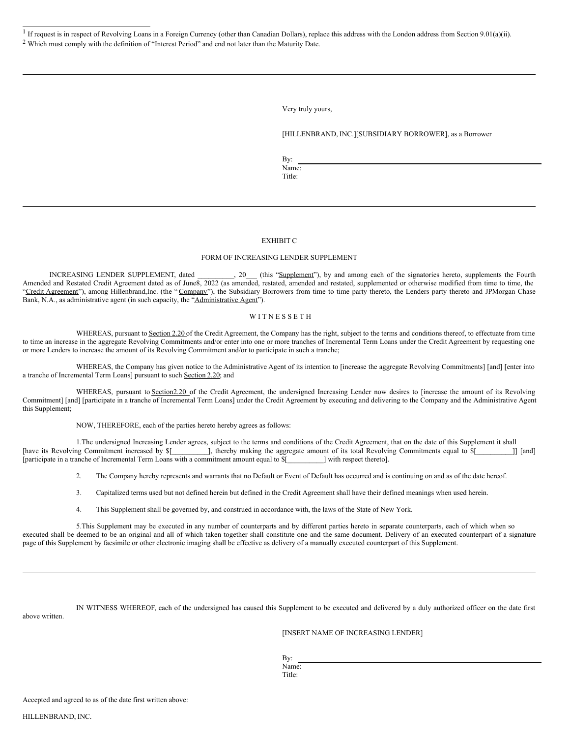[1] If request is in respect of Revolving Loans in a Foreign Currency (other than Canadian Dollars), replace this address with the London address from Section 9.01(a)(ii).

[2] Which must comply with the definition of "Interest Period" and end not later than the Maturity Date.

---

Very truly yours,

[HILLENBRAND, INC.][SUBSIDIARY BORROWER], as a Borrower

By: ______________________________
Name:
Title:

---

EXHIBIT C

FORM OF INCREASING LENDER SUPPLEMENT

INCREASING LENDER SUPPLEMENT, dated __________, 20___ (this "Supplement"), by and among each of the signatories hereto, supplements the Fourth Amended and Restated Credit Agreement dated as of June8, 2022 (as amended, restated, amended and restated, supplemented or otherwise modified from time to time, the "Credit Agreement"), among Hillenbrand,Inc. (the " Company"), the Subsidiary Borrowers from time to time party thereto, the Lenders party thereto and JPMorgan Chase Bank, N.A., as administrative agent (in such capacity, the "Administrative Agent").

W I T N E S S E T H

WHEREAS, pursuant to Section 2.20 of the Credit Agreement, the Company has the right, subject to the terms and conditions thereof, to effectuate from time to time an increase in the aggregate Revolving Commitments and/or enter into one or more tranches of Incremental Term Loans under the Credit Agreement by requesting one or more Lenders to increase the amount of its Revolving Commitment and/or to participate in such a tranche;

WHEREAS, the Company has given notice to the Administrative Agent of its intention to [increase the aggregate Revolving Commitments] [and] [enter into a tranche of Incremental Term Loans] pursuant to such Section 2.20; and

WHEREAS, pursuant to Section2.20 of the Credit Agreement, the undersigned Increasing Lender now desires to [increase the amount of its Revolving Commitment] [and] [participate in a tranche of Incremental Term Loans] under the Credit Agreement by executing and delivering to the Company and the Administrative Agent this Supplement;

NOW, THEREFORE, each of the parties hereto hereby agrees as follows:

1.The undersigned Increasing Lender agrees, subject to the terms and conditions of the Credit Agreement, that on the date of this Supplement it shall [have its Revolving Commitment increased by $[__________], thereby making the aggregate amount of its total Revolving Commitments equal to $[__________]] [and] [participate in a tranche of Incremental Term Loans with a commitment amount equal to $[__________] with respect thereto].

2. The Company hereby represents and warrants that no Default or Event of Default has occurred and is continuing on and as of the date hereof.

3. Capitalized terms used but not defined herein but defined in the Credit Agreement shall have their defined meanings when used herein.

4. This Supplement shall be governed by, and construed in accordance with, the laws of the State of New York.

5.This Supplement may be executed in any number of counterparts and by different parties hereto in separate counterparts, each of which when so executed shall be deemed to be an original and all of which taken together shall constitute one and the same document. Delivery of an executed counterpart of a signature page of this Supplement by facsimile or other electronic imaging shall be effective as delivery of a manually executed counterpart of this Supplement.

---

IN WITNESS WHEREOF, each of the undersigned has caused this Supplement to be executed and delivered by a duly authorized officer on the date first above written.

[INSERT NAME OF INCREASING LENDER]

By: ______________________________
Name:
Title:

Accepted and agreed to as of the date first written above:

HILLENBRAND, INC.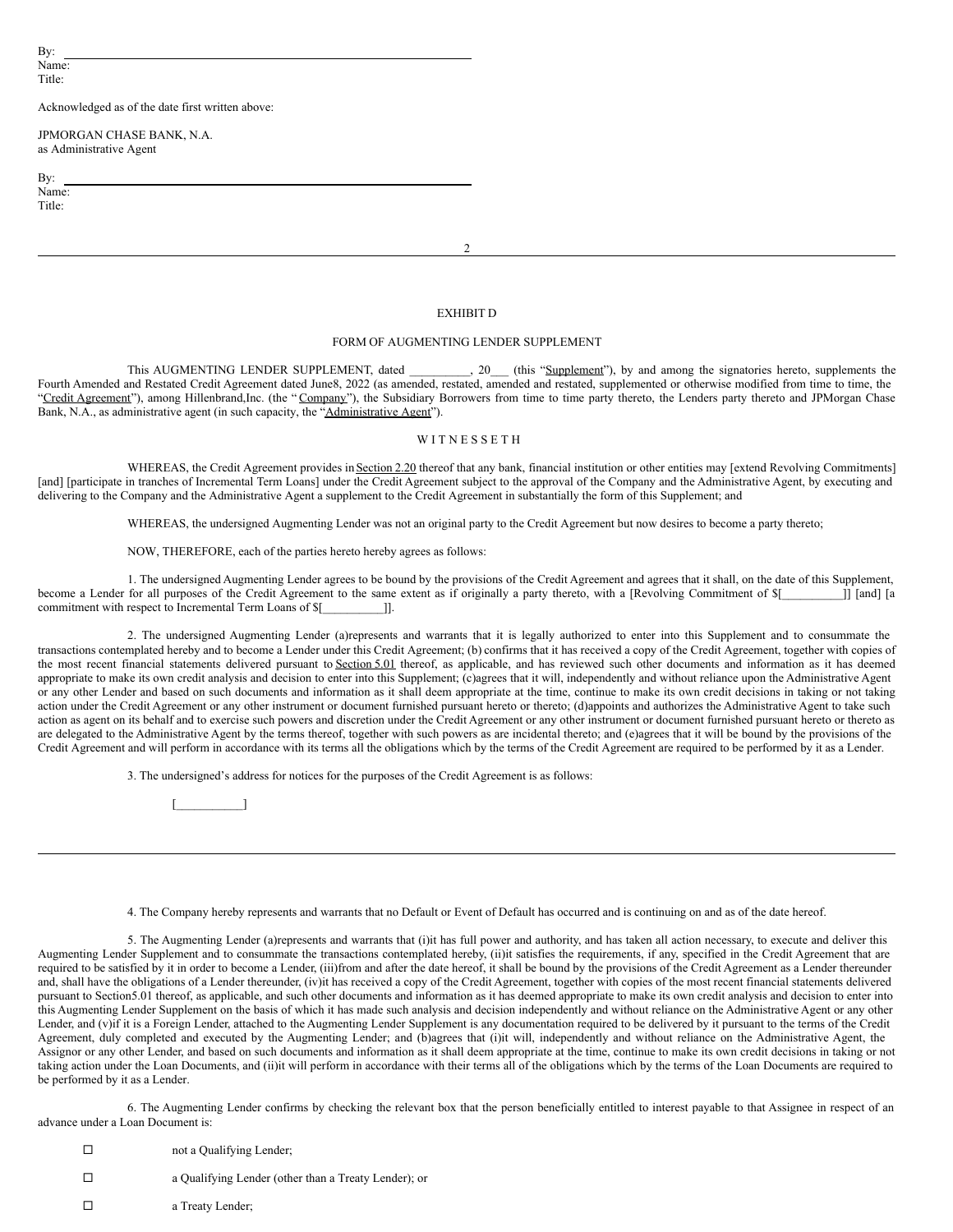By: \_\_\_\_\_\_\_\_\_\_\_\_\_\_\_\_\_\_\_\_\_\_\_\_\_\_\_\_\_\_\_\_\_\_\_\_\_\_\_\_
Name:
Title:

Acknowledged as of the date first written above:

JPMORGAN CHASE BANK, N.A.
as Administrative Agent

By: \_\_\_\_\_\_\_\_\_\_\_\_\_\_\_\_\_\_\_\_\_\_\_\_\_\_\_\_\_\_\_\_\_\_\_\_\_\_\_\_
Name:
Title:

---

EXHIBIT D

FORM OF AUGMENTING LENDER SUPPLEMENT

This AUGMENTING LENDER SUPPLEMENT, dated __________, 20___ (this "Supplement"), by and among the signatories hereto, supplements the Fourth Amended and Restated Credit Agreement dated June8, 2022 (as amended, restated, amended and restated, supplemented or otherwise modified from time to time, the "Credit Agreement"), among Hillenbrand,Inc. (the " Company"), the Subsidiary Borrowers from time to time party thereto, the Lenders party thereto and JPMorgan Chase Bank, N.A., as administrative agent (in such capacity, the "Administrative Agent").

W I T N E S S E T H

WHEREAS, the Credit Agreement provides in Section 2.20 thereof that any bank, financial institution or other entities may [extend Revolving Commitments] [and] [participate in tranches of Incremental Term Loans] under the Credit Agreement subject to the approval of the Company and the Administrative Agent, by executing and delivering to the Company and the Administrative Agent a supplement to the Credit Agreement in substantially the form of this Supplement; and

WHEREAS, the undersigned Augmenting Lender was not an original party to the Credit Agreement but now desires to become a party thereto;

NOW, THEREFORE, each of the parties hereto hereby agrees as follows:

1. The undersigned Augmenting Lender agrees to be bound by the provisions of the Credit Agreement and agrees that it shall, on the date of this Supplement, become a Lender for all purposes of the Credit Agreement to the same extent as if originally a party thereto, with a [Revolving Commitment of $[__________]] [and] [a commitment with respect to Incremental Term Loans of $[__________]].

2. The undersigned Augmenting Lender (a)represents and warrants that it is legally authorized to enter into this Supplement and to consummate the transactions contemplated hereby and to become a Lender under this Credit Agreement; (b) confirms that it has received a copy of the Credit Agreement, together with copies of the most recent financial statements delivered pursuant to Section 5.01 thereof, as applicable, and has reviewed such other documents and information as it has deemed appropriate to make its own credit analysis and decision to enter into this Supplement; (c)agrees that it will, independently and without reliance upon the Administrative Agent or any other Lender and based on such documents and information as it shall deem appropriate at the time, continue to make its own credit decisions in taking or not taking action under the Credit Agreement or any other instrument or document furnished pursuant hereto or thereto; (d)appoints and authorizes the Administrative Agent to take such action as agent on its behalf and to exercise such powers and discretion under the Credit Agreement or any other instrument or document furnished pursuant hereto or thereto as are delegated to the Administrative Agent by the terms thereof, together with such powers as are incidental thereto; and (e)agrees that it will be bound by the provisions of the Credit Agreement and will perform in accordance with its terms all the obligations which by the terms of the Credit Agreement are required to be performed by it as a Lender.

3. The undersigned's address for notices for the purposes of the Credit Agreement is as follows:

[___________]

---

4. The Company hereby represents and warrants that no Default or Event of Default has occurred and is continuing on and as of the date hereof.

5. The Augmenting Lender (a)represents and warrants that (i)it has full power and authority, and has taken all action necessary, to execute and deliver this Augmenting Lender Supplement and to consummate the transactions contemplated hereby, (ii)it satisfies the requirements, if any, specified in the Credit Agreement that are required to be satisfied by it in order to become a Lender, (iii)from and after the date hereof, it shall be bound by the provisions of the Credit Agreement as a Lender thereunder and, shall have the obligations of a Lender thereunder, (iv)it has received a copy of the Credit Agreement, together with copies of the most recent financial statements delivered pursuant to Section5.01 thereof, as applicable, and such other documents and information as it has deemed appropriate to make its own credit analysis and decision to enter into this Augmenting Lender Supplement on the basis of which it has made such analysis and decision independently and without reliance on the Administrative Agent or any other Lender, and (v)if it is a Foreign Lender, attached to the Augmenting Lender Supplement is any documentation required to be delivered by it pursuant to the terms of the Credit Agreement, duly completed and executed by the Augmenting Lender; and (b)agrees that (i)it will, independently and without reliance on the Administrative Agent, the Assignor or any other Lender, and based on such documents and information as it shall deem appropriate at the time, continue to make its own credit decisions in taking or not taking action under the Loan Documents, and (ii)it will perform in accordance with their terms all of the obligations which by the terms of the Loan Documents are required to be performed by it as a Lender.

6. The Augmenting Lender confirms by checking the relevant box that the person beneficially entitled to interest payable to that Assignee in respect of an advance under a Loan Document is:

☐ not a Qualifying Lender;

☐ a Qualifying Lender (other than a Treaty Lender); or

☐ a Treaty Lender;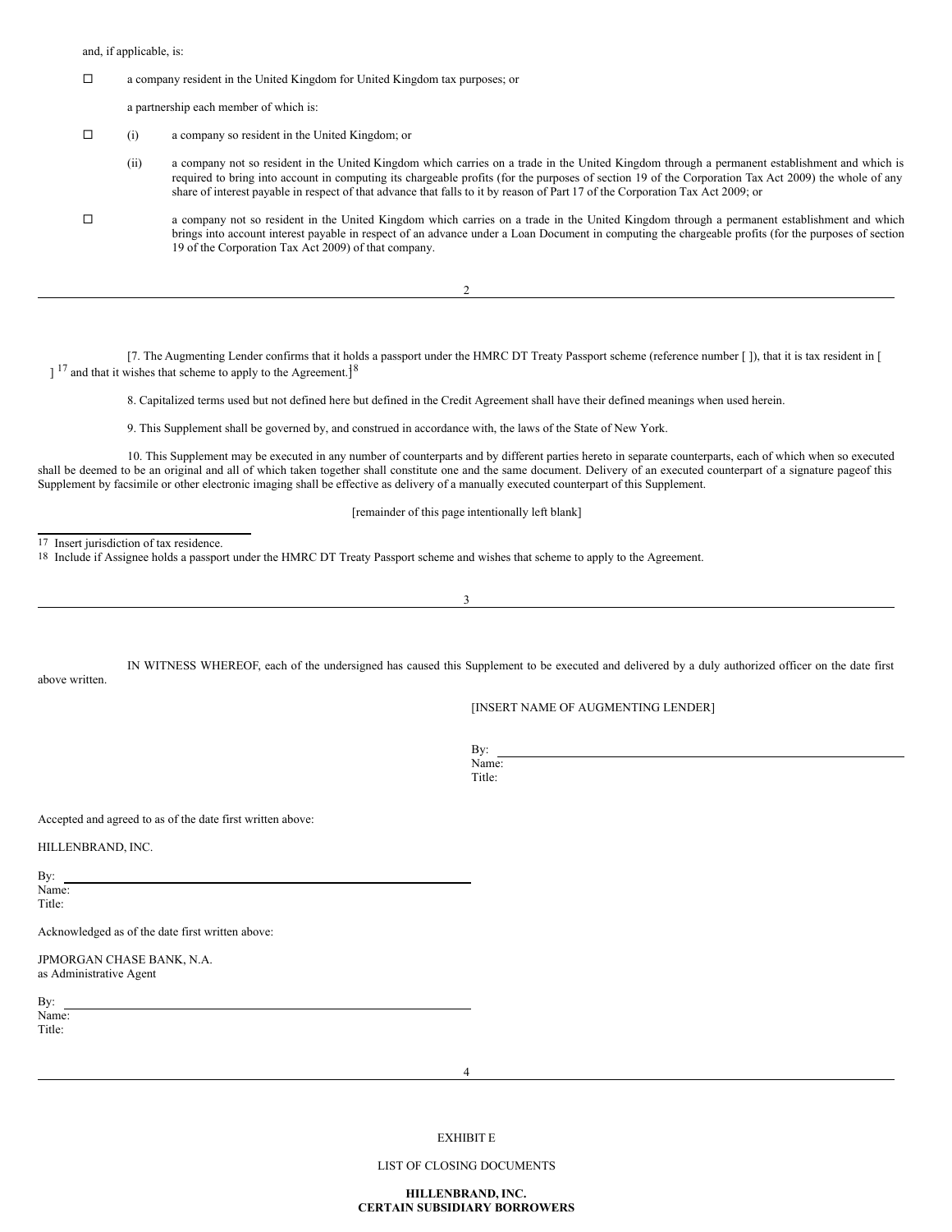and, if applicable, is:

☐ a company resident in the United Kingdom for United Kingdom tax purposes; or

a partnership each member of which is:

☐ (i) a company so resident in the United Kingdom; or

(ii) a company not so resident in the United Kingdom which carries on a trade in the United Kingdom through a permanent establishment and which is required to bring into account in computing its chargeable profits (for the purposes of section 19 of the Corporation Tax Act 2009) the whole of any share of interest payable in respect of that advance that falls to it by reason of Part 17 of the Corporation Tax Act 2009; or

☐ a company not so resident in the United Kingdom which carries on a trade in the United Kingdom through a permanent establishment and which brings into account interest payable in respect of an advance under a Loan Document in computing the chargeable profits (for the purposes of section 19 of the Corporation Tax Act 2009) of that company.

[7. The Augmenting Lender confirms that it holds a passport under the HMRC DT Treaty Passport scheme (reference number [ ]), that it is tax resident in [ ] [17] and that it wishes that scheme to apply to the Agreement.][18]

8. Capitalized terms used but not defined here but defined in the Credit Agreement shall have their defined meanings when used herein.

9. This Supplement shall be governed by, and construed in accordance with, the laws of the State of New York.

10. This Supplement may be executed in any number of counterparts and by different parties hereto in separate counterparts, each of which when so executed shall be deemed to be an original and all of which taken together shall constitute one and the same document. Delivery of an executed counterpart of a signature pageof this Supplement by facsimile or other electronic imaging shall be effective as delivery of a manually executed counterpart of this Supplement.

[remainder of this page intentionally left blank]

17 Insert jurisdiction of tax residence.

18 Include if Assignee holds a passport under the HMRC DT Treaty Passport scheme and wishes that scheme to apply to the Agreement.

IN WITNESS WHEREOF, each of the undersigned has caused this Supplement to be executed and delivered by a duly authorized officer on the date first above written.

[INSERT NAME OF AUGMENTING LENDER]

By: \_\_\_\_\_\_\_\_\_\_\_\_\_\_\_\_\_\_\_\_\_\_\_\_\_\_\_\_\_\_
Name:
Title:

Accepted and agreed to as of the date first written above:

HILLENBRAND, INC.

By: \_\_\_\_\_\_\_\_\_\_\_\_\_\_\_\_\_\_\_\_\_\_\_\_\_\_\_\_\_\_
Name:
Title:

Acknowledged as of the date first written above:

JPMORGAN CHASE BANK, N.A.
as Administrative Agent

By: \_\_\_\_\_\_\_\_\_\_\_\_\_\_\_\_\_\_\_\_\_\_\_\_\_\_\_\_\_\_
Name:
Title:

EXHIBIT E

LIST OF CLOSING DOCUMENTS

**HILLENBRAND, INC.**
**CERTAIN SUBSIDIARY BORROWERS**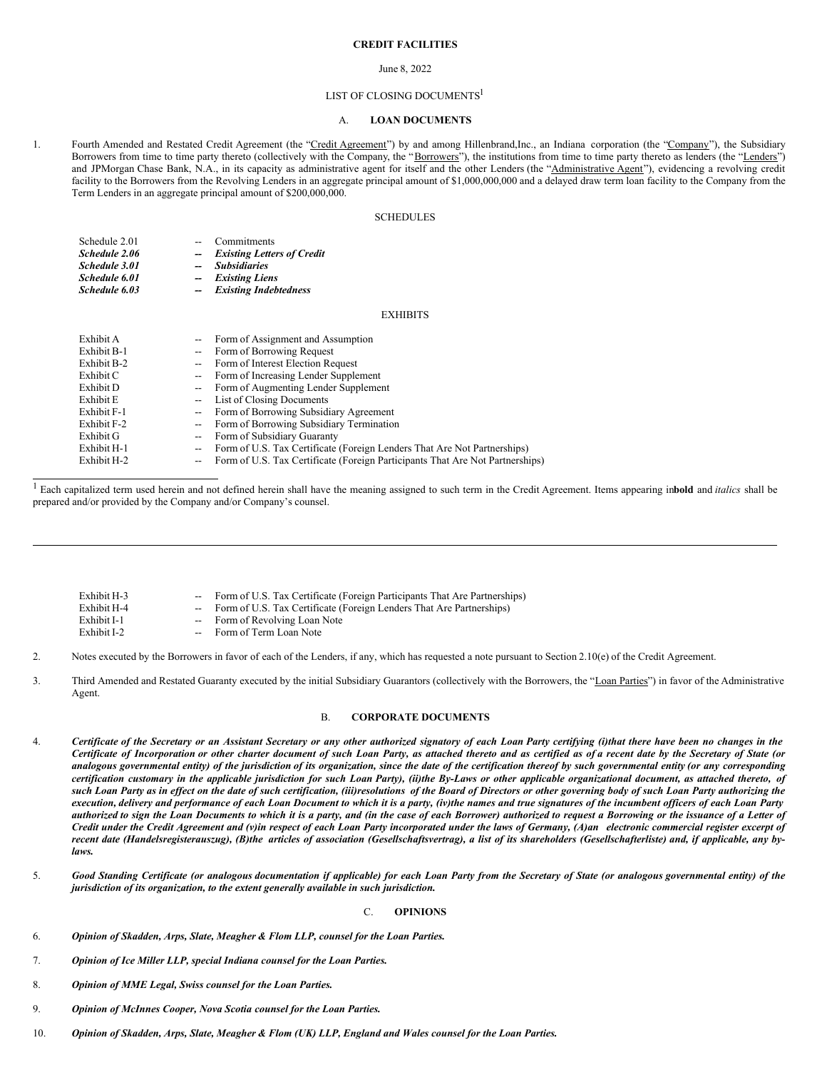**CREDIT FACILITIES**

June 8, 2022

LIST OF CLOSING DOCUMENTS[1]

A. **LOAN DOCUMENTS**

1. Fourth Amended and Restated Credit Agreement (the "Credit Agreement") by and among Hillenbrand,Inc., an Indiana corporation (the "Company"), the Subsidiary Borrowers from time to time party thereto (collectively with the Company, the "Borrowers"), the institutions from time to time party thereto as lenders (the "Lenders") and JPMorgan Chase Bank, N.A., in its capacity as administrative agent for itself and the other Lenders (the "Administrative Agent"), evidencing a revolving credit facility to the Borrowers from the Revolving Lenders in an aggregate principal amount of $1,000,000,000 and a delayed draw term loan facility to the Company from the Term Lenders in an aggregate principal amount of $200,000,000.

SCHEDULES

| | | |
|---|---|---|
| Schedule 2.01 | -- | Commitments |
| ***Schedule 2.06*** | -- | ***Existing Letters of Credit*** |
| ***Schedule 3.01*** | -- | ***Subsidiaries*** |
| ***Schedule 6.01*** | -- | ***Existing Liens*** |
| ***Schedule 6.03*** | -- | ***Existing Indebtedness*** |

EXHIBITS

| | | |
|---|---|---|
| Exhibit A | -- | Form of Assignment and Assumption |
| Exhibit B-1 | -- | Form of Borrowing Request |
| Exhibit B-2 | -- | Form of Interest Election Request |
| Exhibit C | -- | Form of Increasing Lender Supplement |
| Exhibit D | -- | Form of Augmenting Lender Supplement |
| Exhibit E | -- | List of Closing Documents |
| Exhibit F-1 | -- | Form of Borrowing Subsidiary Agreement |
| Exhibit F-2 | -- | Form of Borrowing Subsidiary Termination |
| Exhibit G | -- | Form of Subsidiary Guaranty |
| Exhibit H-1 | -- | Form of U.S. Tax Certificate (Foreign Lenders That Are Not Partnerships) |
| Exhibit H-2 | -- | Form of U.S. Tax Certificate (Foreign Participants That Are Not Partnerships) |
| Exhibit H-3 | -- | Form of U.S. Tax Certificate (Foreign Participants That Are Partnerships) |
| Exhibit H-4 | -- | Form of U.S. Tax Certificate (Foreign Lenders That Are Partnerships) |
| Exhibit I-1 | -- | Form of Revolving Loan Note |
| Exhibit I-2 | -- | Form of Term Loan Note |

[1] Each capitalized term used herein and not defined herein shall have the meaning assigned to such term in the Credit Agreement. Items appearing in **bold** and *italics* shall be prepared and/or provided by the Company and/or Company's counsel.

2. Notes executed by the Borrowers in favor of each of the Lenders, if any, which has requested a note pursuant to Section 2.10(e) of the Credit Agreement.

3. Third Amended and Restated Guaranty executed by the initial Subsidiary Guarantors (collectively with the Borrowers, the "Loan Parties") in favor of the Administrative Agent.

B. **CORPORATE DOCUMENTS**

4. ***Certificate of the Secretary or an Assistant Secretary or any other authorized signatory of each Loan Party certifying (i)that there have been no changes in the Certificate of Incorporation or other charter document of such Loan Party, as attached thereto and as certified as of a recent date by the Secretary of State (or analogous governmental entity) of the jurisdiction of its organization, since the date of the certification thereof by such governmental entity (or any corresponding certification customary in the applicable jurisdiction for such Loan Party), (ii)the By-Laws or other applicable organizational document, as attached thereto, of such Loan Party as in effect on the date of such certification, (iii)resolutions of the Board of Directors or other governing body of such Loan Party authorizing the execution, delivery and performance of each Loan Document to which it is a party, (iv)the names and true signatures of the incumbent officers of each Loan Party authorized to sign the Loan Documents to which it is a party, and (in the case of each Borrower) authorized to request a Borrowing or the issuance of a Letter of Credit under the Credit Agreement and (v)in respect of each Loan Party incorporated under the laws of Germany, (A)an electronic commercial register excerpt of recent date (Handelsregisterauszug), (B)the articles of association (Gesellschaftsvertrag), a list of its shareholders (Gesellschafterliste) and, if applicable, any by-laws.***

5. ***Good Standing Certificate (or analogous documentation if applicable) for each Loan Party from the Secretary of State (or analogous governmental entity) of the jurisdiction of its organization, to the extent generally available in such jurisdiction.***

C. **OPINIONS**

6. ***Opinion of Skadden, Arps, Slate, Meagher & Flom LLP, counsel for the Loan Parties.***

7. ***Opinion of Ice Miller LLP, special Indiana counsel for the Loan Parties.***

8. ***Opinion of MME Legal, Swiss counsel for the Loan Parties.***

9. ***Opinion of McInnes Cooper, Nova Scotia counsel for the Loan Parties.***

10. ***Opinion of Skadden, Arps, Slate, Meagher & Flom (UK) LLP, England and Wales counsel for the Loan Parties.***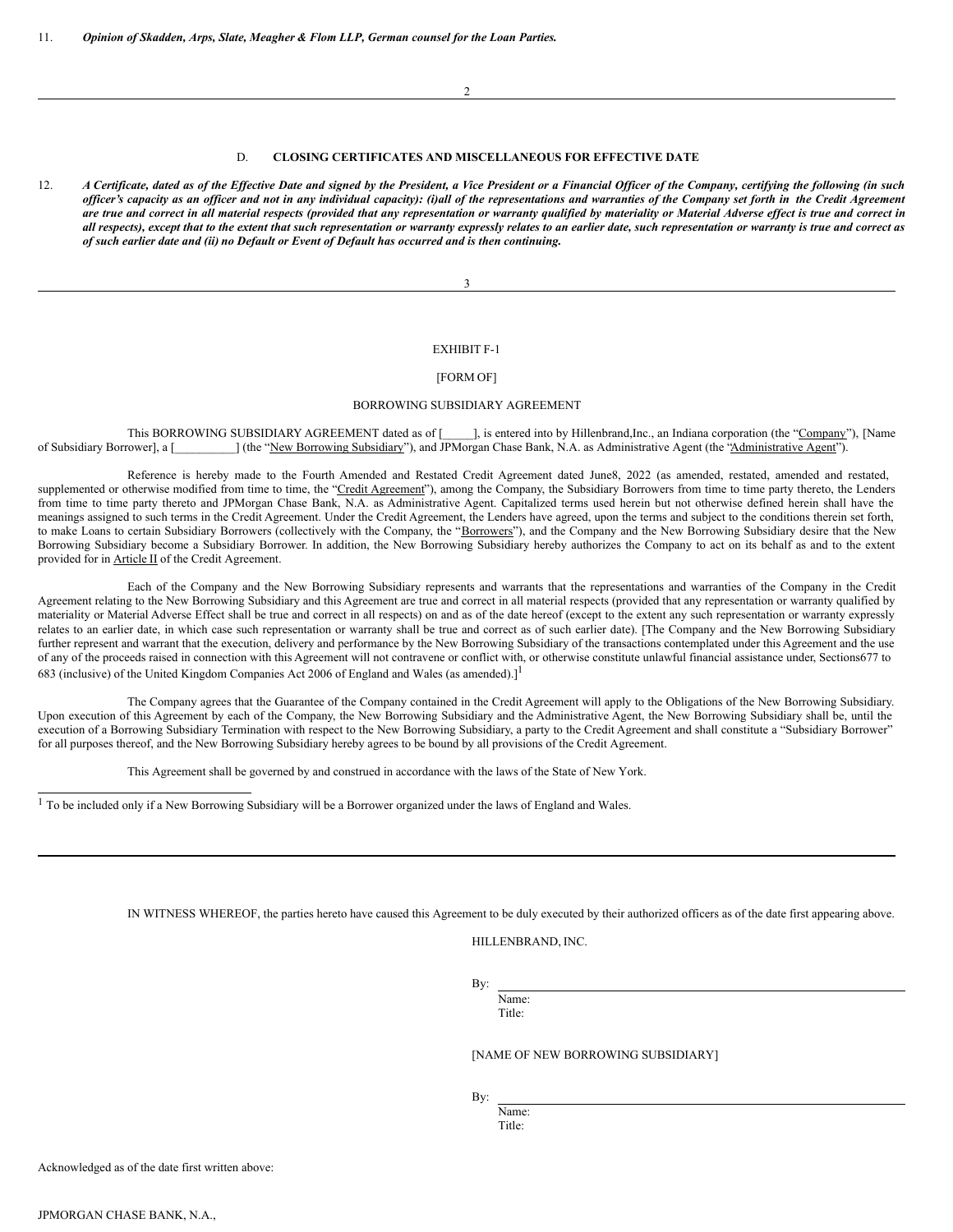11. ***Opinion of Skadden, Arps, Slate, Meagher & Flom LLP, German counsel for the Loan Parties.***

D. **CLOSING CERTIFICATES AND MISCELLANEOUS FOR EFFECTIVE DATE**

12. ***A Certificate, dated as of the Effective Date and signed by the President, a Vice President or a Financial Officer of the Company, certifying the following (in such officer's capacity as an officer and not in any individual capacity): (i)all of the representations and warranties of the Company set forth in the Credit Agreement are true and correct in all material respects (provided that any representation or warranty qualified by materiality or Material Adverse effect is true and correct in all respects), except that to the extent that such representation or warranty expressly relates to an earlier date, such representation or warranty is true and correct as of such earlier date and (ii) no Default or Event of Default has occurred and is then continuing.***

EXHIBIT F-1

[FORM OF]

BORROWING SUBSIDIARY AGREEMENT

This BORROWING SUBSIDIARY AGREEMENT dated as of [_____], is entered into by Hillenbrand,Inc., an Indiana corporation (the "Company"), [Name of Subsidiary Borrower], a [__________] (the "New Borrowing Subsidiary"), and JPMorgan Chase Bank, N.A. as Administrative Agent (the "Administrative Agent").

Reference is hereby made to the Fourth Amended and Restated Credit Agreement dated June8, 2022 (as amended, restated, amended and restated, supplemented or otherwise modified from time to time, the "Credit Agreement"), among the Company, the Subsidiary Borrowers from time to time party thereto, the Lenders from time to time party thereto and JPMorgan Chase Bank, N.A. as Administrative Agent. Capitalized terms used herein but not otherwise defined herein shall have the meanings assigned to such terms in the Credit Agreement. Under the Credit Agreement, the Lenders have agreed, upon the terms and subject to the conditions therein set forth, to make Loans to certain Subsidiary Borrowers (collectively with the Company, the "Borrowers"), and the Company and the New Borrowing Subsidiary desire that the New Borrowing Subsidiary become a Subsidiary Borrower. In addition, the New Borrowing Subsidiary hereby authorizes the Company to act on its behalf as and to the extent provided for in Article II of the Credit Agreement.

Each of the Company and the New Borrowing Subsidiary represents and warrants that the representations and warranties of the Company in the Credit Agreement relating to the New Borrowing Subsidiary and this Agreement are true and correct in all material respects (provided that any representation or warranty qualified by materiality or Material Adverse Effect shall be true and correct in all respects) on and as of the date hereof (except to the extent any such representation or warranty expressly relates to an earlier date, in which case such representation or warranty shall be true and correct as of such earlier date). [The Company and the New Borrowing Subsidiary further represent and warrant that the execution, delivery and performance by the New Borrowing Subsidiary of the transactions contemplated under this Agreement and the use of any of the proceeds raised in connection with this Agreement will not contravene or conflict with, or otherwise constitute unlawful financial assistance under, Sections677 to 683 (inclusive) of the United Kingdom Companies Act 2006 of England and Wales (as amended).][1]

The Company agrees that the Guarantee of the Company contained in the Credit Agreement will apply to the Obligations of the New Borrowing Subsidiary. Upon execution of this Agreement by each of the Company, the New Borrowing Subsidiary and the Administrative Agent, the New Borrowing Subsidiary shall be, until the execution of a Borrowing Subsidiary Termination with respect to the New Borrowing Subsidiary, a party to the Credit Agreement and shall constitute a "Subsidiary Borrower" for all purposes thereof, and the New Borrowing Subsidiary hereby agrees to be bound by all provisions of the Credit Agreement.

This Agreement shall be governed by and construed in accordance with the laws of the State of New York.

[1] To be included only if a New Borrowing Subsidiary will be a Borrower organized under the laws of England and Wales.

IN WITNESS WHEREOF, the parties hereto have caused this Agreement to be duly executed by their authorized officers as of the date first appearing above.

HILLENBRAND, INC.

By: ______________________________
Name:
Title:

[NAME OF NEW BORROWING SUBSIDIARY]

By: ______________________________
Name:
Title:

Acknowledged as of the date first written above:

JPMORGAN CHASE BANK, N.A.,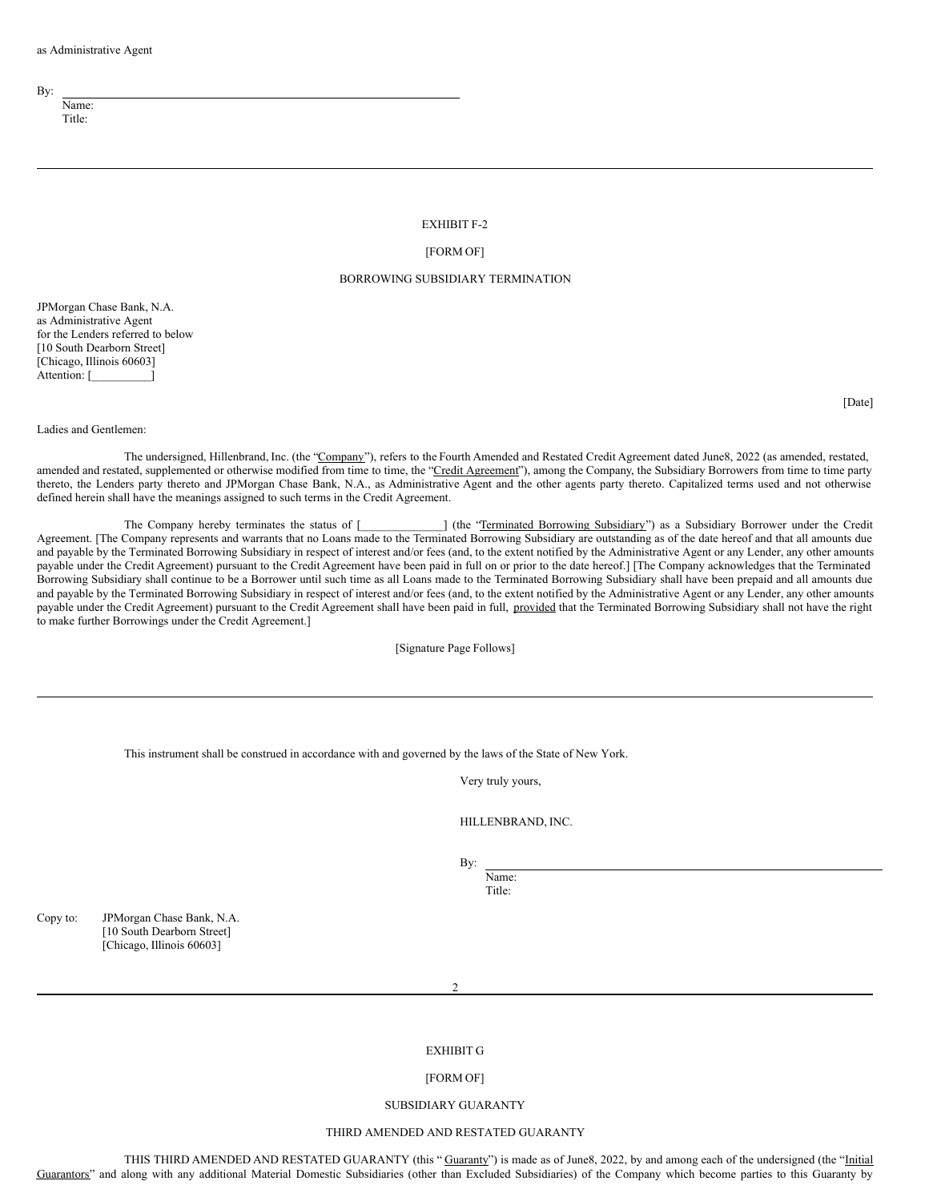as Administrative Agent

By: \_\_\_\_\_\_\_\_\_\_\_\_\_\_\_\_\_\_\_\_\_\_\_\_\_\_\_\_\_\_\_\_\_\_\_\_\_\_\_\_\_\_\_\_
Name:
Title:

---

EXHIBIT F-2

[FORM OF]

BORROWING SUBSIDIARY TERMINATION

JPMorgan Chase Bank, N.A.
as Administrative Agent
for the Lenders referred to below
[10 South Dearborn Street]
[Chicago, Illinois 60603]
Attention: [\_\_\_\_\_\_\_\_\_\_]

[Date]

Ladies and Gentlemen:

The undersigned, Hillenbrand, Inc. (the "Company"), refers to the Fourth Amended and Restated Credit Agreement dated June8, 2022 (as amended, restated, amended and restated, supplemented or otherwise modified from time to time, the "Credit Agreement"), among the Company, the Subsidiary Borrowers from time to time party thereto, the Lenders party thereto and JPMorgan Chase Bank, N.A., as Administrative Agent and the other agents party thereto. Capitalized terms used and not otherwise defined herein shall have the meanings assigned to such terms in the Credit Agreement.

The Company hereby terminates the status of [\_\_\_\_\_\_\_\_\_\_\_\_\_\_] (the "Terminated Borrowing Subsidiary") as a Subsidiary Borrower under the Credit Agreement. [The Company represents and warrants that no Loans made to the Terminated Borrowing Subsidiary are outstanding as of the date hereof and that all amounts due and payable by the Terminated Borrowing Subsidiary in respect of interest and/or fees (and, to the extent notified by the Administrative Agent or any Lender, any other amounts payable under the Credit Agreement) pursuant to the Credit Agreement have been paid in full on or prior to the date hereof.] [The Company acknowledges that the Terminated Borrowing Subsidiary shall continue to be a Borrower until such time as all Loans made to the Terminated Borrowing Subsidiary shall have been prepaid and all amounts due and payable by the Terminated Borrowing Subsidiary in respect of interest and/or fees (and, to the extent notified by the Administrative Agent or any Lender, any other amounts payable under the Credit Agreement) pursuant to the Credit Agreement shall have been paid in full, provided that the Terminated Borrowing Subsidiary shall not have the right to make further Borrowings under the Credit Agreement.]

[Signature Page Follows]

---

This instrument shall be construed in accordance with and governed by the laws of the State of New York.

Very truly yours,

HILLENBRAND, INC.

By: \_\_\_\_\_\_\_\_\_\_\_\_\_\_\_\_\_\_\_\_\_\_\_\_\_\_\_\_\_\_\_\_\_\_\_\_\_\_\_\_\_\_\_\_
Name:
Title:

Copy to: JPMorgan Chase Bank, N.A.
[10 South Dearborn Street]
[Chicago, Illinois 60603]

---

EXHIBIT G

[FORM OF]

SUBSIDIARY GUARANTY

THIRD AMENDED AND RESTATED GUARANTY

THIS THIRD AMENDED AND RESTATED GUARANTY (this " Guaranty") is made as of June8, 2022, by and among each of the undersigned (the "Initial Guarantors" and along with any additional Material Domestic Subsidiaries (other than Excluded Subsidiaries) of the Company which become parties to this Guaranty by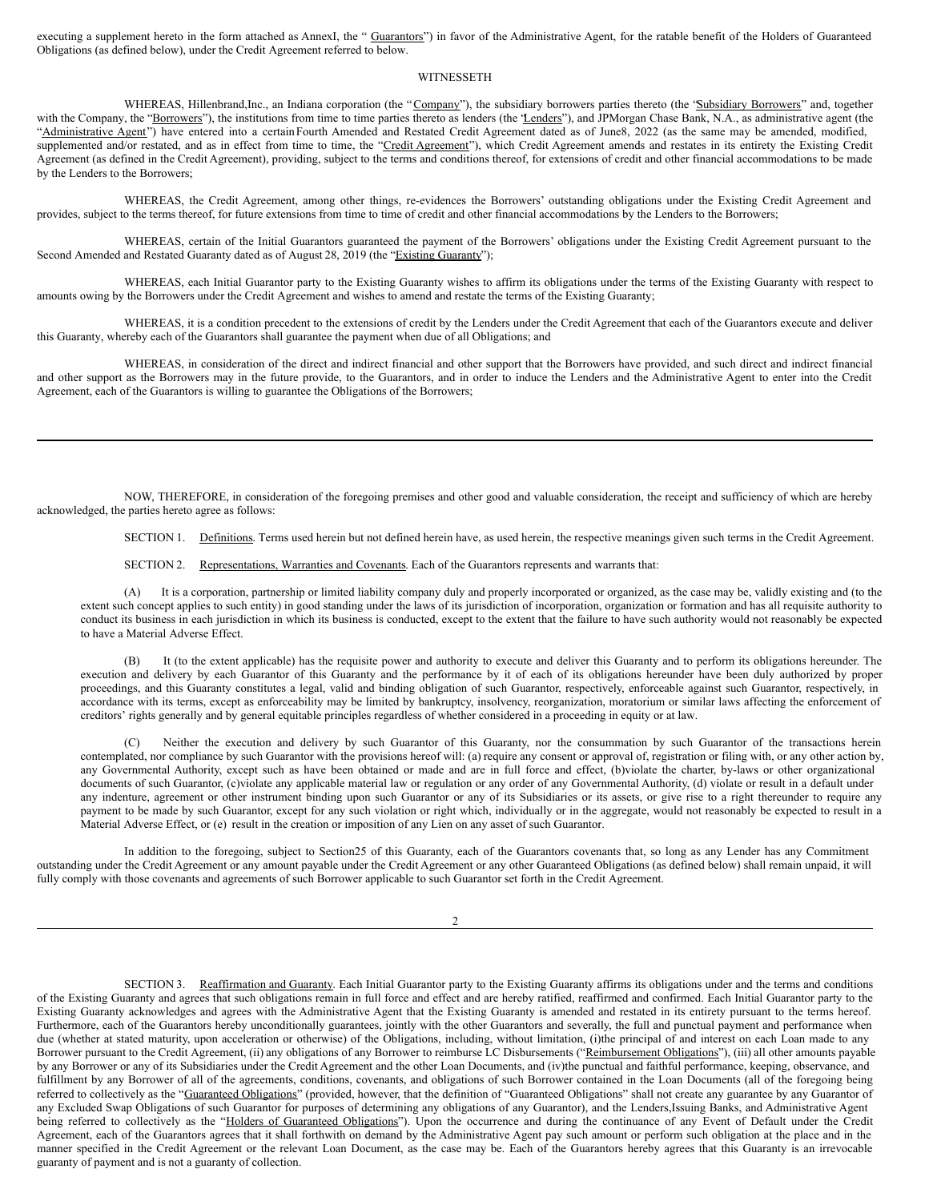executing a supplement hereto in the form attached as Annex I, the " Guarantors") in favor of the Administrative Agent, for the ratable benefit of the Holders of Guaranteed Obligations (as defined below), under the Credit Agreement referred to below.

WITNESSETH

WHEREAS, Hillenbrand, Inc., an Indiana corporation (the "Company"), the subsidiary borrowers parties thereto (the "Subsidiary Borrowers" and, together with the Company, the "Borrowers"), the institutions from time to time parties thereto as lenders (the "Lenders"), and JPMorgan Chase Bank, N.A., as administrative agent (the "Administrative Agent") have entered into a certain Fourth Amended and Restated Credit Agreement dated as of June 8, 2022 (as the same may be amended, modified, supplemented and/or restated, and as in effect from time to time, the "Credit Agreement"), which Credit Agreement amends and restates in its entirety the Existing Credit Agreement (as defined in the Credit Agreement), providing, subject to the terms and conditions thereof, for extensions of credit and other financial accommodations to be made by the Lenders to the Borrowers;

WHEREAS, the Credit Agreement, among other things, re-evidences the Borrowers' outstanding obligations under the Existing Credit Agreement and provides, subject to the terms thereof, for future extensions from time to time of credit and other financial accommodations by the Lenders to the Borrowers;

WHEREAS, certain of the Initial Guarantors guaranteed the payment of the Borrowers' obligations under the Existing Credit Agreement pursuant to the Second Amended and Restated Guaranty dated as of August 28, 2019 (the "Existing Guaranty");

WHEREAS, each Initial Guarantor party to the Existing Guaranty wishes to affirm its obligations under the terms of the Existing Guaranty with respect to amounts owing by the Borrowers under the Credit Agreement and wishes to amend and restate the terms of the Existing Guaranty;

WHEREAS, it is a condition precedent to the extensions of credit by the Lenders under the Credit Agreement that each of the Guarantors execute and deliver this Guaranty, whereby each of the Guarantors shall guarantee the payment when due of all Obligations; and

WHEREAS, in consideration of the direct and indirect financial and other support that the Borrowers have provided, and such direct and indirect financial and other support as the Borrowers may in the future provide, to the Guarantors, and in order to induce the Lenders and the Administrative Agent to enter into the Credit Agreement, each of the Guarantors is willing to guarantee the Obligations of the Borrowers;

---

NOW, THEREFORE, in consideration of the foregoing premises and other good and valuable consideration, the receipt and sufficiency of which are hereby acknowledged, the parties hereto agree as follows:

SECTION 1. Definitions. Terms used herein but not defined herein have, as used herein, the respective meanings given such terms in the Credit Agreement.

SECTION 2. Representations, Warranties and Covenants. Each of the Guarantors represents and warrants that:

(A) It is a corporation, partnership or limited liability company duly and properly incorporated or organized, as the case may be, validly existing and (to the extent such concept applies to such entity) in good standing under the laws of its jurisdiction of incorporation, organization or formation and has all requisite authority to conduct its business in each jurisdiction in which its business is conducted, except to the extent that the failure to have such authority would not reasonably be expected to have a Material Adverse Effect.

(B) It (to the extent applicable) has the requisite power and authority to execute and deliver this Guaranty and to perform its obligations hereunder. The execution and delivery by each Guarantor of this Guaranty and the performance by it of each of its obligations hereunder have been duly authorized by proper proceedings, and this Guaranty constitutes a legal, valid and binding obligation of such Guarantor, respectively, enforceable against such Guarantor, respectively, in accordance with its terms, except as enforceability may be limited by bankruptcy, insolvency, reorganization, moratorium or similar laws affecting the enforcement of creditors' rights generally and by general equitable principles regardless of whether considered in a proceeding in equity or at law.

(C) Neither the execution and delivery by such Guarantor of this Guaranty, nor the consummation by such Guarantor of the transactions herein contemplated, nor compliance by such Guarantor with the provisions hereof will: (a) require any consent or approval of, registration or filing with, or any other action by, any Governmental Authority, except such as have been obtained or made and are in full force and effect, (b) violate the charter, by-laws or other organizational documents of such Guarantor, (c) violate any applicable material law or regulation or any order of any Governmental Authority, (d) violate or result in a default under any indenture, agreement or other instrument binding upon such Guarantor or any of its Subsidiaries or its assets, or give rise to a right thereunder to require any payment to be made by such Guarantor, except for any such violation or right which, individually or in the aggregate, would not reasonably be expected to result in a Material Adverse Effect, or (e) result in the creation or imposition of any Lien on any asset of such Guarantor.

In addition to the foregoing, subject to Section 25 of this Guaranty, each of the Guarantors covenants that, so long as any Lender has any Commitment outstanding under the Credit Agreement or any amount payable under the Credit Agreement or any other Guaranteed Obligations (as defined below) shall remain unpaid, it will fully comply with those covenants and agreements of such Borrower applicable to such Guarantor set forth in the Credit Agreement.

---

SECTION 3. Reaffirmation and Guaranty. Each Initial Guarantor party to the Existing Guaranty affirms its obligations under and the terms and conditions of the Existing Guaranty and agrees that such obligations remain in full force and effect and are hereby ratified, reaffirmed and confirmed. Each Initial Guarantor party to the Existing Guaranty acknowledges and agrees with the Administrative Agent that the Existing Guaranty is amended and restated in its entirety pursuant to the terms hereof. Furthermore, each of the Guarantors hereby unconditionally guarantees, jointly with the other Guarantors and severally, the full and punctual payment and performance when due (whether at stated maturity, upon acceleration or otherwise) of the Obligations, including, without limitation, (i) the principal of and interest on each Loan made to any Borrower pursuant to the Credit Agreement, (ii) any obligations of any Borrower to reimburse LC Disbursements ("Reimbursement Obligations"), (iii) all other amounts payable by any Borrower or any of its Subsidiaries under the Credit Agreement and the other Loan Documents, and (iv) the punctual and faithful performance, keeping, observance, and fulfillment by any Borrower of all of the agreements, conditions, covenants, and obligations of such Borrower contained in the Loan Documents (all of the foregoing being referred to collectively as the "Guaranteed Obligations" (provided, however, that the definition of "Guaranteed Obligations" shall not create any guarantee by any Guarantor of any Excluded Swap Obligations of such Guarantor for purposes of determining any obligations of any Guarantor), and the Lenders, Issuing Banks, and Administrative Agent being referred to collectively as the "Holders of Guaranteed Obligations"). Upon the occurrence and during the continuance of any Event of Default under the Credit Agreement, each of the Guarantors agrees that it shall forthwith on demand by the Administrative Agent pay such amount or perform such obligation at the place and in the manner specified in the Credit Agreement or the relevant Loan Document, as the case may be. Each of the Guarantors hereby agrees that this Guaranty is an irrevocable guaranty of payment and is not a guaranty of collection.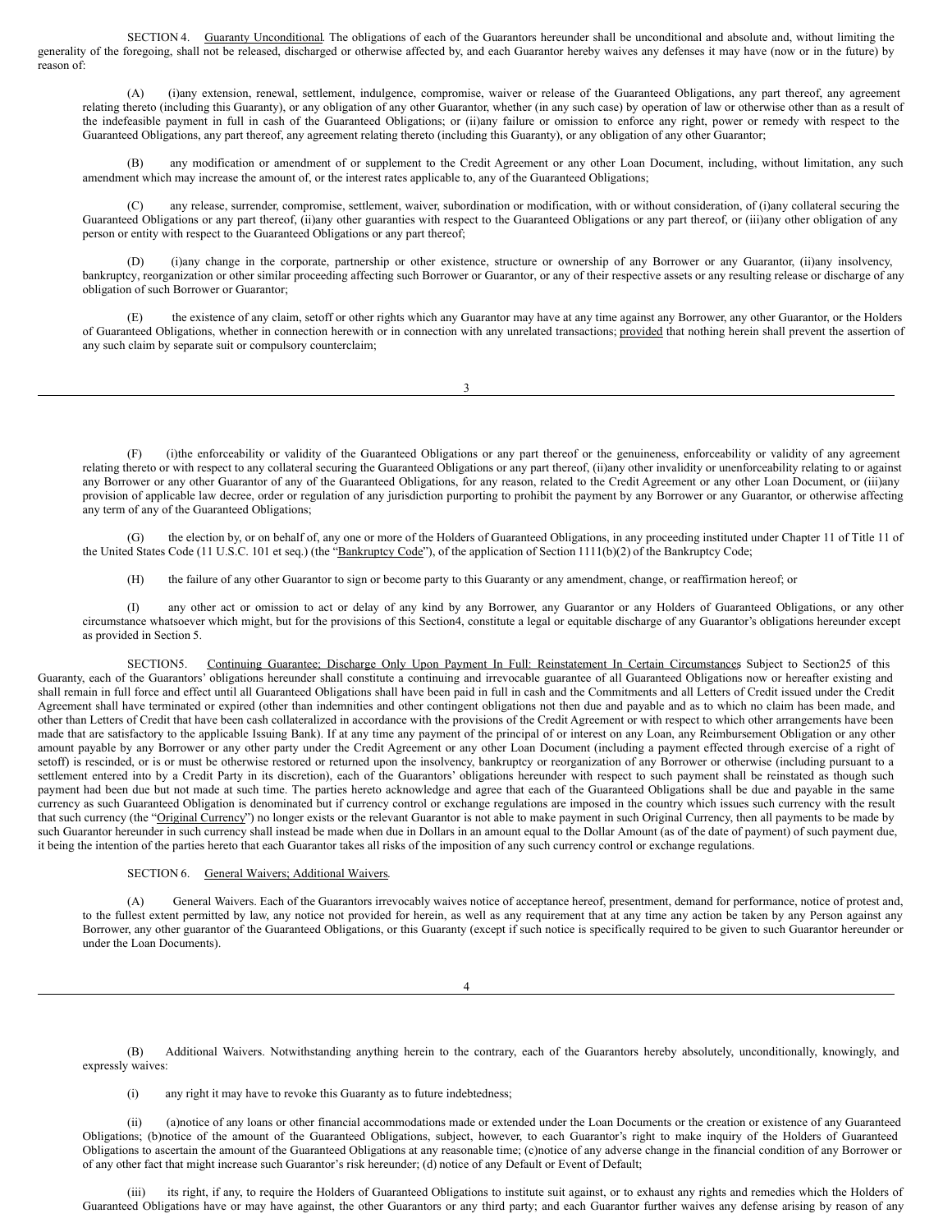SECTION 4. <u>Guaranty Unconditional</u>. The obligations of each of the Guarantors hereunder shall be unconditional and absolute and, without limiting the generality of the foregoing, shall not be released, discharged or otherwise affected by, and each Guarantor hereby waives any defenses it may have (now or in the future) by reason of:

(A) (i)any extension, renewal, settlement, indulgence, compromise, waiver or release of the Guaranteed Obligations, any part thereof, any agreement relating thereto (including this Guaranty), or any obligation of any other Guarantor, whether (in any such case) by operation of law or otherwise other than as a result of the indefeasible payment in full in cash of the Guaranteed Obligations; or (ii)any failure or omission to enforce any right, power or remedy with respect to the Guaranteed Obligations, any part thereof, any agreement relating thereto (including this Guaranty), or any obligation of any other Guarantor;

(B) any modification or amendment of or supplement to the Credit Agreement or any other Loan Document, including, without limitation, any such amendment which may increase the amount of, or the interest rates applicable to, any of the Guaranteed Obligations;

(C) any release, surrender, compromise, settlement, waiver, subordination or modification, with or without consideration, of (i)any collateral securing the Guaranteed Obligations or any part thereof, (ii)any other guaranties with respect to the Guaranteed Obligations or any part thereof, or (iii)any other obligation of any person or entity with respect to the Guaranteed Obligations or any part thereof;

(D) (i)any change in the corporate, partnership or other existence, structure or ownership of any Borrower or any Guarantor, (ii)any insolvency, bankruptcy, reorganization or other similar proceeding affecting such Borrower or Guarantor, or any of their respective assets or any resulting release or discharge of any obligation of such Borrower or Guarantor;

(E) the existence of any claim, setoff or other rights which any Guarantor may have at any time against any Borrower, any other Guarantor, or the Holders of Guaranteed Obligations, whether in connection herewith or in connection with any unrelated transactions; <u>provided</u> that nothing herein shall prevent the assertion of any such claim by separate suit or compulsory counterclaim;

(F) (i)the enforceability or validity of the Guaranteed Obligations or any part thereof or the genuineness, enforceability or validity of any agreement relating thereto or with respect to any collateral securing the Guaranteed Obligations or any part thereof, (ii)any other invalidity or unenforceability relating to or against any Borrower or any other Guarantor of any of the Guaranteed Obligations, for any reason, related to the Credit Agreement or any other Loan Document, or (iii)any provision of applicable law decree, order or regulation of any jurisdiction purporting to prohibit the payment by any Borrower or any Guarantor, or otherwise affecting any term of any of the Guaranteed Obligations;

(G) the election by, or on behalf of, any one or more of the Holders of Guaranteed Obligations, in any proceeding instituted under Chapter 11 of Title 11 of the United States Code (11 U.S.C. 101 et seq.) (the "<u>Bankruptcy Code</u>"), of the application of Section 1111(b)(2) of the Bankruptcy Code;

(H) the failure of any other Guarantor to sign or become party to this Guaranty or any amendment, change, or reaffirmation hereof; or

(I) any other act or omission to act or delay of any kind by any Borrower, any Guarantor or any Holders of Guaranteed Obligations, or any other circumstance whatsoever which might, but for the provisions of this Section4, constitute a legal or equitable discharge of any Guarantor's obligations hereunder except as provided in Section 5.

SECTION5. <u>Continuing Guarantee; Discharge Only Upon Payment In Full: Reinstatement In Certain Circumstances</u> Subject to Section25 of this Guaranty, each of the Guarantors' obligations hereunder shall constitute a continuing and irrevocable guarantee of all Guaranteed Obligations now or hereafter existing and shall remain in full force and effect until all Guaranteed Obligations shall have been paid in full in cash and the Commitments and all Letters of Credit issued under the Credit Agreement shall have terminated or expired (other than indemnities and other contingent obligations not then due and payable and as to which no claim has been made, and other than Letters of Credit that have been cash collateralized in accordance with the provisions of the Credit Agreement or with respect to which other arrangements have been made that are satisfactory to the applicable Issuing Bank). If at any time any payment of the principal of or interest on any Loan, any Reimbursement Obligation or any other amount payable by any Borrower or any other party under the Credit Agreement or any other Loan Document (including a payment effected through exercise of a right of setoff) is rescinded, or is or must be otherwise restored or returned upon the insolvency, bankruptcy or reorganization of any Borrower or otherwise (including pursuant to a settlement entered into by a Credit Party in its discretion), each of the Guarantors' obligations hereunder with respect to such payment shall be reinstated as though such payment had been due but not made at such time. The parties hereto acknowledge and agree that each of the Guaranteed Obligations shall be due and payable in the same currency as such Guaranteed Obligation is denominated but if currency control or exchange regulations are imposed in the country which issues such currency with the result that such currency (the "<u>Original Currency</u>") no longer exists or the relevant Guarantor is not able to make payment in such Original Currency, then all payments to be made by such Guarantor hereunder in such currency shall instead be made when due in Dollars in an amount equal to the Dollar Amount (as of the date of payment) of such payment due, it being the intention of the parties hereto that each Guarantor takes all risks of the imposition of any such currency control or exchange regulations.

SECTION 6. <u>General Waivers; Additional Waivers</u>.

(A) General Waivers. Each of the Guarantors irrevocably waives notice of acceptance hereof, presentment, demand for performance, notice of protest and, to the fullest extent permitted by law, any notice not provided for herein, as well as any requirement that at any time any action be taken by any Person against any Borrower, any other guarantor of the Guaranteed Obligations, or this Guaranty (except if such notice is specifically required to be given to such Guarantor hereunder or under the Loan Documents).

(B) Additional Waivers. Notwithstanding anything herein to the contrary, each of the Guarantors hereby absolutely, unconditionally, knowingly, and expressly waives:

(i) any right it may have to revoke this Guaranty as to future indebtedness;

(ii) (a)notice of any loans or other financial accommodations made or extended under the Loan Documents or the creation or existence of any Guaranteed Obligations; (b)notice of the amount of the Guaranteed Obligations, subject, however, to each Guarantor's right to make inquiry of the Holders of Guaranteed Obligations to ascertain the amount of the Guaranteed Obligations at any reasonable time; (c)notice of any adverse change in the financial condition of any Borrower or of any other fact that might increase such Guarantor's risk hereunder; (d) notice of any Default or Event of Default;

(iii) its right, if any, to require the Holders of Guaranteed Obligations to institute suit against, or to exhaust any rights and remedies which the Holders of Guaranteed Obligations have or may have against, the other Guarantors or any third party; and each Guarantor further waives any defense arising by reason of any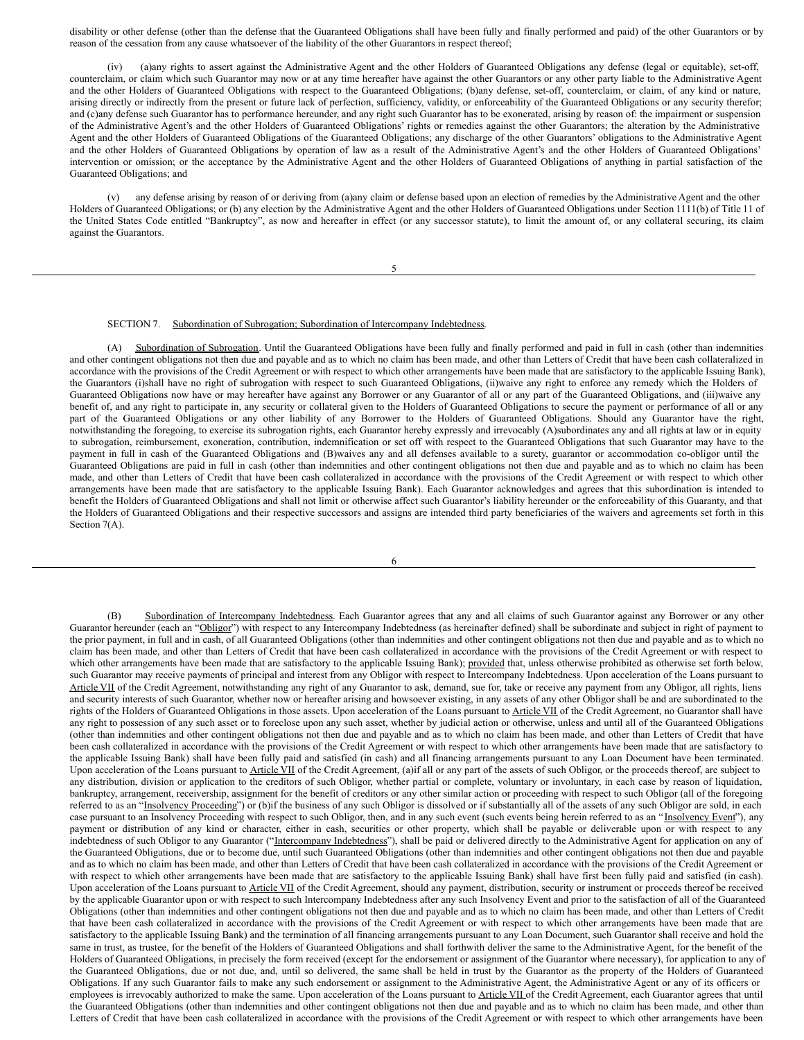disability or other defense (other than the defense that the Guaranteed Obligations shall have been fully and finally performed and paid) of the other Guarantors or by reason of the cessation from any cause whatsoever of the liability of the other Guarantors in respect thereof;

(iv) (a)any rights to assert against the Administrative Agent and the other Holders of Guaranteed Obligations any defense (legal or equitable), set-off, counterclaim, or claim which such Guarantor may now or at any time hereafter have against the other Guarantors or any other party liable to the Administrative Agent and the other Holders of Guaranteed Obligations with respect to the Guaranteed Obligations; (b)any defense, set-off, counterclaim, or claim, of any kind or nature, arising directly or indirectly from the present or future lack of perfection, sufficiency, validity, or enforceability of the Guaranteed Obligations or any security therefor; and (c)any defense such Guarantor has to performance hereunder, and any right such Guarantor has to be exonerated, arising by reason of: the impairment or suspension of the Administrative Agent's and the other Holders of Guaranteed Obligations' rights or remedies against the other Guarantors; the alteration by the Administrative Agent and the other Holders of Guaranteed Obligations of the Guaranteed Obligations; any discharge of the other Guarantors' obligations to the Administrative Agent and the other Holders of Guaranteed Obligations by operation of law as a result of the Administrative Agent's and the other Holders of Guaranteed Obligations' intervention or omission; or the acceptance by the Administrative Agent and the other Holders of Guaranteed Obligations of anything in partial satisfaction of the Guaranteed Obligations; and

(v) any defense arising by reason of or deriving from (a)any claim or defense based upon an election of remedies by the Administrative Agent and the other Holders of Guaranteed Obligations; or (b) any election by the Administrative Agent and the other Holders of Guaranteed Obligations under Section 1111(b) of Title 11 of the United States Code entitled "Bankruptcy", as now and hereafter in effect (or any successor statute), to limit the amount of, or any collateral securing, its claim against the Guarantors.

SECTION 7. Subordination of Subrogation; Subordination of Intercompany Indebtedness.

(A) Subordination of Subrogation. Until the Guaranteed Obligations have been fully and finally performed and paid in full in cash (other than indemnities and other contingent obligations not then due and payable and as to which no claim has been made, and other than Letters of Credit that have been cash collateralized in accordance with the provisions of the Credit Agreement or with respect to which other arrangements have been made that are satisfactory to the applicable Issuing Bank), the Guarantors (i)shall have no right of subrogation with respect to such Guaranteed Obligations, (ii)waive any right to enforce any remedy which the Holders of Guaranteed Obligations now have or may hereafter have against any Borrower or any Guarantor of all or any part of the Guaranteed Obligations, and (iii)waive any benefit of, and any right to participate in, any security or collateral given to the Holders of Guaranteed Obligations to secure the payment or performance of all or any part of the Guaranteed Obligations or any other liability of any Borrower to the Holders of Guaranteed Obligations. Should any Guarantor have the right, notwithstanding the foregoing, to exercise its subrogation rights, each Guarantor hereby expressly and irrevocably (A)subordinates any and all rights at law or in equity to subrogation, reimbursement, exoneration, contribution, indemnification or set off with respect to the Guaranteed Obligations that such Guarantor may have to the payment in full in cash of the Guaranteed Obligations and (B)waives any and all defenses available to a surety, guarantor or accommodation co-obligor until the Guaranteed Obligations are paid in full in cash (other than indemnities and other contingent obligations not then due and payable and as to which no claim has been made, and other than Letters of Credit that have been cash collateralized in accordance with the provisions of the Credit Agreement or with respect to which other arrangements have been made that are satisfactory to the applicable Issuing Bank). Each Guarantor acknowledges and agrees that this subordination is intended to benefit the Holders of Guaranteed Obligations and shall not limit or otherwise affect such Guarantor's liability hereunder or the enforceability of this Guaranty, and that the Holders of Guaranteed Obligations and their respective successors and assigns are intended third party beneficiaries of the waivers and agreements set forth in this Section 7(A).

(B) Subordination of Intercompany Indebtedness. Each Guarantor agrees that any and all claims of such Guarantor against any Borrower or any other Guarantor hereunder (each an "Obligor") with respect to any Intercompany Indebtedness (as hereinafter defined) shall be subordinate and subject in right of payment to the prior payment, in full and in cash, of all Guaranteed Obligations (other than indemnities and other contingent obligations not then due and payable and as to which no claim has been made, and other than Letters of Credit that have been cash collateralized in accordance with the provisions of the Credit Agreement or with respect to which other arrangements have been made that are satisfactory to the applicable Issuing Bank); provided that, unless otherwise prohibited as otherwise set forth below, such Guarantor may receive payments of principal and interest from any Obligor with respect to Intercompany Indebtedness. Upon acceleration of the Loans pursuant to Article VII of the Credit Agreement, notwithstanding any right of any Guarantor to ask, demand, sue for, take or receive any payment from any Obligor, all rights, liens and security interests of such Guarantor, whether now or hereafter arising and howsoever existing, in any assets of any other Obligor shall be and are subordinated to the rights of the Holders of Guaranteed Obligations in those assets. Upon acceleration of the Loans pursuant to Article VII of the Credit Agreement, no Guarantor shall have any right to possession of any such asset or to foreclose upon any such asset, whether by judicial action or otherwise, unless and until all of the Guaranteed Obligations (other than indemnities and other contingent obligations not then due and payable and as to which no claim has been made, and other than Letters of Credit that have been cash collateralized in accordance with the provisions of the Credit Agreement or with respect to which other arrangements have been made that are satisfactory to the applicable Issuing Bank) shall have been fully paid and satisfied (in cash) and all financing arrangements pursuant to any Loan Document have been terminated. Upon acceleration of the Loans pursuant to Article VII of the Credit Agreement, (a)if all or any part of the assets of such Obligor, or the proceeds thereof, are subject to any distribution, division or application to the creditors of such Obligor, whether partial or complete, voluntary or involuntary, in each case by reason of liquidation, bankruptcy, arrangement, receivership, assignment for the benefit of creditors or any other similar action or proceeding with respect to such Obligor (all of the foregoing referred to as an "Insolvency Proceeding") or (b)if the business of any such Obligor is dissolved or if substantially all of the assets of any such Obligor are sold, in each case pursuant to an Insolvency Proceeding with respect to such Obligor, then, and in any such event (such events being herein referred to as an "Insolvency Event"), any payment or distribution of any kind or character, either in cash, securities or other property, which shall be payable or deliverable upon or with respect to any indebtedness of such Obligor to any Guarantor ("Intercompany Indebtedness"), shall be paid or delivered directly to the Administrative Agent for application on any of the Guaranteed Obligations, due or to become due, until such Guaranteed Obligations (other than indemnities and other contingent obligations not then due and payable and as to which no claim has been made, and other than Letters of Credit that have been cash collateralized in accordance with the provisions of the Credit Agreement or with respect to which other arrangements have been made that are satisfactory to the applicable Issuing Bank) shall have first been fully paid and satisfied (in cash). Upon acceleration of the Loans pursuant to Article VII of the Credit Agreement, should any payment, distribution, security or instrument or proceeds thereof be received by the applicable Guarantor upon or with respect to such Intercompany Indebtedness after any such Insolvency Event and prior to the satisfaction of all of the Guaranteed Obligations (other than indemnities and other contingent obligations not then due and payable and as to which no claim has been made, and other than Letters of Credit that have been cash collateralized in accordance with the provisions of the Credit Agreement or with respect to which other arrangements have been made that are satisfactory to the applicable Issuing Bank) and the termination of all financing arrangements pursuant to any Loan Document, such Guarantor shall receive and hold the same in trust, as trustee, for the benefit of the Holders of Guaranteed Obligations and shall forthwith deliver the same to the Administrative Agent, for the benefit of the Holders of Guaranteed Obligations, in precisely the form received (except for the endorsement or assignment of the Guarantor where necessary), for application to any of the Guaranteed Obligations, due or not due, and, until so delivered, the same shall be held in trust by the Guarantor as the property of the Holders of Guaranteed Obligations. If any such Guarantor fails to make any such endorsement or assignment to the Administrative Agent, the Administrative Agent or any of its officers or employees is irrevocably authorized to make the same. Upon acceleration of the Loans pursuant to Article VII of the Credit Agreement, each Guarantor agrees that until the Guaranteed Obligations (other than indemnities and other contingent obligations not then due and payable and as to which no claim has been made, and other than Letters of Credit that have been cash collateralized in accordance with the provisions of the Credit Agreement or with respect to which other arrangements have been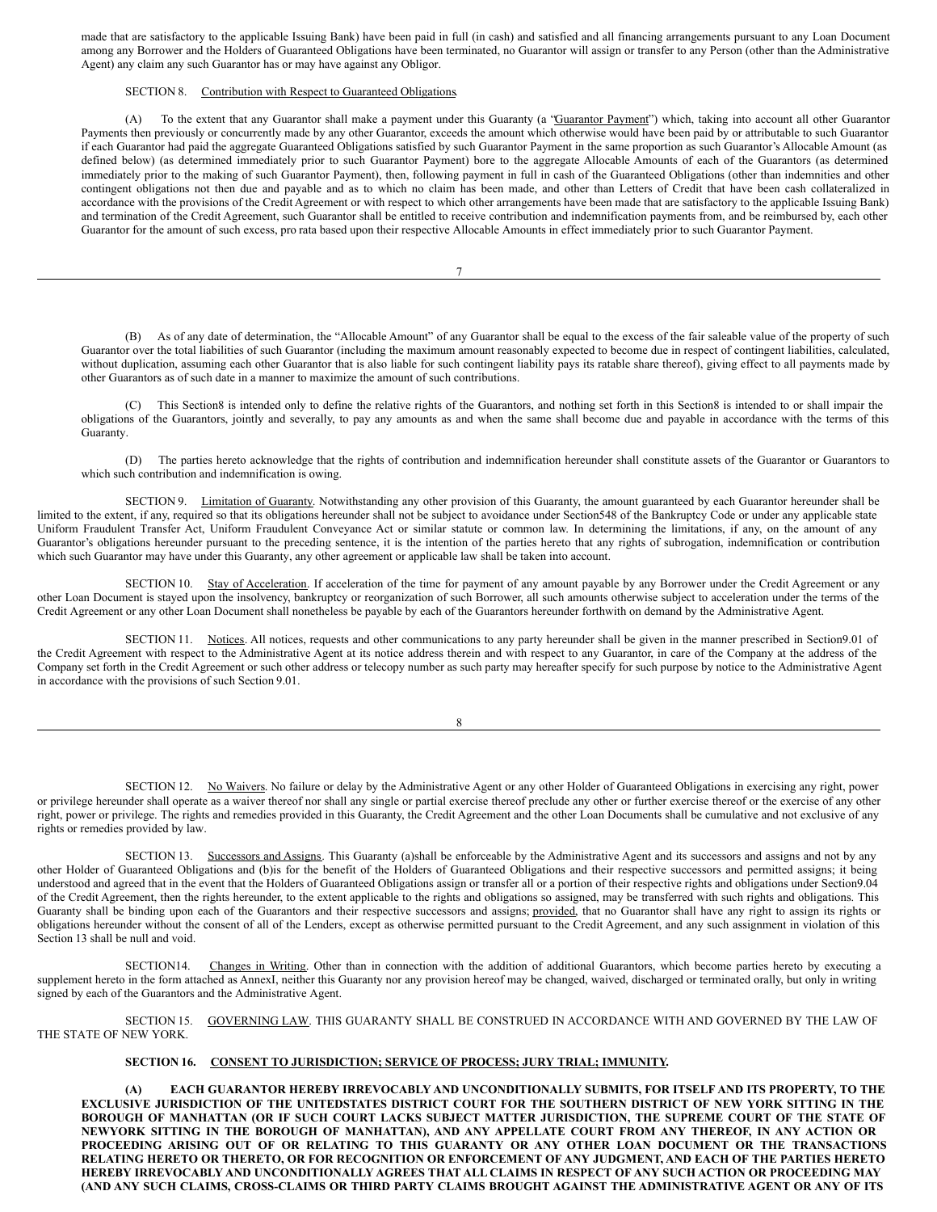made that are satisfactory to the applicable Issuing Bank) have been paid in full (in cash) and satisfied and all financing arrangements pursuant to any Loan Document among any Borrower and the Holders of Guaranteed Obligations have been terminated, no Guarantor will assign or transfer to any Person (other than the Administrative Agent) any claim any such Guarantor has or may have against any Obligor.

SECTION 8. Contribution with Respect to Guaranteed Obligations.

(A) To the extent that any Guarantor shall make a payment under this Guaranty (a "Guarantor Payment") which, taking into account all other Guarantor Payments then previously or concurrently made by any other Guarantor, exceeds the amount which otherwise would have been paid by or attributable to such Guarantor if each Guarantor had paid the aggregate Guaranteed Obligations satisfied by such Guarantor Payment in the same proportion as such Guarantor's Allocable Amount (as defined below) (as determined immediately prior to such Guarantor Payment) bore to the aggregate Allocable Amounts of each of the Guarantors (as determined immediately prior to the making of such Guarantor Payment), then, following payment in full in cash of the Guaranteed Obligations (other than indemnities and other contingent obligations not then due and payable and as to which no claim has been made, and other than Letters of Credit that have been cash collateralized in accordance with the provisions of the Credit Agreement or with respect to which other arrangements have been made that are satisfactory to the applicable Issuing Bank) and termination of the Credit Agreement, such Guarantor shall be entitled to receive contribution and indemnification payments from, and be reimbursed by, each other Guarantor for the amount of such excess, pro rata based upon their respective Allocable Amounts in effect immediately prior to such Guarantor Payment.

(B) As of any date of determination, the "Allocable Amount" of any Guarantor shall be equal to the excess of the fair saleable value of the property of such Guarantor over the total liabilities of such Guarantor (including the maximum amount reasonably expected to become due in respect of contingent liabilities, calculated, without duplication, assuming each other Guarantor that is also liable for such contingent liability pays its ratable share thereof), giving effect to all payments made by other Guarantors as of such date in a manner to maximize the amount of such contributions.

(C) This Section 8 is intended only to define the relative rights of the Guarantors, and nothing set forth in this Section 8 is intended to or shall impair the obligations of the Guarantors, jointly and severally, to pay any amounts as and when the same shall become due and payable in accordance with the terms of this Guaranty.

(D) The parties hereto acknowledge that the rights of contribution and indemnification hereunder shall constitute assets of the Guarantor or Guarantors to which such contribution and indemnification is owing.

SECTION 9. Limitation of Guaranty. Notwithstanding any other provision of this Guaranty, the amount guaranteed by each Guarantor hereunder shall be limited to the extent, if any, required so that its obligations hereunder shall not be subject to avoidance under Section 548 of the Bankruptcy Code or under any applicable state Uniform Fraudulent Transfer Act, Uniform Fraudulent Conveyance Act or similar statute or common law. In determining the limitations, if any, on the amount of any Guarantor's obligations hereunder pursuant to the preceding sentence, it is the intention of the parties hereto that any rights of subrogation, indemnification or contribution which such Guarantor may have under this Guaranty, any other agreement or applicable law shall be taken into account.

SECTION 10. Stay of Acceleration. If acceleration of the time for payment of any amount payable by any Borrower under the Credit Agreement or any other Loan Document is stayed upon the insolvency, bankruptcy or reorganization of such Borrower, all such amounts otherwise subject to acceleration under the terms of the Credit Agreement or any other Loan Document shall nonetheless be payable by each of the Guarantors hereunder forthwith on demand by the Administrative Agent.

SECTION 11. Notices. All notices, requests and other communications to any party hereunder shall be given in the manner prescribed in Section 9.01 of the Credit Agreement with respect to the Administrative Agent at its notice address therein and with respect to any Guarantor, in care of the Company at the address of the Company set forth in the Credit Agreement or such other address or telecopy number as such party may hereafter specify for such purpose by notice to the Administrative Agent in accordance with the provisions of such Section 9.01.

SECTION 12. No Waivers. No failure or delay by the Administrative Agent or any other Holder of Guaranteed Obligations in exercising any right, power or privilege hereunder shall operate as a waiver thereof nor shall any single or partial exercise thereof preclude any other or further exercise thereof or the exercise of any other right, power or privilege. The rights and remedies provided in this Guaranty, the Credit Agreement and the other Loan Documents shall be cumulative and not exclusive of any rights or remedies provided by law.

SECTION 13. Successors and Assigns. This Guaranty (a) shall be enforceable by the Administrative Agent and its successors and assigns and not by any other Holder of Guaranteed Obligations and (b) is for the benefit of the Holders of Guaranteed Obligations and their respective successors and permitted assigns; it being understood and agreed that in the event that the Holders of Guaranteed Obligations assign or transfer all or a portion of their respective rights and obligations under Section 9.04 of the Credit Agreement, then the rights hereunder, to the extent applicable to the rights and obligations so assigned, may be transferred with such rights and obligations. This Guaranty shall be binding upon each of the Guarantors and their respective successors and assigns; provided, that no Guarantor shall have any right to assign its rights or obligations hereunder without the consent of all of the Lenders, except as otherwise permitted pursuant to the Credit Agreement, and any such assignment in violation of this Section 13 shall be null and void.

SECTION 14. Changes in Writing. Other than in connection with the addition of additional Guarantors, which become parties hereto by executing a supplement hereto in the form attached as Annex I, neither this Guaranty nor any provision hereof may be changed, waived, discharged or terminated orally, but only in writing signed by each of the Guarantors and the Administrative Agent.

SECTION 15. GOVERNING LAW. THIS GUARANTY SHALL BE CONSTRUED IN ACCORDANCE WITH AND GOVERNED BY THE LAW OF THE STATE OF NEW YORK.

**SECTION 16. CONSENT TO JURISDICTION; SERVICE OF PROCESS; JURY TRIAL; IMMUNITY.**

**(A) EACH GUARANTOR HEREBY IRREVOCABLY AND UNCONDITIONALLY SUBMITS, FOR ITSELF AND ITS PROPERTY, TO THE EXCLUSIVE JURISDICTION OF THE UNITED STATES DISTRICT COURT FOR THE SOUTHERN DISTRICT OF NEW YORK SITTING IN THE BOROUGH OF MANHATTAN (OR IF SUCH COURT LACKS SUBJECT MATTER JURISDICTION, THE SUPREME COURT OF THE STATE OF NEW YORK SITTING IN THE BOROUGH OF MANHATTAN), AND ANY APPELLATE COURT FROM ANY THEREOF, IN ANY ACTION OR PROCEEDING ARISING OUT OF OR RELATING TO THIS GUARANTY OR ANY OTHER LOAN DOCUMENT OR THE TRANSACTIONS RELATING HERETO OR THERETO, OR FOR RECOGNITION OR ENFORCEMENT OF ANY JUDGMENT, AND EACH OF THE PARTIES HERETO HEREBY IRREVOCABLY AND UNCONDITIONALLY AGREES THAT ALL CLAIMS IN RESPECT OF ANY SUCH ACTION OR PROCEEDING MAY (AND ANY SUCH CLAIMS, CROSS-CLAIMS OR THIRD PARTY CLAIMS BROUGHT AGAINST THE ADMINISTRATIVE AGENT OR ANY OF ITS**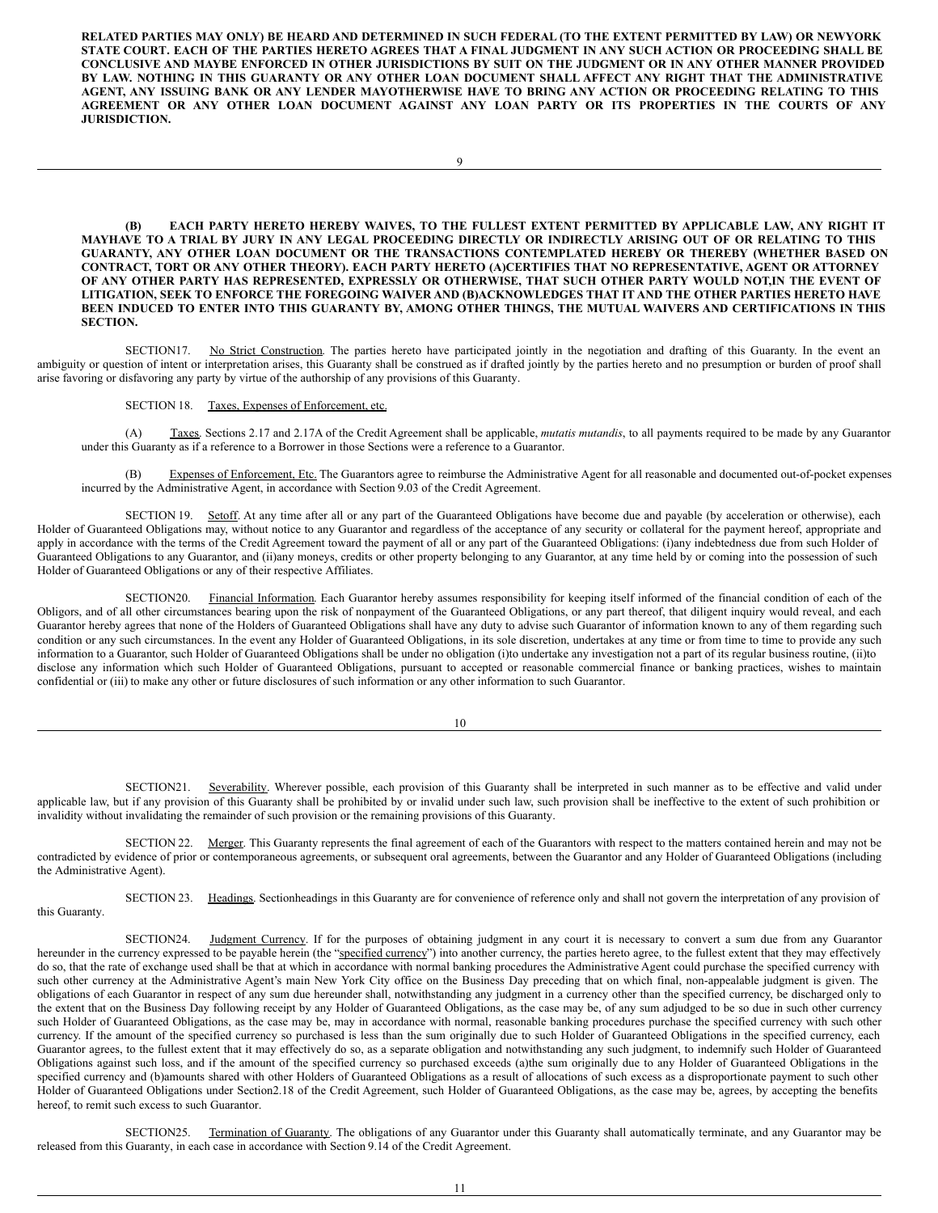**RELATED PARTIES MAY ONLY) BE HEARD AND DETERMINED IN SUCH FEDERAL (TO THE EXTENT PERMITTED BY LAW) OR NEWYORK STATE COURT. EACH OF THE PARTIES HERETO AGREES THAT A FINAL JUDGMENT IN ANY SUCH ACTION OR PROCEEDING SHALL BE CONCLUSIVE AND MAYBE ENFORCED IN OTHER JURISDICTIONS BY SUIT ON THE JUDGMENT OR IN ANY OTHER MANNER PROVIDED BY LAW. NOTHING IN THIS GUARANTY OR ANY OTHER LOAN DOCUMENT SHALL AFFECT ANY RIGHT THAT THE ADMINISTRATIVE AGENT, ANY ISSUING BANK OR ANY LENDER MAYOTHERWISE HAVE TO BRING ANY ACTION OR PROCEEDING RELATING TO THIS AGREEMENT OR ANY OTHER LOAN DOCUMENT AGAINST ANY LOAN PARTY OR ITS PROPERTIES IN THE COURTS OF ANY JURISDICTION.**

**(B) EACH PARTY HERETO HEREBY WAIVES, TO THE FULLEST EXTENT PERMITTED BY APPLICABLE LAW, ANY RIGHT IT MAYHAVE TO A TRIAL BY JURY IN ANY LEGAL PROCEEDING DIRECTLY OR INDIRECTLY ARISING OUT OF OR RELATING TO THIS GUARANTY, ANY OTHER LOAN DOCUMENT OR THE TRANSACTIONS CONTEMPLATED HEREBY OR THEREBY (WHETHER BASED ON CONTRACT, TORT OR ANY OTHER THEORY). EACH PARTY HERETO (A)CERTIFIES THAT NO REPRESENTATIVE, AGENT OR ATTORNEY OF ANY OTHER PARTY HAS REPRESENTED, EXPRESSLY OR OTHERWISE, THAT SUCH OTHER PARTY WOULD NOT,IN THE EVENT OF LITIGATION, SEEK TO ENFORCE THE FOREGOING WAIVER AND (B)ACKNOWLEDGES THAT IT AND THE OTHER PARTIES HERETO HAVE BEEN INDUCED TO ENTER INTO THIS GUARANTY BY, AMONG OTHER THINGS, THE MUTUAL WAIVERS AND CERTIFICATIONS IN THIS SECTION.**

SECTION17. No Strict Construction. The parties hereto have participated jointly in the negotiation and drafting of this Guaranty. In the event an ambiguity or question of intent or interpretation arises, this Guaranty shall be construed as if drafted jointly by the parties hereto and no presumption or burden of proof shall arise favoring or disfavoring any party by virtue of the authorship of any provisions of this Guaranty.

SECTION 18. Taxes, Expenses of Enforcement, etc.

(A) Taxes. Sections 2.17 and 2.17A of the Credit Agreement shall be applicable, *mutatis mutandis*, to all payments required to be made by any Guarantor under this Guaranty as if a reference to a Borrower in those Sections were a reference to a Guarantor.

(B) Expenses of Enforcement, Etc. The Guarantors agree to reimburse the Administrative Agent for all reasonable and documented out-of-pocket expenses incurred by the Administrative Agent, in accordance with Section 9.03 of the Credit Agreement.

SECTION 19. Setoff. At any time after all or any part of the Guaranteed Obligations have become due and payable (by acceleration or otherwise), each Holder of Guaranteed Obligations may, without notice to any Guarantor and regardless of the acceptance of any security or collateral for the payment hereof, appropriate and apply in accordance with the terms of the Credit Agreement toward the payment of all or any part of the Guaranteed Obligations: (i)any indebtedness due from such Holder of Guaranteed Obligations to any Guarantor, and (ii)any moneys, credits or other property belonging to any Guarantor, at any time held by or coming into the possession of such Holder of Guaranteed Obligations or any of their respective Affiliates.

SECTION20. Financial Information. Each Guarantor hereby assumes responsibility for keeping itself informed of the financial condition of each of the Obligors, and of all other circumstances bearing upon the risk of nonpayment of the Guaranteed Obligations, or any part thereof, that diligent inquiry would reveal, and each Guarantor hereby agrees that none of the Holders of Guaranteed Obligations shall have any duty to advise such Guarantor of information known to any of them regarding such condition or any such circumstances. In the event any Holder of Guaranteed Obligations, in its sole discretion, undertakes at any time or from time to time to provide any such information to a Guarantor, such Holder of Guaranteed Obligations shall be under no obligation (i)to undertake any investigation not a part of its regular business routine, (ii)to disclose any information which such Holder of Guaranteed Obligations, pursuant to accepted or reasonable commercial finance or banking practices, wishes to maintain confidential or (iii) to make any other or future disclosures of such information or any other information to such Guarantor.

SECTION21. Severability. Wherever possible, each provision of this Guaranty shall be interpreted in such manner as to be effective and valid under applicable law, but if any provision of this Guaranty shall be prohibited by or invalid under such law, such provision shall be ineffective to the extent of such prohibition or invalidity without invalidating the remainder of such provision or the remaining provisions of this Guaranty.

SECTION 22. Merger. This Guaranty represents the final agreement of each of the Guarantors with respect to the matters contained herein and may not be contradicted by evidence of prior or contemporaneous agreements, or subsequent oral agreements, between the Guarantor and any Holder of Guaranteed Obligations (including the Administrative Agent).

SECTION 23. Headings. Sectionheadings in this Guaranty are for convenience of reference only and shall not govern the interpretation of any provision of this Guaranty.

SECTION24. Judgment Currency. If for the purposes of obtaining judgment in any court it is necessary to convert a sum due from any Guarantor hereunder in the currency expressed to be payable herein (the "specified currency") into another currency, the parties hereto agree, to the fullest extent that they may effectively do so, that the rate of exchange used shall be that at which in accordance with normal banking procedures the Administrative Agent could purchase the specified currency with such other currency at the Administrative Agent's main New York City office on the Business Day preceding that on which final, non-appealable judgment is given. The obligations of each Guarantor in respect of any sum due hereunder shall, notwithstanding any judgment in a currency other than the specified currency, be discharged only to the extent that on the Business Day following receipt by any Holder of Guaranteed Obligations, as the case may be, of any sum adjudged to be so due in such other currency such Holder of Guaranteed Obligations, as the case may be, may in accordance with normal, reasonable banking procedures purchase the specified currency with such other currency. If the amount of the specified currency so purchased is less than the sum originally due to such Holder of Guaranteed Obligations in the specified currency, each Guarantor agrees, to the fullest extent that it may effectively do so, as a separate obligation and notwithstanding any such judgment, to indemnify such Holder of Guaranteed Obligations against such loss, and if the amount of the specified currency so purchased exceeds (a)the sum originally due to any Holder of Guaranteed Obligations in the specified currency and (b)amounts shared with other Holders of Guaranteed Obligations as a result of allocations of such excess as a disproportionate payment to such other Holder of Guaranteed Obligations under Section2.18 of the Credit Agreement, such Holder of Guaranteed Obligations, as the case may be, agrees, by accepting the benefits hereof, to remit such excess to such Guarantor.

SECTION25. Termination of Guaranty. The obligations of any Guarantor under this Guaranty shall automatically terminate, and any Guarantor may be released from this Guaranty, in each case in accordance with Section 9.14 of the Credit Agreement.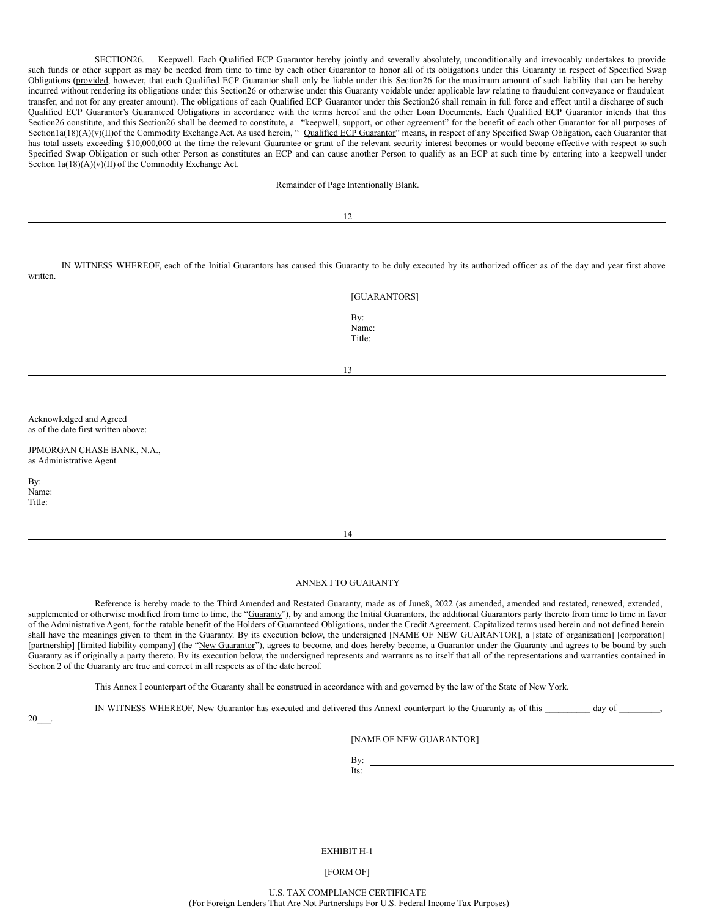SECTION 26. Keepwell. Each Qualified ECP Guarantor hereby jointly and severally absolutely, unconditionally and irrevocably undertakes to provide such funds or other support as may be needed from time to time by each other Guarantor to honor all of its obligations under this Guaranty in respect of Specified Swap Obligations (provided, however, that each Qualified ECP Guarantor shall only be liable under this Section 26 for the maximum amount of such liability that can be hereby incurred without rendering its obligations under this Section 26 or otherwise under this Guaranty voidable under applicable law relating to fraudulent conveyance or fraudulent transfer, and not for any greater amount). The obligations of each Qualified ECP Guarantor under this Section 26 shall remain in full force and effect until a discharge of such Qualified ECP Guarantor's Guaranteed Obligations in accordance with the terms hereof and the other Loan Documents. Each Qualified ECP Guarantor intends that this Section 26 constitute, and this Section 26 shall be deemed to constitute, a "keepwell, support, or other agreement" for the benefit of each other Guarantor for all purposes of Section 1a(18)(A)(v)(II) of the Commodity Exchange Act. As used herein, "Qualified ECP Guarantor" means, in respect of any Specified Swap Obligation, each Guarantor that has total assets exceeding $10,000,000 at the time the relevant Guarantee or grant of the relevant security interest becomes or would become effective with respect to such Specified Swap Obligation or such other Person as constitutes an ECP and can cause another Person to qualify as an ECP at such time by entering into a keepwell under Section 1a(18)(A)(v)(II) of the Commodity Exchange Act.

Remainder of Page Intentionally Blank.

---

IN WITNESS WHEREOF, each of the Initial Guarantors has caused this Guaranty to be duly executed by its authorized officer as of the day and year first above written.

[GUARANTORS]

By: \_\_\_\_\_\_\_\_\_\_\_\_\_\_\_\_\_\_\_\_\_\_\_\_\_\_\_\_\_\_
Name:
Title:

---

Acknowledged and Agreed
as of the date first written above:

JPMORGAN CHASE BANK, N.A.,
as Administrative Agent

By: \_\_\_\_\_\_\_\_\_\_\_\_\_\_\_\_\_\_\_\_\_\_\_\_\_\_\_\_\_\_
Name:
Title:

---

ANNEX I TO GUARANTY

Reference is hereby made to the Third Amended and Restated Guaranty, made as of June 8, 2022 (as amended, amended and restated, renewed, extended, supplemented or otherwise modified from time to time, the "Guaranty"), by and among the Initial Guarantors, the additional Guarantors party thereto from time to time in favor of the Administrative Agent, for the ratable benefit of the Holders of Guaranteed Obligations, under the Credit Agreement. Capitalized terms used herein and not defined herein shall have the meanings given to them in the Guaranty. By its execution below, the undersigned [NAME OF NEW GUARANTOR], a [state of organization] [corporation] [partnership] [limited liability company] (the "New Guarantor"), agrees to become, and does hereby become, a Guarantor under the Guaranty and agrees to be bound by such Guaranty as if originally a party thereto. By its execution below, the undersigned represents and warrants as to itself that all of the representations and warranties contained in Section 2 of the Guaranty are true and correct in all respects as of the date hereof.

This Annex I counterpart of the Guaranty shall be construed in accordance with and governed by the law of the State of New York.

IN WITNESS WHEREOF, New Guarantor has executed and delivered this Annex I counterpart to the Guaranty as of this \_\_\_\_\_\_\_\_\_\_ day of \_\_\_\_\_\_\_\_\_, 20\_\_\_.

[NAME OF NEW GUARANTOR]

By: \_\_\_\_\_\_\_\_\_\_\_\_\_\_\_\_\_\_\_\_\_\_\_\_\_\_\_\_\_\_
Its:

---

EXHIBIT H-1

[FORM OF]

U.S. TAX COMPLIANCE CERTIFICATE
(For Foreign Lenders That Are Not Partnerships For U.S. Federal Income Tax Purposes)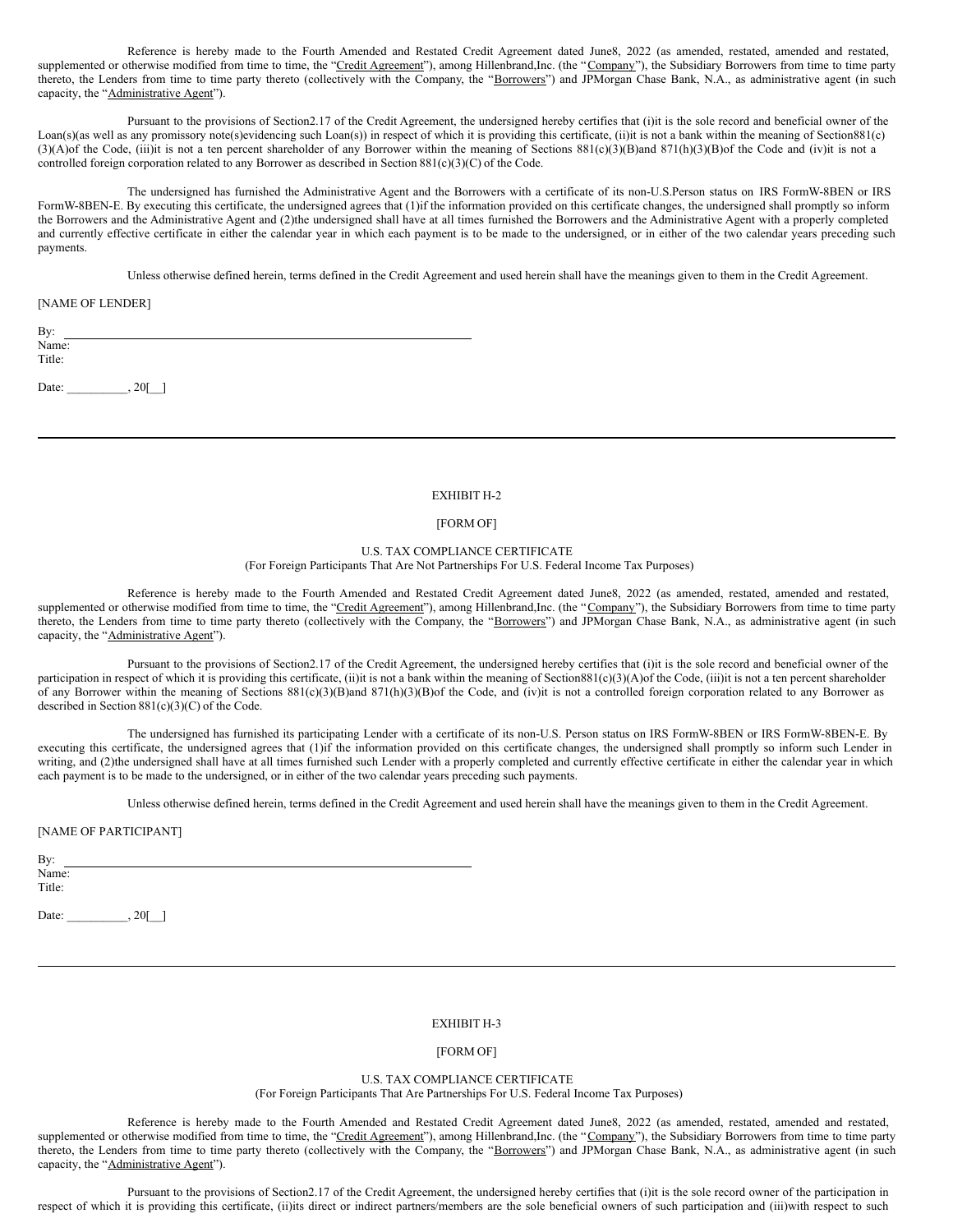Reference is hereby made to the Fourth Amended and Restated Credit Agreement dated June8, 2022 (as amended, restated, amended and restated, supplemented or otherwise modified from time to time, the "Credit Agreement"), among Hillenbrand,Inc. (the "Company"), the Subsidiary Borrowers from time to time party thereto, the Lenders from time to time party thereto (collectively with the Company, the "Borrowers") and JPMorgan Chase Bank, N.A., as administrative agent (in such capacity, the "Administrative Agent").

Pursuant to the provisions of Section2.17 of the Credit Agreement, the undersigned hereby certifies that (i)it is the sole record and beneficial owner of the Loan(s)(as well as any promissory note(s)evidencing such Loan(s)) in respect of which it is providing this certificate, (ii)it is not a bank within the meaning of Section881(c)(3)(A)of the Code, (iii)it is not a ten percent shareholder of any Borrower within the meaning of Sections 881(c)(3)(B)and 871(h)(3)(B)of the Code and (iv)it is not a controlled foreign corporation related to any Borrower as described in Section 881(c)(3)(C) of the Code.

The undersigned has furnished the Administrative Agent and the Borrowers with a certificate of its non-U.S.Person status on IRS FormW-8BEN or IRS FormW-8BEN-E. By executing this certificate, the undersigned agrees that (1)if the information provided on this certificate changes, the undersigned shall promptly so inform the Borrowers and the Administrative Agent and (2)the undersigned shall have at all times furnished the Borrowers and the Administrative Agent with a properly completed and currently effective certificate in either the calendar year in which each payment is to be made to the undersigned, or in either of the two calendar years preceding such payments.

Unless otherwise defined herein, terms defined in the Credit Agreement and used herein shall have the meanings given to them in the Credit Agreement.

[NAME OF LENDER]

By: \_\_\_\_\_\_\_\_\_\_\_\_\_\_\_\_\_\_\_\_\_\_\_\_\_\_\_\_\_\_\_\_\_\_\_\_\_\_\_\_
Name:
Title:

Date: \_\_\_\_\_\_\_\_\_\_, 20[\_\_]

---

EXHIBIT H-2

[FORM OF]

U.S. TAX COMPLIANCE CERTIFICATE
(For Foreign Participants That Are Not Partnerships For U.S. Federal Income Tax Purposes)

Reference is hereby made to the Fourth Amended and Restated Credit Agreement dated June8, 2022 (as amended, restated, amended and restated, supplemented or otherwise modified from time to time, the "Credit Agreement"), among Hillenbrand,Inc. (the "Company"), the Subsidiary Borrowers from time to time party thereto, the Lenders from time to time party thereto (collectively with the Company, the "Borrowers") and JPMorgan Chase Bank, N.A., as administrative agent (in such capacity, the "Administrative Agent").

Pursuant to the provisions of Section2.17 of the Credit Agreement, the undersigned hereby certifies that (i)it is the sole record and beneficial owner of the participation in respect of which it is providing this certificate, (ii)it is not a bank within the meaning of Section881(c)(3)(A)of the Code, (iii)it is not a ten percent shareholder of any Borrower within the meaning of Sections 881(c)(3)(B)and 871(h)(3)(B)of the Code, and (iv)it is not a controlled foreign corporation related to any Borrower as described in Section 881(c)(3)(C) of the Code.

The undersigned has furnished its participating Lender with a certificate of its non-U.S. Person status on IRS FormW-8BEN or IRS FormW-8BEN-E. By executing this certificate, the undersigned agrees that (1)if the information provided on this certificate changes, the undersigned shall promptly so inform such Lender in writing, and (2)the undersigned shall have at all times furnished such Lender with a properly completed and currently effective certificate in either the calendar year in which each payment is to be made to the undersigned, or in either of the two calendar years preceding such payments.

Unless otherwise defined herein, terms defined in the Credit Agreement and used herein shall have the meanings given to them in the Credit Agreement.

[NAME OF PARTICIPANT]

By: \_\_\_\_\_\_\_\_\_\_\_\_\_\_\_\_\_\_\_\_\_\_\_\_\_\_\_\_\_\_\_\_\_\_\_\_\_\_\_\_
Name:
Title:

Date: \_\_\_\_\_\_\_\_\_\_, 20[\_\_]

---

EXHIBIT H-3

[FORM OF]

U.S. TAX COMPLIANCE CERTIFICATE
(For Foreign Participants That Are Partnerships For U.S. Federal Income Tax Purposes)

Reference is hereby made to the Fourth Amended and Restated Credit Agreement dated June8, 2022 (as amended, restated, amended and restated, supplemented or otherwise modified from time to time, the "Credit Agreement"), among Hillenbrand,Inc. (the "Company"), the Subsidiary Borrowers from time to time party thereto, the Lenders from time to time party thereto (collectively with the Company, the "Borrowers") and JPMorgan Chase Bank, N.A., as administrative agent (in such capacity, the "Administrative Agent").

Pursuant to the provisions of Section2.17 of the Credit Agreement, the undersigned hereby certifies that (i)it is the sole record owner of the participation in respect of which it is providing this certificate, (ii)its direct or indirect partners/members are the sole beneficial owners of such participation and (iii)with respect to such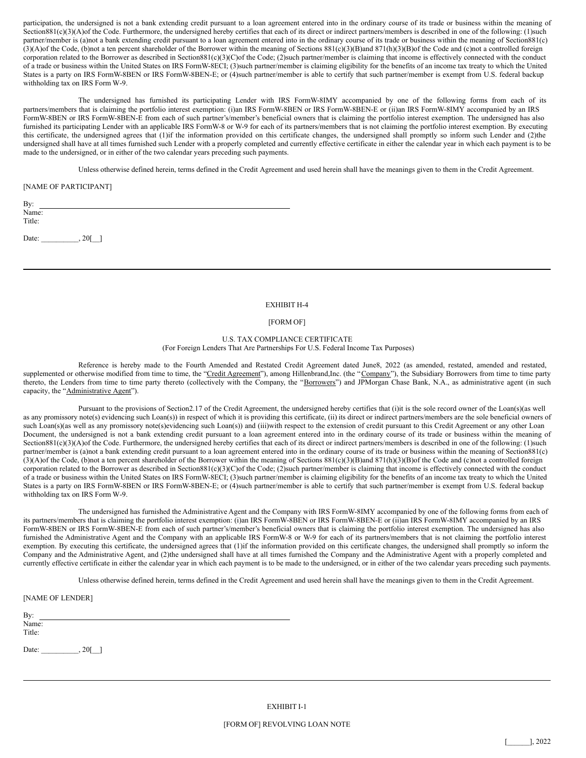participation, the undersigned is not a bank extending credit pursuant to a loan agreement entered into in the ordinary course of its trade or business within the meaning of Section881(c)(3)(A)of the Code. Furthermore, the undersigned hereby certifies that each of its direct or indirect partners/members is described in one of the following: (1)such partner/member is (a)not a bank extending credit pursuant to a loan agreement entered into in the ordinary course of its trade or business within the meaning of Section881(c)(3)(A)of the Code, (b)not a ten percent shareholder of the Borrower within the meaning of Sections 881(c)(3)(B)and 871(h)(3)(B)of the Code and (c)not a controlled foreign corporation related to the Borrower as described in Section881(c)(3)(C)of the Code; (2)such partner/member is claiming that income is effectively connected with the conduct of a trade or business within the United States on IRS FormW-8ECI; (3)such partner/member is claiming eligibility for the benefits of an income tax treaty to which the United States is a party on IRS FormW-8BEN or IRS FormW-8BEN-E; or (4)such partner/member is able to certify that such partner/member is exempt from U.S. federal backup withholding tax on IRS Form W-9.

The undersigned has furnished its participating Lender with IRS FormW-8IMY accompanied by one of the following forms from each of its partners/members that is claiming the portfolio interest exemption: (i)an IRS FormW-8BEN or IRS FormW-8BEN-E or (ii)an IRS FormW-8IMY accompanied by an IRS FormW-8BEN or IRS FormW-8BEN-E from each of such partner's/member's beneficial owners that is claiming the portfolio interest exemption. The undersigned has also furnished its participating Lender with an applicable IRS FormW-8 or W-9 for each of its partners/members that is not claiming the portfolio interest exemption. By executing this certificate, the undersigned agrees that (1)if the information provided on this certificate changes, the undersigned shall promptly so inform such Lender and (2)the undersigned shall have at all times furnished such Lender with a properly completed and currently effective certificate in either the calendar year in which each payment is to be made to the undersigned, or in either of the two calendar years preceding such payments.

Unless otherwise defined herein, terms defined in the Credit Agreement and used herein shall have the meanings given to them in the Credit Agreement.

[NAME OF PARTICIPANT]

By: \_\_\_\_\_\_\_\_\_\_\_\_\_\_\_\_\_\_\_\_\_\_\_\_\_\_\_\_\_\_\_\_\_\_\_\_
Name:
Title:

Date: \_\_\_\_\_\_\_\_\_\_, 20[\_\_]

---

EXHIBIT H-4

[FORM OF]

U.S. TAX COMPLIANCE CERTIFICATE
(For Foreign Lenders That Are Partnerships For U.S. Federal Income Tax Purposes)

Reference is hereby made to the Fourth Amended and Restated Credit Agreement dated June8, 2022 (as amended, restated, amended and restated, supplemented or otherwise modified from time to time, the "Credit Agreement"), among Hillenbrand,Inc. (the "Company"), the Subsidiary Borrowers from time to time party thereto, the Lenders from time to time party thereto (collectively with the Company, the "Borrowers") and JPMorgan Chase Bank, N.A., as administrative agent (in such capacity, the "Administrative Agent").

Pursuant to the provisions of Section2.17 of the Credit Agreement, the undersigned hereby certifies that (i)it is the sole record owner of the Loan(s)(as well as any promissory note(s) evidencing such Loan(s)) in respect of which it is providing this certificate, (ii) its direct or indirect partners/members are the sole beneficial owners of such Loan(s)(as well as any promissory note(s)evidencing such Loan(s)) and (iii)with respect to the extension of credit pursuant to this Credit Agreement or any other Loan Document, the undersigned is not a bank extending credit pursuant to a loan agreement entered into in the ordinary course of its trade or business within the meaning of Section881(c)(3)(A)of the Code. Furthermore, the undersigned hereby certifies that each of its direct or indirect partners/members is described in one of the following: (1)such partner/member is (a)not a bank extending credit pursuant to a loan agreement entered into in the ordinary course of its trade or business within the meaning of Section881(c)(3)(A)of the Code, (b)not a ten percent shareholder of the Borrower within the meaning of Sections 881(c)(3)(B)and 871(h)(3)(B)of the Code and (c)not a controlled foreign corporation related to the Borrower as described in Section881(c)(3)(C)of the Code; (2)such partner/member is claiming that income is effectively connected with the conduct of a trade or business within the United States on IRS FormW-8ECI; (3)such partner/member is claiming eligibility for the benefits of an income tax treaty to which the United States is a party on IRS FormW-8BEN or IRS FormW-8BEN-E; or (4)such partner/member is able to certify that such partner/member is exempt from U.S. federal backup withholding tax on IRS Form W-9.

The undersigned has furnished the Administrative Agent and the Company with IRS FormW-8IMY accompanied by one of the following forms from each of its partners/members that is claiming the portfolio interest exemption: (i)an IRS FormW-8BEN or IRS FormW-8BEN-E or (ii)an IRS FormW-8IMY accompanied by an IRS FormW-8BEN or IRS FormW-8BEN-E from each of such partner's/member's beneficial owners that is claiming the portfolio interest exemption. The undersigned has also furnished the Administrative Agent and the Company with an applicable IRS FormW-8 or W-9 for each of its partners/members that is not claiming the portfolio interest exemption. By executing this certificate, the undersigned agrees that (1)if the information provided on this certificate changes, the undersigned shall promptly so inform the Company and the Administrative Agent, and (2)the undersigned shall have at all times furnished the Company and the Administrative Agent with a properly completed and currently effective certificate in either the calendar year in which each payment is to be made to the undersigned, or in either of the two calendar years preceding such payments.

Unless otherwise defined herein, terms defined in the Credit Agreement and used herein shall have the meanings given to them in the Credit Agreement.

[NAME OF LENDER]

By: \_\_\_\_\_\_\_\_\_\_\_\_\_\_\_\_\_\_\_\_\_\_\_\_\_\_\_\_\_\_\_\_\_\_\_\_
Name:
Title:

Date: \_\_\_\_\_\_\_\_\_\_, 20[\_\_]

---

EXHIBIT I-1

[FORM OF] REVOLVING LOAN NOTE

[\_\_\_\_\_\_], 2022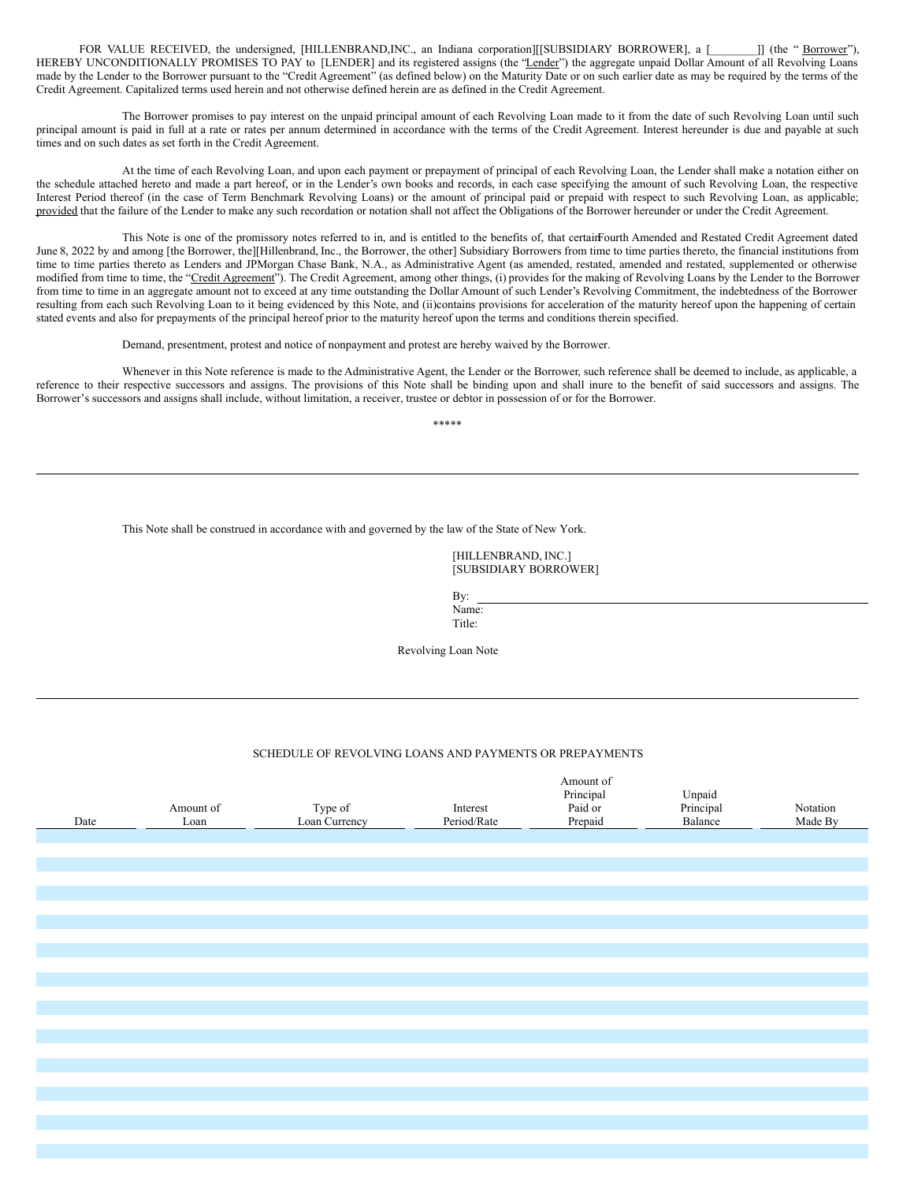FOR VALUE RECEIVED, the undersigned, [HILLENBRAND,INC., an Indiana corporation][[SUBSIDIARY BORROWER], a [________]] (the "Borrower"), HEREBY UNCONDITIONALLY PROMISES TO PAY to [LENDER] and its registered assigns (the "Lender") the aggregate unpaid Dollar Amount of all Revolving Loans made by the Lender to the Borrower pursuant to the "Credit Agreement" (as defined below) on the Maturity Date or on such earlier date as may be required by the terms of the Credit Agreement. Capitalized terms used herein and not otherwise defined herein are as defined in the Credit Agreement.

The Borrower promises to pay interest on the unpaid principal amount of each Revolving Loan made to it from the date of such Revolving Loan until such principal amount is paid in full at a rate or rates per annum determined in accordance with the terms of the Credit Agreement. Interest hereunder is due and payable at such times and on such dates as set forth in the Credit Agreement.

At the time of each Revolving Loan, and upon each payment or prepayment of principal of each Revolving Loan, the Lender shall make a notation either on the schedule attached hereto and made a part hereof, or in the Lender's own books and records, in each case specifying the amount of such Revolving Loan, the respective Interest Period thereof (in the case of Term Benchmark Revolving Loans) or the amount of principal paid or prepaid with respect to such Revolving Loan, as applicable; provided that the failure of the Lender to make any such recordation or notation shall not affect the Obligations of the Borrower hereunder or under the Credit Agreement.

This Note is one of the promissory notes referred to in, and is entitled to the benefits of, that certain Fourth Amended and Restated Credit Agreement dated June 8, 2022 by and among [the Borrower, the][Hillenbrand, Inc., the Borrower, the other] Subsidiary Borrowers from time to time parties thereto, the financial institutions from time to time parties thereto as Lenders and JPMorgan Chase Bank, N.A., as Administrative Agent (as amended, restated, amended and restated, supplemented or otherwise modified from time to time, the "Credit Agreement"). The Credit Agreement, among other things, (i) provides for the making of Revolving Loans by the Lender to the Borrower from time to time in an aggregate amount not to exceed at any time outstanding the Dollar Amount of such Lender's Revolving Commitment, the indebtedness of the Borrower resulting from each such Revolving Loan to it being evidenced by this Note, and (ii) contains provisions for acceleration of the maturity hereof upon the happening of certain stated events and also for prepayments of the principal hereof prior to the maturity hereof upon the terms and conditions therein specified.

Demand, presentment, protest and notice of nonpayment and protest are hereby waived by the Borrower.

Whenever in this Note reference is made to the Administrative Agent, the Lender or the Borrower, such reference shall be deemed to include, as applicable, a reference to their respective successors and assigns. The provisions of this Note shall be binding upon and shall inure to the benefit of said successors and assigns. The Borrower's successors and assigns shall include, without limitation, a receiver, trustee or debtor in possession of or for the Borrower.

*****

---

This Note shall be construed in accordance with and governed by the law of the State of New York.

[HILLENBRAND, INC.]
[SUBSIDIARY BORROWER]

By: ______________________________
Name:
Title:

Revolving Loan Note

---

SCHEDULE OF REVOLVING LOANS AND PAYMENTS OR PREPAYMENTS

| Date | Amount of Loan | Type of Loan Currency | Interest Period/Rate | Amount of Principal Paid or Prepaid | Unpaid Principal Balance | Notation Made By |
|---|---|---|---|---|---|---|
| | | | | | | |
| | | | | | | |
| | | | | | | |
| | | | | | | |
| | | | | | | |
| | | | | | | |
| | | | | | | |
| | | | | | | |
| | | | | | | |
| | | | | | | |
| | | | | | | |
| | | | | | | |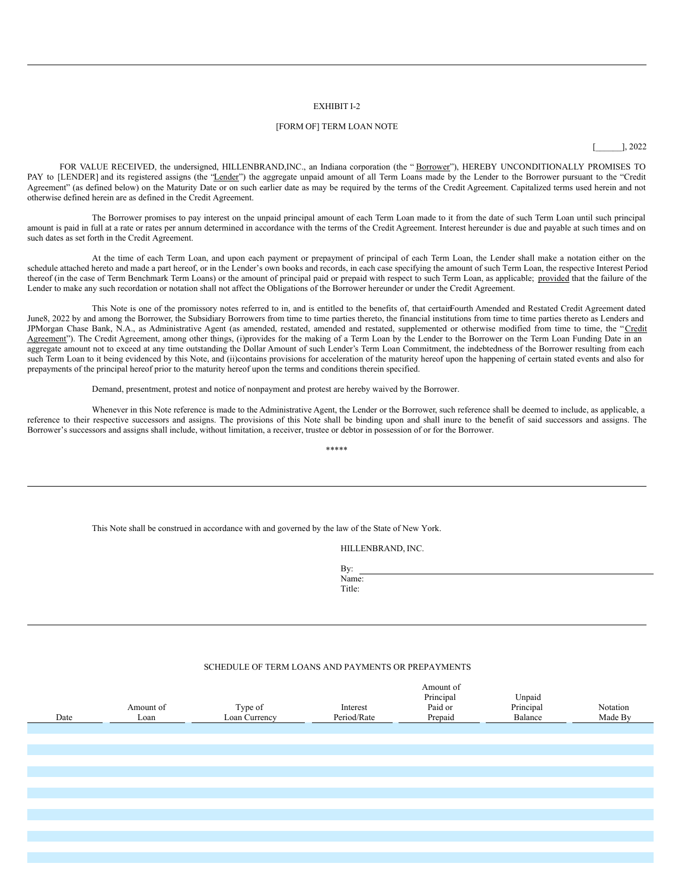EXHIBIT I-2

[FORM OF] TERM LOAN NOTE

[______], 2022

FOR VALUE RECEIVED, the undersigned, HILLENBRAND,INC., an Indiana corporation (the "Borrower"), HEREBY UNCONDITIONALLY PROMISES TO PAY to [LENDER] and its registered assigns (the "Lender") the aggregate unpaid amount of all Term Loans made by the Lender to the Borrower pursuant to the "Credit Agreement" (as defined below) on the Maturity Date or on such earlier date as may be required by the terms of the Credit Agreement. Capitalized terms used herein and not otherwise defined herein are as defined in the Credit Agreement.

The Borrower promises to pay interest on the unpaid principal amount of each Term Loan made to it from the date of such Term Loan until such principal amount is paid in full at a rate or rates per annum determined in accordance with the terms of the Credit Agreement. Interest hereunder is due and payable at such times and on such dates as set forth in the Credit Agreement.

At the time of each Term Loan, and upon each payment or prepayment of principal of each Term Loan, the Lender shall make a notation either on the schedule attached hereto and made a part hereof, or in the Lender's own books and records, in each case specifying the amount of such Term Loan, the respective Interest Period thereof (in the case of Term Benchmark Term Loans) or the amount of principal paid or prepaid with respect to such Term Loan, as applicable; provided that the failure of the Lender to make any such recordation or notation shall not affect the Obligations of the Borrower hereunder or under the Credit Agreement.

This Note is one of the promissory notes referred to in, and is entitled to the benefits of, that certain Fourth Amended and Restated Credit Agreement dated June 8, 2022 by and among the Borrower, the Subsidiary Borrowers from time to time parties thereto, the financial institutions from time to time parties thereto as Lenders and JPMorgan Chase Bank, N.A., as Administrative Agent (as amended, restated, amended and restated, supplemented or otherwise modified from time to time, the "Credit Agreement"). The Credit Agreement, among other things, (i) provides for the making of a Term Loan by the Lender to the Borrower on the Term Loan Funding Date in an aggregate amount not to exceed at any time outstanding the Dollar Amount of such Lender's Term Loan Commitment, the indebtedness of the Borrower resulting from each such Term Loan to it being evidenced by this Note, and (ii) contains provisions for acceleration of the maturity hereof upon the happening of certain stated events and also for prepayments of the principal hereof prior to the maturity hereof upon the terms and conditions therein specified.

Demand, presentment, protest and notice of nonpayment and protest are hereby waived by the Borrower.

Whenever in this Note reference is made to the Administrative Agent, the Lender or the Borrower, such reference shall be deemed to include, as applicable, a reference to their respective successors and assigns. The provisions of this Note shall be binding upon and shall inure to the benefit of said successors and assigns. The Borrower's successors and assigns shall include, without limitation, a receiver, trustee or debtor in possession of or for the Borrower.

*****

This Note shall be construed in accordance with and governed by the law of the State of New York.

HILLENBRAND, INC.

By: ______________________________
Name:
Title:

SCHEDULE OF TERM LOANS AND PAYMENTS OR PREPAYMENTS

| Date | Amount of Loan | Type of Loan Currency | Interest Period/Rate | Amount of Principal Paid or Prepaid | Unpaid Principal Balance | Notation Made By |
|---|---|---|---|---|---|---|
| | | | | | | |
| | | | | | | |
| | | | | | | |
| | | | | | | |
| | | | | | | |
| | | | | | | |
| | | | | | | |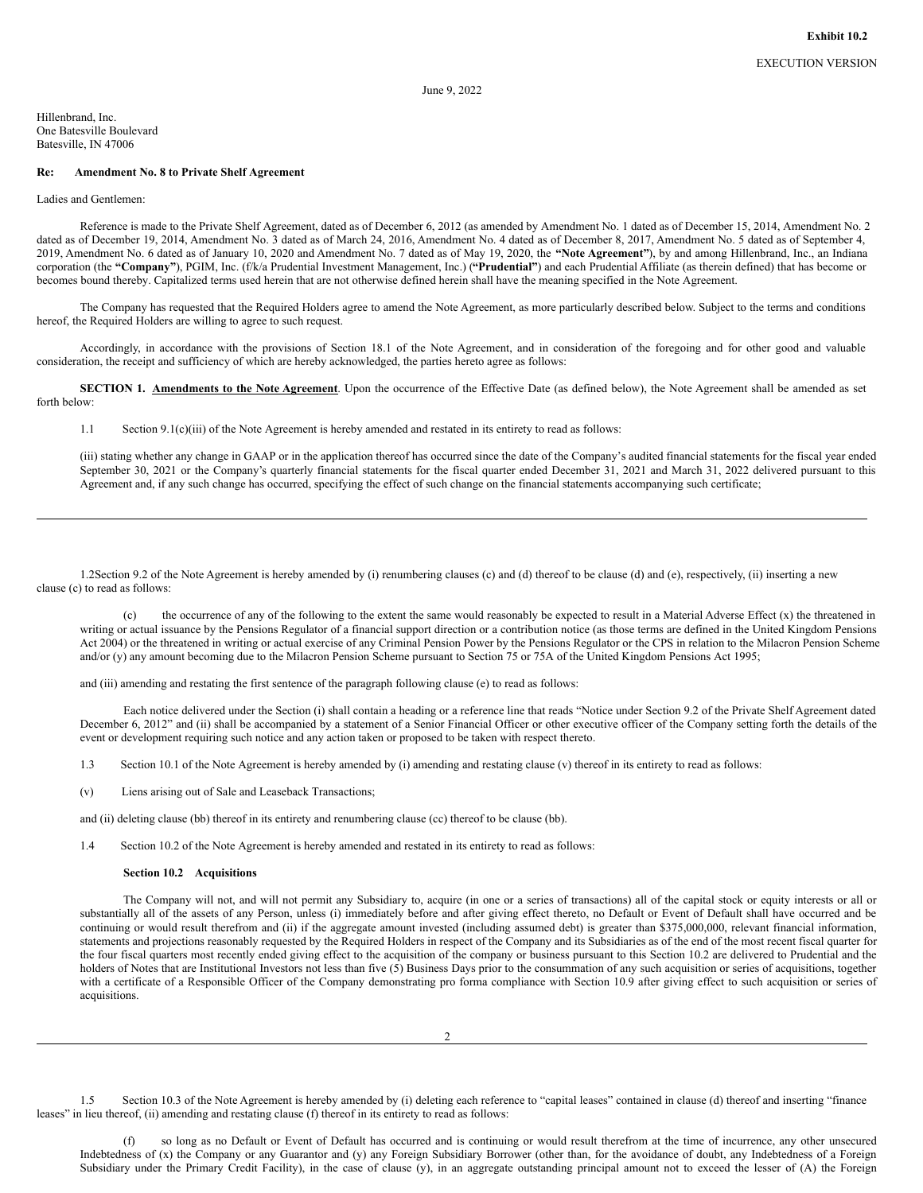**Exhibit 10.2**

EXECUTION VERSION

June 9, 2022

Hillenbrand, Inc.
One Batesville Boulevard
Batesville, IN 47006

**Re: Amendment No. 8 to Private Shelf Agreement**

Ladies and Gentlemen:

Reference is made to the Private Shelf Agreement, dated as of December 6, 2012 (as amended by Amendment No. 1 dated as of December 15, 2014, Amendment No. 2 dated as of December 19, 2014, Amendment No. 3 dated as of March 24, 2016, Amendment No. 4 dated as of December 8, 2017, Amendment No. 5 dated as of September 4, 2019, Amendment No. 6 dated as of January 10, 2020 and Amendment No. 7 dated as of May 19, 2020, the **"Note Agreement"**), by and among Hillenbrand, Inc., an Indiana corporation (the **"Company"**), PGIM, Inc. (f/k/a Prudential Investment Management, Inc.) (**"Prudential"**) and each Prudential Affiliate (as therein defined) that has become or becomes bound thereby. Capitalized terms used herein that are not otherwise defined herein shall have the meaning specified in the Note Agreement.

The Company has requested that the Required Holders agree to amend the Note Agreement, as more particularly described below. Subject to the terms and conditions hereof, the Required Holders are willing to agree to such request.

Accordingly, in accordance with the provisions of Section 18.1 of the Note Agreement, and in consideration of the foregoing and for other good and valuable consideration, the receipt and sufficiency of which are hereby acknowledged, the parties hereto agree as follows:

**SECTION 1. Amendments to the Note Agreement**. Upon the occurrence of the Effective Date (as defined below), the Note Agreement shall be amended as set forth below:

1.1 Section 9.1(c)(iii) of the Note Agreement is hereby amended and restated in its entirety to read as follows:

(iii) stating whether any change in GAAP or in the application thereof has occurred since the date of the Company's audited financial statements for the fiscal year ended September 30, 2021 or the Company's quarterly financial statements for the fiscal quarter ended December 31, 2021 and March 31, 2022 delivered pursuant to this Agreement and, if any such change has occurred, specifying the effect of such change on the financial statements accompanying such certificate;

1.2 Section 9.2 of the Note Agreement is hereby amended by (i) renumbering clauses (c) and (d) thereof to be clause (d) and (e), respectively, (ii) inserting a new clause (c) to read as follows:

(c) the occurrence of any of the following to the extent the same would reasonably be expected to result in a Material Adverse Effect (x) the threatened in writing or actual issuance by the Pensions Regulator of a financial support direction or a contribution notice (as those terms are defined in the United Kingdom Pensions Act 2004) or the threatened in writing or actual exercise of any Criminal Pension Power by the Pensions Regulator or the CPS in relation to the Milacron Pension Scheme and/or (y) any amount becoming due to the Milacron Pension Scheme pursuant to Section 75 or 75A of the United Kingdom Pensions Act 1995;

and (iii) amending and restating the first sentence of the paragraph following clause (e) to read as follows:

Each notice delivered under the Section (i) shall contain a heading or a reference line that reads "Notice under Section 9.2 of the Private Shelf Agreement dated December 6, 2012" and (ii) shall be accompanied by a statement of a Senior Financial Officer or other executive officer of the Company setting forth the details of the event or development requiring such notice and any action taken or proposed to be taken with respect thereto.

1.3 Section 10.1 of the Note Agreement is hereby amended by (i) amending and restating clause (v) thereof in its entirety to read as follows:

(v) Liens arising out of Sale and Leaseback Transactions;

and (ii) deleting clause (bb) thereof in its entirety and renumbering clause (cc) thereof to be clause (bb).

1.4 Section 10.2 of the Note Agreement is hereby amended and restated in its entirety to read as follows:

**Section 10.2 Acquisitions**

The Company will not, and will not permit any Subsidiary to, acquire (in one or a series of transactions) all of the capital stock or equity interests or all or substantially all of the assets of any Person, unless (i) immediately before and after giving effect thereto, no Default or Event of Default shall have occurred and be continuing or would result therefrom and (ii) if the aggregate amount invested (including assumed debt) is greater than $375,000,000, relevant financial information, statements and projections reasonably requested by the Required Holders in respect of the Company and its Subsidiaries as of the end of the most recent fiscal quarter for the four fiscal quarters most recently ended giving effect to the acquisition of the company or business pursuant to this Section 10.2 are delivered to Prudential and the holders of Notes that are Institutional Investors not less than five (5) Business Days prior to the consummation of any such acquisition or series of acquisitions, together with a certificate of a Responsible Officer of the Company demonstrating pro forma compliance with Section 10.9 after giving effect to such acquisition or series of acquisitions.

1.5 Section 10.3 of the Note Agreement is hereby amended by (i) deleting each reference to "capital leases" contained in clause (d) thereof and inserting "finance leases" in lieu thereof, (ii) amending and restating clause (f) thereof in its entirety to read as follows:

(f) so long as no Default or Event of Default has occurred and is continuing or would result therefrom at the time of incurrence, any other unsecured Indebtedness of (x) the Company or any Guarantor and (y) any Foreign Subsidiary Borrower (other than, for the avoidance of doubt, any Indebtedness of a Foreign Subsidiary under the Primary Credit Facility), in the case of clause (y), in an aggregate outstanding principal amount not to exceed the lesser of (A) the Foreign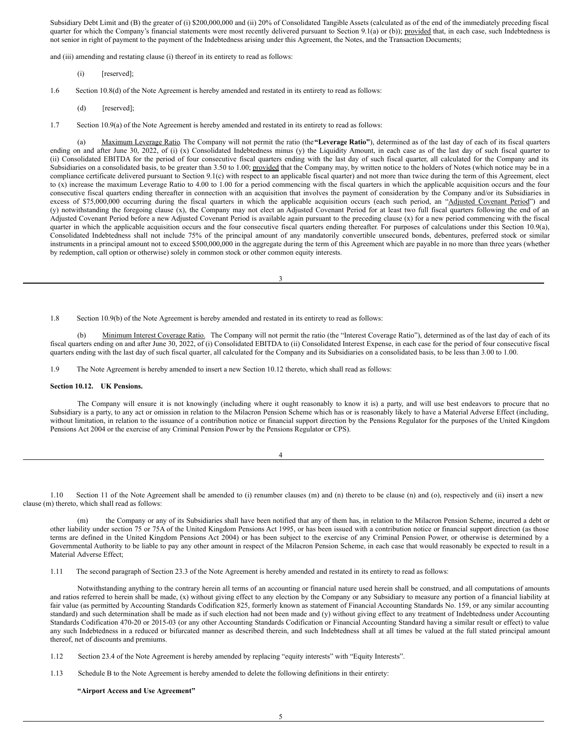Subsidiary Debt Limit and (B) the greater of (i) $200,000,000 and (ii) 20% of Consolidated Tangible Assets (calculated as of the end of the immediately preceding fiscal quarter for which the Company's financial statements were most recently delivered pursuant to Section 9.1(a) or (b)); provided that, in each case, such Indebtedness is not senior in right of payment to the payment of the Indebtedness arising under this Agreement, the Notes, and the Transaction Documents;

and (iii) amending and restating clause (i) thereof in its entirety to read as follows:

(i) [reserved];

1.6 Section 10.8(d) of the Note Agreement is hereby amended and restated in its entirety to read as follows:

(d) [reserved];

1.7 Section 10.9(a) of the Note Agreement is hereby amended and restated in its entirety to read as follows:

(a) Maximum Leverage Ratio. The Company will not permit the ratio (the **"Leverage Ratio"**), determined as of the last day of each of its fiscal quarters ending on and after June 30, 2022, of (i) (x) Consolidated Indebtedness minus (y) the Liquidity Amount, in each case as of the last day of such fiscal quarter to (ii) Consolidated EBITDA for the period of four consecutive fiscal quarters ending with the last day of such fiscal quarter, all calculated for the Company and its Subsidiaries on a consolidated basis, to be greater than 3.50 to 1.00; provided that the Company may, by written notice to the holders of Notes (which notice may be in a compliance certificate delivered pursuant to Section 9.1(c) with respect to an applicable fiscal quarter) and not more than twice during the term of this Agreement, elect to (x) increase the maximum Leverage Ratio to 4.00 to 1.00 for a period commencing with the fiscal quarters in which the applicable acquisition occurs and the four consecutive fiscal quarters ending thereafter in connection with an acquisition that involves the payment of consideration by the Company and/or its Subsidiaries in excess of $75,000,000 occurring during the fiscal quarters in which the applicable acquisition occurs (each such period, an "Adjusted Covenant Period") and (y) notwithstanding the foregoing clause (x), the Company may not elect an Adjusted Covenant Period for at least two full fiscal quarters following the end of an Adjusted Covenant Period before a new Adjusted Covenant Period is available again pursuant to the preceding clause (x) for a new period commencing with the fiscal quarter in which the applicable acquisition occurs and the four consecutive fiscal quarters ending thereafter. For purposes of calculations under this Section 10.9(a), Consolidated Indebtedness shall not include 75% of the principal amount of any mandatorily convertible unsecured bonds, debentures, preferred stock or similar instruments in a principal amount not to exceed $500,000,000 in the aggregate during the term of this Agreement which are payable in no more than three years (whether by redemption, call option or otherwise) solely in common stock or other common equity interests.

1.8 Section 10.9(b) of the Note Agreement is hereby amended and restated in its entirety to read as follows:

(b) Minimum Interest Coverage Ratio. The Company will not permit the ratio (the "Interest Coverage Ratio"), determined as of the last day of each of its fiscal quarters ending on and after June 30, 2022, of (i) Consolidated EBITDA to (ii) Consolidated Interest Expense, in each case for the period of four consecutive fiscal quarters ending with the last day of such fiscal quarter, all calculated for the Company and its Subsidiaries on a consolidated basis, to be less than 3.00 to 1.00.

1.9 The Note Agreement is hereby amended to insert a new Section 10.12 thereto, which shall read as follows:

**Section 10.12. UK Pensions.**

The Company will ensure it is not knowingly (including where it ought reasonably to know it is) a party, and will use best endeavors to procure that no Subsidiary is a party, to any act or omission in relation to the Milacron Pension Scheme which has or is reasonably likely to have a Material Adverse Effect (including, without limitation, in relation to the issuance of a contribution notice or financial support direction by the Pensions Regulator for the purposes of the United Kingdom Pensions Act 2004 or the exercise of any Criminal Pension Power by the Pensions Regulator or CPS).

1.10 Section 11 of the Note Agreement shall be amended to (i) renumber clauses (m) and (n) thereto to be clause (n) and (o), respectively and (ii) insert a new clause (m) thereto, which shall read as follows:

(m) the Company or any of its Subsidiaries shall have been notified that any of them has, in relation to the Milacron Pension Scheme, incurred a debt or other liability under section 75 or 75A of the United Kingdom Pensions Act 1995, or has been issued with a contribution notice or financial support direction (as those terms are defined in the United Kingdom Pensions Act 2004) or has been subject to the exercise of any Criminal Pension Power, or otherwise is determined by a Governmental Authority to be liable to pay any other amount in respect of the Milacron Pension Scheme, in each case that would reasonably be expected to result in a Material Adverse Effect;

1.11 The second paragraph of Section 23.3 of the Note Agreement is hereby amended and restated in its entirety to read as follows:

Notwithstanding anything to the contrary herein all terms of an accounting or financial nature used herein shall be construed, and all computations of amounts and ratios referred to herein shall be made, (x) without giving effect to any election by the Company or any Subsidiary to measure any portion of a financial liability at fair value (as permitted by Accounting Standards Codification 825, formerly known as statement of Financial Accounting Standards No. 159, or any similar accounting standard) and such determination shall be made as if such election had not been made and (y) without giving effect to any treatment of Indebtedness under Accounting Standards Codification 470-20 or 2015-03 (or any other Accounting Standards Codification or Financial Accounting Standard having a similar result or effect) to value any such Indebtedness in a reduced or bifurcated manner as described therein, and such Indebtedness shall at all times be valued at the full stated principal amount thereof, net of discounts and premiums.

1.12 Section 23.4 of the Note Agreement is hereby amended by replacing "equity interests" with "Equity Interests".

1.13 Schedule B to the Note Agreement is hereby amended to delete the following definitions in their entirety:

**"Airport Access and Use Agreement"**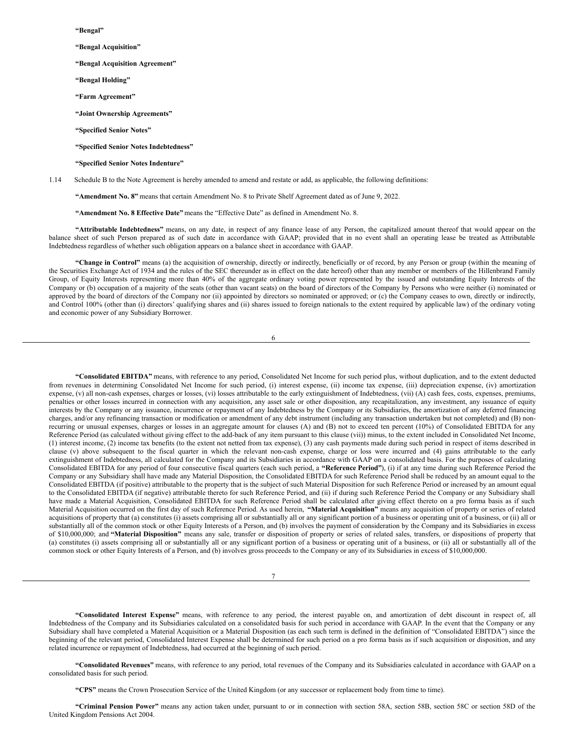**"Bengal"**

**"Bengal Acquisition"**

**"Bengal Acquisition Agreement"**

**"Bengal Holding"**

**"Farm Agreement"**

**"Joint Ownership Agreements"**

**"Specified Senior Notes"**

**"Specified Senior Notes Indebtedness"**

**"Specified Senior Notes Indenture"**

1.14 Schedule B to the Note Agreement is hereby amended to amend and restate or add, as applicable, the following definitions:

**"Amendment No. 8"** means that certain Amendment No. 8 to Private Shelf Agreement dated as of June 9, 2022.

**"Amendment No. 8 Effective Date"** means the "Effective Date" as defined in Amendment No. 8.

**"Attributable Indebtedness"** means, on any date, in respect of any finance lease of any Person, the capitalized amount thereof that would appear on the balance sheet of such Person prepared as of such date in accordance with GAAP; provided that in no event shall an operating lease be treated as Attributable Indebtedness regardless of whether such obligation appears on a balance sheet in accordance with GAAP.

**"Change in Control"** means (a) the acquisition of ownership, directly or indirectly, beneficially or of record, by any Person or group (within the meaning of the Securities Exchange Act of 1934 and the rules of the SEC thereunder as in effect on the date hereof) other than any member or members of the Hillenbrand Family Group, of Equity Interests representing more than 40% of the aggregate ordinary voting power represented by the issued and outstanding Equity Interests of the Company or (b) occupation of a majority of the seats (other than vacant seats) on the board of directors of the Company by Persons who were neither (i) nominated or approved by the board of directors of the Company nor (ii) appointed by directors so nominated or approved; or (c) the Company ceases to own, directly or indirectly, and Control 100% (other than (i) directors' qualifying shares and (ii) shares issued to foreign nationals to the extent required by applicable law) of the ordinary voting and economic power of any Subsidiary Borrower.

**"Consolidated EBITDA"** means, with reference to any period, Consolidated Net Income for such period plus, without duplication, and to the extent deducted from revenues in determining Consolidated Net Income for such period, (i) interest expense, (ii) income tax expense, (iii) depreciation expense, (iv) amortization expense, (v) all non-cash expenses, charges or losses, (vi) losses attributable to the early extinguishment of Indebtedness, (vii) (A) cash fees, costs, expenses, premiums, penalties or other losses incurred in connection with any acquisition, any asset sale or other disposition, any recapitalization, any investment, any issuance of equity interests by the Company or any issuance, incurrence or repayment of any Indebtedness by the Company or its Subsidiaries, the amortization of any deferred financing charges, and/or any refinancing transaction or modification or amendment of any debt instrument (including any transaction undertaken but not completed) and (B) non-recurring or unusual expenses, charges or losses in an aggregate amount for clauses (A) and (B) not to exceed ten percent (10%) of Consolidated EBITDA for any Reference Period (as calculated without giving effect to the add-back of any item pursuant to this clause (vii)) minus, to the extent included in Consolidated Net Income, (1) interest income, (2) income tax benefits (to the extent not netted from tax expense), (3) any cash payments made during such period in respect of items described in clause (v) above subsequent to the fiscal quarter in which the relevant non-cash expense, charge or loss were incurred and (4) gains attributable to the early extinguishment of Indebtedness, all calculated for the Company and its Subsidiaries in accordance with GAAP on a consolidated basis. For the purposes of calculating Consolidated EBITDA for any period of four consecutive fiscal quarters (each such period, a **"Reference Period"**), (i) if at any time during such Reference Period the Company or any Subsidiary shall have made any Material Disposition, the Consolidated EBITDA for such Reference Period shall be reduced by an amount equal to the Consolidated EBITDA (if positive) attributable to the property that is the subject of such Material Disposition for such Reference Period or increased by an amount equal to the Consolidated EBITDA (if negative) attributable thereto for such Reference Period, and (ii) if during such Reference Period the Company or any Subsidiary shall have made a Material Acquisition, Consolidated EBITDA for such Reference Period shall be calculated after giving effect thereto on a pro forma basis as if such Material Acquisition occurred on the first day of such Reference Period. As used herein, **"Material Acquisition"** means any acquisition of property or series of related acquisitions of property that (a) constitutes (i) assets comprising all or substantially all or any significant portion of a business or operating unit of a business, or (ii) all or substantially all of the common stock or other Equity Interests of a Person, and (b) involves the payment of consideration by the Company and its Subsidiaries in excess of $10,000,000; and **"Material Disposition"** means any sale, transfer or disposition of property or series of related sales, transfers, or dispositions of property that (a) constitutes (i) assets comprising all or substantially all or any significant portion of a business or operating unit of a business, or (ii) all or substantially all of the common stock or other Equity Interests of a Person, and (b) involves gross proceeds to the Company or any of its Subsidiaries in excess of $10,000,000.

**"Consolidated Interest Expense"** means, with reference to any period, the interest payable on, and amortization of debt discount in respect of, all Indebtedness of the Company and its Subsidiaries calculated on a consolidated basis for such period in accordance with GAAP. In the event that the Company or any Subsidiary shall have completed a Material Acquisition or a Material Disposition (as each such term is defined in the definition of "Consolidated EBITDA") since the beginning of the relevant period, Consolidated Interest Expense shall be determined for such period on a pro forma basis as if such acquisition or disposition, and any related incurrence or repayment of Indebtedness, had occurred at the beginning of such period.

**"Consolidated Revenues"** means, with reference to any period, total revenues of the Company and its Subsidiaries calculated in accordance with GAAP on a consolidated basis for such period.

**"CPS"** means the Crown Prosecution Service of the United Kingdom (or any successor or replacement body from time to time).

**"Criminal Pension Power"** means any action taken under, pursuant to or in connection with section 58A, section 58B, section 58C or section 58D of the United Kingdom Pensions Act 2004.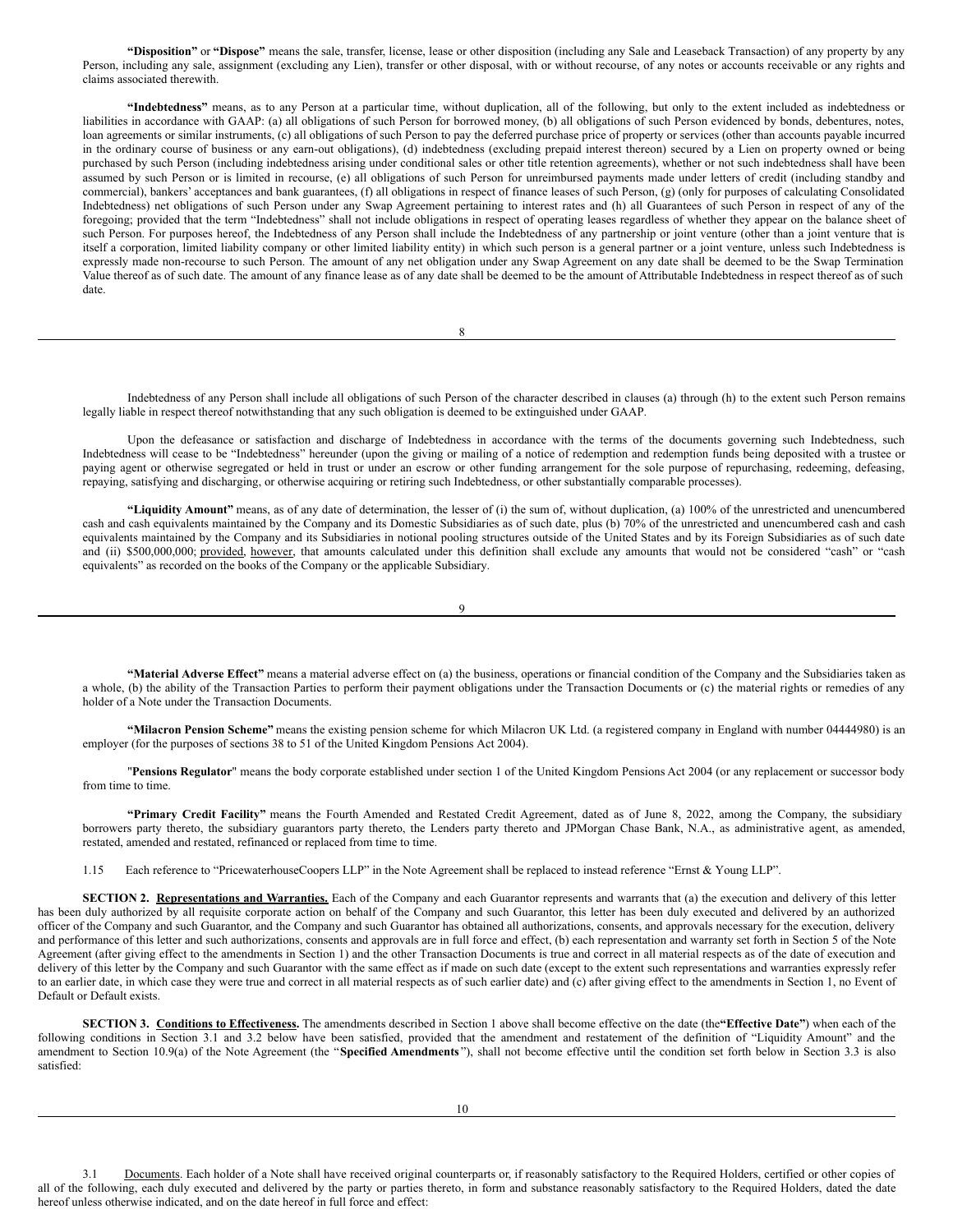**"Disposition"** or **"Dispose"** means the sale, transfer, license, lease or other disposition (including any Sale and Leaseback Transaction) of any property by any Person, including any sale, assignment (excluding any Lien), transfer or other disposal, with or without recourse, of any notes or accounts receivable or any rights and claims associated therewith.

**"Indebtedness"** means, as to any Person at a particular time, without duplication, all of the following, but only to the extent included as indebtedness or liabilities in accordance with GAAP: (a) all obligations of such Person for borrowed money, (b) all obligations of such Person evidenced by bonds, debentures, notes, loan agreements or similar instruments, (c) all obligations of such Person to pay the deferred purchase price of property or services (other than accounts payable incurred in the ordinary course of business or any earn-out obligations), (d) indebtedness (excluding prepaid interest thereon) secured by a Lien on property owned or being purchased by such Person (including indebtedness arising under conditional sales or other title retention agreements), whether or not such indebtedness shall have been assumed by such Person or is limited in recourse, (e) all obligations of such Person for unreimbursed payments made under letters of credit (including standby and commercial), bankers' acceptances and bank guarantees, (f) all obligations in respect of finance leases of such Person, (g) (only for purposes of calculating Consolidated Indebtedness) net obligations of such Person under any Swap Agreement pertaining to interest rates and (h) all Guarantees of such Person in respect of any of the foregoing; provided that the term "Indebtedness" shall not include obligations in respect of operating leases regardless of whether they appear on the balance sheet of such Person. For purposes hereof, the Indebtedness of any Person shall include the Indebtedness of any partnership or joint venture (other than a joint venture that is itself a corporation, limited liability company or other limited liability entity) in which such person is a general partner or a joint venture, unless such Indebtedness is expressly made non-recourse to such Person. The amount of any net obligation under any Swap Agreement on any date shall be deemed to be the Swap Termination Value thereof as of such date. The amount of any finance lease as of any date shall be deemed to be the amount of Attributable Indebtedness in respect thereof as of such date.

Indebtedness of any Person shall include all obligations of such Person of the character described in clauses (a) through (h) to the extent such Person remains legally liable in respect thereof notwithstanding that any such obligation is deemed to be extinguished under GAAP.

Upon the defeasance or satisfaction and discharge of Indebtedness in accordance with the terms of the documents governing such Indebtedness, such Indebtedness will cease to be "Indebtedness" hereunder (upon the giving or mailing of a notice of redemption and redemption funds being deposited with a trustee or paying agent or otherwise segregated or held in trust or under an escrow or other funding arrangement for the sole purpose of repurchasing, redeeming, defeasing, repaying, satisfying and discharging, or otherwise acquiring or retiring such Indebtedness, or other substantially comparable processes).

**"Liquidity Amount"** means, as of any date of determination, the lesser of (i) the sum of, without duplication, (a) 100% of the unrestricted and unencumbered cash and cash equivalents maintained by the Company and its Domestic Subsidiaries as of such date, plus (b) 70% of the unrestricted and unencumbered cash and cash equivalents maintained by the Company and its Subsidiaries in notional pooling structures outside of the United States and by its Foreign Subsidiaries as of such date and (ii) $500,000,000; provided, however, that amounts calculated under this definition shall exclude any amounts that would not be considered "cash" or "cash equivalents" as recorded on the books of the Company or the applicable Subsidiary.

**"Material Adverse Effect"** means a material adverse effect on (a) the business, operations or financial condition of the Company and the Subsidiaries taken as a whole, (b) the ability of the Transaction Parties to perform their payment obligations under the Transaction Documents or (c) the material rights or remedies of any holder of a Note under the Transaction Documents.

**"Milacron Pension Scheme"** means the existing pension scheme for which Milacron UK Ltd. (a registered company in England with number 04444980) is an employer (for the purposes of sections 38 to 51 of the United Kingdom Pensions Act 2004).

"**Pensions Regulator**" means the body corporate established under section 1 of the United Kingdom Pensions Act 2004 (or any replacement or successor body from time to time.

**"Primary Credit Facility"** means the Fourth Amended and Restated Credit Agreement, dated as of June 8, 2022, among the Company, the subsidiary borrowers party thereto, the subsidiary guarantors party thereto, the Lenders party thereto and JPMorgan Chase Bank, N.A., as administrative agent, as amended, restated, amended and restated, refinanced or replaced from time to time.

1.15 Each reference to "PricewaterhouseCoopers LLP" in the Note Agreement shall be replaced to instead reference "Ernst & Young LLP".

**SECTION 2. Representations and Warranties.** Each of the Company and each Guarantor represents and warrants that (a) the execution and delivery of this letter has been duly authorized by all requisite corporate action on behalf of the Company and such Guarantor, this letter has been duly executed and delivered by an authorized officer of the Company and such Guarantor, and the Company and such Guarantor has obtained all authorizations, consents, and approvals necessary for the execution, delivery and performance of this letter and such authorizations, consents and approvals are in full force and effect, (b) each representation and warranty set forth in Section 5 of the Note Agreement (after giving effect to the amendments in Section 1) and the other Transaction Documents is true and correct in all material respects as of the date of execution and delivery of this letter by the Company and such Guarantor with the same effect as if made on such date (except to the extent such representations and warranties expressly refer to an earlier date, in which case they were true and correct in all material respects as of such earlier date) and (c) after giving effect to the amendments in Section 1, no Event of Default or Default exists.

**SECTION 3. Conditions to Effectiveness.** The amendments described in Section 1 above shall become effective on the date (the**"Effective Date"**) when each of the following conditions in Section 3.1 and 3.2 below have been satisfied, provided that the amendment and restatement of the definition of "Liquidity Amount" and the amendment to Section 10.9(a) of the Note Agreement (the "**Specified Amendments**"), shall not become effective until the condition set forth below in Section 3.3 is also satisfied:

3.1 Documents. Each holder of a Note shall have received original counterparts or, if reasonably satisfactory to the Required Holders, certified or other copies of all of the following, each duly executed and delivered by the party or parties thereto, in form and substance reasonably satisfactory to the Required Holders, dated the date hereof unless otherwise indicated, and on the date hereof in full force and effect: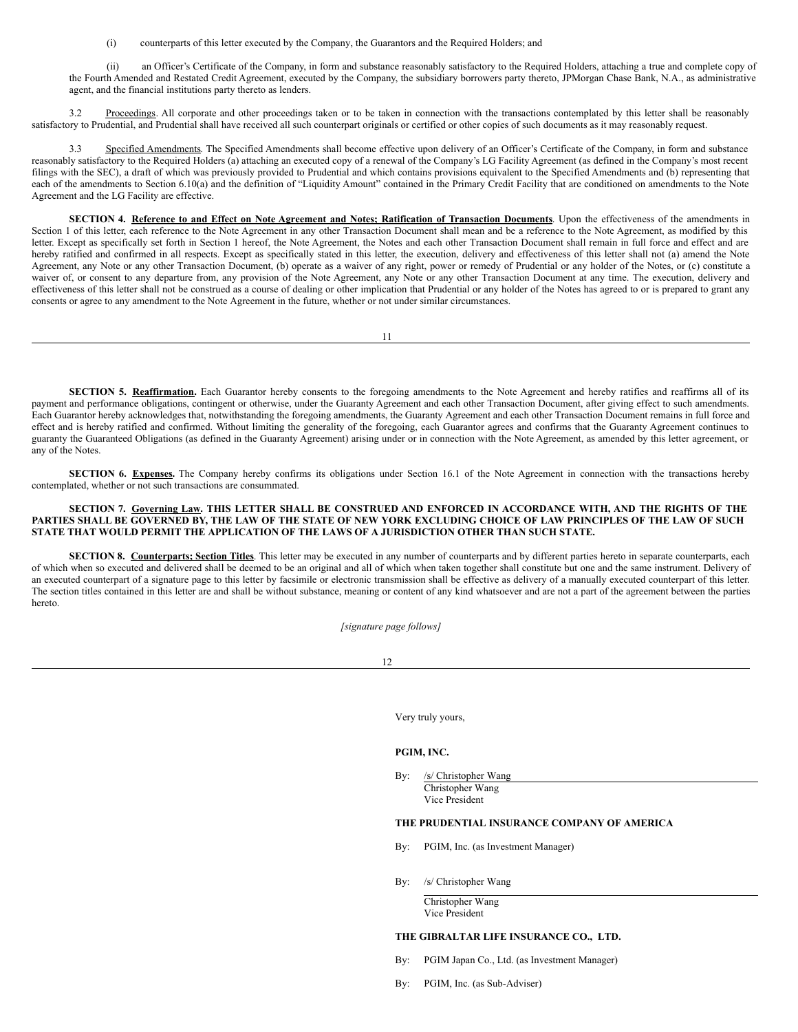(i) counterparts of this letter executed by the Company, the Guarantors and the Required Holders; and

(ii) an Officer's Certificate of the Company, in form and substance reasonably satisfactory to the Required Holders, attaching a true and complete copy of the Fourth Amended and Restated Credit Agreement, executed by the Company, the subsidiary borrowers party thereto, JPMorgan Chase Bank, N.A., as administrative agent, and the financial institutions party thereto as lenders.

3.2 Proceedings. All corporate and other proceedings taken or to be taken in connection with the transactions contemplated by this letter shall be reasonably satisfactory to Prudential, and Prudential shall have received all such counterpart originals or certified or other copies of such documents as it may reasonably request.

3.3 Specified Amendments. The Specified Amendments shall become effective upon delivery of an Officer's Certificate of the Company, in form and substance reasonably satisfactory to the Required Holders (a) attaching an executed copy of a renewal of the Company's LG Facility Agreement (as defined in the Company's most recent filings with the SEC), a draft of which was previously provided to Prudential and which contains provisions equivalent to the Specified Amendments and (b) representing that each of the amendments to Section 6.10(a) and the definition of "Liquidity Amount" contained in the Primary Credit Facility that are conditioned on amendments to the Note Agreement and the LG Facility are effective.

**SECTION 4. Reference to and Effect on Note Agreement and Notes; Ratification of Transaction Documents**. Upon the effectiveness of the amendments in Section 1 of this letter, each reference to the Note Agreement in any other Transaction Document shall mean and be a reference to the Note Agreement, as modified by this letter. Except as specifically set forth in Section 1 hereof, the Note Agreement, the Notes and each other Transaction Document shall remain in full force and effect and are hereby ratified and confirmed in all respects. Except as specifically stated in this letter, the execution, delivery and effectiveness of this letter shall not (a) amend the Note Agreement, any Note or any other Transaction Document, (b) operate as a waiver of any right, power or remedy of Prudential or any holder of the Notes, or (c) constitute a waiver of, or consent to any departure from, any provision of the Note Agreement, any Note or any other Transaction Document at any time. The execution, delivery and effectiveness of this letter shall not be construed as a course of dealing or other implication that Prudential or any holder of the Notes has agreed to or is prepared to grant any consents or agree to any amendment to the Note Agreement in the future, whether or not under similar circumstances.

**SECTION 5. Reaffirmation.** Each Guarantor hereby consents to the foregoing amendments to the Note Agreement and hereby ratifies and reaffirms all of its payment and performance obligations, contingent or otherwise, under the Guaranty Agreement and each other Transaction Document, after giving effect to such amendments. Each Guarantor hereby acknowledges that, notwithstanding the foregoing amendments, the Guaranty Agreement and each other Transaction Document remains in full force and effect and is hereby ratified and confirmed. Without limiting the generality of the foregoing, each Guarantor agrees and confirms that the Guaranty Agreement continues to guaranty the Guaranteed Obligations (as defined in the Guaranty Agreement) arising under or in connection with the Note Agreement, as amended by this letter agreement, or any of the Notes.

**SECTION 6. Expenses.** The Company hereby confirms its obligations under Section 16.1 of the Note Agreement in connection with the transactions hereby contemplated, whether or not such transactions are consummated.

**SECTION 7. Governing Law. THIS LETTER SHALL BE CONSTRUED AND ENFORCED IN ACCORDANCE WITH, AND THE RIGHTS OF THE PARTIES SHALL BE GOVERNED BY, THE LAW OF THE STATE OF NEW YORK EXCLUDING CHOICE OF LAW PRINCIPLES OF THE LAW OF SUCH STATE THAT WOULD PERMIT THE APPLICATION OF THE LAWS OF A JURISDICTION OTHER THAN SUCH STATE.**

**SECTION 8. Counterparts; Section Titles**. This letter may be executed in any number of counterparts and by different parties hereto in separate counterparts, each of which when so executed and delivered shall be deemed to be an original and all of which when taken together shall constitute but one and the same instrument. Delivery of an executed counterpart of a signature page to this letter by facsimile or electronic transmission shall be effective as delivery of a manually executed counterpart of this letter. The section titles contained in this letter are and shall be without substance, meaning or content of any kind whatsoever and are not a part of the agreement between the parties hereto.

*[signature page follows]*

Very truly yours,

**PGIM, INC.**

By: /s/ Christopher Wang
Christopher Wang
Vice President

**THE PRUDENTIAL INSURANCE COMPANY OF AMERICA**

By: PGIM, Inc. (as Investment Manager)

By: /s/ Christopher Wang
Christopher Wang
Vice President

**THE GIBRALTAR LIFE INSURANCE CO., LTD.**

By: PGIM Japan Co., Ltd. (as Investment Manager)

By: PGIM, Inc. (as Sub-Adviser)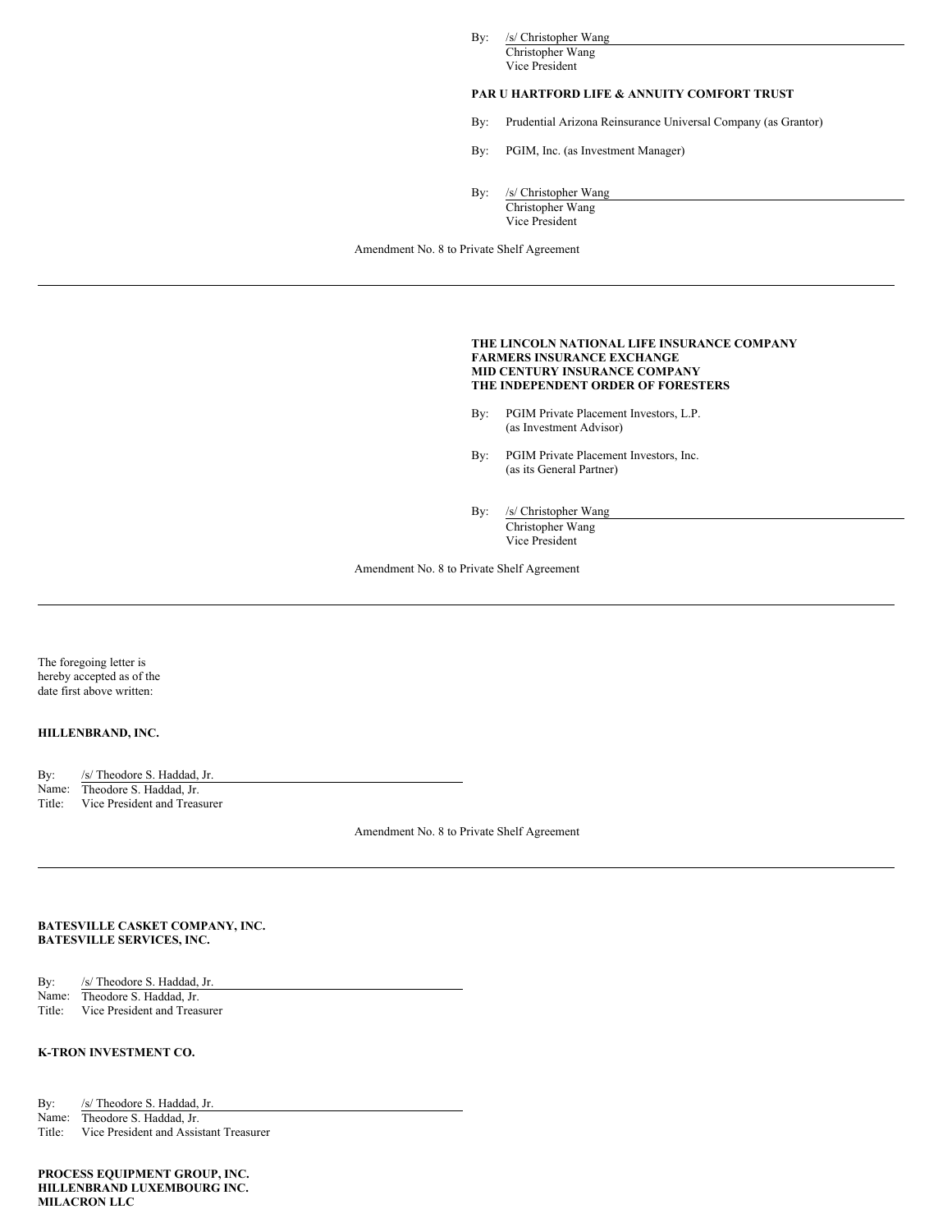By: /s/ Christopher Wang
Christopher Wang
Vice President

**PAR U HARTFORD LIFE & ANNUITY COMFORT TRUST**

By: Prudential Arizona Reinsurance Universal Company (as Grantor)

By: PGIM, Inc. (as Investment Manager)

By: /s/ Christopher Wang
Christopher Wang
Vice President

Amendment No. 8 to Private Shelf Agreement

---

**THE LINCOLN NATIONAL LIFE INSURANCE COMPANY**
**FARMERS INSURANCE EXCHANGE**
**MID CENTURY INSURANCE COMPANY**
**THE INDEPENDENT ORDER OF FORESTERS**

By: PGIM Private Placement Investors, L.P.
(as Investment Advisor)

By: PGIM Private Placement Investors, Inc.
(as its General Partner)

By: /s/ Christopher Wang
Christopher Wang
Vice President

Amendment No. 8 to Private Shelf Agreement

---

The foregoing letter is hereby accepted as of the date first above written:

**HILLENBRAND, INC.**

By: /s/ Theodore S. Haddad, Jr.
Name: Theodore S. Haddad, Jr.
Title: Vice President and Treasurer

Amendment No. 8 to Private Shelf Agreement

---

**BATESVILLE CASKET COMPANY, INC.**
**BATESVILLE SERVICES, INC.**

By: /s/ Theodore S. Haddad, Jr.
Name: Theodore S. Haddad, Jr.
Title: Vice President and Treasurer

**K-TRON INVESTMENT CO.**

By: /s/ Theodore S. Haddad, Jr.
Name: Theodore S. Haddad, Jr.
Title: Vice President and Assistant Treasurer

**PROCESS EQUIPMENT GROUP, INC.**
**HILLENBRAND LUXEMBOURG INC.**
**MILACRON LLC**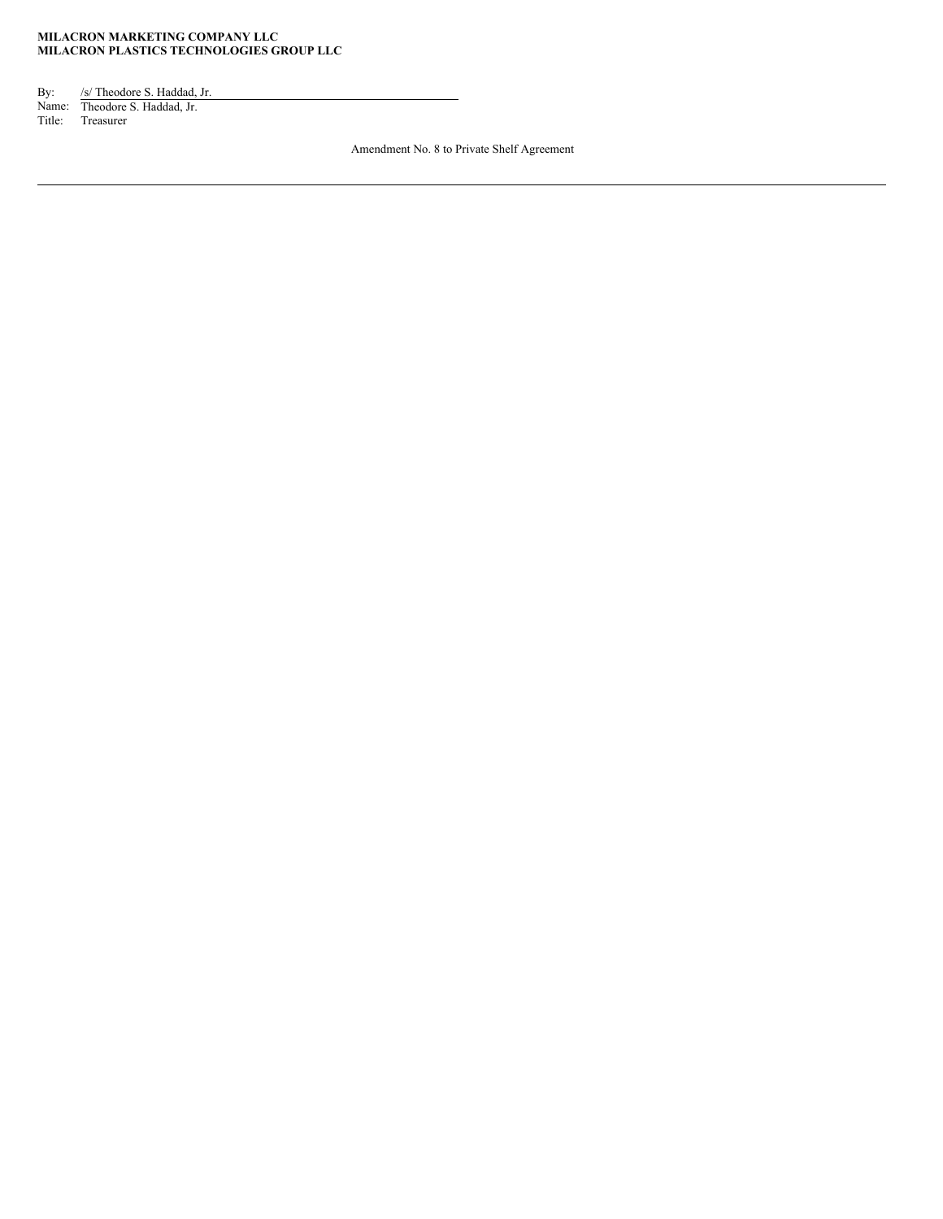**MILACRON MARKETING COMPANY LLC**
**MILACRON PLASTICS TECHNOLOGIES GROUP LLC**

By: /s/ Theodore S. Haddad, Jr.
Name: Theodore S. Haddad, Jr.
Title: Treasurer

Amendment No. 8 to Private Shelf Agreement